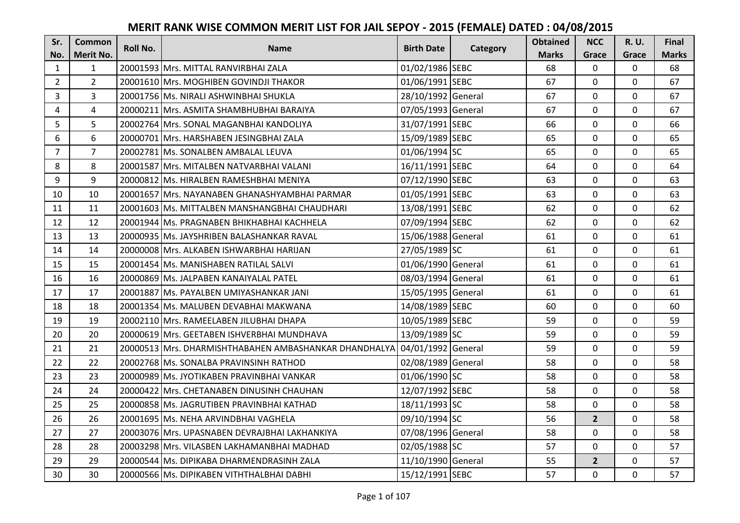# MERIT RANK WISE COMMON MERIT LIST FOR JAIL SEPOY - 2015 (FEMALE) DATED : 04/08/2015

| Sr. No. | Common Merit No. | Roll No. | Name | Birth Date | Category | Obtained Marks | NCC Grace | R. U. Grace | Final Marks |
|---|---|---|---|---|---|---|---|---|---|
| 1 | 1 | 20001593 | Mrs. MITTAL RANVIRBHAI ZALA | 01/02/1986 | SEBC | 68 | 0 | 0 | 68 |
| 2 | 2 | 20001610 | Mrs. MOGHIBEN GOVINDJI THAKOR | 01/06/1991 | SEBC | 67 | 0 | 0 | 67 |
| 3 | 3 | 20001756 | Ms. NIRALI ASHWINBHAI SHUKLA | 28/10/1992 | General | 67 | 0 | 0 | 67 |
| 4 | 4 | 20000211 | Mrs. ASMITA SHAMBHUBHAI BARAIYA | 07/05/1993 | General | 67 | 0 | 0 | 67 |
| 5 | 5 | 20002764 | Mrs. SONAL MAGANBHAI KANDOLIYA | 31/07/1991 | SEBC | 66 | 0 | 0 | 66 |
| 6 | 6 | 20000701 | Mrs. HARSHABEN JESINGBHAI ZALA | 15/09/1989 | SEBC | 65 | 0 | 0 | 65 |
| 7 | 7 | 20002781 | Ms. SONALBEN AMBALAL LEUVA | 01/06/1994 | SC | 65 | 0 | 0 | 65 |
| 8 | 8 | 20001587 | Mrs. MITALBEN NATVARBHAI VALANI | 16/11/1991 | SEBC | 64 | 0 | 0 | 64 |
| 9 | 9 | 20000812 | Ms. HIRALBEN RAMESHBHAI MENIYA | 07/12/1990 | SEBC | 63 | 0 | 0 | 63 |
| 10 | 10 | 20001657 | Mrs. NAYANABEN GHANASHYAMBHAI PARMAR | 01/05/1991 | SEBC | 63 | 0 | 0 | 63 |
| 11 | 11 | 20001603 | Ms. MITTALBEN MANSHANGBHAI CHAUDHARI | 13/08/1991 | SEBC | 62 | 0 | 0 | 62 |
| 12 | 12 | 20001944 | Ms. PRAGNABEN BHIKHABHAI KACHHELA | 07/09/1994 | SEBC | 62 | 0 | 0 | 62 |
| 13 | 13 | 20000935 | Ms. JAYSHRIBEN BALASHANKAR RAVAL | 15/06/1988 | General | 61 | 0 | 0 | 61 |
| 14 | 14 | 20000008 | Mrs. ALKABEN ISHWARBHAI HARIJAN | 27/05/1989 | SC | 61 | 0 | 0 | 61 |
| 15 | 15 | 20001454 | Ms. MANISHABEN RATILAL SALVI | 01/06/1990 | General | 61 | 0 | 0 | 61 |
| 16 | 16 | 20000869 | Ms. JALPABEN KANAIYALAL PATEL | 08/03/1994 | General | 61 | 0 | 0 | 61 |
| 17 | 17 | 20001887 | Ms. PAYALBEN UMIYASHANKAR JANI | 15/05/1995 | General | 61 | 0 | 0 | 61 |
| 18 | 18 | 20001354 | Ms. MALUBEN DEVABHAI MAKWANA | 14/08/1989 | SEBC | 60 | 0 | 0 | 60 |
| 19 | 19 | 20002110 | Mrs. RAMEELABEN JILUBHAI DHAPA | 10/05/1989 | SEBC | 59 | 0 | 0 | 59 |
| 20 | 20 | 20000619 | Mrs. GEETABEN ISHVERBHAI MUNDHAVA | 13/09/1989 | SC | 59 | 0 | 0 | 59 |
| 21 | 21 | 20000513 | Mrs. DHARMISHTHABAHEN AMBASHANKAR DHANDHALYA | 04/01/1992 | General | 59 | 0 | 0 | 59 |
| 22 | 22 | 20002768 | Ms. SONALBA PRAVINSINH RATHOD | 02/08/1989 | General | 58 | 0 | 0 | 58 |
| 23 | 23 | 20000989 | Ms. JYOTIKABEN PRAVINBHAI VANKAR | 01/06/1990 | SC | 58 | 0 | 0 | 58 |
| 24 | 24 | 20000422 | Mrs. CHETANABEN DINUSINH CHAUHAN | 12/07/1992 | SEBC | 58 | 0 | 0 | 58 |
| 25 | 25 | 20000858 | Ms. JAGRUTIBEN PRAVINBHAI KATHAD | 18/11/1993 | SC | 58 | 0 | 0 | 58 |
| 26 | 26 | 20001695 | Ms. NEHA ARVINDBHAI VAGHELA | 09/10/1994 | SC | 56 | **2** | 0 | 58 |
| 27 | 27 | 20003076 | Mrs. UPASNABEN DEVRAJBHAI LAKHANKIYA | 07/08/1996 | General | 58 | 0 | 0 | 58 |
| 28 | 28 | 20003298 | Mrs. VILASBEN LAKHAMANBHAI MADHAD | 02/05/1988 | SC | 57 | 0 | 0 | 57 |
| 29 | 29 | 20000544 | Ms. DIPIKABA DHARMENDRASINH ZALA | 11/10/1990 | General | 55 | **2** | 0 | 57 |
| 30 | 30 | 20000566 | Ms. DIPIKABEN VITHTHALBHAI DABHI | 15/12/1991 | SEBC | 57 | 0 | 0 | 57 |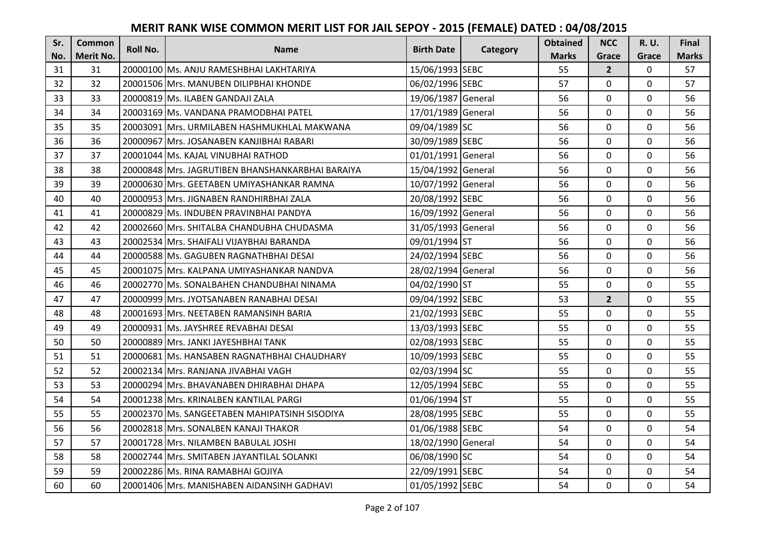# MERIT RANK WISE COMMON MERIT LIST FOR JAIL SEPOY - 2015 (FEMALE) DATED : 04/08/2015

| Sr. No. | Common Merit No. | Roll No. | Name | Birth Date | Category | Obtained Marks | NCC Grace | R. U. Grace | Final Marks |
|---|---|---|---|---|---|---|---|---|---|
| 31 | 31 | 20000100 | Ms. ANJU RAMESHBHAI LAKHTARIYA | 15/06/1993 | SEBC | 55 | **2** | 0 | 57 |
| 32 | 32 | 20001506 | Mrs. MANUBEN DILIPBHAI KHONDE | 06/02/1996 | SEBC | 57 | 0 | 0 | 57 |
| 33 | 33 | 20000819 | Ms. ILABEN GANDAJI ZALA | 19/06/1987 | General | 56 | 0 | 0 | 56 |
| 34 | 34 | 20003169 | Ms. VANDANA PRAMODBHAI PATEL | 17/01/1989 | General | 56 | 0 | 0 | 56 |
| 35 | 35 | 20003091 | Mrs. URMILABEN HASHMUKHLAL MAKWANA | 09/04/1989 | SC | 56 | 0 | 0 | 56 |
| 36 | 36 | 20000967 | Mrs. JOSANABEN KANJIBHAI RABARI | 30/09/1989 | SEBC | 56 | 0 | 0 | 56 |
| 37 | 37 | 20001044 | Ms. KAJAL VINUBHAI RATHOD | 01/01/1991 | General | 56 | 0 | 0 | 56 |
| 38 | 38 | 20000848 | Mrs. JAGRUTIBEN BHANSHANKARBHAI BARAIYA | 15/04/1992 | General | 56 | 0 | 0 | 56 |
| 39 | 39 | 20000630 | Mrs. GEETABEN UMIYASHANKAR RAMNA | 10/07/1992 | General | 56 | 0 | 0 | 56 |
| 40 | 40 | 20000953 | Mrs. JIGNABEN RANDHIRBHAI ZALA | 20/08/1992 | SEBC | 56 | 0 | 0 | 56 |
| 41 | 41 | 20000829 | Ms. INDUBEN PRAVINBHAI PANDYA | 16/09/1992 | General | 56 | 0 | 0 | 56 |
| 42 | 42 | 20002660 | Mrs. SHITALBA CHANDUBHA CHUDASMA | 31/05/1993 | General | 56 | 0 | 0 | 56 |
| 43 | 43 | 20002534 | Mrs. SHAIFALI VIJAYBHAI BARANDA | 09/01/1994 | ST | 56 | 0 | 0 | 56 |
| 44 | 44 | 20000588 | Ms. GAGUBEN RAGNATHBHAI DESAI | 24/02/1994 | SEBC | 56 | 0 | 0 | 56 |
| 45 | 45 | 20001075 | Mrs. KALPANA UMIYASHANKAR NANDVA | 28/02/1994 | General | 56 | 0 | 0 | 56 |
| 46 | 46 | 20002770 | Ms. SONALBAHEN CHANDUBHAI NINAMA | 04/02/1990 | ST | 55 | 0 | 0 | 55 |
| 47 | 47 | 20000999 | Mrs. JYOTSANABEN RANABHAI DESAI | 09/04/1992 | SEBC | 53 | **2** | 0 | 55 |
| 48 | 48 | 20001693 | Mrs. NEETABEN RAMANSINH BARIA | 21/02/1993 | SEBC | 55 | 0 | 0 | 55 |
| 49 | 49 | 20000931 | Ms. JAYSHREE REVABHAI DESAI | 13/03/1993 | SEBC | 55 | 0 | 0 | 55 |
| 50 | 50 | 20000889 | Mrs. JANKI JAYESHBHAI TANK | 02/08/1993 | SEBC | 55 | 0 | 0 | 55 |
| 51 | 51 | 20000681 | Ms. HANSABEN RAGNATHBHAI CHAUDHARY | 10/09/1993 | SEBC | 55 | 0 | 0 | 55 |
| 52 | 52 | 20002134 | Mrs. RANJANA JIVABHAI VAGH | 02/03/1994 | SC | 55 | 0 | 0 | 55 |
| 53 | 53 | 20000294 | Mrs. BHAVANABEN DHIRABHAI DHAPA | 12/05/1994 | SEBC | 55 | 0 | 0 | 55 |
| 54 | 54 | 20001238 | Mrs. KRINALBEN KANTILAL PARGI | 01/06/1994 | ST | 55 | 0 | 0 | 55 |
| 55 | 55 | 20002370 | Ms. SANGEETABEN MAHIPATSINH SISODIYA | 28/08/1995 | SEBC | 55 | 0 | 0 | 55 |
| 56 | 56 | 20002818 | Mrs. SONALBEN KANAJI THAKOR | 01/06/1988 | SEBC | 54 | 0 | 0 | 54 |
| 57 | 57 | 20001728 | Mrs. NILAMBEN BABULAL JOSHI | 18/02/1990 | General | 54 | 0 | 0 | 54 |
| 58 | 58 | 20002744 | Mrs. SMITABEN JAYANTILAL SOLANKI | 06/08/1990 | SC | 54 | 0 | 0 | 54 |
| 59 | 59 | 20002286 | Ms. RINA RAMABHAI GOJIYA | 22/09/1991 | SEBC | 54 | 0 | 0 | 54 |
| 60 | 60 | 20001406 | Mrs. MANISHABEN AIDANSINH GADHAVI | 01/05/1992 | SEBC | 54 | 0 | 0 | 54 |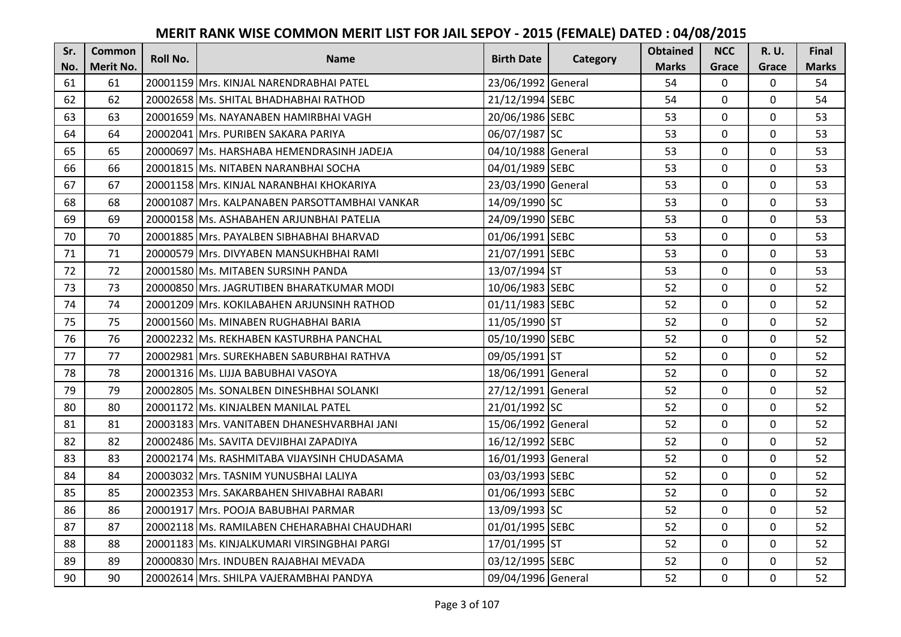# MERIT RANK WISE COMMON MERIT LIST FOR JAIL SEPOY - 2015 (FEMALE) DATED : 04/08/2015

| Sr. No. | Common Merit No. | Roll No. | Name | Birth Date | Category | Obtained Marks | NCC Grace | R. U. Grace | Final Marks |
|---|---|---|---|---|---|---|---|---|---|
| 61 | 61 | 20001159 | Mrs. KINJAL NARENDRABHAI PATEL | 23/06/1992 | General | 54 | 0 | 0 | 54 |
| 62 | 62 | 20002658 | Ms. SHITAL BHADHABHAI RATHOD | 21/12/1994 | SEBC | 54 | 0 | 0 | 54 |
| 63 | 63 | 20001659 | Ms. NAYANABEN HAMIRBHAI VAGH | 20/06/1986 | SEBC | 53 | 0 | 0 | 53 |
| 64 | 64 | 20002041 | Mrs. PURIBEN SAKARA PARIYA | 06/07/1987 | SC | 53 | 0 | 0 | 53 |
| 65 | 65 | 20000697 | Ms. HARSHABA HEMENDRASINH JADEJA | 04/10/1988 | General | 53 | 0 | 0 | 53 |
| 66 | 66 | 20001815 | Ms. NITABEN NARANBHAI SOCHA | 04/01/1989 | SEBC | 53 | 0 | 0 | 53 |
| 67 | 67 | 20001158 | Mrs. KINJAL NARANBHAI KHOKARIYA | 23/03/1990 | General | 53 | 0 | 0 | 53 |
| 68 | 68 | 20001087 | Mrs. KALPANABEN PARSOTTAMBHAI VANKAR | 14/09/1990 | SC | 53 | 0 | 0 | 53 |
| 69 | 69 | 20000158 | Ms. ASHABAHEN ARJUNBHAI PATELIA | 24/09/1990 | SEBC | 53 | 0 | 0 | 53 |
| 70 | 70 | 20001885 | Mrs. PAYALBEN SIBHABHAI BHARVAD | 01/06/1991 | SEBC | 53 | 0 | 0 | 53 |
| 71 | 71 | 20000579 | Mrs. DIVYABEN MANSUKHBHAI RAMI | 21/07/1991 | SEBC | 53 | 0 | 0 | 53 |
| 72 | 72 | 20001580 | Ms. MITABEN SURSINH PANDA | 13/07/1994 | ST | 53 | 0 | 0 | 53 |
| 73 | 73 | 20000850 | Mrs. JAGRUTIBEN BHARATKUMAR MODI | 10/06/1983 | SEBC | 52 | 0 | 0 | 52 |
| 74 | 74 | 20001209 | Mrs. KOKILABAHEN ARJUNSINH RATHOD | 01/11/1983 | SEBC | 52 | 0 | 0 | 52 |
| 75 | 75 | 20001560 | Ms. MINABEN RUGHABHAI BARIA | 11/05/1990 | ST | 52 | 0 | 0 | 52 |
| 76 | 76 | 20002232 | Ms. REKHABEN KASTURBHA PANCHAL | 05/10/1990 | SEBC | 52 | 0 | 0 | 52 |
| 77 | 77 | 20002981 | Mrs. SUREKHABEN SABURBHAI RATHVA | 09/05/1991 | ST | 52 | 0 | 0 | 52 |
| 78 | 78 | 20001316 | Ms. LIJJA BABUBHAI VASOYA | 18/06/1991 | General | 52 | 0 | 0 | 52 |
| 79 | 79 | 20002805 | Ms. SONALBEN DINESHBHAI SOLANKI | 27/12/1991 | General | 52 | 0 | 0 | 52 |
| 80 | 80 | 20001172 | Ms. KINJALBEN MANILAL PATEL | 21/01/1992 | SC | 52 | 0 | 0 | 52 |
| 81 | 81 | 20003183 | Mrs. VANITABEN DHANESHVARBHAI JANI | 15/06/1992 | General | 52 | 0 | 0 | 52 |
| 82 | 82 | 20002486 | Ms. SAVITA DEVJIBHAI ZAPADIYA | 16/12/1992 | SEBC | 52 | 0 | 0 | 52 |
| 83 | 83 | 20002174 | Ms. RASHMITABA VIJAYSINH CHUDASAMA | 16/01/1993 | General | 52 | 0 | 0 | 52 |
| 84 | 84 | 20003032 | Mrs. TASNIM YUNUSBHAI LALIYA | 03/03/1993 | SEBC | 52 | 0 | 0 | 52 |
| 85 | 85 | 20002353 | Mrs. SAKARBAHEN SHIVABHAI RABARI | 01/06/1993 | SEBC | 52 | 0 | 0 | 52 |
| 86 | 86 | 20001917 | Mrs. POOJA BABUBHAI PARMAR | 13/09/1993 | SC | 52 | 0 | 0 | 52 |
| 87 | 87 | 20002118 | Ms. RAMILABEN CHEHARABHAI CHAUDHARI | 01/01/1995 | SEBC | 52 | 0 | 0 | 52 |
| 88 | 88 | 20001183 | Ms. KINJALKUMARI VIRSINGBHAI PARGI | 17/01/1995 | ST | 52 | 0 | 0 | 52 |
| 89 | 89 | 20000830 | Mrs. INDUBEN RAJABHAI MEVADA | 03/12/1995 | SEBC | 52 | 0 | 0 | 52 |
| 90 | 90 | 20002614 | Mrs. SHILPA VAJERAMBHAI PANDYA | 09/04/1996 | General | 52 | 0 | 0 | 52 |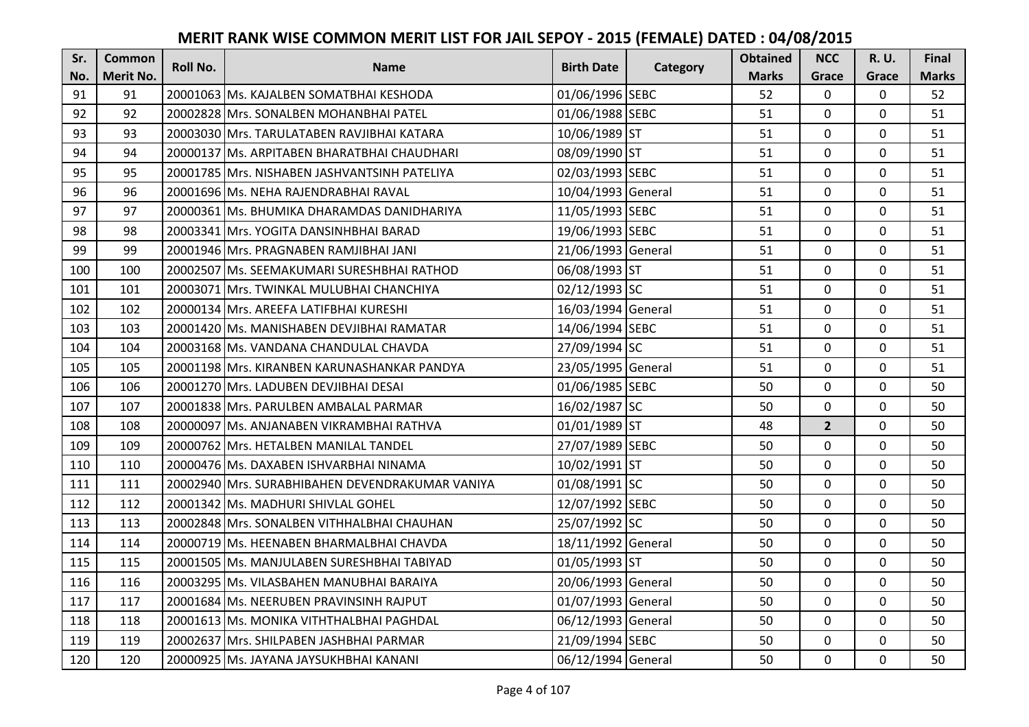# MERIT RANK WISE COMMON MERIT LIST FOR JAIL SEPOY - 2015 (FEMALE) DATED : 04/08/2015

| Sr. No. | Common Merit No. | Roll No. | Name | Birth Date | Category | Obtained Marks | NCC Grace | R. U. Grace | Final Marks |
|---|---|---|---|---|---|---|---|---|---|
| 91 | 91 | 20001063 | Ms. KAJALBEN SOMATBHAI KESHODA | 01/06/1996 | SEBC | 52 | 0 | 0 | 52 |
| 92 | 92 | 20002828 | Mrs. SONALBEN MOHANBHAI PATEL | 01/06/1988 | SEBC | 51 | 0 | 0 | 51 |
| 93 | 93 | 20003030 | Mrs. TARULATABEN RAVJIBHAI KATARA | 10/06/1989 | ST | 51 | 0 | 0 | 51 |
| 94 | 94 | 20000137 | Ms. ARPITABEN BHARATBHAI CHAUDHARI | 08/09/1990 | ST | 51 | 0 | 0 | 51 |
| 95 | 95 | 20001785 | Mrs. NISHABEN JASHVANTSINH PATELIYA | 02/03/1993 | SEBC | 51 | 0 | 0 | 51 |
| 96 | 96 | 20001696 | Ms. NEHA RAJENDRABHAI RAVAL | 10/04/1993 | General | 51 | 0 | 0 | 51 |
| 97 | 97 | 20000361 | Ms. BHUMIKA DHARAMDAS DANIDHARIYA | 11/05/1993 | SEBC | 51 | 0 | 0 | 51 |
| 98 | 98 | 20003341 | Mrs. YOGITA DANSINHBHAI BARAD | 19/06/1993 | SEBC | 51 | 0 | 0 | 51 |
| 99 | 99 | 20001946 | Mrs. PRAGNABEN RAMJIBHAI JANI | 21/06/1993 | General | 51 | 0 | 0 | 51 |
| 100 | 100 | 20002507 | Ms. SEEMAKUMARI SURESHBHAI RATHOD | 06/08/1993 | ST | 51 | 0 | 0 | 51 |
| 101 | 101 | 20003071 | Mrs. TWINKAL MULUBHAI CHANCHIYA | 02/12/1993 | SC | 51 | 0 | 0 | 51 |
| 102 | 102 | 20000134 | Mrs. AREEFA LATIFBHAI KURESHI | 16/03/1994 | General | 51 | 0 | 0 | 51 |
| 103 | 103 | 20001420 | Ms. MANISHABEN DEVJIBHAI RAMATAR | 14/06/1994 | SEBC | 51 | 0 | 0 | 51 |
| 104 | 104 | 20003168 | Ms. VANDANA CHANDULAL CHAVDA | 27/09/1994 | SC | 51 | 0 | 0 | 51 |
| 105 | 105 | 20001198 | Mrs. KIRANBEN KARUNASHANKAR PANDYA | 23/05/1995 | General | 51 | 0 | 0 | 51 |
| 106 | 106 | 20001270 | Mrs. LADUBEN DEVJIBHAI DESAI | 01/06/1985 | SEBC | 50 | 0 | 0 | 50 |
| 107 | 107 | 20001838 | Mrs. PARULBEN AMBALAL PARMAR | 16/02/1987 | SC | 50 | 0 | 0 | 50 |
| 108 | 108 | 20000097 | Ms. ANJANABEN VIKRAMBHAI RATHVA | 01/01/1989 | ST | 48 | **2** | 0 | 50 |
| 109 | 109 | 20000762 | Mrs. HETALBEN MANILAL TANDEL | 27/07/1989 | SEBC | 50 | 0 | 0 | 50 |
| 110 | 110 | 20000476 | Ms. DAXABEN ISHVARBHAI NINAMA | 10/02/1991 | ST | 50 | 0 | 0 | 50 |
| 111 | 111 | 20002940 | Mrs. SURABHIBAHEN DEVENDRAKUMAR VANIYA | 01/08/1991 | SC | 50 | 0 | 0 | 50 |
| 112 | 112 | 20001342 | Ms. MADHURI SHIVLAL GOHEL | 12/07/1992 | SEBC | 50 | 0 | 0 | 50 |
| 113 | 113 | 20002848 | Mrs. SONALBEN VITHHALBHAI CHAUHAN | 25/07/1992 | SC | 50 | 0 | 0 | 50 |
| 114 | 114 | 20000719 | Ms. HEENABEN BHARMALBHAI CHAVDA | 18/11/1992 | General | 50 | 0 | 0 | 50 |
| 115 | 115 | 20001505 | Ms. MANJULABEN SURESHBHAI TABIYAD | 01/05/1993 | ST | 50 | 0 | 0 | 50 |
| 116 | 116 | 20003295 | Ms. VILASBAHEN MANUBHAI BARAIYA | 20/06/1993 | General | 50 | 0 | 0 | 50 |
| 117 | 117 | 20001684 | Ms. NEERUBEN PRAVINSINH RAJPUT | 01/07/1993 | General | 50 | 0 | 0 | 50 |
| 118 | 118 | 20001613 | Ms. MONIKA VITHTHALBHAI PAGHDAL | 06/12/1993 | General | 50 | 0 | 0 | 50 |
| 119 | 119 | 20002637 | Mrs. SHILPABEN JASHBHAI PARMAR | 21/09/1994 | SEBC | 50 | 0 | 0 | 50 |
| 120 | 120 | 20000925 | Ms. JAYANA JAYSUKHBHAI KANANI | 06/12/1994 | General | 50 | 0 | 0 | 50 |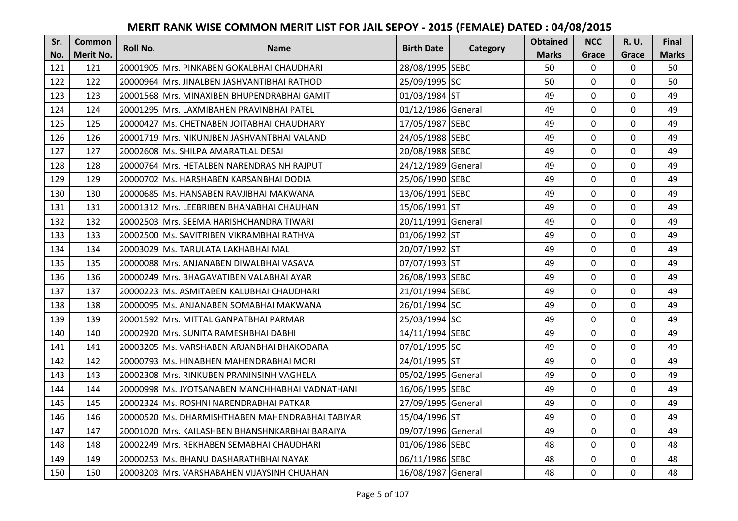# MERIT RANK WISE COMMON MERIT LIST FOR JAIL SEPOY - 2015 (FEMALE) DATED : 04/08/2015

| Sr. No. | Common Merit No. | Roll No. | Name | Birth Date | Category | Obtained Marks | NCC Grace | R. U. Grace | Final Marks |
|---|---|---|---|---|---|---|---|---|---|
| 121 | 121 | 20001905 | Mrs. PINKABEN GOKALBHAI CHAUDHARI | 28/08/1995 | SEBC | 50 | 0 | 0 | 50 |
| 122 | 122 | 20000964 | Mrs. JINALBEN JASHVANTIBHAI RATHOD | 25/09/1995 | SC | 50 | 0 | 0 | 50 |
| 123 | 123 | 20001568 | Mrs. MINAXIBEN BHUPENDRABHAI GAMIT | 01/03/1984 | ST | 49 | 0 | 0 | 49 |
| 124 | 124 | 20001295 | Mrs. LAXMIBAHEN PRAVINBHAI PATEL | 01/12/1986 | General | 49 | 0 | 0 | 49 |
| 125 | 125 | 20000427 | Ms. CHETNABEN JOITABHAI CHAUDHARY | 17/05/1987 | SEBC | 49 | 0 | 0 | 49 |
| 126 | 126 | 20001719 | Mrs. NIKUNJBEN JASHVANTBHAI VALAND | 24/05/1988 | SEBC | 49 | 0 | 0 | 49 |
| 127 | 127 | 20002608 | Ms. SHILPA AMARATLAL DESAI | 20/08/1988 | SEBC | 49 | 0 | 0 | 49 |
| 128 | 128 | 20000764 | Mrs. HETALBEN NARENDRASINH RAJPUT | 24/12/1989 | General | 49 | 0 | 0 | 49 |
| 129 | 129 | 20000702 | Ms. HARSHABEN KARSANBHAI DODIA | 25/06/1990 | SEBC | 49 | 0 | 0 | 49 |
| 130 | 130 | 20000685 | Ms. HANSABEN RAVJIBHAI MAKWANA | 13/06/1991 | SEBC | 49 | 0 | 0 | 49 |
| 131 | 131 | 20001312 | Mrs. LEEBRIBEN BHANABHAI CHAUHAN | 15/06/1991 | ST | 49 | 0 | 0 | 49 |
| 132 | 132 | 20002503 | Mrs. SEEMA HARISHCHANDRA TIWARI | 20/11/1991 | General | 49 | 0 | 0 | 49 |
| 133 | 133 | 20002500 | Ms. SAVITRIBEN VIKRAMBHAI RATHVA | 01/06/1992 | ST | 49 | 0 | 0 | 49 |
| 134 | 134 | 20003029 | Ms. TARULATA LAKHABHAI MAL | 20/07/1992 | ST | 49 | 0 | 0 | 49 |
| 135 | 135 | 20000088 | Mrs. ANJANABEN DIWALBHAI VASAVA | 07/07/1993 | ST | 49 | 0 | 0 | 49 |
| 136 | 136 | 20000249 | Mrs. BHAGAVATIBEN VALABHAI AYAR | 26/08/1993 | SEBC | 49 | 0 | 0 | 49 |
| 137 | 137 | 20000223 | Ms. ASMITABEN KALUBHAI CHAUDHARI | 21/01/1994 | SEBC | 49 | 0 | 0 | 49 |
| 138 | 138 | 20000095 | Ms. ANJANABEN SOMABHAI MAKWANA | 26/01/1994 | SC | 49 | 0 | 0 | 49 |
| 139 | 139 | 20001592 | Mrs. MITTAL GANPATBHAI PARMAR | 25/03/1994 | SC | 49 | 0 | 0 | 49 |
| 140 | 140 | 20002920 | Mrs. SUNITA RAMESHBHAI DABHI | 14/11/1994 | SEBC | 49 | 0 | 0 | 49 |
| 141 | 141 | 20003205 | Ms. VARSHABEN ARJANBHAI BHAKODARA | 07/01/1995 | SC | 49 | 0 | 0 | 49 |
| 142 | 142 | 20000793 | Ms. HINABHEN MAHENDRABHAI MORI | 24/01/1995 | ST | 49 | 0 | 0 | 49 |
| 143 | 143 | 20002308 | Mrs. RINKUBEN PRANINSINH VAGHELA | 05/02/1995 | General | 49 | 0 | 0 | 49 |
| 144 | 144 | 20000998 | Ms. JYOTSANABEN MANCHHABHAI VADNATHANI | 16/06/1995 | SEBC | 49 | 0 | 0 | 49 |
| 145 | 145 | 20002324 | Ms. ROSHNI NARENDRABHAI PATKAR | 27/09/1995 | General | 49 | 0 | 0 | 49 |
| 146 | 146 | 20000520 | Ms. DHARMISHTHABEN MAHENDRABHAI TABIYAR | 15/04/1996 | ST | 49 | 0 | 0 | 49 |
| 147 | 147 | 20001020 | Mrs. KAILASHBEN BHANSHNKARBHAI BARAIYA | 09/07/1996 | General | 49 | 0 | 0 | 49 |
| 148 | 148 | 20002249 | Mrs. REKHABEN SEMABHAI CHAUDHARI | 01/06/1986 | SEBC | 48 | 0 | 0 | 48 |
| 149 | 149 | 20000253 | Ms. BHANU DASHARATHBHAI NAYAK | 06/11/1986 | SEBC | 48 | 0 | 0 | 48 |
| 150 | 150 | 20003203 | Mrs. VARSHABAHEN VIJAYSINH CHUAHAN | 16/08/1987 | General | 48 | 0 | 0 | 48 |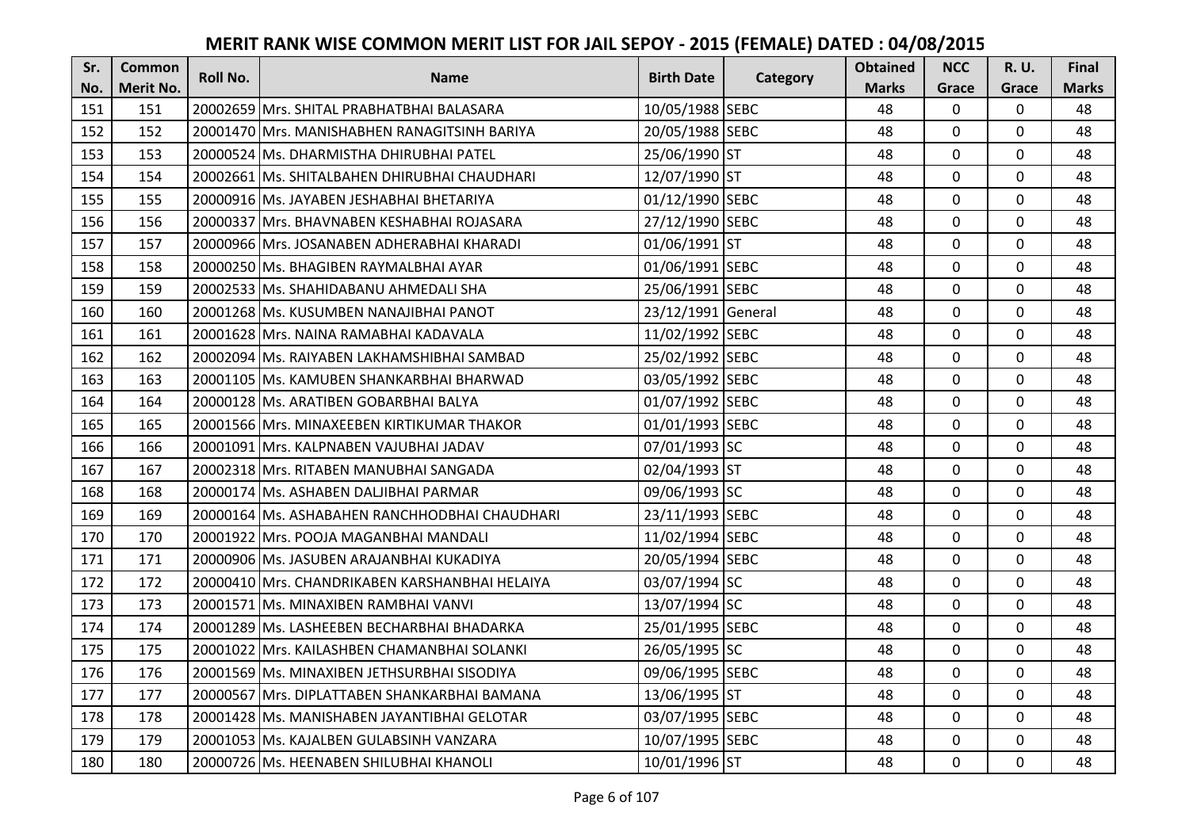# MERIT RANK WISE COMMON MERIT LIST FOR JAIL SEPOY - 2015 (FEMALE) DATED : 04/08/2015

| Sr. No. | Common Merit No. | Roll No. | Name | Birth Date | Category | Obtained Marks | NCC Grace | R. U. Grace | Final Marks |
|---|---|---|---|---|---|---|---|---|---|
| 151 | 151 | 20002659 | Mrs. SHITAL PRABHATBHAI BALASARA | 10/05/1988 | SEBC | 48 | 0 | 0 | 48 |
| 152 | 152 | 20001470 | Mrs. MANISHABHEN RANAGITSINH BARIYA | 20/05/1988 | SEBC | 48 | 0 | 0 | 48 |
| 153 | 153 | 20000524 | Ms. DHARMISTHA DHIRUBHAI PATEL | 25/06/1990 | ST | 48 | 0 | 0 | 48 |
| 154 | 154 | 20002661 | Ms. SHITALBAHEN DHIRUBHAI CHAUDHARI | 12/07/1990 | ST | 48 | 0 | 0 | 48 |
| 155 | 155 | 20000916 | Ms. JAYABEN JESHABHAI BHETARIYA | 01/12/1990 | SEBC | 48 | 0 | 0 | 48 |
| 156 | 156 | 20000337 | Mrs. BHAVNABEN KESHABHAI ROJASARA | 27/12/1990 | SEBC | 48 | 0 | 0 | 48 |
| 157 | 157 | 20000966 | Mrs. JOSANABEN ADHERABHAI KHARADI | 01/06/1991 | ST | 48 | 0 | 0 | 48 |
| 158 | 158 | 20000250 | Ms. BHAGIBEN RAYMALBHAI AYAR | 01/06/1991 | SEBC | 48 | 0 | 0 | 48 |
| 159 | 159 | 20002533 | Ms. SHAHIDABANU AHMEDALI SHA | 25/06/1991 | SEBC | 48 | 0 | 0 | 48 |
| 160 | 160 | 20001268 | Ms. KUSUMBEN NANAJIBHAI PANOT | 23/12/1991 | General | 48 | 0 | 0 | 48 |
| 161 | 161 | 20001628 | Mrs. NAINA RAMABHAI KADAVALA | 11/02/1992 | SEBC | 48 | 0 | 0 | 48 |
| 162 | 162 | 20002094 | Ms. RAIYABEN LAKHAMSHIBHAI SAMBAD | 25/02/1992 | SEBC | 48 | 0 | 0 | 48 |
| 163 | 163 | 20001105 | Ms. KAMUBEN SHANKARBHAI BHARWAD | 03/05/1992 | SEBC | 48 | 0 | 0 | 48 |
| 164 | 164 | 20000128 | Ms. ARATIBEN GOBARBHAI BALYA | 01/07/1992 | SEBC | 48 | 0 | 0 | 48 |
| 165 | 165 | 20001566 | Mrs. MINAXEEBEN KIRTIKUMAR THAKOR | 01/01/1993 | SEBC | 48 | 0 | 0 | 48 |
| 166 | 166 | 20001091 | Mrs. KALPNABEN VAJUBHAI JADAV | 07/01/1993 | SC | 48 | 0 | 0 | 48 |
| 167 | 167 | 20002318 | Mrs. RITABEN MANUBHAI SANGADA | 02/04/1993 | ST | 48 | 0 | 0 | 48 |
| 168 | 168 | 20000174 | Ms. ASHABEN DALJIBHAI PARMAR | 09/06/1993 | SC | 48 | 0 | 0 | 48 |
| 169 | 169 | 20000164 | Ms. ASHABAHEN RANCHHODBHAI CHAUDHARI | 23/11/1993 | SEBC | 48 | 0 | 0 | 48 |
| 170 | 170 | 20001922 | Mrs. POOJA MAGANBHAI MANDALI | 11/02/1994 | SEBC | 48 | 0 | 0 | 48 |
| 171 | 171 | 20000906 | Ms. JASUBEN ARAJANBHAI KUKADIYA | 20/05/1994 | SEBC | 48 | 0 | 0 | 48 |
| 172 | 172 | 20000410 | Mrs. CHANDRIKABEN KARSHANBHAI HELAIYA | 03/07/1994 | SC | 48 | 0 | 0 | 48 |
| 173 | 173 | 20001571 | Ms. MINAXIBEN RAMBHAI VANVI | 13/07/1994 | SC | 48 | 0 | 0 | 48 |
| 174 | 174 | 20001289 | Ms. LASHEEBEN BECHARBHAI BHADARKA | 25/01/1995 | SEBC | 48 | 0 | 0 | 48 |
| 175 | 175 | 20001022 | Mrs. KAILASHBEN CHAMANBHAI SOLANKI | 26/05/1995 | SC | 48 | 0 | 0 | 48 |
| 176 | 176 | 20001569 | Ms. MINAXIBEN JETHSURBHAI SISODIYA | 09/06/1995 | SEBC | 48 | 0 | 0 | 48 |
| 177 | 177 | 20000567 | Mrs. DIPLATTABEN SHANKARBHAI BAMANA | 13/06/1995 | ST | 48 | 0 | 0 | 48 |
| 178 | 178 | 20001428 | Ms. MANISHABEN JAYANTIBHAI GELOTAR | 03/07/1995 | SEBC | 48 | 0 | 0 | 48 |
| 179 | 179 | 20001053 | Ms. KAJALBEN GULABSINH VANZARA | 10/07/1995 | SEBC | 48 | 0 | 0 | 48 |
| 180 | 180 | 20000726 | Ms. HEENABEN SHILUBHAI KHANOLI | 10/01/1996 | ST | 48 | 0 | 0 | 48 |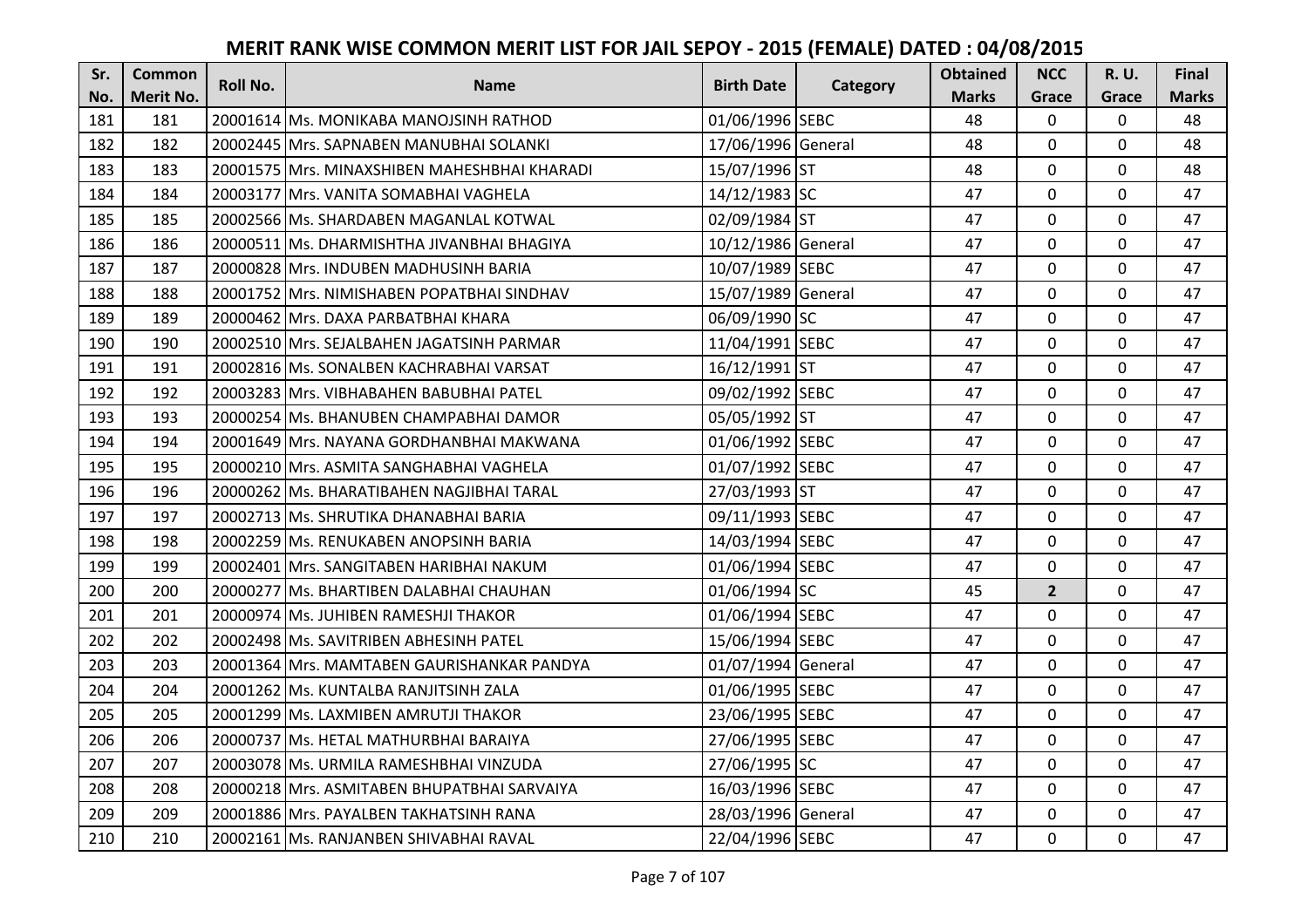# MERIT RANK WISE COMMON MERIT LIST FOR JAIL SEPOY - 2015 (FEMALE) DATED : 04/08/2015

| Sr. No. | Common Merit No. | Roll No. | Name | Birth Date | Category | Obtained Marks | NCC Grace | R. U. Grace | Final Marks |
|---|---|---|---|---|---|---|---|---|---|
| 181 | 181 | 20001614 | Ms. MONIKABA MANOJSINH RATHOD | 01/06/1996 | SEBC | 48 | 0 | 0 | 48 |
| 182 | 182 | 20002445 | Mrs. SAPNABEN MANUBHAI SOLANKI | 17/06/1996 | General | 48 | 0 | 0 | 48 |
| 183 | 183 | 20001575 | Mrs. MINAXSHIBEN MAHESHBHAI KHARADI | 15/07/1996 | ST | 48 | 0 | 0 | 48 |
| 184 | 184 | 20003177 | Mrs. VANITA SOMABHAI VAGHELA | 14/12/1983 | SC | 47 | 0 | 0 | 47 |
| 185 | 185 | 20002566 | Ms. SHARDABEN MAGANLAL KOTWAL | 02/09/1984 | ST | 47 | 0 | 0 | 47 |
| 186 | 186 | 20000511 | Ms. DHARMISHTHA JIVANBHAI BHAGIYA | 10/12/1986 | General | 47 | 0 | 0 | 47 |
| 187 | 187 | 20000828 | Mrs. INDUBEN MADHUSINH BARIA | 10/07/1989 | SEBC | 47 | 0 | 0 | 47 |
| 188 | 188 | 20001752 | Mrs. NIMISHABEN POPATBHAI SINDHAV | 15/07/1989 | General | 47 | 0 | 0 | 47 |
| 189 | 189 | 20000462 | Mrs. DAXA PARBATBHAI KHARA | 06/09/1990 | SC | 47 | 0 | 0 | 47 |
| 190 | 190 | 20002510 | Mrs. SEJALBAHEN JAGATSINH PARMAR | 11/04/1991 | SEBC | 47 | 0 | 0 | 47 |
| 191 | 191 | 20002816 | Ms. SONALBEN KACHRABHAI VARSAT | 16/12/1991 | ST | 47 | 0 | 0 | 47 |
| 192 | 192 | 20003283 | Mrs. VIBHABAHEN BABUBHAI PATEL | 09/02/1992 | SEBC | 47 | 0 | 0 | 47 |
| 193 | 193 | 20000254 | Ms. BHANUBEN CHAMPABHAI DAMOR | 05/05/1992 | ST | 47 | 0 | 0 | 47 |
| 194 | 194 | 20001649 | Mrs. NAYANA GORDHANBHAI MAKWANA | 01/06/1992 | SEBC | 47 | 0 | 0 | 47 |
| 195 | 195 | 20000210 | Mrs. ASMITA SANGHABHAI VAGHELA | 01/07/1992 | SEBC | 47 | 0 | 0 | 47 |
| 196 | 196 | 20000262 | Ms. BHARATIBAHEN NAGJIBHAI TARAL | 27/03/1993 | ST | 47 | 0 | 0 | 47 |
| 197 | 197 | 20002713 | Ms. SHRUTIKA DHANABHAI BARIA | 09/11/1993 | SEBC | 47 | 0 | 0 | 47 |
| 198 | 198 | 20002259 | Ms. RENUKABEN ANOPSINH BARIA | 14/03/1994 | SEBC | 47 | 0 | 0 | 47 |
| 199 | 199 | 20002401 | Mrs. SANGITABEN HARIBHAI NAKUM | 01/06/1994 | SEBC | 47 | 0 | 0 | 47 |
| 200 | 200 | 20000277 | Ms. BHARTIBEN DALABHAI CHAUHAN | 01/06/1994 | SC | 45 | **2** | 0 | 47 |
| 201 | 201 | 20000974 | Ms. JUHIBEN RAMESHJI THAKOR | 01/06/1994 | SEBC | 47 | 0 | 0 | 47 |
| 202 | 202 | 20002498 | Ms. SAVITRIBEN ABHESINH PATEL | 15/06/1994 | SEBC | 47 | 0 | 0 | 47 |
| 203 | 203 | 20001364 | Mrs. MAMTABEN GAURISHANKAR PANDYA | 01/07/1994 | General | 47 | 0 | 0 | 47 |
| 204 | 204 | 20001262 | Ms. KUNTALBA RANJITSINH ZALA | 01/06/1995 | SEBC | 47 | 0 | 0 | 47 |
| 205 | 205 | 20001299 | Ms. LAXMIBEN AMRUTJI THAKOR | 23/06/1995 | SEBC | 47 | 0 | 0 | 47 |
| 206 | 206 | 20000737 | Ms. HETAL MATHURBHAI BARAIYA | 27/06/1995 | SEBC | 47 | 0 | 0 | 47 |
| 207 | 207 | 20003078 | Ms. URMILA RAMESHBHAI VINZUDA | 27/06/1995 | SC | 47 | 0 | 0 | 47 |
| 208 | 208 | 20000218 | Mrs. ASMITABEN BHUPATBHAI SARVAIYA | 16/03/1996 | SEBC | 47 | 0 | 0 | 47 |
| 209 | 209 | 20001886 | Mrs. PAYALBEN TAKHATSINH RANA | 28/03/1996 | General | 47 | 0 | 0 | 47 |
| 210 | 210 | 20002161 | Ms. RANJANBEN SHIVABHAI RAVAL | 22/04/1996 | SEBC | 47 | 0 | 0 | 47 |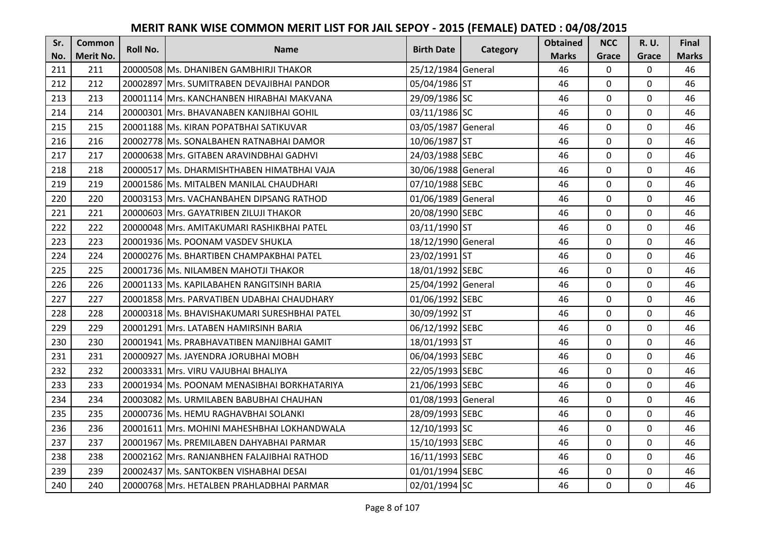# MERIT RANK WISE COMMON MERIT LIST FOR JAIL SEPOY - 2015 (FEMALE) DATED : 04/08/2015

| Sr. No. | Common Merit No. | Roll No. | Name | Birth Date | Category | Obtained Marks | NCC Grace | R. U. Grace | Final Marks |
|---|---|---|---|---|---|---|---|---|---|
| 211 | 211 | 20000508 | Ms. DHANIBEN GAMBHIRJI THAKOR | 25/12/1984 | General | 46 | 0 | 0 | 46 |
| 212 | 212 | 20002897 | Mrs. SUMITRABEN DEVAJIBHAI PANDOR | 05/04/1986 | ST | 46 | 0 | 0 | 46 |
| 213 | 213 | 20001114 | Mrs. KANCHANBEN HIRABHAI MAKVANA | 29/09/1986 | SC | 46 | 0 | 0 | 46 |
| 214 | 214 | 20000301 | Mrs. BHAVANABEN KANJIBHAI GOHIL | 03/11/1986 | SC | 46 | 0 | 0 | 46 |
| 215 | 215 | 20001188 | Ms. KIRAN POPATBHAI SATIKUVAR | 03/05/1987 | General | 46 | 0 | 0 | 46 |
| 216 | 216 | 20002778 | Ms. SONALBAHEN RATNABHAI DAMOR | 10/06/1987 | ST | 46 | 0 | 0 | 46 |
| 217 | 217 | 20000638 | Mrs. GITABEN ARAVINDBHAI GADHVI | 24/03/1988 | SEBC | 46 | 0 | 0 | 46 |
| 218 | 218 | 20000517 | Ms. DHARMISHTHABEN HIMATBHAI VAJA | 30/06/1988 | General | 46 | 0 | 0 | 46 |
| 219 | 219 | 20001586 | Ms. MITALBEN MANILAL CHAUDHARI | 07/10/1988 | SEBC | 46 | 0 | 0 | 46 |
| 220 | 220 | 20003153 | Mrs. VACHANBAHEN DIPSANG RATHOD | 01/06/1989 | General | 46 | 0 | 0 | 46 |
| 221 | 221 | 20000603 | Mrs. GAYATRIBEN ZILUJI THAKOR | 20/08/1990 | SEBC | 46 | 0 | 0 | 46 |
| 222 | 222 | 20000048 | Mrs. AMITAKUMARI RASHIKBHAI PATEL | 03/11/1990 | ST | 46 | 0 | 0 | 46 |
| 223 | 223 | 20001936 | Ms. POONAM VASDEV SHUKLA | 18/12/1990 | General | 46 | 0 | 0 | 46 |
| 224 | 224 | 20000276 | Ms. BHARTIBEN CHAMPAKBHAI PATEL | 23/02/1991 | ST | 46 | 0 | 0 | 46 |
| 225 | 225 | 20001736 | Ms. NILAMBEN MAHOTJI THAKOR | 18/01/1992 | SEBC | 46 | 0 | 0 | 46 |
| 226 | 226 | 20001133 | Ms. KAPILABAHEN RANGITSINH BARIA | 25/04/1992 | General | 46 | 0 | 0 | 46 |
| 227 | 227 | 20001858 | Mrs. PARVATIBEN UDABHAI CHAUDHARY | 01/06/1992 | SEBC | 46 | 0 | 0 | 46 |
| 228 | 228 | 20000318 | Ms. BHAVISHAKUMARI SURESHBHAI PATEL | 30/09/1992 | ST | 46 | 0 | 0 | 46 |
| 229 | 229 | 20001291 | Mrs. LATABEN HAMIRSINH BARIA | 06/12/1992 | SEBC | 46 | 0 | 0 | 46 |
| 230 | 230 | 20001941 | Ms. PRABHAVATIBEN MANJIBHAI GAMIT | 18/01/1993 | ST | 46 | 0 | 0 | 46 |
| 231 | 231 | 20000927 | Ms. JAYENDRA JORUBHAI MOBH | 06/04/1993 | SEBC | 46 | 0 | 0 | 46 |
| 232 | 232 | 20003331 | Mrs. VIRU VAJUBHAI BHALIYA | 22/05/1993 | SEBC | 46 | 0 | 0 | 46 |
| 233 | 233 | 20001934 | Ms. POONAM MENASIBHAI BORKHATARIYA | 21/06/1993 | SEBC | 46 | 0 | 0 | 46 |
| 234 | 234 | 20003082 | Ms. URMILABEN BABUBHAI CHAUHAN | 01/08/1993 | General | 46 | 0 | 0 | 46 |
| 235 | 235 | 20000736 | Ms. HEMU RAGHAVBHAI SOLANKI | 28/09/1993 | SEBC | 46 | 0 | 0 | 46 |
| 236 | 236 | 20001611 | Mrs. MOHINI MAHESHBHAI LOKHANDWALA | 12/10/1993 | SC | 46 | 0 | 0 | 46 |
| 237 | 237 | 20001967 | Ms. PREMILABEN DAHYABHAI PARMAR | 15/10/1993 | SEBC | 46 | 0 | 0 | 46 |
| 238 | 238 | 20002162 | Mrs. RANJANBHEN FALAJIBHAI RATHOD | 16/11/1993 | SEBC | 46 | 0 | 0 | 46 |
| 239 | 239 | 20002437 | Ms. SANTOKBEN VISHABHAI DESAI | 01/01/1994 | SEBC | 46 | 0 | 0 | 46 |
| 240 | 240 | 20000768 | Mrs. HETALBEN PRAHLADBHAI PARMAR | 02/01/1994 | SC | 46 | 0 | 0 | 46 |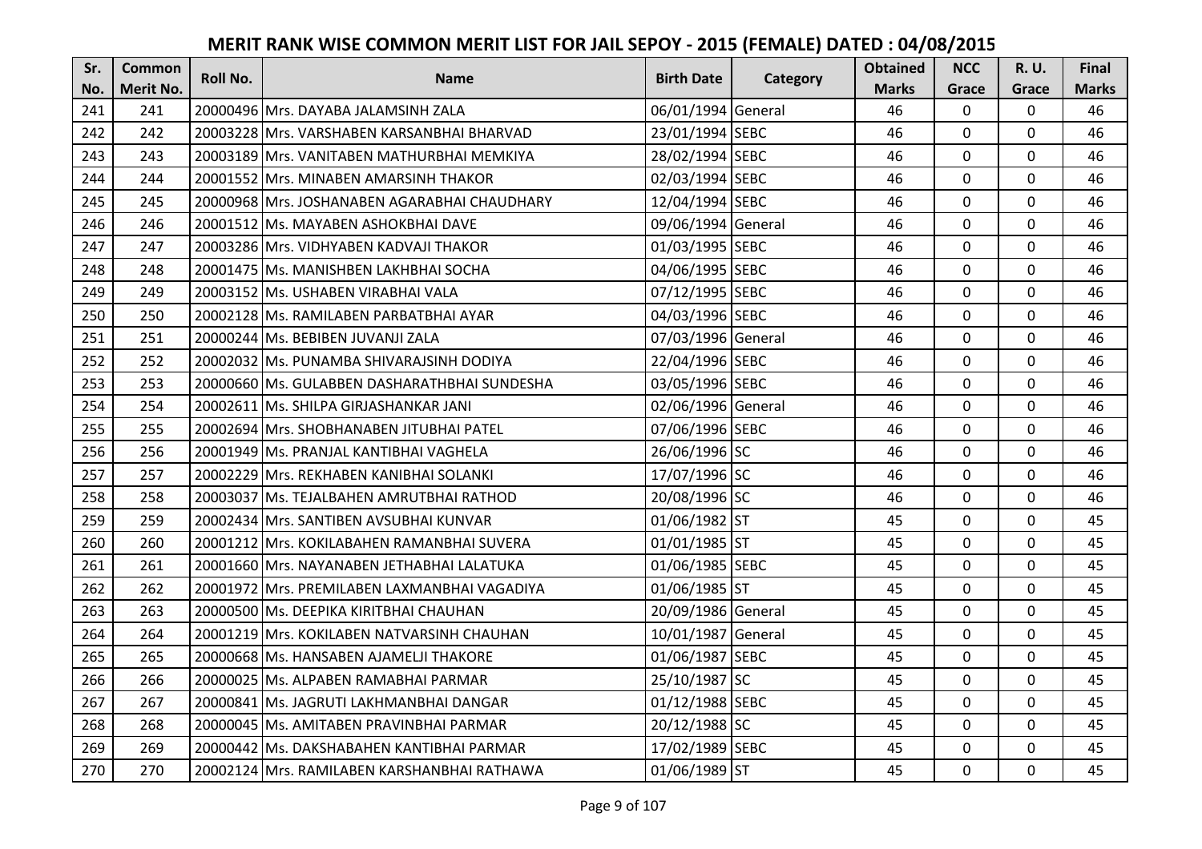# MERIT RANK WISE COMMON MERIT LIST FOR JAIL SEPOY - 2015 (FEMALE) DATED : 04/08/2015

| Sr. No. | Common Merit No. | Roll No. | Name | Birth Date | Category | Obtained Marks | NCC Grace | R. U. Grace | Final Marks |
|---|---|---|---|---|---|---|---|---|---|
| 241 | 241 | 20000496 | Mrs. DAYABA JALAMSINH ZALA | 06/01/1994 | General | 46 | 0 | 0 | 46 |
| 242 | 242 | 20003228 | Mrs. VARSHABEN KARSANBHAI BHARVAD | 23/01/1994 | SEBC | 46 | 0 | 0 | 46 |
| 243 | 243 | 20003189 | Mrs. VANITABEN MATHURBHAI MEMKIYA | 28/02/1994 | SEBC | 46 | 0 | 0 | 46 |
| 244 | 244 | 20001552 | Mrs. MINABEN AMARSINH THAKOR | 02/03/1994 | SEBC | 46 | 0 | 0 | 46 |
| 245 | 245 | 20000968 | Mrs. JOSHANABEN AGARABHAI CHAUDHARY | 12/04/1994 | SEBC | 46 | 0 | 0 | 46 |
| 246 | 246 | 20001512 | Ms. MAYABEN ASHOKBHAI DAVE | 09/06/1994 | General | 46 | 0 | 0 | 46 |
| 247 | 247 | 20003286 | Mrs. VIDHYABEN KADVAJI THAKOR | 01/03/1995 | SEBC | 46 | 0 | 0 | 46 |
| 248 | 248 | 20001475 | Ms. MANISHBEN LAKHBHAI SOCHA | 04/06/1995 | SEBC | 46 | 0 | 0 | 46 |
| 249 | 249 | 20003152 | Ms. USHABEN VIRABHAI VALA | 07/12/1995 | SEBC | 46 | 0 | 0 | 46 |
| 250 | 250 | 20002128 | Ms. RAMILABEN PARBATBHAI AYAR | 04/03/1996 | SEBC | 46 | 0 | 0 | 46 |
| 251 | 251 | 20000244 | Ms. BEBIBEN JUVANJI ZALA | 07/03/1996 | General | 46 | 0 | 0 | 46 |
| 252 | 252 | 20002032 | Ms. PUNAMBA SHIVARAJSINH DODIYA | 22/04/1996 | SEBC | 46 | 0 | 0 | 46 |
| 253 | 253 | 20000660 | Ms. GULABBEN DASHARATHBHAI SUNDESHA | 03/05/1996 | SEBC | 46 | 0 | 0 | 46 |
| 254 | 254 | 20002611 | Ms. SHILPA GIRJASHANKAR JANI | 02/06/1996 | General | 46 | 0 | 0 | 46 |
| 255 | 255 | 20002694 | Mrs. SHOBHANABEN JITUBHAI PATEL | 07/06/1996 | SEBC | 46 | 0 | 0 | 46 |
| 256 | 256 | 20001949 | Ms. PRANJAL KANTIBHAI VAGHELA | 26/06/1996 | SC | 46 | 0 | 0 | 46 |
| 257 | 257 | 20002229 | Mrs. REKHABEN KANIBHAI SOLANKI | 17/07/1996 | SC | 46 | 0 | 0 | 46 |
| 258 | 258 | 20003037 | Ms. TEJALBAHEN AMRUTBHAI RATHOD | 20/08/1996 | SC | 46 | 0 | 0 | 46 |
| 259 | 259 | 20002434 | Mrs. SANTIBEN AVSUBHAI KUNVAR | 01/06/1982 | ST | 45 | 0 | 0 | 45 |
| 260 | 260 | 20001212 | Mrs. KOKILABAHEN RAMANBHAI SUVERA | 01/01/1985 | ST | 45 | 0 | 0 | 45 |
| 261 | 261 | 20001660 | Mrs. NAYANABEN JETHABHAI LALATUKA | 01/06/1985 | SEBC | 45 | 0 | 0 | 45 |
| 262 | 262 | 20001972 | Mrs. PREMILABEN LAXMANBHAI VAGADIYA | 01/06/1985 | ST | 45 | 0 | 0 | 45 |
| 263 | 263 | 20000500 | Ms. DEEPIKA KIRITBHAI CHAUHAN | 20/09/1986 | General | 45 | 0 | 0 | 45 |
| 264 | 264 | 20001219 | Mrs. KOKILABEN NATVARSINH CHAUHAN | 10/01/1987 | General | 45 | 0 | 0 | 45 |
| 265 | 265 | 20000668 | Ms. HANSABEN AJAMELJI THAKORE | 01/06/1987 | SEBC | 45 | 0 | 0 | 45 |
| 266 | 266 | 20000025 | Ms. ALPABEN RAMABHAI PARMAR | 25/10/1987 | SC | 45 | 0 | 0 | 45 |
| 267 | 267 | 20000841 | Ms. JAGRUTI LAKHMANBHAI DANGAR | 01/12/1988 | SEBC | 45 | 0 | 0 | 45 |
| 268 | 268 | 20000045 | Ms. AMITABEN PRAVINBHAI PARMAR | 20/12/1988 | SC | 45 | 0 | 0 | 45 |
| 269 | 269 | 20000442 | Ms. DAKSHABAHEN KANTIBHAI PARMAR | 17/02/1989 | SEBC | 45 | 0 | 0 | 45 |
| 270 | 270 | 20002124 | Mrs. RAMILABEN KARSHANBHAI RATHAWA | 01/06/1989 | ST | 45 | 0 | 0 | 45 |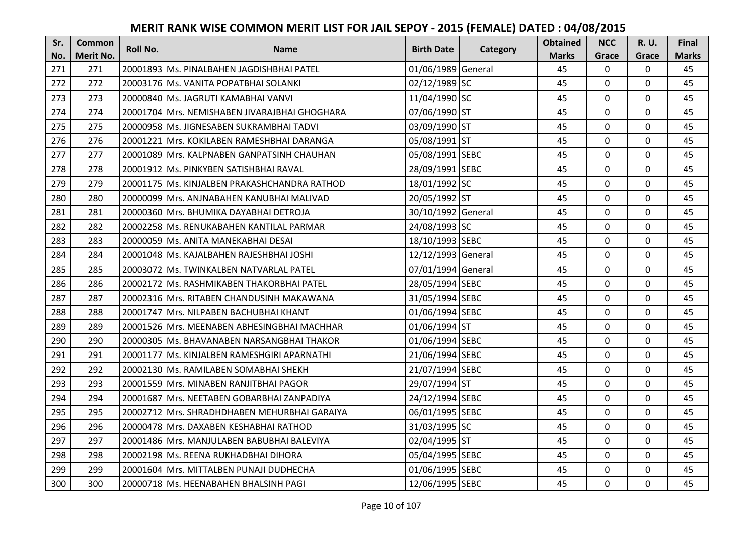# MERIT RANK WISE COMMON MERIT LIST FOR JAIL SEPOY - 2015 (FEMALE) DATED : 04/08/2015

| Sr. No. | Common Merit No. | Roll No. | Name | Birth Date | Category | Obtained Marks | NCC Grace | R. U. Grace | Final Marks |
|---|---|---|---|---|---|---|---|---|---|
| 271 | 271 | 20001893 | Ms. PINALBAHEN JAGDISHBHAI PATEL | 01/06/1989 | General | 45 | 0 | 0 | 45 |
| 272 | 272 | 20003176 | Ms. VANITA POPATBHAI SOLANKI | 02/12/1989 | SC | 45 | 0 | 0 | 45 |
| 273 | 273 | 20000840 | Ms. JAGRUTI KAMABHAI VANVI | 11/04/1990 | SC | 45 | 0 | 0 | 45 |
| 274 | 274 | 20001704 | Mrs. NEMISHABEN JIVARAJBHAI GHOGHARA | 07/06/1990 | ST | 45 | 0 | 0 | 45 |
| 275 | 275 | 20000958 | Ms. JIGNESABEN SUKRAMBHAI TADVI | 03/09/1990 | ST | 45 | 0 | 0 | 45 |
| 276 | 276 | 20001221 | Mrs. KOKILABEN RAMESHBHAI DARANGA | 05/08/1991 | ST | 45 | 0 | 0 | 45 |
| 277 | 277 | 20001089 | Mrs. KALPNABEN GANPATSINH CHAUHAN | 05/08/1991 | SEBC | 45 | 0 | 0 | 45 |
| 278 | 278 | 20001912 | Ms. PINKYBEN SATISHBHAI RAVAL | 28/09/1991 | SEBC | 45 | 0 | 0 | 45 |
| 279 | 279 | 20001175 | Ms. KINJALBEN PRAKASHCHANDRA RATHOD | 18/01/1992 | SC | 45 | 0 | 0 | 45 |
| 280 | 280 | 20000099 | Mrs. ANJNABAHEN KANUBHAI MALIVAD | 20/05/1992 | ST | 45 | 0 | 0 | 45 |
| 281 | 281 | 20000360 | Mrs. BHUMIKA DAYABHAI DETROJA | 30/10/1992 | General | 45 | 0 | 0 | 45 |
| 282 | 282 | 20002258 | Ms. RENUKABAHEN KANTILAL PARMAR | 24/08/1993 | SC | 45 | 0 | 0 | 45 |
| 283 | 283 | 20000059 | Ms. ANITA MANEKABHAI DESAI | 18/10/1993 | SEBC | 45 | 0 | 0 | 45 |
| 284 | 284 | 20001048 | Ms. KAJALBAHEN RAJESHBHAI JOSHI | 12/12/1993 | General | 45 | 0 | 0 | 45 |
| 285 | 285 | 20003072 | Ms. TWINKALBEN NATVARLAL PATEL | 07/01/1994 | General | 45 | 0 | 0 | 45 |
| 286 | 286 | 20002172 | Ms. RASHMIKABEN THAKORBHAI PATEL | 28/05/1994 | SEBC | 45 | 0 | 0 | 45 |
| 287 | 287 | 20002316 | Mrs. RITABEN CHANDUSINH MAKAWANA | 31/05/1994 | SEBC | 45 | 0 | 0 | 45 |
| 288 | 288 | 20001747 | Mrs. NILPABEN BACHUBHAI KHANT | 01/06/1994 | SEBC | 45 | 0 | 0 | 45 |
| 289 | 289 | 20001526 | Mrs. MEENABEN ABHESINGBHAI MACHHAR | 01/06/1994 | ST | 45 | 0 | 0 | 45 |
| 290 | 290 | 20000305 | Ms. BHAVANABEN NARSANGBHAI THAKOR | 01/06/1994 | SEBC | 45 | 0 | 0 | 45 |
| 291 | 291 | 20001177 | Ms. KINJALBEN RAMESHGIRI APARNATHI | 21/06/1994 | SEBC | 45 | 0 | 0 | 45 |
| 292 | 292 | 20002130 | Ms. RAMILABEN SOMABHAI SHEKH | 21/07/1994 | SEBC | 45 | 0 | 0 | 45 |
| 293 | 293 | 20001559 | Mrs. MINABEN RANJITBHAI PAGOR | 29/07/1994 | ST | 45 | 0 | 0 | 45 |
| 294 | 294 | 20001687 | Mrs. NEETABEN GOBARBHAI ZANPADIYA | 24/12/1994 | SEBC | 45 | 0 | 0 | 45 |
| 295 | 295 | 20002712 | Mrs. SHRADHDHABEN MEHURBHAI GARAIYA | 06/01/1995 | SEBC | 45 | 0 | 0 | 45 |
| 296 | 296 | 20000478 | Mrs. DAXABEN KESHABHAI RATHOD | 31/03/1995 | SC | 45 | 0 | 0 | 45 |
| 297 | 297 | 20001486 | Mrs. MANJULABEN BABUBHAI BALEVIYA | 02/04/1995 | ST | 45 | 0 | 0 | 45 |
| 298 | 298 | 20002198 | Ms. REENA RUKHADBHAI DIHORA | 05/04/1995 | SEBC | 45 | 0 | 0 | 45 |
| 299 | 299 | 20001604 | Mrs. MITTALBEN PUNAJI DUDHECHA | 01/06/1995 | SEBC | 45 | 0 | 0 | 45 |
| 300 | 300 | 20000718 | Ms. HEENABAHEN BHALSINH PAGI | 12/06/1995 | SEBC | 45 | 0 | 0 | 45 |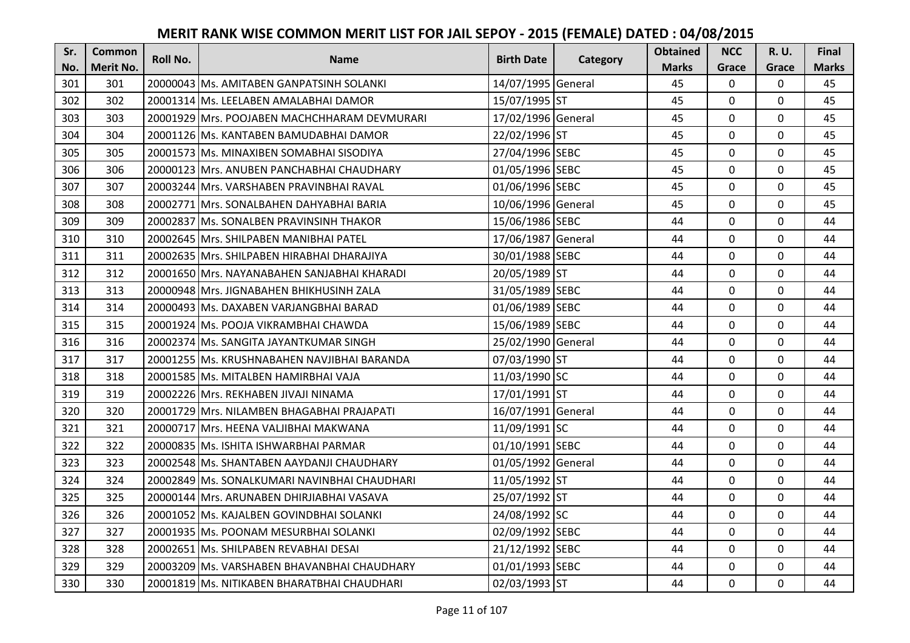# MERIT RANK WISE COMMON MERIT LIST FOR JAIL SEPOY - 2015 (FEMALE) DATED : 04/08/2015

| Sr. No. | Common Merit No. | Roll No. | Name | Birth Date | Category | Obtained Marks | NCC Grace | R. U. Grace | Final Marks |
|---|---|---|---|---|---|---|---|---|---|
| 301 | 301 | 20000043 | Ms. AMITABEN GANPATSINH SOLANKI | 14/07/1995 | General | 45 | 0 | 0 | 45 |
| 302 | 302 | 20001314 | Ms. LEELABEN AMALABHAI DAMOR | 15/07/1995 | ST | 45 | 0 | 0 | 45 |
| 303 | 303 | 20001929 | Mrs. POOJABEN MACHCHHARAM DEVMURARI | 17/02/1996 | General | 45 | 0 | 0 | 45 |
| 304 | 304 | 20001126 | Ms. KANTABEN BAMUDABHAI DAMOR | 22/02/1996 | ST | 45 | 0 | 0 | 45 |
| 305 | 305 | 20001573 | Ms. MINAXIBEN SOMABHAI SISODIYA | 27/04/1996 | SEBC | 45 | 0 | 0 | 45 |
| 306 | 306 | 20000123 | Mrs. ANUBEN PANCHABHAI CHAUDHARY | 01/05/1996 | SEBC | 45 | 0 | 0 | 45 |
| 307 | 307 | 20003244 | Mrs. VARSHABEN PRAVINBHAI RAVAL | 01/06/1996 | SEBC | 45 | 0 | 0 | 45 |
| 308 | 308 | 20002771 | Mrs. SONALBAHEN DAHYABHAI BARIA | 10/06/1996 | General | 45 | 0 | 0 | 45 |
| 309 | 309 | 20002837 | Ms. SONALBEN PRAVINSINH THAKOR | 15/06/1986 | SEBC | 44 | 0 | 0 | 44 |
| 310 | 310 | 20002645 | Mrs. SHILPABEN MANIBHAI PATEL | 17/06/1987 | General | 44 | 0 | 0 | 44 |
| 311 | 311 | 20002635 | Mrs. SHILPABEN HIRABHAI DHARAJIYA | 30/01/1988 | SEBC | 44 | 0 | 0 | 44 |
| 312 | 312 | 20001650 | Mrs. NAYANABAHEN SANJABHAI KHARADI | 20/05/1989 | ST | 44 | 0 | 0 | 44 |
| 313 | 313 | 20000948 | Mrs. JIGNABAHEN BHIKHUSINH ZALA | 31/05/1989 | SEBC | 44 | 0 | 0 | 44 |
| 314 | 314 | 20000493 | Ms. DAXABEN VARJANGBHAI BARAD | 01/06/1989 | SEBC | 44 | 0 | 0 | 44 |
| 315 | 315 | 20001924 | Ms. POOJA VIKRAMBHAI CHAWDA | 15/06/1989 | SEBC | 44 | 0 | 0 | 44 |
| 316 | 316 | 20002374 | Ms. SANGITA JAYANTKUMAR SINGH | 25/02/1990 | General | 44 | 0 | 0 | 44 |
| 317 | 317 | 20001255 | Ms. KRUSHNABAHEN NAVJIBHAI BARANDA | 07/03/1990 | ST | 44 | 0 | 0 | 44 |
| 318 | 318 | 20001585 | Ms. MITALBEN HAMIRBHAI VAJA | 11/03/1990 | SC | 44 | 0 | 0 | 44 |
| 319 | 319 | 20002226 | Mrs. REKHABEN JIVAJI NINAMA | 17/01/1991 | ST | 44 | 0 | 0 | 44 |
| 320 | 320 | 20001729 | Mrs. NILAMBEN BHAGABHAI PRAJAPATI | 16/07/1991 | General | 44 | 0 | 0 | 44 |
| 321 | 321 | 20000717 | Mrs. HEENA VALJIBHAI MAKWANA | 11/09/1991 | SC | 44 | 0 | 0 | 44 |
| 322 | 322 | 20000835 | Ms. ISHITA ISHWARBHAI PARMAR | 01/10/1991 | SEBC | 44 | 0 | 0 | 44 |
| 323 | 323 | 20002548 | Ms. SHANTABEN AAYDANJI CHAUDHARY | 01/05/1992 | General | 44 | 0 | 0 | 44 |
| 324 | 324 | 20002849 | Ms. SONALKUMARI NAVINBHAI CHAUDHARI | 11/05/1992 | ST | 44 | 0 | 0 | 44 |
| 325 | 325 | 20000144 | Mrs. ARUNABEN DHIRJIABHAI VASAVA | 25/07/1992 | ST | 44 | 0 | 0 | 44 |
| 326 | 326 | 20001052 | Ms. KAJALBEN GOVINDBHAI SOLANKI | 24/08/1992 | SC | 44 | 0 | 0 | 44 |
| 327 | 327 | 20001935 | Ms. POONAM MESURBHAI SOLANKI | 02/09/1992 | SEBC | 44 | 0 | 0 | 44 |
| 328 | 328 | 20002651 | Ms. SHILPABEN REVABHAI DESAI | 21/12/1992 | SEBC | 44 | 0 | 0 | 44 |
| 329 | 329 | 20003209 | Ms. VARSHABEN BHAVANBHAI CHAUDHARY | 01/01/1993 | SEBC | 44 | 0 | 0 | 44 |
| 330 | 330 | 20001819 | Ms. NITIKABEN BHARATBHAI CHAUDHARI | 02/03/1993 | ST | 44 | 0 | 0 | 44 |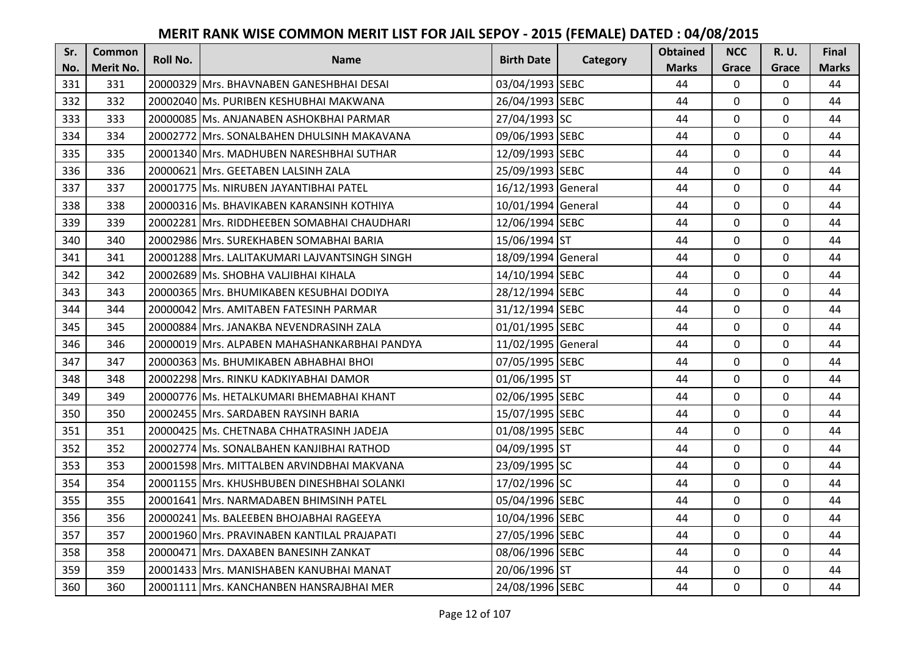# MERIT RANK WISE COMMON MERIT LIST FOR JAIL SEPOY - 2015 (FEMALE) DATED : 04/08/2015

| Sr. No. | Common Merit No. | Roll No. | Name | Birth Date | Category | Obtained Marks | NCC Grace | R. U. Grace | Final Marks |
|---|---|---|---|---|---|---|---|---|---|
| 331 | 331 | 20000329 | Mrs. BHAVNABEN GANESHBHAI DESAI | 03/04/1993 | SEBC | 44 | 0 | 0 | 44 |
| 332 | 332 | 20002040 | Ms. PURIBEN KESHUBHAI MAKWANA | 26/04/1993 | SEBC | 44 | 0 | 0 | 44 |
| 333 | 333 | 20000085 | Ms. ANJANABEN ASHOKBHAI PARMAR | 27/04/1993 | SC | 44 | 0 | 0 | 44 |
| 334 | 334 | 20002772 | Mrs. SONALBAHEN DHULSINH MAKAVANA | 09/06/1993 | SEBC | 44 | 0 | 0 | 44 |
| 335 | 335 | 20001340 | Mrs. MADHUBEN NARESHBHAI SUTHAR | 12/09/1993 | SEBC | 44 | 0 | 0 | 44 |
| 336 | 336 | 20000621 | Mrs. GEETABEN LALSINH ZALA | 25/09/1993 | SEBC | 44 | 0 | 0 | 44 |
| 337 | 337 | 20001775 | Ms. NIRUBEN JAYANTIBHAI PATEL | 16/12/1993 | General | 44 | 0 | 0 | 44 |
| 338 | 338 | 20000316 | Ms. BHAVIKABEN KARANSINH KOTHIYA | 10/01/1994 | General | 44 | 0 | 0 | 44 |
| 339 | 339 | 20002281 | Mrs. RIDDHEEBEN SOMABHAI CHAUDHARI | 12/06/1994 | SEBC | 44 | 0 | 0 | 44 |
| 340 | 340 | 20002986 | Mrs. SUREKHABEN SOMABHAI BARIA | 15/06/1994 | ST | 44 | 0 | 0 | 44 |
| 341 | 341 | 20001288 | Mrs. LALITAKUMARI LAJVANTSINGH SINGH | 18/09/1994 | General | 44 | 0 | 0 | 44 |
| 342 | 342 | 20002689 | Ms. SHOBHA VALJIBHAI KIHALA | 14/10/1994 | SEBC | 44 | 0 | 0 | 44 |
| 343 | 343 | 20000365 | Mrs. BHUMIKABEN KESUBHAI DODIYA | 28/12/1994 | SEBC | 44 | 0 | 0 | 44 |
| 344 | 344 | 20000042 | Mrs. AMITABEN FATESINH PARMAR | 31/12/1994 | SEBC | 44 | 0 | 0 | 44 |
| 345 | 345 | 20000884 | Mrs. JANAKBA NEVENDRASINH ZALA | 01/01/1995 | SEBC | 44 | 0 | 0 | 44 |
| 346 | 346 | 20000019 | Mrs. ALPABEN MAHASHANKARBHAI PANDYA | 11/02/1995 | General | 44 | 0 | 0 | 44 |
| 347 | 347 | 20000363 | Ms. BHUMIKABEN ABHABHAI BHOI | 07/05/1995 | SEBC | 44 | 0 | 0 | 44 |
| 348 | 348 | 20002298 | Mrs. RINKU KADKIYABHAI DAMOR | 01/06/1995 | ST | 44 | 0 | 0 | 44 |
| 349 | 349 | 20000776 | Ms. HETALKUMARI BHEMABHAI KHANT | 02/06/1995 | SEBC | 44 | 0 | 0 | 44 |
| 350 | 350 | 20002455 | Mrs. SARDABEN RAYSINH BARIA | 15/07/1995 | SEBC | 44 | 0 | 0 | 44 |
| 351 | 351 | 20000425 | Ms. CHETNABA CHHATRASINH JADEJA | 01/08/1995 | SEBC | 44 | 0 | 0 | 44 |
| 352 | 352 | 20002774 | Ms. SONALBAHEN KANJIBHAI RATHOD | 04/09/1995 | ST | 44 | 0 | 0 | 44 |
| 353 | 353 | 20001598 | Mrs. MITTALBEN ARVINDBHAI MAKVANA | 23/09/1995 | SC | 44 | 0 | 0 | 44 |
| 354 | 354 | 20001155 | Mrs. KHUSHBUBEN DINESHBHAI SOLANKI | 17/02/1996 | SC | 44 | 0 | 0 | 44 |
| 355 | 355 | 20001641 | Mrs. NARMADABEN BHIMSINH PATEL | 05/04/1996 | SEBC | 44 | 0 | 0 | 44 |
| 356 | 356 | 20000241 | Ms. BALEEBEN BHOJABHAI RAGEEYA | 10/04/1996 | SEBC | 44 | 0 | 0 | 44 |
| 357 | 357 | 20001960 | Mrs. PRAVINABEN KANTILAL PRAJAPATI | 27/05/1996 | SEBC | 44 | 0 | 0 | 44 |
| 358 | 358 | 20000471 | Mrs. DAXABEN BANESINH ZANKAT | 08/06/1996 | SEBC | 44 | 0 | 0 | 44 |
| 359 | 359 | 20001433 | Mrs. MANISHABEN KANUBHAI MANAT | 20/06/1996 | ST | 44 | 0 | 0 | 44 |
| 360 | 360 | 20001111 | Mrs. KANCHANBEN HANSRAJBHAI MER | 24/08/1996 | SEBC | 44 | 0 | 0 | 44 |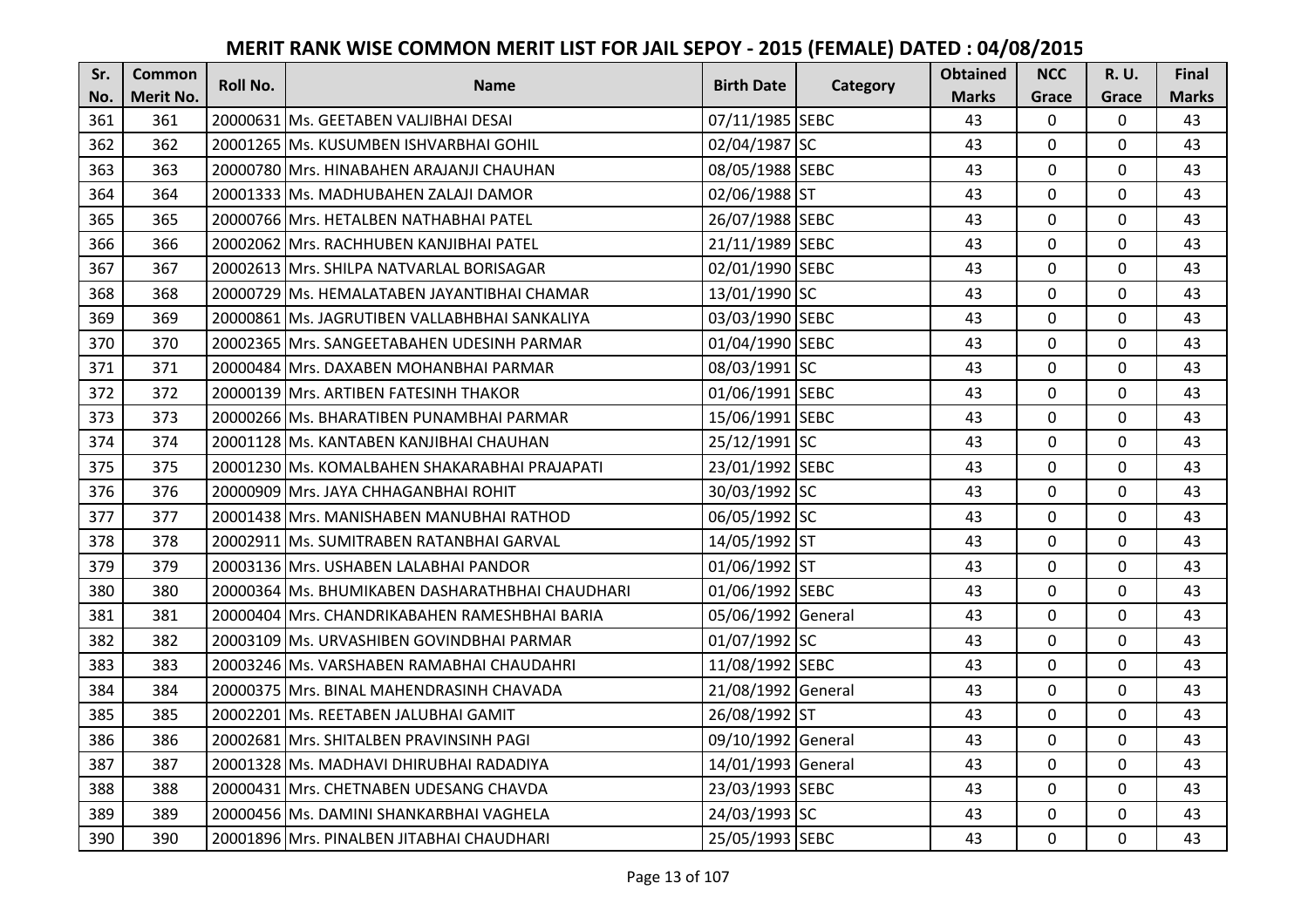# MERIT RANK WISE COMMON MERIT LIST FOR JAIL SEPOY - 2015 (FEMALE) DATED : 04/08/2015

| Sr. No. | Common Merit No. | Roll No. | Name | Birth Date | Category | Obtained Marks | NCC Grace | R. U. Grace | Final Marks |
|---|---|---|---|---|---|---|---|---|---|
| 361 | 361 | 20000631 | Ms. GEETABEN VALJIBHAI DESAI | 07/11/1985 | SEBC | 43 | 0 | 0 | 43 |
| 362 | 362 | 20001265 | Ms. KUSUMBEN ISHVARBHAI GOHIL | 02/04/1987 | SC | 43 | 0 | 0 | 43 |
| 363 | 363 | 20000780 | Mrs. HINABAHEN ARAJANJI CHAUHAN | 08/05/1988 | SEBC | 43 | 0 | 0 | 43 |
| 364 | 364 | 20001333 | Ms. MADHUBAHEN ZALAJI DAMOR | 02/06/1988 | ST | 43 | 0 | 0 | 43 |
| 365 | 365 | 20000766 | Mrs. HETALBEN NATHABHAI PATEL | 26/07/1988 | SEBC | 43 | 0 | 0 | 43 |
| 366 | 366 | 20002062 | Mrs. RACHHUBEN KANJIBHAI PATEL | 21/11/1989 | SEBC | 43 | 0 | 0 | 43 |
| 367 | 367 | 20002613 | Mrs. SHILPA NATVARLAL BORISAGAR | 02/01/1990 | SEBC | 43 | 0 | 0 | 43 |
| 368 | 368 | 20000729 | Ms. HEMALATABEN JAYANTIBHAI CHAMAR | 13/01/1990 | SC | 43 | 0 | 0 | 43 |
| 369 | 369 | 20000861 | Ms. JAGRUTIBEN VALLABHBHAI SANKALIYA | 03/03/1990 | SEBC | 43 | 0 | 0 | 43 |
| 370 | 370 | 20002365 | Mrs. SANGEETABAHEN UDESINH PARMAR | 01/04/1990 | SEBC | 43 | 0 | 0 | 43 |
| 371 | 371 | 20000484 | Mrs. DAXABEN MOHANBHAI PARMAR | 08/03/1991 | SC | 43 | 0 | 0 | 43 |
| 372 | 372 | 20000139 | Mrs. ARTIBEN FATESINH THAKOR | 01/06/1991 | SEBC | 43 | 0 | 0 | 43 |
| 373 | 373 | 20000266 | Ms. BHARATIBEN PUNAMBHAI PARMAR | 15/06/1991 | SEBC | 43 | 0 | 0 | 43 |
| 374 | 374 | 20001128 | Ms. KANTABEN KANJIBHAI CHAUHAN | 25/12/1991 | SC | 43 | 0 | 0 | 43 |
| 375 | 375 | 20001230 | Ms. KOMALBAHEN SHAKARABHAI PRAJAPATI | 23/01/1992 | SEBC | 43 | 0 | 0 | 43 |
| 376 | 376 | 20000909 | Mrs. JAYA CHHAGANBHAI ROHIT | 30/03/1992 | SC | 43 | 0 | 0 | 43 |
| 377 | 377 | 20001438 | Mrs. MANISHABEN MANUBHAI RATHOD | 06/05/1992 | SC | 43 | 0 | 0 | 43 |
| 378 | 378 | 20002911 | Ms. SUMITRABEN RATANBHAI GARVAL | 14/05/1992 | ST | 43 | 0 | 0 | 43 |
| 379 | 379 | 20003136 | Mrs. USHABEN LALABHAI PANDOR | 01/06/1992 | ST | 43 | 0 | 0 | 43 |
| 380 | 380 | 20000364 | Ms. BHUMIKABEN DASHARATHBHAI CHAUDHARI | 01/06/1992 | SEBC | 43 | 0 | 0 | 43 |
| 381 | 381 | 20000404 | Mrs. CHANDRIKABAHEN RAMESHBHAI BARIA | 05/06/1992 | General | 43 | 0 | 0 | 43 |
| 382 | 382 | 20003109 | Ms. URVASHIBEN GOVINDBHAI PARMAR | 01/07/1992 | SC | 43 | 0 | 0 | 43 |
| 383 | 383 | 20003246 | Ms. VARSHABEN RAMABHAI CHAUDAHRI | 11/08/1992 | SEBC | 43 | 0 | 0 | 43 |
| 384 | 384 | 20000375 | Mrs. BINAL MAHENDRASINH CHAVADA | 21/08/1992 | General | 43 | 0 | 0 | 43 |
| 385 | 385 | 20002201 | Ms. REETABEN JALUBHAI GAMIT | 26/08/1992 | ST | 43 | 0 | 0 | 43 |
| 386 | 386 | 20002681 | Mrs. SHITALBEN PRAVINSINH PAGI | 09/10/1992 | General | 43 | 0 | 0 | 43 |
| 387 | 387 | 20001328 | Ms. MADHAVI DHIRUBHAI RADADIYA | 14/01/1993 | General | 43 | 0 | 0 | 43 |
| 388 | 388 | 20000431 | Mrs. CHETNABEN UDESANG CHAVDA | 23/03/1993 | SEBC | 43 | 0 | 0 | 43 |
| 389 | 389 | 20000456 | Ms. DAMINI SHANKARBHAI VAGHELA | 24/03/1993 | SC | 43 | 0 | 0 | 43 |
| 390 | 390 | 20001896 | Mrs. PINALBEN JITABHAI CHAUDHARI | 25/05/1993 | SEBC | 43 | 0 | 0 | 43 |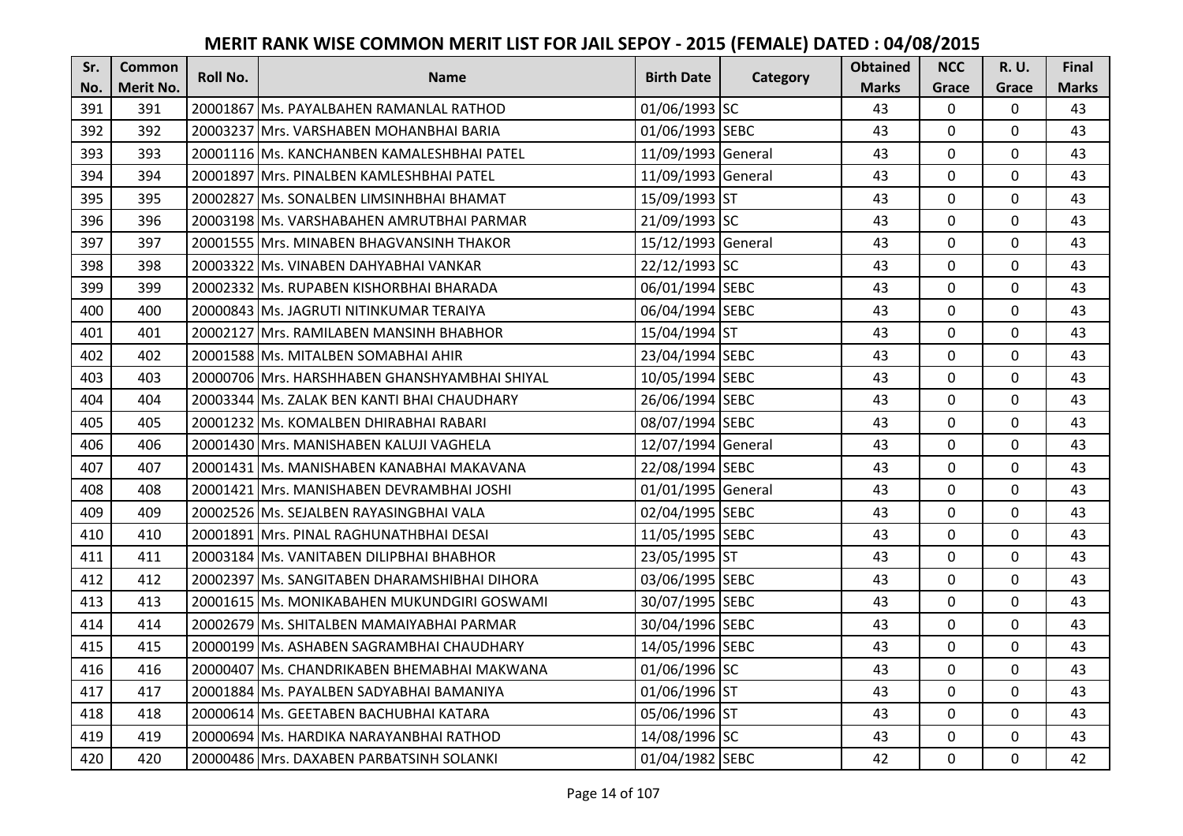# MERIT RANK WISE COMMON MERIT LIST FOR JAIL SEPOY - 2015 (FEMALE) DATED : 04/08/2015

| Sr. No. | Common Merit No. | Roll No. | Name | Birth Date | Category | Obtained Marks | NCC Grace | R. U. Grace | Final Marks |
|---|---|---|---|---|---|---|---|---|---|
| 391 | 391 | 20001867 | Ms. PAYALBAHEN RAMANLAL RATHOD | 01/06/1993 | SC | 43 | 0 | 0 | 43 |
| 392 | 392 | 20003237 | Mrs. VARSHABEN MOHANBHAI BARIA | 01/06/1993 | SEBC | 43 | 0 | 0 | 43 |
| 393 | 393 | 20001116 | Ms. KANCHANBEN KAMALESHBHAI PATEL | 11/09/1993 | General | 43 | 0 | 0 | 43 |
| 394 | 394 | 20001897 | Mrs. PINALBEN KAMLESHBHAI PATEL | 11/09/1993 | General | 43 | 0 | 0 | 43 |
| 395 | 395 | 20002827 | Ms. SONALBEN LIMSINHBHAI BHAMAT | 15/09/1993 | ST | 43 | 0 | 0 | 43 |
| 396 | 396 | 20003198 | Ms. VARSHABAHEN AMRUTBHAI PARMAR | 21/09/1993 | SC | 43 | 0 | 0 | 43 |
| 397 | 397 | 20001555 | Mrs. MINABEN BHAGVANSINH THAKOR | 15/12/1993 | General | 43 | 0 | 0 | 43 |
| 398 | 398 | 20003322 | Ms. VINABEN DAHYABHAI VANKAR | 22/12/1993 | SC | 43 | 0 | 0 | 43 |
| 399 | 399 | 20002332 | Ms. RUPABEN KISHORBHAI BHARADA | 06/01/1994 | SEBC | 43 | 0 | 0 | 43 |
| 400 | 400 | 20000843 | Ms. JAGRUTI NITINKUMAR TERAIYA | 06/04/1994 | SEBC | 43 | 0 | 0 | 43 |
| 401 | 401 | 20002127 | Mrs. RAMILABEN MANSINH BHABHOR | 15/04/1994 | ST | 43 | 0 | 0 | 43 |
| 402 | 402 | 20001588 | Ms. MITALBEN SOMABHAI AHIR | 23/04/1994 | SEBC | 43 | 0 | 0 | 43 |
| 403 | 403 | 20000706 | Mrs. HARSHHABEN GHANSHYAMBHAI SHIYAL | 10/05/1994 | SEBC | 43 | 0 | 0 | 43 |
| 404 | 404 | 20003344 | Ms. ZALAK BEN KANTI BHAI CHAUDHARY | 26/06/1994 | SEBC | 43 | 0 | 0 | 43 |
| 405 | 405 | 20001232 | Ms. KOMALBEN DHIRABHAI RABARI | 08/07/1994 | SEBC | 43 | 0 | 0 | 43 |
| 406 | 406 | 20001430 | Mrs. MANISHABEN KALUJI VAGHELA | 12/07/1994 | General | 43 | 0 | 0 | 43 |
| 407 | 407 | 20001431 | Ms. MANISHABEN KANABHAI MAKAVANA | 22/08/1994 | SEBC | 43 | 0 | 0 | 43 |
| 408 | 408 | 20001421 | Mrs. MANISHABEN DEVRAMBHAI JOSHI | 01/01/1995 | General | 43 | 0 | 0 | 43 |
| 409 | 409 | 20002526 | Ms. SEJALBEN RAYASINGBHAI VALA | 02/04/1995 | SEBC | 43 | 0 | 0 | 43 |
| 410 | 410 | 20001891 | Mrs. PINAL RAGHUNATHBHAI DESAI | 11/05/1995 | SEBC | 43 | 0 | 0 | 43 |
| 411 | 411 | 20003184 | Ms. VANITABEN DILIPBHAI BHABHOR | 23/05/1995 | ST | 43 | 0 | 0 | 43 |
| 412 | 412 | 20002397 | Ms. SANGITABEN DHARAMSHIBHAI DIHORA | 03/06/1995 | SEBC | 43 | 0 | 0 | 43 |
| 413 | 413 | 20001615 | Ms. MONIKABAHEN MUKUNDGIRI GOSWAMI | 30/07/1995 | SEBC | 43 | 0 | 0 | 43 |
| 414 | 414 | 20002679 | Ms. SHITALBEN MAMAIYABHAI PARMAR | 30/04/1996 | SEBC | 43 | 0 | 0 | 43 |
| 415 | 415 | 20000199 | Ms. ASHABEN SAGRAMBHAI CHAUDHARY | 14/05/1996 | SEBC | 43 | 0 | 0 | 43 |
| 416 | 416 | 20000407 | Ms. CHANDRIKABEN BHEMABHAI MAKWANA | 01/06/1996 | SC | 43 | 0 | 0 | 43 |
| 417 | 417 | 20001884 | Ms. PAYALBEN SADYABHAI BAMANIYA | 01/06/1996 | ST | 43 | 0 | 0 | 43 |
| 418 | 418 | 20000614 | Ms. GEETABEN BACHUBHAI KATARA | 05/06/1996 | ST | 43 | 0 | 0 | 43 |
| 419 | 419 | 20000694 | Ms. HARDIKA NARAYANBHAI RATHOD | 14/08/1996 | SC | 43 | 0 | 0 | 43 |
| 420 | 420 | 20000486 | Mrs. DAXABEN PARBATSINH SOLANKI | 01/04/1982 | SEBC | 42 | 0 | 0 | 42 |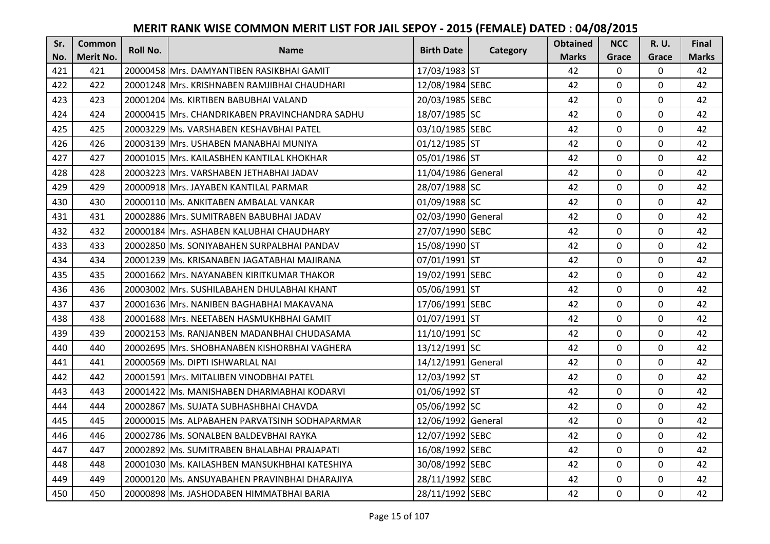# MERIT RANK WISE COMMON MERIT LIST FOR JAIL SEPOY - 2015 (FEMALE) DATED : 04/08/2015

| Sr. No. | Common Merit No. | Roll No. | Name | Birth Date | Category | Obtained Marks | NCC Grace | R. U. Grace | Final Marks |
|---|---|---|---|---|---|---|---|---|---|
| 421 | 421 | 20000458 | Mrs. DAMYANTIBEN RASIKBHAI GAMIT | 17/03/1983 | ST | 42 | 0 | 0 | 42 |
| 422 | 422 | 20001248 | Mrs. KRISHNABEN RAMJIBHAI CHAUDHARI | 12/08/1984 | SEBC | 42 | 0 | 0 | 42 |
| 423 | 423 | 20001204 | Ms. KIRTIBEN BABUBHAI VALAND | 20/03/1985 | SEBC | 42 | 0 | 0 | 42 |
| 424 | 424 | 20000415 | Mrs. CHANDRIKABEN PRAVINCHANDRA SADHU | 18/07/1985 | SC | 42 | 0 | 0 | 42 |
| 425 | 425 | 20003229 | Ms. VARSHABEN KESHAVBHAI PATEL | 03/10/1985 | SEBC | 42 | 0 | 0 | 42 |
| 426 | 426 | 20003139 | Mrs. USHABEN MANABHAI MUNIYA | 01/12/1985 | ST | 42 | 0 | 0 | 42 |
| 427 | 427 | 20001015 | Mrs. KAILASBHEN KANTILAL KHOKHAR | 05/01/1986 | ST | 42 | 0 | 0 | 42 |
| 428 | 428 | 20003223 | Mrs. VARSHABEN JETHABHAI JADAV | 11/04/1986 | General | 42 | 0 | 0 | 42 |
| 429 | 429 | 20000918 | Mrs. JAYABEN KANTILAL PARMAR | 28/07/1988 | SC | 42 | 0 | 0 | 42 |
| 430 | 430 | 20000110 | Ms. ANKITABEN AMBALAL VANKAR | 01/09/1988 | SC | 42 | 0 | 0 | 42 |
| 431 | 431 | 20002886 | Mrs. SUMITRABEN BABUBHAI JADAV | 02/03/1990 | General | 42 | 0 | 0 | 42 |
| 432 | 432 | 20000184 | Mrs. ASHABEN KALUBHAI CHAUDHARY | 27/07/1990 | SEBC | 42 | 0 | 0 | 42 |
| 433 | 433 | 20002850 | Ms. SONIYABAHEN SURPALBHAI PANDAV | 15/08/1990 | ST | 42 | 0 | 0 | 42 |
| 434 | 434 | 20001239 | Ms. KRISANABEN JAGATABHAI MAJIRANA | 07/01/1991 | ST | 42 | 0 | 0 | 42 |
| 435 | 435 | 20001662 | Mrs. NAYANABEN KIRITKUMAR THAKOR | 19/02/1991 | SEBC | 42 | 0 | 0 | 42 |
| 436 | 436 | 20003002 | Mrs. SUSHILABAHEN DHULABHAI KHANT | 05/06/1991 | ST | 42 | 0 | 0 | 42 |
| 437 | 437 | 20001636 | Mrs. NANIBEN BAGHABHAI MAKAVANA | 17/06/1991 | SEBC | 42 | 0 | 0 | 42 |
| 438 | 438 | 20001688 | Mrs. NEETABEN HASMUKHBHAI GAMIT | 01/07/1991 | ST | 42 | 0 | 0 | 42 |
| 439 | 439 | 20002153 | Ms. RANJANBEN MADANBHAI CHUDASAMA | 11/10/1991 | SC | 42 | 0 | 0 | 42 |
| 440 | 440 | 20002695 | Mrs. SHOBHANABEN KISHORBHAI VAGHERA | 13/12/1991 | SC | 42 | 0 | 0 | 42 |
| 441 | 441 | 20000569 | Ms. DIPTI ISHWARLAL NAI | 14/12/1991 | General | 42 | 0 | 0 | 42 |
| 442 | 442 | 20001591 | Mrs. MITALIBEN VINODBHAI PATEL | 12/03/1992 | ST | 42 | 0 | 0 | 42 |
| 443 | 443 | 20001422 | Ms. MANISHABEN DHARMABHAI KODARVI | 01/06/1992 | ST | 42 | 0 | 0 | 42 |
| 444 | 444 | 20002867 | Ms. SUJATA SUBHASHBHAI CHAVDA | 05/06/1992 | SC | 42 | 0 | 0 | 42 |
| 445 | 445 | 20000015 | Ms. ALPABAHEN PARVATSINH SODHAPARMAR | 12/06/1992 | General | 42 | 0 | 0 | 42 |
| 446 | 446 | 20002786 | Ms. SONALBEN BALDEVBHAI RAYKA | 12/07/1992 | SEBC | 42 | 0 | 0 | 42 |
| 447 | 447 | 20002892 | Ms. SUMITRABEN BHALABHAI PRAJAPATI | 16/08/1992 | SEBC | 42 | 0 | 0 | 42 |
| 448 | 448 | 20001030 | Ms. KAILASHBEN MANSUKHBHAI KATESHIYA | 30/08/1992 | SEBC | 42 | 0 | 0 | 42 |
| 449 | 449 | 20000120 | Ms. ANSUYABAHEN PRAVINBHAI DHARAJIYA | 28/11/1992 | SEBC | 42 | 0 | 0 | 42 |
| 450 | 450 | 20000898 | Ms. JASHODABEN HIMMATBHAI BARIA | 28/11/1992 | SEBC | 42 | 0 | 0 | 42 |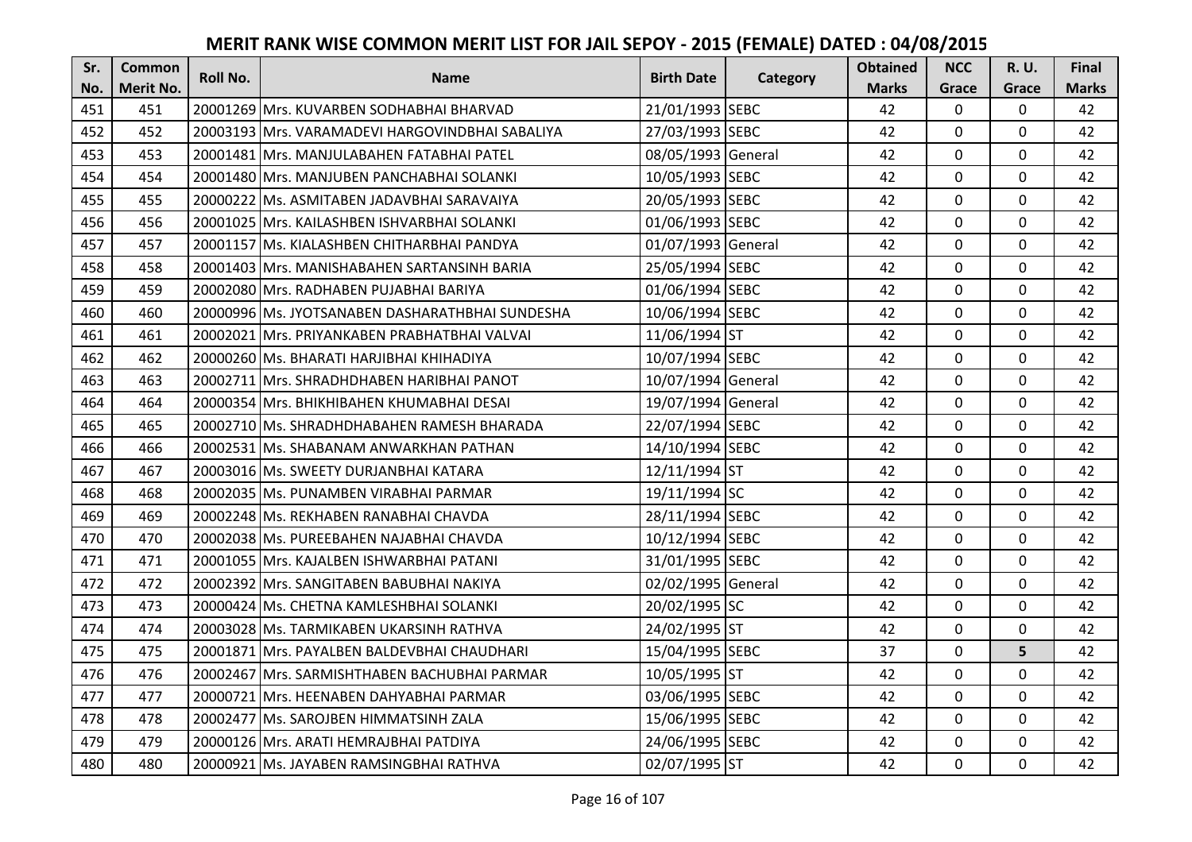# MERIT RANK WISE COMMON MERIT LIST FOR JAIL SEPOY - 2015 (FEMALE) DATED : 04/08/2015

| Sr. No. | Common Merit No. | Roll No. | Name | Birth Date | Category | Obtained Marks | NCC Grace | R. U. Grace | Final Marks |
|---|---|---|---|---|---|---|---|---|---|
| 451 | 451 | 20001269 | Mrs. KUVARBEN SODHABHAI BHARVAD | 21/01/1993 | SEBC | 42 | 0 | 0 | 42 |
| 452 | 452 | 20003193 | Mrs. VARAMADEVI HARGOVINDBHAI SABALIYA | 27/03/1993 | SEBC | 42 | 0 | 0 | 42 |
| 453 | 453 | 20001481 | Mrs. MANJULABAHEN FATABHAI PATEL | 08/05/1993 | General | 42 | 0 | 0 | 42 |
| 454 | 454 | 20001480 | Mrs. MANJUBEN PANCHABHAI SOLANKI | 10/05/1993 | SEBC | 42 | 0 | 0 | 42 |
| 455 | 455 | 20000222 | Ms. ASMITABEN JADAVBHAI SARAVAIYA | 20/05/1993 | SEBC | 42 | 0 | 0 | 42 |
| 456 | 456 | 20001025 | Mrs. KAILASHBEN ISHVARBHAI SOLANKI | 01/06/1993 | SEBC | 42 | 0 | 0 | 42 |
| 457 | 457 | 20001157 | Ms. KIALASHBEN CHITHARBHAI PANDYA | 01/07/1993 | General | 42 | 0 | 0 | 42 |
| 458 | 458 | 20001403 | Mrs. MANISHABAHEN SARTANSINH BARIA | 25/05/1994 | SEBC | 42 | 0 | 0 | 42 |
| 459 | 459 | 20002080 | Mrs. RADHABEN PUJABHAI BARIYA | 01/06/1994 | SEBC | 42 | 0 | 0 | 42 |
| 460 | 460 | 20000996 | Ms. JYOTSANABEN DASHARATHBHAI SUNDESHA | 10/06/1994 | SEBC | 42 | 0 | 0 | 42 |
| 461 | 461 | 20002021 | Mrs. PRIYANKABEN PRABHATBHAI VALVAI | 11/06/1994 | ST | 42 | 0 | 0 | 42 |
| 462 | 462 | 20000260 | Ms. BHARATI HARJIBHAI KHIHADIYA | 10/07/1994 | SEBC | 42 | 0 | 0 | 42 |
| 463 | 463 | 20002711 | Mrs. SHRADHDHABEN HARIBHAI PANOT | 10/07/1994 | General | 42 | 0 | 0 | 42 |
| 464 | 464 | 20000354 | Mrs. BHIKHIBAHEN KHUMABHAI DESAI | 19/07/1994 | General | 42 | 0 | 0 | 42 |
| 465 | 465 | 20002710 | Ms. SHRADHDHABAHEN RAMESH BHARADA | 22/07/1994 | SEBC | 42 | 0 | 0 | 42 |
| 466 | 466 | 20002531 | Ms. SHABANAM ANWARKHAN PATHAN | 14/10/1994 | SEBC | 42 | 0 | 0 | 42 |
| 467 | 467 | 20003016 | Ms. SWEETY DURJANBHAI KATARA | 12/11/1994 | ST | 42 | 0 | 0 | 42 |
| 468 | 468 | 20002035 | Ms. PUNAMBEN VIRABHAI PARMAR | 19/11/1994 | SC | 42 | 0 | 0 | 42 |
| 469 | 469 | 20002248 | Ms. REKHABEN RANABHAI CHAVDA | 28/11/1994 | SEBC | 42 | 0 | 0 | 42 |
| 470 | 470 | 20002038 | Ms. PUREEBAHEN NAJABHAI CHAVDA | 10/12/1994 | SEBC | 42 | 0 | 0 | 42 |
| 471 | 471 | 20001055 | Mrs. KAJALBEN ISHWARBHAI PATANI | 31/01/1995 | SEBC | 42 | 0 | 0 | 42 |
| 472 | 472 | 20002392 | Mrs. SANGITABEN BABUBHAI NAKIYA | 02/02/1995 | General | 42 | 0 | 0 | 42 |
| 473 | 473 | 20000424 | Ms. CHETNA KAMLESHBHAI SOLANKI | 20/02/1995 | SC | 42 | 0 | 0 | 42 |
| 474 | 474 | 20003028 | Ms. TARMIKABEN UKARSINH RATHVA | 24/02/1995 | ST | 42 | 0 | 0 | 42 |
| 475 | 475 | 20001871 | Mrs. PAYALBEN BALDEVBHAI CHAUDHARI | 15/04/1995 | SEBC | 37 | 0 | 5 | 42 |
| 476 | 476 | 20002467 | Mrs. SARMISHTHABEN BACHUBHAI PARMAR | 10/05/1995 | ST | 42 | 0 | 0 | 42 |
| 477 | 477 | 20000721 | Mrs. HEENABEN DAHYABHAI PARMAR | 03/06/1995 | SEBC | 42 | 0 | 0 | 42 |
| 478 | 478 | 20002477 | Ms. SAROJBEN HIMMATSINH ZALA | 15/06/1995 | SEBC | 42 | 0 | 0 | 42 |
| 479 | 479 | 20000126 | Mrs. ARATI HEMRAJBHAI PATDIYA | 24/06/1995 | SEBC | 42 | 0 | 0 | 42 |
| 480 | 480 | 20000921 | Ms. JAYABEN RAMSINGBHAI RATHVA | 02/07/1995 | ST | 42 | 0 | 0 | 42 |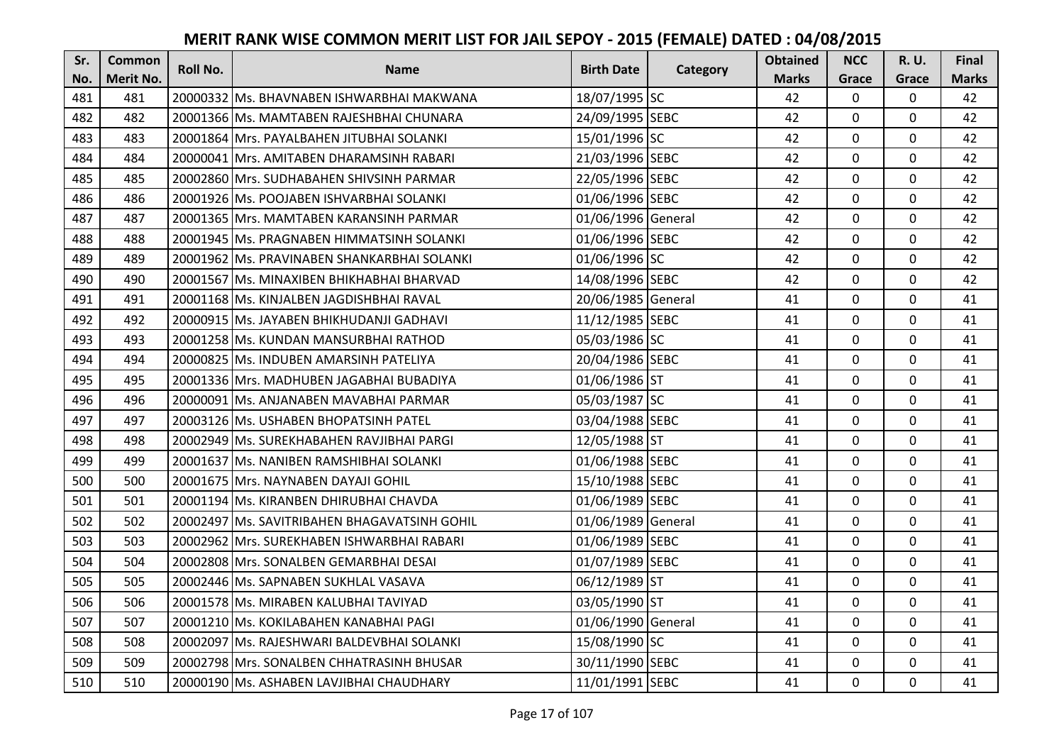# MERIT RANK WISE COMMON MERIT LIST FOR JAIL SEPOY - 2015 (FEMALE) DATED : 04/08/2015

| Sr. No. | Common Merit No. | Roll No. | Name | Birth Date | Category | Obtained Marks | NCC Grace | R. U. Grace | Final Marks |
|---|---|---|---|---|---|---|---|---|---|
| 481 | 481 | 20000332 | Ms. BHAVNABEN ISHWARBHAI MAKWANA | 18/07/1995 | SC | 42 | 0 | 0 | 42 |
| 482 | 482 | 20001366 | Ms. MAMTABEN RAJESHBHAI CHUNARA | 24/09/1995 | SEBC | 42 | 0 | 0 | 42 |
| 483 | 483 | 20001864 | Mrs. PAYALBAHEN JITUBHAI SOLANKI | 15/01/1996 | SC | 42 | 0 | 0 | 42 |
| 484 | 484 | 20000041 | Mrs. AMITABEN DHARAMSINH RABARI | 21/03/1996 | SEBC | 42 | 0 | 0 | 42 |
| 485 | 485 | 20002860 | Mrs. SUDHABAHEN SHIVSINH PARMAR | 22/05/1996 | SEBC | 42 | 0 | 0 | 42 |
| 486 | 486 | 20001926 | Ms. POOJABEN ISHVARBHAI SOLANKI | 01/06/1996 | SEBC | 42 | 0 | 0 | 42 |
| 487 | 487 | 20001365 | Mrs. MAMTABEN KARANSINH PARMAR | 01/06/1996 | General | 42 | 0 | 0 | 42 |
| 488 | 488 | 20001945 | Ms. PRAGNABEN HIMMATSINH SOLANKI | 01/06/1996 | SEBC | 42 | 0 | 0 | 42 |
| 489 | 489 | 20001962 | Ms. PRAVINABEN SHANKARBHAI SOLANKI | 01/06/1996 | SC | 42 | 0 | 0 | 42 |
| 490 | 490 | 20001567 | Ms. MINAXIBEN BHIKHABHAI BHARVAD | 14/08/1996 | SEBC | 42 | 0 | 0 | 42 |
| 491 | 491 | 20001168 | Ms. KINJALBEN JAGDISHBHAI RAVAL | 20/06/1985 | General | 41 | 0 | 0 | 41 |
| 492 | 492 | 20000915 | Ms. JAYABEN BHIKHUDANJI GADHAVI | 11/12/1985 | SEBC | 41 | 0 | 0 | 41 |
| 493 | 493 | 20001258 | Ms. KUNDAN MANSURBHAI RATHOD | 05/03/1986 | SC | 41 | 0 | 0 | 41 |
| 494 | 494 | 20000825 | Ms. INDUBEN AMARSINH PATELIYA | 20/04/1986 | SEBC | 41 | 0 | 0 | 41 |
| 495 | 495 | 20001336 | Mrs. MADHUBEN JAGABHAI BUBADIYA | 01/06/1986 | ST | 41 | 0 | 0 | 41 |
| 496 | 496 | 20000091 | Ms. ANJANABEN MAVABHAI PARMAR | 05/03/1987 | SC | 41 | 0 | 0 | 41 |
| 497 | 497 | 20003126 | Ms. USHABEN BHOPATSINH PATEL | 03/04/1988 | SEBC | 41 | 0 | 0 | 41 |
| 498 | 498 | 20002949 | Ms. SUREKHABAHEN RAVJIBHAI PARGI | 12/05/1988 | ST | 41 | 0 | 0 | 41 |
| 499 | 499 | 20001637 | Ms. NANIBEN RAMSHIBHAI SOLANKI | 01/06/1988 | SEBC | 41 | 0 | 0 | 41 |
| 500 | 500 | 20001675 | Mrs. NAYNABEN DAYAJI GOHIL | 15/10/1988 | SEBC | 41 | 0 | 0 | 41 |
| 501 | 501 | 20001194 | Ms. KIRANBEN DHIRUBHAI CHAVDA | 01/06/1989 | SEBC | 41 | 0 | 0 | 41 |
| 502 | 502 | 20002497 | Ms. SAVITRIBAHEN BHAGAVATSINH GOHIL | 01/06/1989 | General | 41 | 0 | 0 | 41 |
| 503 | 503 | 20002962 | Mrs. SUREKHABEN ISHWARBHAI RABARI | 01/06/1989 | SEBC | 41 | 0 | 0 | 41 |
| 504 | 504 | 20002808 | Mrs. SONALBEN GEMARBHAI DESAI | 01/07/1989 | SEBC | 41 | 0 | 0 | 41 |
| 505 | 505 | 20002446 | Ms. SAPNABEN SUKHLAL VASAVA | 06/12/1989 | ST | 41 | 0 | 0 | 41 |
| 506 | 506 | 20001578 | Ms. MIRABEN KALUBHAI TAVIYAD | 03/05/1990 | ST | 41 | 0 | 0 | 41 |
| 507 | 507 | 20001210 | Ms. KOKILABAHEN KANABHAI PAGI | 01/06/1990 | General | 41 | 0 | 0 | 41 |
| 508 | 508 | 20002097 | Ms. RAJESHWARI BALDEVBHAI SOLANKI | 15/08/1990 | SC | 41 | 0 | 0 | 41 |
| 509 | 509 | 20002798 | Mrs. SONALBEN CHHATRASINH BHUSAR | 30/11/1990 | SEBC | 41 | 0 | 0 | 41 |
| 510 | 510 | 20000190 | Ms. ASHABEN LAVJIBHAI CHAUDHARY | 11/01/1991 | SEBC | 41 | 0 | 0 | 41 |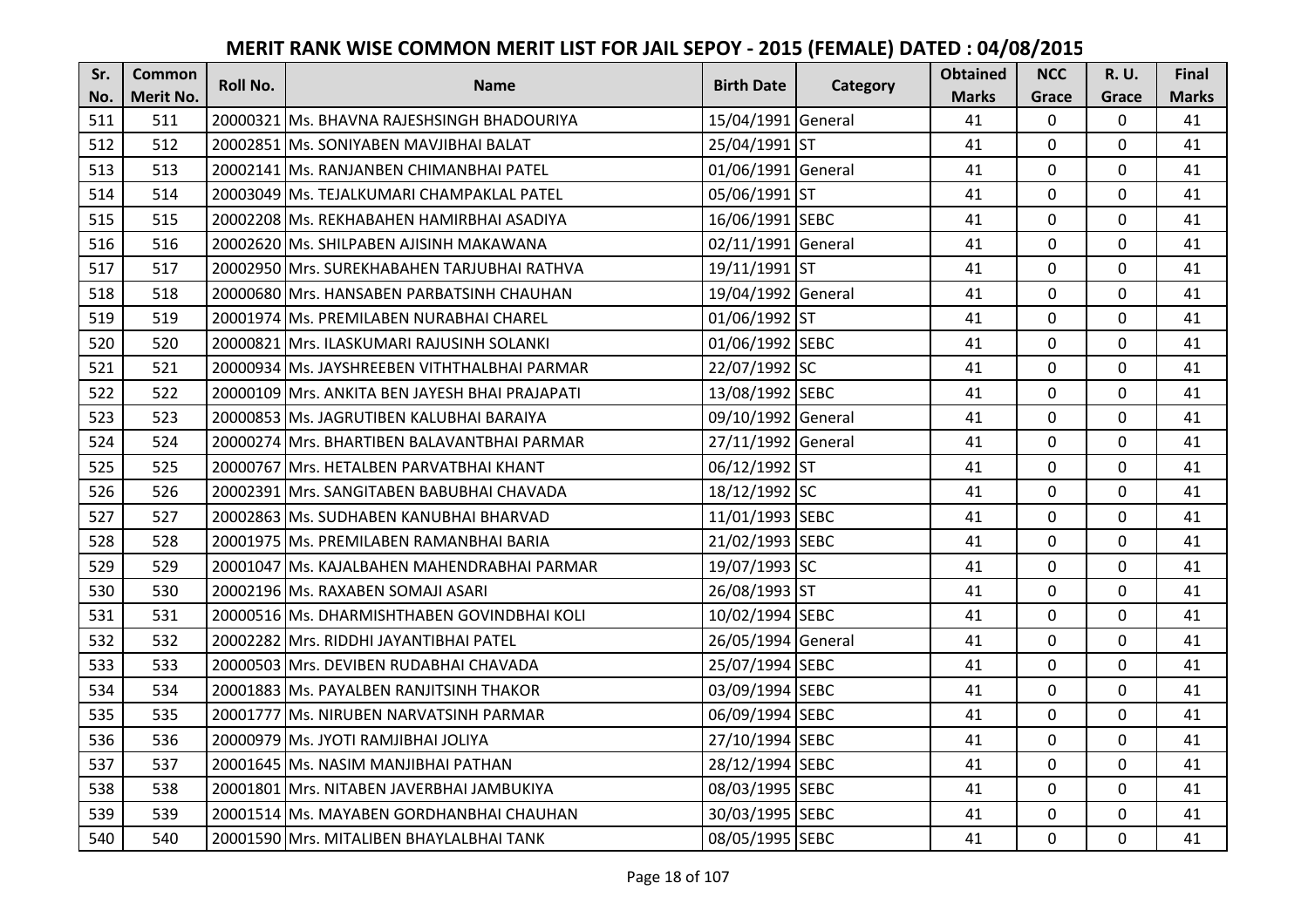# MERIT RANK WISE COMMON MERIT LIST FOR JAIL SEPOY - 2015 (FEMALE) DATED : 04/08/2015

| Sr. No. | Common Merit No. | Roll No. | Name | Birth Date | Category | Obtained Marks | NCC Grace | R. U. Grace | Final Marks |
|---|---|---|---|---|---|---|---|---|---|
| 511 | 511 | 20000321 | Ms. BHAVNA RAJESHSINGH BHADOURIYA | 15/04/1991 | General | 41 | 0 | 0 | 41 |
| 512 | 512 | 20002851 | Ms. SONIYABEN MAVJIBHAI BALAT | 25/04/1991 | ST | 41 | 0 | 0 | 41 |
| 513 | 513 | 20002141 | Ms. RANJANBEN CHIMANBHAI PATEL | 01/06/1991 | General | 41 | 0 | 0 | 41 |
| 514 | 514 | 20003049 | Ms. TEJALKUMARI CHAMPAKLAL PATEL | 05/06/1991 | ST | 41 | 0 | 0 | 41 |
| 515 | 515 | 20002208 | Ms. REKHABAHEN HAMIRBHAI ASADIYA | 16/06/1991 | SEBC | 41 | 0 | 0 | 41 |
| 516 | 516 | 20002620 | Ms. SHILPABEN AJISINH MAKAWANA | 02/11/1991 | General | 41 | 0 | 0 | 41 |
| 517 | 517 | 20002950 | Mrs. SUREKHABAHEN TARJUBHAI RATHVA | 19/11/1991 | ST | 41 | 0 | 0 | 41 |
| 518 | 518 | 20000680 | Mrs. HANSABEN PARBATSINH CHAUHAN | 19/04/1992 | General | 41 | 0 | 0 | 41 |
| 519 | 519 | 20001974 | Ms. PREMILABEN NURABHAI CHAREL | 01/06/1992 | ST | 41 | 0 | 0 | 41 |
| 520 | 520 | 20000821 | Mrs. ILASKUMARI RAJUSINH SOLANKI | 01/06/1992 | SEBC | 41 | 0 | 0 | 41 |
| 521 | 521 | 20000934 | Ms. JAYSHREEBEN VITHTHALBHAI PARMAR | 22/07/1992 | SC | 41 | 0 | 0 | 41 |
| 522 | 522 | 20000109 | Mrs. ANKITA BEN JAYESH BHAI PRAJAPATI | 13/08/1992 | SEBC | 41 | 0 | 0 | 41 |
| 523 | 523 | 20000853 | Ms. JAGRUTIBEN KALUBHAI BARAIYA | 09/10/1992 | General | 41 | 0 | 0 | 41 |
| 524 | 524 | 20000274 | Mrs. BHARTIBEN BALAVANTBHAI PARMAR | 27/11/1992 | General | 41 | 0 | 0 | 41 |
| 525 | 525 | 20000767 | Mrs. HETALBEN PARVATBHAI KHANT | 06/12/1992 | ST | 41 | 0 | 0 | 41 |
| 526 | 526 | 20002391 | Mrs. SANGITABEN BABUBHAI CHAVADA | 18/12/1992 | SC | 41 | 0 | 0 | 41 |
| 527 | 527 | 20002863 | Ms. SUDHABEN KANUBHAI BHARVAD | 11/01/1993 | SEBC | 41 | 0 | 0 | 41 |
| 528 | 528 | 20001975 | Ms. PREMILABEN RAMANBHAI BARIA | 21/02/1993 | SEBC | 41 | 0 | 0 | 41 |
| 529 | 529 | 20001047 | Ms. KAJALBAHEN MAHENDRABHAI PARMAR | 19/07/1993 | SC | 41 | 0 | 0 | 41 |
| 530 | 530 | 20002196 | Ms. RAXABEN SOMAJI ASARI | 26/08/1993 | ST | 41 | 0 | 0 | 41 |
| 531 | 531 | 20000516 | Ms. DHARMISHTHABEN GOVINDBHAI KOLI | 10/02/1994 | SEBC | 41 | 0 | 0 | 41 |
| 532 | 532 | 20002282 | Mrs. RIDDHI JAYANTIBHAI PATEL | 26/05/1994 | General | 41 | 0 | 0 | 41 |
| 533 | 533 | 20000503 | Mrs. DEVIBEN RUDABHAI CHAVADA | 25/07/1994 | SEBC | 41 | 0 | 0 | 41 |
| 534 | 534 | 20001883 | Ms. PAYALBEN RANJITSINH THAKOR | 03/09/1994 | SEBC | 41 | 0 | 0 | 41 |
| 535 | 535 | 20001777 | Ms. NIRUBEN NARVATSINH PARMAR | 06/09/1994 | SEBC | 41 | 0 | 0 | 41 |
| 536 | 536 | 20000979 | Ms. JYOTI RAMJIBHAI JOLIYA | 27/10/1994 | SEBC | 41 | 0 | 0 | 41 |
| 537 | 537 | 20001645 | Ms. NASIM MANJIBHAI PATHAN | 28/12/1994 | SEBC | 41 | 0 | 0 | 41 |
| 538 | 538 | 20001801 | Mrs. NITABEN JAVERBHAI JAMBUKIYA | 08/03/1995 | SEBC | 41 | 0 | 0 | 41 |
| 539 | 539 | 20001514 | Ms. MAYABEN GORDHANBHAI CHAUHAN | 30/03/1995 | SEBC | 41 | 0 | 0 | 41 |
| 540 | 540 | 20001590 | Mrs. MITALIBEN BHAYLALBHAI TANK | 08/05/1995 | SEBC | 41 | 0 | 0 | 41 |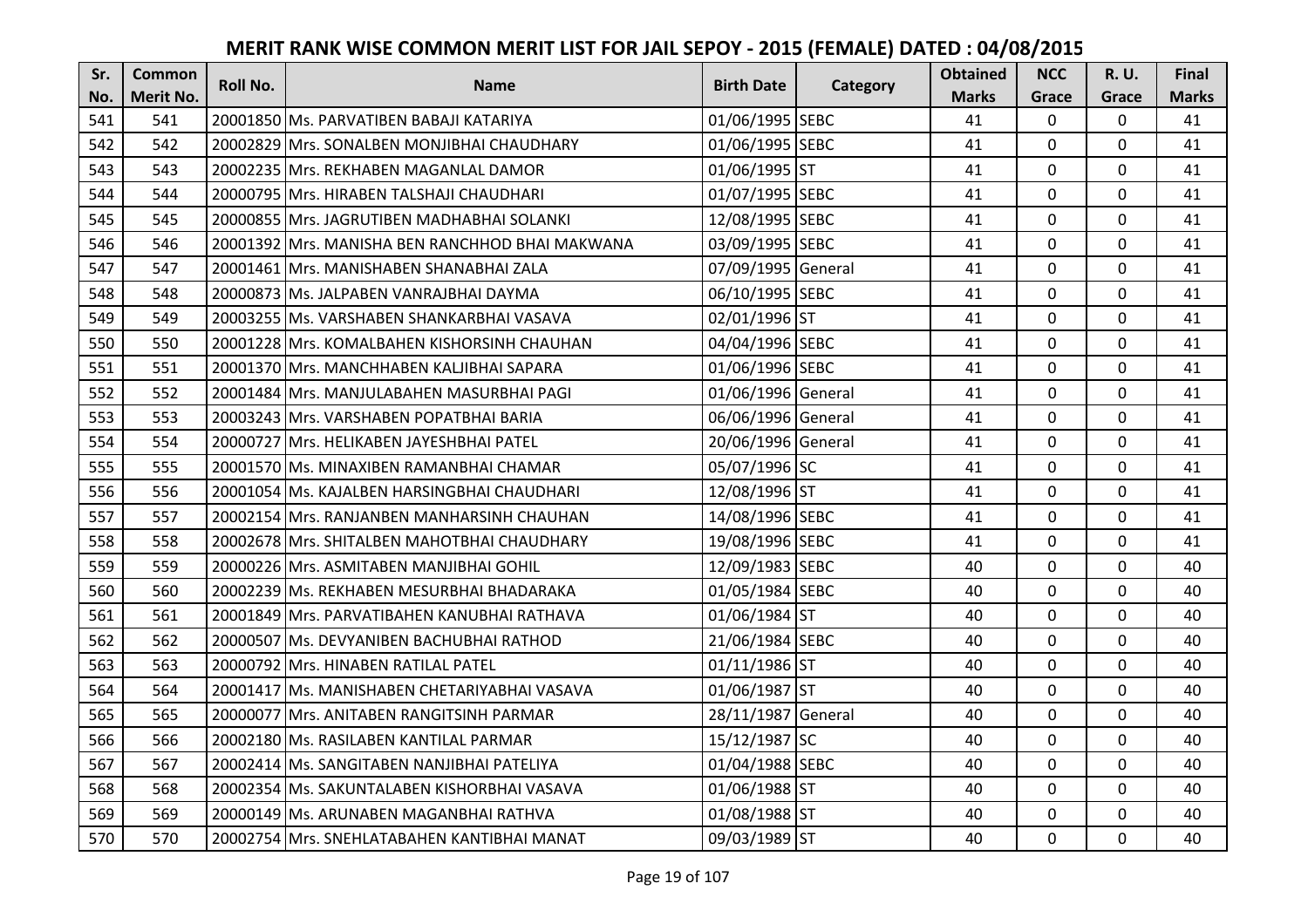# MERIT RANK WISE COMMON MERIT LIST FOR JAIL SEPOY - 2015 (FEMALE) DATED : 04/08/2015

| Sr. No. | Common Merit No. | Roll No. | Name | Birth Date | Category | Obtained Marks | NCC Grace | R. U. Grace | Final Marks |
|---|---|---|---|---|---|---|---|---|---|
| 541 | 541 | 20001850 | Ms. PARVATIBEN BABAJI KATARIYA | 01/06/1995 | SEBC | 41 | 0 | 0 | 41 |
| 542 | 542 | 20002829 | Mrs. SONALBEN MONJIBHAI CHAUDHARY | 01/06/1995 | SEBC | 41 | 0 | 0 | 41 |
| 543 | 543 | 20002235 | Mrs. REKHABEN MAGANLAL DAMOR | 01/06/1995 | ST | 41 | 0 | 0 | 41 |
| 544 | 544 | 20000795 | Mrs. HIRABEN TALSHAJI CHAUDHARI | 01/07/1995 | SEBC | 41 | 0 | 0 | 41 |
| 545 | 545 | 20000855 | Mrs. JAGRUTIBEN MADHABHAI SOLANKI | 12/08/1995 | SEBC | 41 | 0 | 0 | 41 |
| 546 | 546 | 20001392 | Mrs. MANISHA BEN RANCHHOD BHAI MAKWANA | 03/09/1995 | SEBC | 41 | 0 | 0 | 41 |
| 547 | 547 | 20001461 | Mrs. MANISHABEN SHANABHAI ZALA | 07/09/1995 | General | 41 | 0 | 0 | 41 |
| 548 | 548 | 20000873 | Ms. JALPABEN VANRAJBHAI DAYMA | 06/10/1995 | SEBC | 41 | 0 | 0 | 41 |
| 549 | 549 | 20003255 | Ms. VARSHABEN SHANKARBHAI VASAVA | 02/01/1996 | ST | 41 | 0 | 0 | 41 |
| 550 | 550 | 20001228 | Mrs. KOMALBAHEN KISHORSINH CHAUHAN | 04/04/1996 | SEBC | 41 | 0 | 0 | 41 |
| 551 | 551 | 20001370 | Mrs. MANCHHABEN KALJIBHAI SAPARA | 01/06/1996 | SEBC | 41 | 0 | 0 | 41 |
| 552 | 552 | 20001484 | Mrs. MANJULABAHEN MASURBHAI PAGI | 01/06/1996 | General | 41 | 0 | 0 | 41 |
| 553 | 553 | 20003243 | Mrs. VARSHABEN POPATBHAI BARIA | 06/06/1996 | General | 41 | 0 | 0 | 41 |
| 554 | 554 | 20000727 | Mrs. HELIKABEN JAYESHBHAI PATEL | 20/06/1996 | General | 41 | 0 | 0 | 41 |
| 555 | 555 | 20001570 | Ms. MINAXIBEN RAMANBHAI CHAMAR | 05/07/1996 | SC | 41 | 0 | 0 | 41 |
| 556 | 556 | 20001054 | Ms. KAJALBEN HARSINGBHAI CHAUDHARI | 12/08/1996 | ST | 41 | 0 | 0 | 41 |
| 557 | 557 | 20002154 | Mrs. RANJANBEN MANHARSINH CHAUHAN | 14/08/1996 | SEBC | 41 | 0 | 0 | 41 |
| 558 | 558 | 20002678 | Mrs. SHITALBEN MAHOTBHAI CHAUDHARY | 19/08/1996 | SEBC | 41 | 0 | 0 | 41 |
| 559 | 559 | 20000226 | Mrs. ASMITABEN MANJIBHAI GOHIL | 12/09/1983 | SEBC | 40 | 0 | 0 | 40 |
| 560 | 560 | 20002239 | Ms. REKHABEN MESURBHAI BHADARAKA | 01/05/1984 | SEBC | 40 | 0 | 0 | 40 |
| 561 | 561 | 20001849 | Mrs. PARVATIBAHEN KANUBHAI RATHAVA | 01/06/1984 | ST | 40 | 0 | 0 | 40 |
| 562 | 562 | 20000507 | Ms. DEVYANIBEN BACHUBHAI RATHOD | 21/06/1984 | SEBC | 40 | 0 | 0 | 40 |
| 563 | 563 | 20000792 | Mrs. HINABEN RATILAL PATEL | 01/11/1986 | ST | 40 | 0 | 0 | 40 |
| 564 | 564 | 20001417 | Ms. MANISHABEN CHETARIYABHAI VASAVA | 01/06/1987 | ST | 40 | 0 | 0 | 40 |
| 565 | 565 | 20000077 | Mrs. ANITABEN RANGITSINH PARMAR | 28/11/1987 | General | 40 | 0 | 0 | 40 |
| 566 | 566 | 20002180 | Ms. RASILABEN KANTILAL PARMAR | 15/12/1987 | SC | 40 | 0 | 0 | 40 |
| 567 | 567 | 20002414 | Ms. SANGITABEN NANJIBHAI PATELIYA | 01/04/1988 | SEBC | 40 | 0 | 0 | 40 |
| 568 | 568 | 20002354 | Ms. SAKUNTALABEN KISHORBHAI VASAVA | 01/06/1988 | ST | 40 | 0 | 0 | 40 |
| 569 | 569 | 20000149 | Ms. ARUNABEN MAGANBHAI RATHVA | 01/08/1988 | ST | 40 | 0 | 0 | 40 |
| 570 | 570 | 20002754 | Mrs. SNEHLATABAHEN KANTIBHAI MANAT | 09/03/1989 | ST | 40 | 0 | 0 | 40 |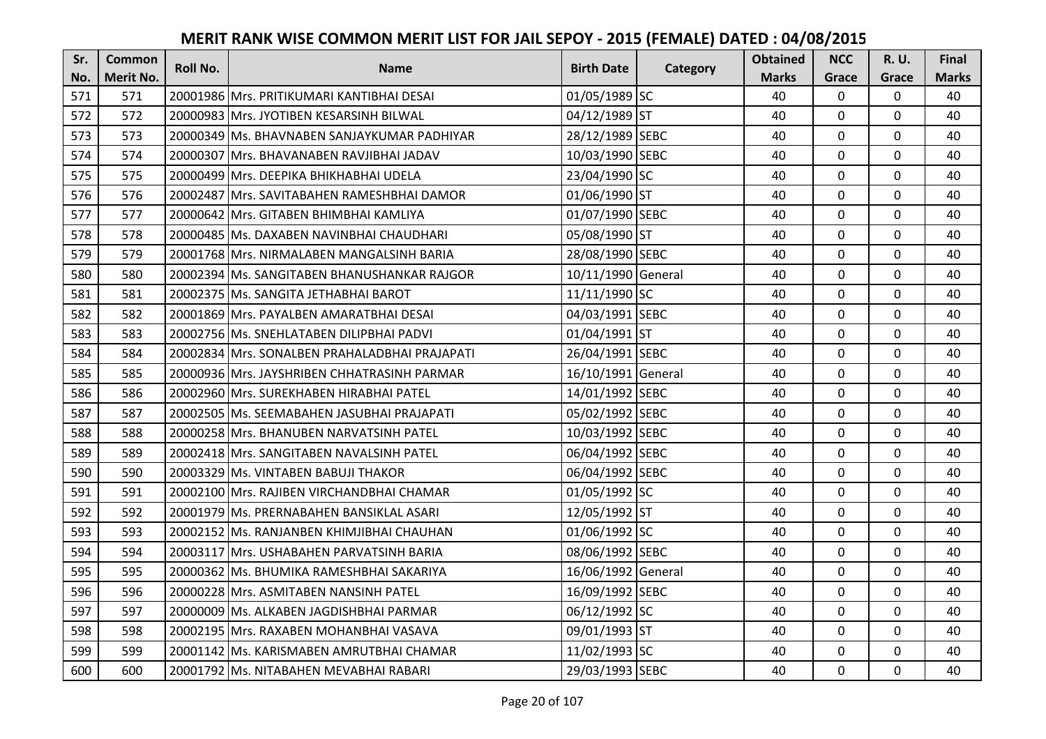# MERIT RANK WISE COMMON MERIT LIST FOR JAIL SEPOY - 2015 (FEMALE) DATED : 04/08/2015

| Sr. No. | Common Merit No. | Roll No. | Name | Birth Date | Category | Obtained Marks | NCC Grace | R. U. Grace | Final Marks |
|---|---|---|---|---|---|---|---|---|---|
| 571 | 571 | 20001986 | Mrs. PRITIKUMARI KANTIBHAI DESAI | 01/05/1989 | SC | 40 | 0 | 0 | 40 |
| 572 | 572 | 20000983 | Mrs. JYOTIBEN KESARSINH BILWAL | 04/12/1989 | ST | 40 | 0 | 0 | 40 |
| 573 | 573 | 20000349 | Ms. BHAVNABEN SANJAYKUMAR PADHIYAR | 28/12/1989 | SEBC | 40 | 0 | 0 | 40 |
| 574 | 574 | 20000307 | Mrs. BHAVANABEN RAVJIBHAI JADAV | 10/03/1990 | SEBC | 40 | 0 | 0 | 40 |
| 575 | 575 | 20000499 | Mrs. DEEPIKA BHIKHABHAI UDELA | 23/04/1990 | SC | 40 | 0 | 0 | 40 |
| 576 | 576 | 20002487 | Mrs. SAVITABAHEN RAMESHBHAI DAMOR | 01/06/1990 | ST | 40 | 0 | 0 | 40 |
| 577 | 577 | 20000642 | Mrs. GITABEN BHIMBHAI KAMLIYA | 01/07/1990 | SEBC | 40 | 0 | 0 | 40 |
| 578 | 578 | 20000485 | Ms. DAXABEN NAVINBHAI CHAUDHARI | 05/08/1990 | ST | 40 | 0 | 0 | 40 |
| 579 | 579 | 20001768 | Mrs. NIRMALABEN MANGALSINH BARIA | 28/08/1990 | SEBC | 40 | 0 | 0 | 40 |
| 580 | 580 | 20002394 | Ms. SANGITABEN BHANUSHANKAR RAJGOR | 10/11/1990 | General | 40 | 0 | 0 | 40 |
| 581 | 581 | 20002375 | Ms. SANGITA JETHABHAI BAROT | 11/11/1990 | SC | 40 | 0 | 0 | 40 |
| 582 | 582 | 20001869 | Mrs. PAYALBEN AMARATBHAI DESAI | 04/03/1991 | SEBC | 40 | 0 | 0 | 40 |
| 583 | 583 | 20002756 | Ms. SNEHLATABEN DILIPBHAI PADVI | 01/04/1991 | ST | 40 | 0 | 0 | 40 |
| 584 | 584 | 20002834 | Mrs. SONALBEN PRAHALADBHAI PRAJAPATI | 26/04/1991 | SEBC | 40 | 0 | 0 | 40 |
| 585 | 585 | 20000936 | Mrs. JAYSHRIBEN CHHATRASINH PARMAR | 16/10/1991 | General | 40 | 0 | 0 | 40 |
| 586 | 586 | 20002960 | Mrs. SUREKHABEN HIRABHAI PATEL | 14/01/1992 | SEBC | 40 | 0 | 0 | 40 |
| 587 | 587 | 20002505 | Ms. SEEMABAHEN JASUBHAI PRAJAPATI | 05/02/1992 | SEBC | 40 | 0 | 0 | 40 |
| 588 | 588 | 20000258 | Mrs. BHANUBEN NARVATSINH PATEL | 10/03/1992 | SEBC | 40 | 0 | 0 | 40 |
| 589 | 589 | 20002418 | Mrs. SANGITABEN NAVALSINH PATEL | 06/04/1992 | SEBC | 40 | 0 | 0 | 40 |
| 590 | 590 | 20003329 | Ms. VINTABEN BABUJI THAKOR | 06/04/1992 | SEBC | 40 | 0 | 0 | 40 |
| 591 | 591 | 20002100 | Mrs. RAJIBEN VIRCHANDBHAI CHAMAR | 01/05/1992 | SC | 40 | 0 | 0 | 40 |
| 592 | 592 | 20001979 | Ms. PRERNABAHEN BANSIKLAL ASARI | 12/05/1992 | ST | 40 | 0 | 0 | 40 |
| 593 | 593 | 20002152 | Ms. RANJANBEN KHIMJIBHAI CHAUHAN | 01/06/1992 | SC | 40 | 0 | 0 | 40 |
| 594 | 594 | 20003117 | Mrs. USHABAHEN PARVATSINH BARIA | 08/06/1992 | SEBC | 40 | 0 | 0 | 40 |
| 595 | 595 | 20000362 | Ms. BHUMIKA RAMESHBHAI SAKARIYA | 16/06/1992 | General | 40 | 0 | 0 | 40 |
| 596 | 596 | 20000228 | Mrs. ASMITABEN NANSINH PATEL | 16/09/1992 | SEBC | 40 | 0 | 0 | 40 |
| 597 | 597 | 20000009 | Ms. ALKABEN JAGDISHBHAI PARMAR | 06/12/1992 | SC | 40 | 0 | 0 | 40 |
| 598 | 598 | 20002195 | Mrs. RAXABEN MOHANBHAI VASAVA | 09/01/1993 | ST | 40 | 0 | 0 | 40 |
| 599 | 599 | 20001142 | Ms. KARISMABEN AMRUTBHAI CHAMAR | 11/02/1993 | SC | 40 | 0 | 0 | 40 |
| 600 | 600 | 20001792 | Ms. NITABAHEN MEVABHAI RABARI | 29/03/1993 | SEBC | 40 | 0 | 0 | 40 |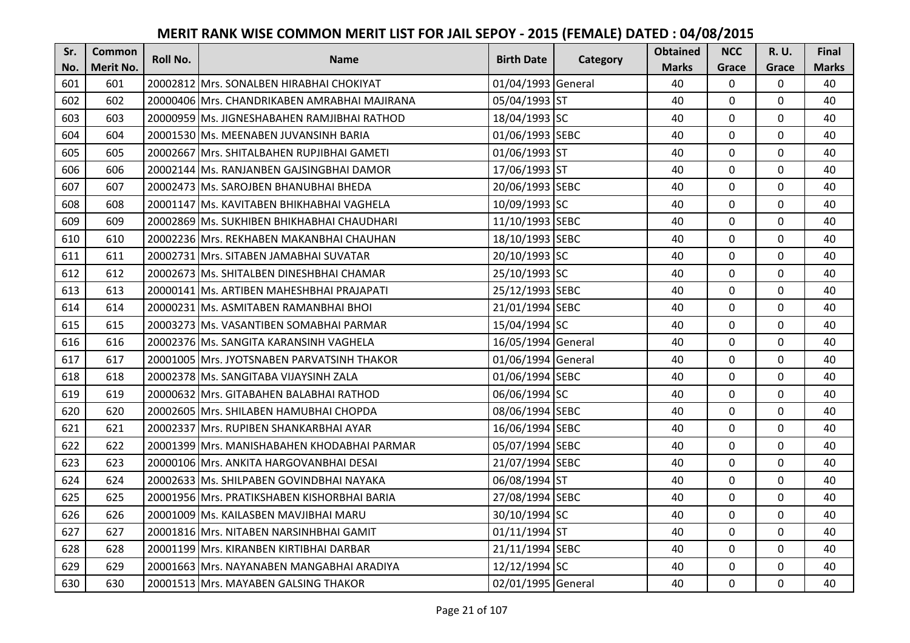# MERIT RANK WISE COMMON MERIT LIST FOR JAIL SEPOY - 2015 (FEMALE) DATED : 04/08/2015

| Sr. No. | Common Merit No. | Roll No. | Name | Birth Date | Category | Obtained Marks | NCC Grace | R. U. Grace | Final Marks |
|---|---|---|---|---|---|---|---|---|---|
| 601 | 601 | 20002812 | Mrs. SONALBEN HIRABHAI CHOKIYAT | 01/04/1993 | General | 40 | 0 | 0 | 40 |
| 602 | 602 | 20000406 | Mrs. CHANDRIKABEN AMRABHAI MAJIRANA | 05/04/1993 | ST | 40 | 0 | 0 | 40 |
| 603 | 603 | 20000959 | Ms. JIGNESHABAHEN RAMJIBHAI RATHOD | 18/04/1993 | SC | 40 | 0 | 0 | 40 |
| 604 | 604 | 20001530 | Ms. MEENABEN JUVANSINH BARIA | 01/06/1993 | SEBC | 40 | 0 | 0 | 40 |
| 605 | 605 | 20002667 | Mrs. SHITALBAHEN RUPJIBHAI GAMETI | 01/06/1993 | ST | 40 | 0 | 0 | 40 |
| 606 | 606 | 20002144 | Ms. RANJANBEN GAJSINGBHAI DAMOR | 17/06/1993 | ST | 40 | 0 | 0 | 40 |
| 607 | 607 | 20002473 | Ms. SAROJBEN BHANUBHAI BHEDA | 20/06/1993 | SEBC | 40 | 0 | 0 | 40 |
| 608 | 608 | 20001147 | Ms. KAVITABEN BHIKHABHAI VAGHELA | 10/09/1993 | SC | 40 | 0 | 0 | 40 |
| 609 | 609 | 20002869 | Ms. SUKHIBEN BHIKHABHAI CHAUDHARI | 11/10/1993 | SEBC | 40 | 0 | 0 | 40 |
| 610 | 610 | 20002236 | Mrs. REKHABEN MAKANBHAI CHAUHAN | 18/10/1993 | SEBC | 40 | 0 | 0 | 40 |
| 611 | 611 | 20002731 | Mrs. SITABEN JAMABHAI SUVATAR | 20/10/1993 | SC | 40 | 0 | 0 | 40 |
| 612 | 612 | 20002673 | Ms. SHITALBEN DINESHBHAI CHAMAR | 25/10/1993 | SC | 40 | 0 | 0 | 40 |
| 613 | 613 | 20000141 | Ms. ARTIBEN MAHESHBHAI PRAJAPATI | 25/12/1993 | SEBC | 40 | 0 | 0 | 40 |
| 614 | 614 | 20000231 | Ms. ASMITABEN RAMANBHAI BHOI | 21/01/1994 | SEBC | 40 | 0 | 0 | 40 |
| 615 | 615 | 20003273 | Ms. VASANTIBEN SOMABHAI PARMAR | 15/04/1994 | SC | 40 | 0 | 0 | 40 |
| 616 | 616 | 20002376 | Ms. SANGITA KARANSINH VAGHELA | 16/05/1994 | General | 40 | 0 | 0 | 40 |
| 617 | 617 | 20001005 | Mrs. JYOTSNABEN PARVATSINH THAKOR | 01/06/1994 | General | 40 | 0 | 0 | 40 |
| 618 | 618 | 20002378 | Ms. SANGITABA VIJAYSINH ZALA | 01/06/1994 | SEBC | 40 | 0 | 0 | 40 |
| 619 | 619 | 20000632 | Mrs. GITABAHEN BALABHAI RATHOD | 06/06/1994 | SC | 40 | 0 | 0 | 40 |
| 620 | 620 | 20002605 | Mrs. SHILABEN HAMUBHAI CHOPDA | 08/06/1994 | SEBC | 40 | 0 | 0 | 40 |
| 621 | 621 | 20002337 | Mrs. RUPIBEN SHANKARBHAI AYAR | 16/06/1994 | SEBC | 40 | 0 | 0 | 40 |
| 622 | 622 | 20001399 | Mrs. MANISHABAHEN KHODABHAI PARMAR | 05/07/1994 | SEBC | 40 | 0 | 0 | 40 |
| 623 | 623 | 20000106 | Mrs. ANKITA HARGOVANBHAI DESAI | 21/07/1994 | SEBC | 40 | 0 | 0 | 40 |
| 624 | 624 | 20002633 | Ms. SHILPABEN GOVINDBHAI NAYAKA | 06/08/1994 | ST | 40 | 0 | 0 | 40 |
| 625 | 625 | 20001956 | Mrs. PRATIKSHABEN KISHORBHAI BARIA | 27/08/1994 | SEBC | 40 | 0 | 0 | 40 |
| 626 | 626 | 20001009 | Ms. KAILASBEN MAVJIBHAI MARU | 30/10/1994 | SC | 40 | 0 | 0 | 40 |
| 627 | 627 | 20001816 | Mrs. NITABEN NARSINHBHAI GAMIT | 01/11/1994 | ST | 40 | 0 | 0 | 40 |
| 628 | 628 | 20001199 | Mrs. KIRANBEN KIRTIBHAI DARBAR | 21/11/1994 | SEBC | 40 | 0 | 0 | 40 |
| 629 | 629 | 20001663 | Mrs. NAYANABEN MANGABHAI ARADIYA | 12/12/1994 | SC | 40 | 0 | 0 | 40 |
| 630 | 630 | 20001513 | Mrs. MAYABEN GALSING THAKOR | 02/01/1995 | General | 40 | 0 | 0 | 40 |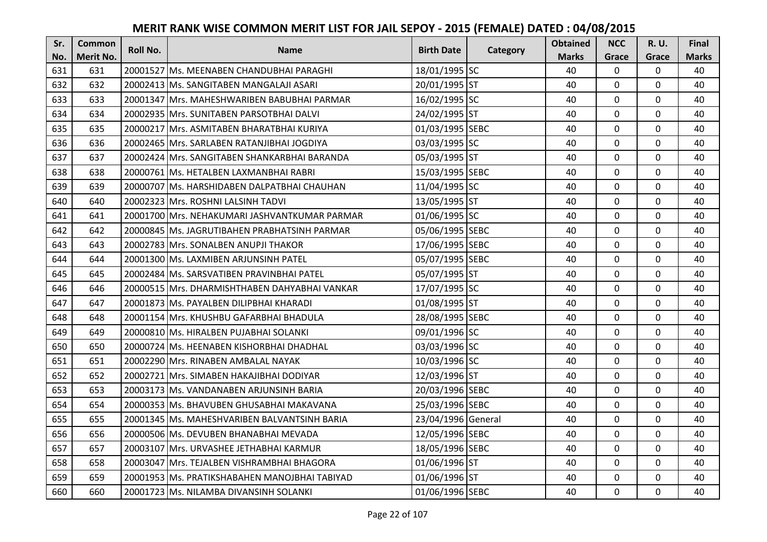# MERIT RANK WISE COMMON MERIT LIST FOR JAIL SEPOY - 2015 (FEMALE) DATED : 04/08/2015

| Sr. No. | Common Merit No. | Roll No. | Name | Birth Date | Category | Obtained Marks | NCC Grace | R. U. Grace | Final Marks |
|---|---|---|---|---|---|---|---|---|---|
| 631 | 631 | 20001527 | Ms. MEENABEN CHANDUBHAI PARAGHI | 18/01/1995 | SC | 40 | 0 | 0 | 40 |
| 632 | 632 | 20002413 | Ms. SANGITABEN MANGALAJI ASARI | 20/01/1995 | ST | 40 | 0 | 0 | 40 |
| 633 | 633 | 20001347 | Mrs. MAHESHWARIBEN BABUBHAI PARMAR | 16/02/1995 | SC | 40 | 0 | 0 | 40 |
| 634 | 634 | 20002935 | Mrs. SUNITABEN PARSOTBHAI DALVI | 24/02/1995 | ST | 40 | 0 | 0 | 40 |
| 635 | 635 | 20000217 | Mrs. ASMITABEN BHARATBHAI KURIYA | 01/03/1995 | SEBC | 40 | 0 | 0 | 40 |
| 636 | 636 | 20002465 | Mrs. SARLABEN RATANJIBHAI JOGDIYA | 03/03/1995 | SC | 40 | 0 | 0 | 40 |
| 637 | 637 | 20002424 | Mrs. SANGITABEN SHANKARBHAI BARANDA | 05/03/1995 | ST | 40 | 0 | 0 | 40 |
| 638 | 638 | 20000761 | Ms. HETALBEN LAXMANBHAI RABRI | 15/03/1995 | SEBC | 40 | 0 | 0 | 40 |
| 639 | 639 | 20000707 | Ms. HARSHIDABEN DALPATBHAI CHAUHAN | 11/04/1995 | SC | 40 | 0 | 0 | 40 |
| 640 | 640 | 20002323 | Mrs. ROSHNI LALSINH TADVI | 13/05/1995 | ST | 40 | 0 | 0 | 40 |
| 641 | 641 | 20001700 | Mrs. NEHAKUMARI JASHVANTKUMAR PARMAR | 01/06/1995 | SC | 40 | 0 | 0 | 40 |
| 642 | 642 | 20000845 | Ms. JAGRUTIBAHEN PRABHATSINH PARMAR | 05/06/1995 | SEBC | 40 | 0 | 0 | 40 |
| 643 | 643 | 20002783 | Mrs. SONALBEN ANUPJI THAKOR | 17/06/1995 | SEBC | 40 | 0 | 0 | 40 |
| 644 | 644 | 20001300 | Ms. LAXMIBEN ARJUNSINH PATEL | 05/07/1995 | SEBC | 40 | 0 | 0 | 40 |
| 645 | 645 | 20002484 | Ms. SARSVATIBEN PRAVINBHAI PATEL | 05/07/1995 | ST | 40 | 0 | 0 | 40 |
| 646 | 646 | 20000515 | Mrs. DHARMISHTHABEN DAHYABHAI VANKAR | 17/07/1995 | SC | 40 | 0 | 0 | 40 |
| 647 | 647 | 20001873 | Ms. PAYALBEN DILIPBHAI KHARADI | 01/08/1995 | ST | 40 | 0 | 0 | 40 |
| 648 | 648 | 20001154 | Mrs. KHUSHBU GAFARBHAI BHADULA | 28/08/1995 | SEBC | 40 | 0 | 0 | 40 |
| 649 | 649 | 20000810 | Ms. HIRALBEN PUJABHAI SOLANKI | 09/01/1996 | SC | 40 | 0 | 0 | 40 |
| 650 | 650 | 20000724 | Ms. HEENABEN KISHORBHAI DHADHAL | 03/03/1996 | SC | 40 | 0 | 0 | 40 |
| 651 | 651 | 20002290 | Mrs. RINABEN AMBALAL NAYAK | 10/03/1996 | SC | 40 | 0 | 0 | 40 |
| 652 | 652 | 20002721 | Mrs. SIMABEN HAKAJIBHAI DODIYAR | 12/03/1996 | ST | 40 | 0 | 0 | 40 |
| 653 | 653 | 20003173 | Ms. VANDANABEN ARJUNSINH BARIA | 20/03/1996 | SEBC | 40 | 0 | 0 | 40 |
| 654 | 654 | 20000353 | Ms. BHAVUBEN GHUSABHAI MAKAVANA | 25/03/1996 | SEBC | 40 | 0 | 0 | 40 |
| 655 | 655 | 20001345 | Ms. MAHESHVARIBEN BALVANTSINH BARIA | 23/04/1996 | General | 40 | 0 | 0 | 40 |
| 656 | 656 | 20000506 | Ms. DEVUBEN BHANABHAI MEVADA | 12/05/1996 | SEBC | 40 | 0 | 0 | 40 |
| 657 | 657 | 20003107 | Mrs. URVASHEE JETHABHAI KARMUR | 18/05/1996 | SEBC | 40 | 0 | 0 | 40 |
| 658 | 658 | 20003047 | Mrs. TEJALBEN VISHRAMBHAI BHAGORA | 01/06/1996 | ST | 40 | 0 | 0 | 40 |
| 659 | 659 | 20001953 | Ms. PRATIKSHABAHEN MANOJBHAI TABIYAD | 01/06/1996 | ST | 40 | 0 | 0 | 40 |
| 660 | 660 | 20001723 | Ms. NILAMBA DIVANSINH SOLANKI | 01/06/1996 | SEBC | 40 | 0 | 0 | 40 |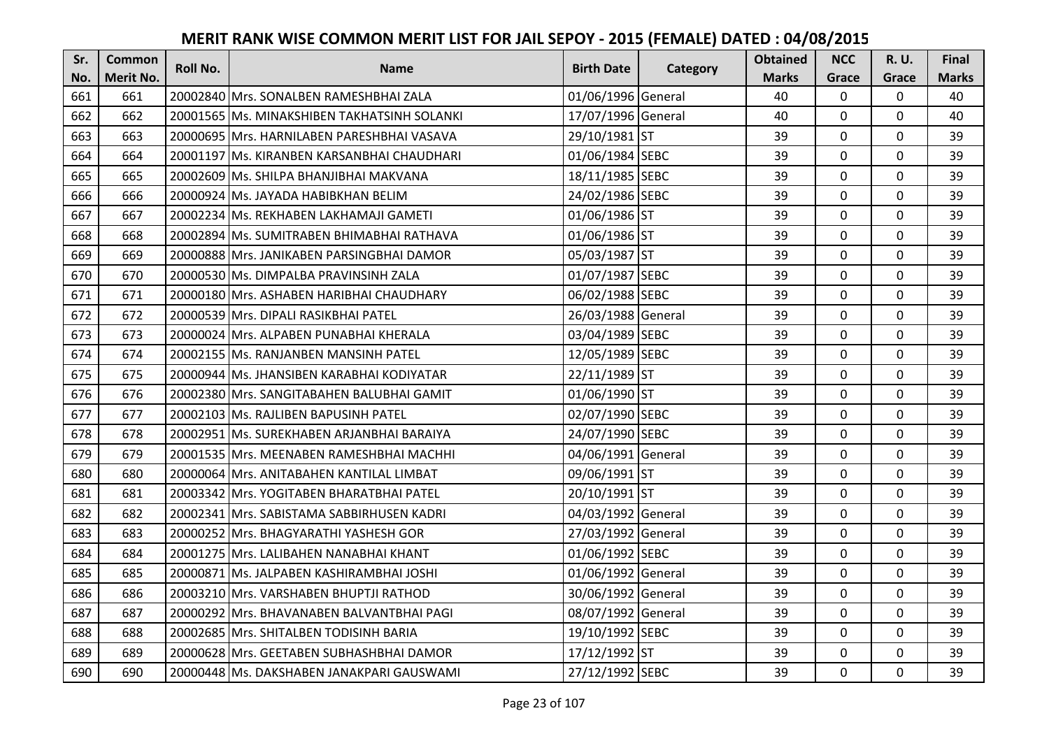# MERIT RANK WISE COMMON MERIT LIST FOR JAIL SEPOY - 2015 (FEMALE) DATED : 04/08/2015

| Sr. No. | Common Merit No. | Roll No. | Name | Birth Date | Category | Obtained Marks | NCC Grace | R. U. Grace | Final Marks |
|---|---|---|---|---|---|---|---|---|---|
| 661 | 661 | 20002840 | Mrs. SONALBEN RAMESHBHAI ZALA | 01/06/1996 | General | 40 | 0 | 0 | 40 |
| 662 | 662 | 20001565 | Ms. MINAKSHIBEN TAKHATSINH SOLANKI | 17/07/1996 | General | 40 | 0 | 0 | 40 |
| 663 | 663 | 20000695 | Mrs. HARNILABEN PARESHBHAI VASAVA | 29/10/1981 | ST | 39 | 0 | 0 | 39 |
| 664 | 664 | 20001197 | Ms. KIRANBEN KARSANBHAI CHAUDHARI | 01/06/1984 | SEBC | 39 | 0 | 0 | 39 |
| 665 | 665 | 20002609 | Ms. SHILPA BHANJIBHAI MAKVANA | 18/11/1985 | SEBC | 39 | 0 | 0 | 39 |
| 666 | 666 | 20000924 | Ms. JAYADA HABIBKHAN BELIM | 24/02/1986 | SEBC | 39 | 0 | 0 | 39 |
| 667 | 667 | 20002234 | Ms. REKHABEN LAKHAMAJI GAMETI | 01/06/1986 | ST | 39 | 0 | 0 | 39 |
| 668 | 668 | 20002894 | Ms. SUMITRABEN BHIMABHAI RATHAVA | 01/06/1986 | ST | 39 | 0 | 0 | 39 |
| 669 | 669 | 20000888 | Mrs. JANIKABEN PARSINGBHAI DAMOR | 05/03/1987 | ST | 39 | 0 | 0 | 39 |
| 670 | 670 | 20000530 | Ms. DIMPALBA PRAVINSINH ZALA | 01/07/1987 | SEBC | 39 | 0 | 0 | 39 |
| 671 | 671 | 20000180 | Mrs. ASHABEN HARIBHAI CHAUDHARY | 06/02/1988 | SEBC | 39 | 0 | 0 | 39 |
| 672 | 672 | 20000539 | Mrs. DIPALI RASIKBHAI PATEL | 26/03/1988 | General | 39 | 0 | 0 | 39 |
| 673 | 673 | 20000024 | Mrs. ALPABEN PUNABHAI KHERALA | 03/04/1989 | SEBC | 39 | 0 | 0 | 39 |
| 674 | 674 | 20002155 | Ms. RANJANBEN MANSINH PATEL | 12/05/1989 | SEBC | 39 | 0 | 0 | 39 |
| 675 | 675 | 20000944 | Ms. JHANSIBEN KARABHAI KODIYATAR | 22/11/1989 | ST | 39 | 0 | 0 | 39 |
| 676 | 676 | 20002380 | Mrs. SANGITABAHEN BALUBHAI GAMIT | 01/06/1990 | ST | 39 | 0 | 0 | 39 |
| 677 | 677 | 20002103 | Ms. RAJLIBEN BAPUSINH PATEL | 02/07/1990 | SEBC | 39 | 0 | 0 | 39 |
| 678 | 678 | 20002951 | Ms. SUREKHABEN ARJANBHAI BARAIYA | 24/07/1990 | SEBC | 39 | 0 | 0 | 39 |
| 679 | 679 | 20001535 | Mrs. MEENABEN RAMESHBHAI MACHHI | 04/06/1991 | General | 39 | 0 | 0 | 39 |
| 680 | 680 | 20000064 | Mrs. ANITABAHEN KANTILAL LIMBAT | 09/06/1991 | ST | 39 | 0 | 0 | 39 |
| 681 | 681 | 20003342 | Mrs. YOGITABEN BHARATBHAI PATEL | 20/10/1991 | ST | 39 | 0 | 0 | 39 |
| 682 | 682 | 20002341 | Mrs. SABISTAMA SABBIRHUSEN KADRI | 04/03/1992 | General | 39 | 0 | 0 | 39 |
| 683 | 683 | 20000252 | Mrs. BHAGYARATHI YASHESH GOR | 27/03/1992 | General | 39 | 0 | 0 | 39 |
| 684 | 684 | 20001275 | Mrs. LALIBAHEN NANABHAI KHANT | 01/06/1992 | SEBC | 39 | 0 | 0 | 39 |
| 685 | 685 | 20000871 | Ms. JALPABEN KASHIRAMBHAI JOSHI | 01/06/1992 | General | 39 | 0 | 0 | 39 |
| 686 | 686 | 20003210 | Mrs. VARSHABEN BHUPTJI RATHOD | 30/06/1992 | General | 39 | 0 | 0 | 39 |
| 687 | 687 | 20000292 | Mrs. BHAVANABEN BALVANTBHAI PAGI | 08/07/1992 | General | 39 | 0 | 0 | 39 |
| 688 | 688 | 20002685 | Mrs. SHITALBEN TODISINH BARIA | 19/10/1992 | SEBC | 39 | 0 | 0 | 39 |
| 689 | 689 | 20000628 | Mrs. GEETABEN SUBHASHBHAI DAMOR | 17/12/1992 | ST | 39 | 0 | 0 | 39 |
| 690 | 690 | 20000448 | Ms. DAKSHABEN JANAKPARI GAUSWAMI | 27/12/1992 | SEBC | 39 | 0 | 0 | 39 |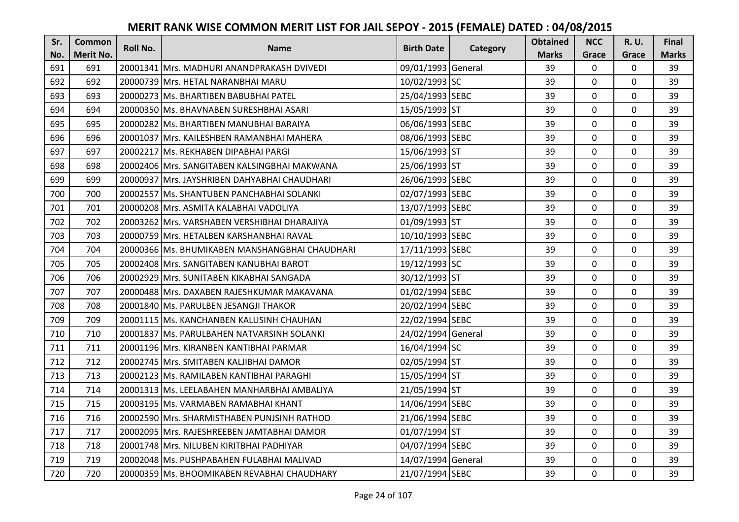# MERIT RANK WISE COMMON MERIT LIST FOR JAIL SEPOY - 2015 (FEMALE) DATED : 04/08/2015

| Sr. No. | Common Merit No. | Roll No. | Name | Birth Date | Category | Obtained Marks | NCC Grace | R. U. Grace | Final Marks |
|---|---|---|---|---|---|---|---|---|---|
| 691 | 691 | 20001341 | Mrs. MADHURI ANANDPRAKASH DVIVEDI | 09/01/1993 | General | 39 | 0 | 0 | 39 |
| 692 | 692 | 20000739 | Mrs. HETAL NARANBHAI MARU | 10/02/1993 | SC | 39 | 0 | 0 | 39 |
| 693 | 693 | 20000273 | Ms. BHARTIBEN BABUBHAI PATEL | 25/04/1993 | SEBC | 39 | 0 | 0 | 39 |
| 694 | 694 | 20000350 | Ms. BHAVNABEN SURESHBHAI ASARI | 15/05/1993 | ST | 39 | 0 | 0 | 39 |
| 695 | 695 | 20000282 | Ms. BHARTIBEN MANUBHAI BARAIYA | 06/06/1993 | SEBC | 39 | 0 | 0 | 39 |
| 696 | 696 | 20001037 | Mrs. KAILESHBEN RAMANBHAI MAHERA | 08/06/1993 | SEBC | 39 | 0 | 0 | 39 |
| 697 | 697 | 20002217 | Ms. REKHABEN DIPABHAI PARGI | 15/06/1993 | ST | 39 | 0 | 0 | 39 |
| 698 | 698 | 20002406 | Mrs. SANGITABEN KALSINGBHAI MAKWANA | 25/06/1993 | ST | 39 | 0 | 0 | 39 |
| 699 | 699 | 20000937 | Mrs. JAYSHRIBEN DAHYABHAI CHAUDHARI | 26/06/1993 | SEBC | 39 | 0 | 0 | 39 |
| 700 | 700 | 20002557 | Ms. SHANTUBEN PANCHABHAI SOLANKI | 02/07/1993 | SEBC | 39 | 0 | 0 | 39 |
| 701 | 701 | 20000208 | Mrs. ASMITA KALABHAI VADOLIYA | 13/07/1993 | SEBC | 39 | 0 | 0 | 39 |
| 702 | 702 | 20003262 | Mrs. VARSHABEN VERSHIBHAI DHARAJIYA | 01/09/1993 | ST | 39 | 0 | 0 | 39 |
| 703 | 703 | 20000759 | Mrs. HETALBEN KARSHANBHAI RAVAL | 10/10/1993 | SEBC | 39 | 0 | 0 | 39 |
| 704 | 704 | 20000366 | Ms. BHUMIKABEN MANSHANGBHAI CHAUDHARI | 17/11/1993 | SEBC | 39 | 0 | 0 | 39 |
| 705 | 705 | 20002408 | Mrs. SANGITABEN KANUBHAI BAROT | 19/12/1993 | SC | 39 | 0 | 0 | 39 |
| 706 | 706 | 20002929 | Mrs. SUNITABEN KIKABHAI SANGADA | 30/12/1993 | ST | 39 | 0 | 0 | 39 |
| 707 | 707 | 20000488 | Mrs. DAXABEN RAJESHKUMAR MAKAVANA | 01/02/1994 | SEBC | 39 | 0 | 0 | 39 |
| 708 | 708 | 20001840 | Ms. PARULBEN JESANGJI THAKOR | 20/02/1994 | SEBC | 39 | 0 | 0 | 39 |
| 709 | 709 | 20001115 | Ms. KANCHANBEN KALUSINH CHAUHAN | 22/02/1994 | SEBC | 39 | 0 | 0 | 39 |
| 710 | 710 | 20001837 | Ms. PARULBAHEN NATVARSINH SOLANKI | 24/02/1994 | General | 39 | 0 | 0 | 39 |
| 711 | 711 | 20001196 | Mrs. KIRANBEN KANTIBHAI PARMAR | 16/04/1994 | SC | 39 | 0 | 0 | 39 |
| 712 | 712 | 20002745 | Mrs. SMITABEN KALJIBHAI DAMOR | 02/05/1994 | ST | 39 | 0 | 0 | 39 |
| 713 | 713 | 20002123 | Ms. RAMILABEN KANTIBHAI PARAGHI | 15/05/1994 | ST | 39 | 0 | 0 | 39 |
| 714 | 714 | 20001313 | Ms. LEELABAHEN MANHARBHAI AMBALIYA | 21/05/1994 | ST | 39 | 0 | 0 | 39 |
| 715 | 715 | 20003195 | Ms. VARMABEN RAMABHAI KHANT | 14/06/1994 | SEBC | 39 | 0 | 0 | 39 |
| 716 | 716 | 20002590 | Mrs. SHARMISTHABEN PUNJSINH RATHOD | 21/06/1994 | SEBC | 39 | 0 | 0 | 39 |
| 717 | 717 | 20002095 | Mrs. RAJESHREEBEN JAMTABHAI DAMOR | 01/07/1994 | ST | 39 | 0 | 0 | 39 |
| 718 | 718 | 20001748 | Mrs. NILUBEN KIRITBHAI PADHIYAR | 04/07/1994 | SEBC | 39 | 0 | 0 | 39 |
| 719 | 719 | 20002048 | Ms. PUSHPABAHEN FULABHAI MALIVAD | 14/07/1994 | General | 39 | 0 | 0 | 39 |
| 720 | 720 | 20000359 | Ms. BHOOMIKABEN REVABHAI CHAUDHARY | 21/07/1994 | SEBC | 39 | 0 | 0 | 39 |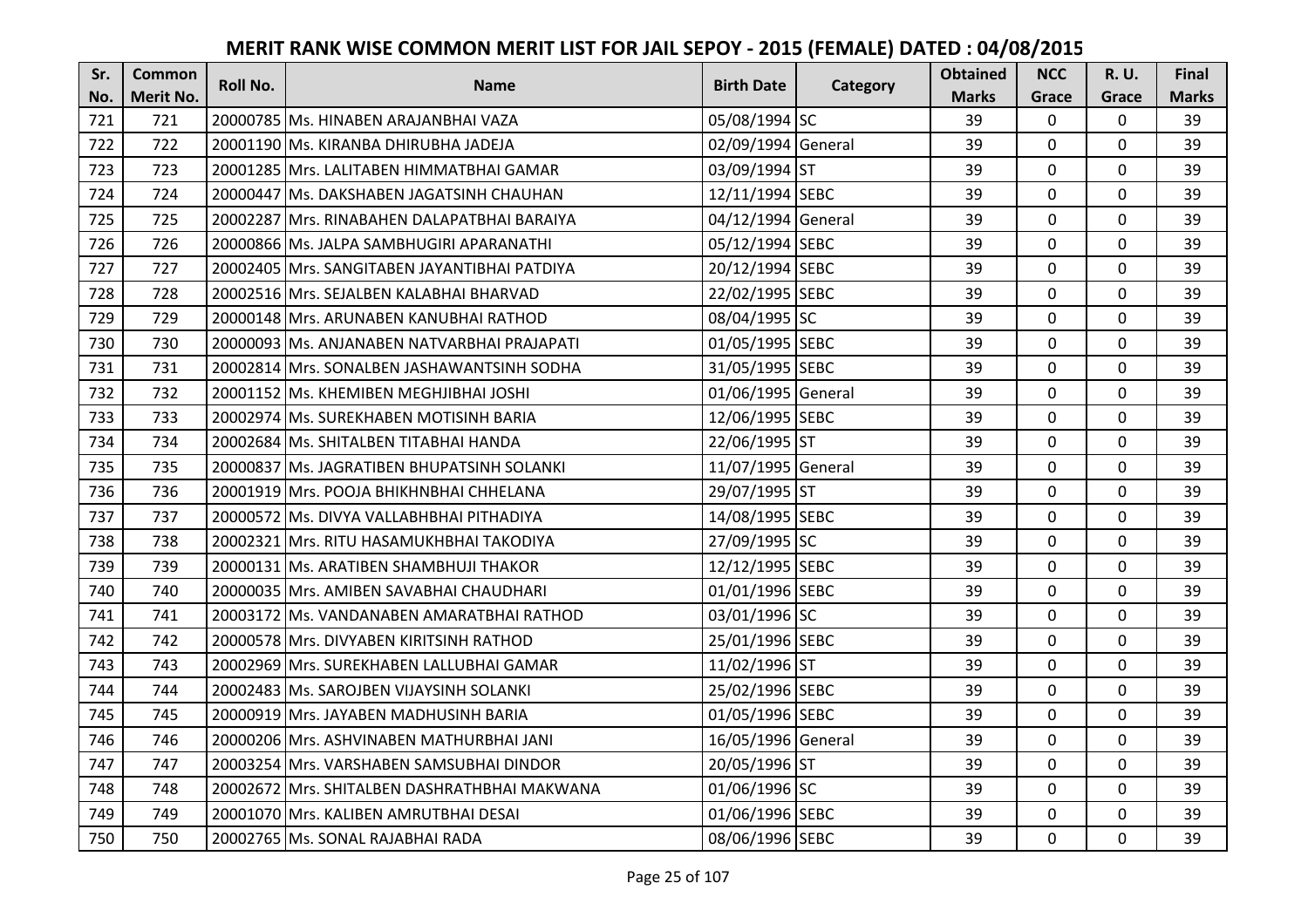# MERIT RANK WISE COMMON MERIT LIST FOR JAIL SEPOY - 2015 (FEMALE) DATED : 04/08/2015

| Sr. No. | Common Merit No. | Roll No. | Name | Birth Date | Category | Obtained Marks | NCC Grace | R. U. Grace | Final Marks |
|---|---|---|---|---|---|---|---|---|---|
| 721 | 721 | 20000785 | Ms. HINABEN ARAJANBHAI VAZA | 05/08/1994 | SC | 39 | 0 | 0 | 39 |
| 722 | 722 | 20001190 | Ms. KIRANBA DHIRUBHA JADEJA | 02/09/1994 | General | 39 | 0 | 0 | 39 |
| 723 | 723 | 20001285 | Mrs. LALITABEN HIMMATBHAI GAMAR | 03/09/1994 | ST | 39 | 0 | 0 | 39 |
| 724 | 724 | 20000447 | Ms. DAKSHABEN JAGATSINH CHAUHAN | 12/11/1994 | SEBC | 39 | 0 | 0 | 39 |
| 725 | 725 | 20002287 | Mrs. RINABAHEN DALAPATBHAI BARAIYA | 04/12/1994 | General | 39 | 0 | 0 | 39 |
| 726 | 726 | 20000866 | Ms. JALPA SAMBHUGIRI APARANATHI | 05/12/1994 | SEBC | 39 | 0 | 0 | 39 |
| 727 | 727 | 20002405 | Mrs. SANGITABEN JAYANTIBHAI PATDIYA | 20/12/1994 | SEBC | 39 | 0 | 0 | 39 |
| 728 | 728 | 20002516 | Mrs. SEJALBEN KALABHAI BHARVAD | 22/02/1995 | SEBC | 39 | 0 | 0 | 39 |
| 729 | 729 | 20000148 | Mrs. ARUNABEN KANUBHAI RATHOD | 08/04/1995 | SC | 39 | 0 | 0 | 39 |
| 730 | 730 | 20000093 | Ms. ANJANABEN NATVARBHAI PRAJAPATI | 01/05/1995 | SEBC | 39 | 0 | 0 | 39 |
| 731 | 731 | 20002814 | Mrs. SONALBEN JASHAWANTSINH SODHA | 31/05/1995 | SEBC | 39 | 0 | 0 | 39 |
| 732 | 732 | 20001152 | Ms. KHEMIBEN MEGHJIBHAI JOSHI | 01/06/1995 | General | 39 | 0 | 0 | 39 |
| 733 | 733 | 20002974 | Ms. SUREKHABEN MOTISINH BARIA | 12/06/1995 | SEBC | 39 | 0 | 0 | 39 |
| 734 | 734 | 20002684 | Ms. SHITALBEN TITABHAI HANDA | 22/06/1995 | ST | 39 | 0 | 0 | 39 |
| 735 | 735 | 20000837 | Ms. JAGRATIBEN BHUPATSINH SOLANKI | 11/07/1995 | General | 39 | 0 | 0 | 39 |
| 736 | 736 | 20001919 | Mrs. POOJA BHIKHNBHAI CHHELANA | 29/07/1995 | ST | 39 | 0 | 0 | 39 |
| 737 | 737 | 20000572 | Ms. DIVYA VALLABHBHAI PITHADIYA | 14/08/1995 | SEBC | 39 | 0 | 0 | 39 |
| 738 | 738 | 20002321 | Mrs. RITU HASAMUKHBHAI TAKODIYA | 27/09/1995 | SC | 39 | 0 | 0 | 39 |
| 739 | 739 | 20000131 | Ms. ARATIBEN SHAMBHUJI THAKOR | 12/12/1995 | SEBC | 39 | 0 | 0 | 39 |
| 740 | 740 | 20000035 | Mrs. AMIBEN SAVABHAI CHAUDHARI | 01/01/1996 | SEBC | 39 | 0 | 0 | 39 |
| 741 | 741 | 20003172 | Ms. VANDANABEN AMARATBHAI RATHOD | 03/01/1996 | SC | 39 | 0 | 0 | 39 |
| 742 | 742 | 20000578 | Mrs. DIVYABEN KIRITSINH RATHOD | 25/01/1996 | SEBC | 39 | 0 | 0 | 39 |
| 743 | 743 | 20002969 | Mrs. SUREKHABEN LALLUBHAI GAMAR | 11/02/1996 | ST | 39 | 0 | 0 | 39 |
| 744 | 744 | 20002483 | Ms. SAROJBEN VIJAYSINH SOLANKI | 25/02/1996 | SEBC | 39 | 0 | 0 | 39 |
| 745 | 745 | 20000919 | Mrs. JAYABEN MADHUSINH BARIA | 01/05/1996 | SEBC | 39 | 0 | 0 | 39 |
| 746 | 746 | 20000206 | Mrs. ASHVINABEN MATHURBHAI JANI | 16/05/1996 | General | 39 | 0 | 0 | 39 |
| 747 | 747 | 20003254 | Mrs. VARSHABEN SAMSUBHAI DINDOR | 20/05/1996 | ST | 39 | 0 | 0 | 39 |
| 748 | 748 | 20002672 | Mrs. SHITALBEN DASHRATHBHAI MAKWANA | 01/06/1996 | SC | 39 | 0 | 0 | 39 |
| 749 | 749 | 20001070 | Mrs. KALIBEN AMRUTBHAI DESAI | 01/06/1996 | SEBC | 39 | 0 | 0 | 39 |
| 750 | 750 | 20002765 | Ms. SONAL RAJABHAI RADA | 08/06/1996 | SEBC | 39 | 0 | 0 | 39 |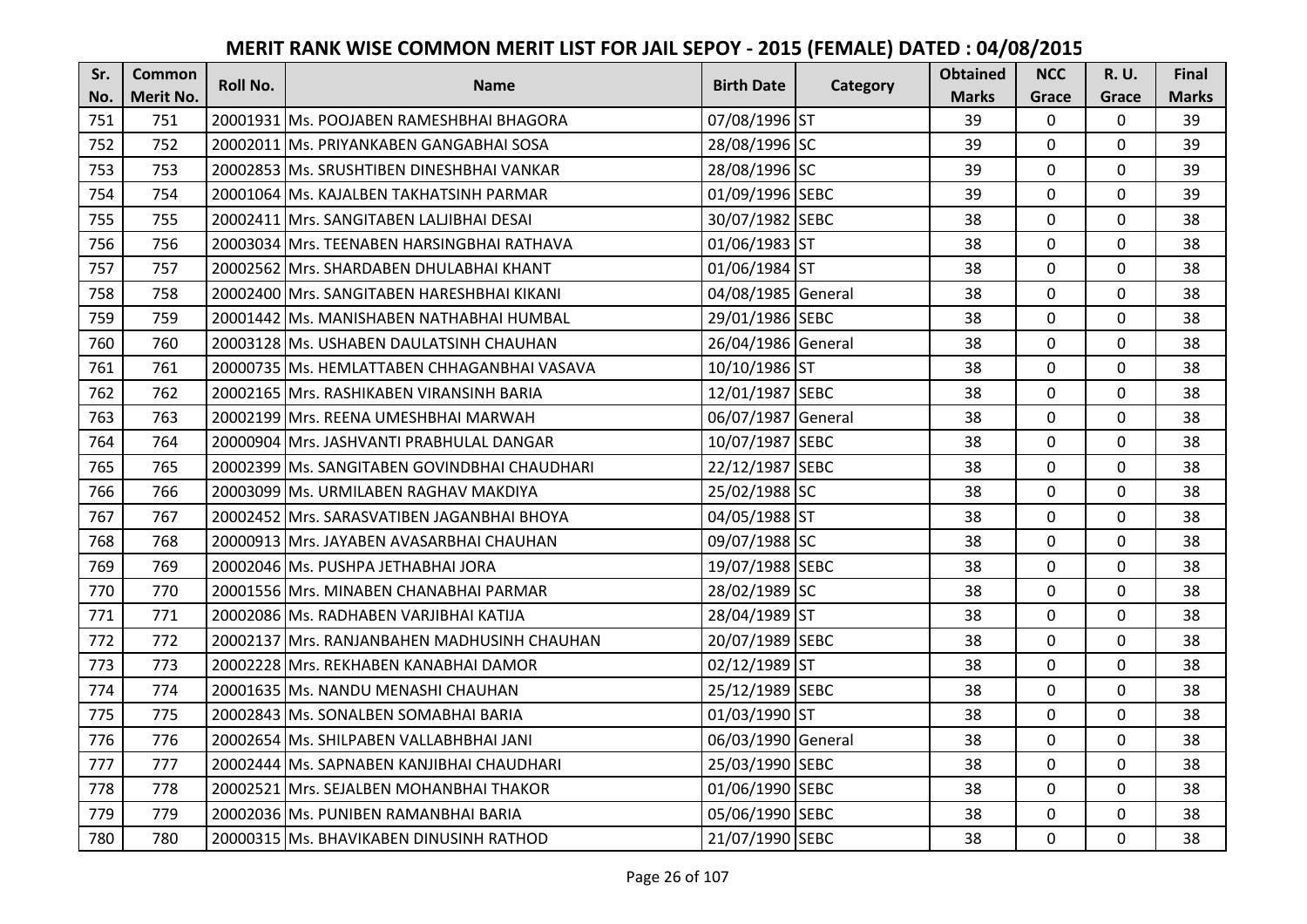# MERIT RANK WISE COMMON MERIT LIST FOR JAIL SEPOY - 2015 (FEMALE) DATED : 04/08/2015

| Sr. No. | Common Merit No. | Roll No. | Name | Birth Date | Category | Obtained Marks | NCC Grace | R. U. Grace | Final Marks |
|---|---|---|---|---|---|---|---|---|---|
| 751 | 751 | 20001931 | Ms. POOJABEN RAMESHBHAI BHAGORA | 07/08/1996 | ST | 39 | 0 | 0 | 39 |
| 752 | 752 | 20002011 | Ms. PRIYANKABEN GANGABHAI SOSA | 28/08/1996 | SC | 39 | 0 | 0 | 39 |
| 753 | 753 | 20002853 | Ms. SRUSHTIBEN DINESHBHAI VANKAR | 28/08/1996 | SC | 39 | 0 | 0 | 39 |
| 754 | 754 | 20001064 | Ms. KAJALBEN TAKHATSINH PARMAR | 01/09/1996 | SEBC | 39 | 0 | 0 | 39 |
| 755 | 755 | 20002411 | Mrs. SANGITABEN LALJIBHAI DESAI | 30/07/1982 | SEBC | 38 | 0 | 0 | 38 |
| 756 | 756 | 20003034 | Mrs. TEENABEN HARSINGBHAI RATHAVA | 01/06/1983 | ST | 38 | 0 | 0 | 38 |
| 757 | 757 | 20002562 | Mrs. SHARDABEN DHULABHAI KHANT | 01/06/1984 | ST | 38 | 0 | 0 | 38 |
| 758 | 758 | 20002400 | Mrs. SANGITABEN HARESHBHAI KIKANI | 04/08/1985 | General | 38 | 0 | 0 | 38 |
| 759 | 759 | 20001442 | Ms. MANISHABEN NATHABHAI HUMBAL | 29/01/1986 | SEBC | 38 | 0 | 0 | 38 |
| 760 | 760 | 20003128 | Ms. USHABEN DAULATSINH CHAUHAN | 26/04/1986 | General | 38 | 0 | 0 | 38 |
| 761 | 761 | 20000735 | Ms. HEMLATTABEN CHHAGANBHAI VASAVA | 10/10/1986 | ST | 38 | 0 | 0 | 38 |
| 762 | 762 | 20002165 | Mrs. RASHIKABEN VIRANSINH BARIA | 12/01/1987 | SEBC | 38 | 0 | 0 | 38 |
| 763 | 763 | 20002199 | Mrs. REENA UMESHBHAI MARWAH | 06/07/1987 | General | 38 | 0 | 0 | 38 |
| 764 | 764 | 20000904 | Mrs. JASHVANTI PRABHULAL DANGAR | 10/07/1987 | SEBC | 38 | 0 | 0 | 38 |
| 765 | 765 | 20002399 | Ms. SANGITABEN GOVINDBHAI CHAUDHARI | 22/12/1987 | SEBC | 38 | 0 | 0 | 38 |
| 766 | 766 | 20003099 | Ms. URMILABEN RAGHAV MAKDIYA | 25/02/1988 | SC | 38 | 0 | 0 | 38 |
| 767 | 767 | 20002452 | Mrs. SARASVATIBEN JAGANBHAI BHOYA | 04/05/1988 | ST | 38 | 0 | 0 | 38 |
| 768 | 768 | 20000913 | Mrs. JAYABEN AVASARBHAI CHAUHAN | 09/07/1988 | SC | 38 | 0 | 0 | 38 |
| 769 | 769 | 20002046 | Ms. PUSHPA JETHABHAI JORA | 19/07/1988 | SEBC | 38 | 0 | 0 | 38 |
| 770 | 770 | 20001556 | Mrs. MINABEN CHANABHAI PARMAR | 28/02/1989 | SC | 38 | 0 | 0 | 38 |
| 771 | 771 | 20002086 | Ms. RADHABEN VARJIBHAI KATIJA | 28/04/1989 | ST | 38 | 0 | 0 | 38 |
| 772 | 772 | 20002137 | Mrs. RANJANBAHEN MADHUSINH CHAUHAN | 20/07/1989 | SEBC | 38 | 0 | 0 | 38 |
| 773 | 773 | 20002228 | Mrs. REKHABEN KANABHAI DAMOR | 02/12/1989 | ST | 38 | 0 | 0 | 38 |
| 774 | 774 | 20001635 | Ms. NANDU MENASHI CHAUHAN | 25/12/1989 | SEBC | 38 | 0 | 0 | 38 |
| 775 | 775 | 20002843 | Ms. SONALBEN SOMABHAI BARIA | 01/03/1990 | ST | 38 | 0 | 0 | 38 |
| 776 | 776 | 20002654 | Ms. SHILPABEN VALLABHBHAI JANI | 06/03/1990 | General | 38 | 0 | 0 | 38 |
| 777 | 777 | 20002444 | Ms. SAPNABEN KANJIBHAI CHAUDHARI | 25/03/1990 | SEBC | 38 | 0 | 0 | 38 |
| 778 | 778 | 20002521 | Mrs. SEJALBEN MOHANBHAI THAKOR | 01/06/1990 | SEBC | 38 | 0 | 0 | 38 |
| 779 | 779 | 20002036 | Ms. PUNIBEN RAMANBHAI BARIA | 05/06/1990 | SEBC | 38 | 0 | 0 | 38 |
| 780 | 780 | 20000315 | Ms. BHAVIKABEN DINUSINH RATHOD | 21/07/1990 | SEBC | 38 | 0 | 0 | 38 |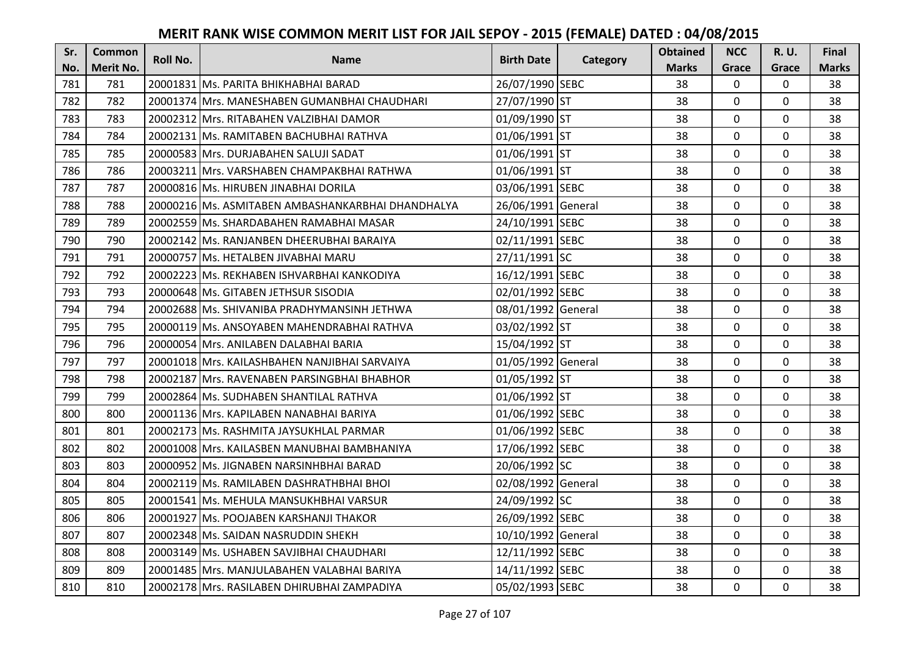# MERIT RANK WISE COMMON MERIT LIST FOR JAIL SEPOY - 2015 (FEMALE) DATED : 04/08/2015

| Sr. No. | Common Merit No. | Roll No. | Name | Birth Date | Category | Obtained Marks | NCC Grace | R. U. Grace | Final Marks |
|---|---|---|---|---|---|---|---|---|---|
| 781 | 781 | 20001831 | Ms. PARITA BHIKHABHAI BARAD | 26/07/1990 | SEBC | 38 | 0 | 0 | 38 |
| 782 | 782 | 20001374 | Mrs. MANESHABEN GUMANBHAI CHAUDHARI | 27/07/1990 | ST | 38 | 0 | 0 | 38 |
| 783 | 783 | 20002312 | Mrs. RITABAHEN VALZIBHAI DAMOR | 01/09/1990 | ST | 38 | 0 | 0 | 38 |
| 784 | 784 | 20002131 | Ms. RAMITABEN BACHUBHAI RATHVA | 01/06/1991 | ST | 38 | 0 | 0 | 38 |
| 785 | 785 | 20000583 | Mrs. DURJABAHEN SALUJI SADAT | 01/06/1991 | ST | 38 | 0 | 0 | 38 |
| 786 | 786 | 20003211 | Mrs. VARSHABEN CHAMPAKBHAI RATHWA | 01/06/1991 | ST | 38 | 0 | 0 | 38 |
| 787 | 787 | 20000816 | Ms. HIRUBEN JINABHAI DORILA | 03/06/1991 | SEBC | 38 | 0 | 0 | 38 |
| 788 | 788 | 20000216 | Ms. ASMITABEN AMBASHANKARBHAI DHANDHALYA | 26/06/1991 | General | 38 | 0 | 0 | 38 |
| 789 | 789 | 20002559 | Ms. SHARDABAHEN RAMABHAI MASAR | 24/10/1991 | SEBC | 38 | 0 | 0 | 38 |
| 790 | 790 | 20002142 | Ms. RANJANBEN DHEERUBHAI BARAIYA | 02/11/1991 | SEBC | 38 | 0 | 0 | 38 |
| 791 | 791 | 20000757 | Ms. HETALBEN JIVABHAI MARU | 27/11/1991 | SC | 38 | 0 | 0 | 38 |
| 792 | 792 | 20002223 | Ms. REKHABEN ISHVARBHAI KANKODIYA | 16/12/1991 | SEBC | 38 | 0 | 0 | 38 |
| 793 | 793 | 20000648 | Ms. GITABEN JETHSUR SISODIA | 02/01/1992 | SEBC | 38 | 0 | 0 | 38 |
| 794 | 794 | 20002688 | Ms. SHIVANIBA PRADHYMANSINH JETHWA | 08/01/1992 | General | 38 | 0 | 0 | 38 |
| 795 | 795 | 20000119 | Ms. ANSOYABEN MAHENDRABHAI RATHVA | 03/02/1992 | ST | 38 | 0 | 0 | 38 |
| 796 | 796 | 20000054 | Mrs. ANILABEN DALABHAI BARIA | 15/04/1992 | ST | 38 | 0 | 0 | 38 |
| 797 | 797 | 20001018 | Mrs. KAILASHBAHEN NANJIBHAI SARVAIYA | 01/05/1992 | General | 38 | 0 | 0 | 38 |
| 798 | 798 | 20002187 | Mrs. RAVENABEN PARSINGBHAI BHABHOR | 01/05/1992 | ST | 38 | 0 | 0 | 38 |
| 799 | 799 | 20002864 | Ms. SUDHABEN SHANTILAL RATHVA | 01/06/1992 | ST | 38 | 0 | 0 | 38 |
| 800 | 800 | 20001136 | Mrs. KAPILABEN NANABHAI BARIYA | 01/06/1992 | SEBC | 38 | 0 | 0 | 38 |
| 801 | 801 | 20002173 | Ms. RASHMITA JAYSUKHLAL PARMAR | 01/06/1992 | SEBC | 38 | 0 | 0 | 38 |
| 802 | 802 | 20001008 | Mrs. KAILASBEN MANUBHAI BAMBHANIYA | 17/06/1992 | SEBC | 38 | 0 | 0 | 38 |
| 803 | 803 | 20000952 | Ms. JIGNABEN NARSINHBHAI BARAD | 20/06/1992 | SC | 38 | 0 | 0 | 38 |
| 804 | 804 | 20002119 | Ms. RAMILABEN DASHRATHBHAI BHOI | 02/08/1992 | General | 38 | 0 | 0 | 38 |
| 805 | 805 | 20001541 | Ms. MEHULA MANSUKHBHAI VARSUR | 24/09/1992 | SC | 38 | 0 | 0 | 38 |
| 806 | 806 | 20001927 | Ms. POOJABEN KARSHANJI THAKOR | 26/09/1992 | SEBC | 38 | 0 | 0 | 38 |
| 807 | 807 | 20002348 | Ms. SAIDAN NASRUDDIN SHEKH | 10/10/1992 | General | 38 | 0 | 0 | 38 |
| 808 | 808 | 20003149 | Ms. USHABEN SAVJIBHAI CHAUDHARI | 12/11/1992 | SEBC | 38 | 0 | 0 | 38 |
| 809 | 809 | 20001485 | Mrs. MANJULABAHEN VALABHAI BARIYA | 14/11/1992 | SEBC | 38 | 0 | 0 | 38 |
| 810 | 810 | 20002178 | Mrs. RASILABEN DHIRUBHAI ZAMPADIYA | 05/02/1993 | SEBC | 38 | 0 | 0 | 38 |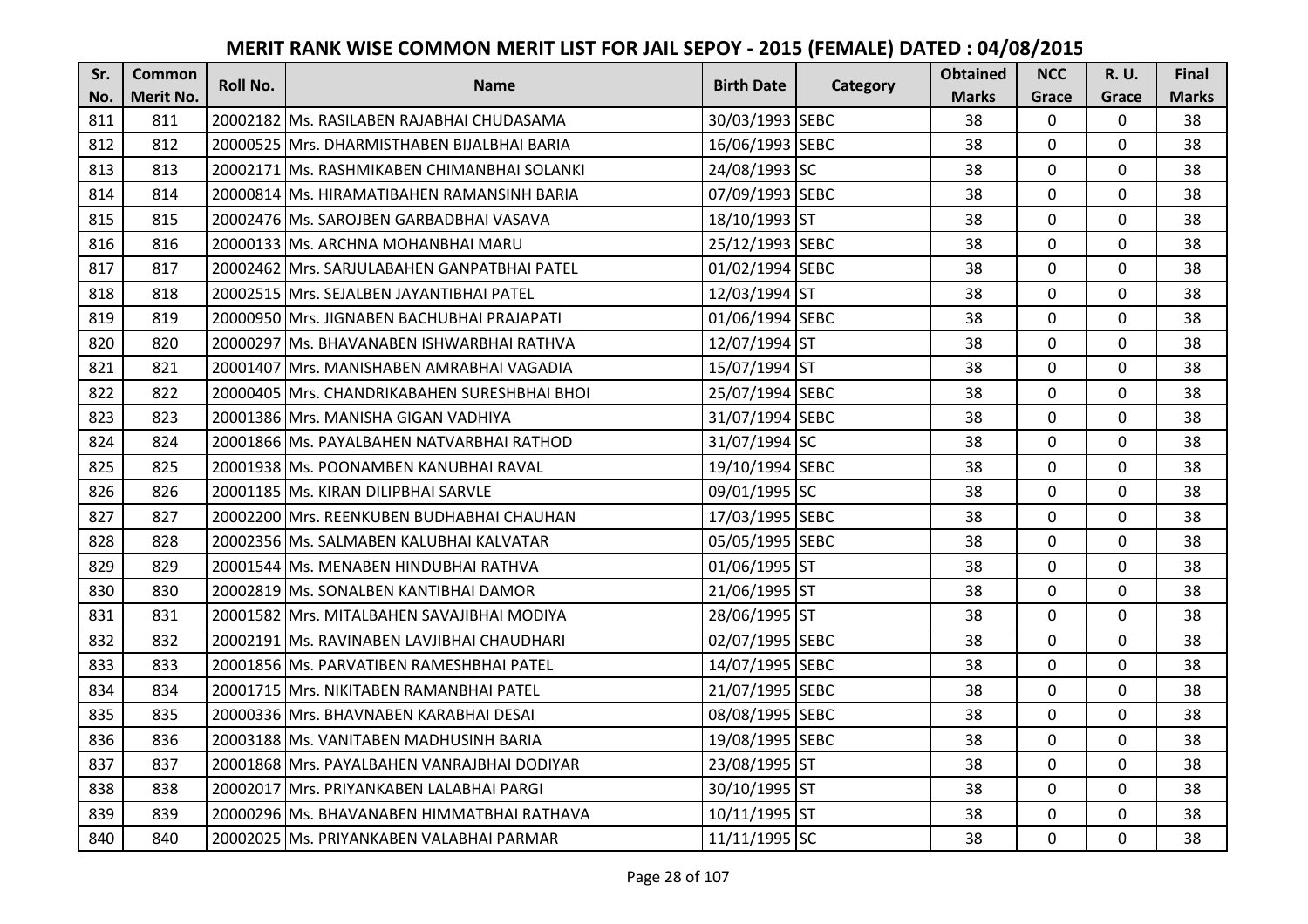# MERIT RANK WISE COMMON MERIT LIST FOR JAIL SEPOY - 2015 (FEMALE) DATED : 04/08/2015

| Sr. No. | Common Merit No. | Roll No. | Name | Birth Date | Category | Obtained Marks | NCC Grace | R. U. Grace | Final Marks |
|---|---|---|---|---|---|---|---|---|---|
| 811 | 811 | 20002182 | Ms. RASILABEN RAJABHAI CHUDASAMA | 30/03/1993 | SEBC | 38 | 0 | 0 | 38 |
| 812 | 812 | 20000525 | Mrs. DHARMISTHABEN BIJALBHAI BARIA | 16/06/1993 | SEBC | 38 | 0 | 0 | 38 |
| 813 | 813 | 20002171 | Ms. RASHMIKABEN CHIMANBHAI SOLANKI | 24/08/1993 | SC | 38 | 0 | 0 | 38 |
| 814 | 814 | 20000814 | Ms. HIRAMATIBAHEN RAMANSINH BARIA | 07/09/1993 | SEBC | 38 | 0 | 0 | 38 |
| 815 | 815 | 20002476 | Ms. SAROJBEN GARBADBHAI VASAVA | 18/10/1993 | ST | 38 | 0 | 0 | 38 |
| 816 | 816 | 20000133 | Ms. ARCHNA MOHANBHAI MARU | 25/12/1993 | SEBC | 38 | 0 | 0 | 38 |
| 817 | 817 | 20002462 | Mrs. SARJULABAHEN GANPATBHAI PATEL | 01/02/1994 | SEBC | 38 | 0 | 0 | 38 |
| 818 | 818 | 20002515 | Mrs. SEJALBEN JAYANTIBHAI PATEL | 12/03/1994 | ST | 38 | 0 | 0 | 38 |
| 819 | 819 | 20000950 | Mrs. JIGNABEN BACHUBHAI PRAJAPATI | 01/06/1994 | SEBC | 38 | 0 | 0 | 38 |
| 820 | 820 | 20000297 | Ms. BHAVANABEN ISHWARBHAI RATHVA | 12/07/1994 | ST | 38 | 0 | 0 | 38 |
| 821 | 821 | 20001407 | Mrs. MANISHABEN AMRABHAI VAGADIA | 15/07/1994 | ST | 38 | 0 | 0 | 38 |
| 822 | 822 | 20000405 | Mrs. CHANDRIKABAHEN SURESHBHAI BHOI | 25/07/1994 | SEBC | 38 | 0 | 0 | 38 |
| 823 | 823 | 20001386 | Mrs. MANISHA GIGAN VADHIYA | 31/07/1994 | SEBC | 38 | 0 | 0 | 38 |
| 824 | 824 | 20001866 | Ms. PAYALBAHEN NATVARBHAI RATHOD | 31/07/1994 | SC | 38 | 0 | 0 | 38 |
| 825 | 825 | 20001938 | Ms. POONAMBEN KANUBHAI RAVAL | 19/10/1994 | SEBC | 38 | 0 | 0 | 38 |
| 826 | 826 | 20001185 | Ms. KIRAN DILIPBHAI SARVLE | 09/01/1995 | SC | 38 | 0 | 0 | 38 |
| 827 | 827 | 20002200 | Mrs. REENKUBEN BUDHABHAI CHAUHAN | 17/03/1995 | SEBC | 38 | 0 | 0 | 38 |
| 828 | 828 | 20002356 | Ms. SALMABEN KALUBHAI KALVATAR | 05/05/1995 | SEBC | 38 | 0 | 0 | 38 |
| 829 | 829 | 20001544 | Ms. MENABEN HINDUBHAI RATHVA | 01/06/1995 | ST | 38 | 0 | 0 | 38 |
| 830 | 830 | 20002819 | Ms. SONALBEN KANTIBHAI DAMOR | 21/06/1995 | ST | 38 | 0 | 0 | 38 |
| 831 | 831 | 20001582 | Mrs. MITALBAHEN SAVAJIBHAI MODIYA | 28/06/1995 | ST | 38 | 0 | 0 | 38 |
| 832 | 832 | 20002191 | Ms. RAVINABEN LAVJIBHAI CHAUDHARI | 02/07/1995 | SEBC | 38 | 0 | 0 | 38 |
| 833 | 833 | 20001856 | Ms. PARVATIBEN RAMESHBHAI PATEL | 14/07/1995 | SEBC | 38 | 0 | 0 | 38 |
| 834 | 834 | 20001715 | Mrs. NIKITABEN RAMANBHAI PATEL | 21/07/1995 | SEBC | 38 | 0 | 0 | 38 |
| 835 | 835 | 20000336 | Mrs. BHAVNABEN KARABHAI DESAI | 08/08/1995 | SEBC | 38 | 0 | 0 | 38 |
| 836 | 836 | 20003188 | Ms. VANITABEN MADHUSINH BARIA | 19/08/1995 | SEBC | 38 | 0 | 0 | 38 |
| 837 | 837 | 20001868 | Mrs. PAYALBAHEN VANRAJBHAI DODIYAR | 23/08/1995 | ST | 38 | 0 | 0 | 38 |
| 838 | 838 | 20002017 | Mrs. PRIYANKABEN LALABHAI PARGI | 30/10/1995 | ST | 38 | 0 | 0 | 38 |
| 839 | 839 | 20000296 | Ms. BHAVANABEN HIMMATBHAI RATHAVA | 10/11/1995 | ST | 38 | 0 | 0 | 38 |
| 840 | 840 | 20002025 | Ms. PRIYANKABEN VALABHAI PARMAR | 11/11/1995 | SC | 38 | 0 | 0 | 38 |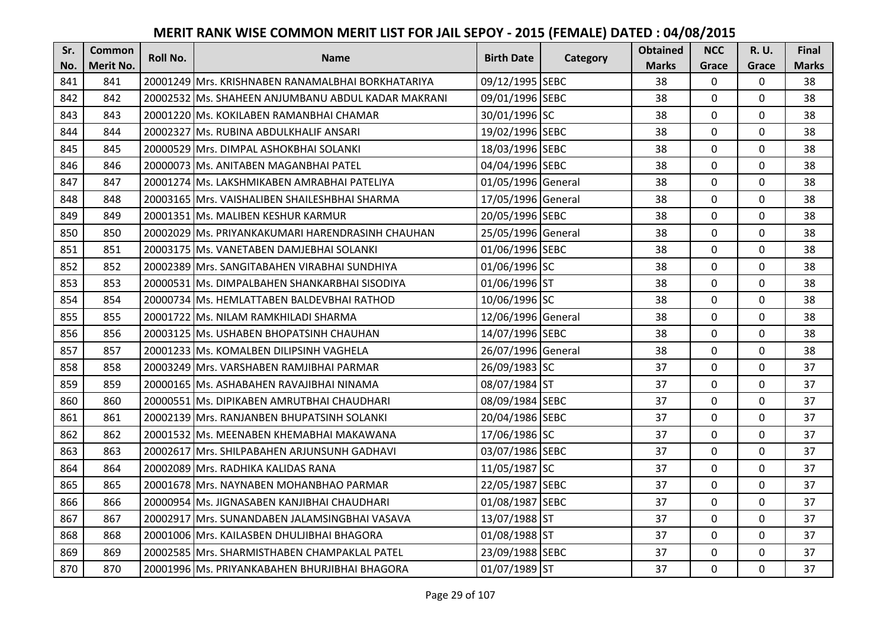# MERIT RANK WISE COMMON MERIT LIST FOR JAIL SEPOY - 2015 (FEMALE) DATED : 04/08/2015

| Sr. No. | Common Merit No. | Roll No. | Name | Birth Date | Category | Obtained Marks | NCC Grace | R. U. Grace | Final Marks |
|---|---|---|---|---|---|---|---|---|---|
| 841 | 841 | 20001249 | Mrs. KRISHNABEN RANAMALBHAI BORKHATARIYA | 09/12/1995 | SEBC | 38 | 0 | 0 | 38 |
| 842 | 842 | 20002532 | Ms. SHAHEEN ANJUMBANU ABDUL KADAR MAKRANI | 09/01/1996 | SEBC | 38 | 0 | 0 | 38 |
| 843 | 843 | 20001220 | Ms. KOKILABEN RAMANBHAI CHAMAR | 30/01/1996 | SC | 38 | 0 | 0 | 38 |
| 844 | 844 | 20002327 | Ms. RUBINA ABDULKHALIF ANSARI | 19/02/1996 | SEBC | 38 | 0 | 0 | 38 |
| 845 | 845 | 20000529 | Mrs. DIMPAL ASHOKBHAI SOLANKI | 18/03/1996 | SEBC | 38 | 0 | 0 | 38 |
| 846 | 846 | 20000073 | Ms. ANITABEN MAGANBHAI PATEL | 04/04/1996 | SEBC | 38 | 0 | 0 | 38 |
| 847 | 847 | 20001274 | Ms. LAKSHMIKABEN AMRABHAI PATELIYA | 01/05/1996 | General | 38 | 0 | 0 | 38 |
| 848 | 848 | 20003165 | Mrs. VAISHALIBEN SHAILESHBHAI SHARMA | 17/05/1996 | General | 38 | 0 | 0 | 38 |
| 849 | 849 | 20001351 | Ms. MALIBEN KESHUR KARMUR | 20/05/1996 | SEBC | 38 | 0 | 0 | 38 |
| 850 | 850 | 20002029 | Ms. PRIYANKAKUMARI HARENDRASINH CHAUHAN | 25/05/1996 | General | 38 | 0 | 0 | 38 |
| 851 | 851 | 20003175 | Ms. VANETABEN DAMJEBHAI SOLANKI | 01/06/1996 | SEBC | 38 | 0 | 0 | 38 |
| 852 | 852 | 20002389 | Mrs. SANGITABAHEN VIRABHAI SUNDHIYA | 01/06/1996 | SC | 38 | 0 | 0 | 38 |
| 853 | 853 | 20000531 | Ms. DIMPALBAHEN SHANKARBHAI SISODIYA | 01/06/1996 | ST | 38 | 0 | 0 | 38 |
| 854 | 854 | 20000734 | Ms. HEMLATTABEN BALDEVBHAI RATHOD | 10/06/1996 | SC | 38 | 0 | 0 | 38 |
| 855 | 855 | 20001722 | Ms. NILAM RAMKHILADI SHARMA | 12/06/1996 | General | 38 | 0 | 0 | 38 |
| 856 | 856 | 20003125 | Ms. USHABEN BHOPATSINH CHAUHAN | 14/07/1996 | SEBC | 38 | 0 | 0 | 38 |
| 857 | 857 | 20001233 | Ms. KOMALBEN DILIPSINH VAGHELA | 26/07/1996 | General | 38 | 0 | 0 | 38 |
| 858 | 858 | 20003249 | Mrs. VARSHABEN RAMJIBHAI PARMAR | 26/09/1983 | SC | 37 | 0 | 0 | 37 |
| 859 | 859 | 20000165 | Ms. ASHABAHEN RAVAJIBHAI NINAMA | 08/07/1984 | ST | 37 | 0 | 0 | 37 |
| 860 | 860 | 20000551 | Ms. DIPIKABEN AMRUTBHAI CHAUDHARI | 08/09/1984 | SEBC | 37 | 0 | 0 | 37 |
| 861 | 861 | 20002139 | Mrs. RANJANBEN BHUPATSINH SOLANKI | 20/04/1986 | SEBC | 37 | 0 | 0 | 37 |
| 862 | 862 | 20001532 | Ms. MEENABEN KHEMABHAI MAKAWANA | 17/06/1986 | SC | 37 | 0 | 0 | 37 |
| 863 | 863 | 20002617 | Mrs. SHILPABAHEN ARJUNSUNH GADHAVI | 03/07/1986 | SEBC | 37 | 0 | 0 | 37 |
| 864 | 864 | 20002089 | Mrs. RADHIKA KALIDAS RANA | 11/05/1987 | SC | 37 | 0 | 0 | 37 |
| 865 | 865 | 20001678 | Mrs. NAYNABEN MOHANBHAO PARMAR | 22/05/1987 | SEBC | 37 | 0 | 0 | 37 |
| 866 | 866 | 20000954 | Ms. JIGNASABEN KANJIBHAI CHAUDHARI | 01/08/1987 | SEBC | 37 | 0 | 0 | 37 |
| 867 | 867 | 20002917 | Mrs. SUNANDABEN JALAMSINGBHAI VASAVA | 13/07/1988 | ST | 37 | 0 | 0 | 37 |
| 868 | 868 | 20001006 | Mrs. KAILASBEN DHULJIBHAI BHAGORA | 01/08/1988 | ST | 37 | 0 | 0 | 37 |
| 869 | 869 | 20002585 | Mrs. SHARMISTHABEN CHAMPAKLAL PATEL | 23/09/1988 | SEBC | 37 | 0 | 0 | 37 |
| 870 | 870 | 20001996 | Ms. PRIYANKABAHEN BHURJIBHAI BHAGORA | 01/07/1989 | ST | 37 | 0 | 0 | 37 |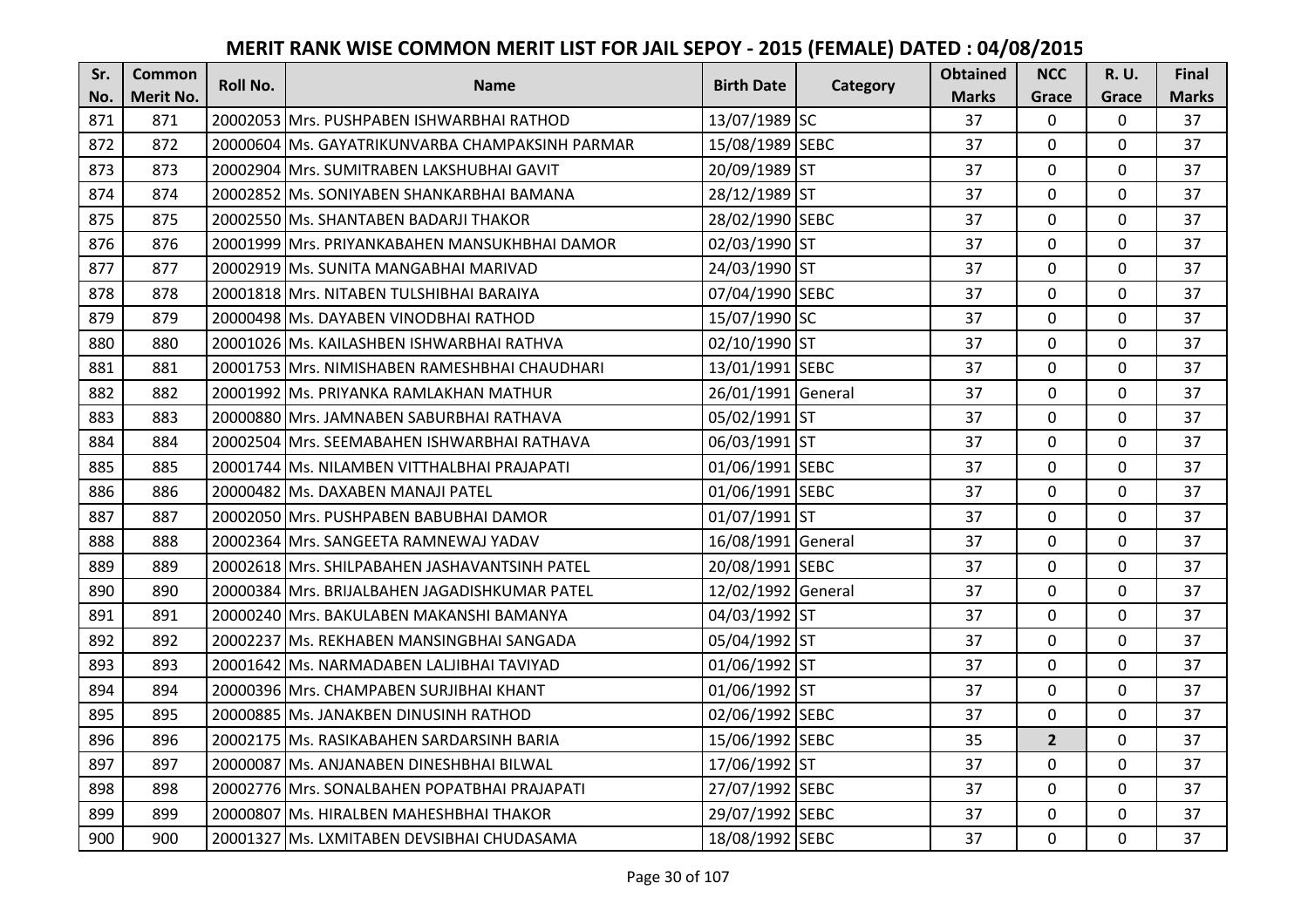# MERIT RANK WISE COMMON MERIT LIST FOR JAIL SEPOY - 2015 (FEMALE) DATED : 04/08/2015

| Sr. No. | Common Merit No. | Roll No. | Name | Birth Date | Category | Obtained Marks | NCC Grace | R. U. Grace | Final Marks |
|---|---|---|---|---|---|---|---|---|---|
| 871 | 871 | 20002053 | Mrs. PUSHPABEN ISHWARBHAI RATHOD | 13/07/1989 | SC | 37 | 0 | 0 | 37 |
| 872 | 872 | 20000604 | Ms. GAYATRIKUNVARBA CHAMPAKSINH PARMAR | 15/08/1989 | SEBC | 37 | 0 | 0 | 37 |
| 873 | 873 | 20002904 | Mrs. SUMITRABEN LAKSHUBHAI GAVIT | 20/09/1989 | ST | 37 | 0 | 0 | 37 |
| 874 | 874 | 20002852 | Ms. SONIYABEN SHANKARBHAI BAMANA | 28/12/1989 | ST | 37 | 0 | 0 | 37 |
| 875 | 875 | 20002550 | Ms. SHANTABEN BADARJI THAKOR | 28/02/1990 | SEBC | 37 | 0 | 0 | 37 |
| 876 | 876 | 20001999 | Mrs. PRIYANKABAHEN MANSUKHBHAI DAMOR | 02/03/1990 | ST | 37 | 0 | 0 | 37 |
| 877 | 877 | 20002919 | Ms. SUNITA MANGABHAI MARIVAD | 24/03/1990 | ST | 37 | 0 | 0 | 37 |
| 878 | 878 | 20001818 | Mrs. NITABEN TULSHIBHAI BARAIYA | 07/04/1990 | SEBC | 37 | 0 | 0 | 37 |
| 879 | 879 | 20000498 | Ms. DAYABEN VINODBHAI RATHOD | 15/07/1990 | SC | 37 | 0 | 0 | 37 |
| 880 | 880 | 20001026 | Ms. KAILASHBEN ISHWARBHAI RATHVA | 02/10/1990 | ST | 37 | 0 | 0 | 37 |
| 881 | 881 | 20001753 | Mrs. NIMISHABEN RAMESHBHAI CHAUDHARI | 13/01/1991 | SEBC | 37 | 0 | 0 | 37 |
| 882 | 882 | 20001992 | Ms. PRIYANKA RAMLAKHAN MATHUR | 26/01/1991 | General | 37 | 0 | 0 | 37 |
| 883 | 883 | 20000880 | Mrs. JAMNABEN SABURBHAI RATHAVA | 05/02/1991 | ST | 37 | 0 | 0 | 37 |
| 884 | 884 | 20002504 | Mrs. SEEMABAHEN ISHWARBHAI RATHAVA | 06/03/1991 | ST | 37 | 0 | 0 | 37 |
| 885 | 885 | 20001744 | Ms. NILAMBEN VITTHALBHAI PRAJAPATI | 01/06/1991 | SEBC | 37 | 0 | 0 | 37 |
| 886 | 886 | 20000482 | Ms. DAXABEN MANAJI PATEL | 01/06/1991 | SEBC | 37 | 0 | 0 | 37 |
| 887 | 887 | 20002050 | Mrs. PUSHPABEN BABUBHAI DAMOR | 01/07/1991 | ST | 37 | 0 | 0 | 37 |
| 888 | 888 | 20002364 | Mrs. SANGEETA RAMNEWAJ YADAV | 16/08/1991 | General | 37 | 0 | 0 | 37 |
| 889 | 889 | 20002618 | Mrs. SHILPABAHEN JASHAVANTSINH PATEL | 20/08/1991 | SEBC | 37 | 0 | 0 | 37 |
| 890 | 890 | 20000384 | Mrs. BRIJALBAHEN JAGADISHKUMAR PATEL | 12/02/1992 | General | 37 | 0 | 0 | 37 |
| 891 | 891 | 20000240 | Mrs. BAKULABEN MAKANSHI BAMANYA | 04/03/1992 | ST | 37 | 0 | 0 | 37 |
| 892 | 892 | 20002237 | Ms. REKHABEN MANSINGBHAI SANGADA | 05/04/1992 | ST | 37 | 0 | 0 | 37 |
| 893 | 893 | 20001642 | Ms. NARMADABEN LALJIBHAI TAVIYAD | 01/06/1992 | ST | 37 | 0 | 0 | 37 |
| 894 | 894 | 20000396 | Mrs. CHAMPABEN SURJIBHAI KHANT | 01/06/1992 | ST | 37 | 0 | 0 | 37 |
| 895 | 895 | 20000885 | Ms. JANAKBEN DINUSINH RATHOD | 02/06/1992 | SEBC | 37 | 0 | 0 | 37 |
| 896 | 896 | 20002175 | Ms. RASIKABAHEN SARDARSINH BARIA | 15/06/1992 | SEBC | 35 | **2** | 0 | 37 |
| 897 | 897 | 20000087 | Ms. ANJANABEN DINESHBHAI BILWAL | 17/06/1992 | ST | 37 | 0 | 0 | 37 |
| 898 | 898 | 20002776 | Mrs. SONALBAHEN POPATBHAI PRAJAPATI | 27/07/1992 | SEBC | 37 | 0 | 0 | 37 |
| 899 | 899 | 20000807 | Ms. HIRALBEN MAHESHBHAI THAKOR | 29/07/1992 | SEBC | 37 | 0 | 0 | 37 |
| 900 | 900 | 20001327 | Ms. LXMITABEN DEVSIBHAI CHUDASAMA | 18/08/1992 | SEBC | 37 | 0 | 0 | 37 |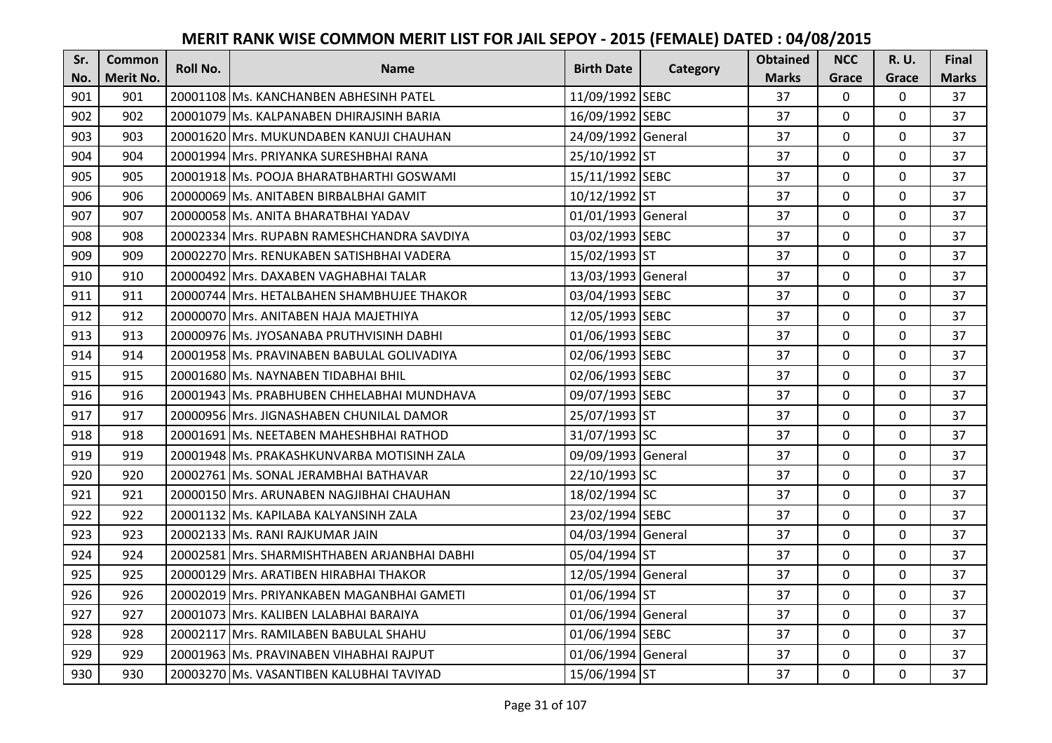# MERIT RANK WISE COMMON MERIT LIST FOR JAIL SEPOY - 2015 (FEMALE) DATED : 04/08/2015

| Sr. No. | Common Merit No. | Roll No. | Name | Birth Date | Category | Obtained Marks | NCC Grace | R. U. Grace | Final Marks |
|---|---|---|---|---|---|---|---|---|---|
| 901 | 901 | 20001108 | Ms. KANCHANBEN ABHESINH PATEL | 11/09/1992 | SEBC | 37 | 0 | 0 | 37 |
| 902 | 902 | 20001079 | Ms. KALPANABEN DHIRAJSINH BARIA | 16/09/1992 | SEBC | 37 | 0 | 0 | 37 |
| 903 | 903 | 20001620 | Mrs. MUKUNDABEN KANUJI CHAUHAN | 24/09/1992 | General | 37 | 0 | 0 | 37 |
| 904 | 904 | 20001994 | Mrs. PRIYANKA SURESHBHAI RANA | 25/10/1992 | ST | 37 | 0 | 0 | 37 |
| 905 | 905 | 20001918 | Ms. POOJA BHARATBHARTHI GOSWAMI | 15/11/1992 | SEBC | 37 | 0 | 0 | 37 |
| 906 | 906 | 20000069 | Ms. ANITABEN BIRBALBHAI GAMIT | 10/12/1992 | ST | 37 | 0 | 0 | 37 |
| 907 | 907 | 20000058 | Ms. ANITA BHARATBHAI YADAV | 01/01/1993 | General | 37 | 0 | 0 | 37 |
| 908 | 908 | 20002334 | Mrs. RUPABN RAMESHCHANDRA SAVDIYA | 03/02/1993 | SEBC | 37 | 0 | 0 | 37 |
| 909 | 909 | 20002270 | Mrs. RENUKABEN SATISHBHAI VADERA | 15/02/1993 | ST | 37 | 0 | 0 | 37 |
| 910 | 910 | 20000492 | Mrs. DAXABEN VAGHABHAI TALAR | 13/03/1993 | General | 37 | 0 | 0 | 37 |
| 911 | 911 | 20000744 | Mrs. HETALBAHEN SHAMBHUJEE THAKOR | 03/04/1993 | SEBC | 37 | 0 | 0 | 37 |
| 912 | 912 | 20000070 | Mrs. ANITABEN HAJA MAJETHIYA | 12/05/1993 | SEBC | 37 | 0 | 0 | 37 |
| 913 | 913 | 20000976 | Ms. JYOSANABA PRUTHVISINH DABHI | 01/06/1993 | SEBC | 37 | 0 | 0 | 37 |
| 914 | 914 | 20001958 | Ms. PRAVINABEN BABULAL GOLIVADIYA | 02/06/1993 | SEBC | 37 | 0 | 0 | 37 |
| 915 | 915 | 20001680 | Ms. NAYNABEN TIDABHAI BHIL | 02/06/1993 | SEBC | 37 | 0 | 0 | 37 |
| 916 | 916 | 20001943 | Ms. PRABHUBEN CHHELABHAI MUNDHAVA | 09/07/1993 | SEBC | 37 | 0 | 0 | 37 |
| 917 | 917 | 20000956 | Mrs. JIGNASHABEN CHUNILAL DAMOR | 25/07/1993 | ST | 37 | 0 | 0 | 37 |
| 918 | 918 | 20001691 | Ms. NEETABEN MAHESHBHAI RATHOD | 31/07/1993 | SC | 37 | 0 | 0 | 37 |
| 919 | 919 | 20001948 | Ms. PRAKASHKUNVARBA MOTISINH ZALA | 09/09/1993 | General | 37 | 0 | 0 | 37 |
| 920 | 920 | 20002761 | Ms. SONAL JERAMBHAI BATHAVAR | 22/10/1993 | SC | 37 | 0 | 0 | 37 |
| 921 | 921 | 20000150 | Mrs. ARUNABEN NAGJIBHAI CHAUHAN | 18/02/1994 | SC | 37 | 0 | 0 | 37 |
| 922 | 922 | 20001132 | Ms. KAPILABA KALYANSINH ZALA | 23/02/1994 | SEBC | 37 | 0 | 0 | 37 |
| 923 | 923 | 20002133 | Ms. RANI RAJKUMAR JAIN | 04/03/1994 | General | 37 | 0 | 0 | 37 |
| 924 | 924 | 20002581 | Mrs. SHARMISHTHABEN ARJANBHAI DABHI | 05/04/1994 | ST | 37 | 0 | 0 | 37 |
| 925 | 925 | 20000129 | Mrs. ARATIBEN HIRABHAI THAKOR | 12/05/1994 | General | 37 | 0 | 0 | 37 |
| 926 | 926 | 20002019 | Mrs. PRIYANKABEN MAGANBHAI GAMETI | 01/06/1994 | ST | 37 | 0 | 0 | 37 |
| 927 | 927 | 20001073 | Mrs. KALIBEN LALABHAI BARAIYA | 01/06/1994 | General | 37 | 0 | 0 | 37 |
| 928 | 928 | 20002117 | Mrs. RAMILABEN BABULAL SHAHU | 01/06/1994 | SEBC | 37 | 0 | 0 | 37 |
| 929 | 929 | 20001963 | Ms. PRAVINABEN VIHABHAI RAJPUT | 01/06/1994 | General | 37 | 0 | 0 | 37 |
| 930 | 930 | 20003270 | Ms. VASANTIBEN KALUBHAI TAVIYAD | 15/06/1994 | ST | 37 | 0 | 0 | 37 |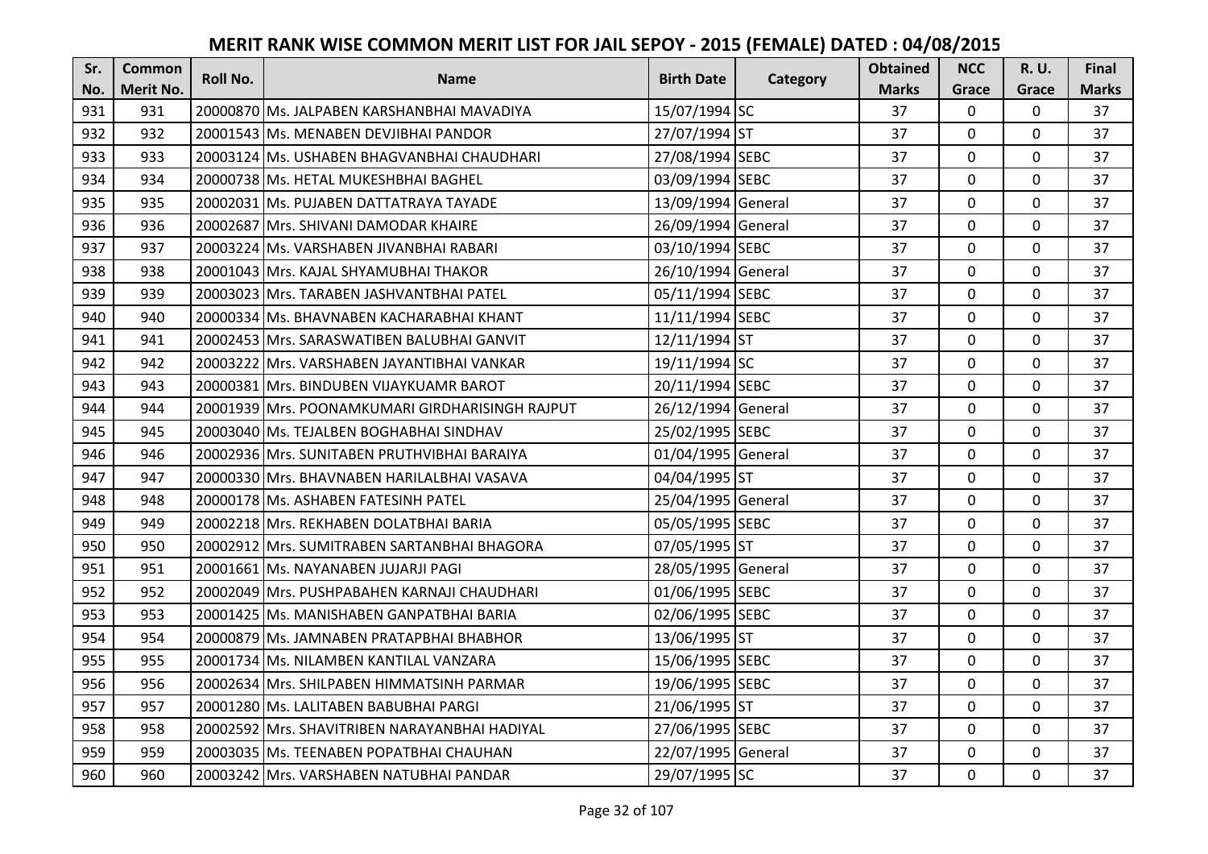# MERIT RANK WISE COMMON MERIT LIST FOR JAIL SEPOY - 2015 (FEMALE) DATED : 04/08/2015

| Sr. No. | Common Merit No. | Roll No. | Name | Birth Date | Category | Obtained Marks | NCC Grace | R. U. Grace | Final Marks |
|---|---|---|---|---|---|---|---|---|---|
| 931 | 931 | 20000870 | Ms. JALPABEN KARSHANBHAI MAVADIYA | 15/07/1994 | SC | 37 | 0 | 0 | 37 |
| 932 | 932 | 20001543 | Ms. MENABEN DEVJIBHAI PANDOR | 27/07/1994 | ST | 37 | 0 | 0 | 37 |
| 933 | 933 | 20003124 | Ms. USHABEN BHAGVANBHAI CHAUDHARI | 27/08/1994 | SEBC | 37 | 0 | 0 | 37 |
| 934 | 934 | 20000738 | Ms. HETAL MUKESHBHAI BAGHEL | 03/09/1994 | SEBC | 37 | 0 | 0 | 37 |
| 935 | 935 | 20002031 | Ms. PUJABEN DATTATRAYA TAYADE | 13/09/1994 | General | 37 | 0 | 0 | 37 |
| 936 | 936 | 20002687 | Mrs. SHIVANI DAMODAR KHAIRE | 26/09/1994 | General | 37 | 0 | 0 | 37 |
| 937 | 937 | 20003224 | Ms. VARSHABEN JIVANBHAI RABARI | 03/10/1994 | SEBC | 37 | 0 | 0 | 37 |
| 938 | 938 | 20001043 | Mrs. KAJAL SHYAMUBHAI THAKOR | 26/10/1994 | General | 37 | 0 | 0 | 37 |
| 939 | 939 | 20003023 | Mrs. TARABEN JASHVANTBHAI PATEL | 05/11/1994 | SEBC | 37 | 0 | 0 | 37 |
| 940 | 940 | 20000334 | Ms. BHAVNABEN KACHARABHAI KHANT | 11/11/1994 | SEBC | 37 | 0 | 0 | 37 |
| 941 | 941 | 20002453 | Mrs. SARASWATIBEN BALUBHAI GANVIT | 12/11/1994 | ST | 37 | 0 | 0 | 37 |
| 942 | 942 | 20003222 | Mrs. VARSHABEN JAYANTIBHAI VANKAR | 19/11/1994 | SC | 37 | 0 | 0 | 37 |
| 943 | 943 | 20000381 | Mrs. BINDUBEN VIJAYKUAMR BAROT | 20/11/1994 | SEBC | 37 | 0 | 0 | 37 |
| 944 | 944 | 20001939 | Mrs. POONAMKUMARI GIRDHARISINGH RAJPUT | 26/12/1994 | General | 37 | 0 | 0 | 37 |
| 945 | 945 | 20003040 | Ms. TEJALBEN BOGHABHAI SINDHAV | 25/02/1995 | SEBC | 37 | 0 | 0 | 37 |
| 946 | 946 | 20002936 | Mrs. SUNITABEN PRUTHVIBHAI BARAIYA | 01/04/1995 | General | 37 | 0 | 0 | 37 |
| 947 | 947 | 20000330 | Mrs. BHAVNABEN HARILALBHAI VASAVA | 04/04/1995 | ST | 37 | 0 | 0 | 37 |
| 948 | 948 | 20000178 | Ms. ASHABEN FATESINH PATEL | 25/04/1995 | General | 37 | 0 | 0 | 37 |
| 949 | 949 | 20002218 | Mrs. REKHABEN DOLATBHAI BARIA | 05/05/1995 | SEBC | 37 | 0 | 0 | 37 |
| 950 | 950 | 20002912 | Mrs. SUMITRABEN SARTANBHAI BHAGORA | 07/05/1995 | ST | 37 | 0 | 0 | 37 |
| 951 | 951 | 20001661 | Ms. NAYANABEN JUJARJI PAGI | 28/05/1995 | General | 37 | 0 | 0 | 37 |
| 952 | 952 | 20002049 | Mrs. PUSHPABAHEN KARNAJI CHAUDHARI | 01/06/1995 | SEBC | 37 | 0 | 0 | 37 |
| 953 | 953 | 20001425 | Ms. MANISHABEN GANPATBHAI BARIA | 02/06/1995 | SEBC | 37 | 0 | 0 | 37 |
| 954 | 954 | 20000879 | Ms. JAMNABEN PRATAPBHAI BHABHOR | 13/06/1995 | ST | 37 | 0 | 0 | 37 |
| 955 | 955 | 20001734 | Ms. NILAMBEN KANTILAL VANZARA | 15/06/1995 | SEBC | 37 | 0 | 0 | 37 |
| 956 | 956 | 20002634 | Mrs. SHILPABEN HIMMATSINH PARMAR | 19/06/1995 | SEBC | 37 | 0 | 0 | 37 |
| 957 | 957 | 20001280 | Ms. LALITABEN BABUBHAI PARGI | 21/06/1995 | ST | 37 | 0 | 0 | 37 |
| 958 | 958 | 20002592 | Mrs. SHAVITRIBEN NARAYANBHAI HADIYAL | 27/06/1995 | SEBC | 37 | 0 | 0 | 37 |
| 959 | 959 | 20003035 | Ms. TEENABEN POPATBHAI CHAUHAN | 22/07/1995 | General | 37 | 0 | 0 | 37 |
| 960 | 960 | 20003242 | Mrs. VARSHABEN NATUBHAI PANDAR | 29/07/1995 | SC | 37 | 0 | 0 | 37 |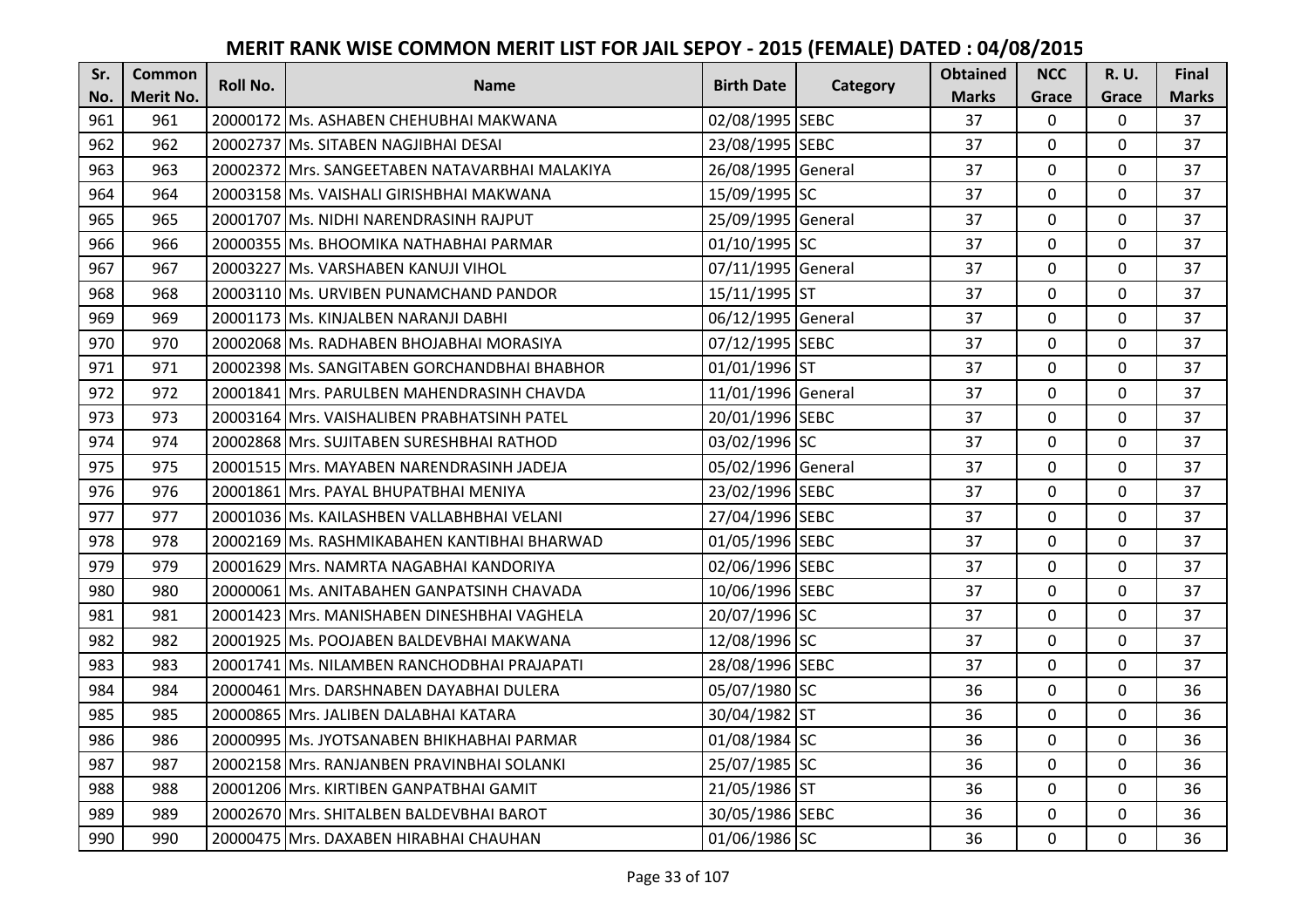# MERIT RANK WISE COMMON MERIT LIST FOR JAIL SEPOY - 2015 (FEMALE) DATED : 04/08/2015

| Sr. No. | Common Merit No. | Roll No. | Name | Birth Date | Category | Obtained Marks | NCC Grace | R. U. Grace | Final Marks |
|---|---|---|---|---|---|---|---|---|---|
| 961 | 961 | 20000172 | Ms. ASHABEN CHEHUBHAI MAKWANA | 02/08/1995 | SEBC | 37 | 0 | 0 | 37 |
| 962 | 962 | 20002737 | Ms. SITABEN NAGJIBHAI DESAI | 23/08/1995 | SEBC | 37 | 0 | 0 | 37 |
| 963 | 963 | 20002372 | Mrs. SANGEETABEN NATAVARBHAI MALAKIYA | 26/08/1995 | General | 37 | 0 | 0 | 37 |
| 964 | 964 | 20003158 | Ms. VAISHALI GIRISHBHAI MAKWANA | 15/09/1995 | SC | 37 | 0 | 0 | 37 |
| 965 | 965 | 20001707 | Ms. NIDHI NARENDRASINH RAJPUT | 25/09/1995 | General | 37 | 0 | 0 | 37 |
| 966 | 966 | 20000355 | Ms. BHOOMIKA NATHABHAI PARMAR | 01/10/1995 | SC | 37 | 0 | 0 | 37 |
| 967 | 967 | 20003227 | Ms. VARSHABEN KANUJI VIHOL | 07/11/1995 | General | 37 | 0 | 0 | 37 |
| 968 | 968 | 20003110 | Ms. URVIBEN PUNAMCHAND PANDOR | 15/11/1995 | ST | 37 | 0 | 0 | 37 |
| 969 | 969 | 20001173 | Ms. KINJALBEN NARANJI DABHI | 06/12/1995 | General | 37 | 0 | 0 | 37 |
| 970 | 970 | 20002068 | Ms. RADHABEN BHOJABHAI MORASIYA | 07/12/1995 | SEBC | 37 | 0 | 0 | 37 |
| 971 | 971 | 20002398 | Ms. SANGITABEN GORCHANDBHAI BHABHOR | 01/01/1996 | ST | 37 | 0 | 0 | 37 |
| 972 | 972 | 20001841 | Mrs. PARULBEN MAHENDRASINH CHAVDA | 11/01/1996 | General | 37 | 0 | 0 | 37 |
| 973 | 973 | 20003164 | Mrs. VAISHALIBEN PRABHATSINH PATEL | 20/01/1996 | SEBC | 37 | 0 | 0 | 37 |
| 974 | 974 | 20002868 | Mrs. SUJITABEN SURESHBHAI RATHOD | 03/02/1996 | SC | 37 | 0 | 0 | 37 |
| 975 | 975 | 20001515 | Mrs. MAYABEN NARENDRASINH JADEJA | 05/02/1996 | General | 37 | 0 | 0 | 37 |
| 976 | 976 | 20001861 | Mrs. PAYAL BHUPATBHAI MENIYA | 23/02/1996 | SEBC | 37 | 0 | 0 | 37 |
| 977 | 977 | 20001036 | Ms. KAILASHBEN VALLABHBHAI VELANI | 27/04/1996 | SEBC | 37 | 0 | 0 | 37 |
| 978 | 978 | 20002169 | Ms. RASHMIKABAHEN KANTIBHAI BHARWAD | 01/05/1996 | SEBC | 37 | 0 | 0 | 37 |
| 979 | 979 | 20001629 | Mrs. NAMRTA NAGABHAI KANDORIYA | 02/06/1996 | SEBC | 37 | 0 | 0 | 37 |
| 980 | 980 | 20000061 | Ms. ANITABAHEN GANPATSINH CHAVADA | 10/06/1996 | SEBC | 37 | 0 | 0 | 37 |
| 981 | 981 | 20001423 | Mrs. MANISHABEN DINESHBHAI VAGHELA | 20/07/1996 | SC | 37 | 0 | 0 | 37 |
| 982 | 982 | 20001925 | Ms. POOJABEN BALDEVBHAI MAKWANA | 12/08/1996 | SC | 37 | 0 | 0 | 37 |
| 983 | 983 | 20001741 | Ms. NILAMBEN RANCHODBHAI PRAJAPATI | 28/08/1996 | SEBC | 37 | 0 | 0 | 37 |
| 984 | 984 | 20000461 | Mrs. DARSHNABEN DAYABHAI DULERA | 05/07/1980 | SC | 36 | 0 | 0 | 36 |
| 985 | 985 | 20000865 | Mrs. JALIBEN DALABHAI KATARA | 30/04/1982 | ST | 36 | 0 | 0 | 36 |
| 986 | 986 | 20000995 | Ms. JYOTSANABEN BHIKHABHAI PARMAR | 01/08/1984 | SC | 36 | 0 | 0 | 36 |
| 987 | 987 | 20002158 | Mrs. RANJANBEN PRAVINBHAI SOLANKI | 25/07/1985 | SC | 36 | 0 | 0 | 36 |
| 988 | 988 | 20001206 | Mrs. KIRTIBEN GANPATBHAI GAMIT | 21/05/1986 | ST | 36 | 0 | 0 | 36 |
| 989 | 989 | 20002670 | Mrs. SHITALBEN BALDEVBHAI BAROT | 30/05/1986 | SEBC | 36 | 0 | 0 | 36 |
| 990 | 990 | 20000475 | Mrs. DAXABEN HIRABHAI CHAUHAN | 01/06/1986 | SC | 36 | 0 | 0 | 36 |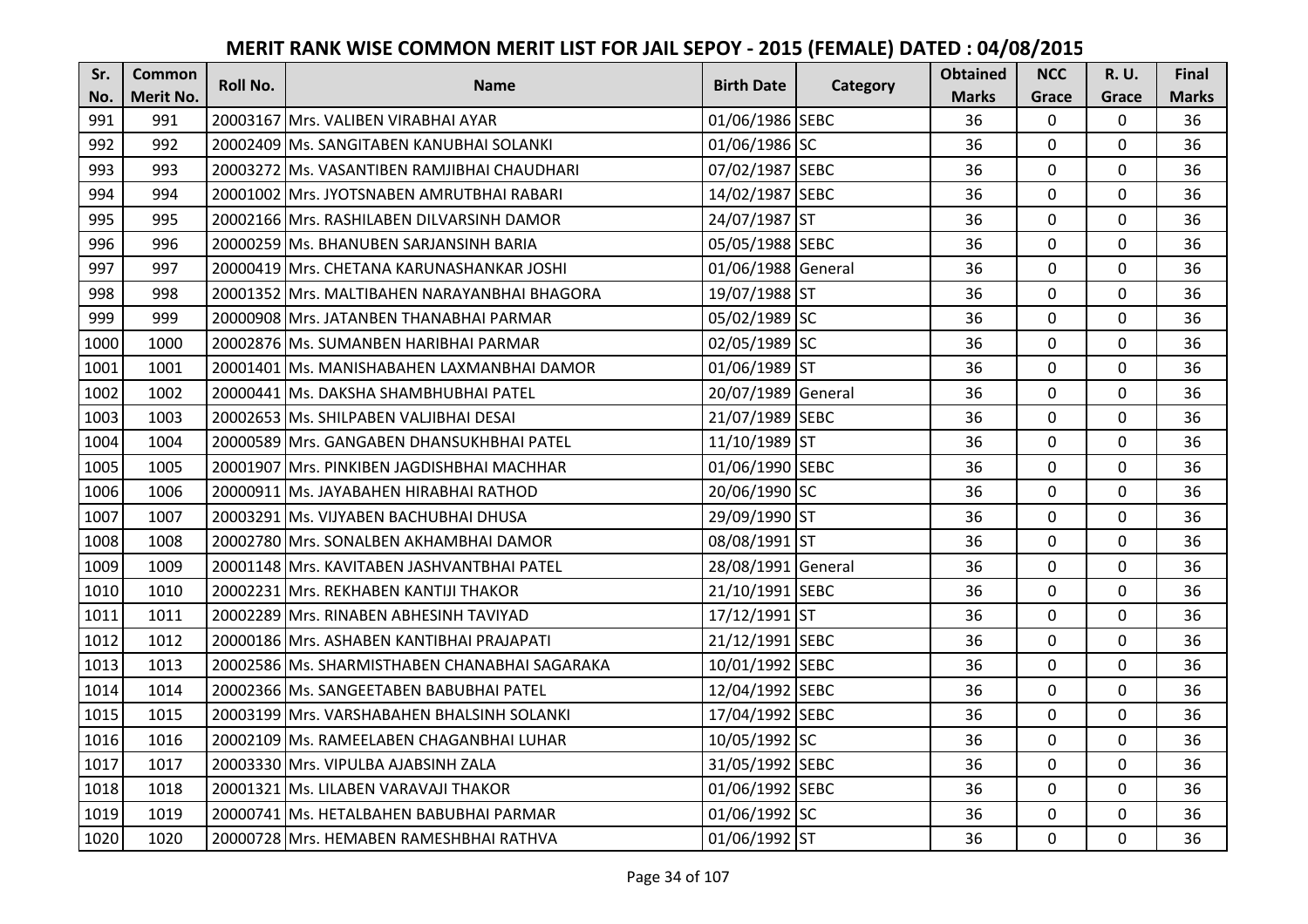# MERIT RANK WISE COMMON MERIT LIST FOR JAIL SEPOY - 2015 (FEMALE) DATED : 04/08/2015

| Sr. No. | Common Merit No. | Roll No. | Name | Birth Date | Category | Obtained Marks | NCC Grace | R. U. Grace | Final Marks |
|---|---|---|---|---|---|---|---|---|---|
| 991 | 991 | 20003167 | Mrs. VALIBEN VIRABHAI AYAR | 01/06/1986 | SEBC | 36 | 0 | 0 | 36 |
| 992 | 992 | 20002409 | Ms. SANGITABEN KANUBHAI SOLANKI | 01/06/1986 | SC | 36 | 0 | 0 | 36 |
| 993 | 993 | 20003272 | Ms. VASANTIBEN RAMJIBHAI CHAUDHARI | 07/02/1987 | SEBC | 36 | 0 | 0 | 36 |
| 994 | 994 | 20001002 | Mrs. JYOTSNABEN AMRUTBHAI RABARI | 14/02/1987 | SEBC | 36 | 0 | 0 | 36 |
| 995 | 995 | 20002166 | Mrs. RASHILABEN DILVARSINH DAMOR | 24/07/1987 | ST | 36 | 0 | 0 | 36 |
| 996 | 996 | 20000259 | Ms. BHANUBEN SARJANSINH BARIA | 05/05/1988 | SEBC | 36 | 0 | 0 | 36 |
| 997 | 997 | 20000419 | Mrs. CHETANA KARUNASHANKAR JOSHI | 01/06/1988 | General | 36 | 0 | 0 | 36 |
| 998 | 998 | 20001352 | Mrs. MALTIBAHEN NARAYANBHAI BHAGORA | 19/07/1988 | ST | 36 | 0 | 0 | 36 |
| 999 | 999 | 20000908 | Mrs. JATANBEN THANABHAI PARMAR | 05/02/1989 | SC | 36 | 0 | 0 | 36 |
| 1000 | 1000 | 20002876 | Ms. SUMANBEN HARIBHAI PARMAR | 02/05/1989 | SC | 36 | 0 | 0 | 36 |
| 1001 | 1001 | 20001401 | Ms. MANISHABAHEN LAXMANBHAI DAMOR | 01/06/1989 | ST | 36 | 0 | 0 | 36 |
| 1002 | 1002 | 20000441 | Ms. DAKSHA SHAMBHUBHAI PATEL | 20/07/1989 | General | 36 | 0 | 0 | 36 |
| 1003 | 1003 | 20002653 | Ms. SHILPABEN VALJIBHAI DESAI | 21/07/1989 | SEBC | 36 | 0 | 0 | 36 |
| 1004 | 1004 | 20000589 | Mrs. GANGABEN DHANSUKHBHAI PATEL | 11/10/1989 | ST | 36 | 0 | 0 | 36 |
| 1005 | 1005 | 20001907 | Mrs. PINKIBEN JAGDISHBHAI MACHHAR | 01/06/1990 | SEBC | 36 | 0 | 0 | 36 |
| 1006 | 1006 | 20000911 | Ms. JAYABAHEN HIRABHAI RATHOD | 20/06/1990 | SC | 36 | 0 | 0 | 36 |
| 1007 | 1007 | 20003291 | Ms. VIJYABEN BACHUBHAI DHUSA | 29/09/1990 | ST | 36 | 0 | 0 | 36 |
| 1008 | 1008 | 20002780 | Mrs. SONALBEN AKHAMBHAI DAMOR | 08/08/1991 | ST | 36 | 0 | 0 | 36 |
| 1009 | 1009 | 20001148 | Mrs. KAVITABEN JASHVANTBHAI PATEL | 28/08/1991 | General | 36 | 0 | 0 | 36 |
| 1010 | 1010 | 20002231 | Mrs. REKHABEN KANTIJI THAKOR | 21/10/1991 | SEBC | 36 | 0 | 0 | 36 |
| 1011 | 1011 | 20002289 | Mrs. RINABEN ABHESINH TAVIYAD | 17/12/1991 | ST | 36 | 0 | 0 | 36 |
| 1012 | 1012 | 20000186 | Mrs. ASHABEN KANTIBHAI PRAJAPATI | 21/12/1991 | SEBC | 36 | 0 | 0 | 36 |
| 1013 | 1013 | 20002586 | Ms. SHARMISTHABEN CHANABHAI SAGARAKA | 10/01/1992 | SEBC | 36 | 0 | 0 | 36 |
| 1014 | 1014 | 20002366 | Ms. SANGEETABEN BABUBHAI PATEL | 12/04/1992 | SEBC | 36 | 0 | 0 | 36 |
| 1015 | 1015 | 20003199 | Mrs. VARSHABAHEN BHALSINH SOLANKI | 17/04/1992 | SEBC | 36 | 0 | 0 | 36 |
| 1016 | 1016 | 20002109 | Ms. RAMEELABEN CHAGANBHAI LUHAR | 10/05/1992 | SC | 36 | 0 | 0 | 36 |
| 1017 | 1017 | 20003330 | Mrs. VIPULBA AJABSINH ZALA | 31/05/1992 | SEBC | 36 | 0 | 0 | 36 |
| 1018 | 1018 | 20001321 | Ms. LILABEN VARAVAJI THAKOR | 01/06/1992 | SEBC | 36 | 0 | 0 | 36 |
| 1019 | 1019 | 20000741 | Ms. HETALBAHEN BABUBHAI PARMAR | 01/06/1992 | SC | 36 | 0 | 0 | 36 |
| 1020 | 1020 | 20000728 | Mrs. HEMABEN RAMESHBHAI RATHVA | 01/06/1992 | ST | 36 | 0 | 0 | 36 |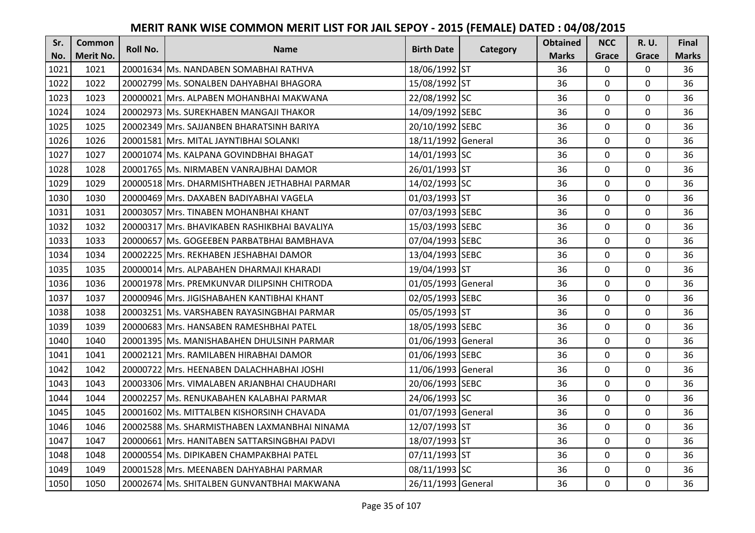# MERIT RANK WISE COMMON MERIT LIST FOR JAIL SEPOY - 2015 (FEMALE) DATED : 04/08/2015

| Sr. No. | Common Merit No. | Roll No. | Name | Birth Date | Category | Obtained Marks | NCC Grace | R. U. Grace | Final Marks |
|---|---|---|---|---|---|---|---|---|---|
| 1021 | 1021 | 20001634 | Ms. NANDABEN SOMABHAI RATHVA | 18/06/1992 | ST | 36 | 0 | 0 | 36 |
| 1022 | 1022 | 20002799 | Ms. SONALBEN DAHYABHAI BHAGORA | 15/08/1992 | ST | 36 | 0 | 0 | 36 |
| 1023 | 1023 | 20000021 | Mrs. ALPABEN MOHANBHAI MAKWANA | 22/08/1992 | SC | 36 | 0 | 0 | 36 |
| 1024 | 1024 | 20002973 | Ms. SUREKHABEN MANGAJI THAKOR | 14/09/1992 | SEBC | 36 | 0 | 0 | 36 |
| 1025 | 1025 | 20002349 | Mrs. SAJJANBEN BHARATSINH BARIYA | 20/10/1992 | SEBC | 36 | 0 | 0 | 36 |
| 1026 | 1026 | 20001581 | Mrs. MITAL JAYNTIBHAI SOLANKI | 18/11/1992 | General | 36 | 0 | 0 | 36 |
| 1027 | 1027 | 20001074 | Ms. KALPANA GOVINDBHAI BHAGAT | 14/01/1993 | SC | 36 | 0 | 0 | 36 |
| 1028 | 1028 | 20001765 | Ms. NIRMABEN VANRAJBHAI DAMOR | 26/01/1993 | ST | 36 | 0 | 0 | 36 |
| 1029 | 1029 | 20000518 | Mrs. DHARMISHTHABEN JETHABHAI PARMAR | 14/02/1993 | SC | 36 | 0 | 0 | 36 |
| 1030 | 1030 | 20000469 | Mrs. DAXABEN BADIYABHAI VAGELA | 01/03/1993 | ST | 36 | 0 | 0 | 36 |
| 1031 | 1031 | 20003057 | Mrs. TINABEN MOHANBHAI KHANT | 07/03/1993 | SEBC | 36 | 0 | 0 | 36 |
| 1032 | 1032 | 20000317 | Mrs. BHAVIKABEN RASHIKBHAI BAVALIYA | 15/03/1993 | SEBC | 36 | 0 | 0 | 36 |
| 1033 | 1033 | 20000657 | Ms. GOGEEBEN PARBATBHAI BAMBHAVA | 07/04/1993 | SEBC | 36 | 0 | 0 | 36 |
| 1034 | 1034 | 20002225 | Mrs. REKHABEN JESHABHAI DAMOR | 13/04/1993 | SEBC | 36 | 0 | 0 | 36 |
| 1035 | 1035 | 20000014 | Mrs. ALPABAHEN DHARMAJI KHARADI | 19/04/1993 | ST | 36 | 0 | 0 | 36 |
| 1036 | 1036 | 20001978 | Mrs. PREMKUNVAR DILIPSINH CHITRODA | 01/05/1993 | General | 36 | 0 | 0 | 36 |
| 1037 | 1037 | 20000946 | Mrs. JIGISHABAHEN KANTIBHAI KHANT | 02/05/1993 | SEBC | 36 | 0 | 0 | 36 |
| 1038 | 1038 | 20003251 | Ms. VARSHABEN RAYASINGBHAI PARMAR | 05/05/1993 | ST | 36 | 0 | 0 | 36 |
| 1039 | 1039 | 20000683 | Mrs. HANSABEN RAMESHBHAI PATEL | 18/05/1993 | SEBC | 36 | 0 | 0 | 36 |
| 1040 | 1040 | 20001395 | Ms. MANISHABAHEN DHULSINH PARMAR | 01/06/1993 | General | 36 | 0 | 0 | 36 |
| 1041 | 1041 | 20002121 | Mrs. RAMILABEN HIRABHAI DAMOR | 01/06/1993 | SEBC | 36 | 0 | 0 | 36 |
| 1042 | 1042 | 20000722 | Mrs. HEENABEN DALACHHABHAI JOSHI | 11/06/1993 | General | 36 | 0 | 0 | 36 |
| 1043 | 1043 | 20003306 | Mrs. VIMALABEN ARJANBHAI CHAUDHARI | 20/06/1993 | SEBC | 36 | 0 | 0 | 36 |
| 1044 | 1044 | 20002257 | Ms. RENUKABAHEN KALABHAI PARMAR | 24/06/1993 | SC | 36 | 0 | 0 | 36 |
| 1045 | 1045 | 20001602 | Ms. MITTALBEN KISHORSINH CHAVADA | 01/07/1993 | General | 36 | 0 | 0 | 36 |
| 1046 | 1046 | 20002588 | Ms. SHARMISTHABEN LAXMANBHAI NINAMA | 12/07/1993 | ST | 36 | 0 | 0 | 36 |
| 1047 | 1047 | 20000661 | Mrs. HANITABEN SATTARSINGBHAI PADVI | 18/07/1993 | ST | 36 | 0 | 0 | 36 |
| 1048 | 1048 | 20000554 | Ms. DIPIKABEN CHAMPAKBHAI PATEL | 07/11/1993 | ST | 36 | 0 | 0 | 36 |
| 1049 | 1049 | 20001528 | Mrs. MEENABEN DAHYABHAI PARMAR | 08/11/1993 | SC | 36 | 0 | 0 | 36 |
| 1050 | 1050 | 20002674 | Ms. SHITALBEN GUNVANTBHAI MAKWANA | 26/11/1993 | General | 36 | 0 | 0 | 36 |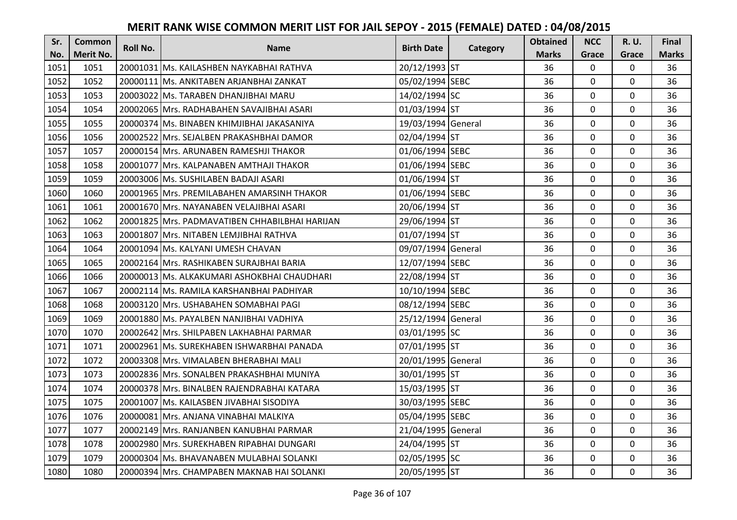# MERIT RANK WISE COMMON MERIT LIST FOR JAIL SEPOY - 2015 (FEMALE) DATED : 04/08/2015

| Sr. No. | Common Merit No. | Roll No. | Name | Birth Date | Category | Obtained Marks | NCC Grace | R. U. Grace | Final Marks |
|---|---|---|---|---|---|---|---|---|---|
| 1051 | 1051 | 20001031 | Ms. KAILASHBEN NAYKABHAI RATHVA | 20/12/1993 | ST | 36 | 0 | 0 | 36 |
| 1052 | 1052 | 20000111 | Ms. ANKITABEN ARJANBHAI ZANKAT | 05/02/1994 | SEBC | 36 | 0 | 0 | 36 |
| 1053 | 1053 | 20003022 | Ms. TARABEN DHANJIBHAI MARU | 14/02/1994 | SC | 36 | 0 | 0 | 36 |
| 1054 | 1054 | 20002065 | Mrs. RADHABAHEN SAVAJIBHAI ASARI | 01/03/1994 | ST | 36 | 0 | 0 | 36 |
| 1055 | 1055 | 20000374 | Ms. BINABEN KHIMJIBHAI JAKASANIYA | 19/03/1994 | General | 36 | 0 | 0 | 36 |
| 1056 | 1056 | 20002522 | Mrs. SEJALBEN PRAKASHBHAI DAMOR | 02/04/1994 | ST | 36 | 0 | 0 | 36 |
| 1057 | 1057 | 20000154 | Mrs. ARUNABEN RAMESHJI THAKOR | 01/06/1994 | SEBC | 36 | 0 | 0 | 36 |
| 1058 | 1058 | 20001077 | Mrs. KALPANABEN AMTHAJI THAKOR | 01/06/1994 | SEBC | 36 | 0 | 0 | 36 |
| 1059 | 1059 | 20003006 | Ms. SUSHILABEN BADAJI ASARI | 01/06/1994 | ST | 36 | 0 | 0 | 36 |
| 1060 | 1060 | 20001965 | Mrs. PREMILABAHEN AMARSINH THAKOR | 01/06/1994 | SEBC | 36 | 0 | 0 | 36 |
| 1061 | 1061 | 20001670 | Mrs. NAYANABEN VELAJIBHAI ASARI | 20/06/1994 | ST | 36 | 0 | 0 | 36 |
| 1062 | 1062 | 20001825 | Mrs. PADMAVATIBEN CHHABILBHAI HARIJAN | 29/06/1994 | ST | 36 | 0 | 0 | 36 |
| 1063 | 1063 | 20001807 | Mrs. NITABEN LEMJIBHAI RATHVA | 01/07/1994 | ST | 36 | 0 | 0 | 36 |
| 1064 | 1064 | 20001094 | Ms. KALYANI UMESH CHAVAN | 09/07/1994 | General | 36 | 0 | 0 | 36 |
| 1065 | 1065 | 20002164 | Mrs. RASHIKABEN SURAJBHAI BARIA | 12/07/1994 | SEBC | 36 | 0 | 0 | 36 |
| 1066 | 1066 | 20000013 | Ms. ALKAKUMARI ASHOKBHAI CHAUDHARI | 22/08/1994 | ST | 36 | 0 | 0 | 36 |
| 1067 | 1067 | 20002114 | Ms. RAMILA KARSHANBHAI PADHIYAR | 10/10/1994 | SEBC | 36 | 0 | 0 | 36 |
| 1068 | 1068 | 20003120 | Mrs. USHABAHEN SOMABHAI PAGI | 08/12/1994 | SEBC | 36 | 0 | 0 | 36 |
| 1069 | 1069 | 20001880 | Ms. PAYALBEN NANJIBHAI VADHIYA | 25/12/1994 | General | 36 | 0 | 0 | 36 |
| 1070 | 1070 | 20002642 | Mrs. SHILPABEN LAKHABHAI PARMAR | 03/01/1995 | SC | 36 | 0 | 0 | 36 |
| 1071 | 1071 | 20002961 | Ms. SUREKHABEN ISHWARBHAI PANADA | 07/01/1995 | ST | 36 | 0 | 0 | 36 |
| 1072 | 1072 | 20003308 | Mrs. VIMALABEN BHERABHAI MALI | 20/01/1995 | General | 36 | 0 | 0 | 36 |
| 1073 | 1073 | 20002836 | Mrs. SONALBEN PRAKASHBHAI MUNIYA | 30/01/1995 | ST | 36 | 0 | 0 | 36 |
| 1074 | 1074 | 20000378 | Mrs. BINALBEN RAJENDRABHAI KATARA | 15/03/1995 | ST | 36 | 0 | 0 | 36 |
| 1075 | 1075 | 20001007 | Ms. KAILASBEN JIVABHAI SISODIYA | 30/03/1995 | SEBC | 36 | 0 | 0 | 36 |
| 1076 | 1076 | 20000081 | Mrs. ANJANA VINABHAI MALKIYA | 05/04/1995 | SEBC | 36 | 0 | 0 | 36 |
| 1077 | 1077 | 20002149 | Mrs. RANJANBEN KANUBHAI PARMAR | 21/04/1995 | General | 36 | 0 | 0 | 36 |
| 1078 | 1078 | 20002980 | Mrs. SUREKHABEN RIPABHAI DUNGARI | 24/04/1995 | ST | 36 | 0 | 0 | 36 |
| 1079 | 1079 | 20000304 | Ms. BHAVANABEN MULABHAI SOLANKI | 02/05/1995 | SC | 36 | 0 | 0 | 36 |
| 1080 | 1080 | 20000394 | Mrs. CHAMPABEN MAKNAB HAI SOLANKI | 20/05/1995 | ST | 36 | 0 | 0 | 36 |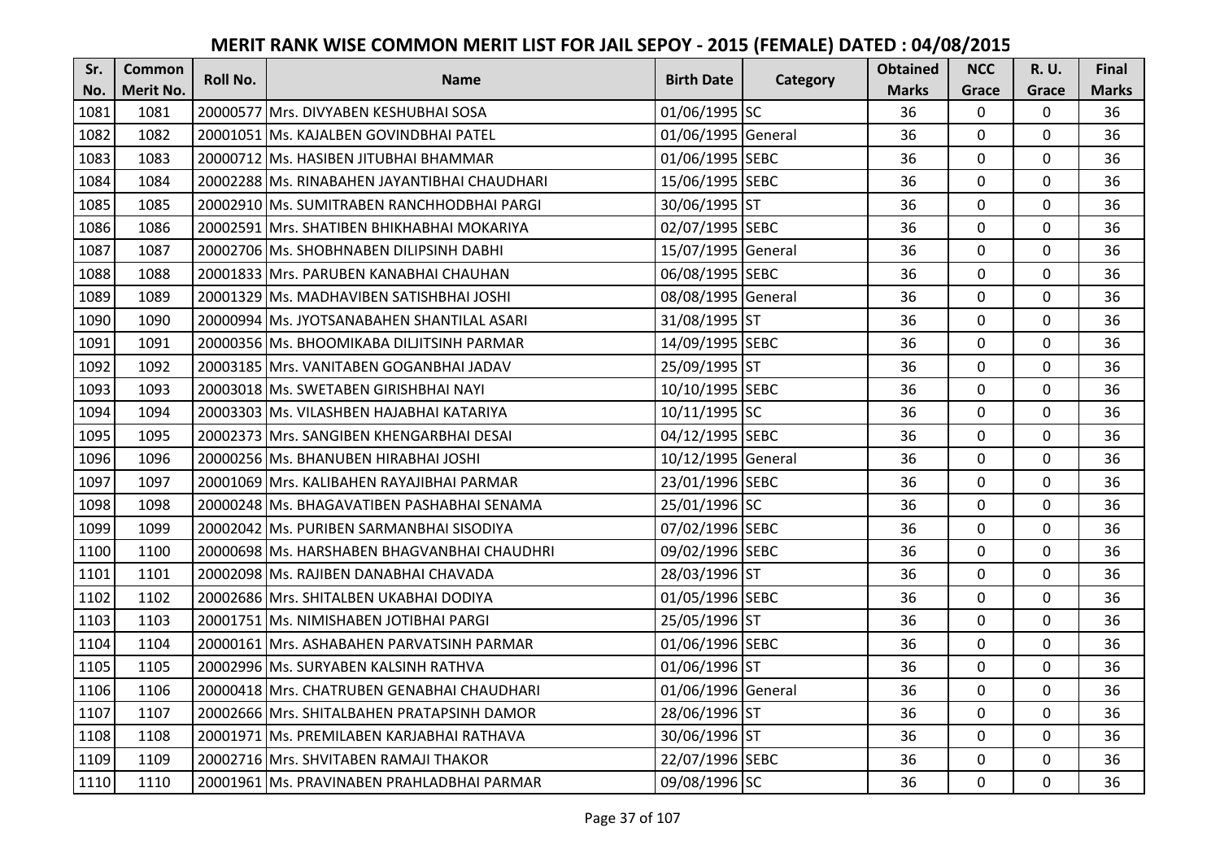# MERIT RANK WISE COMMON MERIT LIST FOR JAIL SEPOY - 2015 (FEMALE) DATED : 04/08/2015

| Sr. No. | Common Merit No. | Roll No. | Name | Birth Date | Category | Obtained Marks | NCC Grace | R. U. Grace | Final Marks |
|---|---|---|---|---|---|---|---|---|---|
| 1081 | 1081 | 20000577 | Mrs. DIVYABEN KESHUBHAI SOSA | 01/06/1995 | SC | 36 | 0 | 0 | 36 |
| 1082 | 1082 | 20001051 | Ms. KAJALBEN GOVINDBHAI PATEL | 01/06/1995 | General | 36 | 0 | 0 | 36 |
| 1083 | 1083 | 20000712 | Ms. HASIBEN JITUBHAI BHAMMAR | 01/06/1995 | SEBC | 36 | 0 | 0 | 36 |
| 1084 | 1084 | 20002288 | Ms. RINABAHEN JAYANTIBHAI CHAUDHARI | 15/06/1995 | SEBC | 36 | 0 | 0 | 36 |
| 1085 | 1085 | 20002910 | Ms. SUMITRABEN RANCHHODBHAI PARGI | 30/06/1995 | ST | 36 | 0 | 0 | 36 |
| 1086 | 1086 | 20002591 | Mrs. SHATIBEN BHIKHABHAI MOKARIYA | 02/07/1995 | SEBC | 36 | 0 | 0 | 36 |
| 1087 | 1087 | 20002706 | Ms. SHOBHNABEN DILIPSINH DABHI | 15/07/1995 | General | 36 | 0 | 0 | 36 |
| 1088 | 1088 | 20001833 | Mrs. PARUBEN KANABHAI CHAUHAN | 06/08/1995 | SEBC | 36 | 0 | 0 | 36 |
| 1089 | 1089 | 20001329 | Ms. MADHAVIBEN SATISHBHAI JOSHI | 08/08/1995 | General | 36 | 0 | 0 | 36 |
| 1090 | 1090 | 20000994 | Ms. JYOTSANABAHEN SHANTILAL ASARI | 31/08/1995 | ST | 36 | 0 | 0 | 36 |
| 1091 | 1091 | 20000356 | Ms. BHOOMIKABA DILJITSINH PARMAR | 14/09/1995 | SEBC | 36 | 0 | 0 | 36 |
| 1092 | 1092 | 20003185 | Mrs. VANITABEN GOGANBHAI JADAV | 25/09/1995 | ST | 36 | 0 | 0 | 36 |
| 1093 | 1093 | 20003018 | Ms. SWETABEN GIRISHBHAI NAYI | 10/10/1995 | SEBC | 36 | 0 | 0 | 36 |
| 1094 | 1094 | 20003303 | Ms. VILASHBEN HAJABHAI KATARIYA | 10/11/1995 | SC | 36 | 0 | 0 | 36 |
| 1095 | 1095 | 20002373 | Mrs. SANGIBEN KHENGARBHAI DESAI | 04/12/1995 | SEBC | 36 | 0 | 0 | 36 |
| 1096 | 1096 | 20000256 | Ms. BHANUBEN HIRABHAI JOSHI | 10/12/1995 | General | 36 | 0 | 0 | 36 |
| 1097 | 1097 | 20001069 | Mrs. KALIBAHEN RAYAJIBHAI PARMAR | 23/01/1996 | SEBC | 36 | 0 | 0 | 36 |
| 1098 | 1098 | 20000248 | Ms. BHAGAVATIBEN PASHABHAI SENAMA | 25/01/1996 | SC | 36 | 0 | 0 | 36 |
| 1099 | 1099 | 20002042 | Ms. PURIBEN SARMANBHAI SISODIYA | 07/02/1996 | SEBC | 36 | 0 | 0 | 36 |
| 1100 | 1100 | 20000698 | Ms. HARSHABEN BHAGVANBHAI CHAUDHRI | 09/02/1996 | SEBC | 36 | 0 | 0 | 36 |
| 1101 | 1101 | 20002098 | Ms. RAJIBEN DANABHAI CHAVADA | 28/03/1996 | ST | 36 | 0 | 0 | 36 |
| 1102 | 1102 | 20002686 | Mrs. SHITALBEN UKABHAI DODIYA | 01/05/1996 | SEBC | 36 | 0 | 0 | 36 |
| 1103 | 1103 | 20001751 | Ms. NIMISHABEN JOTIBHAI PARGI | 25/05/1996 | ST | 36 | 0 | 0 | 36 |
| 1104 | 1104 | 20000161 | Mrs. ASHABAHEN PARVATSINH PARMAR | 01/06/1996 | SEBC | 36 | 0 | 0 | 36 |
| 1105 | 1105 | 20002996 | Ms. SURYABEN KALSINH RATHVA | 01/06/1996 | ST | 36 | 0 | 0 | 36 |
| 1106 | 1106 | 20000418 | Mrs. CHATRUBEN GENABHAI CHAUDHARI | 01/06/1996 | General | 36 | 0 | 0 | 36 |
| 1107 | 1107 | 20002666 | Mrs. SHITALBAHEN PRATAPSINH DAMOR | 28/06/1996 | ST | 36 | 0 | 0 | 36 |
| 1108 | 1108 | 20001971 | Ms. PREMILABEN KARJABHAI RATHAVA | 30/06/1996 | ST | 36 | 0 | 0 | 36 |
| 1109 | 1109 | 20002716 | Mrs. SHVITABEN RAMAJI THAKOR | 22/07/1996 | SEBC | 36 | 0 | 0 | 36 |
| 1110 | 1110 | 20001961 | Ms. PRAVINABEN PRAHLADBHAI PARMAR | 09/08/1996 | SC | 36 | 0 | 0 | 36 |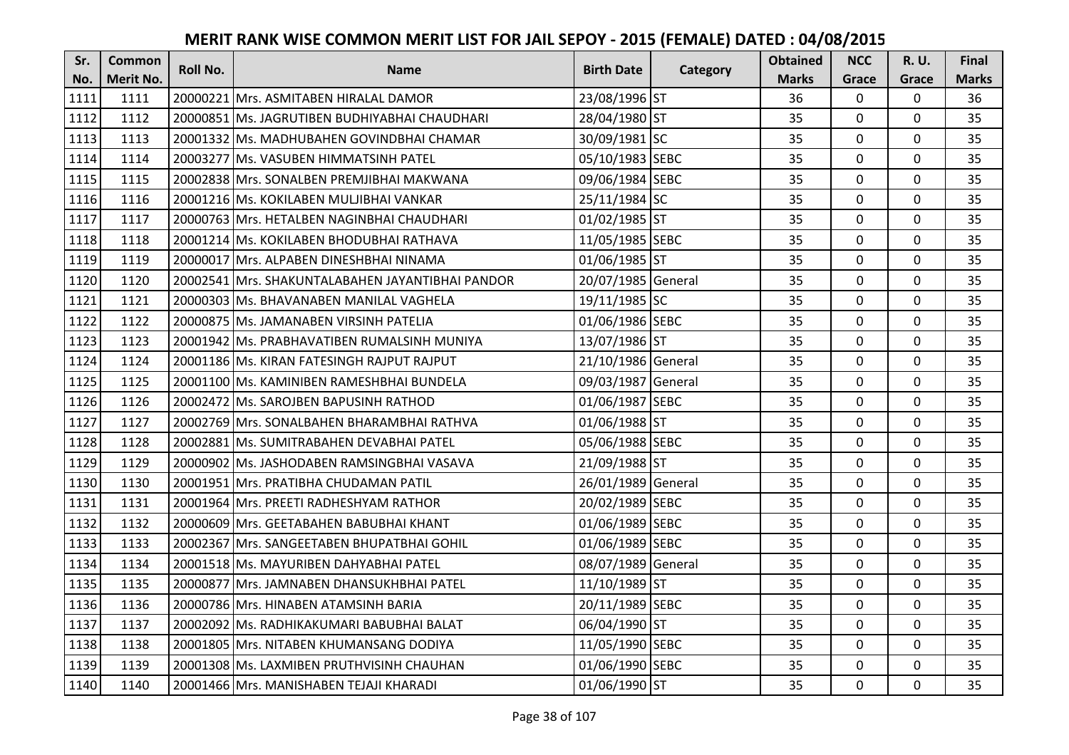# MERIT RANK WISE COMMON MERIT LIST FOR JAIL SEPOY - 2015 (FEMALE) DATED : 04/08/2015

| Sr. No. | Common Merit No. | Roll No. | Name | Birth Date | Category | Obtained Marks | NCC Grace | R. U. Grace | Final Marks |
|---|---|---|---|---|---|---|---|---|---|
| 1111 | 1111 | 20000221 | Mrs. ASMITABEN HIRALAL DAMOR | 23/08/1996 | ST | 36 | 0 | 0 | 36 |
| 1112 | 1112 | 20000851 | Ms. JAGRUTIBEN BUDHIYABHAI CHAUDHARI | 28/04/1980 | ST | 35 | 0 | 0 | 35 |
| 1113 | 1113 | 20001332 | Ms. MADHUBAHEN GOVINDBHAI CHAMAR | 30/09/1981 | SC | 35 | 0 | 0 | 35 |
| 1114 | 1114 | 20003277 | Ms. VASUBEN HIMMATSINH PATEL | 05/10/1983 | SEBC | 35 | 0 | 0 | 35 |
| 1115 | 1115 | 20002838 | Mrs. SONALBEN PREMJIBHAI MAKWANA | 09/06/1984 | SEBC | 35 | 0 | 0 | 35 |
| 1116 | 1116 | 20001216 | Ms. KOKILABEN MULJIBHAI VANKAR | 25/11/1984 | SC | 35 | 0 | 0 | 35 |
| 1117 | 1117 | 20000763 | Mrs. HETALBEN NAGINBHAI CHAUDHARI | 01/02/1985 | ST | 35 | 0 | 0 | 35 |
| 1118 | 1118 | 20001214 | Ms. KOKILABEN BHODUBHAI RATHAVA | 11/05/1985 | SEBC | 35 | 0 | 0 | 35 |
| 1119 | 1119 | 20000017 | Mrs. ALPABEN DINESHBHAI NINAMA | 01/06/1985 | ST | 35 | 0 | 0 | 35 |
| 1120 | 1120 | 20002541 | Mrs. SHAKUNTALABAHEN JAYANTIBHAI PANDOR | 20/07/1985 | General | 35 | 0 | 0 | 35 |
| 1121 | 1121 | 20000303 | Ms. BHAVANABEN MANILAL VAGHELA | 19/11/1985 | SC | 35 | 0 | 0 | 35 |
| 1122 | 1122 | 20000875 | Ms. JAMANABEN VIRSINH PATELIA | 01/06/1986 | SEBC | 35 | 0 | 0 | 35 |
| 1123 | 1123 | 20001942 | Ms. PRABHAVATIBEN RUMALSINH MUNIYA | 13/07/1986 | ST | 35 | 0 | 0 | 35 |
| 1124 | 1124 | 20001186 | Ms. KIRAN FATESINGH RAJPUT RAJPUT | 21/10/1986 | General | 35 | 0 | 0 | 35 |
| 1125 | 1125 | 20001100 | Ms. KAMINIBEN RAMESHBHAI BUNDELA | 09/03/1987 | General | 35 | 0 | 0 | 35 |
| 1126 | 1126 | 20002472 | Ms. SAROJBEN BAPUSINH RATHOD | 01/06/1987 | SEBC | 35 | 0 | 0 | 35 |
| 1127 | 1127 | 20002769 | Mrs. SONALBAHEN BHARAMBHAI RATHVA | 01/06/1988 | ST | 35 | 0 | 0 | 35 |
| 1128 | 1128 | 20002881 | Ms. SUMITRABAHEN DEVABHAI PATEL | 05/06/1988 | SEBC | 35 | 0 | 0 | 35 |
| 1129 | 1129 | 20000902 | Ms. JASHODABEN RAMSINGBHAI VASAVA | 21/09/1988 | ST | 35 | 0 | 0 | 35 |
| 1130 | 1130 | 20001951 | Mrs. PRATIBHA CHUDAMAN PATIL | 26/01/1989 | General | 35 | 0 | 0 | 35 |
| 1131 | 1131 | 20001964 | Mrs. PREETI RADHESHYAM RATHOR | 20/02/1989 | SEBC | 35 | 0 | 0 | 35 |
| 1132 | 1132 | 20000609 | Mrs. GEETABAHEN BABUBHAI KHANT | 01/06/1989 | SEBC | 35 | 0 | 0 | 35 |
| 1133 | 1133 | 20002367 | Mrs. SANGEETABEN BHUPATBHAI GOHIL | 01/06/1989 | SEBC | 35 | 0 | 0 | 35 |
| 1134 | 1134 | 20001518 | Ms. MAYURIBEN DAHYABHAI PATEL | 08/07/1989 | General | 35 | 0 | 0 | 35 |
| 1135 | 1135 | 20000877 | Mrs. JAMNABEN DHANSUKHBHAI PATEL | 11/10/1989 | ST | 35 | 0 | 0 | 35 |
| 1136 | 1136 | 20000786 | Mrs. HINABEN ATAMSINH BARIA | 20/11/1989 | SEBC | 35 | 0 | 0 | 35 |
| 1137 | 1137 | 20002092 | Ms. RADHIKAKUMARI BABUBHAI BALAT | 06/04/1990 | ST | 35 | 0 | 0 | 35 |
| 1138 | 1138 | 20001805 | Mrs. NITABEN KHUMANSANG DODIYA | 11/05/1990 | SEBC | 35 | 0 | 0 | 35 |
| 1139 | 1139 | 20001308 | Ms. LAXMIBEN PRUTHVISINH CHAUHAN | 01/06/1990 | SEBC | 35 | 0 | 0 | 35 |
| 1140 | 1140 | 20001466 | Mrs. MANISHABEN TEJAJI KHARADI | 01/06/1990 | ST | 35 | 0 | 0 | 35 |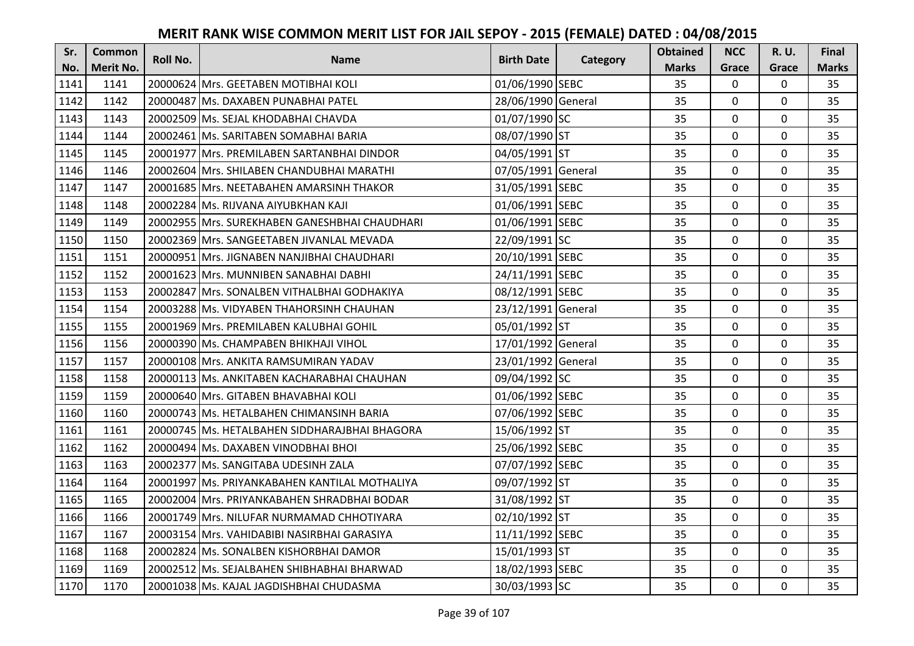# MERIT RANK WISE COMMON MERIT LIST FOR JAIL SEPOY - 2015 (FEMALE) DATED : 04/08/2015

| Sr. No. | Common Merit No. | Roll No. | Name | Birth Date | Category | Obtained Marks | NCC Grace | R. U. Grace | Final Marks |
|---|---|---|---|---|---|---|---|---|---|
| 1141 | 1141 | 20000624 | Mrs. GEETABEN MOTIBHAI KOLI | 01/06/1990 | SEBC | 35 | 0 | 0 | 35 |
| 1142 | 1142 | 20000487 | Ms. DAXABEN PUNABHAI PATEL | 28/06/1990 | General | 35 | 0 | 0 | 35 |
| 1143 | 1143 | 20002509 | Ms. SEJAL KHODABHAI CHAVDA | 01/07/1990 | SC | 35 | 0 | 0 | 35 |
| 1144 | 1144 | 20002461 | Ms. SARITABEN SOMABHAI BARIA | 08/07/1990 | ST | 35 | 0 | 0 | 35 |
| 1145 | 1145 | 20001977 | Mrs. PREMILABEN SARTANBHAI DINDOR | 04/05/1991 | ST | 35 | 0 | 0 | 35 |
| 1146 | 1146 | 20002604 | Mrs. SHILABEN CHANDUBHAI MARATHI | 07/05/1991 | General | 35 | 0 | 0 | 35 |
| 1147 | 1147 | 20001685 | Mrs. NEETABAHEN AMARSINH THAKOR | 31/05/1991 | SEBC | 35 | 0 | 0 | 35 |
| 1148 | 1148 | 20002284 | Ms. RIJVANA AIYUBKHAN KAJI | 01/06/1991 | SEBC | 35 | 0 | 0 | 35 |
| 1149 | 1149 | 20002955 | Mrs. SUREKHABEN GANESHBHAI CHAUDHARI | 01/06/1991 | SEBC | 35 | 0 | 0 | 35 |
| 1150 | 1150 | 20002369 | Mrs. SANGEETABEN JIVANLAL MEVADA | 22/09/1991 | SC | 35 | 0 | 0 | 35 |
| 1151 | 1151 | 20000951 | Mrs. JIGNABEN NANJIBHAI CHAUDHARI | 20/10/1991 | SEBC | 35 | 0 | 0 | 35 |
| 1152 | 1152 | 20001623 | Mrs. MUNNIBEN SANABHAI DABHI | 24/11/1991 | SEBC | 35 | 0 | 0 | 35 |
| 1153 | 1153 | 20002847 | Mrs. SONALBEN VITHALBHAI GODHAKIYA | 08/12/1991 | SEBC | 35 | 0 | 0 | 35 |
| 1154 | 1154 | 20003288 | Ms. VIDYABEN THAHORSINH CHAUHAN | 23/12/1991 | General | 35 | 0 | 0 | 35 |
| 1155 | 1155 | 20001969 | Mrs. PREMILABEN KALUBHAI GOHIL | 05/01/1992 | ST | 35 | 0 | 0 | 35 |
| 1156 | 1156 | 20000390 | Ms. CHAMPABEN BHIKHAJI VIHOL | 17/01/1992 | General | 35 | 0 | 0 | 35 |
| 1157 | 1157 | 20000108 | Mrs. ANKITA RAMSUMIRAN YADAV | 23/01/1992 | General | 35 | 0 | 0 | 35 |
| 1158 | 1158 | 20000113 | Ms. ANKITABEN KACHARABHAI CHAUHAN | 09/04/1992 | SC | 35 | 0 | 0 | 35 |
| 1159 | 1159 | 20000640 | Mrs. GITABEN BHAVABHAI KOLI | 01/06/1992 | SEBC | 35 | 0 | 0 | 35 |
| 1160 | 1160 | 20000743 | Ms. HETALBAHEN CHIMANSINH BARIA | 07/06/1992 | SEBC | 35 | 0 | 0 | 35 |
| 1161 | 1161 | 20000745 | Ms. HETALBAHEN SIDDHARAJBHAI BHAGORA | 15/06/1992 | ST | 35 | 0 | 0 | 35 |
| 1162 | 1162 | 20000494 | Ms. DAXABEN VINODBHAI BHOI | 25/06/1992 | SEBC | 35 | 0 | 0 | 35 |
| 1163 | 1163 | 20002377 | Ms. SANGITABA UDESINH ZALA | 07/07/1992 | SEBC | 35 | 0 | 0 | 35 |
| 1164 | 1164 | 20001997 | Ms. PRIYANKABAHEN KANTILAL MOTHALIYA | 09/07/1992 | ST | 35 | 0 | 0 | 35 |
| 1165 | 1165 | 20002004 | Mrs. PRIYANKABAHEN SHRADBHAI BODAR | 31/08/1992 | ST | 35 | 0 | 0 | 35 |
| 1166 | 1166 | 20001749 | Mrs. NILUFAR NURMAMAD CHHOTIYARA | 02/10/1992 | ST | 35 | 0 | 0 | 35 |
| 1167 | 1167 | 20003154 | Mrs. VAHIDABIBI NASIRBHAI GARASIYA | 11/11/1992 | SEBC | 35 | 0 | 0 | 35 |
| 1168 | 1168 | 20002824 | Ms. SONALBEN KISHORBHAI DAMOR | 15/01/1993 | ST | 35 | 0 | 0 | 35 |
| 1169 | 1169 | 20002512 | Ms. SEJALBAHEN SHIBHABHAI BHARWAD | 18/02/1993 | SEBC | 35 | 0 | 0 | 35 |
| 1170 | 1170 | 20001038 | Ms. KAJAL JAGDISHBHAI CHUDASMA | 30/03/1993 | SC | 35 | 0 | 0 | 35 |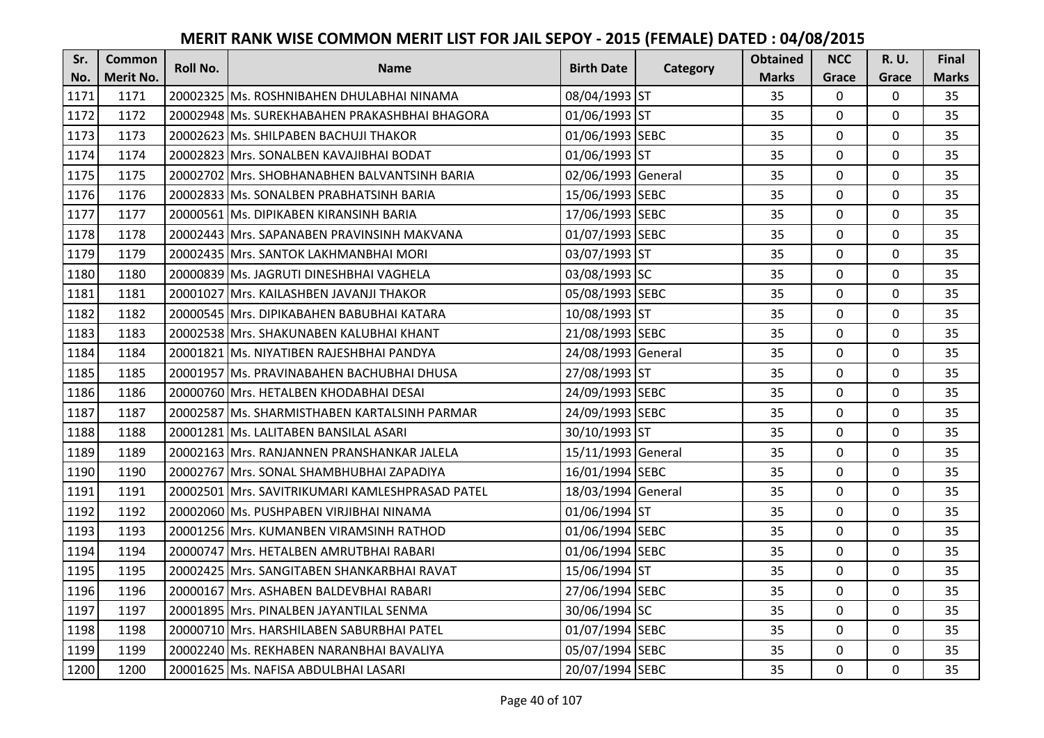# MERIT RANK WISE COMMON MERIT LIST FOR JAIL SEPOY - 2015 (FEMALE) DATED : 04/08/2015

| Sr. No. | Common Merit No. | Roll No. | Name | Birth Date | Category | Obtained Marks | NCC Grace | R. U. Grace | Final Marks |
|---|---|---|---|---|---|---|---|---|---|
| 1171 | 1171 | 20002325 | Ms. ROSHNIBAHEN DHULABHAI NINAMA | 08/04/1993 | ST | 35 | 0 | 0 | 35 |
| 1172 | 1172 | 20002948 | Ms. SUREKHABAHEN PRAKASHBHAI BHAGORA | 01/06/1993 | ST | 35 | 0 | 0 | 35 |
| 1173 | 1173 | 20002623 | Ms. SHILPABEN BACHUJI THAKOR | 01/06/1993 | SEBC | 35 | 0 | 0 | 35 |
| 1174 | 1174 | 20002823 | Mrs. SONALBEN KAVAJIBHAI BODAT | 01/06/1993 | ST | 35 | 0 | 0 | 35 |
| 1175 | 1175 | 20002702 | Mrs. SHOBHANABHEN BALVANTSINH BARIA | 02/06/1993 | General | 35 | 0 | 0 | 35 |
| 1176 | 1176 | 20002833 | Ms. SONALBEN PRABHATSINH BARIA | 15/06/1993 | SEBC | 35 | 0 | 0 | 35 |
| 1177 | 1177 | 20000561 | Ms. DIPIKABEN KIRANSINH BARIA | 17/06/1993 | SEBC | 35 | 0 | 0 | 35 |
| 1178 | 1178 | 20002443 | Mrs. SAPANABEN PRAVINSINH MAKVANA | 01/07/1993 | SEBC | 35 | 0 | 0 | 35 |
| 1179 | 1179 | 20002435 | Mrs. SANTOK LAKHMANBHAI MORI | 03/07/1993 | ST | 35 | 0 | 0 | 35 |
| 1180 | 1180 | 20000839 | Ms. JAGRUTI DINESHBHAI VAGHELA | 03/08/1993 | SC | 35 | 0 | 0 | 35 |
| 1181 | 1181 | 20001027 | Mrs. KAILASHBEN JAVANJI THAKOR | 05/08/1993 | SEBC | 35 | 0 | 0 | 35 |
| 1182 | 1182 | 20000545 | Mrs. DIPIKABAHEN BABUBHAI KATARA | 10/08/1993 | ST | 35 | 0 | 0 | 35 |
| 1183 | 1183 | 20002538 | Mrs. SHAKUNABEN KALUBHAI KHANT | 21/08/1993 | SEBC | 35 | 0 | 0 | 35 |
| 1184 | 1184 | 20001821 | Ms. NIYATIBEN RAJESHBHAI PANDYA | 24/08/1993 | General | 35 | 0 | 0 | 35 |
| 1185 | 1185 | 20001957 | Ms. PRAVINABAHEN BACHUBHAI DHUSA | 27/08/1993 | ST | 35 | 0 | 0 | 35 |
| 1186 | 1186 | 20000760 | Mrs. HETALBEN KHODABHAI DESAI | 24/09/1993 | SEBC | 35 | 0 | 0 | 35 |
| 1187 | 1187 | 20002587 | Ms. SHARMISTHABEN KARTALSINH PARMAR | 24/09/1993 | SEBC | 35 | 0 | 0 | 35 |
| 1188 | 1188 | 20001281 | Ms. LALITABEN BANSILAL ASARI | 30/10/1993 | ST | 35 | 0 | 0 | 35 |
| 1189 | 1189 | 20002163 | Mrs. RANJANNEN PRANSHANKAR JALELA | 15/11/1993 | General | 35 | 0 | 0 | 35 |
| 1190 | 1190 | 20002767 | Mrs. SONAL SHAMBHUBHAI ZAPADIYA | 16/01/1994 | SEBC | 35 | 0 | 0 | 35 |
| 1191 | 1191 | 20002501 | Mrs. SAVITRIKUMARI KAMLESHPRASAD PATEL | 18/03/1994 | General | 35 | 0 | 0 | 35 |
| 1192 | 1192 | 20002060 | Ms. PUSHPABEN VIRJIBHAI NINAMA | 01/06/1994 | ST | 35 | 0 | 0 | 35 |
| 1193 | 1193 | 20001256 | Mrs. KUMANBEN VIRAMSINH RATHOD | 01/06/1994 | SEBC | 35 | 0 | 0 | 35 |
| 1194 | 1194 | 20000747 | Mrs. HETALBEN AMRUTBHAI RABARI | 01/06/1994 | SEBC | 35 | 0 | 0 | 35 |
| 1195 | 1195 | 20002425 | Mrs. SANGITABEN SHANKARBHAI RAVAT | 15/06/1994 | ST | 35 | 0 | 0 | 35 |
| 1196 | 1196 | 20000167 | Mrs. ASHABEN BALDEVBHAI RABARI | 27/06/1994 | SEBC | 35 | 0 | 0 | 35 |
| 1197 | 1197 | 20001895 | Mrs. PINALBEN JAYANTILAL SENMA | 30/06/1994 | SC | 35 | 0 | 0 | 35 |
| 1198 | 1198 | 20000710 | Mrs. HARSHILABEN SABURBHAI PATEL | 01/07/1994 | SEBC | 35 | 0 | 0 | 35 |
| 1199 | 1199 | 20002240 | Ms. REKHABEN NARANBHAI BAVALIYA | 05/07/1994 | SEBC | 35 | 0 | 0 | 35 |
| 1200 | 1200 | 20001625 | Ms. NAFISA ABDULBHAI LASARI | 20/07/1994 | SEBC | 35 | 0 | 0 | 35 |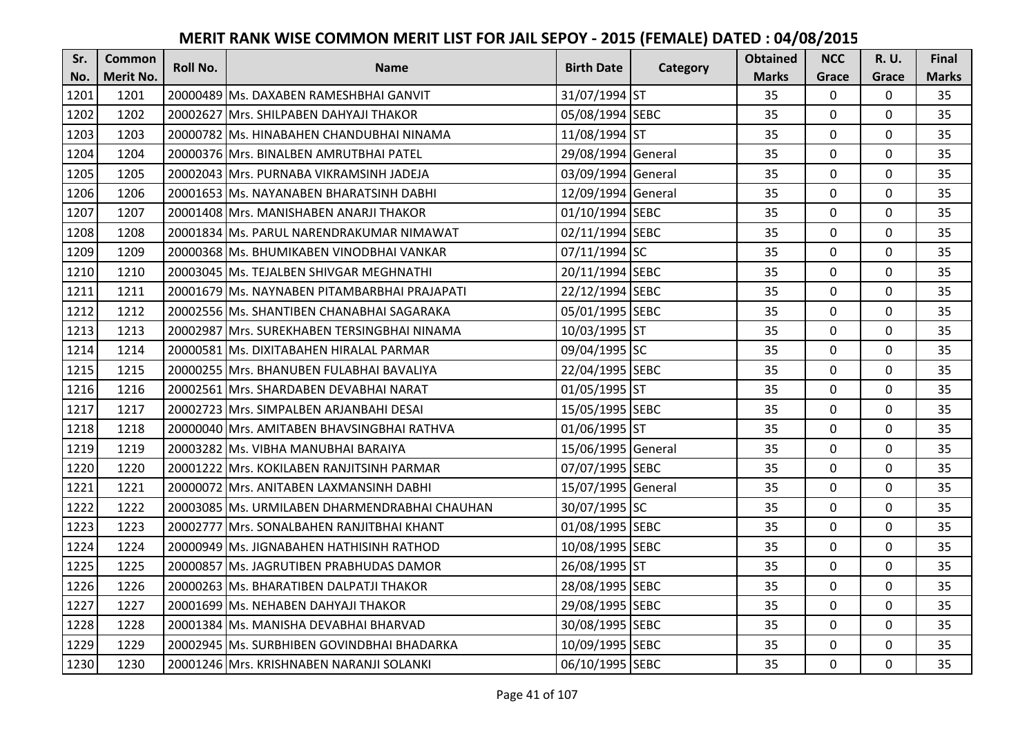# MERIT RANK WISE COMMON MERIT LIST FOR JAIL SEPOY - 2015 (FEMALE) DATED : 04/08/2015

| Sr. No. | Common Merit No. | Roll No. | Name | Birth Date | Category | Obtained Marks | NCC Grace | R. U. Grace | Final Marks |
|---|---|---|---|---|---|---|---|---|---|
| 1201 | 1201 | 20000489 | Ms. DAXABEN RAMESHBHAI GANVIT | 31/07/1994 | ST | 35 | 0 | 0 | 35 |
| 1202 | 1202 | 20002627 | Mrs. SHILPABEN DAHYAJI THAKOR | 05/08/1994 | SEBC | 35 | 0 | 0 | 35 |
| 1203 | 1203 | 20000782 | Ms. HINABAHEN CHANDUBHAI NINAMA | 11/08/1994 | ST | 35 | 0 | 0 | 35 |
| 1204 | 1204 | 20000376 | Mrs. BINALBEN AMRUTBHAI PATEL | 29/08/1994 | General | 35 | 0 | 0 | 35 |
| 1205 | 1205 | 20002043 | Mrs. PURNABA VIKRAMSINH JADEJA | 03/09/1994 | General | 35 | 0 | 0 | 35 |
| 1206 | 1206 | 20001653 | Ms. NAYANABEN BHARATSINH DABHI | 12/09/1994 | General | 35 | 0 | 0 | 35 |
| 1207 | 1207 | 20001408 | Mrs. MANISHABEN ANARJI THAKOR | 01/10/1994 | SEBC | 35 | 0 | 0 | 35 |
| 1208 | 1208 | 20001834 | Ms. PARUL NARENDRAKUMAR NIMAWAT | 02/11/1994 | SEBC | 35 | 0 | 0 | 35 |
| 1209 | 1209 | 20000368 | Ms. BHUMIKABEN VINODBHAI VANKAR | 07/11/1994 | SC | 35 | 0 | 0 | 35 |
| 1210 | 1210 | 20003045 | Ms. TEJALBEN SHIVGAR MEGHNATHI | 20/11/1994 | SEBC | 35 | 0 | 0 | 35 |
| 1211 | 1211 | 20001679 | Ms. NAYNABEN PITAMBARBHAI PRAJAPATI | 22/12/1994 | SEBC | 35 | 0 | 0 | 35 |
| 1212 | 1212 | 20002556 | Ms. SHANTIBEN CHANABHAI SAGARAKA | 05/01/1995 | SEBC | 35 | 0 | 0 | 35 |
| 1213 | 1213 | 20002987 | Mrs. SUREKHABEN TERSINGBHAI NINAMA | 10/03/1995 | ST | 35 | 0 | 0 | 35 |
| 1214 | 1214 | 20000581 | Ms. DIXITABAHEN HIRALAL PARMAR | 09/04/1995 | SC | 35 | 0 | 0 | 35 |
| 1215 | 1215 | 20000255 | Mrs. BHANUBEN FULABHAI BAVALIYA | 22/04/1995 | SEBC | 35 | 0 | 0 | 35 |
| 1216 | 1216 | 20002561 | Mrs. SHARDABEN DEVABHAI NARAT | 01/05/1995 | ST | 35 | 0 | 0 | 35 |
| 1217 | 1217 | 20002723 | Mrs. SIMPALBEN ARJANBAHI DESAI | 15/05/1995 | SEBC | 35 | 0 | 0 | 35 |
| 1218 | 1218 | 20000040 | Mrs. AMITABEN BHAVSINGBHAI RATHVA | 01/06/1995 | ST | 35 | 0 | 0 | 35 |
| 1219 | 1219 | 20003282 | Ms. VIBHA MANUBHAI BARAIYA | 15/06/1995 | General | 35 | 0 | 0 | 35 |
| 1220 | 1220 | 20001222 | Mrs. KOKILABEN RANJITSINH PARMAR | 07/07/1995 | SEBC | 35 | 0 | 0 | 35 |
| 1221 | 1221 | 20000072 | Mrs. ANITABEN LAXMANSINH DABHI | 15/07/1995 | General | 35 | 0 | 0 | 35 |
| 1222 | 1222 | 20003085 | Ms. URMILABEN DHARMENDRABHAI CHAUHAN | 30/07/1995 | SC | 35 | 0 | 0 | 35 |
| 1223 | 1223 | 20002777 | Mrs. SONALBAHEN RANJITBHAI KHANT | 01/08/1995 | SEBC | 35 | 0 | 0 | 35 |
| 1224 | 1224 | 20000949 | Ms. JIGNABAHEN HATHISINH RATHOD | 10/08/1995 | SEBC | 35 | 0 | 0 | 35 |
| 1225 | 1225 | 20000857 | Ms. JAGRUTIBEN PRABHUDAS DAMOR | 26/08/1995 | ST | 35 | 0 | 0 | 35 |
| 1226 | 1226 | 20000263 | Ms. BHARATIBEN DALPATJI THAKOR | 28/08/1995 | SEBC | 35 | 0 | 0 | 35 |
| 1227 | 1227 | 20001699 | Ms. NEHABEN DAHYAJI THAKOR | 29/08/1995 | SEBC | 35 | 0 | 0 | 35 |
| 1228 | 1228 | 20001384 | Ms. MANISHA DEVABHAI BHARVAD | 30/08/1995 | SEBC | 35 | 0 | 0 | 35 |
| 1229 | 1229 | 20002945 | Ms. SURBHIBEN GOVINDBHAI BHADARKA | 10/09/1995 | SEBC | 35 | 0 | 0 | 35 |
| 1230 | 1230 | 20001246 | Mrs. KRISHNABEN NARANJI SOLANKI | 06/10/1995 | SEBC | 35 | 0 | 0 | 35 |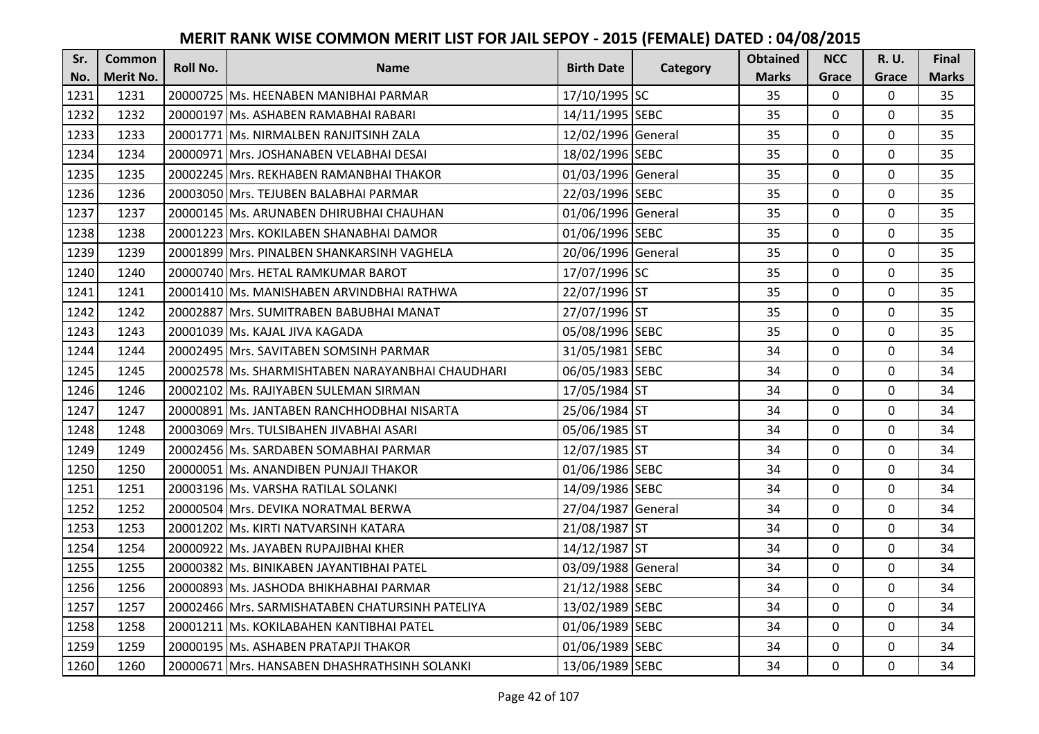# MERIT RANK WISE COMMON MERIT LIST FOR JAIL SEPOY - 2015 (FEMALE) DATED : 04/08/2015

| Sr. No. | Common Merit No. | Roll No. | Name | Birth Date | Category | Obtained Marks | NCC Grace | R. U. Grace | Final Marks |
|---|---|---|---|---|---|---|---|---|---|
| 1231 | 1231 | 20000725 | Ms. HEENABEN MANIBHAI PARMAR | 17/10/1995 | SC | 35 | 0 | 0 | 35 |
| 1232 | 1232 | 20000197 | Ms. ASHABEN RAMABHAI RABARI | 14/11/1995 | SEBC | 35 | 0 | 0 | 35 |
| 1233 | 1233 | 20001771 | Ms. NIRMALBEN RANJITSINH ZALA | 12/02/1996 | General | 35 | 0 | 0 | 35 |
| 1234 | 1234 | 20000971 | Mrs. JOSHANABEN VELABHAI DESAI | 18/02/1996 | SEBC | 35 | 0 | 0 | 35 |
| 1235 | 1235 | 20002245 | Mrs. REKHABEN RAMANBHAI THAKOR | 01/03/1996 | General | 35 | 0 | 0 | 35 |
| 1236 | 1236 | 20003050 | Mrs. TEJUBEN BALABHAI PARMAR | 22/03/1996 | SEBC | 35 | 0 | 0 | 35 |
| 1237 | 1237 | 20000145 | Ms. ARUNABEN DHIRUBHAI CHAUHAN | 01/06/1996 | General | 35 | 0 | 0 | 35 |
| 1238 | 1238 | 20001223 | Mrs. KOKILABEN SHANABHAI DAMOR | 01/06/1996 | SEBC | 35 | 0 | 0 | 35 |
| 1239 | 1239 | 20001899 | Mrs. PINALBEN SHANKARSINH VAGHELA | 20/06/1996 | General | 35 | 0 | 0 | 35 |
| 1240 | 1240 | 20000740 | Mrs. HETAL RAMKUMAR BAROT | 17/07/1996 | SC | 35 | 0 | 0 | 35 |
| 1241 | 1241 | 20001410 | Ms. MANISHABEN ARVINDBHAI RATHWA | 22/07/1996 | ST | 35 | 0 | 0 | 35 |
| 1242 | 1242 | 20002887 | Mrs. SUMITRABEN BABUBHAI MANAT | 27/07/1996 | ST | 35 | 0 | 0 | 35 |
| 1243 | 1243 | 20001039 | Ms. KAJAL JIVA KAGADA | 05/08/1996 | SEBC | 35 | 0 | 0 | 35 |
| 1244 | 1244 | 20002495 | Mrs. SAVITABEN SOMSINH PARMAR | 31/05/1981 | SEBC | 34 | 0 | 0 | 34 |
| 1245 | 1245 | 20002578 | Ms. SHARMISHTABEN NARAYANBHAI CHAUDHARI | 06/05/1983 | SEBC | 34 | 0 | 0 | 34 |
| 1246 | 1246 | 20002102 | Ms. RAJIYABEN SULEMAN SIRMAN | 17/05/1984 | ST | 34 | 0 | 0 | 34 |
| 1247 | 1247 | 20000891 | Ms. JANTABEN RANCHHODBHAI NISARTA | 25/06/1984 | ST | 34 | 0 | 0 | 34 |
| 1248 | 1248 | 20003069 | Mrs. TULSIBAHEN JIVABHAI ASARI | 05/06/1985 | ST | 34 | 0 | 0 | 34 |
| 1249 | 1249 | 20002456 | Ms. SARDABEN SOMABHAI PARMAR | 12/07/1985 | ST | 34 | 0 | 0 | 34 |
| 1250 | 1250 | 20000051 | Ms. ANANDIBEN PUNJAJI THAKOR | 01/06/1986 | SEBC | 34 | 0 | 0 | 34 |
| 1251 | 1251 | 20003196 | Ms. VARSHA RATILAL SOLANKI | 14/09/1986 | SEBC | 34 | 0 | 0 | 34 |
| 1252 | 1252 | 20000504 | Mrs. DEVIKA NORATMAL BERWA | 27/04/1987 | General | 34 | 0 | 0 | 34 |
| 1253 | 1253 | 20001202 | Ms. KIRTI NATVARSINH KATARA | 21/08/1987 | ST | 34 | 0 | 0 | 34 |
| 1254 | 1254 | 20000922 | Ms. JAYABEN RUPAJIBHAI KHER | 14/12/1987 | ST | 34 | 0 | 0 | 34 |
| 1255 | 1255 | 20000382 | Ms. BINIKABEN JAYANTIBHAI PATEL | 03/09/1988 | General | 34 | 0 | 0 | 34 |
| 1256 | 1256 | 20000893 | Ms. JASHODA BHIKHABHAI PARMAR | 21/12/1988 | SEBC | 34 | 0 | 0 | 34 |
| 1257 | 1257 | 20002466 | Mrs. SARMISHATABEN CHATURSINH PATELIYA | 13/02/1989 | SEBC | 34 | 0 | 0 | 34 |
| 1258 | 1258 | 20001211 | Ms. KOKILABAHEN KANTIBHAI PATEL | 01/06/1989 | SEBC | 34 | 0 | 0 | 34 |
| 1259 | 1259 | 20000195 | Ms. ASHABEN PRATAPJI THAKOR | 01/06/1989 | SEBC | 34 | 0 | 0 | 34 |
| 1260 | 1260 | 20000671 | Mrs. HANSABEN DHASHRATHSINH SOLANKI | 13/06/1989 | SEBC | 34 | 0 | 0 | 34 |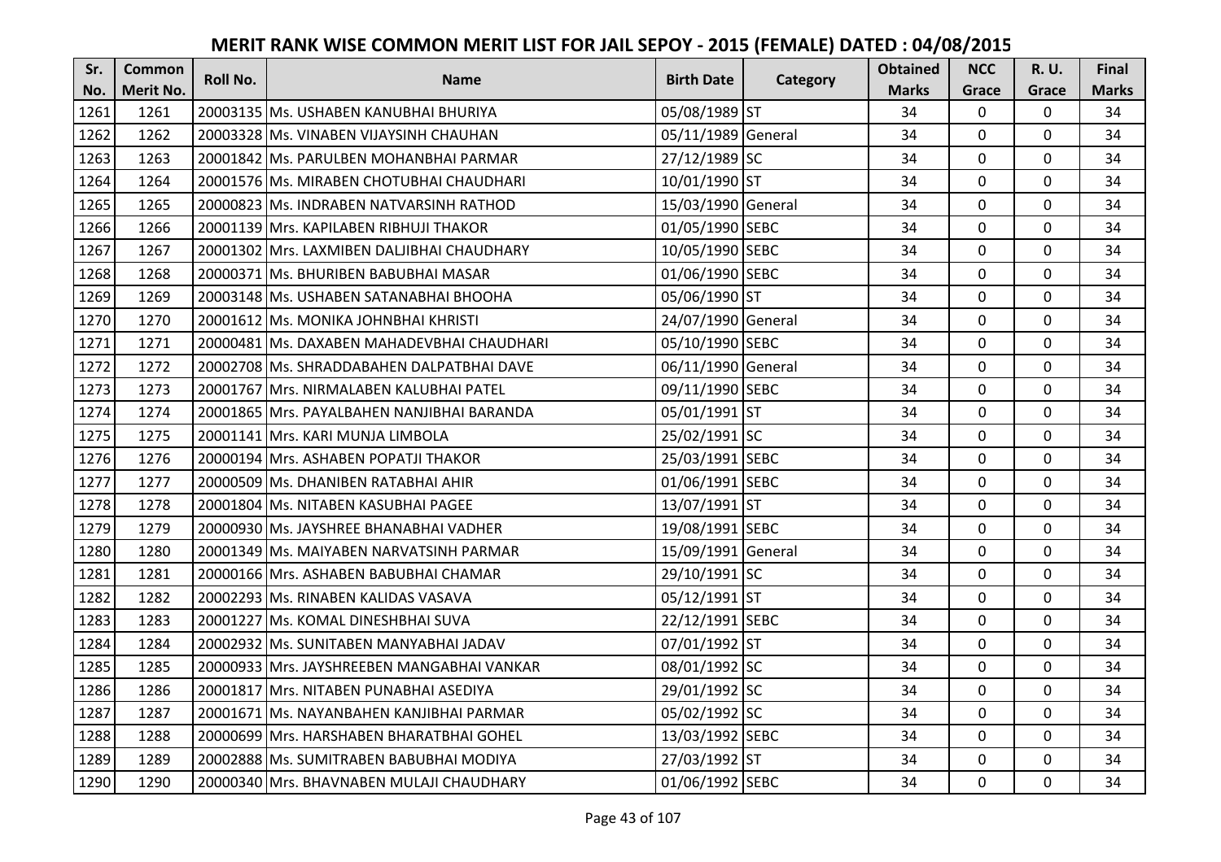# MERIT RANK WISE COMMON MERIT LIST FOR JAIL SEPOY - 2015 (FEMALE) DATED : 04/08/2015

| Sr. No. | Common Merit No. | Roll No. | Name | Birth Date | Category | Obtained Marks | NCC Grace | R. U. Grace | Final Marks |
|---|---|---|---|---|---|---|---|---|---|
| 1261 | 1261 | 20003135 | Ms. USHABEN KANUBHAI BHURIYA | 05/08/1989 | ST | 34 | 0 | 0 | 34 |
| 1262 | 1262 | 20003328 | Ms. VINABEN VIJAYSINH CHAUHAN | 05/11/1989 | General | 34 | 0 | 0 | 34 |
| 1263 | 1263 | 20001842 | Ms. PARULBEN MOHANBHAI PARMAR | 27/12/1989 | SC | 34 | 0 | 0 | 34 |
| 1264 | 1264 | 20001576 | Ms. MIRABEN CHOTUBHAI CHAUDHARI | 10/01/1990 | ST | 34 | 0 | 0 | 34 |
| 1265 | 1265 | 20000823 | Ms. INDRABEN NATVARSINH RATHOD | 15/03/1990 | General | 34 | 0 | 0 | 34 |
| 1266 | 1266 | 20001139 | Mrs. KAPILABEN RIBHUJI THAKOR | 01/05/1990 | SEBC | 34 | 0 | 0 | 34 |
| 1267 | 1267 | 20001302 | Mrs. LAXMIBEN DALJIBHAI CHAUDHARY | 10/05/1990 | SEBC | 34 | 0 | 0 | 34 |
| 1268 | 1268 | 20000371 | Ms. BHURIBEN BABUBHAI MASAR | 01/06/1990 | SEBC | 34 | 0 | 0 | 34 |
| 1269 | 1269 | 20003148 | Ms. USHABEN SATANABHAI BHOOHA | 05/06/1990 | ST | 34 | 0 | 0 | 34 |
| 1270 | 1270 | 20001612 | Ms. MONIKA JOHNBHAI KHRISTI | 24/07/1990 | General | 34 | 0 | 0 | 34 |
| 1271 | 1271 | 20000481 | Ms. DAXABEN MAHADEVBHAI CHAUDHARI | 05/10/1990 | SEBC | 34 | 0 | 0 | 34 |
| 1272 | 1272 | 20002708 | Ms. SHRADDABAHEN DALPATBHAI DAVE | 06/11/1990 | General | 34 | 0 | 0 | 34 |
| 1273 | 1273 | 20001767 | Mrs. NIRMALABEN KALUBHAI PATEL | 09/11/1990 | SEBC | 34 | 0 | 0 | 34 |
| 1274 | 1274 | 20001865 | Mrs. PAYALBAHEN NANJIBHAI BARANDA | 05/01/1991 | ST | 34 | 0 | 0 | 34 |
| 1275 | 1275 | 20001141 | Mrs. KARI MUNJA LIMBOLA | 25/02/1991 | SC | 34 | 0 | 0 | 34 |
| 1276 | 1276 | 20000194 | Mrs. ASHABEN POPATJI THAKOR | 25/03/1991 | SEBC | 34 | 0 | 0 | 34 |
| 1277 | 1277 | 20000509 | Ms. DHANIBEN RATABHAI AHIR | 01/06/1991 | SEBC | 34 | 0 | 0 | 34 |
| 1278 | 1278 | 20001804 | Ms. NITABEN KASUBHAI PAGEE | 13/07/1991 | ST | 34 | 0 | 0 | 34 |
| 1279 | 1279 | 20000930 | Ms. JAYSHREE BHANABHAI VADHER | 19/08/1991 | SEBC | 34 | 0 | 0 | 34 |
| 1280 | 1280 | 20001349 | Ms. MAIYABEN NARVATSINH PARMAR | 15/09/1991 | General | 34 | 0 | 0 | 34 |
| 1281 | 1281 | 20000166 | Mrs. ASHABEN BABUBHAI CHAMAR | 29/10/1991 | SC | 34 | 0 | 0 | 34 |
| 1282 | 1282 | 20002293 | Ms. RINABEN KALIDAS VASAVA | 05/12/1991 | ST | 34 | 0 | 0 | 34 |
| 1283 | 1283 | 20001227 | Ms. KOMAL DINESHBHAI SUVA | 22/12/1991 | SEBC | 34 | 0 | 0 | 34 |
| 1284 | 1284 | 20002932 | Ms. SUNITABEN MANYABHAI JADAV | 07/01/1992 | ST | 34 | 0 | 0 | 34 |
| 1285 | 1285 | 20000933 | Mrs. JAYSHREEBEN MANGABHAI VANKAR | 08/01/1992 | SC | 34 | 0 | 0 | 34 |
| 1286 | 1286 | 20001817 | Mrs. NITABEN PUNABHAI ASEDIYA | 29/01/1992 | SC | 34 | 0 | 0 | 34 |
| 1287 | 1287 | 20001671 | Ms. NAYANBAHEN KANJIBHAI PARMAR | 05/02/1992 | SC | 34 | 0 | 0 | 34 |
| 1288 | 1288 | 20000699 | Mrs. HARSHABEN BHARATBHAI GOHEL | 13/03/1992 | SEBC | 34 | 0 | 0 | 34 |
| 1289 | 1289 | 20002888 | Ms. SUMITRABEN BABUBHAI MODIYA | 27/03/1992 | ST | 34 | 0 | 0 | 34 |
| 1290 | 1290 | 20000340 | Mrs. BHAVNABEN MULAJI CHAUDHARY | 01/06/1992 | SEBC | 34 | 0 | 0 | 34 |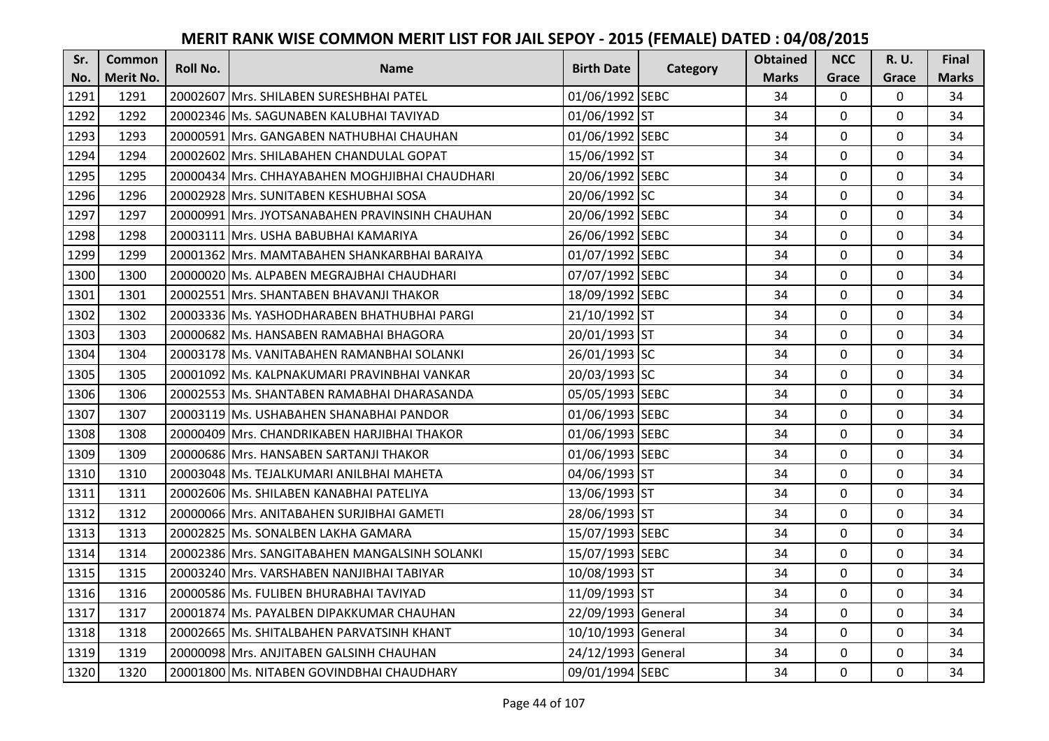# MERIT RANK WISE COMMON MERIT LIST FOR JAIL SEPOY - 2015 (FEMALE) DATED : 04/08/2015

| Sr. No. | Common Merit No. | Roll No. | Name | Birth Date | Category | Obtained Marks | NCC Grace | R. U. Grace | Final Marks |
|---|---|---|---|---|---|---|---|---|---|
| 1291 | 1291 | 20002607 | Mrs. SHILABEN SURESHBHAI PATEL | 01/06/1992 | SEBC | 34 | 0 | 0 | 34 |
| 1292 | 1292 | 20002346 | Ms. SAGUNABEN KALUBHAI TAVIYAD | 01/06/1992 | ST | 34 | 0 | 0 | 34 |
| 1293 | 1293 | 20000591 | Mrs. GANGABEN NATHUBHAI CHAUHAN | 01/06/1992 | SEBC | 34 | 0 | 0 | 34 |
| 1294 | 1294 | 20002602 | Mrs. SHILABAHEN CHANDULAL GOPAT | 15/06/1992 | ST | 34 | 0 | 0 | 34 |
| 1295 | 1295 | 20000434 | Mrs. CHHAYABAHEN MOGHJIBHAI CHAUDHARI | 20/06/1992 | SEBC | 34 | 0 | 0 | 34 |
| 1296 | 1296 | 20002928 | Mrs. SUNITABEN KESHUBHAI SOSA | 20/06/1992 | SC | 34 | 0 | 0 | 34 |
| 1297 | 1297 | 20000991 | Mrs. JYOTSANABAHEN PRAVINSINH CHAUHAN | 20/06/1992 | SEBC | 34 | 0 | 0 | 34 |
| 1298 | 1298 | 20003111 | Mrs. USHA BABUBHAI KAMARIYA | 26/06/1992 | SEBC | 34 | 0 | 0 | 34 |
| 1299 | 1299 | 20001362 | Mrs. MAMTABAHEN SHANKARBHAI BARAIYA | 01/07/1992 | SEBC | 34 | 0 | 0 | 34 |
| 1300 | 1300 | 20000020 | Ms. ALPABEN MEGRAJBHAI CHAUDHARI | 07/07/1992 | SEBC | 34 | 0 | 0 | 34 |
| 1301 | 1301 | 20002551 | Mrs. SHANTABEN BHAVANJI THAKOR | 18/09/1992 | SEBC | 34 | 0 | 0 | 34 |
| 1302 | 1302 | 20003336 | Ms. YASHODHARABEN BHATHUBHAI PARGI | 21/10/1992 | ST | 34 | 0 | 0 | 34 |
| 1303 | 1303 | 20000682 | Ms. HANSABEN RAMABHAI BHAGORA | 20/01/1993 | ST | 34 | 0 | 0 | 34 |
| 1304 | 1304 | 20003178 | Ms. VANITABAHEN RAMANBHAI SOLANKI | 26/01/1993 | SC | 34 | 0 | 0 | 34 |
| 1305 | 1305 | 20001092 | Ms. KALPNAKUMARI PRAVINBHAI VANKAR | 20/03/1993 | SC | 34 | 0 | 0 | 34 |
| 1306 | 1306 | 20002553 | Ms. SHANTABEN RAMABHAI DHARASANDA | 05/05/1993 | SEBC | 34 | 0 | 0 | 34 |
| 1307 | 1307 | 20003119 | Ms. USHABAHEN SHANABHAI PANDOR | 01/06/1993 | SEBC | 34 | 0 | 0 | 34 |
| 1308 | 1308 | 20000409 | Mrs. CHANDRIKABEN HARJIBHAI THAKOR | 01/06/1993 | SEBC | 34 | 0 | 0 | 34 |
| 1309 | 1309 | 20000686 | Mrs. HANSABEN SARTANJI THAKOR | 01/06/1993 | SEBC | 34 | 0 | 0 | 34 |
| 1310 | 1310 | 20003048 | Ms. TEJALKUMARI ANILBHAI MAHETA | 04/06/1993 | ST | 34 | 0 | 0 | 34 |
| 1311 | 1311 | 20002606 | Ms. SHILABEN KANABHAI PATELIYA | 13/06/1993 | ST | 34 | 0 | 0 | 34 |
| 1312 | 1312 | 20000066 | Mrs. ANITABAHEN SURJIBHAI GAMETI | 28/06/1993 | ST | 34 | 0 | 0 | 34 |
| 1313 | 1313 | 20002825 | Ms. SONALBEN LAKHA GAMARA | 15/07/1993 | SEBC | 34 | 0 | 0 | 34 |
| 1314 | 1314 | 20002386 | Mrs. SANGITABAHEN MANGALSINH SOLANKI | 15/07/1993 | SEBC | 34 | 0 | 0 | 34 |
| 1315 | 1315 | 20003240 | Mrs. VARSHABEN NANJIBHAI TABIYAR | 10/08/1993 | ST | 34 | 0 | 0 | 34 |
| 1316 | 1316 | 20000586 | Ms. FULIBEN BHURABHAI TAVIYAD | 11/09/1993 | ST | 34 | 0 | 0 | 34 |
| 1317 | 1317 | 20001874 | Ms. PAYALBEN DIPAKKUMAR CHAUHAN | 22/09/1993 | General | 34 | 0 | 0 | 34 |
| 1318 | 1318 | 20002665 | Ms. SHITALBAHEN PARVATSINH KHANT | 10/10/1993 | General | 34 | 0 | 0 | 34 |
| 1319 | 1319 | 20000098 | Mrs. ANJITABEN GALSINH CHAUHAN | 24/12/1993 | General | 34 | 0 | 0 | 34 |
| 1320 | 1320 | 20001800 | Ms. NITABEN GOVINDBHAI CHAUDHARY | 09/01/1994 | SEBC | 34 | 0 | 0 | 34 |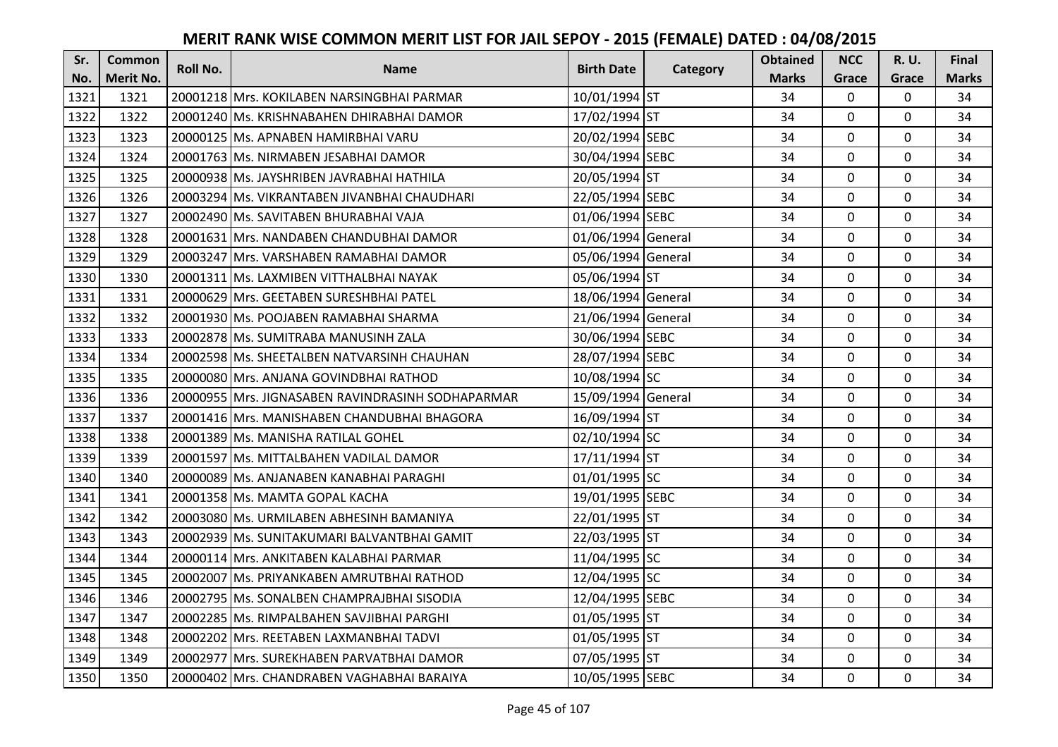# MERIT RANK WISE COMMON MERIT LIST FOR JAIL SEPOY - 2015 (FEMALE) DATED : 04/08/2015

| Sr. No. | Common Merit No. | Roll No. | Name | Birth Date | Category | Obtained Marks | NCC Grace | R. U. Grace | Final Marks |
|---|---|---|---|---|---|---|---|---|---|
| 1321 | 1321 | 20001218 | Mrs. KOKILABEN NARSINGBHAI PARMAR | 10/01/1994 | ST | 34 | 0 | 0 | 34 |
| 1322 | 1322 | 20001240 | Ms. KRISHNABAHEN DHIRABHAI DAMOR | 17/02/1994 | ST | 34 | 0 | 0 | 34 |
| 1323 | 1323 | 20000125 | Ms. APNABEN HAMIRBHAI VARU | 20/02/1994 | SEBC | 34 | 0 | 0 | 34 |
| 1324 | 1324 | 20001763 | Ms. NIRMABEN JESABHAI DAMOR | 30/04/1994 | SEBC | 34 | 0 | 0 | 34 |
| 1325 | 1325 | 20000938 | Ms. JAYSHRIBEN JAVRABHAI HATHILA | 20/05/1994 | ST | 34 | 0 | 0 | 34 |
| 1326 | 1326 | 20003294 | Ms. VIKRANTABEN JIVANBHAI CHAUDHARI | 22/05/1994 | SEBC | 34 | 0 | 0 | 34 |
| 1327 | 1327 | 20002490 | Ms. SAVITABEN BHURABHAI VAJA | 01/06/1994 | SEBC | 34 | 0 | 0 | 34 |
| 1328 | 1328 | 20001631 | Mrs. NANDABEN CHANDUBHAI DAMOR | 01/06/1994 | General | 34 | 0 | 0 | 34 |
| 1329 | 1329 | 20003247 | Mrs. VARSHABEN RAMABHAI DAMOR | 05/06/1994 | General | 34 | 0 | 0 | 34 |
| 1330 | 1330 | 20001311 | Ms. LAXMIBEN VITTHALBHAI NAYAK | 05/06/1994 | ST | 34 | 0 | 0 | 34 |
| 1331 | 1331 | 20000629 | Mrs. GEETABEN SURESHBHAI PATEL | 18/06/1994 | General | 34 | 0 | 0 | 34 |
| 1332 | 1332 | 20001930 | Ms. POOJABEN RAMABHAI SHARMA | 21/06/1994 | General | 34 | 0 | 0 | 34 |
| 1333 | 1333 | 20002878 | Ms. SUMITRABA MANUSINH ZALA | 30/06/1994 | SEBC | 34 | 0 | 0 | 34 |
| 1334 | 1334 | 20002598 | Ms. SHEETALBEN NATVARSINH CHAUHAN | 28/07/1994 | SEBC | 34 | 0 | 0 | 34 |
| 1335 | 1335 | 20000080 | Mrs. ANJANA GOVINDBHAI RATHOD | 10/08/1994 | SC | 34 | 0 | 0 | 34 |
| 1336 | 1336 | 20000955 | Mrs. JIGNASABEN RAVINDRASINH SODHAPARMAR | 15/09/1994 | General | 34 | 0 | 0 | 34 |
| 1337 | 1337 | 20001416 | Mrs. MANISHABEN CHANDUBHAI BHAGORA | 16/09/1994 | ST | 34 | 0 | 0 | 34 |
| 1338 | 1338 | 20001389 | Ms. MANISHA RATILAL GOHEL | 02/10/1994 | SC | 34 | 0 | 0 | 34 |
| 1339 | 1339 | 20001597 | Ms. MITTALBAHEN VADILAL DAMOR | 17/11/1994 | ST | 34 | 0 | 0 | 34 |
| 1340 | 1340 | 20000089 | Ms. ANJANABEN KANABHAI PARAGHI | 01/01/1995 | SC | 34 | 0 | 0 | 34 |
| 1341 | 1341 | 20001358 | Ms. MAMTA GOPAL KACHA | 19/01/1995 | SEBC | 34 | 0 | 0 | 34 |
| 1342 | 1342 | 20003080 | Ms. URMILABEN ABHESINH BAMANIYA | 22/01/1995 | ST | 34 | 0 | 0 | 34 |
| 1343 | 1343 | 20002939 | Ms. SUNITAKUMARI BALVANTBHAI GAMIT | 22/03/1995 | ST | 34 | 0 | 0 | 34 |
| 1344 | 1344 | 20000114 | Mrs. ANKITABEN KALABHAI PARMAR | 11/04/1995 | SC | 34 | 0 | 0 | 34 |
| 1345 | 1345 | 20002007 | Ms. PRIYANKABEN AMRUTBHAI RATHOD | 12/04/1995 | SC | 34 | 0 | 0 | 34 |
| 1346 | 1346 | 20002795 | Ms. SONALBEN CHAMPRAJBHAI SISODIA | 12/04/1995 | SEBC | 34 | 0 | 0 | 34 |
| 1347 | 1347 | 20002285 | Ms. RIMPALBAHEN SAVJIBHAI PARGHI | 01/05/1995 | ST | 34 | 0 | 0 | 34 |
| 1348 | 1348 | 20002202 | Mrs. REETABEN LAXMANBHAI TADVI | 01/05/1995 | ST | 34 | 0 | 0 | 34 |
| 1349 | 1349 | 20002977 | Mrs. SUREKHABEN PARVATBHAI DAMOR | 07/05/1995 | ST | 34 | 0 | 0 | 34 |
| 1350 | 1350 | 20000402 | Mrs. CHANDRABEN VAGHABHAI BARAIYA | 10/05/1995 | SEBC | 34 | 0 | 0 | 34 |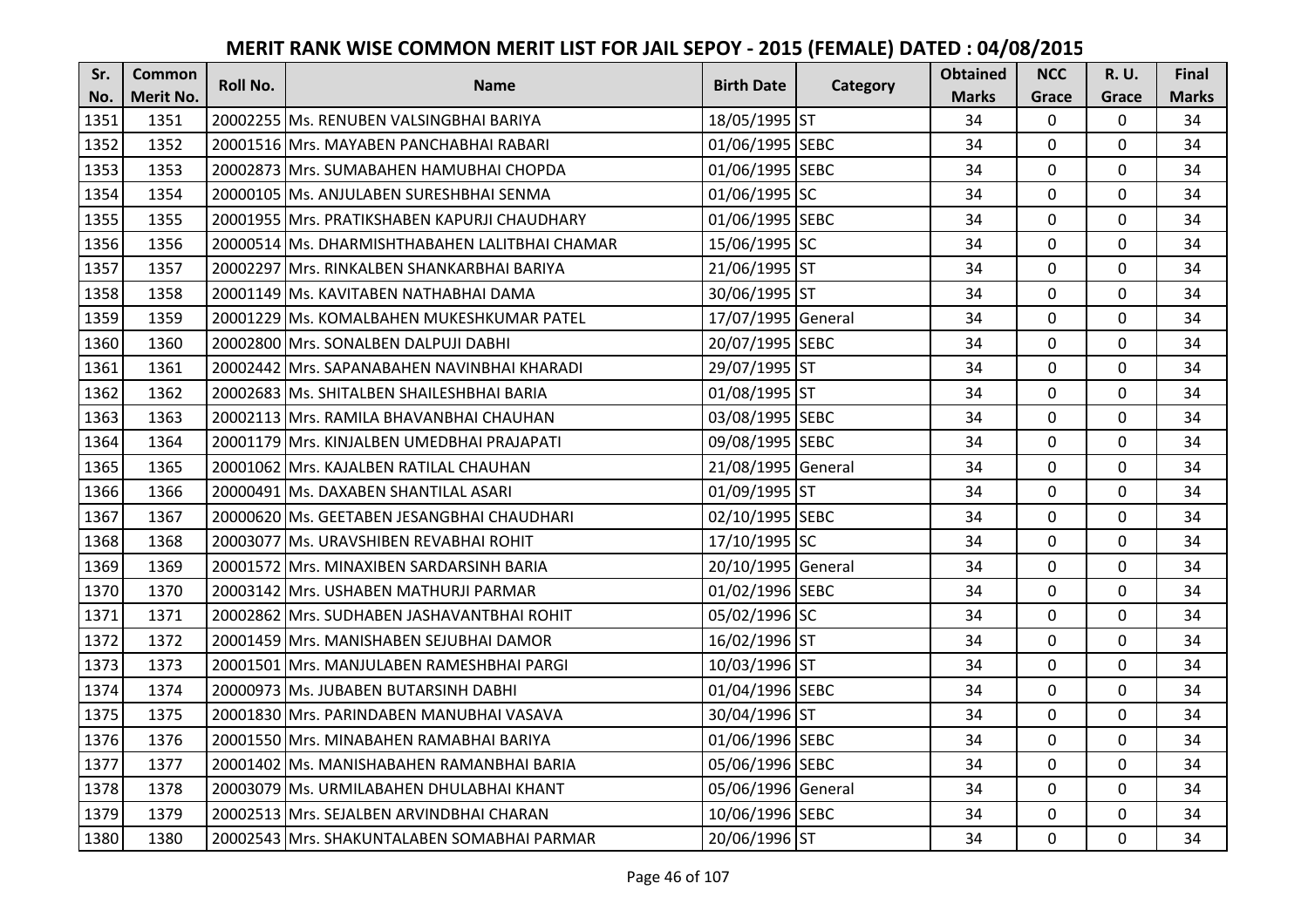# MERIT RANK WISE COMMON MERIT LIST FOR JAIL SEPOY - 2015 (FEMALE) DATED : 04/08/2015

| Sr. No. | Common Merit No. | Roll No. | Name | Birth Date | Category | Obtained Marks | NCC Grace | R. U. Grace | Final Marks |
|---|---|---|---|---|---|---|---|---|---|
| 1351 | 1351 | 20002255 | Ms. RENUBEN VALSINGBHAI BARIYA | 18/05/1995 | ST | 34 | 0 | 0 | 34 |
| 1352 | 1352 | 20001516 | Mrs. MAYABEN PANCHABHAI RABARI | 01/06/1995 | SEBC | 34 | 0 | 0 | 34 |
| 1353 | 1353 | 20002873 | Mrs. SUMABAHEN HAMUBHAI CHOPDA | 01/06/1995 | SEBC | 34 | 0 | 0 | 34 |
| 1354 | 1354 | 20000105 | Ms. ANJULABEN SURESHBHAI SENMA | 01/06/1995 | SC | 34 | 0 | 0 | 34 |
| 1355 | 1355 | 20001955 | Mrs. PRATIKSHABEN KAPURJI CHAUDHARY | 01/06/1995 | SEBC | 34 | 0 | 0 | 34 |
| 1356 | 1356 | 20000514 | Ms. DHARMISHTHABAHEN LALITBHAI CHAMAR | 15/06/1995 | SC | 34 | 0 | 0 | 34 |
| 1357 | 1357 | 20002297 | Mrs. RINKALBEN SHANKARBHAI BARIYA | 21/06/1995 | ST | 34 | 0 | 0 | 34 |
| 1358 | 1358 | 20001149 | Ms. KAVITABEN NATHABHAI DAMA | 30/06/1995 | ST | 34 | 0 | 0 | 34 |
| 1359 | 1359 | 20001229 | Ms. KOMALBAHEN MUKESHKUMAR PATEL | 17/07/1995 | General | 34 | 0 | 0 | 34 |
| 1360 | 1360 | 20002800 | Mrs. SONALBEN DALPUJI DABHI | 20/07/1995 | SEBC | 34 | 0 | 0 | 34 |
| 1361 | 1361 | 20002442 | Mrs. SAPANABAHEN NAVINBHAI KHARADI | 29/07/1995 | ST | 34 | 0 | 0 | 34 |
| 1362 | 1362 | 20002683 | Ms. SHITALBEN SHAILESHBHAI BARIA | 01/08/1995 | ST | 34 | 0 | 0 | 34 |
| 1363 | 1363 | 20002113 | Mrs. RAMILA BHAVANBHAI CHAUHAN | 03/08/1995 | SEBC | 34 | 0 | 0 | 34 |
| 1364 | 1364 | 20001179 | Mrs. KINJALBEN UMEDBHAI PRAJAPATI | 09/08/1995 | SEBC | 34 | 0 | 0 | 34 |
| 1365 | 1365 | 20001062 | Mrs. KAJALBEN RATILAL CHAUHAN | 21/08/1995 | General | 34 | 0 | 0 | 34 |
| 1366 | 1366 | 20000491 | Ms. DAXABEN SHANTILAL ASARI | 01/09/1995 | ST | 34 | 0 | 0 | 34 |
| 1367 | 1367 | 20000620 | Ms. GEETABEN JESANGBHAI CHAUDHARI | 02/10/1995 | SEBC | 34 | 0 | 0 | 34 |
| 1368 | 1368 | 20003077 | Ms. URAVSHIBEN REVABHAI ROHIT | 17/10/1995 | SC | 34 | 0 | 0 | 34 |
| 1369 | 1369 | 20001572 | Mrs. MINAXIBEN SARDARSINH BARIA | 20/10/1995 | General | 34 | 0 | 0 | 34 |
| 1370 | 1370 | 20003142 | Mrs. USHABEN MATHURJI PARMAR | 01/02/1996 | SEBC | 34 | 0 | 0 | 34 |
| 1371 | 1371 | 20002862 | Mrs. SUDHABEN JASHAVANTBHAI ROHIT | 05/02/1996 | SC | 34 | 0 | 0 | 34 |
| 1372 | 1372 | 20001459 | Mrs. MANISHABEN SEJUBHAI DAMOR | 16/02/1996 | ST | 34 | 0 | 0 | 34 |
| 1373 | 1373 | 20001501 | Mrs. MANJULABEN RAMESHBHAI PARGI | 10/03/1996 | ST | 34 | 0 | 0 | 34 |
| 1374 | 1374 | 20000973 | Ms. JUBABEN BUTARSINH DABHI | 01/04/1996 | SEBC | 34 | 0 | 0 | 34 |
| 1375 | 1375 | 20001830 | Mrs. PARINDABEN MANUBHAI VASAVA | 30/04/1996 | ST | 34 | 0 | 0 | 34 |
| 1376 | 1376 | 20001550 | Mrs. MINABAHEN RAMABHAI BARIYA | 01/06/1996 | SEBC | 34 | 0 | 0 | 34 |
| 1377 | 1377 | 20001402 | Ms. MANISHABAHEN RAMANBHAI BARIA | 05/06/1996 | SEBC | 34 | 0 | 0 | 34 |
| 1378 | 1378 | 20003079 | Ms. URMILABAHEN DHULABHAI KHANT | 05/06/1996 | General | 34 | 0 | 0 | 34 |
| 1379 | 1379 | 20002513 | Mrs. SEJALBEN ARVINDBHAI CHARAN | 10/06/1996 | SEBC | 34 | 0 | 0 | 34 |
| 1380 | 1380 | 20002543 | Mrs. SHAKUNTALABEN SOMABHAI PARMAR | 20/06/1996 | ST | 34 | 0 | 0 | 34 |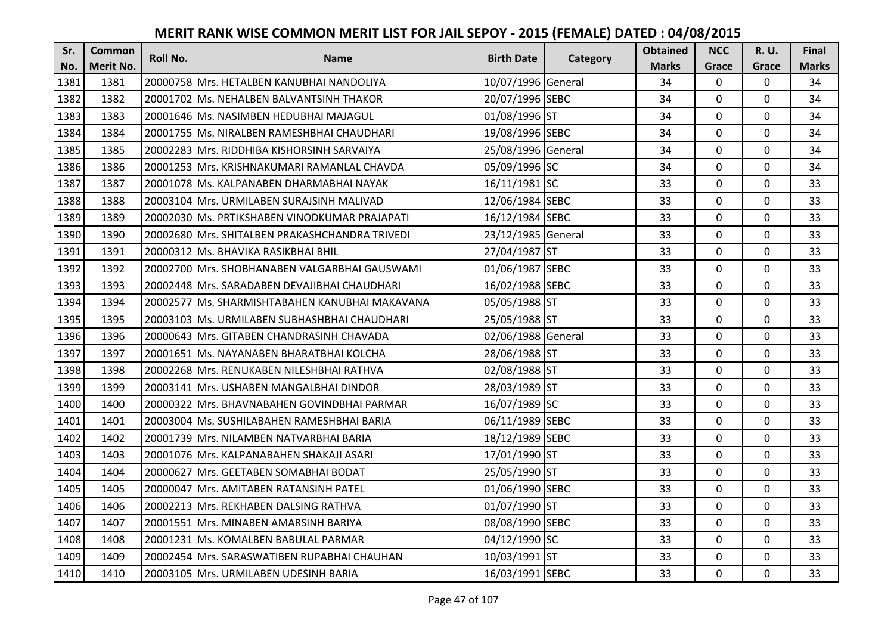# MERIT RANK WISE COMMON MERIT LIST FOR JAIL SEPOY - 2015 (FEMALE) DATED : 04/08/2015

| Sr. No. | Common Merit No. | Roll No. | Name | Birth Date | Category | Obtained Marks | NCC Grace | R. U. Grace | Final Marks |
|---|---|---|---|---|---|---|---|---|---|
| 1381 | 1381 | 20000758 | Mrs. HETALBEN KANUBHAI NANDOLIYA | 10/07/1996 | General | 34 | 0 | 0 | 34 |
| 1382 | 1382 | 20001702 | Ms. NEHALBEN BALVANTSINH THAKOR | 20/07/1996 | SEBC | 34 | 0 | 0 | 34 |
| 1383 | 1383 | 20001646 | Ms. NASIMBEN HEDUBHAI MAJAGUL | 01/08/1996 | ST | 34 | 0 | 0 | 34 |
| 1384 | 1384 | 20001755 | Ms. NIRALBEN RAMESHBHAI CHAUDHARI | 19/08/1996 | SEBC | 34 | 0 | 0 | 34 |
| 1385 | 1385 | 20002283 | Mrs. RIDDHIBA KISHORSINH SARVAIYA | 25/08/1996 | General | 34 | 0 | 0 | 34 |
| 1386 | 1386 | 20001253 | Mrs. KRISHNAKUMARI RAMANLAL CHAVDA | 05/09/1996 | SC | 34 | 0 | 0 | 34 |
| 1387 | 1387 | 20001078 | Ms. KALPANABEN DHARMABHAI NAYAK | 16/11/1981 | SC | 33 | 0 | 0 | 33 |
| 1388 | 1388 | 20003104 | Mrs. URMILABEN SURAJSINH MALIVAD | 12/06/1984 | SEBC | 33 | 0 | 0 | 33 |
| 1389 | 1389 | 20002030 | Ms. PRTIKSHABEN VINODKUMAR PRAJAPATI | 16/12/1984 | SEBC | 33 | 0 | 0 | 33 |
| 1390 | 1390 | 20002680 | Mrs. SHITALBEN PRAKASHCHANDRA TRIVEDI | 23/12/1985 | General | 33 | 0 | 0 | 33 |
| 1391 | 1391 | 20000312 | Ms. BHAVIKA RASIKBHAI BHIL | 27/04/1987 | ST | 33 | 0 | 0 | 33 |
| 1392 | 1392 | 20002700 | Mrs. SHOBHANABEN VALGARBHAI GAUSWAMI | 01/06/1987 | SEBC | 33 | 0 | 0 | 33 |
| 1393 | 1393 | 20002448 | Mrs. SARADABEN DEVAJIBHAI CHAUDHARI | 16/02/1988 | SEBC | 33 | 0 | 0 | 33 |
| 1394 | 1394 | 20002577 | Ms. SHARMISHTABAHEN KANUBHAI MAKAVANA | 05/05/1988 | ST | 33 | 0 | 0 | 33 |
| 1395 | 1395 | 20003103 | Ms. URMILABEN SUBHASHBHAI CHAUDHARI | 25/05/1988 | ST | 33 | 0 | 0 | 33 |
| 1396 | 1396 | 20000643 | Mrs. GITABEN CHANDRASINH CHAVADA | 02/06/1988 | General | 33 | 0 | 0 | 33 |
| 1397 | 1397 | 20001651 | Ms. NAYANABEN BHARATBHAI KOLCHA | 28/06/1988 | ST | 33 | 0 | 0 | 33 |
| 1398 | 1398 | 20002268 | Mrs. RENUKABEN NILESHBHAI RATHVA | 02/08/1988 | ST | 33 | 0 | 0 | 33 |
| 1399 | 1399 | 20003141 | Mrs. USHABEN MANGALBHAI DINDOR | 28/03/1989 | ST | 33 | 0 | 0 | 33 |
| 1400 | 1400 | 20000322 | Mrs. BHAVNABAHEN GOVINDBHAI PARMAR | 16/07/1989 | SC | 33 | 0 | 0 | 33 |
| 1401 | 1401 | 20003004 | Ms. SUSHILABAHEN RAMESHBHAI BARIA | 06/11/1989 | SEBC | 33 | 0 | 0 | 33 |
| 1402 | 1402 | 20001739 | Mrs. NILAMBEN NATVARBHAI BARIA | 18/12/1989 | SEBC | 33 | 0 | 0 | 33 |
| 1403 | 1403 | 20001076 | Mrs. KALPANABAHEN SHAKAJI ASARI | 17/01/1990 | ST | 33 | 0 | 0 | 33 |
| 1404 | 1404 | 20000627 | Mrs. GEETABEN SOMABHAI BODAT | 25/05/1990 | ST | 33 | 0 | 0 | 33 |
| 1405 | 1405 | 20000047 | Mrs. AMITABEN RATANSINH PATEL | 01/06/1990 | SEBC | 33 | 0 | 0 | 33 |
| 1406 | 1406 | 20002213 | Mrs. REKHABEN DALSING RATHVA | 01/07/1990 | ST | 33 | 0 | 0 | 33 |
| 1407 | 1407 | 20001551 | Mrs. MINABEN AMARSINH BARIYA | 08/08/1990 | SEBC | 33 | 0 | 0 | 33 |
| 1408 | 1408 | 20001231 | Ms. KOMALBEN BABULAL PARMAR | 04/12/1990 | SC | 33 | 0 | 0 | 33 |
| 1409 | 1409 | 20002454 | Mrs. SARASWATIBEN RUPABHAI CHAUHAN | 10/03/1991 | ST | 33 | 0 | 0 | 33 |
| 1410 | 1410 | 20003105 | Mrs. URMILABEN UDESINH BARIA | 16/03/1991 | SEBC | 33 | 0 | 0 | 33 |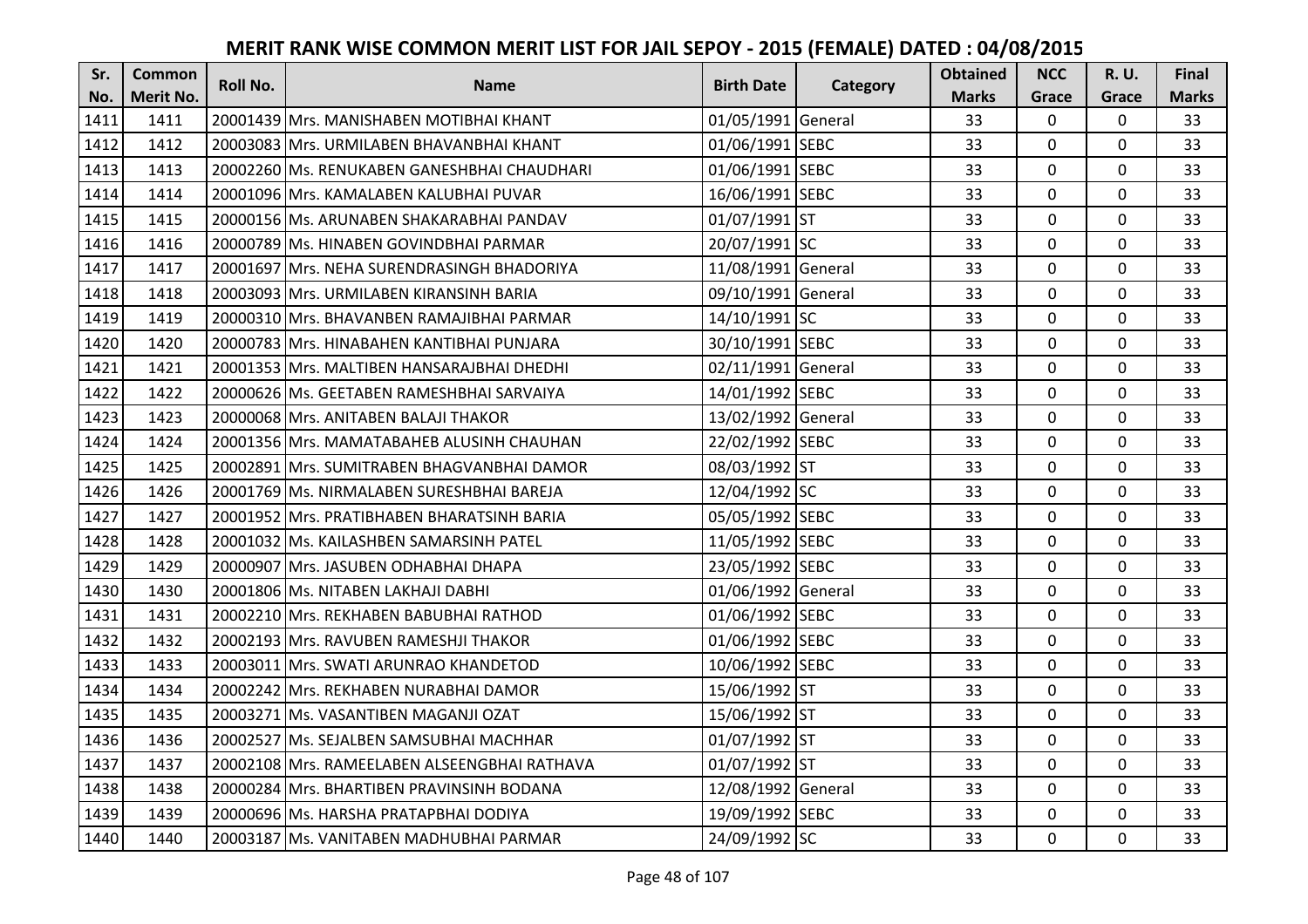# MERIT RANK WISE COMMON MERIT LIST FOR JAIL SEPOY - 2015 (FEMALE) DATED : 04/08/2015

| Sr. No. | Common Merit No. | Roll No. | Name | Birth Date | Category | Obtained Marks | NCC Grace | R. U. Grace | Final Marks |
|---|---|---|---|---|---|---|---|---|---|
| 1411 | 1411 | 20001439 | Mrs. MANISHABEN MOTIBHAI KHANT | 01/05/1991 | General | 33 | 0 | 0 | 33 |
| 1412 | 1412 | 20003083 | Mrs. URMILABEN BHAVANBHAI KHANT | 01/06/1991 | SEBC | 33 | 0 | 0 | 33 |
| 1413 | 1413 | 20002260 | Ms. RENUKABEN GANESHBHAI CHAUDHARI | 01/06/1991 | SEBC | 33 | 0 | 0 | 33 |
| 1414 | 1414 | 20001096 | Mrs. KAMALABEN KALUBHAI PUVAR | 16/06/1991 | SEBC | 33 | 0 | 0 | 33 |
| 1415 | 1415 | 20000156 | Ms. ARUNABEN SHAKARABHAI PANDAV | 01/07/1991 | ST | 33 | 0 | 0 | 33 |
| 1416 | 1416 | 20000789 | Ms. HINABEN GOVINDBHAI PARMAR | 20/07/1991 | SC | 33 | 0 | 0 | 33 |
| 1417 | 1417 | 20001697 | Mrs. NEHA SURENDRASINGH BHADORIYA | 11/08/1991 | General | 33 | 0 | 0 | 33 |
| 1418 | 1418 | 20003093 | Mrs. URMILABEN KIRANSINH BARIA | 09/10/1991 | General | 33 | 0 | 0 | 33 |
| 1419 | 1419 | 20000310 | Mrs. BHAVANBEN RAMAJIBHAI PARMAR | 14/10/1991 | SC | 33 | 0 | 0 | 33 |
| 1420 | 1420 | 20000783 | Mrs. HINABAHEN KANTIBHAI PUNJARA | 30/10/1991 | SEBC | 33 | 0 | 0 | 33 |
| 1421 | 1421 | 20001353 | Mrs. MALTIBEN HANSARAJBHAI DHEDHI | 02/11/1991 | General | 33 | 0 | 0 | 33 |
| 1422 | 1422 | 20000626 | Ms. GEETABEN RAMESHBHAI SARVAIYA | 14/01/1992 | SEBC | 33 | 0 | 0 | 33 |
| 1423 | 1423 | 20000068 | Mrs. ANITABEN BALAJI THAKOR | 13/02/1992 | General | 33 | 0 | 0 | 33 |
| 1424 | 1424 | 20001356 | Mrs. MAMATABAHEB ALUSINH CHAUHAN | 22/02/1992 | SEBC | 33 | 0 | 0 | 33 |
| 1425 | 1425 | 20002891 | Mrs. SUMITRABEN BHAGVANBHAI DAMOR | 08/03/1992 | ST | 33 | 0 | 0 | 33 |
| 1426 | 1426 | 20001769 | Ms. NIRMALABEN SURESHBHAI BAREJA | 12/04/1992 | SC | 33 | 0 | 0 | 33 |
| 1427 | 1427 | 20001952 | Mrs. PRATIBHABEN BHARATSINH BARIA | 05/05/1992 | SEBC | 33 | 0 | 0 | 33 |
| 1428 | 1428 | 20001032 | Ms. KAILASHBEN SAMARSINH PATEL | 11/05/1992 | SEBC | 33 | 0 | 0 | 33 |
| 1429 | 1429 | 20000907 | Mrs. JASUBEN ODHABHAI DHAPA | 23/05/1992 | SEBC | 33 | 0 | 0 | 33 |
| 1430 | 1430 | 20001806 | Ms. NITABEN LAKHAJI DABHI | 01/06/1992 | General | 33 | 0 | 0 | 33 |
| 1431 | 1431 | 20002210 | Mrs. REKHABEN BABUBHAI RATHOD | 01/06/1992 | SEBC | 33 | 0 | 0 | 33 |
| 1432 | 1432 | 20002193 | Mrs. RAVUBEN RAMESHJI THAKOR | 01/06/1992 | SEBC | 33 | 0 | 0 | 33 |
| 1433 | 1433 | 20003011 | Mrs. SWATI ARUNRAO KHANDETOD | 10/06/1992 | SEBC | 33 | 0 | 0 | 33 |
| 1434 | 1434 | 20002242 | Mrs. REKHABEN NURABHAI DAMOR | 15/06/1992 | ST | 33 | 0 | 0 | 33 |
| 1435 | 1435 | 20003271 | Ms. VASANTIBEN MAGANJI OZAT | 15/06/1992 | ST | 33 | 0 | 0 | 33 |
| 1436 | 1436 | 20002527 | Ms. SEJALBEN SAMSUBHAI MACHHAR | 01/07/1992 | ST | 33 | 0 | 0 | 33 |
| 1437 | 1437 | 20002108 | Mrs. RAMEELABEN ALSEENGBHAI RATHAVA | 01/07/1992 | ST | 33 | 0 | 0 | 33 |
| 1438 | 1438 | 20000284 | Mrs. BHARTIBEN PRAVINSINH BODANA | 12/08/1992 | General | 33 | 0 | 0 | 33 |
| 1439 | 1439 | 20000696 | Ms. HARSHA PRATAPBHAI DODIYA | 19/09/1992 | SEBC | 33 | 0 | 0 | 33 |
| 1440 | 1440 | 20003187 | Ms. VANITABEN MADHUBHAI PARMAR | 24/09/1992 | SC | 33 | 0 | 0 | 33 |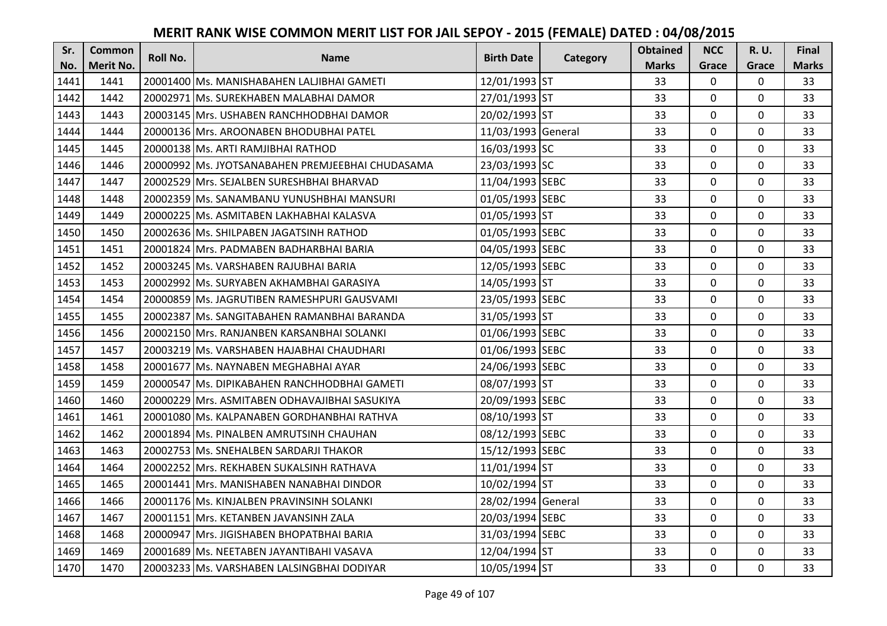# MERIT RANK WISE COMMON MERIT LIST FOR JAIL SEPOY - 2015 (FEMALE) DATED : 04/08/2015

| Sr. No. | Common Merit No. | Roll No. | Name | Birth Date | Category | Obtained Marks | NCC Grace | R. U. Grace | Final Marks |
|---|---|---|---|---|---|---|---|---|---|
| 1441 | 1441 | 20001400 | Ms. MANISHABAHEN LALJIBHAI GAMETI | 12/01/1993 | ST | 33 | 0 | 0 | 33 |
| 1442 | 1442 | 20002971 | Ms. SUREKHABEN MALABHAI DAMOR | 27/01/1993 | ST | 33 | 0 | 0 | 33 |
| 1443 | 1443 | 20003145 | Mrs. USHABEN RANCHHODBHAI DAMOR | 20/02/1993 | ST | 33 | 0 | 0 | 33 |
| 1444 | 1444 | 20000136 | Mrs. AROONABEN BHODUBHAI PATEL | 11/03/1993 | General | 33 | 0 | 0 | 33 |
| 1445 | 1445 | 20000138 | Ms. ARTI RAMJIBHAI RATHOD | 16/03/1993 | SC | 33 | 0 | 0 | 33 |
| 1446 | 1446 | 20000992 | Ms. JYOTSANABAHEN PREMJEEBHAI CHUDASAMA | 23/03/1993 | SC | 33 | 0 | 0 | 33 |
| 1447 | 1447 | 20002529 | Mrs. SEJALBEN SURESHBHAI BHARVAD | 11/04/1993 | SEBC | 33 | 0 | 0 | 33 |
| 1448 | 1448 | 20002359 | Ms. SANAMBANU YUNUSHBHAI MANSURI | 01/05/1993 | SEBC | 33 | 0 | 0 | 33 |
| 1449 | 1449 | 20000225 | Ms. ASMITABEN LAKHABHAI KALASVA | 01/05/1993 | ST | 33 | 0 | 0 | 33 |
| 1450 | 1450 | 20002636 | Ms. SHILPABEN JAGATSINH RATHOD | 01/05/1993 | SEBC | 33 | 0 | 0 | 33 |
| 1451 | 1451 | 20001824 | Mrs. PADMABEN BADHARBHAI BARIA | 04/05/1993 | SEBC | 33 | 0 | 0 | 33 |
| 1452 | 1452 | 20003245 | Ms. VARSHABEN RAJUBHAI BARIA | 12/05/1993 | SEBC | 33 | 0 | 0 | 33 |
| 1453 | 1453 | 20002992 | Ms. SURYABEN AKHAMBHAI GARASIYA | 14/05/1993 | ST | 33 | 0 | 0 | 33 |
| 1454 | 1454 | 20000859 | Ms. JAGRUTIBEN RAMESHPURI GAUSVAMI | 23/05/1993 | SEBC | 33 | 0 | 0 | 33 |
| 1455 | 1455 | 20002387 | Ms. SANGITABAHEN RAMANBHAI BARANDA | 31/05/1993 | ST | 33 | 0 | 0 | 33 |
| 1456 | 1456 | 20002150 | Mrs. RANJANBEN KARSANBHAI SOLANKI | 01/06/1993 | SEBC | 33 | 0 | 0 | 33 |
| 1457 | 1457 | 20003219 | Ms. VARSHABEN HAJABHAI CHAUDHARI | 01/06/1993 | SEBC | 33 | 0 | 0 | 33 |
| 1458 | 1458 | 20001677 | Ms. NAYNABEN MEGHABHAI AYAR | 24/06/1993 | SEBC | 33 | 0 | 0 | 33 |
| 1459 | 1459 | 20000547 | Ms. DIPIKABAHEN RANCHHODBHAI GAMETI | 08/07/1993 | ST | 33 | 0 | 0 | 33 |
| 1460 | 1460 | 20000229 | Mrs. ASMITABEN ODHAVAJIBHAI SASUKIYA | 20/09/1993 | SEBC | 33 | 0 | 0 | 33 |
| 1461 | 1461 | 20001080 | Ms. KALPANABEN GORDHANBHAI RATHVA | 08/10/1993 | ST | 33 | 0 | 0 | 33 |
| 1462 | 1462 | 20001894 | Ms. PINALBEN AMRUTSINH CHAUHAN | 08/12/1993 | SEBC | 33 | 0 | 0 | 33 |
| 1463 | 1463 | 20002753 | Ms. SNEHALBEN SARDARJI THAKOR | 15/12/1993 | SEBC | 33 | 0 | 0 | 33 |
| 1464 | 1464 | 20002252 | Mrs. REKHABEN SUKALSINH RATHAVA | 11/01/1994 | ST | 33 | 0 | 0 | 33 |
| 1465 | 1465 | 20001441 | Mrs. MANISHABEN NANABHAI DINDOR | 10/02/1994 | ST | 33 | 0 | 0 | 33 |
| 1466 | 1466 | 20001176 | Ms. KINJALBEN PRAVINSINH SOLANKI | 28/02/1994 | General | 33 | 0 | 0 | 33 |
| 1467 | 1467 | 20001151 | Mrs. KETANBEN JAVANSINH ZALA | 20/03/1994 | SEBC | 33 | 0 | 0 | 33 |
| 1468 | 1468 | 20000947 | Mrs. JIGISHABEN BHOPATBHAI BARIA | 31/03/1994 | SEBC | 33 | 0 | 0 | 33 |
| 1469 | 1469 | 20001689 | Ms. NEETABEN JAYANTIBAHI VASAVA | 12/04/1994 | ST | 33 | 0 | 0 | 33 |
| 1470 | 1470 | 20003233 | Ms. VARSHABEN LALSINGBHAI DODIYAR | 10/05/1994 | ST | 33 | 0 | 0 | 33 |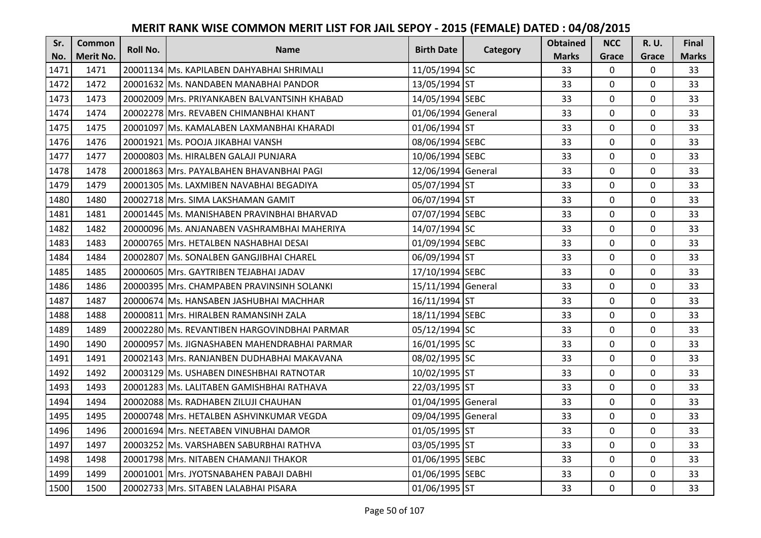# MERIT RANK WISE COMMON MERIT LIST FOR JAIL SEPOY - 2015 (FEMALE) DATED : 04/08/2015

| Sr. No. | Common Merit No. | Roll No. | Name | Birth Date | Category | Obtained Marks | NCC Grace | R. U. Grace | Final Marks |
|---|---|---|---|---|---|---|---|---|---|
| 1471 | 1471 | 20001134 | Ms. KAPILABEN DAHYABHAI SHRIMALI | 11/05/1994 | SC | 33 | 0 | 0 | 33 |
| 1472 | 1472 | 20001632 | Ms. NANDABEN MANABHAI PANDOR | 13/05/1994 | ST | 33 | 0 | 0 | 33 |
| 1473 | 1473 | 20002009 | Mrs. PRIYANKABEN BALVANTSINH KHABAD | 14/05/1994 | SEBC | 33 | 0 | 0 | 33 |
| 1474 | 1474 | 20002278 | Mrs. REVABEN CHIMANBHAI KHANT | 01/06/1994 | General | 33 | 0 | 0 | 33 |
| 1475 | 1475 | 20001097 | Ms. KAMALABEN LAXMANBHAI KHARADI | 01/06/1994 | ST | 33 | 0 | 0 | 33 |
| 1476 | 1476 | 20001921 | Ms. POOJA JIKABHAI VANSH | 08/06/1994 | SEBC | 33 | 0 | 0 | 33 |
| 1477 | 1477 | 20000803 | Ms. HIRALBEN GALAJI PUNJARA | 10/06/1994 | SEBC | 33 | 0 | 0 | 33 |
| 1478 | 1478 | 20001863 | Mrs. PAYALBAHEN BHAVANBHAI PAGI | 12/06/1994 | General | 33 | 0 | 0 | 33 |
| 1479 | 1479 | 20001305 | Ms. LAXMIBEN NAVABHAI BEGADIYA | 05/07/1994 | ST | 33 | 0 | 0 | 33 |
| 1480 | 1480 | 20002718 | Mrs. SIMA LAKSHAMAN GAMIT | 06/07/1994 | ST | 33 | 0 | 0 | 33 |
| 1481 | 1481 | 20001445 | Ms. MANISHABEN PRAVINBHAI BHARVAD | 07/07/1994 | SEBC | 33 | 0 | 0 | 33 |
| 1482 | 1482 | 20000096 | Ms. ANJANABEN VASHRAMBHAI MAHERIYA | 14/07/1994 | SC | 33 | 0 | 0 | 33 |
| 1483 | 1483 | 20000765 | Mrs. HETALBEN NASHABHAI DESAI | 01/09/1994 | SEBC | 33 | 0 | 0 | 33 |
| 1484 | 1484 | 20002807 | Ms. SONALBEN GANGJIBHAI CHAREL | 06/09/1994 | ST | 33 | 0 | 0 | 33 |
| 1485 | 1485 | 20000605 | Mrs. GAYTRIBEN TEJABHAI JADAV | 17/10/1994 | SEBC | 33 | 0 | 0 | 33 |
| 1486 | 1486 | 20000395 | Mrs. CHAMPABEN PRAVINSINH SOLANKI | 15/11/1994 | General | 33 | 0 | 0 | 33 |
| 1487 | 1487 | 20000674 | Ms. HANSABEN JASHUBHAI MACHHAR | 16/11/1994 | ST | 33 | 0 | 0 | 33 |
| 1488 | 1488 | 20000811 | Mrs. HIRALBEN RAMANSINH ZALA | 18/11/1994 | SEBC | 33 | 0 | 0 | 33 |
| 1489 | 1489 | 20002280 | Ms. REVANTIBEN HARGOVINDBHAI PARMAR | 05/12/1994 | SC | 33 | 0 | 0 | 33 |
| 1490 | 1490 | 20000957 | Ms. JIGNASHABEN MAHENDRABHAI PARMAR | 16/01/1995 | SC | 33 | 0 | 0 | 33 |
| 1491 | 1491 | 20002143 | Mrs. RANJANBEN DUDHABHAI MAKAVANA | 08/02/1995 | SC | 33 | 0 | 0 | 33 |
| 1492 | 1492 | 20003129 | Ms. USHABEN DINESHBHAI RATNOTAR | 10/02/1995 | ST | 33 | 0 | 0 | 33 |
| 1493 | 1493 | 20001283 | Ms. LALITABEN GAMISHBHAI RATHAVA | 22/03/1995 | ST | 33 | 0 | 0 | 33 |
| 1494 | 1494 | 20002088 | Ms. RADHABEN ZILUJI CHAUHAN | 01/04/1995 | General | 33 | 0 | 0 | 33 |
| 1495 | 1495 | 20000748 | Mrs. HETALBEN ASHVINKUMAR VEGDA | 09/04/1995 | General | 33 | 0 | 0 | 33 |
| 1496 | 1496 | 20001694 | Mrs. NEETABEN VINUBHAI DAMOR | 01/05/1995 | ST | 33 | 0 | 0 | 33 |
| 1497 | 1497 | 20003252 | Ms. VARSHABEN SABURBHAI RATHVA | 03/05/1995 | ST | 33 | 0 | 0 | 33 |
| 1498 | 1498 | 20001798 | Mrs. NITABEN CHAMANJI THAKOR | 01/06/1995 | SEBC | 33 | 0 | 0 | 33 |
| 1499 | 1499 | 20001001 | Mrs. JYOTSNABAHEN PABAJI DABHI | 01/06/1995 | SEBC | 33 | 0 | 0 | 33 |
| 1500 | 1500 | 20002733 | Mrs. SITABEN LALABHAI PISARA | 01/06/1995 | ST | 33 | 0 | 0 | 33 |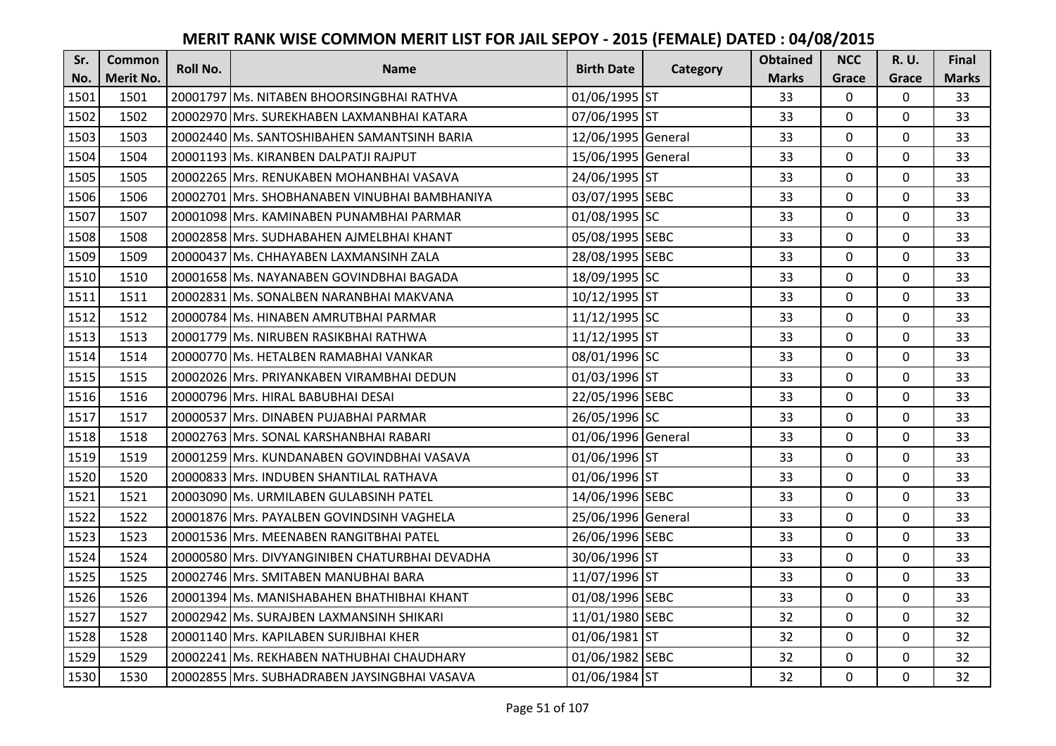# MERIT RANK WISE COMMON MERIT LIST FOR JAIL SEPOY - 2015 (FEMALE) DATED : 04/08/2015

| Sr. No. | Common Merit No. | Roll No. | Name | Birth Date | Category | Obtained Marks | NCC Grace | R. U. Grace | Final Marks |
|---|---|---|---|---|---|---|---|---|---|
| 1501 | 1501 | 20001797 | Ms. NITABEN BHOORSINGBHAI RATHVA | 01/06/1995 | ST | 33 | 0 | 0 | 33 |
| 1502 | 1502 | 20002970 | Mrs. SUREKHABEN LAXMANBHAI KATARA | 07/06/1995 | ST | 33 | 0 | 0 | 33 |
| 1503 | 1503 | 20002440 | Ms. SANTOSHIBAHEN SAMANTSINH BARIA | 12/06/1995 | General | 33 | 0 | 0 | 33 |
| 1504 | 1504 | 20001193 | Ms. KIRANBEN DALPATJI RAJPUT | 15/06/1995 | General | 33 | 0 | 0 | 33 |
| 1505 | 1505 | 20002265 | Mrs. RENUKABEN MOHANBHAI VASAVA | 24/06/1995 | ST | 33 | 0 | 0 | 33 |
| 1506 | 1506 | 20002701 | Mrs. SHOBHANABEN VINUBHAI BAMBHANIYA | 03/07/1995 | SEBC | 33 | 0 | 0 | 33 |
| 1507 | 1507 | 20001098 | Mrs. KAMINABEN PUNAMBHAI PARMAR | 01/08/1995 | SC | 33 | 0 | 0 | 33 |
| 1508 | 1508 | 20002858 | Mrs. SUDHABAHEN AJMELBHAI KHANT | 05/08/1995 | SEBC | 33 | 0 | 0 | 33 |
| 1509 | 1509 | 20000437 | Ms. CHHAYABEN LAXMANSINH ZALA | 28/08/1995 | SEBC | 33 | 0 | 0 | 33 |
| 1510 | 1510 | 20001658 | Ms. NAYANABEN GOVINDBHAI BAGADA | 18/09/1995 | SC | 33 | 0 | 0 | 33 |
| 1511 | 1511 | 20002831 | Ms. SONALBEN NARANBHAI MAKVANA | 10/12/1995 | ST | 33 | 0 | 0 | 33 |
| 1512 | 1512 | 20000784 | Ms. HINABEN AMRUTBHAI PARMAR | 11/12/1995 | SC | 33 | 0 | 0 | 33 |
| 1513 | 1513 | 20001779 | Ms. NIRUBEN RASIKBHAI RATHWA | 11/12/1995 | ST | 33 | 0 | 0 | 33 |
| 1514 | 1514 | 20000770 | Ms. HETALBEN RAMABHAI VANKAR | 08/01/1996 | SC | 33 | 0 | 0 | 33 |
| 1515 | 1515 | 20002026 | Mrs. PRIYANKABEN VIRAMBHAI DEDUN | 01/03/1996 | ST | 33 | 0 | 0 | 33 |
| 1516 | 1516 | 20000796 | Mrs. HIRAL BABUBHAI DESAI | 22/05/1996 | SEBC | 33 | 0 | 0 | 33 |
| 1517 | 1517 | 20000537 | Mrs. DINABEN PUJABHAI PARMAR | 26/05/1996 | SC | 33 | 0 | 0 | 33 |
| 1518 | 1518 | 20002763 | Mrs. SONAL KARSHANBHAI RABARI | 01/06/1996 | General | 33 | 0 | 0 | 33 |
| 1519 | 1519 | 20001259 | Mrs. KUNDANABEN GOVINDBHAI VASAVA | 01/06/1996 | ST | 33 | 0 | 0 | 33 |
| 1520 | 1520 | 20000833 | Mrs. INDUBEN SHANTILAL RATHAVA | 01/06/1996 | ST | 33 | 0 | 0 | 33 |
| 1521 | 1521 | 20003090 | Ms. URMILABEN GULABSINH PATEL | 14/06/1996 | SEBC | 33 | 0 | 0 | 33 |
| 1522 | 1522 | 20001876 | Mrs. PAYALBEN GOVINDSINH VAGHELA | 25/06/1996 | General | 33 | 0 | 0 | 33 |
| 1523 | 1523 | 20001536 | Mrs. MEENABEN RANGITBHAI PATEL | 26/06/1996 | SEBC | 33 | 0 | 0 | 33 |
| 1524 | 1524 | 20000580 | Mrs. DIVYANGINIBEN CHATURBHAI DEVADHA | 30/06/1996 | ST | 33 | 0 | 0 | 33 |
| 1525 | 1525 | 20002746 | Mrs. SMITABEN MANUBHAI BARA | 11/07/1996 | ST | 33 | 0 | 0 | 33 |
| 1526 | 1526 | 20001394 | Ms. MANISHABAHEN BHATHIBHAI KHANT | 01/08/1996 | SEBC | 33 | 0 | 0 | 33 |
| 1527 | 1527 | 20002942 | Ms. SURAJBEN LAXMANSINH SHIKARI | 11/01/1980 | SEBC | 32 | 0 | 0 | 32 |
| 1528 | 1528 | 20001140 | Mrs. KAPILABEN SURJIBHAI KHER | 01/06/1981 | ST | 32 | 0 | 0 | 32 |
| 1529 | 1529 | 20002241 | Ms. REKHABEN NATHUBHAI CHAUDHARY | 01/06/1982 | SEBC | 32 | 0 | 0 | 32 |
| 1530 | 1530 | 20002855 | Mrs. SUBHADRABEN JAYSINGBHAI VASAVA | 01/06/1984 | ST | 32 | 0 | 0 | 32 |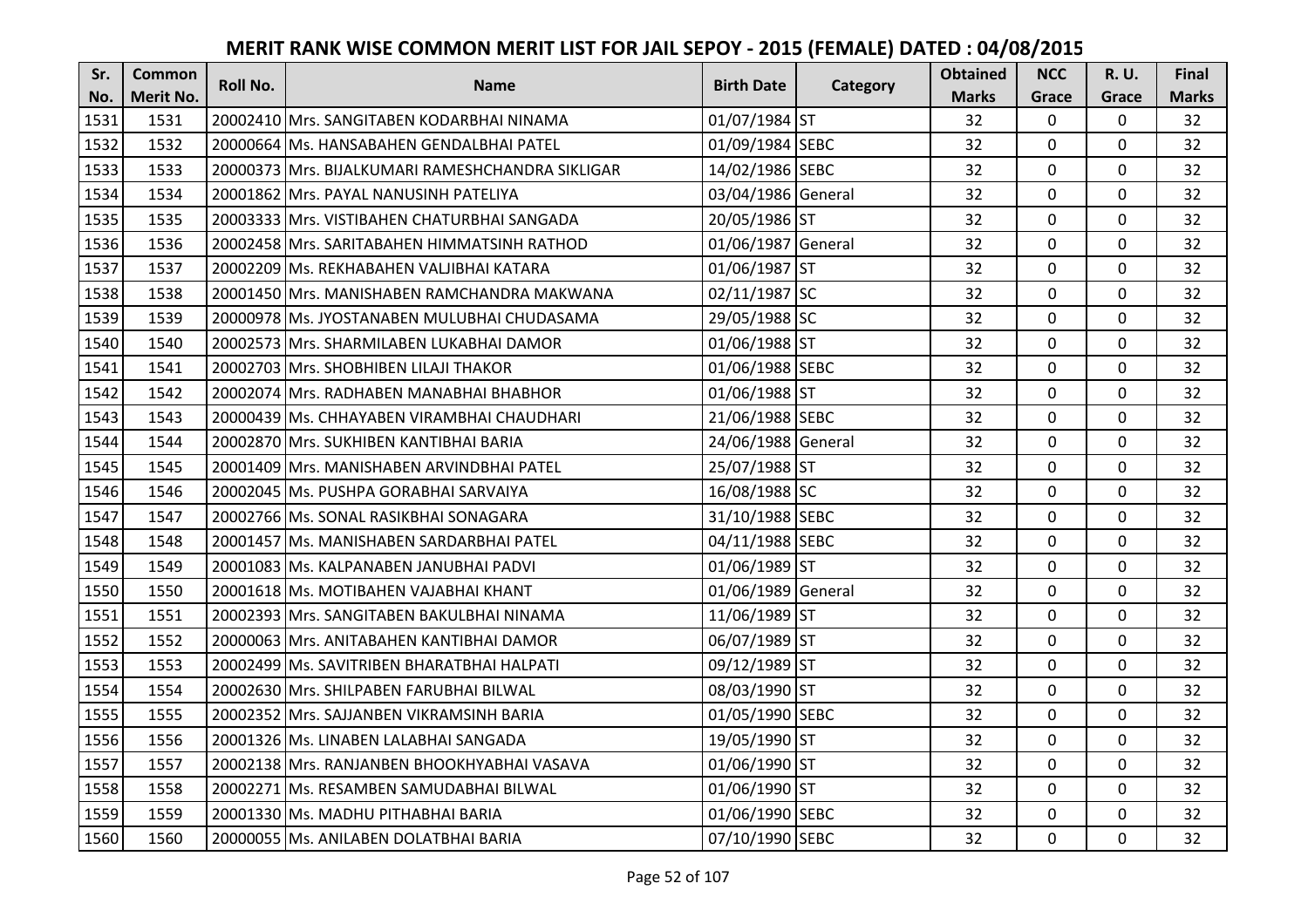# MERIT RANK WISE COMMON MERIT LIST FOR JAIL SEPOY - 2015 (FEMALE) DATED : 04/08/2015

| Sr. No. | Common Merit No. | Roll No. | Name | Birth Date | Category | Obtained Marks | NCC Grace | R. U. Grace | Final Marks |
|---|---|---|---|---|---|---|---|---|---|
| 1531 | 1531 | 20002410 | Mrs. SANGITABEN KODARBHAI NINAMA | 01/07/1984 | ST | 32 | 0 | 0 | 32 |
| 1532 | 1532 | 20000664 | Ms. HANSABAHEN GENDALBHAI PATEL | 01/09/1984 | SEBC | 32 | 0 | 0 | 32 |
| 1533 | 1533 | 20000373 | Mrs. BIJALKUMARI RAMESHCHANDRA SIKLIGAR | 14/02/1986 | SEBC | 32 | 0 | 0 | 32 |
| 1534 | 1534 | 20001862 | Mrs. PAYAL NANUSINH PATELIYA | 03/04/1986 | General | 32 | 0 | 0 | 32 |
| 1535 | 1535 | 20003333 | Mrs. VISTIBAHEN CHATURBHAI SANGADA | 20/05/1986 | ST | 32 | 0 | 0 | 32 |
| 1536 | 1536 | 20002458 | Mrs. SARITABAHEN HIMMATSINH RATHOD | 01/06/1987 | General | 32 | 0 | 0 | 32 |
| 1537 | 1537 | 20002209 | Ms. REKHABAHEN VALJIBHAI KATARA | 01/06/1987 | ST | 32 | 0 | 0 | 32 |
| 1538 | 1538 | 20001450 | Mrs. MANISHABEN RAMCHANDRA MAKWANA | 02/11/1987 | SC | 32 | 0 | 0 | 32 |
| 1539 | 1539 | 20000978 | Ms. JYOSTANABEN MULUBHAI CHUDASAMA | 29/05/1988 | SC | 32 | 0 | 0 | 32 |
| 1540 | 1540 | 20002573 | Mrs. SHARMILABEN LUKABHAI DAMOR | 01/06/1988 | ST | 32 | 0 | 0 | 32 |
| 1541 | 1541 | 20002703 | Mrs. SHOBHIBEN LILAJI THAKOR | 01/06/1988 | SEBC | 32 | 0 | 0 | 32 |
| 1542 | 1542 | 20002074 | Mrs. RADHABEN MANABHAI BHABHOR | 01/06/1988 | ST | 32 | 0 | 0 | 32 |
| 1543 | 1543 | 20000439 | Ms. CHHAYABEN VIRAMBHAI CHAUDHARI | 21/06/1988 | SEBC | 32 | 0 | 0 | 32 |
| 1544 | 1544 | 20002870 | Mrs. SUKHIBEN KANTIBHAI BARIA | 24/06/1988 | General | 32 | 0 | 0 | 32 |
| 1545 | 1545 | 20001409 | Mrs. MANISHABEN ARVINDBHAI PATEL | 25/07/1988 | ST | 32 | 0 | 0 | 32 |
| 1546 | 1546 | 20002045 | Ms. PUSHPA GORABHAI SARVAIYA | 16/08/1988 | SC | 32 | 0 | 0 | 32 |
| 1547 | 1547 | 20002766 | Ms. SONAL RASIKBHAI SONAGARA | 31/10/1988 | SEBC | 32 | 0 | 0 | 32 |
| 1548 | 1548 | 20001457 | Ms. MANISHABEN SARDARBHAI PATEL | 04/11/1988 | SEBC | 32 | 0 | 0 | 32 |
| 1549 | 1549 | 20001083 | Ms. KALPANABEN JANUBHAI PADVI | 01/06/1989 | ST | 32 | 0 | 0 | 32 |
| 1550 | 1550 | 20001618 | Ms. MOTIBAHEN VAJABHAI KHANT | 01/06/1989 | General | 32 | 0 | 0 | 32 |
| 1551 | 1551 | 20002393 | Mrs. SANGITABEN BAKULBHAI NINAMA | 11/06/1989 | ST | 32 | 0 | 0 | 32 |
| 1552 | 1552 | 20000063 | Mrs. ANITABAHEN KANTIBHAI DAMOR | 06/07/1989 | ST | 32 | 0 | 0 | 32 |
| 1553 | 1553 | 20002499 | Ms. SAVITRIBEN BHARATBHAI HALPATI | 09/12/1989 | ST | 32 | 0 | 0 | 32 |
| 1554 | 1554 | 20002630 | Mrs. SHILPABEN FARUBHAI BILWAL | 08/03/1990 | ST | 32 | 0 | 0 | 32 |
| 1555 | 1555 | 20002352 | Mrs. SAJJANBEN VIKRAMSINH BARIA | 01/05/1990 | SEBC | 32 | 0 | 0 | 32 |
| 1556 | 1556 | 20001326 | Ms. LINABEN LALABHAI SANGADA | 19/05/1990 | ST | 32 | 0 | 0 | 32 |
| 1557 | 1557 | 20002138 | Mrs. RANJANBEN BHOOKHYABHAI VASAVA | 01/06/1990 | ST | 32 | 0 | 0 | 32 |
| 1558 | 1558 | 20002271 | Ms. RESAMBEN SAMUDABHAI BILWAL | 01/06/1990 | ST | 32 | 0 | 0 | 32 |
| 1559 | 1559 | 20001330 | Ms. MADHU PITHABHAI BARIA | 01/06/1990 | SEBC | 32 | 0 | 0 | 32 |
| 1560 | 1560 | 20000055 | Ms. ANILABEN DOLATBHAI BARIA | 07/10/1990 | SEBC | 32 | 0 | 0 | 32 |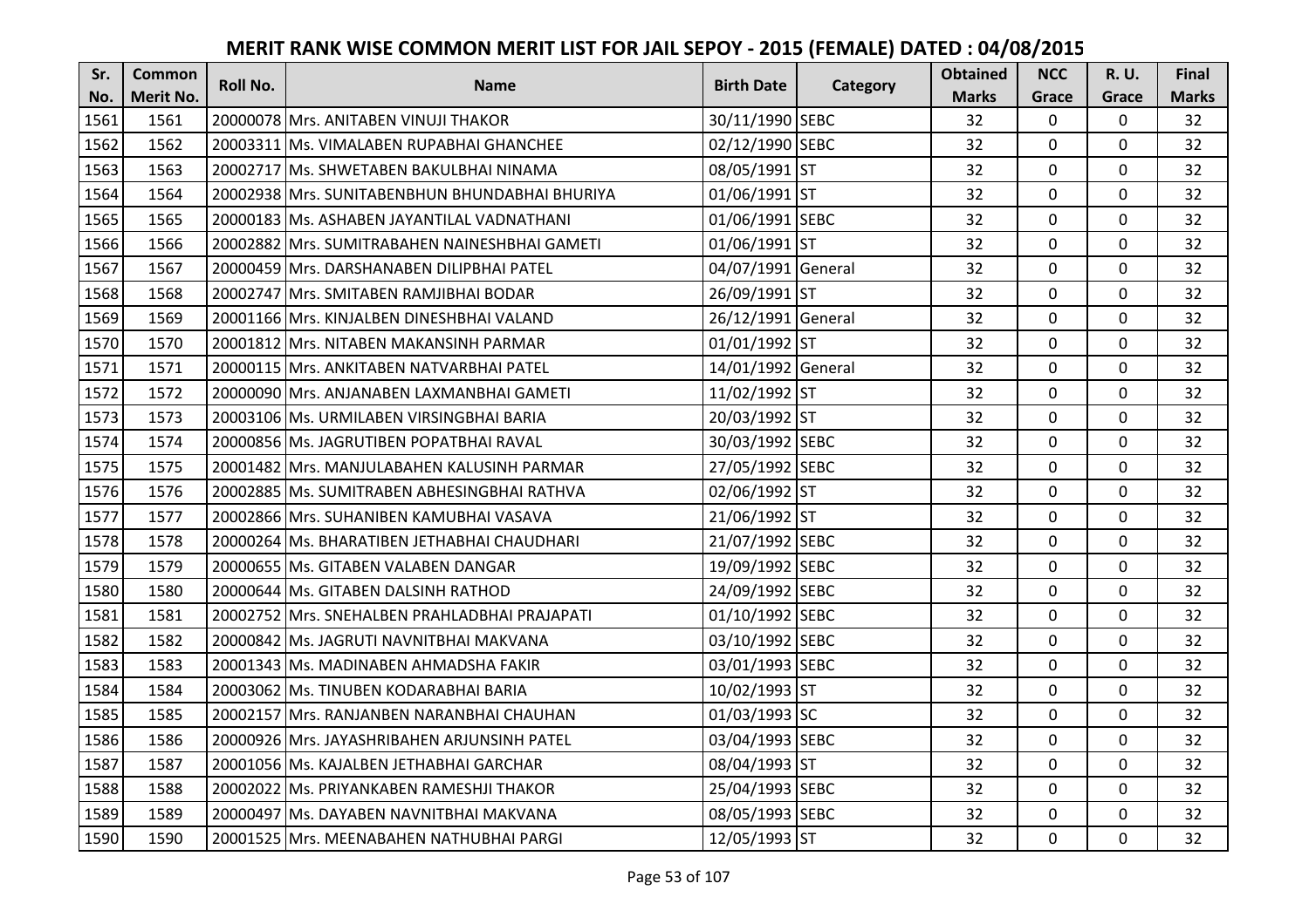# MERIT RANK WISE COMMON MERIT LIST FOR JAIL SEPOY - 2015 (FEMALE) DATED : 04/08/2015

| Sr. No. | Common Merit No. | Roll No. | Name | Birth Date | Category | Obtained Marks | NCC Grace | R. U. Grace | Final Marks |
|---|---|---|---|---|---|---|---|---|---|
| 1561 | 1561 | 20000078 | Mrs. ANITABEN VINUJI THAKOR | 30/11/1990 | SEBC | 32 | 0 | 0 | 32 |
| 1562 | 1562 | 20003311 | Ms. VIMALABEN RUPABHAI GHANCHEE | 02/12/1990 | SEBC | 32 | 0 | 0 | 32 |
| 1563 | 1563 | 20002717 | Ms. SHWETABEN BAKULBHAI NINAMA | 08/05/1991 | ST | 32 | 0 | 0 | 32 |
| 1564 | 1564 | 20002938 | Mrs. SUNITABENBHUN BHUNDABHAI BHURIYA | 01/06/1991 | ST | 32 | 0 | 0 | 32 |
| 1565 | 1565 | 20000183 | Ms. ASHABEN JAYANTILAL VADNATHANI | 01/06/1991 | SEBC | 32 | 0 | 0 | 32 |
| 1566 | 1566 | 20002882 | Mrs. SUMITRABAHEN NAINESHBHAI GAMETI | 01/06/1991 | ST | 32 | 0 | 0 | 32 |
| 1567 | 1567 | 20000459 | Mrs. DARSHANABEN DILIPBHAI PATEL | 04/07/1991 | General | 32 | 0 | 0 | 32 |
| 1568 | 1568 | 20002747 | Mrs. SMITABEN RAMJIBHAI BODAR | 26/09/1991 | ST | 32 | 0 | 0 | 32 |
| 1569 | 1569 | 20001166 | Mrs. KINJALBEN DINESHBHAI VALAND | 26/12/1991 | General | 32 | 0 | 0 | 32 |
| 1570 | 1570 | 20001812 | Mrs. NITABEN MAKANSINH PARMAR | 01/01/1992 | ST | 32 | 0 | 0 | 32 |
| 1571 | 1571 | 20000115 | Mrs. ANKITABEN NATVARBHAI PATEL | 14/01/1992 | General | 32 | 0 | 0 | 32 |
| 1572 | 1572 | 20000090 | Mrs. ANJANABEN LAXMANBHAI GAMETI | 11/02/1992 | ST | 32 | 0 | 0 | 32 |
| 1573 | 1573 | 20003106 | Ms. URMILABEN VIRSINGBHAI BARIA | 20/03/1992 | ST | 32 | 0 | 0 | 32 |
| 1574 | 1574 | 20000856 | Ms. JAGRUTIBEN POPATBHAI RAVAL | 30/03/1992 | SEBC | 32 | 0 | 0 | 32 |
| 1575 | 1575 | 20001482 | Mrs. MANJULABAHEN KALUSINH PARMAR | 27/05/1992 | SEBC | 32 | 0 | 0 | 32 |
| 1576 | 1576 | 20002885 | Ms. SUMITRABEN ABHESINGBHAI RATHVA | 02/06/1992 | ST | 32 | 0 | 0 | 32 |
| 1577 | 1577 | 20002866 | Mrs. SUHANIBEN KAMUBHAI VASAVA | 21/06/1992 | ST | 32 | 0 | 0 | 32 |
| 1578 | 1578 | 20000264 | Ms. BHARATIBEN JETHABHAI CHAUDHARI | 21/07/1992 | SEBC | 32 | 0 | 0 | 32 |
| 1579 | 1579 | 20000655 | Ms. GITABEN VALABEN DANGAR | 19/09/1992 | SEBC | 32 | 0 | 0 | 32 |
| 1580 | 1580 | 20000644 | Ms. GITABEN DALSINH RATHOD | 24/09/1992 | SEBC | 32 | 0 | 0 | 32 |
| 1581 | 1581 | 20002752 | Mrs. SNEHALBEN PRAHLADBHAI PRAJAPATI | 01/10/1992 | SEBC | 32 | 0 | 0 | 32 |
| 1582 | 1582 | 20000842 | Ms. JAGRUTI NAVNITBHAI MAKVANA | 03/10/1992 | SEBC | 32 | 0 | 0 | 32 |
| 1583 | 1583 | 20001343 | Ms. MADINABEN AHMADSHA FAKIR | 03/01/1993 | SEBC | 32 | 0 | 0 | 32 |
| 1584 | 1584 | 20003062 | Ms. TINUBEN KODARABHAI BARIA | 10/02/1993 | ST | 32 | 0 | 0 | 32 |
| 1585 | 1585 | 20002157 | Mrs. RANJANBEN NARANBHAI CHAUHAN | 01/03/1993 | SC | 32 | 0 | 0 | 32 |
| 1586 | 1586 | 20000926 | Mrs. JAYASHRIBAHEN ARJUNSINH PATEL | 03/04/1993 | SEBC | 32 | 0 | 0 | 32 |
| 1587 | 1587 | 20001056 | Ms. KAJALBEN JETHABHAI GARCHAR | 08/04/1993 | ST | 32 | 0 | 0 | 32 |
| 1588 | 1588 | 20002022 | Ms. PRIYANKABEN RAMESHJI THAKOR | 25/04/1993 | SEBC | 32 | 0 | 0 | 32 |
| 1589 | 1589 | 20000497 | Ms. DAYABEN NAVNITBHAI MAKVANA | 08/05/1993 | SEBC | 32 | 0 | 0 | 32 |
| 1590 | 1590 | 20001525 | Mrs. MEENABAHEN NATHUBHAI PARGI | 12/05/1993 | ST | 32 | 0 | 0 | 32 |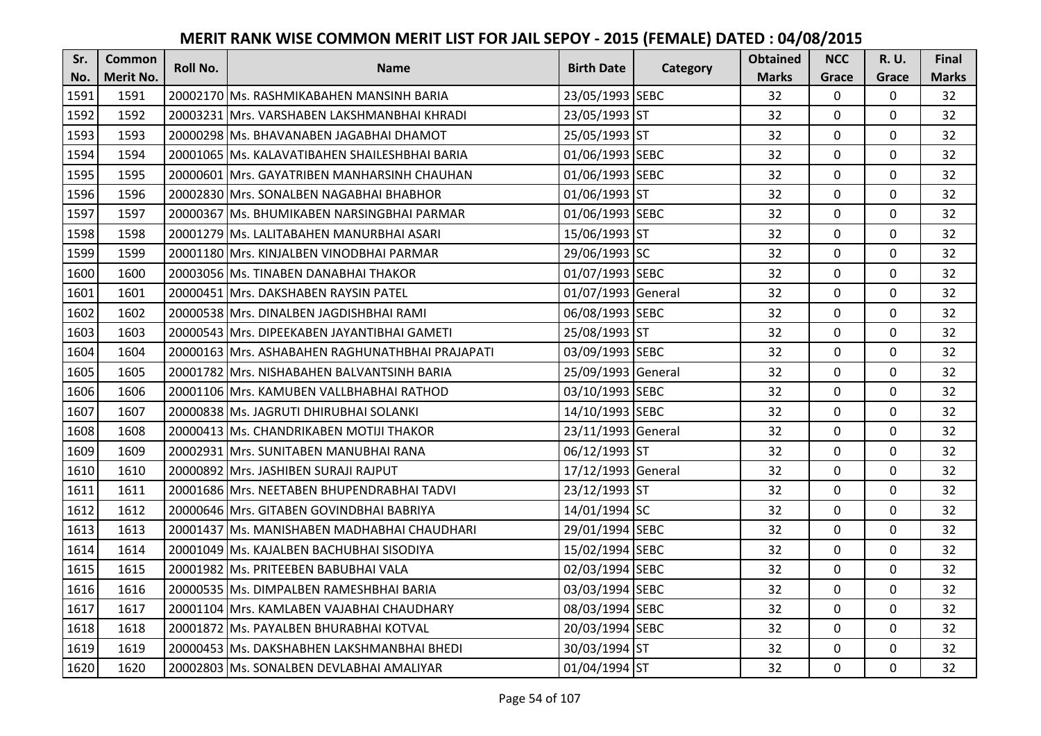# MERIT RANK WISE COMMON MERIT LIST FOR JAIL SEPOY - 2015 (FEMALE) DATED : 04/08/2015

| Sr. No. | Common Merit No. | Roll No. | Name | Birth Date | Category | Obtained Marks | NCC Grace | R. U. Grace | Final Marks |
|---|---|---|---|---|---|---|---|---|---|
| 1591 | 1591 | 20002170 | Ms. RASHMIKABAHEN MANSINH BARIA | 23/05/1993 | SEBC | 32 | 0 | 0 | 32 |
| 1592 | 1592 | 20003231 | Mrs. VARSHABEN LAKSHMANBHAI KHRADI | 23/05/1993 | ST | 32 | 0 | 0 | 32 |
| 1593 | 1593 | 20000298 | Ms. BHAVANABEN JAGABHAI DHAMOT | 25/05/1993 | ST | 32 | 0 | 0 | 32 |
| 1594 | 1594 | 20001065 | Ms. KALAVATIBAHEN SHAILESHBHAI BARIA | 01/06/1993 | SEBC | 32 | 0 | 0 | 32 |
| 1595 | 1595 | 20000601 | Mrs. GAYATRIBEN MANHARSINH CHAUHAN | 01/06/1993 | SEBC | 32 | 0 | 0 | 32 |
| 1596 | 1596 | 20002830 | Mrs. SONALBEN NAGABHAI BHABHOR | 01/06/1993 | ST | 32 | 0 | 0 | 32 |
| 1597 | 1597 | 20000367 | Ms. BHUMIKABEN NARSINGBHAI PARMAR | 01/06/1993 | SEBC | 32 | 0 | 0 | 32 |
| 1598 | 1598 | 20001279 | Ms. LALITABAHEN MANURBHAI ASARI | 15/06/1993 | ST | 32 | 0 | 0 | 32 |
| 1599 | 1599 | 20001180 | Mrs. KINJALBEN VINODBHAI PARMAR | 29/06/1993 | SC | 32 | 0 | 0 | 32 |
| 1600 | 1600 | 20003056 | Ms. TINABEN DANABHAI THAKOR | 01/07/1993 | SEBC | 32 | 0 | 0 | 32 |
| 1601 | 1601 | 20000451 | Mrs. DAKSHABEN RAYSIN PATEL | 01/07/1993 | General | 32 | 0 | 0 | 32 |
| 1602 | 1602 | 20000538 | Mrs. DINALBEN JAGDISHBHAI RAMI | 06/08/1993 | SEBC | 32 | 0 | 0 | 32 |
| 1603 | 1603 | 20000543 | Mrs. DIPEEKABEN JAYANTIBHAI GAMETI | 25/08/1993 | ST | 32 | 0 | 0 | 32 |
| 1604 | 1604 | 20000163 | Mrs. ASHABAHEN RAGHUNATHBHAI PRAJAPATI | 03/09/1993 | SEBC | 32 | 0 | 0 | 32 |
| 1605 | 1605 | 20001782 | Mrs. NISHABAHEN BALVANTSINH BARIA | 25/09/1993 | General | 32 | 0 | 0 | 32 |
| 1606 | 1606 | 20001106 | Mrs. KAMUBEN VALLBHABHAI RATHOD | 03/10/1993 | SEBC | 32 | 0 | 0 | 32 |
| 1607 | 1607 | 20000838 | Ms. JAGRUTI DHIRUBHAI SOLANKI | 14/10/1993 | SEBC | 32 | 0 | 0 | 32 |
| 1608 | 1608 | 20000413 | Ms. CHANDRIKABEN MOTIJI THAKOR | 23/11/1993 | General | 32 | 0 | 0 | 32 |
| 1609 | 1609 | 20002931 | Mrs. SUNITABEN MANUBHAI RANA | 06/12/1993 | ST | 32 | 0 | 0 | 32 |
| 1610 | 1610 | 20000892 | Mrs. JASHIBEN SURAJI RAJPUT | 17/12/1993 | General | 32 | 0 | 0 | 32 |
| 1611 | 1611 | 20001686 | Mrs. NEETABEN BHUPENDRABHAI TADVI | 23/12/1993 | ST | 32 | 0 | 0 | 32 |
| 1612 | 1612 | 20000646 | Mrs. GITABEN GOVINDBHAI BABRIYA | 14/01/1994 | SC | 32 | 0 | 0 | 32 |
| 1613 | 1613 | 20001437 | Ms. MANISHABEN MADHABHAI CHAUDHARI | 29/01/1994 | SEBC | 32 | 0 | 0 | 32 |
| 1614 | 1614 | 20001049 | Ms. KAJALBEN BACHUBHAI SISODIYA | 15/02/1994 | SEBC | 32 | 0 | 0 | 32 |
| 1615 | 1615 | 20001982 | Ms. PRITEEBEN BABUBHAI VALA | 02/03/1994 | SEBC | 32 | 0 | 0 | 32 |
| 1616 | 1616 | 20000535 | Ms. DIMPALBEN RAMESHBHAI BARIA | 03/03/1994 | SEBC | 32 | 0 | 0 | 32 |
| 1617 | 1617 | 20001104 | Mrs. KAMLABEN VAJABHAI CHAUDHARY | 08/03/1994 | SEBC | 32 | 0 | 0 | 32 |
| 1618 | 1618 | 20001872 | Ms. PAYALBEN BHURABHAI KOTVAL | 20/03/1994 | SEBC | 32 | 0 | 0 | 32 |
| 1619 | 1619 | 20000453 | Ms. DAKSHABHEN LAKSHMANBHAI BHEDI | 30/03/1994 | ST | 32 | 0 | 0 | 32 |
| 1620 | 1620 | 20002803 | Ms. SONALBEN DEVLABHAI AMALIYAR | 01/04/1994 | ST | 32 | 0 | 0 | 32 |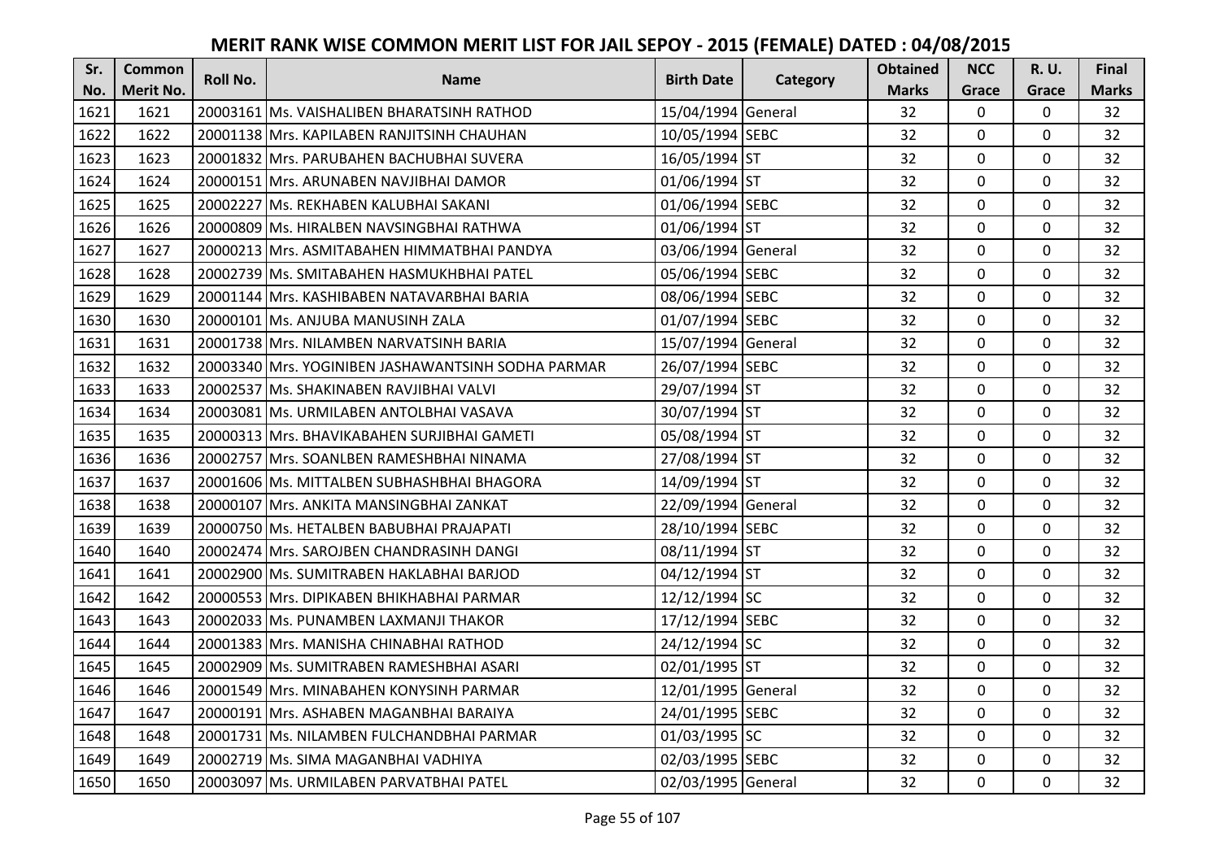# MERIT RANK WISE COMMON MERIT LIST FOR JAIL SEPOY - 2015 (FEMALE) DATED : 04/08/2015

| Sr. No. | Common Merit No. | Roll No. | Name | Birth Date | Category | Obtained Marks | NCC Grace | R. U. Grace | Final Marks |
|---|---|---|---|---|---|---|---|---|---|
| 1621 | 1621 | 20003161 | Ms. VAISHALIBEN BHARATSINH RATHOD | 15/04/1994 | General | 32 | 0 | 0 | 32 |
| 1622 | 1622 | 20001138 | Mrs. KAPILABEN RANJITSINH CHAUHAN | 10/05/1994 | SEBC | 32 | 0 | 0 | 32 |
| 1623 | 1623 | 20001832 | Mrs. PARUBAHEN BACHUBHAI SUVERA | 16/05/1994 | ST | 32 | 0 | 0 | 32 |
| 1624 | 1624 | 20000151 | Mrs. ARUNABEN NAVJIBHAI DAMOR | 01/06/1994 | ST | 32 | 0 | 0 | 32 |
| 1625 | 1625 | 20002227 | Ms. REKHABEN KALUBHAI SAKANI | 01/06/1994 | SEBC | 32 | 0 | 0 | 32 |
| 1626 | 1626 | 20000809 | Ms. HIRALBEN NAVSINGBHAI RATHWA | 01/06/1994 | ST | 32 | 0 | 0 | 32 |
| 1627 | 1627 | 20000213 | Mrs. ASMITABAHEN HIMMATBHAI PANDYA | 03/06/1994 | General | 32 | 0 | 0 | 32 |
| 1628 | 1628 | 20002739 | Ms. SMITABAHEN HASMUKHBHAI PATEL | 05/06/1994 | SEBC | 32 | 0 | 0 | 32 |
| 1629 | 1629 | 20001144 | Mrs. KASHIBABEN NATAVARBHAI BARIA | 08/06/1994 | SEBC | 32 | 0 | 0 | 32 |
| 1630 | 1630 | 20000101 | Ms. ANJUBA MANUSINH ZALA | 01/07/1994 | SEBC | 32 | 0 | 0 | 32 |
| 1631 | 1631 | 20001738 | Mrs. NILAMBEN NARVATSINH BARIA | 15/07/1994 | General | 32 | 0 | 0 | 32 |
| 1632 | 1632 | 20003340 | Mrs. YOGINIBEN JASHAWANTSINH SODHA PARMAR | 26/07/1994 | SEBC | 32 | 0 | 0 | 32 |
| 1633 | 1633 | 20002537 | Ms. SHAKINABEN RAVJIBHAI VALVI | 29/07/1994 | ST | 32 | 0 | 0 | 32 |
| 1634 | 1634 | 20003081 | Ms. URMILABEN ANTOLBHAI VASAVA | 30/07/1994 | ST | 32 | 0 | 0 | 32 |
| 1635 | 1635 | 20000313 | Mrs. BHAVIKABAHEN SURJIBHAI GAMETI | 05/08/1994 | ST | 32 | 0 | 0 | 32 |
| 1636 | 1636 | 20002757 | Mrs. SOANLBEN RAMESHBHAI NINAMA | 27/08/1994 | ST | 32 | 0 | 0 | 32 |
| 1637 | 1637 | 20001606 | Ms. MITTALBEN SUBHASHBHAI BHAGORA | 14/09/1994 | ST | 32 | 0 | 0 | 32 |
| 1638 | 1638 | 20000107 | Mrs. ANKITA MANSINGBHAI ZANKAT | 22/09/1994 | General | 32 | 0 | 0 | 32 |
| 1639 | 1639 | 20000750 | Ms. HETALBEN BABUBHAI PRAJAPATI | 28/10/1994 | SEBC | 32 | 0 | 0 | 32 |
| 1640 | 1640 | 20002474 | Mrs. SAROJBEN CHANDRASINH DANGI | 08/11/1994 | ST | 32 | 0 | 0 | 32 |
| 1641 | 1641 | 20002900 | Ms. SUMITRABEN HAKLABHAI BARJOD | 04/12/1994 | ST | 32 | 0 | 0 | 32 |
| 1642 | 1642 | 20000553 | Mrs. DIPIKABEN BHIKHABHAI PARMAR | 12/12/1994 | SC | 32 | 0 | 0 | 32 |
| 1643 | 1643 | 20002033 | Ms. PUNAMBEN LAXMANJI THAKOR | 17/12/1994 | SEBC | 32 | 0 | 0 | 32 |
| 1644 | 1644 | 20001383 | Mrs. MANISHA CHINABHAI RATHOD | 24/12/1994 | SC | 32 | 0 | 0 | 32 |
| 1645 | 1645 | 20002909 | Ms. SUMITRABEN RAMESHBHAI ASARI | 02/01/1995 | ST | 32 | 0 | 0 | 32 |
| 1646 | 1646 | 20001549 | Mrs. MINABAHEN KONYSINH PARMAR | 12/01/1995 | General | 32 | 0 | 0 | 32 |
| 1647 | 1647 | 20000191 | Mrs. ASHABEN MAGANBHAI BARAIYA | 24/01/1995 | SEBC | 32 | 0 | 0 | 32 |
| 1648 | 1648 | 20001731 | Ms. NILAMBEN FULCHANDBHAI PARMAR | 01/03/1995 | SC | 32 | 0 | 0 | 32 |
| 1649 | 1649 | 20002719 | Ms. SIMA MAGANBHAI VADHIYA | 02/03/1995 | SEBC | 32 | 0 | 0 | 32 |
| 1650 | 1650 | 20003097 | Ms. URMILABEN PARVATBHAI PATEL | 02/03/1995 | General | 32 | 0 | 0 | 32 |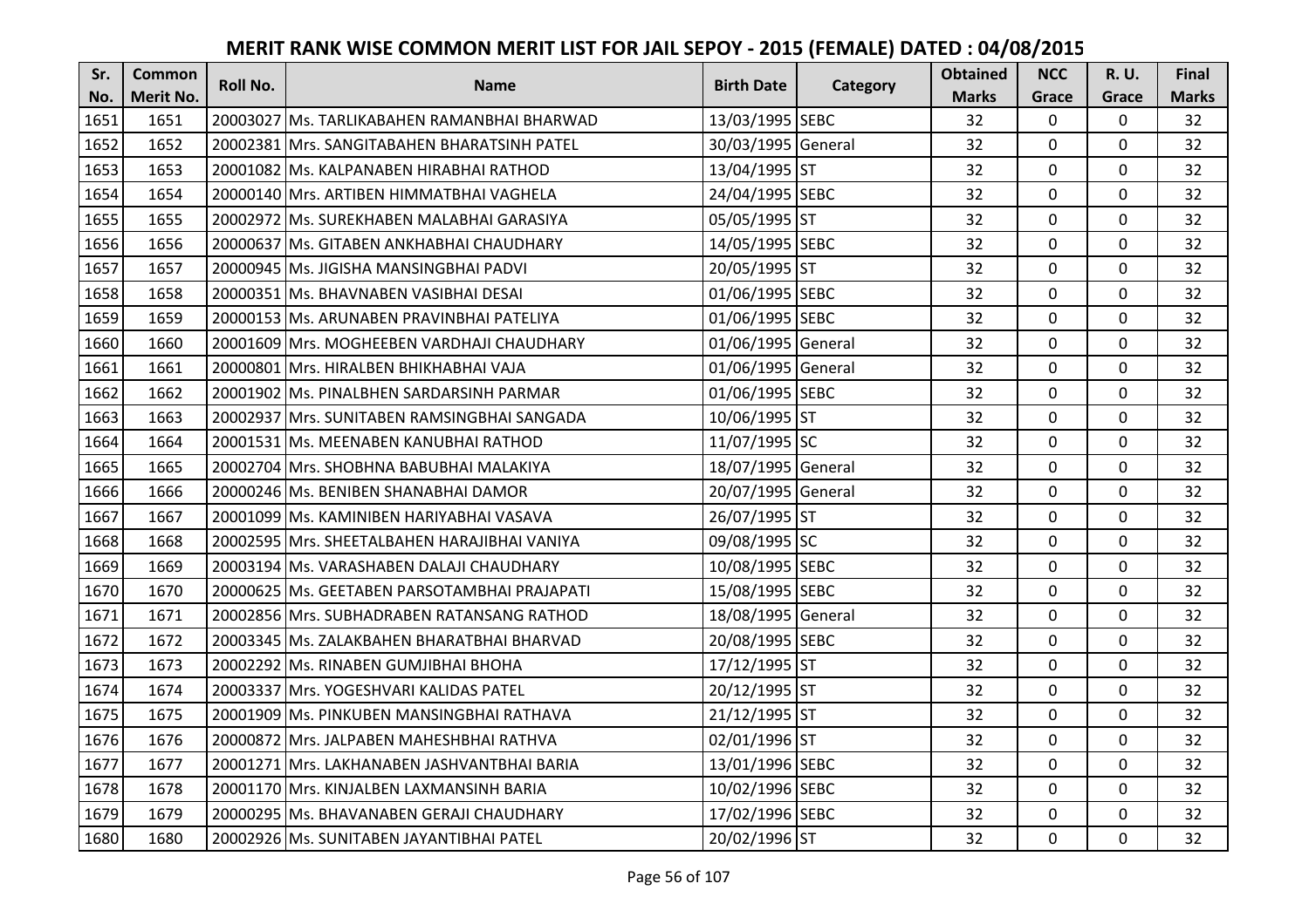# MERIT RANK WISE COMMON MERIT LIST FOR JAIL SEPOY - 2015 (FEMALE) DATED : 04/08/2015

| Sr. No. | Common Merit No. | Roll No. | Name | Birth Date | Category | Obtained Marks | NCC Grace | R. U. Grace | Final Marks |
|---|---|---|---|---|---|---|---|---|---|
| 1651 | 1651 | 20003027 | Ms. TARLIKABAHEN RAMANBHAI BHARWAD | 13/03/1995 | SEBC | 32 | 0 | 0 | 32 |
| 1652 | 1652 | 20002381 | Mrs. SANGITABAHEN BHARATSINH PATEL | 30/03/1995 | General | 32 | 0 | 0 | 32 |
| 1653 | 1653 | 20001082 | Ms. KALPANABEN HIRABHAI RATHOD | 13/04/1995 | ST | 32 | 0 | 0 | 32 |
| 1654 | 1654 | 20000140 | Mrs. ARTIBEN HIMMATBHAI VAGHELA | 24/04/1995 | SEBC | 32 | 0 | 0 | 32 |
| 1655 | 1655 | 20002972 | Ms. SUREKHABEN MALABHAI GARASIYA | 05/05/1995 | ST | 32 | 0 | 0 | 32 |
| 1656 | 1656 | 20000637 | Ms. GITABEN ANKHABHAI CHAUDHARY | 14/05/1995 | SEBC | 32 | 0 | 0 | 32 |
| 1657 | 1657 | 20000945 | Ms. JIGISHA MANSINGBHAI PADVI | 20/05/1995 | ST | 32 | 0 | 0 | 32 |
| 1658 | 1658 | 20000351 | Ms. BHAVNABEN VASIBHAI DESAI | 01/06/1995 | SEBC | 32 | 0 | 0 | 32 |
| 1659 | 1659 | 20000153 | Ms. ARUNABEN PRAVINBHAI PATELIYA | 01/06/1995 | SEBC | 32 | 0 | 0 | 32 |
| 1660 | 1660 | 20001609 | Mrs. MOGHEEBEN VARDHAJI CHAUDHARY | 01/06/1995 | General | 32 | 0 | 0 | 32 |
| 1661 | 1661 | 20000801 | Mrs. HIRALBEN BHIKHABHAI VAJA | 01/06/1995 | General | 32 | 0 | 0 | 32 |
| 1662 | 1662 | 20001902 | Ms. PINALBHEN SARDARSINH PARMAR | 01/06/1995 | SEBC | 32 | 0 | 0 | 32 |
| 1663 | 1663 | 20002937 | Mrs. SUNITABEN RAMSINGBHAI SANGADA | 10/06/1995 | ST | 32 | 0 | 0 | 32 |
| 1664 | 1664 | 20001531 | Ms. MEENABEN KANUBHAI RATHOD | 11/07/1995 | SC | 32 | 0 | 0 | 32 |
| 1665 | 1665 | 20002704 | Mrs. SHOBHNA BABUBHAI MALAKIYA | 18/07/1995 | General | 32 | 0 | 0 | 32 |
| 1666 | 1666 | 20000246 | Ms. BENIBEN SHANABHAI DAMOR | 20/07/1995 | General | 32 | 0 | 0 | 32 |
| 1667 | 1667 | 20001099 | Ms. KAMINIBEN HARIYABHAI VASAVA | 26/07/1995 | ST | 32 | 0 | 0 | 32 |
| 1668 | 1668 | 20002595 | Mrs. SHEETALBAHEN HARAJIBHAI VANIYA | 09/08/1995 | SC | 32 | 0 | 0 | 32 |
| 1669 | 1669 | 20003194 | Ms. VARASHABEN DALAJI CHAUDHARY | 10/08/1995 | SEBC | 32 | 0 | 0 | 32 |
| 1670 | 1670 | 20000625 | Ms. GEETABEN PARSOTAMBHAI PRAJAPATI | 15/08/1995 | SEBC | 32 | 0 | 0 | 32 |
| 1671 | 1671 | 20002856 | Mrs. SUBHADRABEN RATANSANG RATHOD | 18/08/1995 | General | 32 | 0 | 0 | 32 |
| 1672 | 1672 | 20003345 | Ms. ZALAKBAHEN BHARATBHAI BHARVAD | 20/08/1995 | SEBC | 32 | 0 | 0 | 32 |
| 1673 | 1673 | 20002292 | Ms. RINABEN GUMJIBHAI BHOHA | 17/12/1995 | ST | 32 | 0 | 0 | 32 |
| 1674 | 1674 | 20003337 | Mrs. YOGESHVARI KALIDAS PATEL | 20/12/1995 | ST | 32 | 0 | 0 | 32 |
| 1675 | 1675 | 20001909 | Ms. PINKUBEN MANSINGBHAI RATHAVA | 21/12/1995 | ST | 32 | 0 | 0 | 32 |
| 1676 | 1676 | 20000872 | Mrs. JALPABEN MAHESHBHAI RATHVA | 02/01/1996 | ST | 32 | 0 | 0 | 32 |
| 1677 | 1677 | 20001271 | Mrs. LAKHANABEN JASHVANTBHAI BARIA | 13/01/1996 | SEBC | 32 | 0 | 0 | 32 |
| 1678 | 1678 | 20001170 | Mrs. KINJALBEN LAXMANSINH BARIA | 10/02/1996 | SEBC | 32 | 0 | 0 | 32 |
| 1679 | 1679 | 20000295 | Ms. BHAVANABEN GERAJI CHAUDHARY | 17/02/1996 | SEBC | 32 | 0 | 0 | 32 |
| 1680 | 1680 | 20002926 | Ms. SUNITABEN JAYANTIBHAI PATEL | 20/02/1996 | ST | 32 | 0 | 0 | 32 |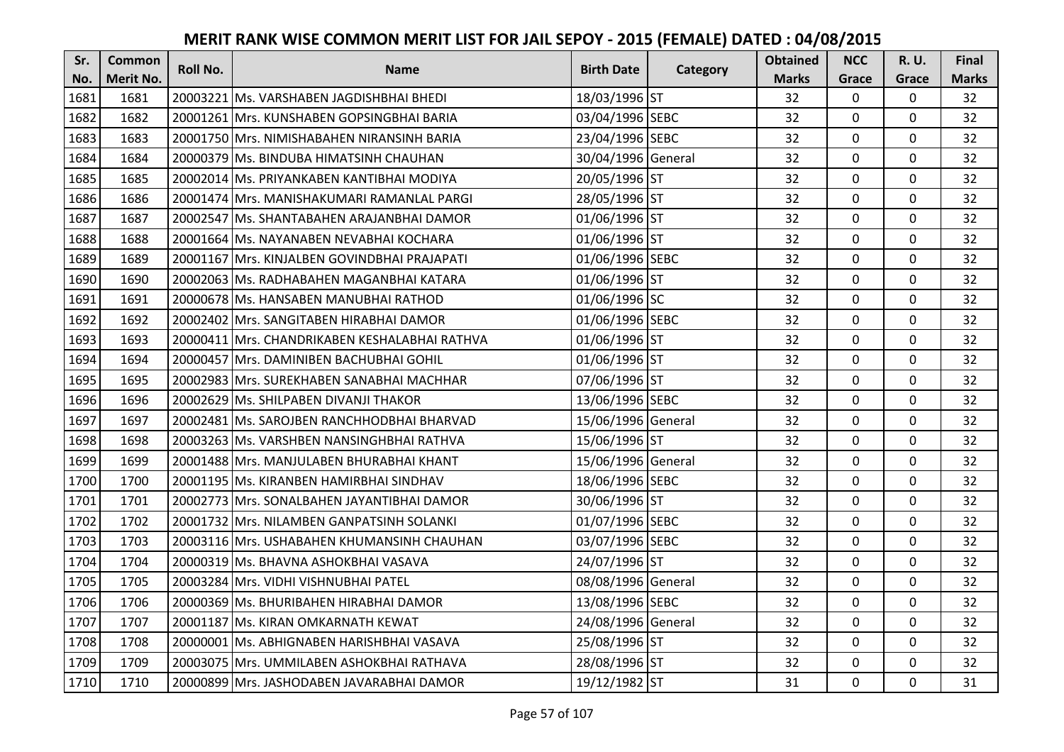# MERIT RANK WISE COMMON MERIT LIST FOR JAIL SEPOY - 2015 (FEMALE) DATED : 04/08/2015

| Sr. No. | Common Merit No. | Roll No. | Name | Birth Date | Category | Obtained Marks | NCC Grace | R. U. Grace | Final Marks |
|---|---|---|---|---|---|---|---|---|---|
| 1681 | 1681 | 20003221 | Ms. VARSHABEN JAGDISHBHAI BHEDI | 18/03/1996 | ST | 32 | 0 | 0 | 32 |
| 1682 | 1682 | 20001261 | Mrs. KUNSHABEN GOPSINGBHAI BARIA | 03/04/1996 | SEBC | 32 | 0 | 0 | 32 |
| 1683 | 1683 | 20001750 | Mrs. NIMISHABAHEN NIRANSINH BARIA | 23/04/1996 | SEBC | 32 | 0 | 0 | 32 |
| 1684 | 1684 | 20000379 | Ms. BINDUBA HIMATSINH CHAUHAN | 30/04/1996 | General | 32 | 0 | 0 | 32 |
| 1685 | 1685 | 20002014 | Ms. PRIYANKABEN KANTIBHAI MODIYA | 20/05/1996 | ST | 32 | 0 | 0 | 32 |
| 1686 | 1686 | 20001474 | Mrs. MANISHAKUMARI RAMANLAL PARGI | 28/05/1996 | ST | 32 | 0 | 0 | 32 |
| 1687 | 1687 | 20002547 | Ms. SHANTABAHEN ARAJANBHAI DAMOR | 01/06/1996 | ST | 32 | 0 | 0 | 32 |
| 1688 | 1688 | 20001664 | Ms. NAYANABEN NEVABHAI KOCHARA | 01/06/1996 | ST | 32 | 0 | 0 | 32 |
| 1689 | 1689 | 20001167 | Mrs. KINJALBEN GOVINDBHAI PRAJAPATI | 01/06/1996 | SEBC | 32 | 0 | 0 | 32 |
| 1690 | 1690 | 20002063 | Ms. RADHABAHEN MAGANBHAI KATARA | 01/06/1996 | ST | 32 | 0 | 0 | 32 |
| 1691 | 1691 | 20000678 | Ms. HANSABEN MANUBHAI RATHOD | 01/06/1996 | SC | 32 | 0 | 0 | 32 |
| 1692 | 1692 | 20002402 | Mrs. SANGITABEN HIRABHAI DAMOR | 01/06/1996 | SEBC | 32 | 0 | 0 | 32 |
| 1693 | 1693 | 20000411 | Mrs. CHANDRIKABEN KESHALABHAI RATHVA | 01/06/1996 | ST | 32 | 0 | 0 | 32 |
| 1694 | 1694 | 20000457 | Mrs. DAMINIBEN BACHUBHAI GOHIL | 01/06/1996 | ST | 32 | 0 | 0 | 32 |
| 1695 | 1695 | 20002983 | Mrs. SUREKHABEN SANABHAI MACHHAR | 07/06/1996 | ST | 32 | 0 | 0 | 32 |
| 1696 | 1696 | 20002629 | Ms. SHILPABEN DIVANJI THAKOR | 13/06/1996 | SEBC | 32 | 0 | 0 | 32 |
| 1697 | 1697 | 20002481 | Ms. SAROJBEN RANCHHODBHAI BHARVAD | 15/06/1996 | General | 32 | 0 | 0 | 32 |
| 1698 | 1698 | 20003263 | Ms. VARSHBEN NANSINGHBHAI RATHVA | 15/06/1996 | ST | 32 | 0 | 0 | 32 |
| 1699 | 1699 | 20001488 | Mrs. MANJULABEN BHURABHAI KHANT | 15/06/1996 | General | 32 | 0 | 0 | 32 |
| 1700 | 1700 | 20001195 | Ms. KIRANBEN HAMIRBHAI SINDHAV | 18/06/1996 | SEBC | 32 | 0 | 0 | 32 |
| 1701 | 1701 | 20002773 | Mrs. SONALBAHEN JAYANTIBHAI DAMOR | 30/06/1996 | ST | 32 | 0 | 0 | 32 |
| 1702 | 1702 | 20001732 | Mrs. NILAMBEN GANPATSINH SOLANKI | 01/07/1996 | SEBC | 32 | 0 | 0 | 32 |
| 1703 | 1703 | 20003116 | Mrs. USHABAHEN KHUMANSINH CHAUHAN | 03/07/1996 | SEBC | 32 | 0 | 0 | 32 |
| 1704 | 1704 | 20000319 | Ms. BHAVNA ASHOKBHAI VASAVA | 24/07/1996 | ST | 32 | 0 | 0 | 32 |
| 1705 | 1705 | 20003284 | Mrs. VIDHI VISHNUBHAI PATEL | 08/08/1996 | General | 32 | 0 | 0 | 32 |
| 1706 | 1706 | 20000369 | Ms. BHURIBAHEN HIRABHAI DAMOR | 13/08/1996 | SEBC | 32 | 0 | 0 | 32 |
| 1707 | 1707 | 20001187 | Ms. KIRAN OMKARNATH KEWAT | 24/08/1996 | General | 32 | 0 | 0 | 32 |
| 1708 | 1708 | 20000001 | Ms. ABHIGNABEN HARISHBHAI VASAVA | 25/08/1996 | ST | 32 | 0 | 0 | 32 |
| 1709 | 1709 | 20003075 | Mrs. UMMILABEN ASHOKBHAI RATHAVA | 28/08/1996 | ST | 32 | 0 | 0 | 32 |
| 1710 | 1710 | 20000899 | Mrs. JASHODABEN JAVARABHAI DAMOR | 19/12/1982 | ST | 31 | 0 | 0 | 31 |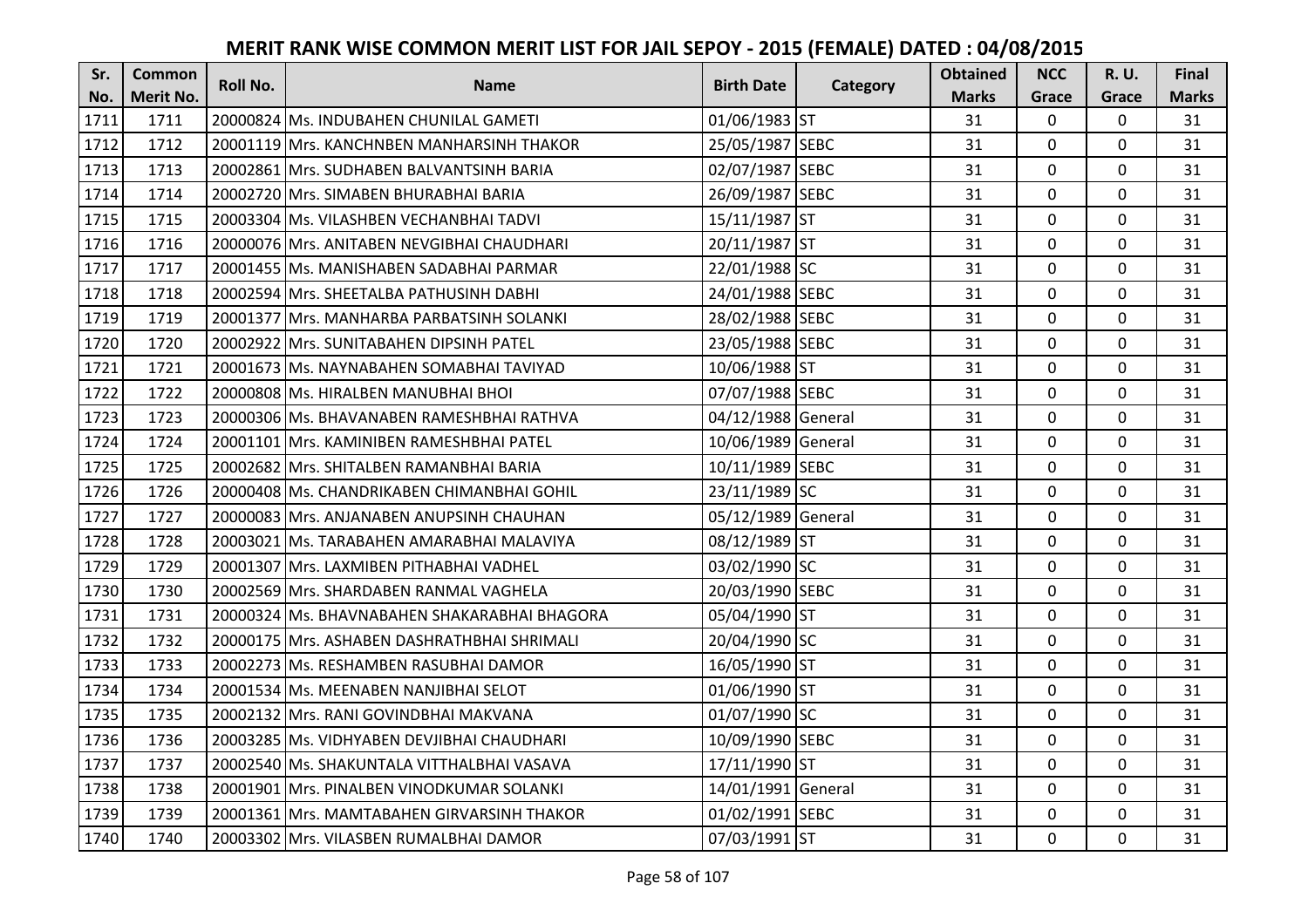# MERIT RANK WISE COMMON MERIT LIST FOR JAIL SEPOY - 2015 (FEMALE) DATED : 04/08/2015

| Sr. No. | Common Merit No. | Roll No. | Name | Birth Date | Category | Obtained Marks | NCC Grace | R. U. Grace | Final Marks |
|---|---|---|---|---|---|---|---|---|---|
| 1711 | 1711 | 20000824 | Ms. INDUBAHEN CHUNILAL GAMETI | 01/06/1983 | ST | 31 | 0 | 0 | 31 |
| 1712 | 1712 | 20001119 | Mrs. KANCHNBEN MANHARSINH THAKOR | 25/05/1987 | SEBC | 31 | 0 | 0 | 31 |
| 1713 | 1713 | 20002861 | Mrs. SUDHABEN BALVANTSINH BARIA | 02/07/1987 | SEBC | 31 | 0 | 0 | 31 |
| 1714 | 1714 | 20002720 | Mrs. SIMABEN BHURABHAI BARIA | 26/09/1987 | SEBC | 31 | 0 | 0 | 31 |
| 1715 | 1715 | 20003304 | Ms. VILASHBEN VECHANBHAI TADVI | 15/11/1987 | ST | 31 | 0 | 0 | 31 |
| 1716 | 1716 | 20000076 | Mrs. ANITABEN NEVGIBHAI CHAUDHARI | 20/11/1987 | ST | 31 | 0 | 0 | 31 |
| 1717 | 1717 | 20001455 | Ms. MANISHABEN SADABHAI PARMAR | 22/01/1988 | SC | 31 | 0 | 0 | 31 |
| 1718 | 1718 | 20002594 | Mrs. SHEETALBA PATHUSINH DABHI | 24/01/1988 | SEBC | 31 | 0 | 0 | 31 |
| 1719 | 1719 | 20001377 | Mrs. MANHARBA PARBATSINH SOLANKI | 28/02/1988 | SEBC | 31 | 0 | 0 | 31 |
| 1720 | 1720 | 20002922 | Mrs. SUNITABAHEN DIPSINH PATEL | 23/05/1988 | SEBC | 31 | 0 | 0 | 31 |
| 1721 | 1721 | 20001673 | Ms. NAYNABAHEN SOMABHAI TAVIYAD | 10/06/1988 | ST | 31 | 0 | 0 | 31 |
| 1722 | 1722 | 20000808 | Ms. HIRALBEN MANUBHAI BHOI | 07/07/1988 | SEBC | 31 | 0 | 0 | 31 |
| 1723 | 1723 | 20000306 | Ms. BHAVANABEN RAMESHBHAI RATHVA | 04/12/1988 | General | 31 | 0 | 0 | 31 |
| 1724 | 1724 | 20001101 | Mrs. KAMINIBEN RAMESHBHAI PATEL | 10/06/1989 | General | 31 | 0 | 0 | 31 |
| 1725 | 1725 | 20002682 | Mrs. SHITALBEN RAMANBHAI BARIA | 10/11/1989 | SEBC | 31 | 0 | 0 | 31 |
| 1726 | 1726 | 20000408 | Ms. CHANDRIKABEN CHIMANBHAI GOHIL | 23/11/1989 | SC | 31 | 0 | 0 | 31 |
| 1727 | 1727 | 20000083 | Mrs. ANJANABEN ANUPSINH CHAUHAN | 05/12/1989 | General | 31 | 0 | 0 | 31 |
| 1728 | 1728 | 20003021 | Ms. TARABAHEN AMARABHAI MALAVIYA | 08/12/1989 | ST | 31 | 0 | 0 | 31 |
| 1729 | 1729 | 20001307 | Mrs. LAXMIBEN PITHABHAI VADHEL | 03/02/1990 | SC | 31 | 0 | 0 | 31 |
| 1730 | 1730 | 20002569 | Mrs. SHARDABEN RANMAL VAGHELA | 20/03/1990 | SEBC | 31 | 0 | 0 | 31 |
| 1731 | 1731 | 20000324 | Ms. BHAVNABAHEN SHAKARABHAI BHAGORA | 05/04/1990 | ST | 31 | 0 | 0 | 31 |
| 1732 | 1732 | 20000175 | Mrs. ASHABEN DASHRATHBHAI SHRIMALI | 20/04/1990 | SC | 31 | 0 | 0 | 31 |
| 1733 | 1733 | 20002273 | Ms. RESHAMBEN RASUBHAI DAMOR | 16/05/1990 | ST | 31 | 0 | 0 | 31 |
| 1734 | 1734 | 20001534 | Ms. MEENABEN NANJIBHAI SELOT | 01/06/1990 | ST | 31 | 0 | 0 | 31 |
| 1735 | 1735 | 20002132 | Mrs. RANI GOVINDBHAI MAKVANA | 01/07/1990 | SC | 31 | 0 | 0 | 31 |
| 1736 | 1736 | 20003285 | Ms. VIDHYABEN DEVJIBHAI CHAUDHARI | 10/09/1990 | SEBC | 31 | 0 | 0 | 31 |
| 1737 | 1737 | 20002540 | Ms. SHAKUNTALA VITTHALBHAI VASAVA | 17/11/1990 | ST | 31 | 0 | 0 | 31 |
| 1738 | 1738 | 20001901 | Mrs. PINALBEN VINODKUMAR SOLANKI | 14/01/1991 | General | 31 | 0 | 0 | 31 |
| 1739 | 1739 | 20001361 | Mrs. MAMTABAHEN GIRVARSINH THAKOR | 01/02/1991 | SEBC | 31 | 0 | 0 | 31 |
| 1740 | 1740 | 20003302 | Mrs. VILASBEN RUMALBHAI DAMOR | 07/03/1991 | ST | 31 | 0 | 0 | 31 |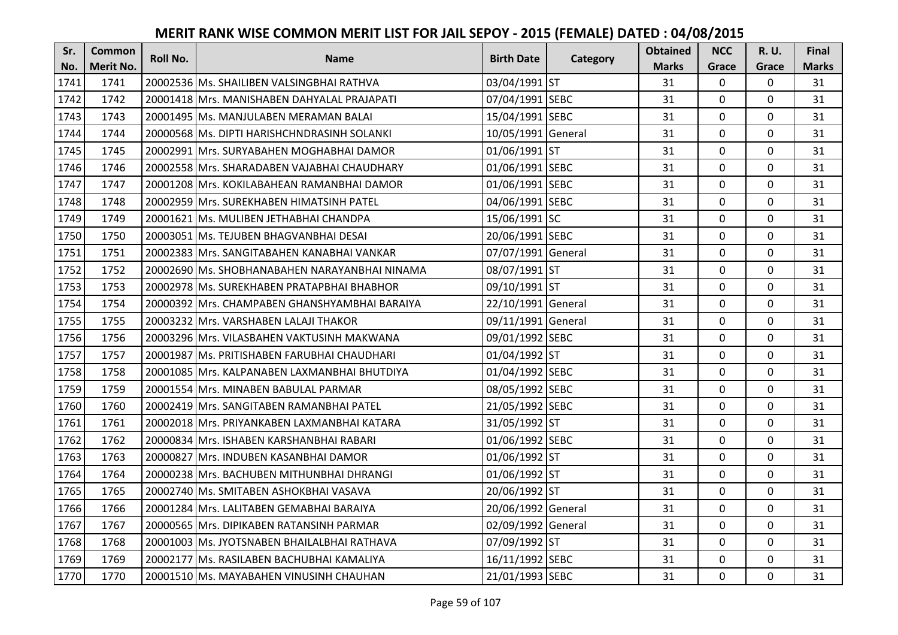# MERIT RANK WISE COMMON MERIT LIST FOR JAIL SEPOY - 2015 (FEMALE) DATED : 04/08/2015

| Sr. No. | Common Merit No. | Roll No. | Name | Birth Date | Category | Obtained Marks | NCC Grace | R. U. Grace | Final Marks |
|---|---|---|---|---|---|---|---|---|---|
| 1741 | 1741 | 20002536 | Ms. SHAILIBEN VALSINGBHAI RATHVA | 03/04/1991 | ST | 31 | 0 | 0 | 31 |
| 1742 | 1742 | 20001418 | Mrs. MANISHABEN DAHYALAL PRAJAPATI | 07/04/1991 | SEBC | 31 | 0 | 0 | 31 |
| 1743 | 1743 | 20001495 | Ms. MANJULABEN MERAMAN BALAI | 15/04/1991 | SEBC | 31 | 0 | 0 | 31 |
| 1744 | 1744 | 20000568 | Ms. DIPTI HARISHCHNDRASINH SOLANKI | 10/05/1991 | General | 31 | 0 | 0 | 31 |
| 1745 | 1745 | 20002991 | Mrs. SURYABAHEN MOGHABHAI DAMOR | 01/06/1991 | ST | 31 | 0 | 0 | 31 |
| 1746 | 1746 | 20002558 | Mrs. SHARADABEN VAJABHAI CHAUDHARY | 01/06/1991 | SEBC | 31 | 0 | 0 | 31 |
| 1747 | 1747 | 20001208 | Mrs. KOKILABAHEAN RAMANBHAI DAMOR | 01/06/1991 | SEBC | 31 | 0 | 0 | 31 |
| 1748 | 1748 | 20002959 | Mrs. SUREKHABEN HIMATSINH PATEL | 04/06/1991 | SEBC | 31 | 0 | 0 | 31 |
| 1749 | 1749 | 20001621 | Ms. MULIBEN JETHABHAI CHANDPA | 15/06/1991 | SC | 31 | 0 | 0 | 31 |
| 1750 | 1750 | 20003051 | Ms. TEJUBEN BHAGVANBHAI DESAI | 20/06/1991 | SEBC | 31 | 0 | 0 | 31 |
| 1751 | 1751 | 20002383 | Mrs. SANGITABAHEN KANABHAI VANKAR | 07/07/1991 | General | 31 | 0 | 0 | 31 |
| 1752 | 1752 | 20002690 | Ms. SHOBHANABAHEN NARAYANBHAI NINAMA | 08/07/1991 | ST | 31 | 0 | 0 | 31 |
| 1753 | 1753 | 20002978 | Ms. SUREKHABEN PRATAPBHAI BHABHOR | 09/10/1991 | ST | 31 | 0 | 0 | 31 |
| 1754 | 1754 | 20000392 | Mrs. CHAMPABEN GHANSHYAMBHAI BARAIYA | 22/10/1991 | General | 31 | 0 | 0 | 31 |
| 1755 | 1755 | 20003232 | Mrs. VARSHABEN LALAJI THAKOR | 09/11/1991 | General | 31 | 0 | 0 | 31 |
| 1756 | 1756 | 20003296 | Mrs. VILASBAHEN VAKTUSINH MAKWANA | 09/01/1992 | SEBC | 31 | 0 | 0 | 31 |
| 1757 | 1757 | 20001987 | Ms. PRITISHABEN FARUBHAI CHAUDHARI | 01/04/1992 | ST | 31 | 0 | 0 | 31 |
| 1758 | 1758 | 20001085 | Mrs. KALPANABEN LAXMANBHAI BHUTDIYA | 01/04/1992 | SEBC | 31 | 0 | 0 | 31 |
| 1759 | 1759 | 20001554 | Mrs. MINABEN BABULAL PARMAR | 08/05/1992 | SEBC | 31 | 0 | 0 | 31 |
| 1760 | 1760 | 20002419 | Mrs. SANGITABEN RAMANBHAI PATEL | 21/05/1992 | SEBC | 31 | 0 | 0 | 31 |
| 1761 | 1761 | 20002018 | Mrs. PRIYANKABEN LAXMANBHAI KATARA | 31/05/1992 | ST | 31 | 0 | 0 | 31 |
| 1762 | 1762 | 20000834 | Mrs. ISHABEN KARSHANBHAI RABARI | 01/06/1992 | SEBC | 31 | 0 | 0 | 31 |
| 1763 | 1763 | 20000827 | Mrs. INDUBEN KASANBHAI DAMOR | 01/06/1992 | ST | 31 | 0 | 0 | 31 |
| 1764 | 1764 | 20000238 | Mrs. BACHUBEN MITHUNBHAI DHRANGI | 01/06/1992 | ST | 31 | 0 | 0 | 31 |
| 1765 | 1765 | 20002740 | Ms. SMITABEN ASHOKBHAI VASAVA | 20/06/1992 | ST | 31 | 0 | 0 | 31 |
| 1766 | 1766 | 20001284 | Mrs. LALITABEN GEMABHAI BARAIYA | 20/06/1992 | General | 31 | 0 | 0 | 31 |
| 1767 | 1767 | 20000565 | Mrs. DIPIKABEN RATANSINH PARMAR | 02/09/1992 | General | 31 | 0 | 0 | 31 |
| 1768 | 1768 | 20001003 | Ms. JYOTSNABEN BHAILALBHAI RATHAVA | 07/09/1992 | ST | 31 | 0 | 0 | 31 |
| 1769 | 1769 | 20002177 | Ms. RASILABEN BACHUBHAI KAMALIYA | 16/11/1992 | SEBC | 31 | 0 | 0 | 31 |
| 1770 | 1770 | 20001510 | Ms. MAYABAHEN VINUSINH CHAUHAN | 21/01/1993 | SEBC | 31 | 0 | 0 | 31 |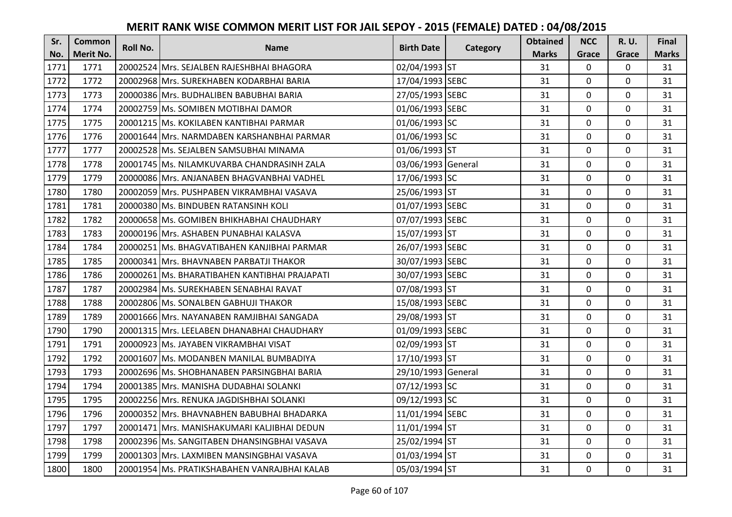# MERIT RANK WISE COMMON MERIT LIST FOR JAIL SEPOY - 2015 (FEMALE) DATED : 04/08/2015

| Sr. No. | Common Merit No. | Roll No. | Name | Birth Date | Category | Obtained Marks | NCC Grace | R. U. Grace | Final Marks |
|---|---|---|---|---|---|---|---|---|---|
| 1771 | 1771 | 20002524 | Mrs. SEJALBEN RAJESHBHAI BHAGORA | 02/04/1993 | ST | 31 | 0 | 0 | 31 |
| 1772 | 1772 | 20002968 | Mrs. SUREKHABEN KODARBHAI BARIA | 17/04/1993 | SEBC | 31 | 0 | 0 | 31 |
| 1773 | 1773 | 20000386 | Mrs. BUDHALIBEN BABUBHAI BARIA | 27/05/1993 | SEBC | 31 | 0 | 0 | 31 |
| 1774 | 1774 | 20002759 | Ms. SOMIBEN MOTIBHAI DAMOR | 01/06/1993 | SEBC | 31 | 0 | 0 | 31 |
| 1775 | 1775 | 20001215 | Ms. KOKILABEN KANTIBHAI PARMAR | 01/06/1993 | SC | 31 | 0 | 0 | 31 |
| 1776 | 1776 | 20001644 | Mrs. NARMDABEN KARSHANBHAI PARMAR | 01/06/1993 | SC | 31 | 0 | 0 | 31 |
| 1777 | 1777 | 20002528 | Ms. SEJALBEN SAMSUBHAI MINAMA | 01/06/1993 | ST | 31 | 0 | 0 | 31 |
| 1778 | 1778 | 20001745 | Ms. NILAMKUVARBA CHANDRASINH ZALA | 03/06/1993 | General | 31 | 0 | 0 | 31 |
| 1779 | 1779 | 20000086 | Mrs. ANJANABEN BHAGVANBHAI VADHEL | 17/06/1993 | SC | 31 | 0 | 0 | 31 |
| 1780 | 1780 | 20002059 | Mrs. PUSHPABEN VIKRAMBHAI VASAVA | 25/06/1993 | ST | 31 | 0 | 0 | 31 |
| 1781 | 1781 | 20000380 | Ms. BINDUBEN RATANSINH KOLI | 01/07/1993 | SEBC | 31 | 0 | 0 | 31 |
| 1782 | 1782 | 20000658 | Ms. GOMIBEN BHIKHABHAI CHAUDHARY | 07/07/1993 | SEBC | 31 | 0 | 0 | 31 |
| 1783 | 1783 | 20000196 | Mrs. ASHABEN PUNABHAI KALASVA | 15/07/1993 | ST | 31 | 0 | 0 | 31 |
| 1784 | 1784 | 20000251 | Ms. BHAGVATIBAHEN KANJIBHAI PARMAR | 26/07/1993 | SEBC | 31 | 0 | 0 | 31 |
| 1785 | 1785 | 20000341 | Mrs. BHAVNABEN PARBATJI THAKOR | 30/07/1993 | SEBC | 31 | 0 | 0 | 31 |
| 1786 | 1786 | 20000261 | Ms. BHARATIBAHEN KANTIBHAI PRAJAPATI | 30/07/1993 | SEBC | 31 | 0 | 0 | 31 |
| 1787 | 1787 | 20002984 | Ms. SUREKHABEN SENABHAI RAVAT | 07/08/1993 | ST | 31 | 0 | 0 | 31 |
| 1788 | 1788 | 20002806 | Ms. SONALBEN GABHUJI THAKOR | 15/08/1993 | SEBC | 31 | 0 | 0 | 31 |
| 1789 | 1789 | 20001666 | Mrs. NAYANABEN RAMJIBHAI SANGADA | 29/08/1993 | ST | 31 | 0 | 0 | 31 |
| 1790 | 1790 | 20001315 | Mrs. LEELABEN DHANABHAI CHAUDHARY | 01/09/1993 | SEBC | 31 | 0 | 0 | 31 |
| 1791 | 1791 | 20000923 | Ms. JAYABEN VIKRAMBHAI VISAT | 02/09/1993 | ST | 31 | 0 | 0 | 31 |
| 1792 | 1792 | 20001607 | Ms. MODANBEN MANILAL BUMBADIYA | 17/10/1993 | ST | 31 | 0 | 0 | 31 |
| 1793 | 1793 | 20002696 | Ms. SHOBHANABEN PARSINGBHAI BARIA | 29/10/1993 | General | 31 | 0 | 0 | 31 |
| 1794 | 1794 | 20001385 | Mrs. MANISHA DUDABHAI SOLANKI | 07/12/1993 | SC | 31 | 0 | 0 | 31 |
| 1795 | 1795 | 20002256 | Mrs. RENUKA JAGDISHBHAI SOLANKI | 09/12/1993 | SC | 31 | 0 | 0 | 31 |
| 1796 | 1796 | 20000352 | Mrs. BHAVNABHEN BABUBHAI BHADARKA | 11/01/1994 | SEBC | 31 | 0 | 0 | 31 |
| 1797 | 1797 | 20001471 | Mrs. MANISHAKUMARI KALJIBHAI DEDUN | 11/01/1994 | ST | 31 | 0 | 0 | 31 |
| 1798 | 1798 | 20002396 | Ms. SANGITABEN DHANSINGBHAI VASAVA | 25/02/1994 | ST | 31 | 0 | 0 | 31 |
| 1799 | 1799 | 20001303 | Mrs. LAXMIBEN MANSINGBHAI VASAVA | 01/03/1994 | ST | 31 | 0 | 0 | 31 |
| 1800 | 1800 | 20001954 | Ms. PRATIKSHABAHEN VANRAJBHAI KALAB | 05/03/1994 | ST | 31 | 0 | 0 | 31 |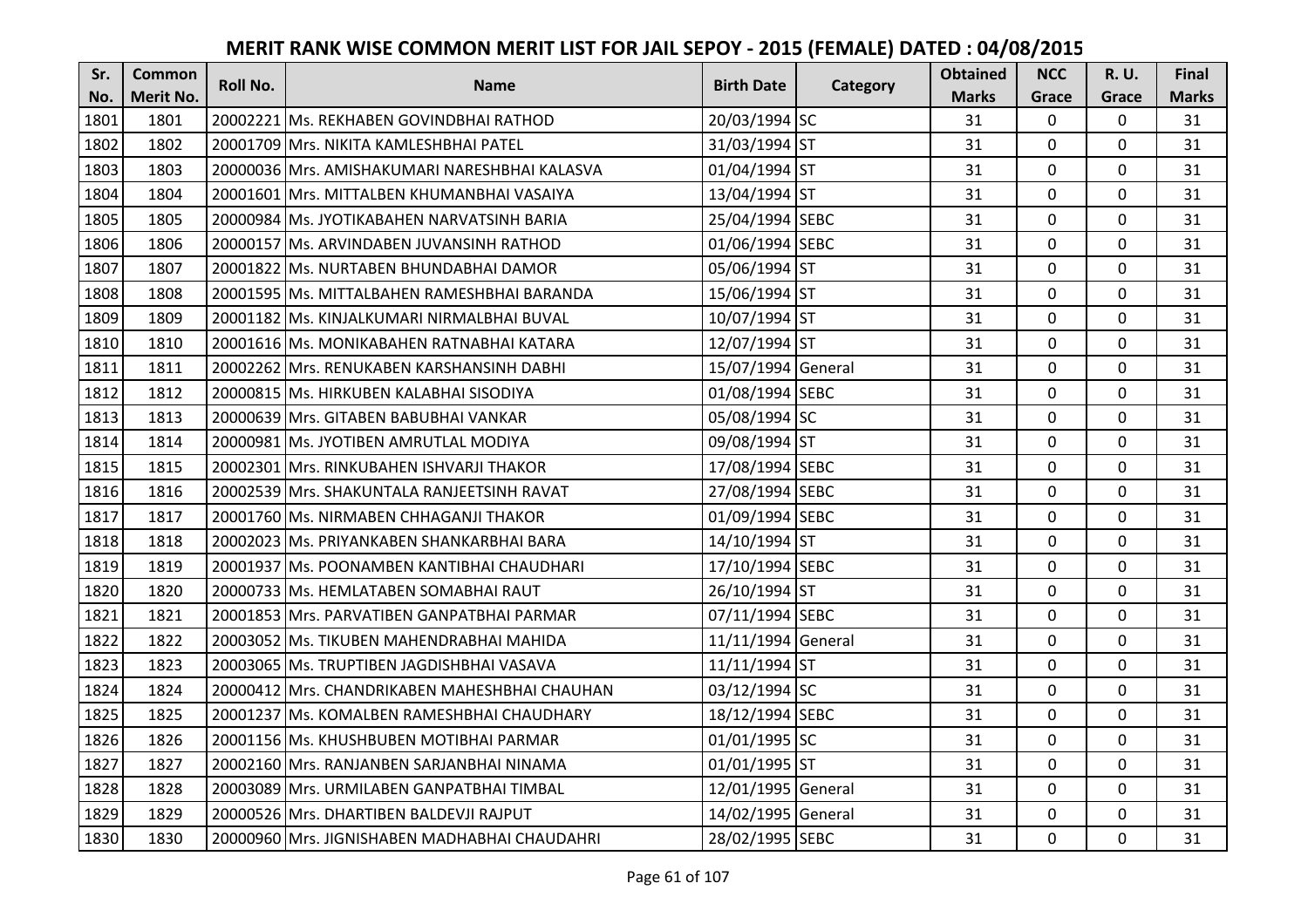# MERIT RANK WISE COMMON MERIT LIST FOR JAIL SEPOY - 2015 (FEMALE) DATED : 04/08/2015

| Sr. No. | Common Merit No. | Roll No. | Name | Birth Date | Category | Obtained Marks | NCC Grace | R. U. Grace | Final Marks |
|---|---|---|---|---|---|---|---|---|---|
| 1801 | 1801 | 20002221 | Ms. REKHABEN GOVINDBHAI RATHOD | 20/03/1994 | SC | 31 | 0 | 0 | 31 |
| 1802 | 1802 | 20001709 | Mrs. NIKITA KAMLESHBHAI PATEL | 31/03/1994 | ST | 31 | 0 | 0 | 31 |
| 1803 | 1803 | 20000036 | Mrs. AMISHAKUMARI NARESHBHAI KALASVA | 01/04/1994 | ST | 31 | 0 | 0 | 31 |
| 1804 | 1804 | 20001601 | Mrs. MITTALBEN KHUMANBHAI VASAIYA | 13/04/1994 | ST | 31 | 0 | 0 | 31 |
| 1805 | 1805 | 20000984 | Ms. JYOTIKABAHEN NARVATSINH BARIA | 25/04/1994 | SEBC | 31 | 0 | 0 | 31 |
| 1806 | 1806 | 20000157 | Ms. ARVINDABEN JUVANSINH RATHOD | 01/06/1994 | SEBC | 31 | 0 | 0 | 31 |
| 1807 | 1807 | 20001822 | Ms. NURTABEN BHUNDABHAI DAMOR | 05/06/1994 | ST | 31 | 0 | 0 | 31 |
| 1808 | 1808 | 20001595 | Ms. MITTALBAHEN RAMESHBHAI BARANDA | 15/06/1994 | ST | 31 | 0 | 0 | 31 |
| 1809 | 1809 | 20001182 | Ms. KINJALKUMARI NIRMALBHAI BUVAL | 10/07/1994 | ST | 31 | 0 | 0 | 31 |
| 1810 | 1810 | 20001616 | Ms. MONIKABAHEN RATNABHAI KATARA | 12/07/1994 | ST | 31 | 0 | 0 | 31 |
| 1811 | 1811 | 20002262 | Mrs. RENUKABEN KARSHANSINH DABHI | 15/07/1994 | General | 31 | 0 | 0 | 31 |
| 1812 | 1812 | 20000815 | Ms. HIRKUBEN KALABHAI SISODIYA | 01/08/1994 | SEBC | 31 | 0 | 0 | 31 |
| 1813 | 1813 | 20000639 | Mrs. GITABEN BABUBHAI VANKAR | 05/08/1994 | SC | 31 | 0 | 0 | 31 |
| 1814 | 1814 | 20000981 | Ms. JYOTIBEN AMRUTLAL MODIYA | 09/08/1994 | ST | 31 | 0 | 0 | 31 |
| 1815 | 1815 | 20002301 | Mrs. RINKUBAHEN ISHVARJI THAKOR | 17/08/1994 | SEBC | 31 | 0 | 0 | 31 |
| 1816 | 1816 | 20002539 | Mrs. SHAKUNTALA RANJEETSINH RAVAT | 27/08/1994 | SEBC | 31 | 0 | 0 | 31 |
| 1817 | 1817 | 20001760 | Ms. NIRMABEN CHHAGANJI THAKOR | 01/09/1994 | SEBC | 31 | 0 | 0 | 31 |
| 1818 | 1818 | 20002023 | Ms. PRIYANKABEN SHANKARBHAI BARA | 14/10/1994 | ST | 31 | 0 | 0 | 31 |
| 1819 | 1819 | 20001937 | Ms. POONAMBEN KANTIBHAI CHAUDHARI | 17/10/1994 | SEBC | 31 | 0 | 0 | 31 |
| 1820 | 1820 | 20000733 | Ms. HEMLATABEN SOMABHAI RAUT | 26/10/1994 | ST | 31 | 0 | 0 | 31 |
| 1821 | 1821 | 20001853 | Mrs. PARVATIBEN GANPATBHAI PARMAR | 07/11/1994 | SEBC | 31 | 0 | 0 | 31 |
| 1822 | 1822 | 20003052 | Ms. TIKUBEN MAHENDRABHAI MAHIDA | 11/11/1994 | General | 31 | 0 | 0 | 31 |
| 1823 | 1823 | 20003065 | Ms. TRUPTIBEN JAGDISHBHAI VASAVA | 11/11/1994 | ST | 31 | 0 | 0 | 31 |
| 1824 | 1824 | 20000412 | Mrs. CHANDRIKABEN MAHESHBHAI CHAUHAN | 03/12/1994 | SC | 31 | 0 | 0 | 31 |
| 1825 | 1825 | 20001237 | Ms. KOMALBEN RAMESHBHAI CHAUDHARY | 18/12/1994 | SEBC | 31 | 0 | 0 | 31 |
| 1826 | 1826 | 20001156 | Ms. KHUSHBUBEN MOTIBHAI PARMAR | 01/01/1995 | SC | 31 | 0 | 0 | 31 |
| 1827 | 1827 | 20002160 | Mrs. RANJANBEN SARJANBHAI NINAMA | 01/01/1995 | ST | 31 | 0 | 0 | 31 |
| 1828 | 1828 | 20003089 | Mrs. URMILABEN GANPATBHAI TIMBAL | 12/01/1995 | General | 31 | 0 | 0 | 31 |
| 1829 | 1829 | 20000526 | Mrs. DHARTIBEN BALDEVJI RAJPUT | 14/02/1995 | General | 31 | 0 | 0 | 31 |
| 1830 | 1830 | 20000960 | Mrs. JIGNISHABEN MADHABHAI CHAUDAHRI | 28/02/1995 | SEBC | 31 | 0 | 0 | 31 |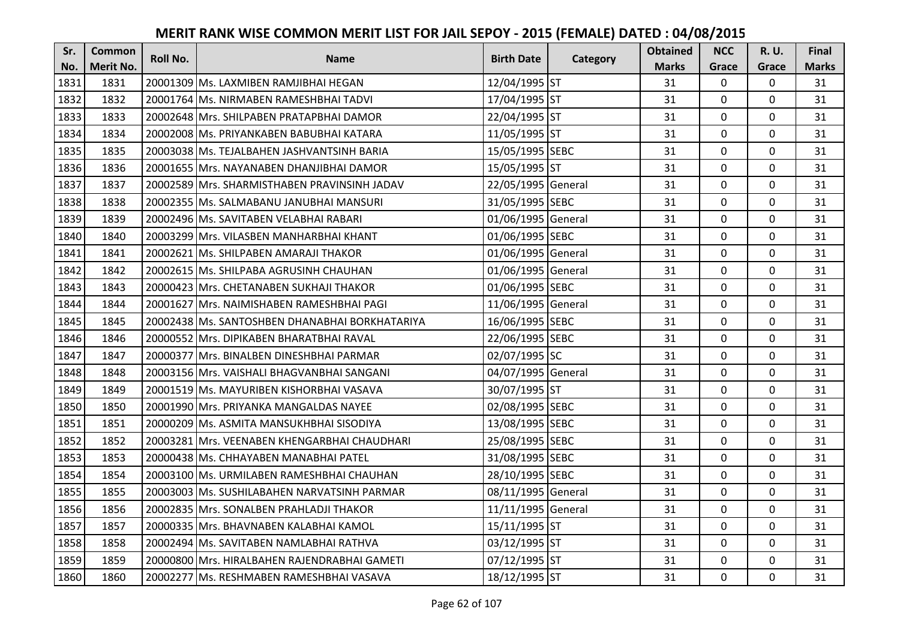# MERIT RANK WISE COMMON MERIT LIST FOR JAIL SEPOY - 2015 (FEMALE) DATED : 04/08/2015

| Sr. No. | Common Merit No. | Roll No. | Name | Birth Date | Category | Obtained Marks | NCC Grace | R. U. Grace | Final Marks |
|---|---|---|---|---|---|---|---|---|---|
| 1831 | 1831 | 20001309 | Ms. LAXMIBEN RAMJIBHAI HEGAN | 12/04/1995 | ST | 31 | 0 | 0 | 31 |
| 1832 | 1832 | 20001764 | Ms. NIRMABEN RAMESHBHAI TADVI | 17/04/1995 | ST | 31 | 0 | 0 | 31 |
| 1833 | 1833 | 20002648 | Mrs. SHILPABEN PRATAPBHAI DAMOR | 22/04/1995 | ST | 31 | 0 | 0 | 31 |
| 1834 | 1834 | 20002008 | Ms. PRIYANKABEN BABUBHAI KATARA | 11/05/1995 | ST | 31 | 0 | 0 | 31 |
| 1835 | 1835 | 20003038 | Ms. TEJALBAHEN JASHVANTSINH BARIA | 15/05/1995 | SEBC | 31 | 0 | 0 | 31 |
| 1836 | 1836 | 20001655 | Mrs. NAYANABEN DHANJIBHAI DAMOR | 15/05/1995 | ST | 31 | 0 | 0 | 31 |
| 1837 | 1837 | 20002589 | Mrs. SHARMISTHABEN PRAVINSINH JADAV | 22/05/1995 | General | 31 | 0 | 0 | 31 |
| 1838 | 1838 | 20002355 | Ms. SALMABANU JANUBHAI MANSURI | 31/05/1995 | SEBC | 31 | 0 | 0 | 31 |
| 1839 | 1839 | 20002496 | Ms. SAVITABEN VELABHAI RABARI | 01/06/1995 | General | 31 | 0 | 0 | 31 |
| 1840 | 1840 | 20003299 | Mrs. VILASBEN MANHARBHAI KHANT | 01/06/1995 | SEBC | 31 | 0 | 0 | 31 |
| 1841 | 1841 | 20002621 | Ms. SHILPABEN AMARAJI THAKOR | 01/06/1995 | General | 31 | 0 | 0 | 31 |
| 1842 | 1842 | 20002615 | Ms. SHILPABA AGRUSINH CHAUHAN | 01/06/1995 | General | 31 | 0 | 0 | 31 |
| 1843 | 1843 | 20000423 | Mrs. CHETANABEN SUKHAJI THAKOR | 01/06/1995 | SEBC | 31 | 0 | 0 | 31 |
| 1844 | 1844 | 20001627 | Mrs. NAIMISHABEN RAMESHBHAI PAGI | 11/06/1995 | General | 31 | 0 | 0 | 31 |
| 1845 | 1845 | 20002438 | Ms. SANTOSHBEN DHANABHAI BORKHATARIYA | 16/06/1995 | SEBC | 31 | 0 | 0 | 31 |
| 1846 | 1846 | 20000552 | Mrs. DIPIKABEN BHARATBHAI RAVAL | 22/06/1995 | SEBC | 31 | 0 | 0 | 31 |
| 1847 | 1847 | 20000377 | Mrs. BINALBEN DINESHBHAI PARMAR | 02/07/1995 | SC | 31 | 0 | 0 | 31 |
| 1848 | 1848 | 20003156 | Mrs. VAISHALI BHAGVANBHAI SANGANI | 04/07/1995 | General | 31 | 0 | 0 | 31 |
| 1849 | 1849 | 20001519 | Ms. MAYURIBEN KISHORBHAI VASAVA | 30/07/1995 | ST | 31 | 0 | 0 | 31 |
| 1850 | 1850 | 20001990 | Mrs. PRIYANKA MANGALDAS NAYEE | 02/08/1995 | SEBC | 31 | 0 | 0 | 31 |
| 1851 | 1851 | 20000209 | Ms. ASMITA MANSUKHBHAI SISODIYA | 13/08/1995 | SEBC | 31 | 0 | 0 | 31 |
| 1852 | 1852 | 20003281 | Mrs. VEENABEN KHENGARBHAI CHAUDHARI | 25/08/1995 | SEBC | 31 | 0 | 0 | 31 |
| 1853 | 1853 | 20000438 | Ms. CHHAYABEN MANABHAI PATEL | 31/08/1995 | SEBC | 31 | 0 | 0 | 31 |
| 1854 | 1854 | 20003100 | Ms. URMILABEN RAMESHBHAI CHAUHAN | 28/10/1995 | SEBC | 31 | 0 | 0 | 31 |
| 1855 | 1855 | 20003003 | Ms. SUSHILABAHEN NARVATSINH PARMAR | 08/11/1995 | General | 31 | 0 | 0 | 31 |
| 1856 | 1856 | 20002835 | Mrs. SONALBEN PRAHLADJI THAKOR | 11/11/1995 | General | 31 | 0 | 0 | 31 |
| 1857 | 1857 | 20000335 | Mrs. BHAVNABEN KALABHAI KAMOL | 15/11/1995 | ST | 31 | 0 | 0 | 31 |
| 1858 | 1858 | 20002494 | Ms. SAVITABEN NAMLABHAI RATHVA | 03/12/1995 | ST | 31 | 0 | 0 | 31 |
| 1859 | 1859 | 20000800 | Mrs. HIRALBAHEN RAJENDRABHAI GAMETI | 07/12/1995 | ST | 31 | 0 | 0 | 31 |
| 1860 | 1860 | 20002277 | Ms. RESHMABEN RAMESHBHAI VASAVA | 18/12/1995 | ST | 31 | 0 | 0 | 31 |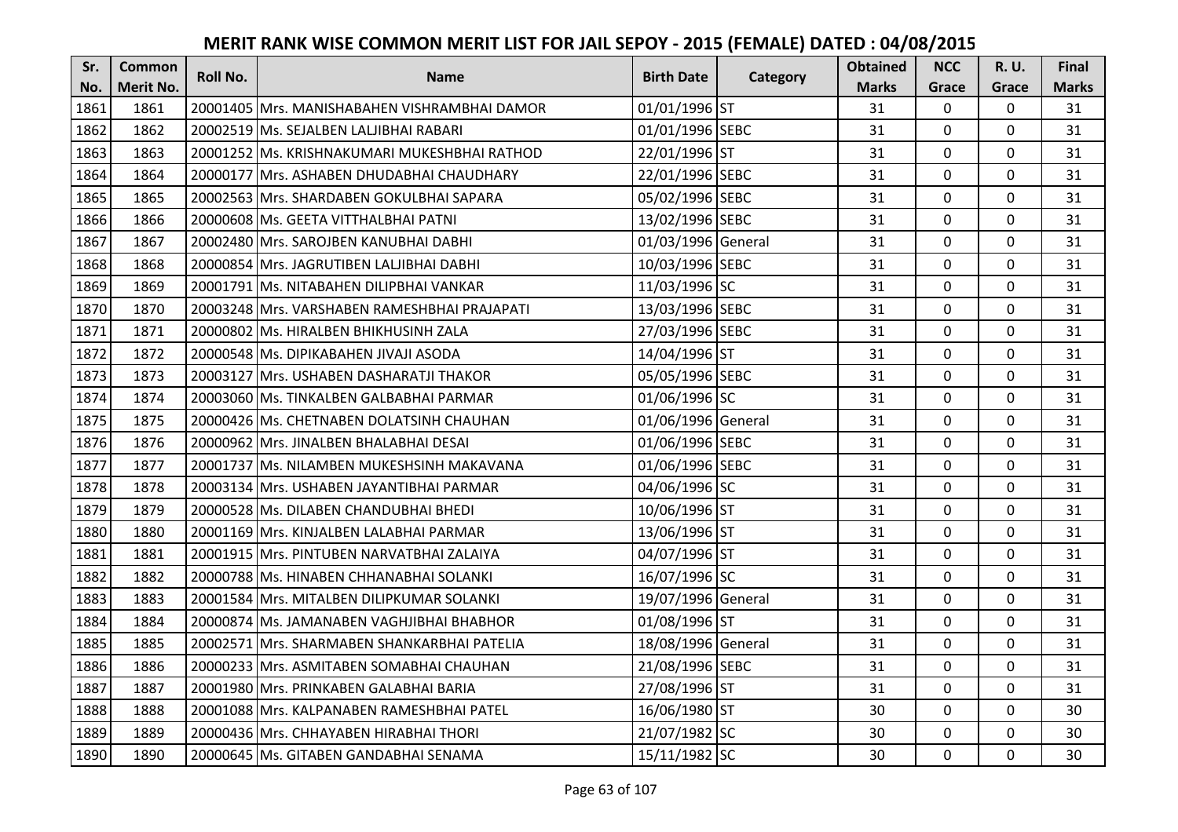# MERIT RANK WISE COMMON MERIT LIST FOR JAIL SEPOY - 2015 (FEMALE) DATED : 04/08/2015

| Sr. No. | Common Merit No. | Roll No. | Name | Birth Date | Category | Obtained Marks | NCC Grace | R. U. Grace | Final Marks |
|---|---|---|---|---|---|---|---|---|---|
| 1861 | 1861 | 20001405 | Mrs. MANISHABAHEN VISHRAMBHAI DAMOR | 01/01/1996 | ST | 31 | 0 | 0 | 31 |
| 1862 | 1862 | 20002519 | Ms. SEJALBEN LALJIBHAI RABARI | 01/01/1996 | SEBC | 31 | 0 | 0 | 31 |
| 1863 | 1863 | 20001252 | Ms. KRISHNAKUMARI MUKESHBHAI RATHOD | 22/01/1996 | ST | 31 | 0 | 0 | 31 |
| 1864 | 1864 | 20000177 | Mrs. ASHABEN DHUDABHAI CHAUDHARY | 22/01/1996 | SEBC | 31 | 0 | 0 | 31 |
| 1865 | 1865 | 20002563 | Mrs. SHARDABEN GOKULBHAI SAPARA | 05/02/1996 | SEBC | 31 | 0 | 0 | 31 |
| 1866 | 1866 | 20000608 | Ms. GEETA VITTHALBHAI PATNI | 13/02/1996 | SEBC | 31 | 0 | 0 | 31 |
| 1867 | 1867 | 20002480 | Mrs. SAROJBEN KANUBHAI DABHI | 01/03/1996 | General | 31 | 0 | 0 | 31 |
| 1868 | 1868 | 20000854 | Mrs. JAGRUTIBEN LALJIBHAI DABHI | 10/03/1996 | SEBC | 31 | 0 | 0 | 31 |
| 1869 | 1869 | 20001791 | Ms. NITABAHEN DILIPBHAI VANKAR | 11/03/1996 | SC | 31 | 0 | 0 | 31 |
| 1870 | 1870 | 20003248 | Mrs. VARSHABEN RAMESHBHAI PRAJAPATI | 13/03/1996 | SEBC | 31 | 0 | 0 | 31 |
| 1871 | 1871 | 20000802 | Ms. HIRALBEN BHIKHUSINH ZALA | 27/03/1996 | SEBC | 31 | 0 | 0 | 31 |
| 1872 | 1872 | 20000548 | Ms. DIPIKABAHEN JIVAJI ASODA | 14/04/1996 | ST | 31 | 0 | 0 | 31 |
| 1873 | 1873 | 20003127 | Mrs. USHABEN DASHARATJI THAKOR | 05/05/1996 | SEBC | 31 | 0 | 0 | 31 |
| 1874 | 1874 | 20003060 | Ms. TINKALBEN GALBABHAI PARMAR | 01/06/1996 | SC | 31 | 0 | 0 | 31 |
| 1875 | 1875 | 20000426 | Ms. CHETNABEN DOLATSINH CHAUHAN | 01/06/1996 | General | 31 | 0 | 0 | 31 |
| 1876 | 1876 | 20000962 | Mrs. JINALBEN BHALABHAI DESAI | 01/06/1996 | SEBC | 31 | 0 | 0 | 31 |
| 1877 | 1877 | 20001737 | Ms. NILAMBEN MUKESHSINH MAKAVANA | 01/06/1996 | SEBC | 31 | 0 | 0 | 31 |
| 1878 | 1878 | 20003134 | Mrs. USHABEN JAYANTIBHAI PARMAR | 04/06/1996 | SC | 31 | 0 | 0 | 31 |
| 1879 | 1879 | 20000528 | Ms. DILABEN CHANDUBHAI BHEDI | 10/06/1996 | ST | 31 | 0 | 0 | 31 |
| 1880 | 1880 | 20001169 | Mrs. KINJALBEN LALABHAI PARMAR | 13/06/1996 | ST | 31 | 0 | 0 | 31 |
| 1881 | 1881 | 20001915 | Mrs. PINTUBEN NARVATBHAI ZALAIYA | 04/07/1996 | ST | 31 | 0 | 0 | 31 |
| 1882 | 1882 | 20000788 | Ms. HINABEN CHHANABHAI SOLANKI | 16/07/1996 | SC | 31 | 0 | 0 | 31 |
| 1883 | 1883 | 20001584 | Mrs. MITALBEN DILIPKUMAR SOLANKI | 19/07/1996 | General | 31 | 0 | 0 | 31 |
| 1884 | 1884 | 20000874 | Ms. JAMANABEN VAGHJIBHAI BHABHOR | 01/08/1996 | ST | 31 | 0 | 0 | 31 |
| 1885 | 1885 | 20002571 | Mrs. SHARMABEN SHANKARBHAI PATELIA | 18/08/1996 | General | 31 | 0 | 0 | 31 |
| 1886 | 1886 | 20000233 | Mrs. ASMITABEN SOMABHAI CHAUHAN | 21/08/1996 | SEBC | 31 | 0 | 0 | 31 |
| 1887 | 1887 | 20001980 | Mrs. PRINKABEN GALABHAI BARIA | 27/08/1996 | ST | 31 | 0 | 0 | 31 |
| 1888 | 1888 | 20001088 | Mrs. KALPANABEN RAMESHBHAI PATEL | 16/06/1980 | ST | 30 | 0 | 0 | 30 |
| 1889 | 1889 | 20000436 | Mrs. CHHAYABEN HIRABHAI THORI | 21/07/1982 | SC | 30 | 0 | 0 | 30 |
| 1890 | 1890 | 20000645 | Ms. GITABEN GANDABHAI SENAMA | 15/11/1982 | SC | 30 | 0 | 0 | 30 |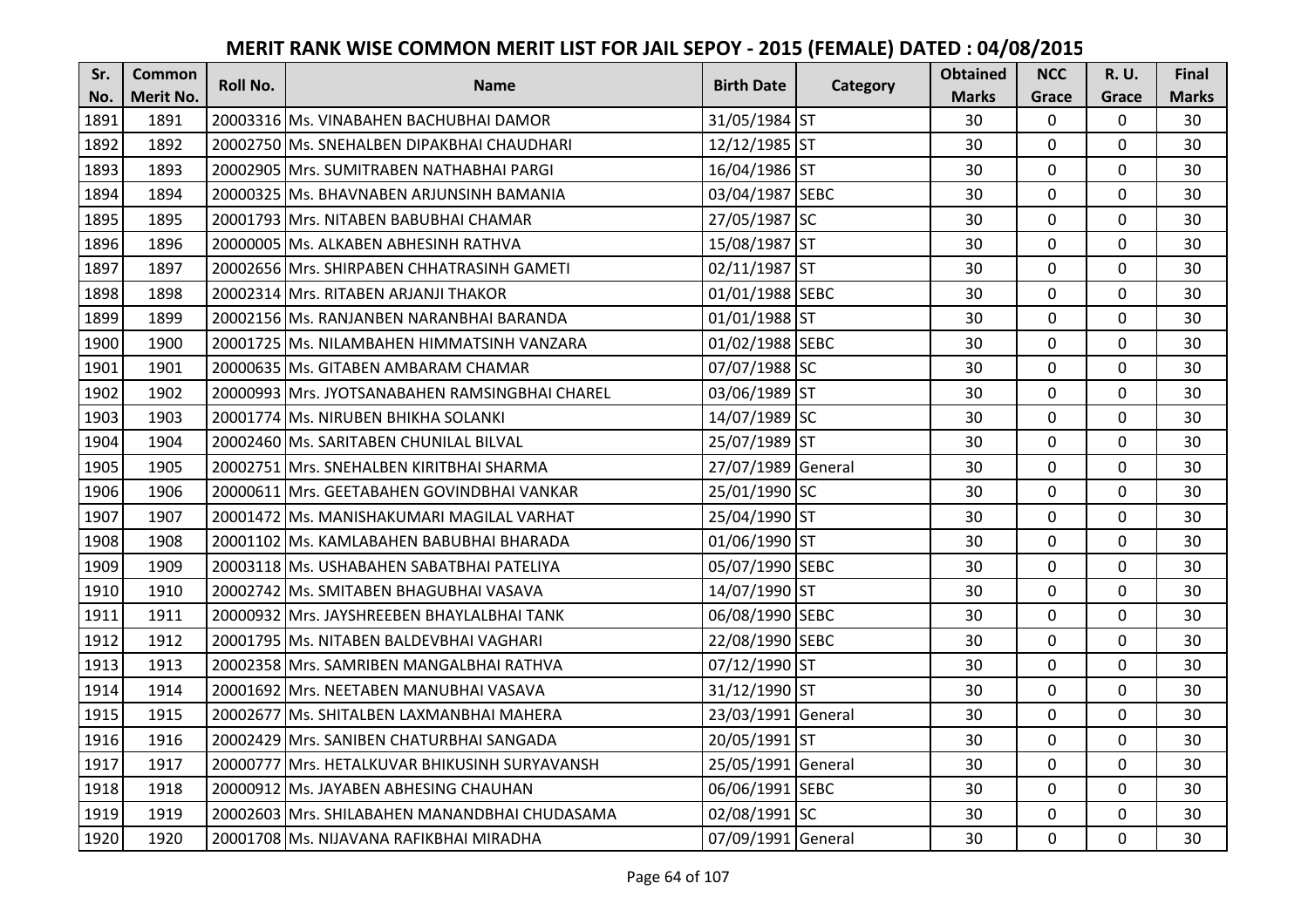# MERIT RANK WISE COMMON MERIT LIST FOR JAIL SEPOY - 2015 (FEMALE) DATED : 04/08/2015

| Sr. No. | Common Merit No. | Roll No. | Name | Birth Date | Category | Obtained Marks | NCC Grace | R. U. Grace | Final Marks |
|---|---|---|---|---|---|---|---|---|---|
| 1891 | 1891 | 20003316 | Ms. VINABAHEN BACHUBHAI DAMOR | 31/05/1984 | ST | 30 | 0 | 0 | 30 |
| 1892 | 1892 | 20002750 | Ms. SNEHALBEN DIPAKBHAI CHAUDHARI | 12/12/1985 | ST | 30 | 0 | 0 | 30 |
| 1893 | 1893 | 20002905 | Mrs. SUMITRABEN NATHABHAI PARGI | 16/04/1986 | ST | 30 | 0 | 0 | 30 |
| 1894 | 1894 | 20000325 | Ms. BHAVNABEN ARJUNSINH BAMANIA | 03/04/1987 | SEBC | 30 | 0 | 0 | 30 |
| 1895 | 1895 | 20001793 | Mrs. NITABEN BABUBHAI CHAMAR | 27/05/1987 | SC | 30 | 0 | 0 | 30 |
| 1896 | 1896 | 20000005 | Ms. ALKABEN ABHESINH RATHVA | 15/08/1987 | ST | 30 | 0 | 0 | 30 |
| 1897 | 1897 | 20002656 | Mrs. SHIRPABEN CHHATRASINH GAMETI | 02/11/1987 | ST | 30 | 0 | 0 | 30 |
| 1898 | 1898 | 20002314 | Mrs. RITABEN ARJANJI THAKOR | 01/01/1988 | SEBC | 30 | 0 | 0 | 30 |
| 1899 | 1899 | 20002156 | Ms. RANJANBEN NARANBHAI BARANDA | 01/01/1988 | ST | 30 | 0 | 0 | 30 |
| 1900 | 1900 | 20001725 | Ms. NILAMBAHEN HIMMATSINH VANZARA | 01/02/1988 | SEBC | 30 | 0 | 0 | 30 |
| 1901 | 1901 | 20000635 | Ms. GITABEN AMBARAM CHAMAR | 07/07/1988 | SC | 30 | 0 | 0 | 30 |
| 1902 | 1902 | 20000993 | Mrs. JYOTSANABAHEN RAMSINGBHAI CHAREL | 03/06/1989 | ST | 30 | 0 | 0 | 30 |
| 1903 | 1903 | 20001774 | Ms. NIRUBEN BHIKHA SOLANKI | 14/07/1989 | SC | 30 | 0 | 0 | 30 |
| 1904 | 1904 | 20002460 | Ms. SARITABEN CHUNILAL BILVAL | 25/07/1989 | ST | 30 | 0 | 0 | 30 |
| 1905 | 1905 | 20002751 | Mrs. SNEHALBEN KIRITBHAI SHARMA | 27/07/1989 | General | 30 | 0 | 0 | 30 |
| 1906 | 1906 | 20000611 | Mrs. GEETABAHEN GOVINDBHAI VANKAR | 25/01/1990 | SC | 30 | 0 | 0 | 30 |
| 1907 | 1907 | 20001472 | Ms. MANISHAKUMARI MAGILAL VARHAT | 25/04/1990 | ST | 30 | 0 | 0 | 30 |
| 1908 | 1908 | 20001102 | Ms. KAMLABAHEN BABUBHAI BHARADA | 01/06/1990 | ST | 30 | 0 | 0 | 30 |
| 1909 | 1909 | 20003118 | Ms. USHABAHEN SABATBHAI PATELIYA | 05/07/1990 | SEBC | 30 | 0 | 0 | 30 |
| 1910 | 1910 | 20002742 | Ms. SMITABEN BHAGUBHAI VASAVA | 14/07/1990 | ST | 30 | 0 | 0 | 30 |
| 1911 | 1911 | 20000932 | Mrs. JAYSHREEBEN BHAYLALBHAI TANK | 06/08/1990 | SEBC | 30 | 0 | 0 | 30 |
| 1912 | 1912 | 20001795 | Ms. NITABEN BALDEVBHAI VAGHARI | 22/08/1990 | SEBC | 30 | 0 | 0 | 30 |
| 1913 | 1913 | 20002358 | Mrs. SAMRIBEN MANGALBHAI RATHVA | 07/12/1990 | ST | 30 | 0 | 0 | 30 |
| 1914 | 1914 | 20001692 | Mrs. NEETABEN MANUBHAI VASAVA | 31/12/1990 | ST | 30 | 0 | 0 | 30 |
| 1915 | 1915 | 20002677 | Ms. SHITALBEN LAXMANBHAI MAHERA | 23/03/1991 | General | 30 | 0 | 0 | 30 |
| 1916 | 1916 | 20002429 | Mrs. SANIBEN CHATURBHAI SANGADA | 20/05/1991 | ST | 30 | 0 | 0 | 30 |
| 1917 | 1917 | 20000777 | Mrs. HETALKUVAR BHIKUSINH SURYAVANSH | 25/05/1991 | General | 30 | 0 | 0 | 30 |
| 1918 | 1918 | 20000912 | Ms. JAYABEN ABHESING CHAUHAN | 06/06/1991 | SEBC | 30 | 0 | 0 | 30 |
| 1919 | 1919 | 20002603 | Mrs. SHILABAHEN MANANDBHAI CHUDASAMA | 02/08/1991 | SC | 30 | 0 | 0 | 30 |
| 1920 | 1920 | 20001708 | Ms. NIJAVANA RAFIKBHAI MIRADHA | 07/09/1991 | General | 30 | 0 | 0 | 30 |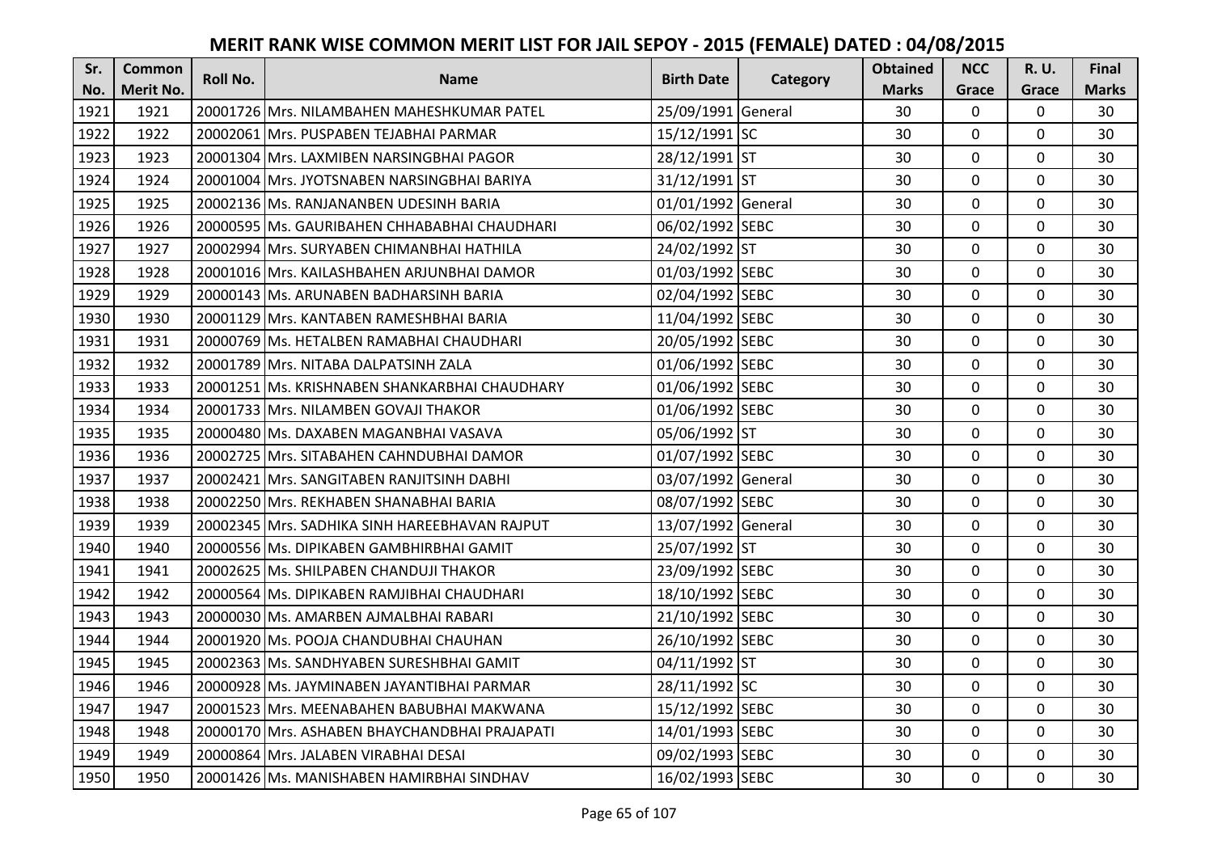# MERIT RANK WISE COMMON MERIT LIST FOR JAIL SEPOY - 2015 (FEMALE) DATED : 04/08/2015

| Sr. No. | Common Merit No. | Roll No. | Name | Birth Date | Category | Obtained Marks | NCC Grace | R. U. Grace | Final Marks |
|---|---|---|---|---|---|---|---|---|---|
| 1921 | 1921 | 20001726 | Mrs. NILAMBAHEN MAHESHKUMAR PATEL | 25/09/1991 | General | 30 | 0 | 0 | 30 |
| 1922 | 1922 | 20002061 | Mrs. PUSPABEN TEJABHAI PARMAR | 15/12/1991 | SC | 30 | 0 | 0 | 30 |
| 1923 | 1923 | 20001304 | Mrs. LAXMIBEN NARSINGBHAI PAGOR | 28/12/1991 | ST | 30 | 0 | 0 | 30 |
| 1924 | 1924 | 20001004 | Mrs. JYOTSNABEN NARSINGBHAI BARIYA | 31/12/1991 | ST | 30 | 0 | 0 | 30 |
| 1925 | 1925 | 20002136 | Ms. RANJANANBEN UDESINH BARIA | 01/01/1992 | General | 30 | 0 | 0 | 30 |
| 1926 | 1926 | 20000595 | Ms. GAURIBAHEN CHHABABHAI CHAUDHARI | 06/02/1992 | SEBC | 30 | 0 | 0 | 30 |
| 1927 | 1927 | 20002994 | Mrs. SURYABEN CHIMANBHAI HATHILA | 24/02/1992 | ST | 30 | 0 | 0 | 30 |
| 1928 | 1928 | 20001016 | Mrs. KAILASHBAHEN ARJUNBHAI DAMOR | 01/03/1992 | SEBC | 30 | 0 | 0 | 30 |
| 1929 | 1929 | 20000143 | Ms. ARUNABEN BADHARSINH BARIA | 02/04/1992 | SEBC | 30 | 0 | 0 | 30 |
| 1930 | 1930 | 20001129 | Mrs. KANTABEN RAMESHBHAI BARIA | 11/04/1992 | SEBC | 30 | 0 | 0 | 30 |
| 1931 | 1931 | 20000769 | Ms. HETALBEN RAMABHAI CHAUDHARI | 20/05/1992 | SEBC | 30 | 0 | 0 | 30 |
| 1932 | 1932 | 20001789 | Mrs. NITABA DALPATSINH ZALA | 01/06/1992 | SEBC | 30 | 0 | 0 | 30 |
| 1933 | 1933 | 20001251 | Ms. KRISHNABEN SHANKARBHAI CHAUDHARY | 01/06/1992 | SEBC | 30 | 0 | 0 | 30 |
| 1934 | 1934 | 20001733 | Mrs. NILAMBEN GOVAJI THAKOR | 01/06/1992 | SEBC | 30 | 0 | 0 | 30 |
| 1935 | 1935 | 20000480 | Ms. DAXABEN MAGANBHAI VASAVA | 05/06/1992 | ST | 30 | 0 | 0 | 30 |
| 1936 | 1936 | 20002725 | Mrs. SITABAHEN CAHNDUBHAI DAMOR | 01/07/1992 | SEBC | 30 | 0 | 0 | 30 |
| 1937 | 1937 | 20002421 | Mrs. SANGITABEN RANJITSINH DABHI | 03/07/1992 | General | 30 | 0 | 0 | 30 |
| 1938 | 1938 | 20002250 | Mrs. REKHABEN SHANABHAI BARIA | 08/07/1992 | SEBC | 30 | 0 | 0 | 30 |
| 1939 | 1939 | 20002345 | Mrs. SADHIKA SINH HAREEBHAVAN RAJPUT | 13/07/1992 | General | 30 | 0 | 0 | 30 |
| 1940 | 1940 | 20000556 | Ms. DIPIKABEN GAMBHIRBHAI GAMIT | 25/07/1992 | ST | 30 | 0 | 0 | 30 |
| 1941 | 1941 | 20002625 | Ms. SHILPABEN CHANDUJI THAKOR | 23/09/1992 | SEBC | 30 | 0 | 0 | 30 |
| 1942 | 1942 | 20000564 | Ms. DIPIKABEN RAMJIBHAI CHAUDHARI | 18/10/1992 | SEBC | 30 | 0 | 0 | 30 |
| 1943 | 1943 | 20000030 | Ms. AMARBEN AJMALBHAI RABARI | 21/10/1992 | SEBC | 30 | 0 | 0 | 30 |
| 1944 | 1944 | 20001920 | Ms. POOJA CHANDUBHAI CHAUHAN | 26/10/1992 | SEBC | 30 | 0 | 0 | 30 |
| 1945 | 1945 | 20002363 | Ms. SANDHYABEN SURESHBHAI GAMIT | 04/11/1992 | ST | 30 | 0 | 0 | 30 |
| 1946 | 1946 | 20000928 | Ms. JAYMINABEN JAYANTIBHAI PARMAR | 28/11/1992 | SC | 30 | 0 | 0 | 30 |
| 1947 | 1947 | 20001523 | Mrs. MEENABAHEN BABUBHAI MAKWANA | 15/12/1992 | SEBC | 30 | 0 | 0 | 30 |
| 1948 | 1948 | 20000170 | Mrs. ASHABEN BHAYCHANDBHAI PRAJAPATI | 14/01/1993 | SEBC | 30 | 0 | 0 | 30 |
| 1949 | 1949 | 20000864 | Mrs. JALABEN VIRABHAI DESAI | 09/02/1993 | SEBC | 30 | 0 | 0 | 30 |
| 1950 | 1950 | 20001426 | Ms. MANISHABEN HAMIRBHAI SINDHAV | 16/02/1993 | SEBC | 30 | 0 | 0 | 30 |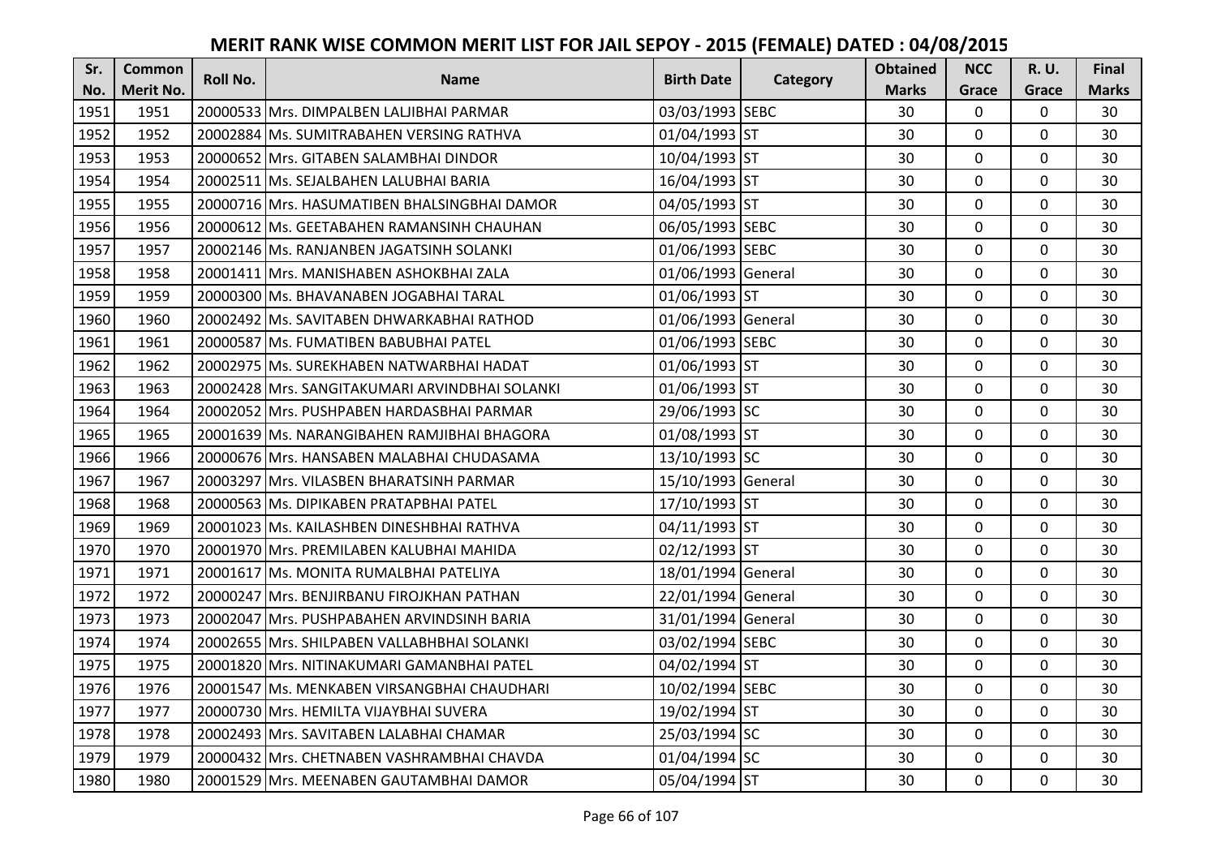# MERIT RANK WISE COMMON MERIT LIST FOR JAIL SEPOY - 2015 (FEMALE) DATED : 04/08/2015

| Sr. No. | Common Merit No. | Roll No. | Name | Birth Date | Category | Obtained Marks | NCC Grace | R. U. Grace | Final Marks |
|---|---|---|---|---|---|---|---|---|---|
| 1951 | 1951 | 20000533 | Mrs. DIMPALBEN LALJIBHAI PARMAR | 03/03/1993 | SEBC | 30 | 0 | 0 | 30 |
| 1952 | 1952 | 20002884 | Ms. SUMITRABAHEN VERSING RATHVA | 01/04/1993 | ST | 30 | 0 | 0 | 30 |
| 1953 | 1953 | 20000652 | Mrs. GITABEN SALAMBHAI DINDOR | 10/04/1993 | ST | 30 | 0 | 0 | 30 |
| 1954 | 1954 | 20002511 | Ms. SEJALBAHEN LALUBHAI BARIA | 16/04/1993 | ST | 30 | 0 | 0 | 30 |
| 1955 | 1955 | 20000716 | Mrs. HASUMATIBEN BHALSINGBHAI DAMOR | 04/05/1993 | ST | 30 | 0 | 0 | 30 |
| 1956 | 1956 | 20000612 | Ms. GEETABAHEN RAMANSINH CHAUHAN | 06/05/1993 | SEBC | 30 | 0 | 0 | 30 |
| 1957 | 1957 | 20002146 | Ms. RANJANBEN JAGATSINH SOLANKI | 01/06/1993 | SEBC | 30 | 0 | 0 | 30 |
| 1958 | 1958 | 20001411 | Mrs. MANISHABEN ASHOKBHAI ZALA | 01/06/1993 | General | 30 | 0 | 0 | 30 |
| 1959 | 1959 | 20000300 | Ms. BHAVANABEN JOGABHAI TARAL | 01/06/1993 | ST | 30 | 0 | 0 | 30 |
| 1960 | 1960 | 20002492 | Ms. SAVITABEN DHWARKABHAI RATHOD | 01/06/1993 | General | 30 | 0 | 0 | 30 |
| 1961 | 1961 | 20000587 | Ms. FUMATIBEN BABUBHAI PATEL | 01/06/1993 | SEBC | 30 | 0 | 0 | 30 |
| 1962 | 1962 | 20002975 | Ms. SUREKHABEN NATWARBHAI HADAT | 01/06/1993 | ST | 30 | 0 | 0 | 30 |
| 1963 | 1963 | 20002428 | Mrs. SANGITAKUMARI ARVINDBHAI SOLANKI | 01/06/1993 | ST | 30 | 0 | 0 | 30 |
| 1964 | 1964 | 20002052 | Mrs. PUSHPABEN HARDASBHAI PARMAR | 29/06/1993 | SC | 30 | 0 | 0 | 30 |
| 1965 | 1965 | 20001639 | Ms. NARANGIBAHEN RAMJIBHAI BHAGORA | 01/08/1993 | ST | 30 | 0 | 0 | 30 |
| 1966 | 1966 | 20000676 | Mrs. HANSABEN MALABHAI CHUDASAMA | 13/10/1993 | SC | 30 | 0 | 0 | 30 |
| 1967 | 1967 | 20003297 | Mrs. VILASBEN BHARATSINH PARMAR | 15/10/1993 | General | 30 | 0 | 0 | 30 |
| 1968 | 1968 | 20000563 | Ms. DIPIKABEN PRATAPBHAI PATEL | 17/10/1993 | ST | 30 | 0 | 0 | 30 |
| 1969 | 1969 | 20001023 | Ms. KAILASHBEN DINESHBHAI RATHVA | 04/11/1993 | ST | 30 | 0 | 0 | 30 |
| 1970 | 1970 | 20001970 | Mrs. PREMILABEN KALUBHAI MAHIDA | 02/12/1993 | ST | 30 | 0 | 0 | 30 |
| 1971 | 1971 | 20001617 | Ms. MONITA RUMALBHAI PATELIYA | 18/01/1994 | General | 30 | 0 | 0 | 30 |
| 1972 | 1972 | 20000247 | Mrs. BENJIRBANU FIROJKHAN PATHAN | 22/01/1994 | General | 30 | 0 | 0 | 30 |
| 1973 | 1973 | 20002047 | Mrs. PUSHPABAHEN ARVINDSINH BARIA | 31/01/1994 | General | 30 | 0 | 0 | 30 |
| 1974 | 1974 | 20002655 | Mrs. SHILPABEN VALLABHBHAI SOLANKI | 03/02/1994 | SEBC | 30 | 0 | 0 | 30 |
| 1975 | 1975 | 20001820 | Mrs. NITINAKUMARI GAMANBHAI PATEL | 04/02/1994 | ST | 30 | 0 | 0 | 30 |
| 1976 | 1976 | 20001547 | Ms. MENKABEN VIRSANGBHAI CHAUDHARI | 10/02/1994 | SEBC | 30 | 0 | 0 | 30 |
| 1977 | 1977 | 20000730 | Mrs. HEMILTA VIJAYBHAI SUVERA | 19/02/1994 | ST | 30 | 0 | 0 | 30 |
| 1978 | 1978 | 20002493 | Mrs. SAVITABEN LALABHAI CHAMAR | 25/03/1994 | SC | 30 | 0 | 0 | 30 |
| 1979 | 1979 | 20000432 | Mrs. CHETNABEN VASHRAMBHAI CHAVDA | 01/04/1994 | SC | 30 | 0 | 0 | 30 |
| 1980 | 1980 | 20001529 | Mrs. MEENABEN GAUTAMBHAI DAMOR | 05/04/1994 | ST | 30 | 0 | 0 | 30 |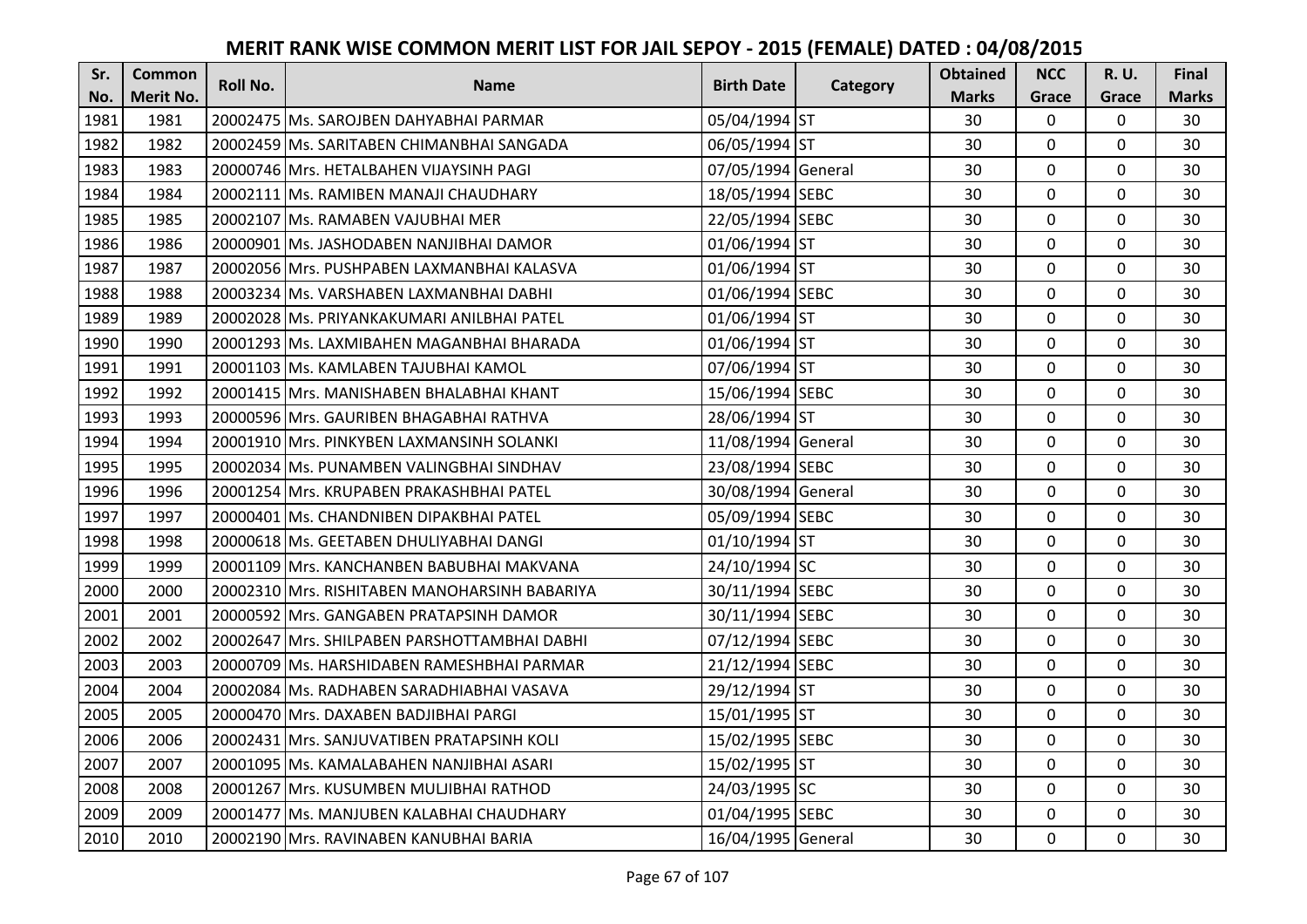# MERIT RANK WISE COMMON MERIT LIST FOR JAIL SEPOY - 2015 (FEMALE) DATED : 04/08/2015

| Sr. No. | Common Merit No. | Roll No. | Name | Birth Date | Category | Obtained Marks | NCC Grace | R. U. Grace | Final Marks |
|---|---|---|---|---|---|---|---|---|---|
| 1981 | 1981 | 20002475 | Ms. SAROJBEN DAHYABHAI PARMAR | 05/04/1994 | ST | 30 | 0 | 0 | 30 |
| 1982 | 1982 | 20002459 | Ms. SARITABEN CHIMANBHAI SANGADA | 06/05/1994 | ST | 30 | 0 | 0 | 30 |
| 1983 | 1983 | 20000746 | Mrs. HETALBAHEN VIJAYSINH PAGI | 07/05/1994 | General | 30 | 0 | 0 | 30 |
| 1984 | 1984 | 20002111 | Ms. RAMIBEN MANAJI CHAUDHARY | 18/05/1994 | SEBC | 30 | 0 | 0 | 30 |
| 1985 | 1985 | 20002107 | Ms. RAMABEN VAJUBHAI MER | 22/05/1994 | SEBC | 30 | 0 | 0 | 30 |
| 1986 | 1986 | 20000901 | Ms. JASHODABEN NANJIBHAI DAMOR | 01/06/1994 | ST | 30 | 0 | 0 | 30 |
| 1987 | 1987 | 20002056 | Mrs. PUSHPABEN LAXMANBHAI KALASVA | 01/06/1994 | ST | 30 | 0 | 0 | 30 |
| 1988 | 1988 | 20003234 | Ms. VARSHABEN LAXMANBHAI DABHI | 01/06/1994 | SEBC | 30 | 0 | 0 | 30 |
| 1989 | 1989 | 20002028 | Ms. PRIYANKAKUMARI ANILBHAI PATEL | 01/06/1994 | ST | 30 | 0 | 0 | 30 |
| 1990 | 1990 | 20001293 | Ms. LAXMIBAHEN MAGANBHAI BHARADA | 01/06/1994 | ST | 30 | 0 | 0 | 30 |
| 1991 | 1991 | 20001103 | Ms. KAMLABEN TAJUBHAI KAMOL | 07/06/1994 | ST | 30 | 0 | 0 | 30 |
| 1992 | 1992 | 20001415 | Mrs. MANISHABEN BHALABHAI KHANT | 15/06/1994 | SEBC | 30 | 0 | 0 | 30 |
| 1993 | 1993 | 20000596 | Mrs. GAURIBEN BHAGABHAI RATHVA | 28/06/1994 | ST | 30 | 0 | 0 | 30 |
| 1994 | 1994 | 20001910 | Mrs. PINKYBEN LAXMANSINH SOLANKI | 11/08/1994 | General | 30 | 0 | 0 | 30 |
| 1995 | 1995 | 20002034 | Ms. PUNAMBEN VALINGBHAI SINDHAV | 23/08/1994 | SEBC | 30 | 0 | 0 | 30 |
| 1996 | 1996 | 20001254 | Mrs. KRUPABEN PRAKASHBHAI PATEL | 30/08/1994 | General | 30 | 0 | 0 | 30 |
| 1997 | 1997 | 20000401 | Ms. CHANDNIBEN DIPAKBHAI PATEL | 05/09/1994 | SEBC | 30 | 0 | 0 | 30 |
| 1998 | 1998 | 20000618 | Ms. GEETABEN DHULIYABHAI DANGI | 01/10/1994 | ST | 30 | 0 | 0 | 30 |
| 1999 | 1999 | 20001109 | Mrs. KANCHANBEN BABUBHAI MAKVANA | 24/10/1994 | SC | 30 | 0 | 0 | 30 |
| 2000 | 2000 | 20002310 | Mrs. RISHITABEN MANOHARSINH BABARIYA | 30/11/1994 | SEBC | 30 | 0 | 0 | 30 |
| 2001 | 2001 | 20000592 | Mrs. GANGABEN PRATAPSINH DAMOR | 30/11/1994 | SEBC | 30 | 0 | 0 | 30 |
| 2002 | 2002 | 20002647 | Mrs. SHILPABEN PARSHOTTAMBHAI DABHI | 07/12/1994 | SEBC | 30 | 0 | 0 | 30 |
| 2003 | 2003 | 20000709 | Ms. HARSHIDABEN RAMESHBHAI PARMAR | 21/12/1994 | SEBC | 30 | 0 | 0 | 30 |
| 2004 | 2004 | 20002084 | Ms. RADHABEN SARADHIABHAI VASAVA | 29/12/1994 | ST | 30 | 0 | 0 | 30 |
| 2005 | 2005 | 20000470 | Mrs. DAXABEN BADJIBHAI PARGI | 15/01/1995 | ST | 30 | 0 | 0 | 30 |
| 2006 | 2006 | 20002431 | Mrs. SANJUVATIBEN PRATAPSINH KOLI | 15/02/1995 | SEBC | 30 | 0 | 0 | 30 |
| 2007 | 2007 | 20001095 | Ms. KAMALABAHEN NANJIBHAI ASARI | 15/02/1995 | ST | 30 | 0 | 0 | 30 |
| 2008 | 2008 | 20001267 | Mrs. KUSUMBEN MULJIBHAI RATHOD | 24/03/1995 | SC | 30 | 0 | 0 | 30 |
| 2009 | 2009 | 20001477 | Ms. MANJUBEN KALABHAI CHAUDHARY | 01/04/1995 | SEBC | 30 | 0 | 0 | 30 |
| 2010 | 2010 | 20002190 | Mrs. RAVINABEN KANUBHAI BARIA | 16/04/1995 | General | 30 | 0 | 0 | 30 |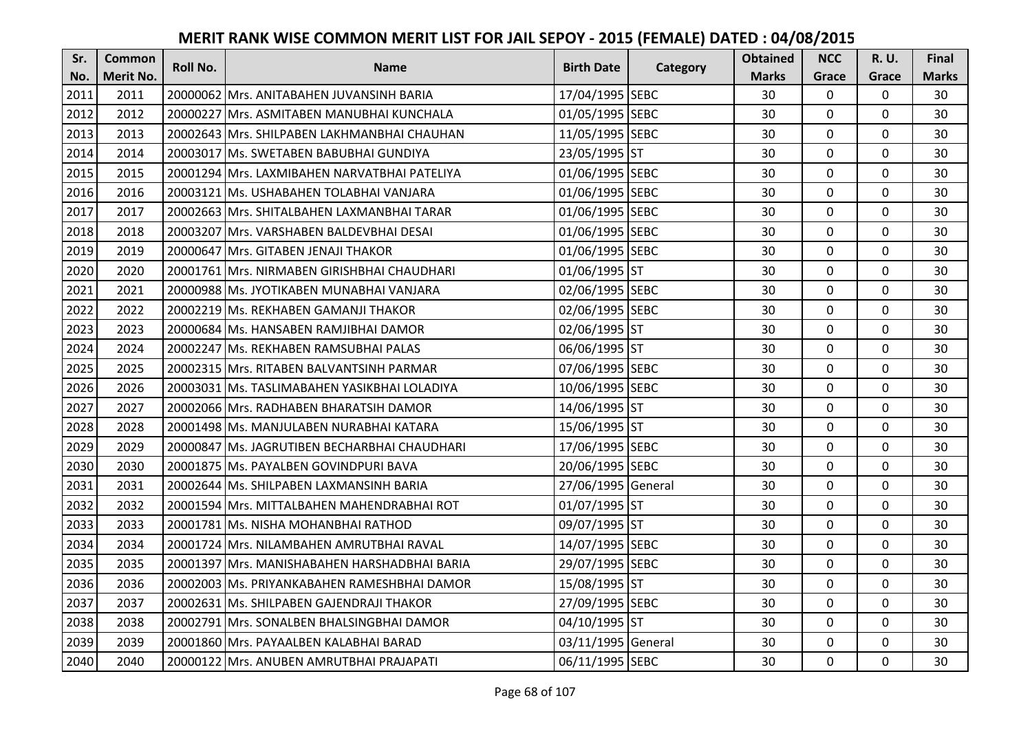# MERIT RANK WISE COMMON MERIT LIST FOR JAIL SEPOY - 2015 (FEMALE) DATED : 04/08/2015

| Sr. No. | Common Merit No. | Roll No. | Name | Birth Date | Category | Obtained Marks | NCC Grace | R. U. Grace | Final Marks |
|---|---|---|---|---|---|---|---|---|---|
| 2011 | 2011 | 20000062 | Mrs. ANITABAHEN JUVANSINH BARIA | 17/04/1995 | SEBC | 30 | 0 | 0 | 30 |
| 2012 | 2012 | 20000227 | Mrs. ASMITABEN MANUBHAI KUNCHALA | 01/05/1995 | SEBC | 30 | 0 | 0 | 30 |
| 2013 | 2013 | 20002643 | Mrs. SHILPABEN LAKHMANBHAI CHAUHAN | 11/05/1995 | SEBC | 30 | 0 | 0 | 30 |
| 2014 | 2014 | 20003017 | Ms. SWETABEN BABUBHAI GUNDIYA | 23/05/1995 | ST | 30 | 0 | 0 | 30 |
| 2015 | 2015 | 20001294 | Mrs. LAXMIBAHEN NARVATBHAI PATELIYA | 01/06/1995 | SEBC | 30 | 0 | 0 | 30 |
| 2016 | 2016 | 20003121 | Ms. USHABAHEN TOLABHAI VANJARA | 01/06/1995 | SEBC | 30 | 0 | 0 | 30 |
| 2017 | 2017 | 20002663 | Mrs. SHITALBAHEN LAXMANBHAI TARAR | 01/06/1995 | SEBC | 30 | 0 | 0 | 30 |
| 2018 | 2018 | 20003207 | Mrs. VARSHABEN BALDEVBHAI DESAI | 01/06/1995 | SEBC | 30 | 0 | 0 | 30 |
| 2019 | 2019 | 20000647 | Mrs. GITABEN JENAJI THAKOR | 01/06/1995 | SEBC | 30 | 0 | 0 | 30 |
| 2020 | 2020 | 20001761 | Mrs. NIRMABEN GIRISHBHAI CHAUDHARI | 01/06/1995 | ST | 30 | 0 | 0 | 30 |
| 2021 | 2021 | 20000988 | Ms. JYOTIKABEN MUNABHAI VANJARA | 02/06/1995 | SEBC | 30 | 0 | 0 | 30 |
| 2022 | 2022 | 20002219 | Ms. REKHABEN GAMANJI THAKOR | 02/06/1995 | SEBC | 30 | 0 | 0 | 30 |
| 2023 | 2023 | 20000684 | Ms. HANSABEN RAMJIBHAI DAMOR | 02/06/1995 | ST | 30 | 0 | 0 | 30 |
| 2024 | 2024 | 20002247 | Ms. REKHABEN RAMSUBHAI PALAS | 06/06/1995 | ST | 30 | 0 | 0 | 30 |
| 2025 | 2025 | 20002315 | Mrs. RITABEN BALVANTSINH PARMAR | 07/06/1995 | SEBC | 30 | 0 | 0 | 30 |
| 2026 | 2026 | 20003031 | Ms. TASLIMABAHEN YASIKBHAI LOLADIYA | 10/06/1995 | SEBC | 30 | 0 | 0 | 30 |
| 2027 | 2027 | 20002066 | Mrs. RADHABEN BHARATSIH DAMOR | 14/06/1995 | ST | 30 | 0 | 0 | 30 |
| 2028 | 2028 | 20001498 | Ms. MANJULABEN NURABHAI KATARA | 15/06/1995 | ST | 30 | 0 | 0 | 30 |
| 2029 | 2029 | 20000847 | Ms. JAGRUTIBEN BECHARBHAI CHAUDHARI | 17/06/1995 | SEBC | 30 | 0 | 0 | 30 |
| 2030 | 2030 | 20001875 | Ms. PAYALBEN GOVINDPURI BAVA | 20/06/1995 | SEBC | 30 | 0 | 0 | 30 |
| 2031 | 2031 | 20002644 | Ms. SHILPABEN LAXMANSINH BARIA | 27/06/1995 | General | 30 | 0 | 0 | 30 |
| 2032 | 2032 | 20001594 | Mrs. MITTALBAHEN MAHENDRABHAI ROT | 01/07/1995 | ST | 30 | 0 | 0 | 30 |
| 2033 | 2033 | 20001781 | Ms. NISHA MOHANBHAI RATHOD | 09/07/1995 | ST | 30 | 0 | 0 | 30 |
| 2034 | 2034 | 20001724 | Mrs. NILAMBAHEN AMRUTBHAI RAVAL | 14/07/1995 | SEBC | 30 | 0 | 0 | 30 |
| 2035 | 2035 | 20001397 | Mrs. MANISHABAHEN HARSHADBHAI BARIA | 29/07/1995 | SEBC | 30 | 0 | 0 | 30 |
| 2036 | 2036 | 20002003 | Ms. PRIYANKABAHEN RAMESHBHAI DAMOR | 15/08/1995 | ST | 30 | 0 | 0 | 30 |
| 2037 | 2037 | 20002631 | Ms. SHILPABEN GAJENDRAJI THAKOR | 27/09/1995 | SEBC | 30 | 0 | 0 | 30 |
| 2038 | 2038 | 20002791 | Mrs. SONALBEN BHALSINGBHAI DAMOR | 04/10/1995 | ST | 30 | 0 | 0 | 30 |
| 2039 | 2039 | 20001860 | Mrs. PAYAALBEN KALABHAI BARAD | 03/11/1995 | General | 30 | 0 | 0 | 30 |
| 2040 | 2040 | 20000122 | Mrs. ANUBEN AMRUTBHAI PRAJAPATI | 06/11/1995 | SEBC | 30 | 0 | 0 | 30 |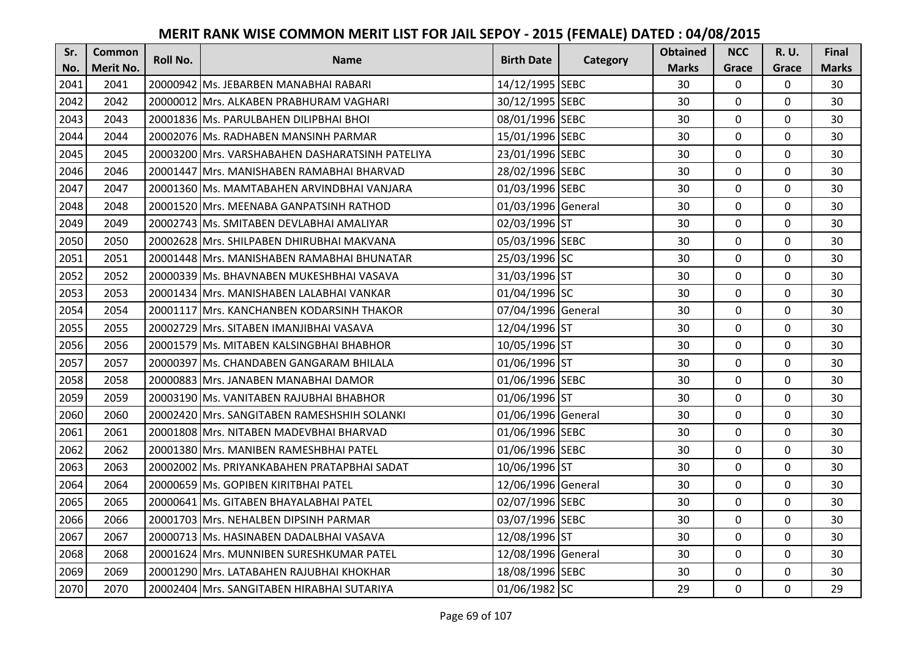# MERIT RANK WISE COMMON MERIT LIST FOR JAIL SEPOY - 2015 (FEMALE) DATED : 04/08/2015

| Sr. No. | Common Merit No. | Roll No. | Name | Birth Date | Category | Obtained Marks | NCC Grace | R. U. Grace | Final Marks |
|---|---|---|---|---|---|---|---|---|---|
| 2041 | 2041 | 20000942 | Ms. JEBARBEN MANABHAI RABARI | 14/12/1995 | SEBC | 30 | 0 | 0 | 30 |
| 2042 | 2042 | 20000012 | Mrs. ALKABEN PRABHURAM VAGHARI | 30/12/1995 | SEBC | 30 | 0 | 0 | 30 |
| 2043 | 2043 | 20001836 | Ms. PARULBAHEN DILIPBHAI BHOI | 08/01/1996 | SEBC | 30 | 0 | 0 | 30 |
| 2044 | 2044 | 20002076 | Ms. RADHABEN MANSINH PARMAR | 15/01/1996 | SEBC | 30 | 0 | 0 | 30 |
| 2045 | 2045 | 20003200 | Mrs. VARSHABAHEN DASHARATSINH PATELIYA | 23/01/1996 | SEBC | 30 | 0 | 0 | 30 |
| 2046 | 2046 | 20001447 | Mrs. MANISHABEN RAMABHAI BHARVAD | 28/02/1996 | SEBC | 30 | 0 | 0 | 30 |
| 2047 | 2047 | 20001360 | Ms. MAMTABAHEN ARVINDBHAI VANJARA | 01/03/1996 | SEBC | 30 | 0 | 0 | 30 |
| 2048 | 2048 | 20001520 | Mrs. MEENABA GANPATSINH RATHOD | 01/03/1996 | General | 30 | 0 | 0 | 30 |
| 2049 | 2049 | 20002743 | Ms. SMITABEN DEVLABHAI AMALIYAR | 02/03/1996 | ST | 30 | 0 | 0 | 30 |
| 2050 | 2050 | 20002628 | Mrs. SHILPABEN DHIRUBHAI MAKVANA | 05/03/1996 | SEBC | 30 | 0 | 0 | 30 |
| 2051 | 2051 | 20001448 | Mrs. MANISHABEN RAMABHAI BHUNATAR | 25/03/1996 | SC | 30 | 0 | 0 | 30 |
| 2052 | 2052 | 20000339 | Ms. BHAVNABEN MUKESHBHAI VASAVA | 31/03/1996 | ST | 30 | 0 | 0 | 30 |
| 2053 | 2053 | 20001434 | Mrs. MANISHABEN LALABHAI VANKAR | 01/04/1996 | SC | 30 | 0 | 0 | 30 |
| 2054 | 2054 | 20001117 | Mrs. KANCHANBEN KODARSINH THAKOR | 07/04/1996 | General | 30 | 0 | 0 | 30 |
| 2055 | 2055 | 20002729 | Mrs. SITABEN IMANJIBHAI VASAVA | 12/04/1996 | ST | 30 | 0 | 0 | 30 |
| 2056 | 2056 | 20001579 | Ms. MITABEN KALSINGBHAI BHABHOR | 10/05/1996 | ST | 30 | 0 | 0 | 30 |
| 2057 | 2057 | 20000397 | Ms. CHANDABEN GANGARAM BHILALA | 01/06/1996 | ST | 30 | 0 | 0 | 30 |
| 2058 | 2058 | 20000883 | Mrs. JANABEN MANABHAI DAMOR | 01/06/1996 | SEBC | 30 | 0 | 0 | 30 |
| 2059 | 2059 | 20003190 | Ms. VANITABEN RAJUBHAI BHABHOR | 01/06/1996 | ST | 30 | 0 | 0 | 30 |
| 2060 | 2060 | 20002420 | Mrs. SANGITABEN RAMESHSHIH SOLANKI | 01/06/1996 | General | 30 | 0 | 0 | 30 |
| 2061 | 2061 | 20001808 | Mrs. NITABEN MADEVBHAI BHARVAD | 01/06/1996 | SEBC | 30 | 0 | 0 | 30 |
| 2062 | 2062 | 20001380 | Mrs. MANIBEN RAMESHBHAI PATEL | 01/06/1996 | SEBC | 30 | 0 | 0 | 30 |
| 2063 | 2063 | 20002002 | Ms. PRIYANKABAHEN PRATAPBHAI SADAT | 10/06/1996 | ST | 30 | 0 | 0 | 30 |
| 2064 | 2064 | 20000659 | Ms. GOPIBEN KIRITBHAI PATEL | 12/06/1996 | General | 30 | 0 | 0 | 30 |
| 2065 | 2065 | 20000641 | Ms. GITABEN BHAYALABHAI PATEL | 02/07/1996 | SEBC | 30 | 0 | 0 | 30 |
| 2066 | 2066 | 20001703 | Mrs. NEHALBEN DIPSINH PARMAR | 03/07/1996 | SEBC | 30 | 0 | 0 | 30 |
| 2067 | 2067 | 20000713 | Ms. HASINABEN DADALBHAI VASAVA | 12/08/1996 | ST | 30 | 0 | 0 | 30 |
| 2068 | 2068 | 20001624 | Mrs. MUNNIBEN SURESHKUMAR PATEL | 12/08/1996 | General | 30 | 0 | 0 | 30 |
| 2069 | 2069 | 20001290 | Mrs. LATABAHEN RAJUBHAI KHOKHAR | 18/08/1996 | SEBC | 30 | 0 | 0 | 30 |
| 2070 | 2070 | 20002404 | Mrs. SANGITABEN HIRABHAI SUTARIYA | 01/06/1982 | SC | 29 | 0 | 0 | 29 |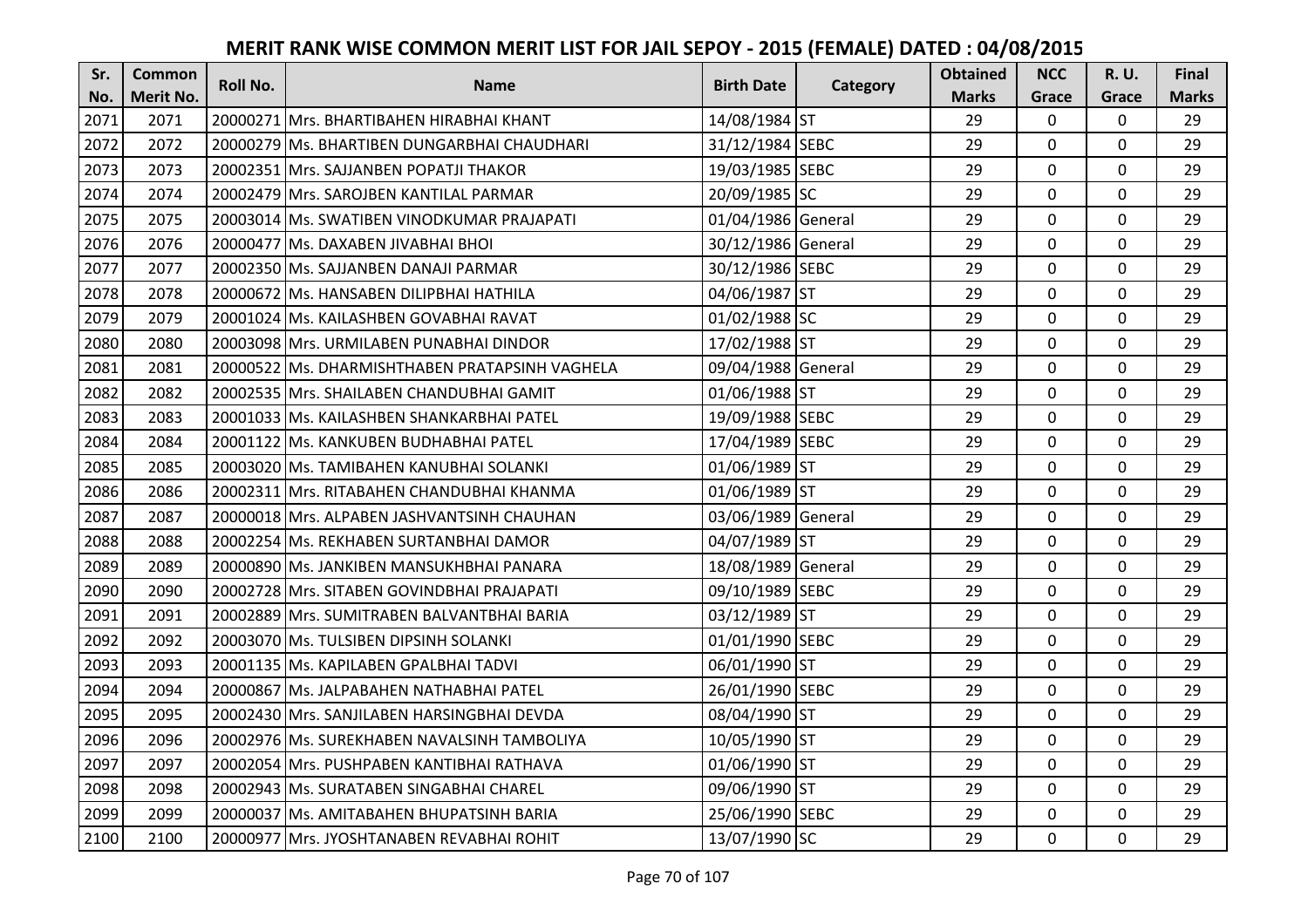# MERIT RANK WISE COMMON MERIT LIST FOR JAIL SEPOY - 2015 (FEMALE) DATED : 04/08/2015

| Sr. No. | Common Merit No. | Roll No. | Name | Birth Date | Category | Obtained Marks | NCC Grace | R. U. Grace | Final Marks |
|---|---|---|---|---|---|---|---|---|---|
| 2071 | 2071 | 20000271 | Mrs. BHARTIBAHEN HIRABHAI KHANT | 14/08/1984 | ST | 29 | 0 | 0 | 29 |
| 2072 | 2072 | 20000279 | Ms. BHARTIBEN DUNGARBHAI CHAUDHARI | 31/12/1984 | SEBC | 29 | 0 | 0 | 29 |
| 2073 | 2073 | 20002351 | Mrs. SAJJANBEN POPATJI THAKOR | 19/03/1985 | SEBC | 29 | 0 | 0 | 29 |
| 2074 | 2074 | 20002479 | Mrs. SAROJBEN KANTILAL PARMAR | 20/09/1985 | SC | 29 | 0 | 0 | 29 |
| 2075 | 2075 | 20003014 | Ms. SWATIBEN VINODKUMAR PRAJAPATI | 01/04/1986 | General | 29 | 0 | 0 | 29 |
| 2076 | 2076 | 20000477 | Ms. DAXABEN JIVABHAI BHOI | 30/12/1986 | General | 29 | 0 | 0 | 29 |
| 2077 | 2077 | 20002350 | Ms. SAJJANBEN DANAJI PARMAR | 30/12/1986 | SEBC | 29 | 0 | 0 | 29 |
| 2078 | 2078 | 20000672 | Ms. HANSABEN DILIPBHAI HATHILA | 04/06/1987 | ST | 29 | 0 | 0 | 29 |
| 2079 | 2079 | 20001024 | Ms. KAILASHBEN GOVABHAI RAVAT | 01/02/1988 | SC | 29 | 0 | 0 | 29 |
| 2080 | 2080 | 20003098 | Mrs. URMILABEN PUNABHAI DINDOR | 17/02/1988 | ST | 29 | 0 | 0 | 29 |
| 2081 | 2081 | 20000522 | Ms. DHARMISHTHABEN PRATAPSINH VAGHELA | 09/04/1988 | General | 29 | 0 | 0 | 29 |
| 2082 | 2082 | 20002535 | Mrs. SHAILABEN CHANDUBHAI GAMIT | 01/06/1988 | ST | 29 | 0 | 0 | 29 |
| 2083 | 2083 | 20001033 | Ms. KAILASHBEN SHANKARBHAI PATEL | 19/09/1988 | SEBC | 29 | 0 | 0 | 29 |
| 2084 | 2084 | 20001122 | Ms. KANKUBEN BUDHABHAI PATEL | 17/04/1989 | SEBC | 29 | 0 | 0 | 29 |
| 2085 | 2085 | 20003020 | Ms. TAMIBAHEN KANUBHAI SOLANKI | 01/06/1989 | ST | 29 | 0 | 0 | 29 |
| 2086 | 2086 | 20002311 | Mrs. RITABAHEN CHANDUBHAI KHANMA | 01/06/1989 | ST | 29 | 0 | 0 | 29 |
| 2087 | 2087 | 20000018 | Mrs. ALPABEN JASHVANTSINH CHAUHAN | 03/06/1989 | General | 29 | 0 | 0 | 29 |
| 2088 | 2088 | 20002254 | Ms. REKHABEN SURTANBHAI DAMOR | 04/07/1989 | ST | 29 | 0 | 0 | 29 |
| 2089 | 2089 | 20000890 | Ms. JANKIBEN MANSUKHBHAI PANARA | 18/08/1989 | General | 29 | 0 | 0 | 29 |
| 2090 | 2090 | 20002728 | Mrs. SITABEN GOVINDBHAI PRAJAPATI | 09/10/1989 | SEBC | 29 | 0 | 0 | 29 |
| 2091 | 2091 | 20002889 | Mrs. SUMITRABEN BALVANTBHAI BARIA | 03/12/1989 | ST | 29 | 0 | 0 | 29 |
| 2092 | 2092 | 20003070 | Ms. TULSIBEN DIPSINH SOLANKI | 01/01/1990 | SEBC | 29 | 0 | 0 | 29 |
| 2093 | 2093 | 20001135 | Ms. KAPILABEN GPALBHAI TADVI | 06/01/1990 | ST | 29 | 0 | 0 | 29 |
| 2094 | 2094 | 20000867 | Ms. JALPABAHEN NATHABHAI PATEL | 26/01/1990 | SEBC | 29 | 0 | 0 | 29 |
| 2095 | 2095 | 20002430 | Mrs. SANJILABEN HARSINGBHAI DEVDA | 08/04/1990 | ST | 29 | 0 | 0 | 29 |
| 2096 | 2096 | 20002976 | Ms. SUREKHABEN NAVALSINH TAMBOLIYA | 10/05/1990 | ST | 29 | 0 | 0 | 29 |
| 2097 | 2097 | 20002054 | Mrs. PUSHPABEN KANTIBHAI RATHAVA | 01/06/1990 | ST | 29 | 0 | 0 | 29 |
| 2098 | 2098 | 20002943 | Ms. SURATABEN SINGABHAI CHAREL | 09/06/1990 | ST | 29 | 0 | 0 | 29 |
| 2099 | 2099 | 20000037 | Ms. AMITABAHEN BHUPATSINH BARIA | 25/06/1990 | SEBC | 29 | 0 | 0 | 29 |
| 2100 | 2100 | 20000977 | Mrs. JYOSHTANABEN REVABHAI ROHIT | 13/07/1990 | SC | 29 | 0 | 0 | 29 |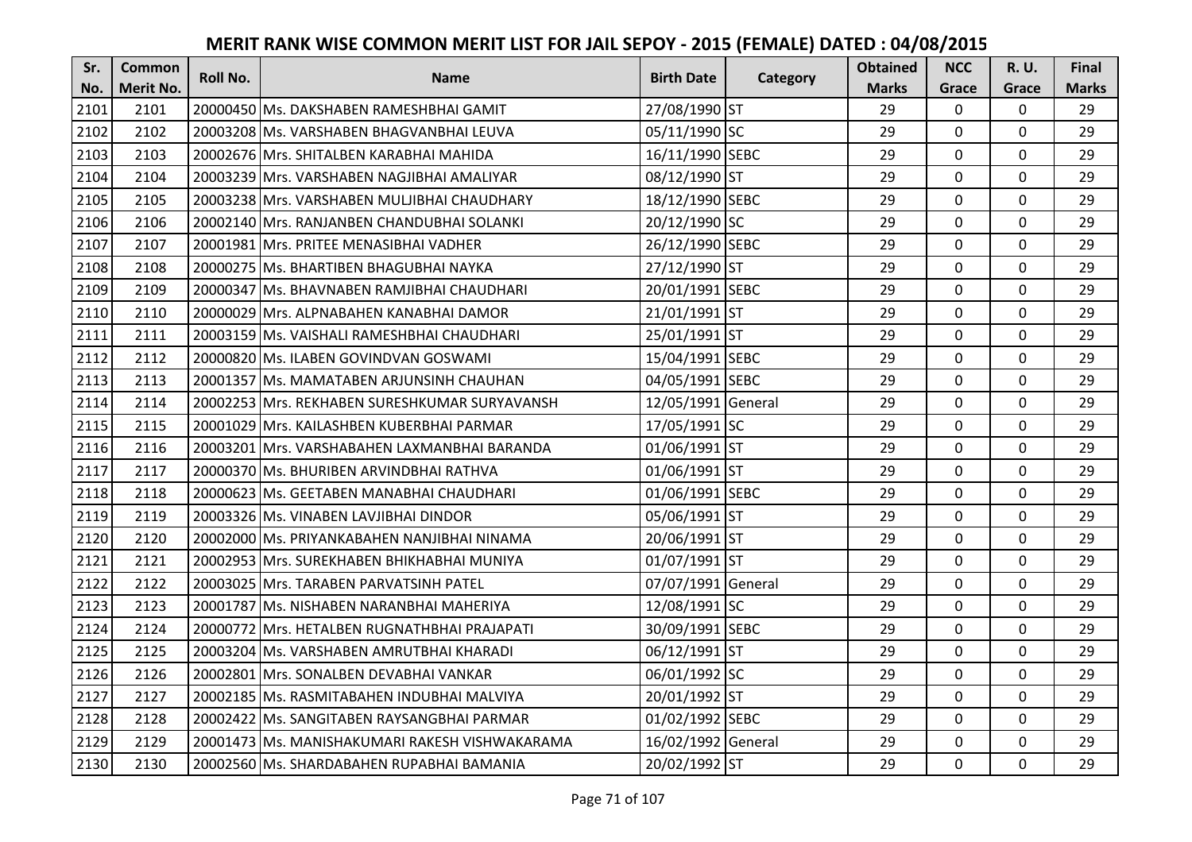# MERIT RANK WISE COMMON MERIT LIST FOR JAIL SEPOY - 2015 (FEMALE) DATED : 04/08/2015

| Sr. No. | Common Merit No. | Roll No. | Name | Birth Date | Category | Obtained Marks | NCC Grace | R. U. Grace | Final Marks |
|---|---|---|---|---|---|---|---|---|---|
| 2101 | 2101 | 20000450 | Ms. DAKSHABEN RAMESHBHAI GAMIT | 27/08/1990 | ST | 29 | 0 | 0 | 29 |
| 2102 | 2102 | 20003208 | Ms. VARSHABEN BHAGVANBHAI LEUVA | 05/11/1990 | SC | 29 | 0 | 0 | 29 |
| 2103 | 2103 | 20002676 | Mrs. SHITALBEN KARABHAI MAHIDA | 16/11/1990 | SEBC | 29 | 0 | 0 | 29 |
| 2104 | 2104 | 20003239 | Mrs. VARSHABEN NAGJIBHAI AMALIYAR | 08/12/1990 | ST | 29 | 0 | 0 | 29 |
| 2105 | 2105 | 20003238 | Mrs. VARSHABEN MULJIBHAI CHAUDHARY | 18/12/1990 | SEBC | 29 | 0 | 0 | 29 |
| 2106 | 2106 | 20002140 | Mrs. RANJANBEN CHANDUBHAI SOLANKI | 20/12/1990 | SC | 29 | 0 | 0 | 29 |
| 2107 | 2107 | 20001981 | Mrs. PRITEE MENASIBHAI VADHER | 26/12/1990 | SEBC | 29 | 0 | 0 | 29 |
| 2108 | 2108 | 20000275 | Ms. BHARTIBEN BHAGUBHAI NAYKA | 27/12/1990 | ST | 29 | 0 | 0 | 29 |
| 2109 | 2109 | 20000347 | Ms. BHAVNABEN RAMJIBHAI CHAUDHARI | 20/01/1991 | SEBC | 29 | 0 | 0 | 29 |
| 2110 | 2110 | 20000029 | Mrs. ALPNABAHEN KANABHAI DAMOR | 21/01/1991 | ST | 29 | 0 | 0 | 29 |
| 2111 | 2111 | 20003159 | Ms. VAISHALI RAMESHBHAI CHAUDHARI | 25/01/1991 | ST | 29 | 0 | 0 | 29 |
| 2112 | 2112 | 20000820 | Ms. ILABEN GOVINDVAN GOSWAMI | 15/04/1991 | SEBC | 29 | 0 | 0 | 29 |
| 2113 | 2113 | 20001357 | Ms. MAMATABEN ARJUNSINH CHAUHAN | 04/05/1991 | SEBC | 29 | 0 | 0 | 29 |
| 2114 | 2114 | 20002253 | Mrs. REKHABEN SURESHKUMAR SURYAVANSH | 12/05/1991 | General | 29 | 0 | 0 | 29 |
| 2115 | 2115 | 20001029 | Mrs. KAILASHBEN KUBERBHAI PARMAR | 17/05/1991 | SC | 29 | 0 | 0 | 29 |
| 2116 | 2116 | 20003201 | Mrs. VARSHABAHEN LAXMANBHAI BARANDA | 01/06/1991 | ST | 29 | 0 | 0 | 29 |
| 2117 | 2117 | 20000370 | Ms. BHURIBEN ARVINDBHAI RATHVA | 01/06/1991 | ST | 29 | 0 | 0 | 29 |
| 2118 | 2118 | 20000623 | Ms. GEETABEN MANABHAI CHAUDHARI | 01/06/1991 | SEBC | 29 | 0 | 0 | 29 |
| 2119 | 2119 | 20003326 | Ms. VINABEN LAVJIBHAI DINDOR | 05/06/1991 | ST | 29 | 0 | 0 | 29 |
| 2120 | 2120 | 20002000 | Ms. PRIYANKABAHEN NANJIBHAI NINAMA | 20/06/1991 | ST | 29 | 0 | 0 | 29 |
| 2121 | 2121 | 20002953 | Mrs. SUREKHABEN BHIKHABHAI MUNIYA | 01/07/1991 | ST | 29 | 0 | 0 | 29 |
| 2122 | 2122 | 20003025 | Mrs. TARABEN PARVATSINH PATEL | 07/07/1991 | General | 29 | 0 | 0 | 29 |
| 2123 | 2123 | 20001787 | Ms. NISHABEN NARANBHAI MAHERIYA | 12/08/1991 | SC | 29 | 0 | 0 | 29 |
| 2124 | 2124 | 20000772 | Mrs. HETALBEN RUGNATHBHAI PRAJAPATI | 30/09/1991 | SEBC | 29 | 0 | 0 | 29 |
| 2125 | 2125 | 20003204 | Ms. VARSHABEN AMRUTBHAI KHARADI | 06/12/1991 | ST | 29 | 0 | 0 | 29 |
| 2126 | 2126 | 20002801 | Mrs. SONALBEN DEVABHAI VANKAR | 06/01/1992 | SC | 29 | 0 | 0 | 29 |
| 2127 | 2127 | 20002185 | Ms. RASMITABAHEN INDUBHAI MALVIYA | 20/01/1992 | ST | 29 | 0 | 0 | 29 |
| 2128 | 2128 | 20002422 | Ms. SANGITABEN RAYSANGBHAI PARMAR | 01/02/1992 | SEBC | 29 | 0 | 0 | 29 |
| 2129 | 2129 | 20001473 | Ms. MANISHAKUMARI RAKESH VISHWAKARAMA | 16/02/1992 | General | 29 | 0 | 0 | 29 |
| 2130 | 2130 | 20002560 | Ms. SHARDABAHEN RUPABHAI BAMANIA | 20/02/1992 | ST | 29 | 0 | 0 | 29 |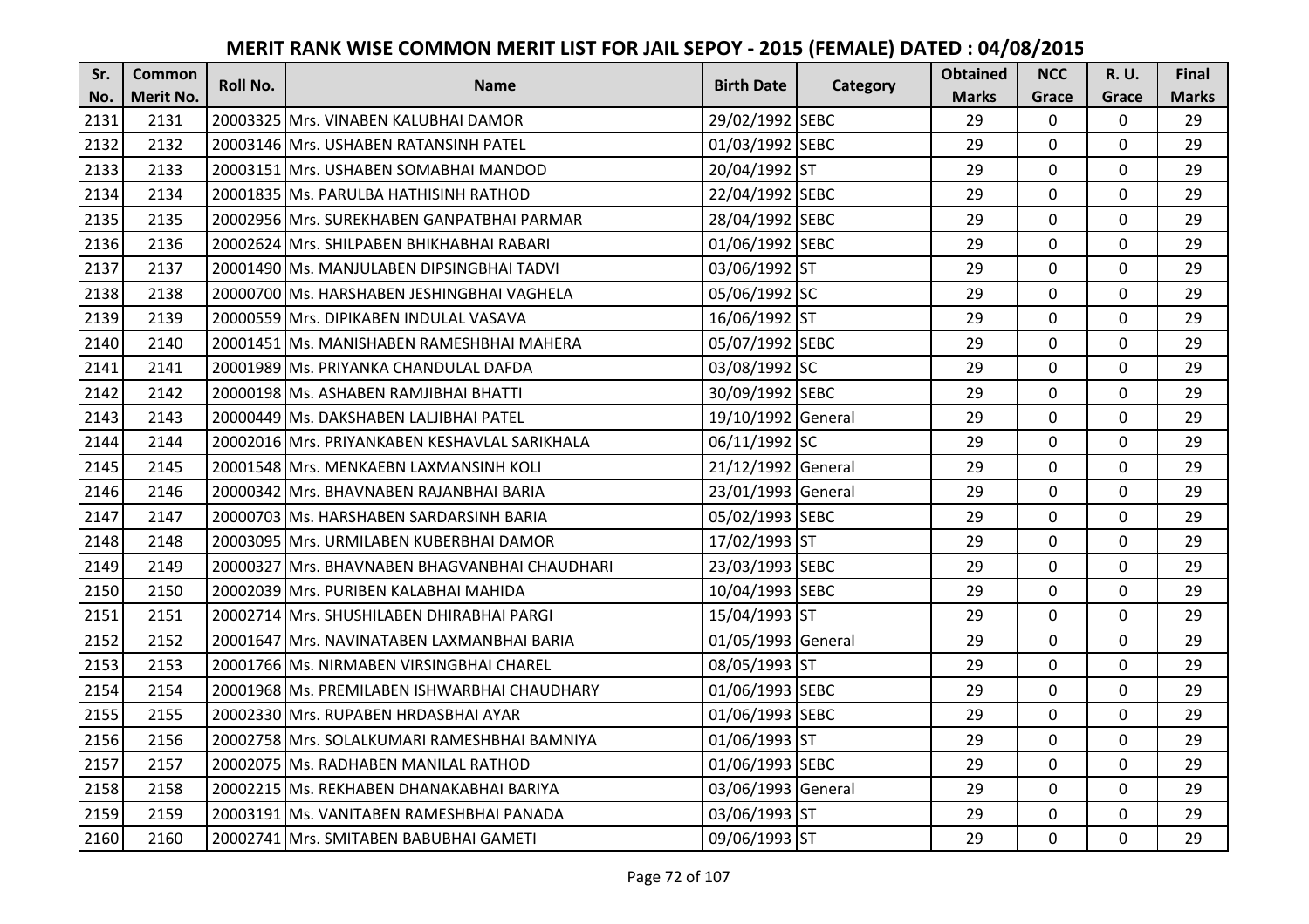# MERIT RANK WISE COMMON MERIT LIST FOR JAIL SEPOY - 2015 (FEMALE) DATED : 04/08/2015

| Sr. No. | Common Merit No. | Roll No. | Name | Birth Date | Category | Obtained Marks | NCC Grace | R. U. Grace | Final Marks |
|---|---|---|---|---|---|---|---|---|---|
| 2131 | 2131 | 20003325 | Mrs. VINABEN KALUBHAI DAMOR | 29/02/1992 | SEBC | 29 | 0 | 0 | 29 |
| 2132 | 2132 | 20003146 | Mrs. USHABEN RATANSINH PATEL | 01/03/1992 | SEBC | 29 | 0 | 0 | 29 |
| 2133 | 2133 | 20003151 | Mrs. USHABEN SOMABHAI MANDOD | 20/04/1992 | ST | 29 | 0 | 0 | 29 |
| 2134 | 2134 | 20001835 | Ms. PARULBA HATHISINH RATHOD | 22/04/1992 | SEBC | 29 | 0 | 0 | 29 |
| 2135 | 2135 | 20002956 | Mrs. SUREKHABEN GANPATBHAI PARMAR | 28/04/1992 | SEBC | 29 | 0 | 0 | 29 |
| 2136 | 2136 | 20002624 | Mrs. SHILPABEN BHIKHABHAI RABARI | 01/06/1992 | SEBC | 29 | 0 | 0 | 29 |
| 2137 | 2137 | 20001490 | Ms. MANJULABEN DIPSINGBHAI TADVI | 03/06/1992 | ST | 29 | 0 | 0 | 29 |
| 2138 | 2138 | 20000700 | Ms. HARSHABEN JESHINGBHAI VAGHELA | 05/06/1992 | SC | 29 | 0 | 0 | 29 |
| 2139 | 2139 | 20000559 | Mrs. DIPIKABEN INDULAL VASAVA | 16/06/1992 | ST | 29 | 0 | 0 | 29 |
| 2140 | 2140 | 20001451 | Ms. MANISHABEN RAMESHBHAI MAHERA | 05/07/1992 | SEBC | 29 | 0 | 0 | 29 |
| 2141 | 2141 | 20001989 | Ms. PRIYANKA CHANDULAL DAFDA | 03/08/1992 | SC | 29 | 0 | 0 | 29 |
| 2142 | 2142 | 20000198 | Ms. ASHABEN RAMJIBHAI BHATTI | 30/09/1992 | SEBC | 29 | 0 | 0 | 29 |
| 2143 | 2143 | 20000449 | Ms. DAKSHABEN LALJIBHAI PATEL | 19/10/1992 | General | 29 | 0 | 0 | 29 |
| 2144 | 2144 | 20002016 | Mrs. PRIYANKABEN KESHAVLAL SARIKHALA | 06/11/1992 | SC | 29 | 0 | 0 | 29 |
| 2145 | 2145 | 20001548 | Mrs. MENKAEBN LAXMANSINH KOLI | 21/12/1992 | General | 29 | 0 | 0 | 29 |
| 2146 | 2146 | 20000342 | Mrs. BHAVNABEN RAJANBHAI BARIA | 23/01/1993 | General | 29 | 0 | 0 | 29 |
| 2147 | 2147 | 20000703 | Ms. HARSHABEN SARDARSINH BARIA | 05/02/1993 | SEBC | 29 | 0 | 0 | 29 |
| 2148 | 2148 | 20003095 | Mrs. URMILABEN KUBERBHAI DAMOR | 17/02/1993 | ST | 29 | 0 | 0 | 29 |
| 2149 | 2149 | 20000327 | Mrs. BHAVNABEN BHAGVANBHAI CHAUDHARI | 23/03/1993 | SEBC | 29 | 0 | 0 | 29 |
| 2150 | 2150 | 20002039 | Mrs. PURIBEN KALABHAI MAHIDA | 10/04/1993 | SEBC | 29 | 0 | 0 | 29 |
| 2151 | 2151 | 20002714 | Mrs. SHUSHILABEN DHIRABHAI PARGI | 15/04/1993 | ST | 29 | 0 | 0 | 29 |
| 2152 | 2152 | 20001647 | Mrs. NAVINATABEN LAXMANBHAI BARIA | 01/05/1993 | General | 29 | 0 | 0 | 29 |
| 2153 | 2153 | 20001766 | Ms. NIRMABEN VIRSINGBHAI CHAREL | 08/05/1993 | ST | 29 | 0 | 0 | 29 |
| 2154 | 2154 | 20001968 | Ms. PREMILABEN ISHWARBHAI CHAUDHARY | 01/06/1993 | SEBC | 29 | 0 | 0 | 29 |
| 2155 | 2155 | 20002330 | Mrs. RUPABEN HRDASBHAI AYAR | 01/06/1993 | SEBC | 29 | 0 | 0 | 29 |
| 2156 | 2156 | 20002758 | Mrs. SOLALKUMARI RAMESHBHAI BAMNIYA | 01/06/1993 | ST | 29 | 0 | 0 | 29 |
| 2157 | 2157 | 20002075 | Ms. RADHABEN MANILAL RATHOD | 01/06/1993 | SEBC | 29 | 0 | 0 | 29 |
| 2158 | 2158 | 20002215 | Ms. REKHABEN DHANAKABHAI BARIYA | 03/06/1993 | General | 29 | 0 | 0 | 29 |
| 2159 | 2159 | 20003191 | Ms. VANITABEN RAMESHBHAI PANADA | 03/06/1993 | ST | 29 | 0 | 0 | 29 |
| 2160 | 2160 | 20002741 | Mrs. SMITABEN BABUBHAI GAMETI | 09/06/1993 | ST | 29 | 0 | 0 | 29 |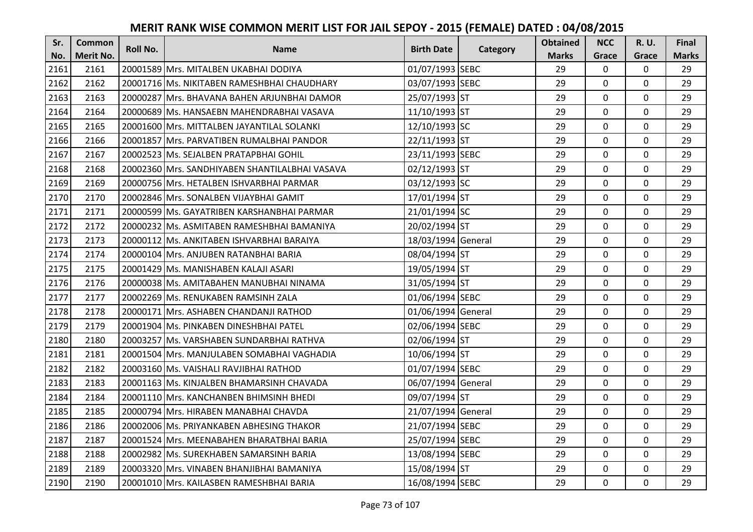# MERIT RANK WISE COMMON MERIT LIST FOR JAIL SEPOY - 2015 (FEMALE) DATED : 04/08/2015

| Sr. No. | Common Merit No. | Roll No. | Name | Birth Date | Category | Obtained Marks | NCC Grace | R. U. Grace | Final Marks |
|---|---|---|---|---|---|---|---|---|---|
| 2161 | 2161 | 20001589 | Mrs. MITALBEN UKABHAI DODIYA | 01/07/1993 | SEBC | 29 | 0 | 0 | 29 |
| 2162 | 2162 | 20001716 | Ms. NIKITABEN RAMESHBHAI CHAUDHARY | 03/07/1993 | SEBC | 29 | 0 | 0 | 29 |
| 2163 | 2163 | 20000287 | Mrs. BHAVANA BAHEN ARJUNBHAI DAMOR | 25/07/1993 | ST | 29 | 0 | 0 | 29 |
| 2164 | 2164 | 20000689 | Ms. HANSAEBN MAHENDRABHAI VASAVA | 11/10/1993 | ST | 29 | 0 | 0 | 29 |
| 2165 | 2165 | 20001600 | Mrs. MITTALBEN JAYANTILAL SOLANKI | 12/10/1993 | SC | 29 | 0 | 0 | 29 |
| 2166 | 2166 | 20001857 | Mrs. PARVATIBEN RUMALBHAI PANDOR | 22/11/1993 | ST | 29 | 0 | 0 | 29 |
| 2167 | 2167 | 20002523 | Ms. SEJALBEN PRATAPBHAI GOHIL | 23/11/1993 | SEBC | 29 | 0 | 0 | 29 |
| 2168 | 2168 | 20002360 | Mrs. SANDHIYABEN SHANTILALBHAI VASAVA | 02/12/1993 | ST | 29 | 0 | 0 | 29 |
| 2169 | 2169 | 20000756 | Mrs. HETALBEN ISHVARBHAI PARMAR | 03/12/1993 | SC | 29 | 0 | 0 | 29 |
| 2170 | 2170 | 20002846 | Mrs. SONALBEN VIJAYBHAI GAMIT | 17/01/1994 | ST | 29 | 0 | 0 | 29 |
| 2171 | 2171 | 20000599 | Ms. GAYATRIBEN KARSHANBHAI PARMAR | 21/01/1994 | SC | 29 | 0 | 0 | 29 |
| 2172 | 2172 | 20000232 | Ms. ASMITABEN RAMESHBHAI BAMANIYA | 20/02/1994 | ST | 29 | 0 | 0 | 29 |
| 2173 | 2173 | 20000112 | Ms. ANKITABEN ISHVARBHAI BARAIYA | 18/03/1994 | General | 29 | 0 | 0 | 29 |
| 2174 | 2174 | 20000104 | Mrs. ANJUBEN RATANBHAI BARIA | 08/04/1994 | ST | 29 | 0 | 0 | 29 |
| 2175 | 2175 | 20001429 | Ms. MANISHABEN KALAJI ASARI | 19/05/1994 | ST | 29 | 0 | 0 | 29 |
| 2176 | 2176 | 20000038 | Ms. AMITABAHEN MANUBHAI NINAMA | 31/05/1994 | ST | 29 | 0 | 0 | 29 |
| 2177 | 2177 | 20002269 | Ms. RENUKABEN RAMSINH ZALA | 01/06/1994 | SEBC | 29 | 0 | 0 | 29 |
| 2178 | 2178 | 20000171 | Mrs. ASHABEN CHANDANJI RATHOD | 01/06/1994 | General | 29 | 0 | 0 | 29 |
| 2179 | 2179 | 20001904 | Ms. PINKABEN DINESHBHAI PATEL | 02/06/1994 | SEBC | 29 | 0 | 0 | 29 |
| 2180 | 2180 | 20003257 | Ms. VARSHABEN SUNDARBHAI RATHVA | 02/06/1994 | ST | 29 | 0 | 0 | 29 |
| 2181 | 2181 | 20001504 | Mrs. MANJULABEN SOMABHAI VAGHADIA | 10/06/1994 | ST | 29 | 0 | 0 | 29 |
| 2182 | 2182 | 20003160 | Ms. VAISHALI RAVJIBHAI RATHOD | 01/07/1994 | SEBC | 29 | 0 | 0 | 29 |
| 2183 | 2183 | 20001163 | Ms. KINJALBEN BHAMARSINH CHAVADA | 06/07/1994 | General | 29 | 0 | 0 | 29 |
| 2184 | 2184 | 20001110 | Mrs. KANCHANBEN BHIMSINH BHEDI | 09/07/1994 | ST | 29 | 0 | 0 | 29 |
| 2185 | 2185 | 20000794 | Mrs. HIRABEN MANABHAI CHAVDA | 21/07/1994 | General | 29 | 0 | 0 | 29 |
| 2186 | 2186 | 20002006 | Ms. PRIYANKABEN ABHESING THAKOR | 21/07/1994 | SEBC | 29 | 0 | 0 | 29 |
| 2187 | 2187 | 20001524 | Mrs. MEENABAHEN BHARATBHAI BARIA | 25/07/1994 | SEBC | 29 | 0 | 0 | 29 |
| 2188 | 2188 | 20002982 | Ms. SUREKHABEN SAMARSINH BARIA | 13/08/1994 | SEBC | 29 | 0 | 0 | 29 |
| 2189 | 2189 | 20003320 | Mrs. VINABEN BHANJIBHAI BAMANIYA | 15/08/1994 | ST | 29 | 0 | 0 | 29 |
| 2190 | 2190 | 20001010 | Mrs. KAILASBEN RAMESHBHAI BARIA | 16/08/1994 | SEBC | 29 | 0 | 0 | 29 |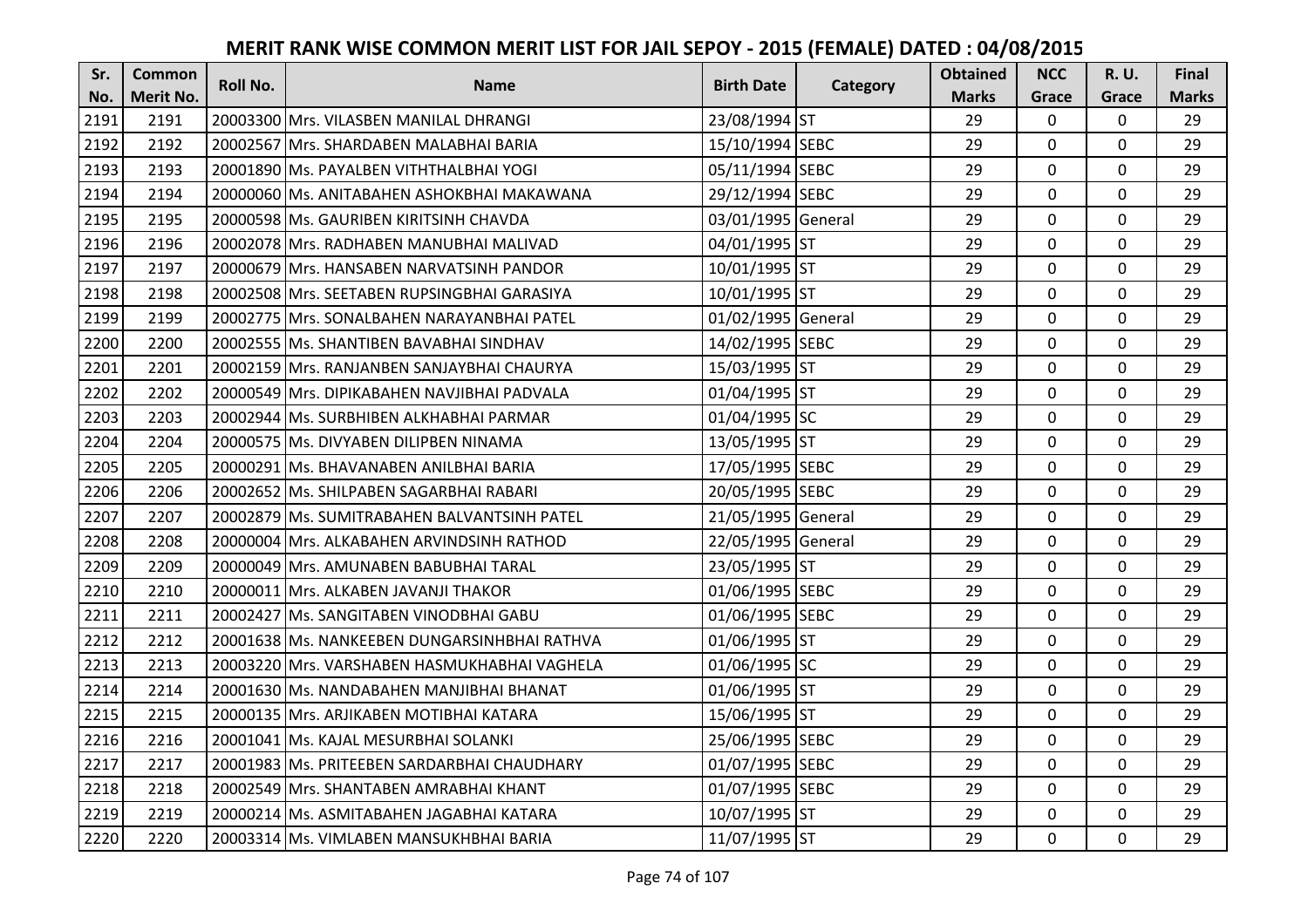# MERIT RANK WISE COMMON MERIT LIST FOR JAIL SEPOY - 2015 (FEMALE) DATED : 04/08/2015

| Sr. No. | Common Merit No. | Roll No. | Name | Birth Date | Category | Obtained Marks | NCC Grace | R. U. Grace | Final Marks |
|---|---|---|---|---|---|---|---|---|---|
| 2191 | 2191 | 20003300 | Mrs. VILASBEN MANILAL DHRANGI | 23/08/1994 | ST | 29 | 0 | 0 | 29 |
| 2192 | 2192 | 20002567 | Mrs. SHARDABEN MALABHAI BARIA | 15/10/1994 | SEBC | 29 | 0 | 0 | 29 |
| 2193 | 2193 | 20001890 | Ms. PAYALBEN VITHTHALBHAI YOGI | 05/11/1994 | SEBC | 29 | 0 | 0 | 29 |
| 2194 | 2194 | 20000060 | Ms. ANITABAHEN ASHOKBHAI MAKAWANA | 29/12/1994 | SEBC | 29 | 0 | 0 | 29 |
| 2195 | 2195 | 20000598 | Ms. GAURIBEN KIRITSINH CHAVDA | 03/01/1995 | General | 29 | 0 | 0 | 29 |
| 2196 | 2196 | 20002078 | Mrs. RADHABEN MANUBHAI MALIVAD | 04/01/1995 | ST | 29 | 0 | 0 | 29 |
| 2197 | 2197 | 20000679 | Mrs. HANSABEN NARVATSINH PANDOR | 10/01/1995 | ST | 29 | 0 | 0 | 29 |
| 2198 | 2198 | 20002508 | Mrs. SEETABEN RUPSINGBHAI GARASIYA | 10/01/1995 | ST | 29 | 0 | 0 | 29 |
| 2199 | 2199 | 20002775 | Mrs. SONALBAHEN NARAYANBHAI PATEL | 01/02/1995 | General | 29 | 0 | 0 | 29 |
| 2200 | 2200 | 20002555 | Ms. SHANTIBEN BAVABHAI SINDHAV | 14/02/1995 | SEBC | 29 | 0 | 0 | 29 |
| 2201 | 2201 | 20002159 | Mrs. RANJANBEN SANJAYBHAI CHAURYA | 15/03/1995 | ST | 29 | 0 | 0 | 29 |
| 2202 | 2202 | 20000549 | Mrs. DIPIKABAHEN NAVJIBHAI PADVALA | 01/04/1995 | ST | 29 | 0 | 0 | 29 |
| 2203 | 2203 | 20002944 | Ms. SURBHIBEN ALKHABHAI PARMAR | 01/04/1995 | SC | 29 | 0 | 0 | 29 |
| 2204 | 2204 | 20000575 | Ms. DIVYABEN DILIPBEN NINAMA | 13/05/1995 | ST | 29 | 0 | 0 | 29 |
| 2205 | 2205 | 20000291 | Ms. BHAVANABEN ANILBHAI BARIA | 17/05/1995 | SEBC | 29 | 0 | 0 | 29 |
| 2206 | 2206 | 20002652 | Ms. SHILPABEN SAGARBHAI RABARI | 20/05/1995 | SEBC | 29 | 0 | 0 | 29 |
| 2207 | 2207 | 20002879 | Ms. SUMITRABAHEN BALVANTSINH PATEL | 21/05/1995 | General | 29 | 0 | 0 | 29 |
| 2208 | 2208 | 20000004 | Mrs. ALKABAHEN ARVINDSINH RATHOD | 22/05/1995 | General | 29 | 0 | 0 | 29 |
| 2209 | 2209 | 20000049 | Mrs. AMUNABEN BABUBHAI TARAL | 23/05/1995 | ST | 29 | 0 | 0 | 29 |
| 2210 | 2210 | 20000011 | Mrs. ALKABEN JAVANJI THAKOR | 01/06/1995 | SEBC | 29 | 0 | 0 | 29 |
| 2211 | 2211 | 20002427 | Ms. SANGITABEN VINODBHAI GABU | 01/06/1995 | SEBC | 29 | 0 | 0 | 29 |
| 2212 | 2212 | 20001638 | Ms. NANKEEBEN DUNGARSINHBHAI RATHVA | 01/06/1995 | ST | 29 | 0 | 0 | 29 |
| 2213 | 2213 | 20003220 | Mrs. VARSHABEN HASMUKHABHAI VAGHELA | 01/06/1995 | SC | 29 | 0 | 0 | 29 |
| 2214 | 2214 | 20001630 | Ms. NANDABAHEN MANJIBHAI BHANAT | 01/06/1995 | ST | 29 | 0 | 0 | 29 |
| 2215 | 2215 | 20000135 | Mrs. ARJIKABEN MOTIBHAI KATARA | 15/06/1995 | ST | 29 | 0 | 0 | 29 |
| 2216 | 2216 | 20001041 | Ms. KAJAL MESURBHAI SOLANKI | 25/06/1995 | SEBC | 29 | 0 | 0 | 29 |
| 2217 | 2217 | 20001983 | Ms. PRITEEBEN SARDARBHAI CHAUDHARY | 01/07/1995 | SEBC | 29 | 0 | 0 | 29 |
| 2218 | 2218 | 20002549 | Mrs. SHANTABEN AMRABHAI KHANT | 01/07/1995 | SEBC | 29 | 0 | 0 | 29 |
| 2219 | 2219 | 20000214 | Ms. ASMITABAHEN JAGABHAI KATARA | 10/07/1995 | ST | 29 | 0 | 0 | 29 |
| 2220 | 2220 | 20003314 | Ms. VIMLABEN MANSUKHBHAI BARIA | 11/07/1995 | ST | 29 | 0 | 0 | 29 |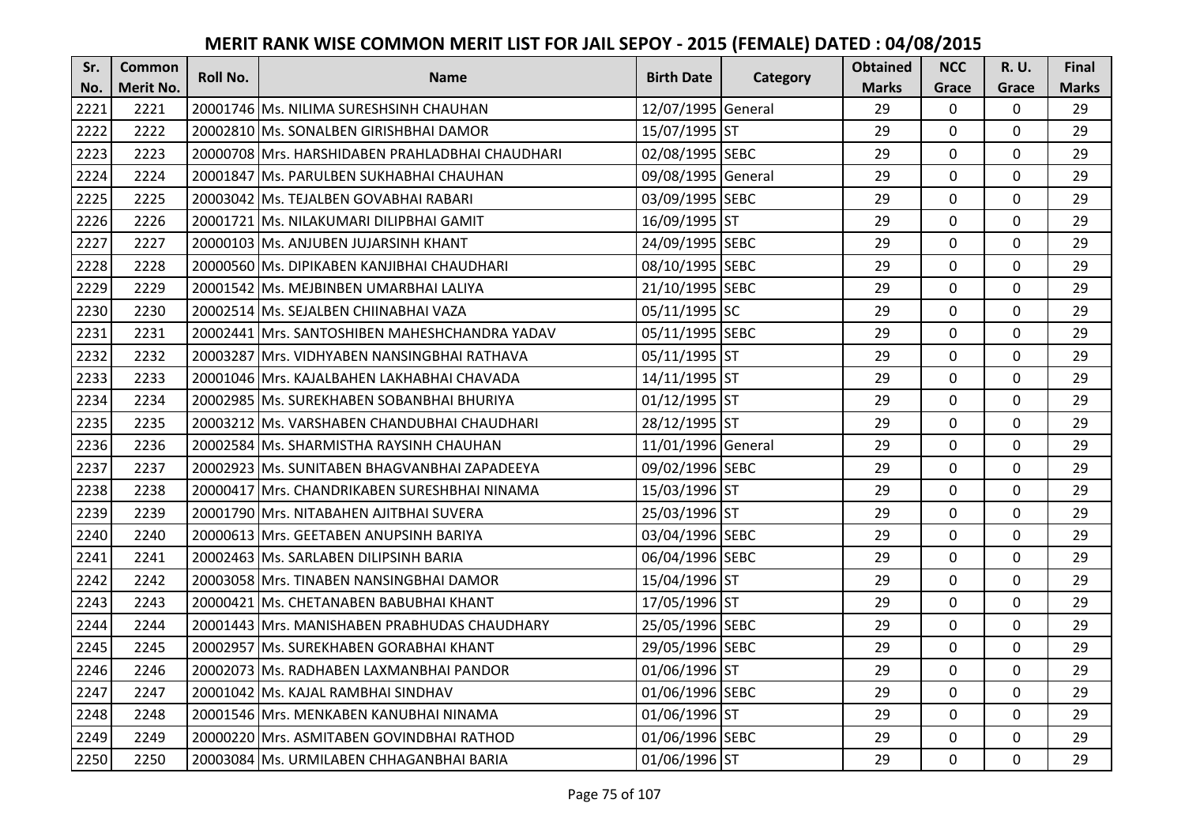# MERIT RANK WISE COMMON MERIT LIST FOR JAIL SEPOY - 2015 (FEMALE) DATED : 04/08/2015

| Sr. No. | Common Merit No. | Roll No. | Name | Birth Date | Category | Obtained Marks | NCC Grace | R. U. Grace | Final Marks |
|---|---|---|---|---|---|---|---|---|---|
| 2221 | 2221 | 20001746 | Ms. NILIMA SURESHSINH CHAUHAN | 12/07/1995 | General | 29 | 0 | 0 | 29 |
| 2222 | 2222 | 20002810 | Ms. SONALBEN GIRISHBHAI DAMOR | 15/07/1995 | ST | 29 | 0 | 0 | 29 |
| 2223 | 2223 | 20000708 | Mrs. HARSHIDABEN PRAHLADBHAI CHAUDHARI | 02/08/1995 | SEBC | 29 | 0 | 0 | 29 |
| 2224 | 2224 | 20001847 | Ms. PARULBEN SUKHABHAI CHAUHAN | 09/08/1995 | General | 29 | 0 | 0 | 29 |
| 2225 | 2225 | 20003042 | Ms. TEJALBEN GOVABHAI RABARI | 03/09/1995 | SEBC | 29 | 0 | 0 | 29 |
| 2226 | 2226 | 20001721 | Ms. NILAKUMARI DILIPBHAI GAMIT | 16/09/1995 | ST | 29 | 0 | 0 | 29 |
| 2227 | 2227 | 20000103 | Ms. ANJUBEN JUJARSINH KHANT | 24/09/1995 | SEBC | 29 | 0 | 0 | 29 |
| 2228 | 2228 | 20000560 | Ms. DIPIKABEN KANJIBHAI CHAUDHARI | 08/10/1995 | SEBC | 29 | 0 | 0 | 29 |
| 2229 | 2229 | 20001542 | Ms. MEJBINBEN UMARBHAI LALIYA | 21/10/1995 | SEBC | 29 | 0 | 0 | 29 |
| 2230 | 2230 | 20002514 | Ms. SEJALBEN CHIINABHAI VAZA | 05/11/1995 | SC | 29 | 0 | 0 | 29 |
| 2231 | 2231 | 20002441 | Mrs. SANTOSHIBEN MAHESHCHANDRA YADAV | 05/11/1995 | SEBC | 29 | 0 | 0 | 29 |
| 2232 | 2232 | 20003287 | Mrs. VIDHYABEN NANSINGBHAI RATHAVA | 05/11/1995 | ST | 29 | 0 | 0 | 29 |
| 2233 | 2233 | 20001046 | Mrs. KAJALBAHEN LAKHABHAI CHAVADA | 14/11/1995 | ST | 29 | 0 | 0 | 29 |
| 2234 | 2234 | 20002985 | Ms. SUREKHABEN SOBANBHAI BHURIYA | 01/12/1995 | ST | 29 | 0 | 0 | 29 |
| 2235 | 2235 | 20003212 | Ms. VARSHABEN CHANDUBHAI CHAUDHARI | 28/12/1995 | ST | 29 | 0 | 0 | 29 |
| 2236 | 2236 | 20002584 | Ms. SHARMISTHA RAYSINH CHAUHAN | 11/01/1996 | General | 29 | 0 | 0 | 29 |
| 2237 | 2237 | 20002923 | Ms. SUNITABEN BHAGVANBHAI ZAPADEEYA | 09/02/1996 | SEBC | 29 | 0 | 0 | 29 |
| 2238 | 2238 | 20000417 | Mrs. CHANDRIKABEN SURESHBHAI NINAMA | 15/03/1996 | ST | 29 | 0 | 0 | 29 |
| 2239 | 2239 | 20001790 | Mrs. NITABAHEN AJITBHAI SUVERA | 25/03/1996 | ST | 29 | 0 | 0 | 29 |
| 2240 | 2240 | 20000613 | Mrs. GEETABEN ANUPSINH BARIYA | 03/04/1996 | SEBC | 29 | 0 | 0 | 29 |
| 2241 | 2241 | 20002463 | Ms. SARLABEN DILIPSINH BARIA | 06/04/1996 | SEBC | 29 | 0 | 0 | 29 |
| 2242 | 2242 | 20003058 | Mrs. TINABEN NANSINGBHAI DAMOR | 15/04/1996 | ST | 29 | 0 | 0 | 29 |
| 2243 | 2243 | 20000421 | Ms. CHETANABEN BABUBHAI KHANT | 17/05/1996 | ST | 29 | 0 | 0 | 29 |
| 2244 | 2244 | 20001443 | Mrs. MANISHABEN PRABHUDAS CHAUDHARY | 25/05/1996 | SEBC | 29 | 0 | 0 | 29 |
| 2245 | 2245 | 20002957 | Ms. SUREKHABEN GORABHAI KHANT | 29/05/1996 | SEBC | 29 | 0 | 0 | 29 |
| 2246 | 2246 | 20002073 | Ms. RADHABEN LAXMANBHAI PANDOR | 01/06/1996 | ST | 29 | 0 | 0 | 29 |
| 2247 | 2247 | 20001042 | Ms. KAJAL RAMBHAI SINDHAV | 01/06/1996 | SEBC | 29 | 0 | 0 | 29 |
| 2248 | 2248 | 20001546 | Mrs. MENKABEN KANUBHAI NINAMA | 01/06/1996 | ST | 29 | 0 | 0 | 29 |
| 2249 | 2249 | 20000220 | Mrs. ASMITABEN GOVINDBHAI RATHOD | 01/06/1996 | SEBC | 29 | 0 | 0 | 29 |
| 2250 | 2250 | 20003084 | Ms. URMILABEN CHHAGANBHAI BARIA | 01/06/1996 | ST | 29 | 0 | 0 | 29 |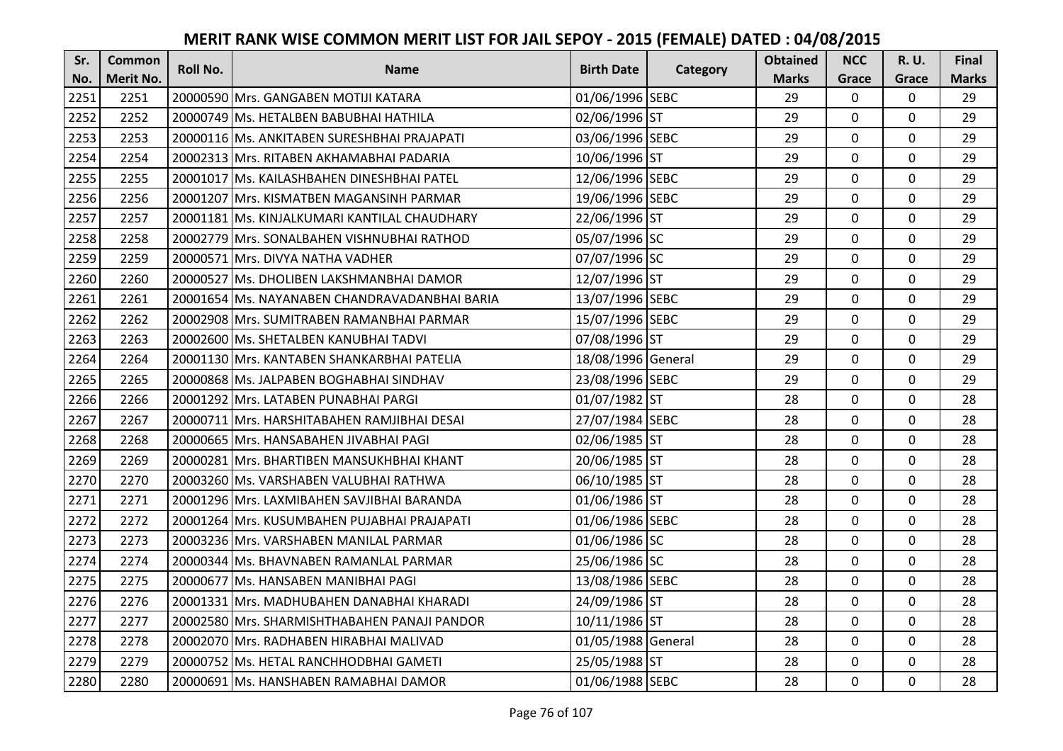# MERIT RANK WISE COMMON MERIT LIST FOR JAIL SEPOY - 2015 (FEMALE) DATED : 04/08/2015

| Sr. No. | Common Merit No. | Roll No. | Name | Birth Date | Category | Obtained Marks | NCC Grace | R. U. Grace | Final Marks |
|---|---|---|---|---|---|---|---|---|---|
| 2251 | 2251 | 20000590 | Mrs. GANGABEN MOTIJI KATARA | 01/06/1996 | SEBC | 29 | 0 | 0 | 29 |
| 2252 | 2252 | 20000749 | Ms. HETALBEN BABUBHAI HATHILA | 02/06/1996 | ST | 29 | 0 | 0 | 29 |
| 2253 | 2253 | 20000116 | Ms. ANKITABEN SURESHBHAI PRAJAPATI | 03/06/1996 | SEBC | 29 | 0 | 0 | 29 |
| 2254 | 2254 | 20002313 | Mrs. RITABEN AKHAMABHAI PADARIA | 10/06/1996 | ST | 29 | 0 | 0 | 29 |
| 2255 | 2255 | 20001017 | Ms. KAILASHBAHEN DINESHBHAI PATEL | 12/06/1996 | SEBC | 29 | 0 | 0 | 29 |
| 2256 | 2256 | 20001207 | Mrs. KISMATBEN MAGANSINH PARMAR | 19/06/1996 | SEBC | 29 | 0 | 0 | 29 |
| 2257 | 2257 | 20001181 | Ms. KINJALKUMARI KANTILAL CHAUDHARY | 22/06/1996 | ST | 29 | 0 | 0 | 29 |
| 2258 | 2258 | 20002779 | Mrs. SONALBAHEN VISHNUBHAI RATHOD | 05/07/1996 | SC | 29 | 0 | 0 | 29 |
| 2259 | 2259 | 20000571 | Mrs. DIVYA NATHA VADHER | 07/07/1996 | SC | 29 | 0 | 0 | 29 |
| 2260 | 2260 | 20000527 | Ms. DHOLIBEN LAKSHMANBHAI DAMOR | 12/07/1996 | ST | 29 | 0 | 0 | 29 |
| 2261 | 2261 | 20001654 | Ms. NAYANABEN CHANDRAVADANBHAI BARIA | 13/07/1996 | SEBC | 29 | 0 | 0 | 29 |
| 2262 | 2262 | 20002908 | Mrs. SUMITRABEN RAMANBHAI PARMAR | 15/07/1996 | SEBC | 29 | 0 | 0 | 29 |
| 2263 | 2263 | 20002600 | Ms. SHETALBEN KANUBHAI TADVI | 07/08/1996 | ST | 29 | 0 | 0 | 29 |
| 2264 | 2264 | 20001130 | Mrs. KANTABEN SHANKARBHAI PATELIA | 18/08/1996 | General | 29 | 0 | 0 | 29 |
| 2265 | 2265 | 20000868 | Ms. JALPABEN BOGHABHAI SINDHAV | 23/08/1996 | SEBC | 29 | 0 | 0 | 29 |
| 2266 | 2266 | 20001292 | Mrs. LATABEN PUNABHAI PARGI | 01/07/1982 | ST | 28 | 0 | 0 | 28 |
| 2267 | 2267 | 20000711 | Mrs. HARSHITABAHEN RAMJIBHAI DESAI | 27/07/1984 | SEBC | 28 | 0 | 0 | 28 |
| 2268 | 2268 | 20000665 | Mrs. HANSABAHEN JIVABHAI PAGI | 02/06/1985 | ST | 28 | 0 | 0 | 28 |
| 2269 | 2269 | 20000281 | Mrs. BHARTIBEN MANSUKHBHAI KHANT | 20/06/1985 | ST | 28 | 0 | 0 | 28 |
| 2270 | 2270 | 20003260 | Ms. VARSHABEN VALUBHAI RATHWA | 06/10/1985 | ST | 28 | 0 | 0 | 28 |
| 2271 | 2271 | 20001296 | Mrs. LAXMIBAHEN SAVJIBHAI BARANDA | 01/06/1986 | ST | 28 | 0 | 0 | 28 |
| 2272 | 2272 | 20001264 | Mrs. KUSUMBAHEN PUJABHAI PRAJAPATI | 01/06/1986 | SEBC | 28 | 0 | 0 | 28 |
| 2273 | 2273 | 20003236 | Mrs. VARSHABEN MANILAL PARMAR | 01/06/1986 | SC | 28 | 0 | 0 | 28 |
| 2274 | 2274 | 20000344 | Ms. BHAVNABEN RAMANLAL PARMAR | 25/06/1986 | SC | 28 | 0 | 0 | 28 |
| 2275 | 2275 | 20000677 | Ms. HANSABEN MANIBHAI PAGI | 13/08/1986 | SEBC | 28 | 0 | 0 | 28 |
| 2276 | 2276 | 20001331 | Mrs. MADHUBAHEN DANABHAI KHARADI | 24/09/1986 | ST | 28 | 0 | 0 | 28 |
| 2277 | 2277 | 20002580 | Mrs. SHARMISHTHABAHEN PANAJI PANDOR | 10/11/1986 | ST | 28 | 0 | 0 | 28 |
| 2278 | 2278 | 20002070 | Mrs. RADHABEN HIRABHAI MALIVAD | 01/05/1988 | General | 28 | 0 | 0 | 28 |
| 2279 | 2279 | 20000752 | Ms. HETAL RANCHHODBHAI GAMETI | 25/05/1988 | ST | 28 | 0 | 0 | 28 |
| 2280 | 2280 | 20000691 | Ms. HANSHABEN RAMABHAI DAMOR | 01/06/1988 | SEBC | 28 | 0 | 0 | 28 |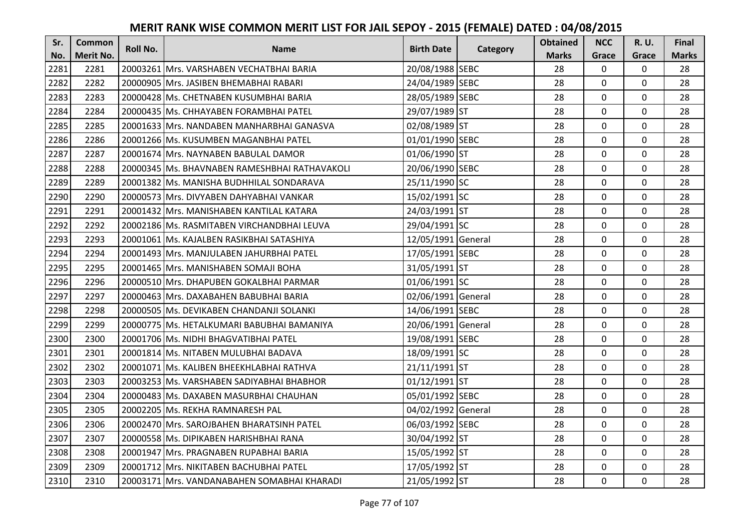# MERIT RANK WISE COMMON MERIT LIST FOR JAIL SEPOY - 2015 (FEMALE) DATED : 04/08/2015

| Sr. No. | Common Merit No. | Roll No. | Name | Birth Date | Category | Obtained Marks | NCC Grace | R. U. Grace | Final Marks |
|---|---|---|---|---|---|---|---|---|---|
| 2281 | 2281 | 20003261 | Mrs. VARSHABEN VECHATBHAI BARIA | 20/08/1988 | SEBC | 28 | 0 | 0 | 28 |
| 2282 | 2282 | 20000905 | Mrs. JASIBEN BHEMABHAI RABARI | 24/04/1989 | SEBC | 28 | 0 | 0 | 28 |
| 2283 | 2283 | 20000428 | Ms. CHETNABEN KUSUMBHAI BARIA | 28/05/1989 | SEBC | 28 | 0 | 0 | 28 |
| 2284 | 2284 | 20000435 | Ms. CHHAYABEN FORAMBHAI PATEL | 29/07/1989 | ST | 28 | 0 | 0 | 28 |
| 2285 | 2285 | 20001633 | Mrs. NANDABEN MANHARBHAI GANASVA | 02/08/1989 | ST | 28 | 0 | 0 | 28 |
| 2286 | 2286 | 20001266 | Ms. KUSUMBEN MAGANBHAI PATEL | 01/01/1990 | SEBC | 28 | 0 | 0 | 28 |
| 2287 | 2287 | 20001674 | Mrs. NAYNABEN BABULAL DAMOR | 01/06/1990 | ST | 28 | 0 | 0 | 28 |
| 2288 | 2288 | 20000345 | Ms. BHAVNABEN RAMESHBHAI RATHAVAKOLI | 20/06/1990 | SEBC | 28 | 0 | 0 | 28 |
| 2289 | 2289 | 20001382 | Ms. MANISHA BUDHHILAL SONDARAVA | 25/11/1990 | SC | 28 | 0 | 0 | 28 |
| 2290 | 2290 | 20000573 | Mrs. DIVYABEN DAHYABHAI VANKAR | 15/02/1991 | SC | 28 | 0 | 0 | 28 |
| 2291 | 2291 | 20001432 | Mrs. MANISHABEN KANTILAL KATARA | 24/03/1991 | ST | 28 | 0 | 0 | 28 |
| 2292 | 2292 | 20002186 | Ms. RASMITABEN VIRCHANDBHAI LEUVA | 29/04/1991 | SC | 28 | 0 | 0 | 28 |
| 2293 | 2293 | 20001061 | Ms. KAJALBEN RASIKBHAI SATASHIYA | 12/05/1991 | General | 28 | 0 | 0 | 28 |
| 2294 | 2294 | 20001493 | Mrs. MANJULABEN JAHURBHAI PATEL | 17/05/1991 | SEBC | 28 | 0 | 0 | 28 |
| 2295 | 2295 | 20001465 | Mrs. MANISHABEN SOMAJI BOHA | 31/05/1991 | ST | 28 | 0 | 0 | 28 |
| 2296 | 2296 | 20000510 | Mrs. DHAPUBEN GOKALBHAI PARMAR | 01/06/1991 | SC | 28 | 0 | 0 | 28 |
| 2297 | 2297 | 20000463 | Mrs. DAXABAHEN BABUBHAI BARIA | 02/06/1991 | General | 28 | 0 | 0 | 28 |
| 2298 | 2298 | 20000505 | Ms. DEVIKABEN CHANDANJI SOLANKI | 14/06/1991 | SEBC | 28 | 0 | 0 | 28 |
| 2299 | 2299 | 20000775 | Ms. HETALKUMARI BABUBHAI BAMANIYA | 20/06/1991 | General | 28 | 0 | 0 | 28 |
| 2300 | 2300 | 20001706 | Ms. NIDHI BHAGVATIBHAI PATEL | 19/08/1991 | SEBC | 28 | 0 | 0 | 28 |
| 2301 | 2301 | 20001814 | Ms. NITABEN MULUBHAI BADAVA | 18/09/1991 | SC | 28 | 0 | 0 | 28 |
| 2302 | 2302 | 20001071 | Ms. KALIBEN BHEEKHLABHAI RATHVA | 21/11/1991 | ST | 28 | 0 | 0 | 28 |
| 2303 | 2303 | 20003253 | Ms. VARSHABEN SADIYABHAI BHABHOR | 01/12/1991 | ST | 28 | 0 | 0 | 28 |
| 2304 | 2304 | 20000483 | Ms. DAXABEN MASURBHAI CHAUHAN | 05/01/1992 | SEBC | 28 | 0 | 0 | 28 |
| 2305 | 2305 | 20002205 | Ms. REKHA RAMNARESH PAL | 04/02/1992 | General | 28 | 0 | 0 | 28 |
| 2306 | 2306 | 20002470 | Mrs. SAROJBAHEN BHARATSINH PATEL | 06/03/1992 | SEBC | 28 | 0 | 0 | 28 |
| 2307 | 2307 | 20000558 | Ms. DIPIKABEN HARISHBHAI RANA | 30/04/1992 | ST | 28 | 0 | 0 | 28 |
| 2308 | 2308 | 20001947 | Mrs. PRAGNABEN RUPABHAI BARIA | 15/05/1992 | ST | 28 | 0 | 0 | 28 |
| 2309 | 2309 | 20001712 | Mrs. NIKITABEN BACHUBHAI PATEL | 17/05/1992 | ST | 28 | 0 | 0 | 28 |
| 2310 | 2310 | 20003171 | Mrs. VANDANABAHEN SOMABHAI KHARADI | 21/05/1992 | ST | 28 | 0 | 0 | 28 |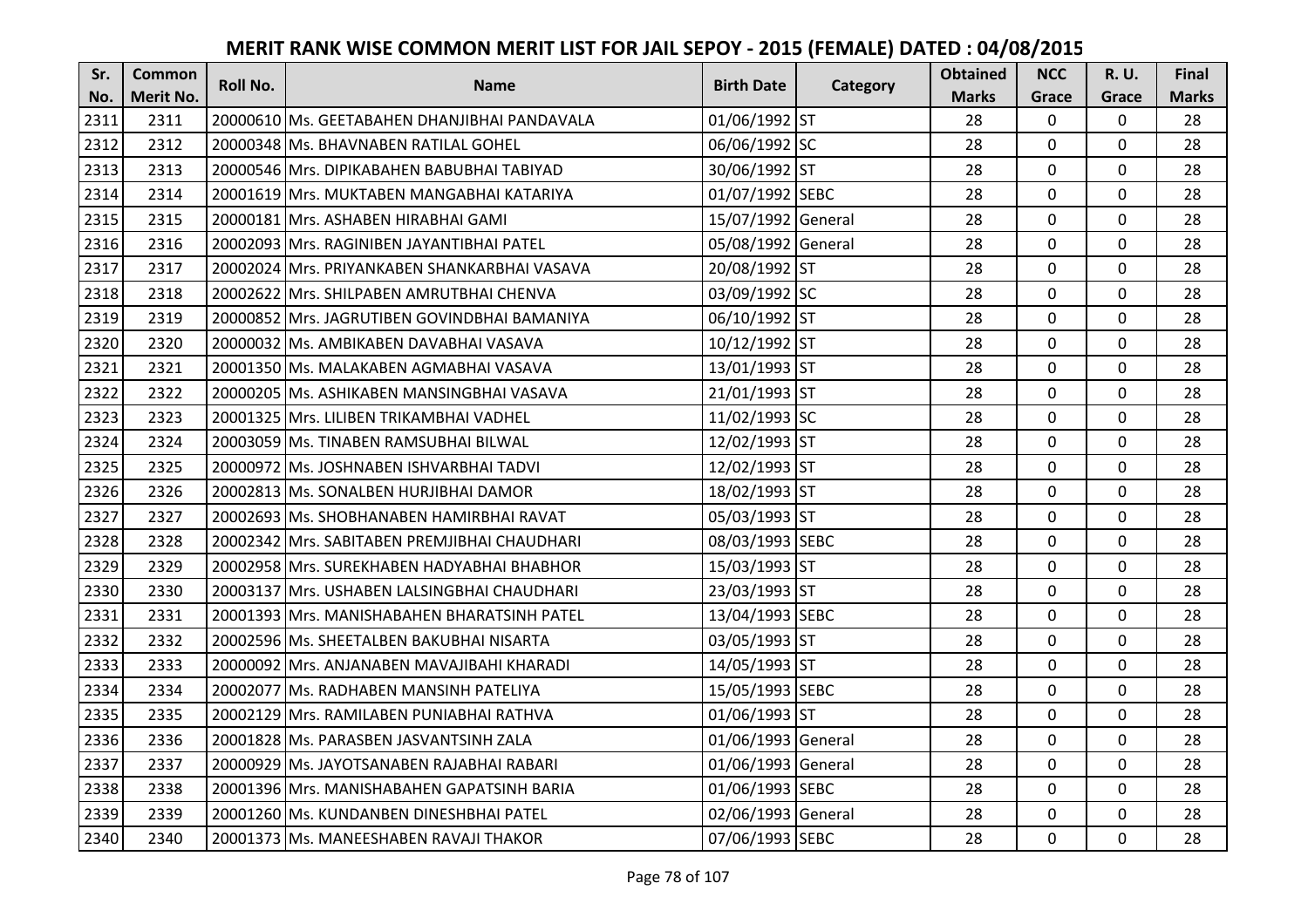# MERIT RANK WISE COMMON MERIT LIST FOR JAIL SEPOY - 2015 (FEMALE) DATED : 04/08/2015

| Sr. No. | Common Merit No. | Roll No. | Name | Birth Date | Category | Obtained Marks | NCC Grace | R. U. Grace | Final Marks |
|---|---|---|---|---|---|---|---|---|---|
| 2311 | 2311 | 20000610 | Ms. GEETABAHEN DHANJIBHAI PANDAVALA | 01/06/1992 | ST | 28 | 0 | 0 | 28 |
| 2312 | 2312 | 20000348 | Ms. BHAVNABEN RATILAL GOHEL | 06/06/1992 | SC | 28 | 0 | 0 | 28 |
| 2313 | 2313 | 20000546 | Mrs. DIPIKABAHEN BABUBHAI TABIYAD | 30/06/1992 | ST | 28 | 0 | 0 | 28 |
| 2314 | 2314 | 20001619 | Mrs. MUKTABEN MANGABHAI KATARIYA | 01/07/1992 | SEBC | 28 | 0 | 0 | 28 |
| 2315 | 2315 | 20000181 | Mrs. ASHABEN HIRABHAI GAMI | 15/07/1992 | General | 28 | 0 | 0 | 28 |
| 2316 | 2316 | 20002093 | Mrs. RAGINIBEN JAYANTIBHAI PATEL | 05/08/1992 | General | 28 | 0 | 0 | 28 |
| 2317 | 2317 | 20002024 | Mrs. PRIYANKABEN SHANKARBHAI VASAVA | 20/08/1992 | ST | 28 | 0 | 0 | 28 |
| 2318 | 2318 | 20002622 | Mrs. SHILPABEN AMRUTBHAI CHENVA | 03/09/1992 | SC | 28 | 0 | 0 | 28 |
| 2319 | 2319 | 20000852 | Mrs. JAGRUTIBEN GOVINDBHAI BAMANIYA | 06/10/1992 | ST | 28 | 0 | 0 | 28 |
| 2320 | 2320 | 20000032 | Ms. AMBIKABEN DAVABHAI VASAVA | 10/12/1992 | ST | 28 | 0 | 0 | 28 |
| 2321 | 2321 | 20001350 | Ms. MALAKABEN AGMABHAI VASAVA | 13/01/1993 | ST | 28 | 0 | 0 | 28 |
| 2322 | 2322 | 20000205 | Ms. ASHIKABEN MANSINGBHAI VASAVA | 21/01/1993 | ST | 28 | 0 | 0 | 28 |
| 2323 | 2323 | 20001325 | Mrs. LILIBEN TRIKAMBHAI VADHEL | 11/02/1993 | SC | 28 | 0 | 0 | 28 |
| 2324 | 2324 | 20003059 | Ms. TINABEN RAMSUBHAI BILWAL | 12/02/1993 | ST | 28 | 0 | 0 | 28 |
| 2325 | 2325 | 20000972 | Ms. JOSHNABEN ISHVARBHAI TADVI | 12/02/1993 | ST | 28 | 0 | 0 | 28 |
| 2326 | 2326 | 20002813 | Ms. SONALBEN HURJIBHAI DAMOR | 18/02/1993 | ST | 28 | 0 | 0 | 28 |
| 2327 | 2327 | 20002693 | Ms. SHOBHANABEN HAMIRBHAI RAVAT | 05/03/1993 | ST | 28 | 0 | 0 | 28 |
| 2328 | 2328 | 20002342 | Mrs. SABITABEN PREMJIBHAI CHAUDHARI | 08/03/1993 | SEBC | 28 | 0 | 0 | 28 |
| 2329 | 2329 | 20002958 | Mrs. SUREKHABEN HADYABHAI BHABHOR | 15/03/1993 | ST | 28 | 0 | 0 | 28 |
| 2330 | 2330 | 20003137 | Mrs. USHABEN LALSINGBHAI CHAUDHARI | 23/03/1993 | ST | 28 | 0 | 0 | 28 |
| 2331 | 2331 | 20001393 | Mrs. MANISHABAHEN BHARATSINH PATEL | 13/04/1993 | SEBC | 28 | 0 | 0 | 28 |
| 2332 | 2332 | 20002596 | Ms. SHEETALBEN BAKUBHAI NISARTA | 03/05/1993 | ST | 28 | 0 | 0 | 28 |
| 2333 | 2333 | 20000092 | Mrs. ANJANABEN MAVAJIBAHI KHARADI | 14/05/1993 | ST | 28 | 0 | 0 | 28 |
| 2334 | 2334 | 20002077 | Ms. RADHABEN MANSINH PATELIYA | 15/05/1993 | SEBC | 28 | 0 | 0 | 28 |
| 2335 | 2335 | 20002129 | Mrs. RAMILABEN PUNIABHAI RATHVA | 01/06/1993 | ST | 28 | 0 | 0 | 28 |
| 2336 | 2336 | 20001828 | Ms. PARASBEN JASVANTSINH ZALA | 01/06/1993 | General | 28 | 0 | 0 | 28 |
| 2337 | 2337 | 20000929 | Ms. JAYOTSANABEN RAJABHAI RABARI | 01/06/1993 | General | 28 | 0 | 0 | 28 |
| 2338 | 2338 | 20001396 | Mrs. MANISHABAHEN GAPATSINH BARIA | 01/06/1993 | SEBC | 28 | 0 | 0 | 28 |
| 2339 | 2339 | 20001260 | Ms. KUNDANBEN DINESHBHAI PATEL | 02/06/1993 | General | 28 | 0 | 0 | 28 |
| 2340 | 2340 | 20001373 | Ms. MANEESHABEN RAVAJI THAKOR | 07/06/1993 | SEBC | 28 | 0 | 0 | 28 |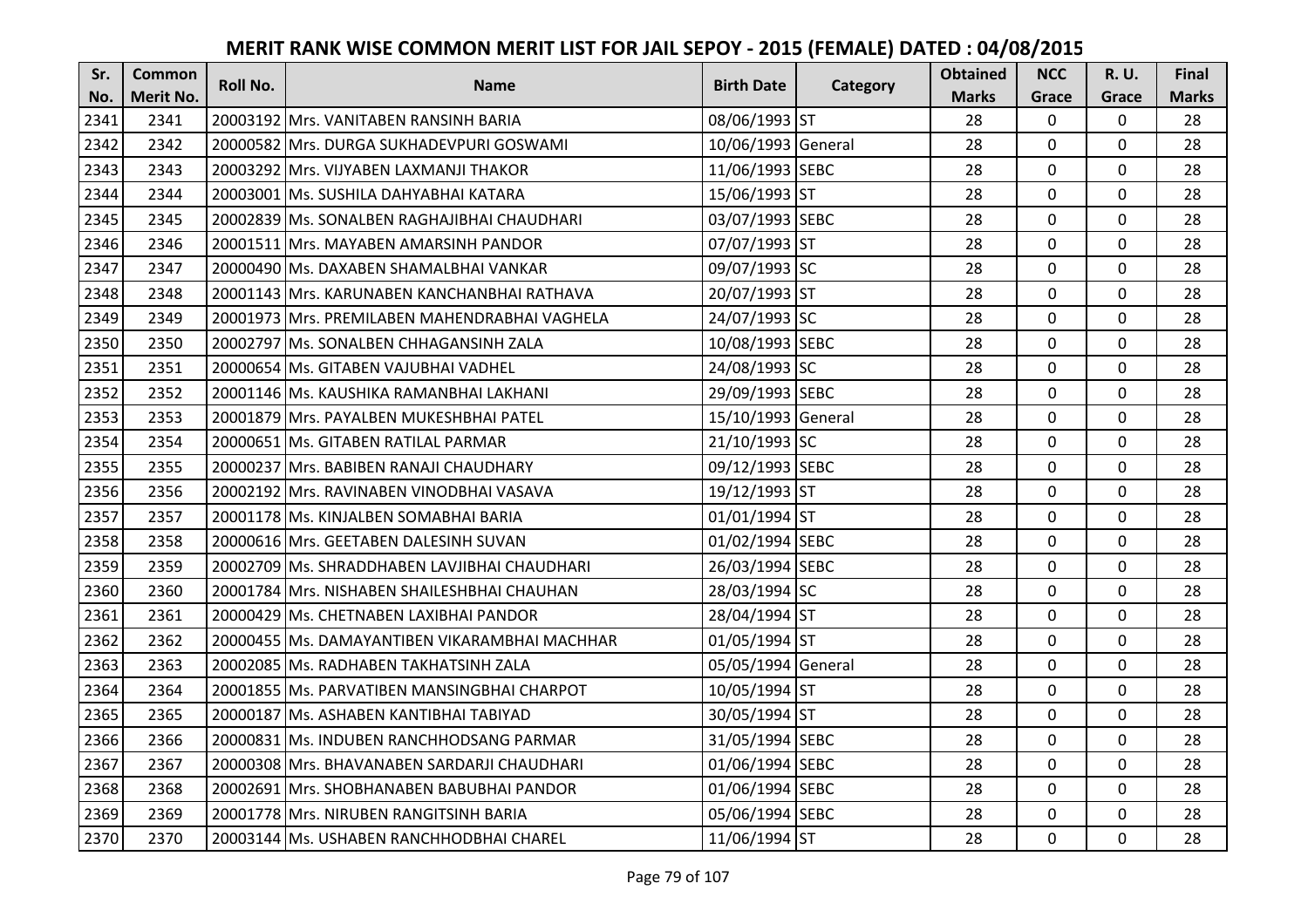# MERIT RANK WISE COMMON MERIT LIST FOR JAIL SEPOY - 2015 (FEMALE) DATED : 04/08/2015

| Sr. No. | Common Merit No. | Roll No. | Name | Birth Date | Category | Obtained Marks | NCC Grace | R. U. Grace | Final Marks |
|---|---|---|---|---|---|---|---|---|---|
| 2341 | 2341 | 20003192 | Mrs. VANITABEN RANSINH BARIA | 08/06/1993 | ST | 28 | 0 | 0 | 28 |
| 2342 | 2342 | 20000582 | Mrs. DURGA SUKHADEVPURI GOSWAMI | 10/06/1993 | General | 28 | 0 | 0 | 28 |
| 2343 | 2343 | 20003292 | Mrs. VIJYABEN LAXMANJI THAKOR | 11/06/1993 | SEBC | 28 | 0 | 0 | 28 |
| 2344 | 2344 | 20003001 | Ms. SUSHILA DAHYABHAI KATARA | 15/06/1993 | ST | 28 | 0 | 0 | 28 |
| 2345 | 2345 | 20002839 | Ms. SONALBEN RAGHAJIBHAI CHAUDHARI | 03/07/1993 | SEBC | 28 | 0 | 0 | 28 |
| 2346 | 2346 | 20001511 | Mrs. MAYABEN AMARSINH PANDOR | 07/07/1993 | ST | 28 | 0 | 0 | 28 |
| 2347 | 2347 | 20000490 | Ms. DAXABEN SHAMALBHAI VANKAR | 09/07/1993 | SC | 28 | 0 | 0 | 28 |
| 2348 | 2348 | 20001143 | Mrs. KARUNABEN KANCHANBHAI RATHAVA | 20/07/1993 | ST | 28 | 0 | 0 | 28 |
| 2349 | 2349 | 20001973 | Mrs. PREMILABEN MAHENDRABHAI VAGHELA | 24/07/1993 | SC | 28 | 0 | 0 | 28 |
| 2350 | 2350 | 20002797 | Ms. SONALBEN CHHAGANSINH ZALA | 10/08/1993 | SEBC | 28 | 0 | 0 | 28 |
| 2351 | 2351 | 20000654 | Ms. GITABEN VAJUBHAI VADHEL | 24/08/1993 | SC | 28 | 0 | 0 | 28 |
| 2352 | 2352 | 20001146 | Ms. KAUSHIKA RAMANBHAI LAKHANI | 29/09/1993 | SEBC | 28 | 0 | 0 | 28 |
| 2353 | 2353 | 20001879 | Mrs. PAYALBEN MUKESHBHAI PATEL | 15/10/1993 | General | 28 | 0 | 0 | 28 |
| 2354 | 2354 | 20000651 | Ms. GITABEN RATILAL PARMAR | 21/10/1993 | SC | 28 | 0 | 0 | 28 |
| 2355 | 2355 | 20000237 | Mrs. BABIBEN RANAJI CHAUDHARY | 09/12/1993 | SEBC | 28 | 0 | 0 | 28 |
| 2356 | 2356 | 20002192 | Mrs. RAVINABEN VINODBHAI VASAVA | 19/12/1993 | ST | 28 | 0 | 0 | 28 |
| 2357 | 2357 | 20001178 | Ms. KINJALBEN SOMABHAI BARIA | 01/01/1994 | ST | 28 | 0 | 0 | 28 |
| 2358 | 2358 | 20000616 | Mrs. GEETABEN DALESINH SUVAN | 01/02/1994 | SEBC | 28 | 0 | 0 | 28 |
| 2359 | 2359 | 20002709 | Ms. SHRADDHABEN LAVJIBHAI CHAUDHARI | 26/03/1994 | SEBC | 28 | 0 | 0 | 28 |
| 2360 | 2360 | 20001784 | Mrs. NISHABEN SHAILESHBHAI CHAUHAN | 28/03/1994 | SC | 28 | 0 | 0 | 28 |
| 2361 | 2361 | 20000429 | Ms. CHETNABEN LAXIBHAI PANDOR | 28/04/1994 | ST | 28 | 0 | 0 | 28 |
| 2362 | 2362 | 20000455 | Ms. DAMAYANTIBEN VIKARAMBHAI MACHHAR | 01/05/1994 | ST | 28 | 0 | 0 | 28 |
| 2363 | 2363 | 20002085 | Ms. RADHABEN TAKHATSINH ZALA | 05/05/1994 | General | 28 | 0 | 0 | 28 |
| 2364 | 2364 | 20001855 | Ms. PARVATIBEN MANSINGBHAI CHARPOT | 10/05/1994 | ST | 28 | 0 | 0 | 28 |
| 2365 | 2365 | 20000187 | Ms. ASHABEN KANTIBHAI TABIYAD | 30/05/1994 | ST | 28 | 0 | 0 | 28 |
| 2366 | 2366 | 20000831 | Ms. INDUBEN RANCHHODSANG PARMAR | 31/05/1994 | SEBC | 28 | 0 | 0 | 28 |
| 2367 | 2367 | 20000308 | Mrs. BHAVANABEN SARDARJI CHAUDHARI | 01/06/1994 | SEBC | 28 | 0 | 0 | 28 |
| 2368 | 2368 | 20002691 | Mrs. SHOBHANABEN BABUBHAI PANDOR | 01/06/1994 | SEBC | 28 | 0 | 0 | 28 |
| 2369 | 2369 | 20001778 | Mrs. NIRUBEN RANGITSINH BARIA | 05/06/1994 | SEBC | 28 | 0 | 0 | 28 |
| 2370 | 2370 | 20003144 | Ms. USHABEN RANCHHODBHAI CHAREL | 11/06/1994 | ST | 28 | 0 | 0 | 28 |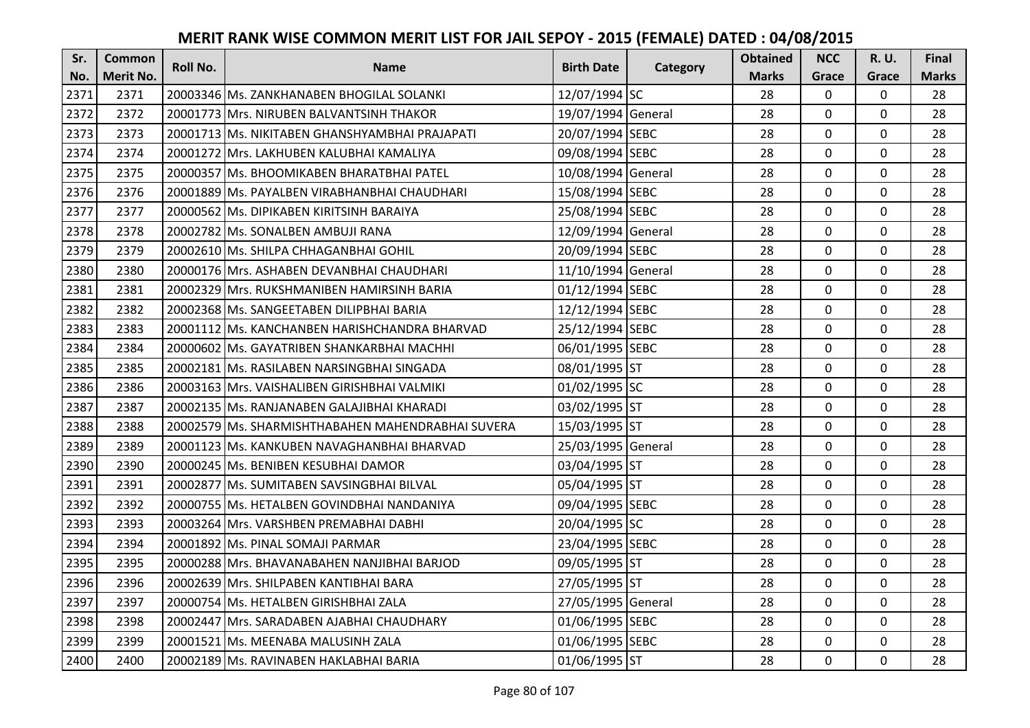# MERIT RANK WISE COMMON MERIT LIST FOR JAIL SEPOY - 2015 (FEMALE) DATED : 04/08/2015

| Sr. No. | Common Merit No. | Roll No. | Name | Birth Date | Category | Obtained Marks | NCC Grace | R. U. Grace | Final Marks |
|---|---|---|---|---|---|---|---|---|---|
| 2371 | 2371 | 20003346 | Ms. ZANKHANABEN BHOGILAL SOLANKI | 12/07/1994 | SC | 28 | 0 | 0 | 28 |
| 2372 | 2372 | 20001773 | Mrs. NIRUBEN BALVANTSINH THAKOR | 19/07/1994 | General | 28 | 0 | 0 | 28 |
| 2373 | 2373 | 20001713 | Ms. NIKITABEN GHANSHYAMBHAI PRAJAPATI | 20/07/1994 | SEBC | 28 | 0 | 0 | 28 |
| 2374 | 2374 | 20001272 | Mrs. LAKHUBEN KALUBHAI KAMALIYA | 09/08/1994 | SEBC | 28 | 0 | 0 | 28 |
| 2375 | 2375 | 20000357 | Ms. BHOOMIKABEN BHARATBHAI PATEL | 10/08/1994 | General | 28 | 0 | 0 | 28 |
| 2376 | 2376 | 20001889 | Ms. PAYALBEN VIRABHANBHAI CHAUDHARI | 15/08/1994 | SEBC | 28 | 0 | 0 | 28 |
| 2377 | 2377 | 20000562 | Ms. DIPIKABEN KIRITSINH BARAIYA | 25/08/1994 | SEBC | 28 | 0 | 0 | 28 |
| 2378 | 2378 | 20002782 | Ms. SONALBEN AMBUJI RANA | 12/09/1994 | General | 28 | 0 | 0 | 28 |
| 2379 | 2379 | 20002610 | Ms. SHILPA CHHAGANBHAI GOHIL | 20/09/1994 | SEBC | 28 | 0 | 0 | 28 |
| 2380 | 2380 | 20000176 | Mrs. ASHABEN DEVANBHAI CHAUDHARI | 11/10/1994 | General | 28 | 0 | 0 | 28 |
| 2381 | 2381 | 20002329 | Mrs. RUKSHMANIBEN HAMIRSINH BARIA | 01/12/1994 | SEBC | 28 | 0 | 0 | 28 |
| 2382 | 2382 | 20002368 | Ms. SANGEETABEN DILIPBHAI BARIA | 12/12/1994 | SEBC | 28 | 0 | 0 | 28 |
| 2383 | 2383 | 20001112 | Ms. KANCHANBEN HARISHCHANDRA BHARVAD | 25/12/1994 | SEBC | 28 | 0 | 0 | 28 |
| 2384 | 2384 | 20000602 | Ms. GAYATRIBEN SHANKARBHAI MACHHI | 06/01/1995 | SEBC | 28 | 0 | 0 | 28 |
| 2385 | 2385 | 20002181 | Ms. RASILABEN NARSINGBHAI SINGADA | 08/01/1995 | ST | 28 | 0 | 0 | 28 |
| 2386 | 2386 | 20003163 | Mrs. VAISHALIBEN GIRISHBHAI VALMIKI | 01/02/1995 | SC | 28 | 0 | 0 | 28 |
| 2387 | 2387 | 20002135 | Ms. RANJANABEN GALAJIBHAI KHARADI | 03/02/1995 | ST | 28 | 0 | 0 | 28 |
| 2388 | 2388 | 20002579 | Ms. SHARMISHTHABAHEN MAHENDRABHAI SUVERA | 15/03/1995 | ST | 28 | 0 | 0 | 28 |
| 2389 | 2389 | 20001123 | Ms. KANKUBEN NAVAGHANBHAI BHARVAD | 25/03/1995 | General | 28 | 0 | 0 | 28 |
| 2390 | 2390 | 20000245 | Ms. BENIBEN KESUBHAI DAMOR | 03/04/1995 | ST | 28 | 0 | 0 | 28 |
| 2391 | 2391 | 20002877 | Ms. SUMITABEN SAVSINGBHAI BILVAL | 05/04/1995 | ST | 28 | 0 | 0 | 28 |
| 2392 | 2392 | 20000755 | Ms. HETALBEN GOVINDBHAI NANDANIYA | 09/04/1995 | SEBC | 28 | 0 | 0 | 28 |
| 2393 | 2393 | 20003264 | Mrs. VARSHBEN PREMABHAI DABHI | 20/04/1995 | SC | 28 | 0 | 0 | 28 |
| 2394 | 2394 | 20001892 | Ms. PINAL SOMAJI PARMAR | 23/04/1995 | SEBC | 28 | 0 | 0 | 28 |
| 2395 | 2395 | 20000288 | Mrs. BHAVANABAHEN NANJIBHAI BARJOD | 09/05/1995 | ST | 28 | 0 | 0 | 28 |
| 2396 | 2396 | 20002639 | Mrs. SHILPABEN KANTIBHAI BARA | 27/05/1995 | ST | 28 | 0 | 0 | 28 |
| 2397 | 2397 | 20000754 | Ms. HETALBEN GIRISHBHAI ZALA | 27/05/1995 | General | 28 | 0 | 0 | 28 |
| 2398 | 2398 | 20002447 | Mrs. SARADABEN AJABHAI CHAUDHARY | 01/06/1995 | SEBC | 28 | 0 | 0 | 28 |
| 2399 | 2399 | 20001521 | Ms. MEENABA MALUSINH ZALA | 01/06/1995 | SEBC | 28 | 0 | 0 | 28 |
| 2400 | 2400 | 20002189 | Ms. RAVINABEN HAKLABHAI BARIA | 01/06/1995 | ST | 28 | 0 | 0 | 28 |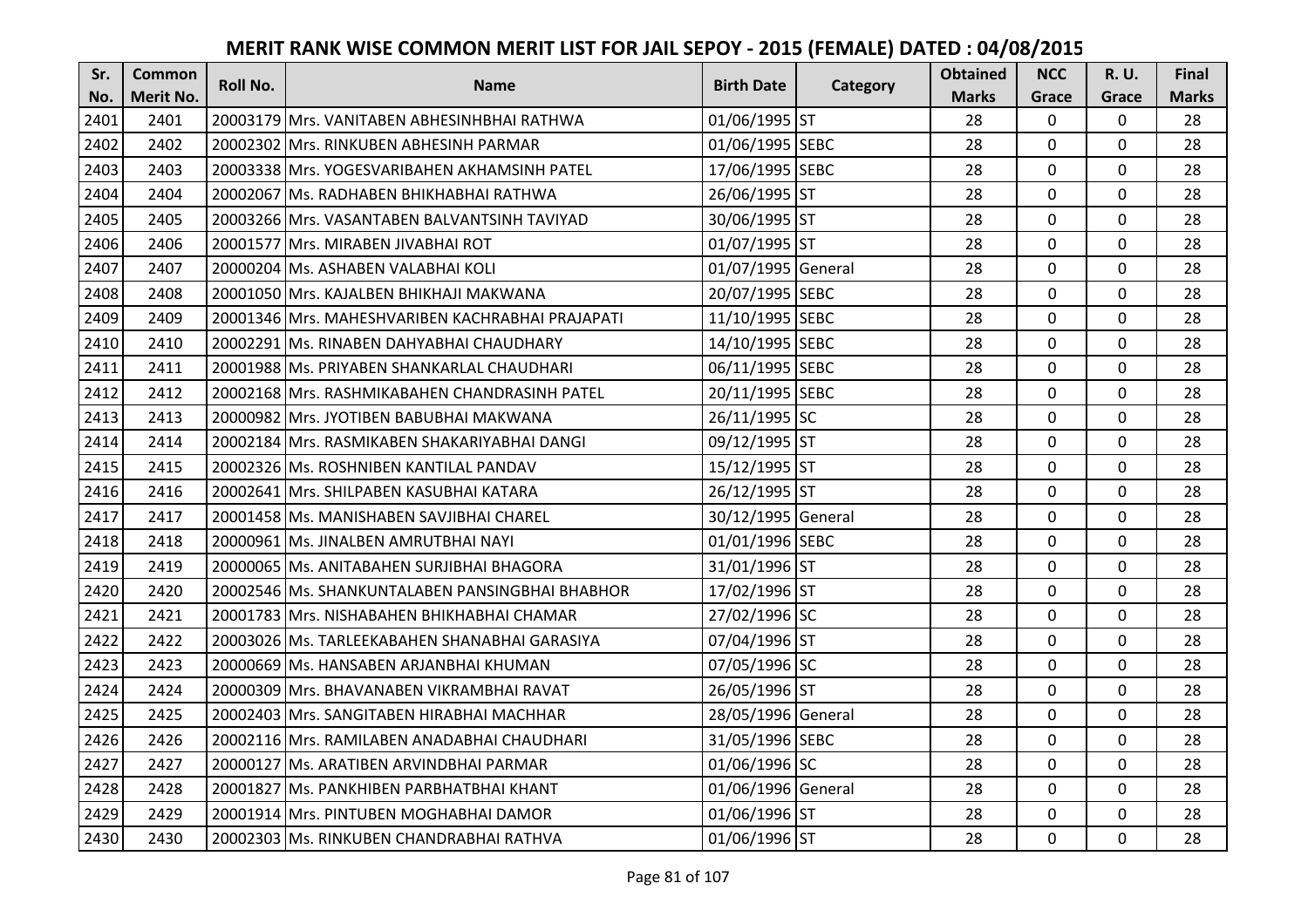# MERIT RANK WISE COMMON MERIT LIST FOR JAIL SEPOY - 2015 (FEMALE) DATED : 04/08/2015

| Sr. No. | Common Merit No. | Roll No. | Name | Birth Date | Category | Obtained Marks | NCC Grace | R. U. Grace | Final Marks |
|---|---|---|---|---|---|---|---|---|---|
| 2401 | 2401 | 20003179 | Mrs. VANITABEN ABHESINHBHAI RATHWA | 01/06/1995 | ST | 28 | 0 | 0 | 28 |
| 2402 | 2402 | 20002302 | Mrs. RINKUBEN ABHESINH PARMAR | 01/06/1995 | SEBC | 28 | 0 | 0 | 28 |
| 2403 | 2403 | 20003338 | Mrs. YOGESVARIBAHEN AKHAMSINH PATEL | 17/06/1995 | SEBC | 28 | 0 | 0 | 28 |
| 2404 | 2404 | 20002067 | Ms. RADHABEN BHIKHABHAI RATHWA | 26/06/1995 | ST | 28 | 0 | 0 | 28 |
| 2405 | 2405 | 20003266 | Mrs. VASANTABEN BALVANTSINH TAVIYAD | 30/06/1995 | ST | 28 | 0 | 0 | 28 |
| 2406 | 2406 | 20001577 | Mrs. MIRABEN JIVABHAI ROT | 01/07/1995 | ST | 28 | 0 | 0 | 28 |
| 2407 | 2407 | 20000204 | Ms. ASHABEN VALABHAI KOLI | 01/07/1995 | General | 28 | 0 | 0 | 28 |
| 2408 | 2408 | 20001050 | Mrs. KAJALBEN BHIKHAJI MAKWANA | 20/07/1995 | SEBC | 28 | 0 | 0 | 28 |
| 2409 | 2409 | 20001346 | Mrs. MAHESHVARIBEN KACHRABHAI PRAJAPATI | 11/10/1995 | SEBC | 28 | 0 | 0 | 28 |
| 2410 | 2410 | 20002291 | Ms. RINABEN DAHYABHAI CHAUDHARY | 14/10/1995 | SEBC | 28 | 0 | 0 | 28 |
| 2411 | 2411 | 20001988 | Ms. PRIYABEN SHANKARLAL CHAUDHARI | 06/11/1995 | SEBC | 28 | 0 | 0 | 28 |
| 2412 | 2412 | 20002168 | Mrs. RASHMIKABAHEN CHANDRASINH PATEL | 20/11/1995 | SEBC | 28 | 0 | 0 | 28 |
| 2413 | 2413 | 20000982 | Mrs. JYOTIBEN BABUBHAI MAKWANA | 26/11/1995 | SC | 28 | 0 | 0 | 28 |
| 2414 | 2414 | 20002184 | Mrs. RASMIKABEN SHAKARIYABHAI DANGI | 09/12/1995 | ST | 28 | 0 | 0 | 28 |
| 2415 | 2415 | 20002326 | Ms. ROSHNIBEN KANTILAL PANDAV | 15/12/1995 | ST | 28 | 0 | 0 | 28 |
| 2416 | 2416 | 20002641 | Mrs. SHILPABEN KASUBHAI KATARA | 26/12/1995 | ST | 28 | 0 | 0 | 28 |
| 2417 | 2417 | 20001458 | Ms. MANISHABEN SAVJIBHAI CHAREL | 30/12/1995 | General | 28 | 0 | 0 | 28 |
| 2418 | 2418 | 20000961 | Ms. JINALBEN AMRUTBHAI NAYI | 01/01/1996 | SEBC | 28 | 0 | 0 | 28 |
| 2419 | 2419 | 20000065 | Ms. ANITABAHEN SURJIBHAI BHAGORA | 31/01/1996 | ST | 28 | 0 | 0 | 28 |
| 2420 | 2420 | 20002546 | Ms. SHANKUNTALABEN PANSINGBHAI BHABHOR | 17/02/1996 | ST | 28 | 0 | 0 | 28 |
| 2421 | 2421 | 20001783 | Mrs. NISHABAHEN BHIKHABHAI CHAMAR | 27/02/1996 | SC | 28 | 0 | 0 | 28 |
| 2422 | 2422 | 20003026 | Ms. TARLEEKABAHEN SHANABHAI GARASIYA | 07/04/1996 | ST | 28 | 0 | 0 | 28 |
| 2423 | 2423 | 20000669 | Ms. HANSABEN ARJANBHAI KHUMAN | 07/05/1996 | SC | 28 | 0 | 0 | 28 |
| 2424 | 2424 | 20000309 | Mrs. BHAVANABEN VIKRAMBHAI RAVAT | 26/05/1996 | ST | 28 | 0 | 0 | 28 |
| 2425 | 2425 | 20002403 | Mrs. SANGITABEN HIRABHAI MACHHAR | 28/05/1996 | General | 28 | 0 | 0 | 28 |
| 2426 | 2426 | 20002116 | Mrs. RAMILABEN ANADABHAI CHAUDHARI | 31/05/1996 | SEBC | 28 | 0 | 0 | 28 |
| 2427 | 2427 | 20000127 | Ms. ARATIBEN ARVINDBHAI PARMAR | 01/06/1996 | SC | 28 | 0 | 0 | 28 |
| 2428 | 2428 | 20001827 | Ms. PANKHIBEN PARBHATBHAI KHANT | 01/06/1996 | General | 28 | 0 | 0 | 28 |
| 2429 | 2429 | 20001914 | Mrs. PINTUBEN MOGHABHAI DAMOR | 01/06/1996 | ST | 28 | 0 | 0 | 28 |
| 2430 | 2430 | 20002303 | Ms. RINKUBEN CHANDRABHAI RATHVA | 01/06/1996 | ST | 28 | 0 | 0 | 28 |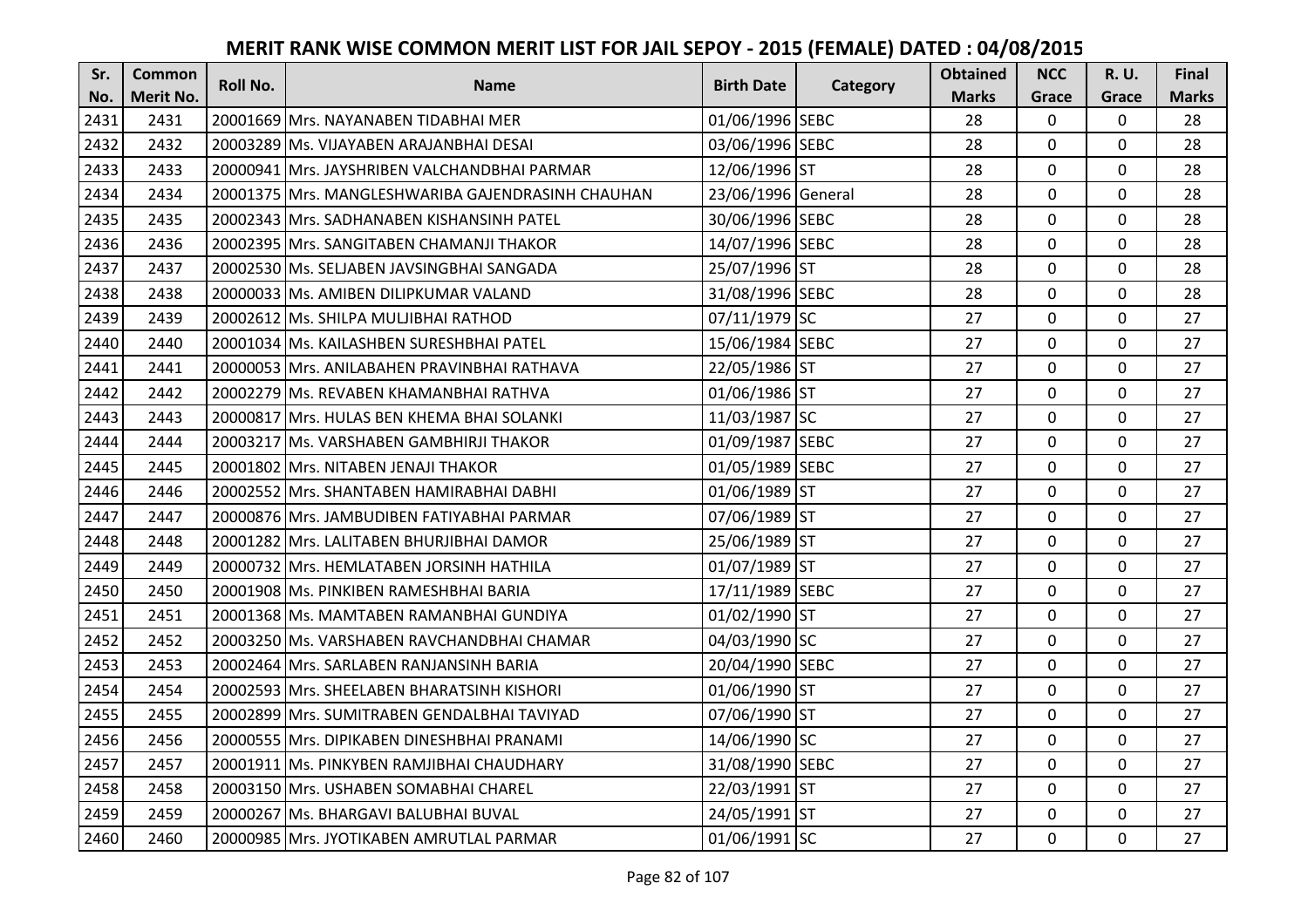# MERIT RANK WISE COMMON MERIT LIST FOR JAIL SEPOY - 2015 (FEMALE) DATED : 04/08/2015

| Sr. No. | Common Merit No. | Roll No. | Name | Birth Date | Category | Obtained Marks | NCC Grace | R. U. Grace | Final Marks |
|---|---|---|---|---|---|---|---|---|---|
| 2431 | 2431 | 20001669 | Mrs. NAYANABEN TIDABHAI MER | 01/06/1996 | SEBC | 28 | 0 | 0 | 28 |
| 2432 | 2432 | 20003289 | Ms. VIJAYABEN ARAJANBHAI DESAI | 03/06/1996 | SEBC | 28 | 0 | 0 | 28 |
| 2433 | 2433 | 20000941 | Mrs. JAYSHRIBEN VALCHANDBHAI PARMAR | 12/06/1996 | ST | 28 | 0 | 0 | 28 |
| 2434 | 2434 | 20001375 | Mrs. MANGLESHWARIBA GAJENDRASINH CHAUHAN | 23/06/1996 | General | 28 | 0 | 0 | 28 |
| 2435 | 2435 | 20002343 | Mrs. SADHANABEN KISHANSINH PATEL | 30/06/1996 | SEBC | 28 | 0 | 0 | 28 |
| 2436 | 2436 | 20002395 | Mrs. SANGITABEN CHAMANJI THAKOR | 14/07/1996 | SEBC | 28 | 0 | 0 | 28 |
| 2437 | 2437 | 20002530 | Ms. SELJABEN JAVSINGBHAI SANGADA | 25/07/1996 | ST | 28 | 0 | 0 | 28 |
| 2438 | 2438 | 20000033 | Ms. AMIBEN DILIPKUMAR VALAND | 31/08/1996 | SEBC | 28 | 0 | 0 | 28 |
| 2439 | 2439 | 20002612 | Ms. SHILPA MULJIBHAI RATHOD | 07/11/1979 | SC | 27 | 0 | 0 | 27 |
| 2440 | 2440 | 20001034 | Ms. KAILASHBEN SURESHBHAI PATEL | 15/06/1984 | SEBC | 27 | 0 | 0 | 27 |
| 2441 | 2441 | 20000053 | Mrs. ANILABAHEN PRAVINBHAI RATHAVA | 22/05/1986 | ST | 27 | 0 | 0 | 27 |
| 2442 | 2442 | 20002279 | Ms. REVABEN KHAMANBHAI RATHVA | 01/06/1986 | ST | 27 | 0 | 0 | 27 |
| 2443 | 2443 | 20000817 | Mrs. HULAS BEN KHEMA BHAI SOLANKI | 11/03/1987 | SC | 27 | 0 | 0 | 27 |
| 2444 | 2444 | 20003217 | Ms. VARSHABEN GAMBHIRJI THAKOR | 01/09/1987 | SEBC | 27 | 0 | 0 | 27 |
| 2445 | 2445 | 20001802 | Mrs. NITABEN JENAJI THAKOR | 01/05/1989 | SEBC | 27 | 0 | 0 | 27 |
| 2446 | 2446 | 20002552 | Mrs. SHANTABEN HAMIRABHAI DABHI | 01/06/1989 | ST | 27 | 0 | 0 | 27 |
| 2447 | 2447 | 20000876 | Mrs. JAMBUDIBEN FATIYABHAI PARMAR | 07/06/1989 | ST | 27 | 0 | 0 | 27 |
| 2448 | 2448 | 20001282 | Mrs. LALITABEN BHURJIBHAI DAMOR | 25/06/1989 | ST | 27 | 0 | 0 | 27 |
| 2449 | 2449 | 20000732 | Mrs. HEMLATABEN JORSINH HATHILA | 01/07/1989 | ST | 27 | 0 | 0 | 27 |
| 2450 | 2450 | 20001908 | Ms. PINKIBEN RAMESHBHAI BARIA | 17/11/1989 | SEBC | 27 | 0 | 0 | 27 |
| 2451 | 2451 | 20001368 | Ms. MAMTABEN RAMANBHAI GUNDIYA | 01/02/1990 | ST | 27 | 0 | 0 | 27 |
| 2452 | 2452 | 20003250 | Ms. VARSHABEN RAVCHANDBHAI CHAMAR | 04/03/1990 | SC | 27 | 0 | 0 | 27 |
| 2453 | 2453 | 20002464 | Mrs. SARLABEN RANJANSINH BARIA | 20/04/1990 | SEBC | 27 | 0 | 0 | 27 |
| 2454 | 2454 | 20002593 | Mrs. SHEELABEN BHARATSINH KISHORI | 01/06/1990 | ST | 27 | 0 | 0 | 27 |
| 2455 | 2455 | 20002899 | Mrs. SUMITRABEN GENDALBHAI TAVIYAD | 07/06/1990 | ST | 27 | 0 | 0 | 27 |
| 2456 | 2456 | 20000555 | Mrs. DIPIKABEN DINESHBHAI PRANAMI | 14/06/1990 | SC | 27 | 0 | 0 | 27 |
| 2457 | 2457 | 20001911 | Ms. PINKYBEN RAMJIBHAI CHAUDHARY | 31/08/1990 | SEBC | 27 | 0 | 0 | 27 |
| 2458 | 2458 | 20003150 | Mrs. USHABEN SOMABHAI CHAREL | 22/03/1991 | ST | 27 | 0 | 0 | 27 |
| 2459 | 2459 | 20000267 | Ms. BHARGAVI BALUBHAI BUVAL | 24/05/1991 | ST | 27 | 0 | 0 | 27 |
| 2460 | 2460 | 20000985 | Mrs. JYOTIKABEN AMRUTLAL PARMAR | 01/06/1991 | SC | 27 | 0 | 0 | 27 |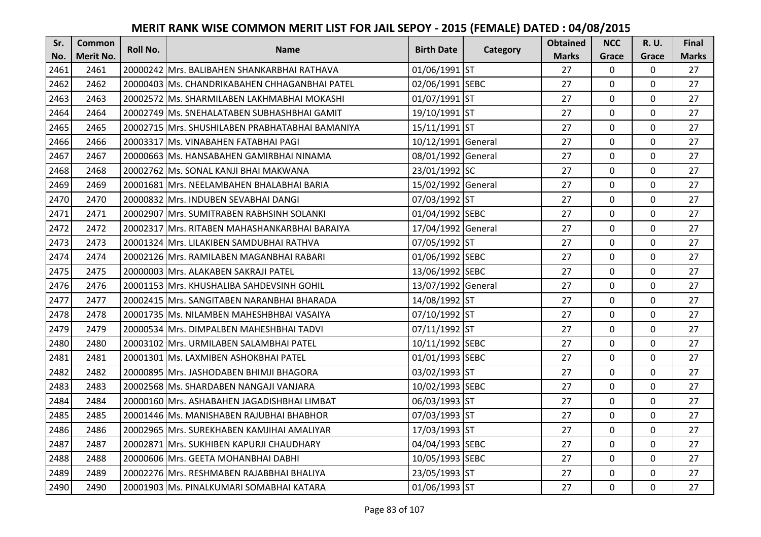# MERIT RANK WISE COMMON MERIT LIST FOR JAIL SEPOY - 2015 (FEMALE) DATED : 04/08/2015

| Sr. No. | Common Merit No. | Roll No. | Name | Birth Date | Category | Obtained Marks | NCC Grace | R. U. Grace | Final Marks |
|---|---|---|---|---|---|---|---|---|---|
| 2461 | 2461 | 20000242 | Mrs. BALIBAHEN SHANKARBHAI RATHAVA | 01/06/1991 | ST | 27 | 0 | 0 | 27 |
| 2462 | 2462 | 20000403 | Ms. CHANDRIKABAHEN CHHAGANBHAI PATEL | 02/06/1991 | SEBC | 27 | 0 | 0 | 27 |
| 2463 | 2463 | 20002572 | Ms. SHARMILABEN LAKHMABHAI MOKASHI | 01/07/1991 | ST | 27 | 0 | 0 | 27 |
| 2464 | 2464 | 20002749 | Ms. SNEHALATABEN SUBHASHBHAI GAMIT | 19/10/1991 | ST | 27 | 0 | 0 | 27 |
| 2465 | 2465 | 20002715 | Mrs. SHUSHILABEN PRABHATABHAI BAMANIYA | 15/11/1991 | ST | 27 | 0 | 0 | 27 |
| 2466 | 2466 | 20003317 | Ms. VINABAHEN FATABHAI PAGI | 10/12/1991 | General | 27 | 0 | 0 | 27 |
| 2467 | 2467 | 20000663 | Ms. HANSABAHEN GAMIRBHAI NINAMA | 08/01/1992 | General | 27 | 0 | 0 | 27 |
| 2468 | 2468 | 20002762 | Ms. SONAL KANJI BHAI MAKWANA | 23/01/1992 | SC | 27 | 0 | 0 | 27 |
| 2469 | 2469 | 20001681 | Mrs. NEELAMBAHEN BHALABHAI BARIA | 15/02/1992 | General | 27 | 0 | 0 | 27 |
| 2470 | 2470 | 20000832 | Mrs. INDUBEN SEVABHAI DANGI | 07/03/1992 | ST | 27 | 0 | 0 | 27 |
| 2471 | 2471 | 20002907 | Mrs. SUMITRABEN RABHSINH SOLANKI | 01/04/1992 | SEBC | 27 | 0 | 0 | 27 |
| 2472 | 2472 | 20002317 | Mrs. RITABEN MAHASHANKARBHAI BARAIYA | 17/04/1992 | General | 27 | 0 | 0 | 27 |
| 2473 | 2473 | 20001324 | Mrs. LILAKIBEN SAMDUBHAI RATHVA | 07/05/1992 | ST | 27 | 0 | 0 | 27 |
| 2474 | 2474 | 20002126 | Mrs. RAMILABEN MAGANBHAI RABARI | 01/06/1992 | SEBC | 27 | 0 | 0 | 27 |
| 2475 | 2475 | 20000003 | Mrs. ALAKABEN SAKRAJI PATEL | 13/06/1992 | SEBC | 27 | 0 | 0 | 27 |
| 2476 | 2476 | 20001153 | Mrs. KHUSHALIBA SAHDEVSINH GOHIL | 13/07/1992 | General | 27 | 0 | 0 | 27 |
| 2477 | 2477 | 20002415 | Mrs. SANGITABEN NARANBHAI BHARADA | 14/08/1992 | ST | 27 | 0 | 0 | 27 |
| 2478 | 2478 | 20001735 | Ms. NILAMBEN MAHESHBHBAI VASAIYA | 07/10/1992 | ST | 27 | 0 | 0 | 27 |
| 2479 | 2479 | 20000534 | Mrs. DIMPALBEN MAHESHBHAI TADVI | 07/11/1992 | ST | 27 | 0 | 0 | 27 |
| 2480 | 2480 | 20003102 | Mrs. URMILABEN SALAMBHAI PATEL | 10/11/1992 | SEBC | 27 | 0 | 0 | 27 |
| 2481 | 2481 | 20001301 | Ms. LAXMIBEN ASHOKBHAI PATEL | 01/01/1993 | SEBC | 27 | 0 | 0 | 27 |
| 2482 | 2482 | 20000895 | Mrs. JASHODABEN BHIMJI BHAGORA | 03/02/1993 | ST | 27 | 0 | 0 | 27 |
| 2483 | 2483 | 20002568 | Ms. SHARDABEN NANGAJI VANJARA | 10/02/1993 | SEBC | 27 | 0 | 0 | 27 |
| 2484 | 2484 | 20000160 | Mrs. ASHABAHEN JAGADISHBHAI LIMBAT | 06/03/1993 | ST | 27 | 0 | 0 | 27 |
| 2485 | 2485 | 20001446 | Ms. MANISHABEN RAJUBHAI BHABHOR | 07/03/1993 | ST | 27 | 0 | 0 | 27 |
| 2486 | 2486 | 20002965 | Mrs. SUREKHABEN KAMJIHAI AMALIYAR | 17/03/1993 | ST | 27 | 0 | 0 | 27 |
| 2487 | 2487 | 20002871 | Mrs. SUKHIBEN KAPURJI CHAUDHARY | 04/04/1993 | SEBC | 27 | 0 | 0 | 27 |
| 2488 | 2488 | 20000606 | Mrs. GEETA MOHANBHAI DABHI | 10/05/1993 | SEBC | 27 | 0 | 0 | 27 |
| 2489 | 2489 | 20002276 | Mrs. RESHMABEN RAJABBHAI BHALIYA | 23/05/1993 | ST | 27 | 0 | 0 | 27 |
| 2490 | 2490 | 20001903 | Ms. PINALKUMARI SOMABHAI KATARA | 01/06/1993 | ST | 27 | 0 | 0 | 27 |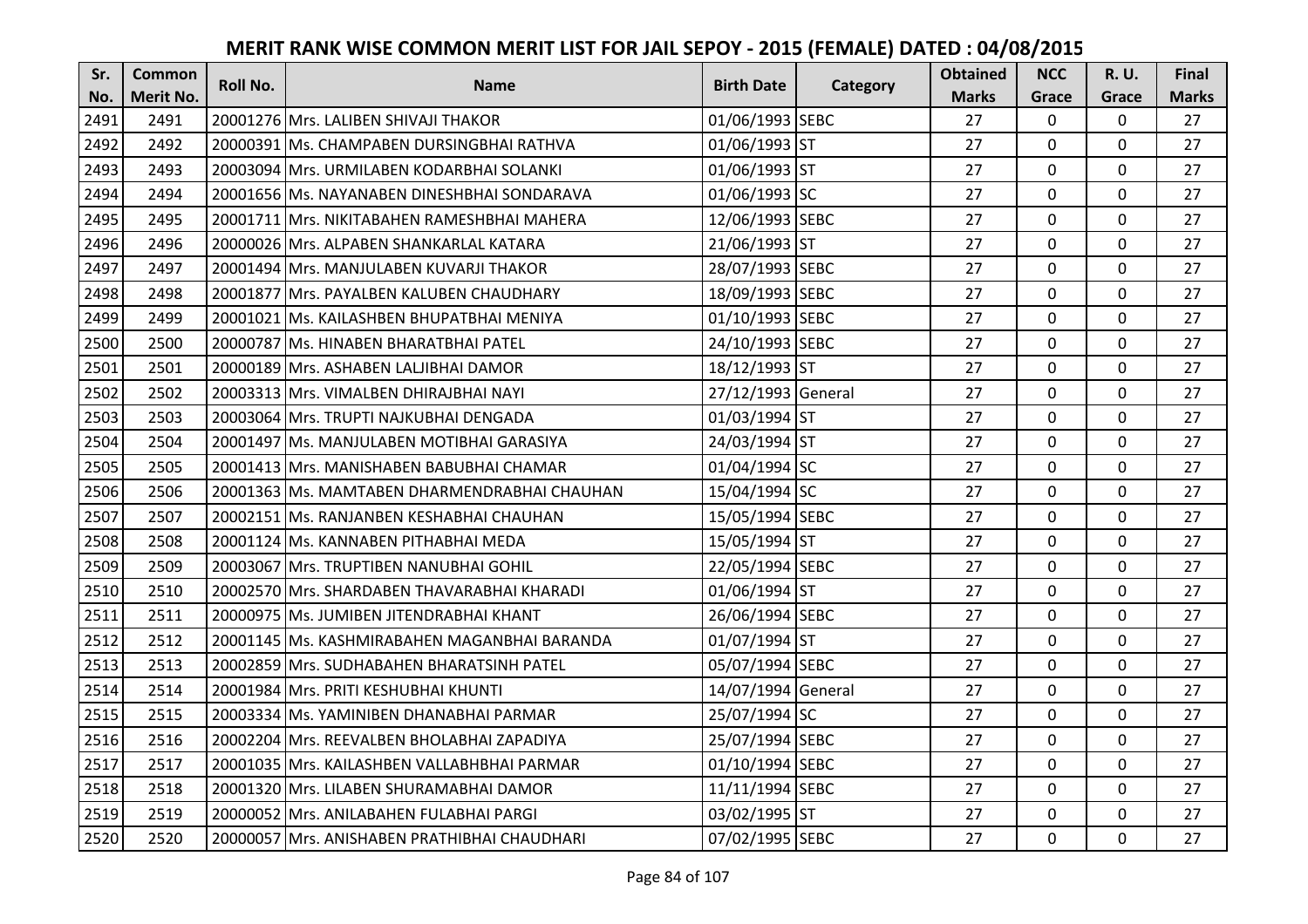# MERIT RANK WISE COMMON MERIT LIST FOR JAIL SEPOY - 2015 (FEMALE) DATED : 04/08/2015

| Sr. No. | Common Merit No. | Roll No. | Name | Birth Date | Category | Obtained Marks | NCC Grace | R. U. Grace | Final Marks |
|---|---|---|---|---|---|---|---|---|---|
| 2491 | 2491 | 20001276 | Mrs. LALIBEN SHIVAJI THAKOR | 01/06/1993 | SEBC | 27 | 0 | 0 | 27 |
| 2492 | 2492 | 20000391 | Ms. CHAMPABEN DURSINGBHAI RATHVA | 01/06/1993 | ST | 27 | 0 | 0 | 27 |
| 2493 | 2493 | 20003094 | Mrs. URMILABEN KODARBHAI SOLANKI | 01/06/1993 | ST | 27 | 0 | 0 | 27 |
| 2494 | 2494 | 20001656 | Ms. NAYANABEN DINESHBHAI SONDARAVA | 01/06/1993 | SC | 27 | 0 | 0 | 27 |
| 2495 | 2495 | 20001711 | Mrs. NIKITABAHEN RAMESHBHAI MAHERA | 12/06/1993 | SEBC | 27 | 0 | 0 | 27 |
| 2496 | 2496 | 20000026 | Mrs. ALPABEN SHANKARLAL KATARA | 21/06/1993 | ST | 27 | 0 | 0 | 27 |
| 2497 | 2497 | 20001494 | Mrs. MANJULABEN KUVARJI THAKOR | 28/07/1993 | SEBC | 27 | 0 | 0 | 27 |
| 2498 | 2498 | 20001877 | Mrs. PAYALBEN KALUBEN CHAUDHARY | 18/09/1993 | SEBC | 27 | 0 | 0 | 27 |
| 2499 | 2499 | 20001021 | Ms. KAILASHBEN BHUPATBHAI MENIYA | 01/10/1993 | SEBC | 27 | 0 | 0 | 27 |
| 2500 | 2500 | 20000787 | Ms. HINABEN BHARATBHAI PATEL | 24/10/1993 | SEBC | 27 | 0 | 0 | 27 |
| 2501 | 2501 | 20000189 | Mrs. ASHABEN LALJIBHAI DAMOR | 18/12/1993 | ST | 27 | 0 | 0 | 27 |
| 2502 | 2502 | 20003313 | Mrs. VIMALBEN DHIRAJBHAI NAYI | 27/12/1993 | General | 27 | 0 | 0 | 27 |
| 2503 | 2503 | 20003064 | Mrs. TRUPTI NAJKUBHAI DENGADA | 01/03/1994 | ST | 27 | 0 | 0 | 27 |
| 2504 | 2504 | 20001497 | Ms. MANJULABEN MOTIBHAI GARASIYA | 24/03/1994 | ST | 27 | 0 | 0 | 27 |
| 2505 | 2505 | 20001413 | Mrs. MANISHABEN BABUBHAI CHAMAR | 01/04/1994 | SC | 27 | 0 | 0 | 27 |
| 2506 | 2506 | 20001363 | Ms. MAMTABEN DHARMENDRABHAI CHAUHAN | 15/04/1994 | SC | 27 | 0 | 0 | 27 |
| 2507 | 2507 | 20002151 | Ms. RANJANBEN KESHABHAI CHAUHAN | 15/05/1994 | SEBC | 27 | 0 | 0 | 27 |
| 2508 | 2508 | 20001124 | Ms. KANNABEN PITHABHAI MEDA | 15/05/1994 | ST | 27 | 0 | 0 | 27 |
| 2509 | 2509 | 20003067 | Mrs. TRUPTIBEN NANUBHAI GOHIL | 22/05/1994 | SEBC | 27 | 0 | 0 | 27 |
| 2510 | 2510 | 20002570 | Mrs. SHARDABEN THAVARABHAI KHARADI | 01/06/1994 | ST | 27 | 0 | 0 | 27 |
| 2511 | 2511 | 20000975 | Ms. JUMIBEN JITENDRABHAI KHANT | 26/06/1994 | SEBC | 27 | 0 | 0 | 27 |
| 2512 | 2512 | 20001145 | Ms. KASHMIRABAHEN MAGANBHAI BARANDA | 01/07/1994 | ST | 27 | 0 | 0 | 27 |
| 2513 | 2513 | 20002859 | Mrs. SUDHABAHEN BHARATSINH PATEL | 05/07/1994 | SEBC | 27 | 0 | 0 | 27 |
| 2514 | 2514 | 20001984 | Mrs. PRITI KESHUBHAI KHUNTI | 14/07/1994 | General | 27 | 0 | 0 | 27 |
| 2515 | 2515 | 20003334 | Ms. YAMINIBEN DHANABHAI PARMAR | 25/07/1994 | SC | 27 | 0 | 0 | 27 |
| 2516 | 2516 | 20002204 | Mrs. REEVALBEN BHOLABHAI ZAPADIYA | 25/07/1994 | SEBC | 27 | 0 | 0 | 27 |
| 2517 | 2517 | 20001035 | Mrs. KAILASHBEN VALLABHBHAI PARMAR | 01/10/1994 | SEBC | 27 | 0 | 0 | 27 |
| 2518 | 2518 | 20001320 | Mrs. LILABEN SHURAMABHAI DAMOR | 11/11/1994 | SEBC | 27 | 0 | 0 | 27 |
| 2519 | 2519 | 20000052 | Mrs. ANILABAHEN FULABHAI PARGI | 03/02/1995 | ST | 27 | 0 | 0 | 27 |
| 2520 | 2520 | 20000057 | Mrs. ANISHABEN PRATHIBHAI CHAUDHARI | 07/02/1995 | SEBC | 27 | 0 | 0 | 27 |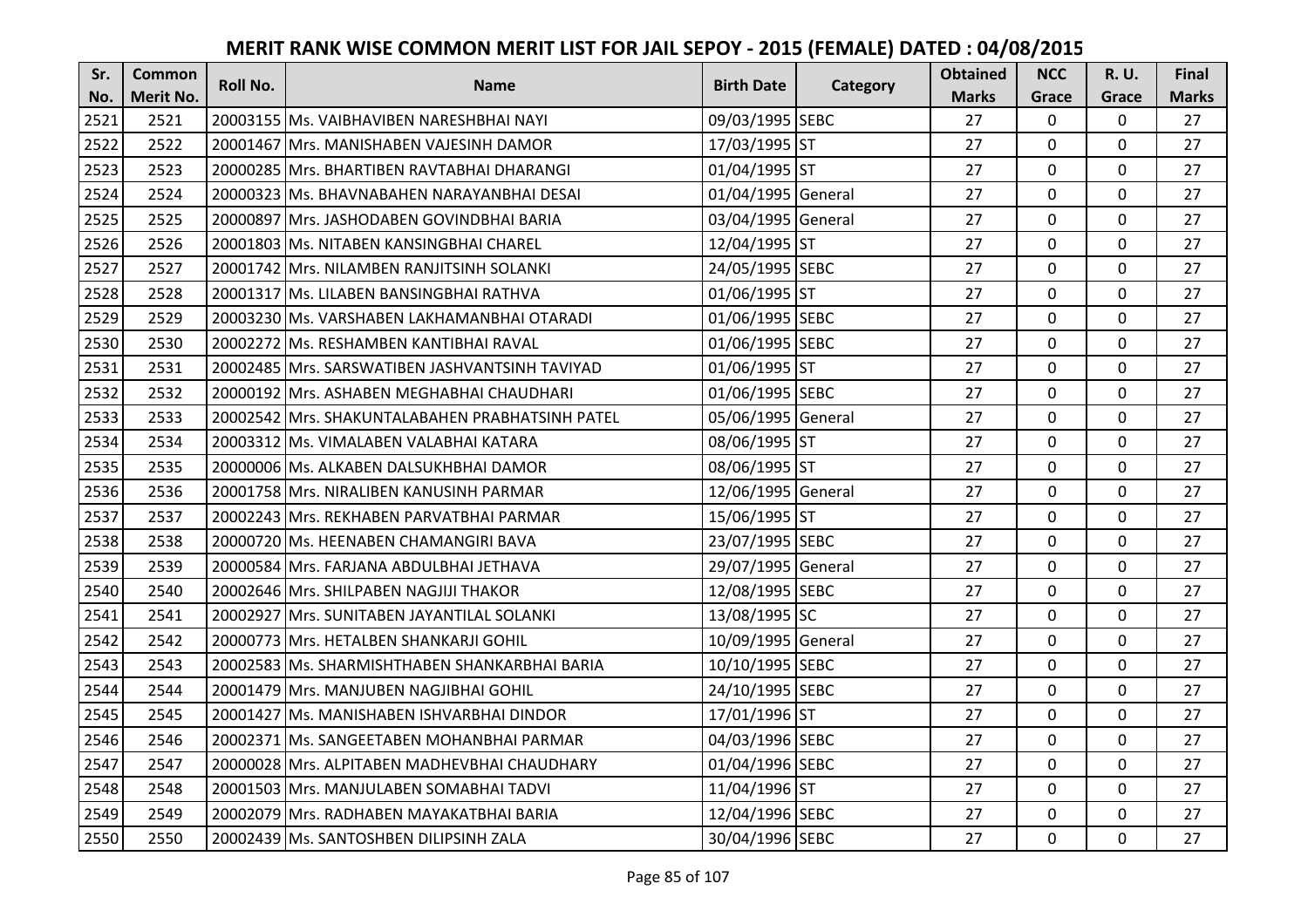# MERIT RANK WISE COMMON MERIT LIST FOR JAIL SEPOY - 2015 (FEMALE) DATED : 04/08/2015

| Sr. No. | Common Merit No. | Roll No. | Name | Birth Date | Category | Obtained Marks | NCC Grace | R. U. Grace | Final Marks |
|---|---|---|---|---|---|---|---|---|---|
| 2521 | 2521 | 20003155 | Ms. VAIBHAVIBEN NARESHBHAI NAYI | 09/03/1995 | SEBC | 27 | 0 | 0 | 27 |
| 2522 | 2522 | 20001467 | Mrs. MANISHABEN VAJESINH DAMOR | 17/03/1995 | ST | 27 | 0 | 0 | 27 |
| 2523 | 2523 | 20000285 | Mrs. BHARTIBEN RAVTABHAI DHARANGI | 01/04/1995 | ST | 27 | 0 | 0 | 27 |
| 2524 | 2524 | 20000323 | Ms. BHAVNABAHEN NARAYANBHAI DESAI | 01/04/1995 | General | 27 | 0 | 0 | 27 |
| 2525 | 2525 | 20000897 | Mrs. JASHODABEN GOVINDBHAI BARIA | 03/04/1995 | General | 27 | 0 | 0 | 27 |
| 2526 | 2526 | 20001803 | Ms. NITABEN KANSINGBHAI CHAREL | 12/04/1995 | ST | 27 | 0 | 0 | 27 |
| 2527 | 2527 | 20001742 | Mrs. NILAMBEN RANJITSINH SOLANKI | 24/05/1995 | SEBC | 27 | 0 | 0 | 27 |
| 2528 | 2528 | 20001317 | Ms. LILABEN BANSINGBHAI RATHVA | 01/06/1995 | ST | 27 | 0 | 0 | 27 |
| 2529 | 2529 | 20003230 | Ms. VARSHABEN LAKHAMANBHAI OTARADI | 01/06/1995 | SEBC | 27 | 0 | 0 | 27 |
| 2530 | 2530 | 20002272 | Ms. RESHAMBEN KANTIBHAI RAVAL | 01/06/1995 | SEBC | 27 | 0 | 0 | 27 |
| 2531 | 2531 | 20002485 | Mrs. SARSWATIBEN JASHVANTSINH TAVIYAD | 01/06/1995 | ST | 27 | 0 | 0 | 27 |
| 2532 | 2532 | 20000192 | Mrs. ASHABEN MEGHABHAI CHAUDHARI | 01/06/1995 | SEBC | 27 | 0 | 0 | 27 |
| 2533 | 2533 | 20002542 | Mrs. SHAKUNTALABAHEN PRABHATSINH PATEL | 05/06/1995 | General | 27 | 0 | 0 | 27 |
| 2534 | 2534 | 20003312 | Ms. VIMALABEN VALABHAI KATARA | 08/06/1995 | ST | 27 | 0 | 0 | 27 |
| 2535 | 2535 | 20000006 | Ms. ALKABEN DALSUKHBHAI DAMOR | 08/06/1995 | ST | 27 | 0 | 0 | 27 |
| 2536 | 2536 | 20001758 | Mrs. NIRALIBEN KANUSINH PARMAR | 12/06/1995 | General | 27 | 0 | 0 | 27 |
| 2537 | 2537 | 20002243 | Mrs. REKHABEN PARVATBHAI PARMAR | 15/06/1995 | ST | 27 | 0 | 0 | 27 |
| 2538 | 2538 | 20000720 | Ms. HEENABEN CHAMANGIRI BAVA | 23/07/1995 | SEBC | 27 | 0 | 0 | 27 |
| 2539 | 2539 | 20000584 | Mrs. FARJANA ABDULBHAI JETHAVA | 29/07/1995 | General | 27 | 0 | 0 | 27 |
| 2540 | 2540 | 20002646 | Mrs. SHILPABEN NAGJIJI THAKOR | 12/08/1995 | SEBC | 27 | 0 | 0 | 27 |
| 2541 | 2541 | 20002927 | Mrs. SUNITABEN JAYANTILAL SOLANKI | 13/08/1995 | SC | 27 | 0 | 0 | 27 |
| 2542 | 2542 | 20000773 | Mrs. HETALBEN SHANKARJI GOHIL | 10/09/1995 | General | 27 | 0 | 0 | 27 |
| 2543 | 2543 | 20002583 | Ms. SHARMISHTHABEN SHANKARBHAI BARIA | 10/10/1995 | SEBC | 27 | 0 | 0 | 27 |
| 2544 | 2544 | 20001479 | Mrs. MANJUBEN NAGJIBHAI GOHIL | 24/10/1995 | SEBC | 27 | 0 | 0 | 27 |
| 2545 | 2545 | 20001427 | Ms. MANISHABEN ISHVARBHAI DINDOR | 17/01/1996 | ST | 27 | 0 | 0 | 27 |
| 2546 | 2546 | 20002371 | Ms. SANGEETABEN MOHANBHAI PARMAR | 04/03/1996 | SEBC | 27 | 0 | 0 | 27 |
| 2547 | 2547 | 20000028 | Mrs. ALPITABEN MADHEVBHAI CHAUDHARY | 01/04/1996 | SEBC | 27 | 0 | 0 | 27 |
| 2548 | 2548 | 20001503 | Mrs. MANJULABEN SOMABHAI TADVI | 11/04/1996 | ST | 27 | 0 | 0 | 27 |
| 2549 | 2549 | 20002079 | Mrs. RADHABEN MAYAKATBHAI BARIA | 12/04/1996 | SEBC | 27 | 0 | 0 | 27 |
| 2550 | 2550 | 20002439 | Ms. SANTOSHBEN DILIPSINH ZALA | 30/04/1996 | SEBC | 27 | 0 | 0 | 27 |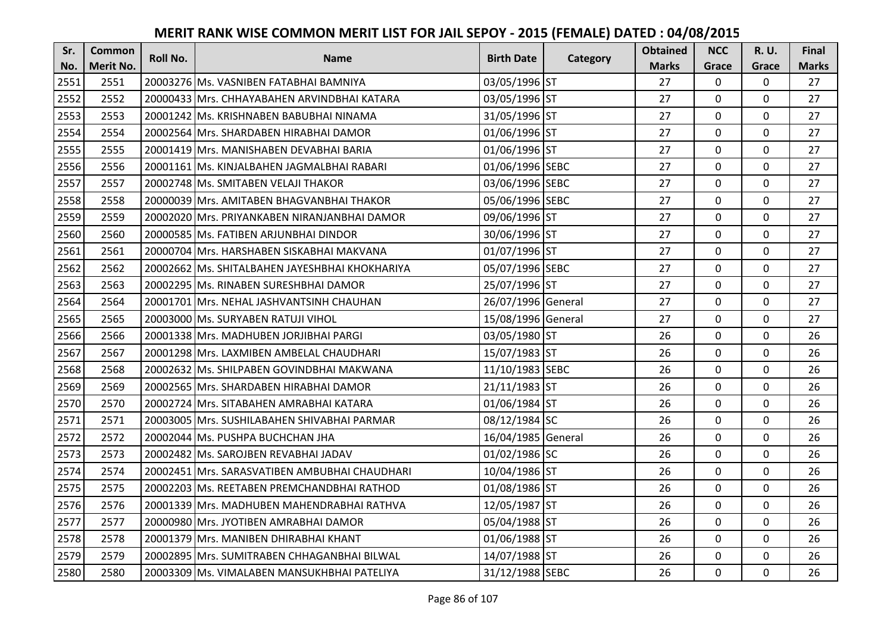# MERIT RANK WISE COMMON MERIT LIST FOR JAIL SEPOY - 2015 (FEMALE) DATED : 04/08/2015

| Sr. No. | Common Merit No. | Roll No. | Name | Birth Date | Category | Obtained Marks | NCC Grace | R. U. Grace | Final Marks |
|---|---|---|---|---|---|---|---|---|---|
| 2551 | 2551 | 20003276 | Ms. VASNIBEN FATABHAI BAMNIYA | 03/05/1996 | ST | 27 | 0 | 0 | 27 |
| 2552 | 2552 | 20000433 | Mrs. CHHAYABAHEN ARVINDBHAI KATARA | 03/05/1996 | ST | 27 | 0 | 0 | 27 |
| 2553 | 2553 | 20001242 | Ms. KRISHNABEN BABUBHAI NINAMA | 31/05/1996 | ST | 27 | 0 | 0 | 27 |
| 2554 | 2554 | 20002564 | Mrs. SHARDABEN HIRABHAI DAMOR | 01/06/1996 | ST | 27 | 0 | 0 | 27 |
| 2555 | 2555 | 20001419 | Mrs. MANISHABEN DEVABHAI BARIA | 01/06/1996 | ST | 27 | 0 | 0 | 27 |
| 2556 | 2556 | 20001161 | Ms. KINJALBAHEN JAGMALBHAI RABARI | 01/06/1996 | SEBC | 27 | 0 | 0 | 27 |
| 2557 | 2557 | 20002748 | Ms. SMITABEN VELAJI THAKOR | 03/06/1996 | SEBC | 27 | 0 | 0 | 27 |
| 2558 | 2558 | 20000039 | Mrs. AMITABEN BHAGVANBHAI THAKOR | 05/06/1996 | SEBC | 27 | 0 | 0 | 27 |
| 2559 | 2559 | 20002020 | Mrs. PRIYANKABEN NIRANJANBHAI DAMOR | 09/06/1996 | ST | 27 | 0 | 0 | 27 |
| 2560 | 2560 | 20000585 | Ms. FATIBEN ARJUNBHAI DINDOR | 30/06/1996 | ST | 27 | 0 | 0 | 27 |
| 2561 | 2561 | 20000704 | Mrs. HARSHABEN SISKABHAI MAKVANA | 01/07/1996 | ST | 27 | 0 | 0 | 27 |
| 2562 | 2562 | 20002662 | Ms. SHITALBAHEN JAYESHBHAI KHOKHARIYA | 05/07/1996 | SEBC | 27 | 0 | 0 | 27 |
| 2563 | 2563 | 20002295 | Ms. RINABEN SURESHBHAI DAMOR | 25/07/1996 | ST | 27 | 0 | 0 | 27 |
| 2564 | 2564 | 20001701 | Mrs. NEHAL JASHVANTSINH CHAUHAN | 26/07/1996 | General | 27 | 0 | 0 | 27 |
| 2565 | 2565 | 20003000 | Ms. SURYABEN RATUJI VIHOL | 15/08/1996 | General | 27 | 0 | 0 | 27 |
| 2566 | 2566 | 20001338 | Mrs. MADHUBEN JORJIBHAI PARGI | 03/05/1980 | ST | 26 | 0 | 0 | 26 |
| 2567 | 2567 | 20001298 | Mrs. LAXMIBEN AMBELAL CHAUDHARI | 15/07/1983 | ST | 26 | 0 | 0 | 26 |
| 2568 | 2568 | 20002632 | Ms. SHILPABEN GOVINDBHAI MAKWANA | 11/10/1983 | SEBC | 26 | 0 | 0 | 26 |
| 2569 | 2569 | 20002565 | Mrs. SHARDABEN HIRABHAI DAMOR | 21/11/1983 | ST | 26 | 0 | 0 | 26 |
| 2570 | 2570 | 20002724 | Mrs. SITABAHEN AMRABHAI KATARA | 01/06/1984 | ST | 26 | 0 | 0 | 26 |
| 2571 | 2571 | 20003005 | Mrs. SUSHILABAHEN SHIVABHAI PARMAR | 08/12/1984 | SC | 26 | 0 | 0 | 26 |
| 2572 | 2572 | 20002044 | Ms. PUSHPA BUCHCHAN JHA | 16/04/1985 | General | 26 | 0 | 0 | 26 |
| 2573 | 2573 | 20002482 | Ms. SAROJBEN REVABHAI JADAV | 01/02/1986 | SC | 26 | 0 | 0 | 26 |
| 2574 | 2574 | 20002451 | Mrs. SARASVATIBEN AMBUBHAI CHAUDHARI | 10/04/1986 | ST | 26 | 0 | 0 | 26 |
| 2575 | 2575 | 20002203 | Ms. REETABEN PREMCHANDBHAI RATHOD | 01/08/1986 | ST | 26 | 0 | 0 | 26 |
| 2576 | 2576 | 20001339 | Mrs. MADHUBEN MAHENDRABHAI RATHVA | 12/05/1987 | ST | 26 | 0 | 0 | 26 |
| 2577 | 2577 | 20000980 | Mrs. JYOTIBEN AMRABHAI DAMOR | 05/04/1988 | ST | 26 | 0 | 0 | 26 |
| 2578 | 2578 | 20001379 | Mrs. MANIBEN DHIRABHAI KHANT | 01/06/1988 | ST | 26 | 0 | 0 | 26 |
| 2579 | 2579 | 20002895 | Mrs. SUMITRABEN CHHAGANBHAI BILWAL | 14/07/1988 | ST | 26 | 0 | 0 | 26 |
| 2580 | 2580 | 20003309 | Ms. VIMALABEN MANSUKHBHAI PATELIYA | 31/12/1988 | SEBC | 26 | 0 | 0 | 26 |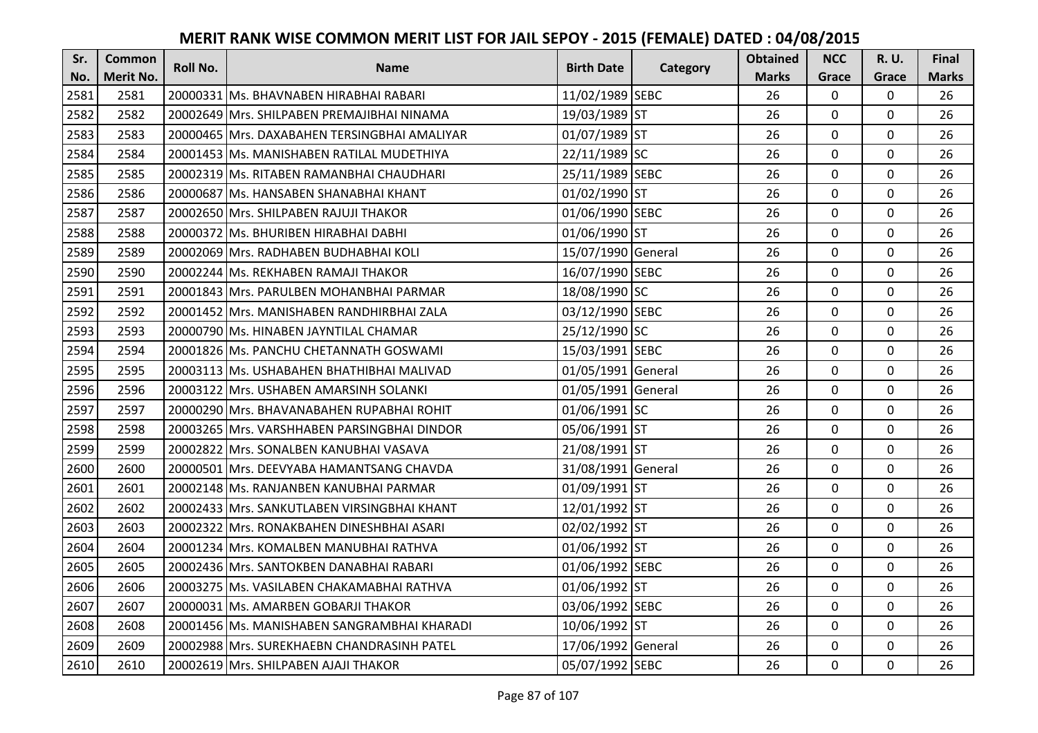# MERIT RANK WISE COMMON MERIT LIST FOR JAIL SEPOY - 2015 (FEMALE) DATED : 04/08/2015

| Sr. No. | Common Merit No. | Roll No. | Name | Birth Date | Category | Obtained Marks | NCC Grace | R. U. Grace | Final Marks |
|---|---|---|---|---|---|---|---|---|---|
| 2581 | 2581 | 20000331 | Ms. BHAVNABEN HIRABHAI RABARI | 11/02/1989 | SEBC | 26 | 0 | 0 | 26 |
| 2582 | 2582 | 20002649 | Mrs. SHILPABEN PREMAJIBHAI NINAMA | 19/03/1989 | ST | 26 | 0 | 0 | 26 |
| 2583 | 2583 | 20000465 | Mrs. DAXABAHEN TERSINGBHAI AMALIYAR | 01/07/1989 | ST | 26 | 0 | 0 | 26 |
| 2584 | 2584 | 20001453 | Ms. MANISHABEN RATILAL MUDETHIYA | 22/11/1989 | SC | 26 | 0 | 0 | 26 |
| 2585 | 2585 | 20002319 | Ms. RITABEN RAMANBHAI CHAUDHARI | 25/11/1989 | SEBC | 26 | 0 | 0 | 26 |
| 2586 | 2586 | 20000687 | Ms. HANSABEN SHANABHAI KHANT | 01/02/1990 | ST | 26 | 0 | 0 | 26 |
| 2587 | 2587 | 20002650 | Mrs. SHILPABEN RAJUJI THAKOR | 01/06/1990 | SEBC | 26 | 0 | 0 | 26 |
| 2588 | 2588 | 20000372 | Ms. BHURIBEN HIRABHAI DABHI | 01/06/1990 | ST | 26 | 0 | 0 | 26 |
| 2589 | 2589 | 20002069 | Mrs. RADHABEN BUDHABHAI KOLI | 15/07/1990 | General | 26 | 0 | 0 | 26 |
| 2590 | 2590 | 20002244 | Ms. REKHABEN RAMAJI THAKOR | 16/07/1990 | SEBC | 26 | 0 | 0 | 26 |
| 2591 | 2591 | 20001843 | Mrs. PARULBEN MOHANBHAI PARMAR | 18/08/1990 | SC | 26 | 0 | 0 | 26 |
| 2592 | 2592 | 20001452 | Mrs. MANISHABEN RANDHIRBHAI ZALA | 03/12/1990 | SEBC | 26 | 0 | 0 | 26 |
| 2593 | 2593 | 20000790 | Ms. HINABEN JAYNTILAL CHAMAR | 25/12/1990 | SC | 26 | 0 | 0 | 26 |
| 2594 | 2594 | 20001826 | Ms. PANCHU CHETANNATH GOSWAMI | 15/03/1991 | SEBC | 26 | 0 | 0 | 26 |
| 2595 | 2595 | 20003113 | Ms. USHABAHEN BHATHIBHAI MALIVAD | 01/05/1991 | General | 26 | 0 | 0 | 26 |
| 2596 | 2596 | 20003122 | Mrs. USHABEN AMARSINH SOLANKI | 01/05/1991 | General | 26 | 0 | 0 | 26 |
| 2597 | 2597 | 20000290 | Mrs. BHAVANABAHEN RUPABHAI ROHIT | 01/06/1991 | SC | 26 | 0 | 0 | 26 |
| 2598 | 2598 | 20003265 | Mrs. VARSHHABEN PARSINGBHAI DINDOR | 05/06/1991 | ST | 26 | 0 | 0 | 26 |
| 2599 | 2599 | 20002822 | Mrs. SONALBEN KANUBHAI VASAVA | 21/08/1991 | ST | 26 | 0 | 0 | 26 |
| 2600 | 2600 | 20000501 | Mrs. DEEVYABA HAMANTSANG CHAVDA | 31/08/1991 | General | 26 | 0 | 0 | 26 |
| 2601 | 2601 | 20002148 | Ms. RANJANBEN KANUBHAI PARMAR | 01/09/1991 | ST | 26 | 0 | 0 | 26 |
| 2602 | 2602 | 20002433 | Mrs. SANKUTLABEN VIRSINGBHAI KHANT | 12/01/1992 | ST | 26 | 0 | 0 | 26 |
| 2603 | 2603 | 20002322 | Mrs. RONAKBAHEN DINESHBHAI ASARI | 02/02/1992 | ST | 26 | 0 | 0 | 26 |
| 2604 | 2604 | 20001234 | Mrs. KOMALBEN MANUBHAI RATHVA | 01/06/1992 | ST | 26 | 0 | 0 | 26 |
| 2605 | 2605 | 20002436 | Mrs. SANTOKBEN DANABHAI RABARI | 01/06/1992 | SEBC | 26 | 0 | 0 | 26 |
| 2606 | 2606 | 20003275 | Ms. VASILABEN CHAKAMABHAI RATHVA | 01/06/1992 | ST | 26 | 0 | 0 | 26 |
| 2607 | 2607 | 20000031 | Ms. AMARBEN GOBARJI THAKOR | 03/06/1992 | SEBC | 26 | 0 | 0 | 26 |
| 2608 | 2608 | 20001456 | Ms. MANISHABEN SANGRAMBHAI KHARADI | 10/06/1992 | ST | 26 | 0 | 0 | 26 |
| 2609 | 2609 | 20002988 | Mrs. SUREKHAEBN CHANDRASINH PATEL | 17/06/1992 | General | 26 | 0 | 0 | 26 |
| 2610 | 2610 | 20002619 | Mrs. SHILPABEN AJAJI THAKOR | 05/07/1992 | SEBC | 26 | 0 | 0 | 26 |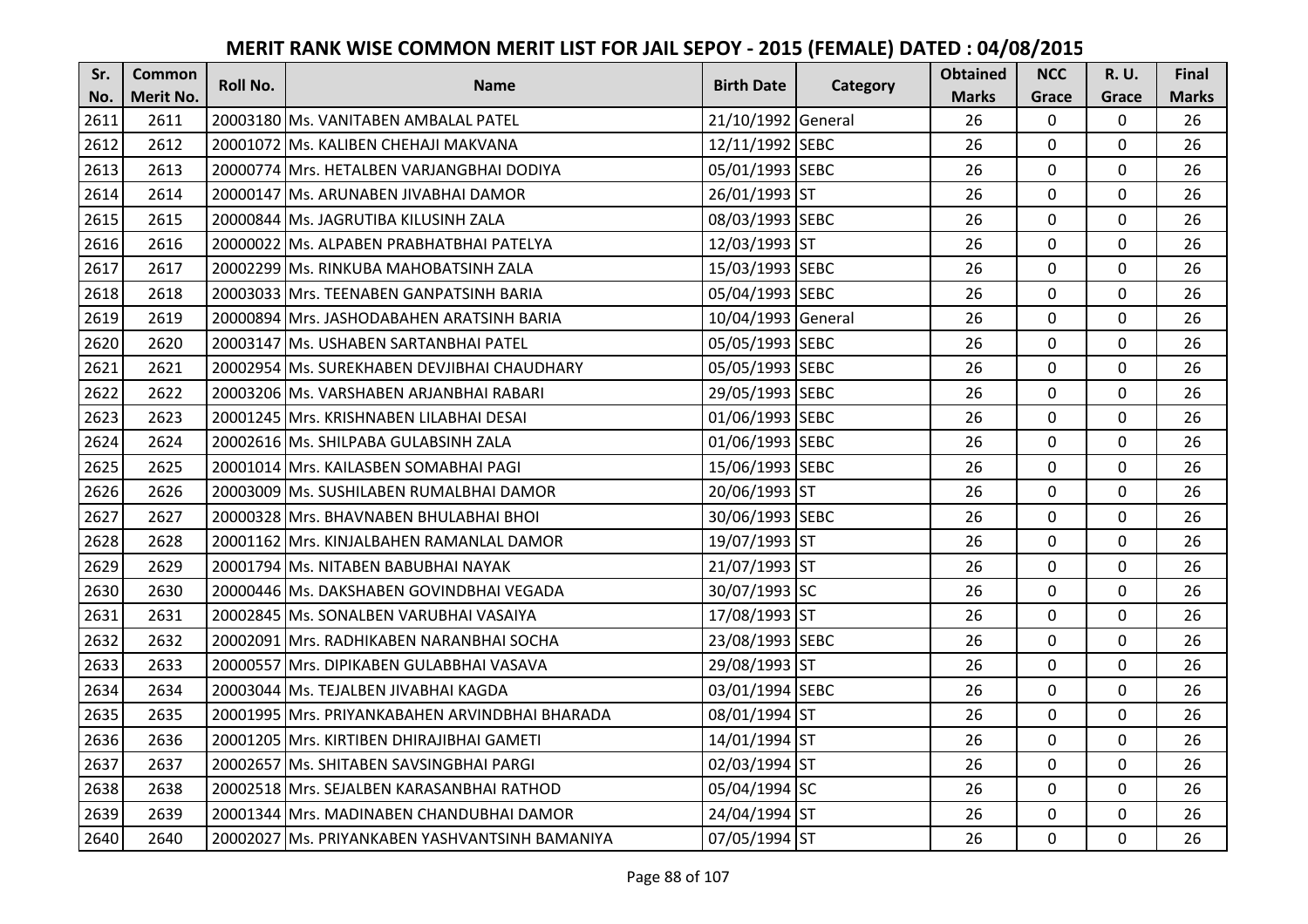# MERIT RANK WISE COMMON MERIT LIST FOR JAIL SEPOY - 2015 (FEMALE) DATED : 04/08/2015

| Sr. No. | Common Merit No. | Roll No. | Name | Birth Date | Category | Obtained Marks | NCC Grace | R. U. Grace | Final Marks |
|---|---|---|---|---|---|---|---|---|---|
| 2611 | 2611 | 20003180 | Ms. VANITABEN AMBALAL PATEL | 21/10/1992 | General | 26 | 0 | 0 | 26 |
| 2612 | 2612 | 20001072 | Ms. KALIBEN CHEHAJI MAKVANA | 12/11/1992 | SEBC | 26 | 0 | 0 | 26 |
| 2613 | 2613 | 20000774 | Mrs. HETALBEN VARJANGBHAI DODIYA | 05/01/1993 | SEBC | 26 | 0 | 0 | 26 |
| 2614 | 2614 | 20000147 | Ms. ARUNABEN JIVABHAI DAMOR | 26/01/1993 | ST | 26 | 0 | 0 | 26 |
| 2615 | 2615 | 20000844 | Ms. JAGRUTIBA KILUSINH ZALA | 08/03/1993 | SEBC | 26 | 0 | 0 | 26 |
| 2616 | 2616 | 20000022 | Ms. ALPABEN PRABHATBHAI PATELYA | 12/03/1993 | ST | 26 | 0 | 0 | 26 |
| 2617 | 2617 | 20002299 | Ms. RINKUBA MAHOBATSINH ZALA | 15/03/1993 | SEBC | 26 | 0 | 0 | 26 |
| 2618 | 2618 | 20003033 | Mrs. TEENABEN GANPATSINH BARIA | 05/04/1993 | SEBC | 26 | 0 | 0 | 26 |
| 2619 | 2619 | 20000894 | Mrs. JASHODABAHEN ARATSINH BARIA | 10/04/1993 | General | 26 | 0 | 0 | 26 |
| 2620 | 2620 | 20003147 | Ms. USHABEN SARTANBHAI PATEL | 05/05/1993 | SEBC | 26 | 0 | 0 | 26 |
| 2621 | 2621 | 20002954 | Ms. SUREKHABEN DEVJIBHAI CHAUDHARY | 05/05/1993 | SEBC | 26 | 0 | 0 | 26 |
| 2622 | 2622 | 20003206 | Ms. VARSHABEN ARJANBHAI RABARI | 29/05/1993 | SEBC | 26 | 0 | 0 | 26 |
| 2623 | 2623 | 20001245 | Mrs. KRISHNABEN LILABHAI DESAI | 01/06/1993 | SEBC | 26 | 0 | 0 | 26 |
| 2624 | 2624 | 20002616 | Ms. SHILPABA GULABSINH ZALA | 01/06/1993 | SEBC | 26 | 0 | 0 | 26 |
| 2625 | 2625 | 20001014 | Mrs. KAILASBEN SOMABHAI PAGI | 15/06/1993 | SEBC | 26 | 0 | 0 | 26 |
| 2626 | 2626 | 20003009 | Ms. SUSHILABEN RUMALBHAI DAMOR | 20/06/1993 | ST | 26 | 0 | 0 | 26 |
| 2627 | 2627 | 20000328 | Mrs. BHAVNABEN BHULABHAI BHOI | 30/06/1993 | SEBC | 26 | 0 | 0 | 26 |
| 2628 | 2628 | 20001162 | Mrs. KINJALBAHEN RAMANLAL DAMOR | 19/07/1993 | ST | 26 | 0 | 0 | 26 |
| 2629 | 2629 | 20001794 | Ms. NITABEN BABUBHAI NAYAK | 21/07/1993 | ST | 26 | 0 | 0 | 26 |
| 2630 | 2630 | 20000446 | Ms. DAKSHABEN GOVINDBHAI VEGADA | 30/07/1993 | SC | 26 | 0 | 0 | 26 |
| 2631 | 2631 | 20002845 | Ms. SONALBEN VARUBHAI VASAIYA | 17/08/1993 | ST | 26 | 0 | 0 | 26 |
| 2632 | 2632 | 20002091 | Mrs. RADHIKABEN NARANBHAI SOCHA | 23/08/1993 | SEBC | 26 | 0 | 0 | 26 |
| 2633 | 2633 | 20000557 | Mrs. DIPIKABEN GULABBHAI VASAVA | 29/08/1993 | ST | 26 | 0 | 0 | 26 |
| 2634 | 2634 | 20003044 | Ms. TEJALBEN JIVABHAI KAGDA | 03/01/1994 | SEBC | 26 | 0 | 0 | 26 |
| 2635 | 2635 | 20001995 | Mrs. PRIYANKABAHEN ARVINDBHAI BHARADA | 08/01/1994 | ST | 26 | 0 | 0 | 26 |
| 2636 | 2636 | 20001205 | Mrs. KIRTIBEN DHIRAJIBHAI GAMETI | 14/01/1994 | ST | 26 | 0 | 0 | 26 |
| 2637 | 2637 | 20002657 | Ms. SHITABEN SAVSINGBHAI PARGI | 02/03/1994 | ST | 26 | 0 | 0 | 26 |
| 2638 | 2638 | 20002518 | Mrs. SEJALBEN KARASANBHAI RATHOD | 05/04/1994 | SC | 26 | 0 | 0 | 26 |
| 2639 | 2639 | 20001344 | Mrs. MADINABEN CHANDUBHAI DAMOR | 24/04/1994 | ST | 26 | 0 | 0 | 26 |
| 2640 | 2640 | 20002027 | Ms. PRIYANKABEN YASHVANTSINH BAMANIYA | 07/05/1994 | ST | 26 | 0 | 0 | 26 |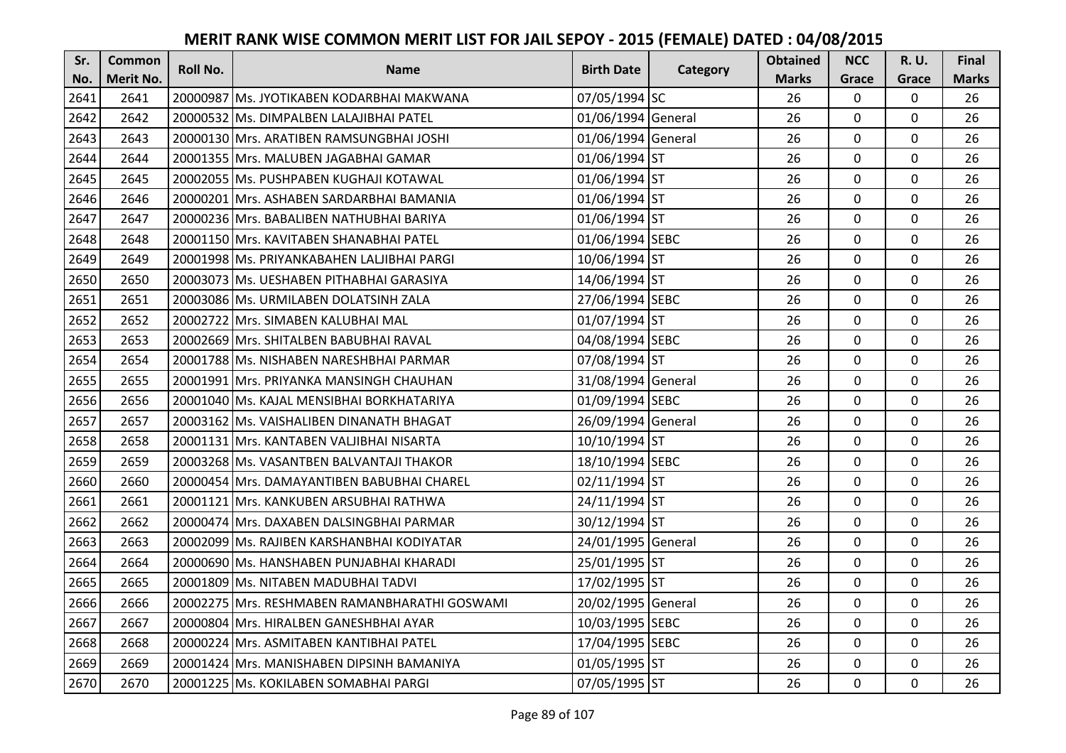# MERIT RANK WISE COMMON MERIT LIST FOR JAIL SEPOY - 2015 (FEMALE) DATED : 04/08/2015

| Sr. No. | Common Merit No. | Roll No. | Name | Birth Date | Category | Obtained Marks | NCC Grace | R. U. Grace | Final Marks |
|---|---|---|---|---|---|---|---|---|---|
| 2641 | 2641 | 20000987 | Ms. JYOTIKABEN KODARBHAI MAKWANA | 07/05/1994 | SC | 26 | 0 | 0 | 26 |
| 2642 | 2642 | 20000532 | Ms. DIMPALBEN LALAJIBHAI PATEL | 01/06/1994 | General | 26 | 0 | 0 | 26 |
| 2643 | 2643 | 20000130 | Mrs. ARATIBEN RAMSUNGBHAI JOSHI | 01/06/1994 | General | 26 | 0 | 0 | 26 |
| 2644 | 2644 | 20001355 | Mrs. MALUBEN JAGABHAI GAMAR | 01/06/1994 | ST | 26 | 0 | 0 | 26 |
| 2645 | 2645 | 20002055 | Ms. PUSHPABEN KUGHAJI KOTAWAL | 01/06/1994 | ST | 26 | 0 | 0 | 26 |
| 2646 | 2646 | 20000201 | Mrs. ASHABEN SARDARBHAI BAMANIA | 01/06/1994 | ST | 26 | 0 | 0 | 26 |
| 2647 | 2647 | 20000236 | Mrs. BABALIBEN NATHUBHAI BARIYA | 01/06/1994 | ST | 26 | 0 | 0 | 26 |
| 2648 | 2648 | 20001150 | Mrs. KAVITABEN SHANABHAI PATEL | 01/06/1994 | SEBC | 26 | 0 | 0 | 26 |
| 2649 | 2649 | 20001998 | Ms. PRIYANKABAHEN LALJIBHAI PARGI | 10/06/1994 | ST | 26 | 0 | 0 | 26 |
| 2650 | 2650 | 20003073 | Ms. UESHABEN PITHABHAI GARASIYA | 14/06/1994 | ST | 26 | 0 | 0 | 26 |
| 2651 | 2651 | 20003086 | Ms. URMILABEN DOLATSINH ZALA | 27/06/1994 | SEBC | 26 | 0 | 0 | 26 |
| 2652 | 2652 | 20002722 | Mrs. SIMABEN KALUBHAI MAL | 01/07/1994 | ST | 26 | 0 | 0 | 26 |
| 2653 | 2653 | 20002669 | Mrs. SHITALBEN BABUBHAI RAVAL | 04/08/1994 | SEBC | 26 | 0 | 0 | 26 |
| 2654 | 2654 | 20001788 | Ms. NISHABEN NARESHBHAI PARMAR | 07/08/1994 | ST | 26 | 0 | 0 | 26 |
| 2655 | 2655 | 20001991 | Mrs. PRIYANKA MANSINGH CHAUHAN | 31/08/1994 | General | 26 | 0 | 0 | 26 |
| 2656 | 2656 | 20001040 | Ms. KAJAL MENSIBHAI BORKHATARIYA | 01/09/1994 | SEBC | 26 | 0 | 0 | 26 |
| 2657 | 2657 | 20003162 | Ms. VAISHALIBEN DINANATH BHAGAT | 26/09/1994 | General | 26 | 0 | 0 | 26 |
| 2658 | 2658 | 20001131 | Mrs. KANTABEN VALJIBHAI NISARTA | 10/10/1994 | ST | 26 | 0 | 0 | 26 |
| 2659 | 2659 | 20003268 | Ms. VASANTBEN BALVANTAJI THAKOR | 18/10/1994 | SEBC | 26 | 0 | 0 | 26 |
| 2660 | 2660 | 20000454 | Mrs. DAMAYANTIBEN BABUBHAI CHAREL | 02/11/1994 | ST | 26 | 0 | 0 | 26 |
| 2661 | 2661 | 20001121 | Mrs. KANKUBEN ARSUBHAI RATHWA | 24/11/1994 | ST | 26 | 0 | 0 | 26 |
| 2662 | 2662 | 20000474 | Mrs. DAXABEN DALSINGBHAI PARMAR | 30/12/1994 | ST | 26 | 0 | 0 | 26 |
| 2663 | 2663 | 20002099 | Ms. RAJIBEN KARSHANBHAI KODIYATAR | 24/01/1995 | General | 26 | 0 | 0 | 26 |
| 2664 | 2664 | 20000690 | Ms. HANSHABEN PUNJABHAI KHARADI | 25/01/1995 | ST | 26 | 0 | 0 | 26 |
| 2665 | 2665 | 20001809 | Ms. NITABEN MADUBHAI TADVI | 17/02/1995 | ST | 26 | 0 | 0 | 26 |
| 2666 | 2666 | 20002275 | Mrs. RESHMABEN RAMANBHARATHI GOSWAMI | 20/02/1995 | General | 26 | 0 | 0 | 26 |
| 2667 | 2667 | 20000804 | Mrs. HIRALBEN GANESHBHAI AYAR | 10/03/1995 | SEBC | 26 | 0 | 0 | 26 |
| 2668 | 2668 | 20000224 | Mrs. ASMITABEN KANTIBHAI PATEL | 17/04/1995 | SEBC | 26 | 0 | 0 | 26 |
| 2669 | 2669 | 20001424 | Mrs. MANISHABEN DIPSINH BAMANIYA | 01/05/1995 | ST | 26 | 0 | 0 | 26 |
| 2670 | 2670 | 20001225 | Ms. KOKILABEN SOMABHAI PARGI | 07/05/1995 | ST | 26 | 0 | 0 | 26 |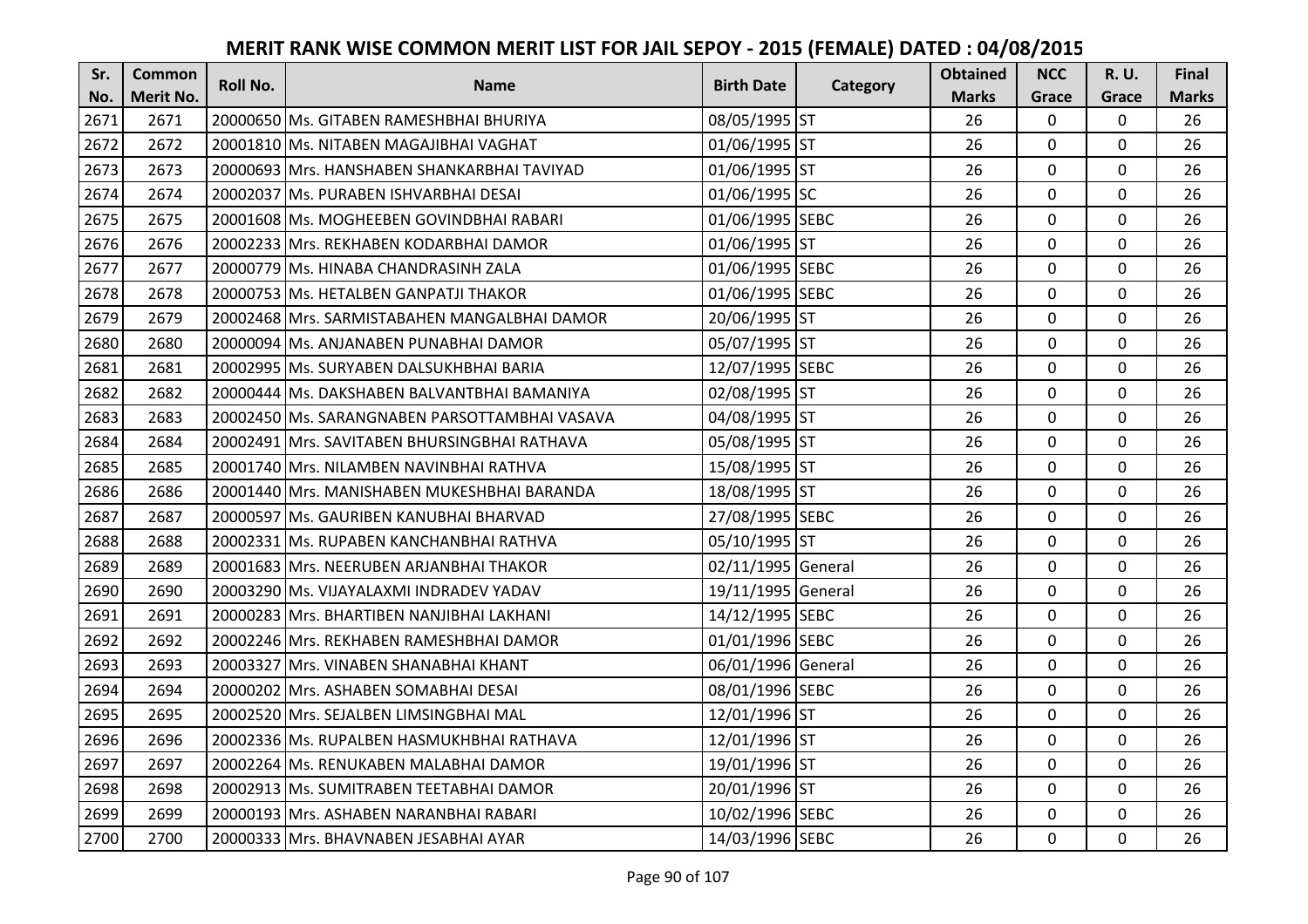# MERIT RANK WISE COMMON MERIT LIST FOR JAIL SEPOY - 2015 (FEMALE) DATED : 04/08/2015

| Sr. No. | Common Merit No. | Roll No. | Name | Birth Date | Category | Obtained Marks | NCC Grace | R. U. Grace | Final Marks |
|---|---|---|---|---|---|---|---|---|---|
| 2671 | 2671 | 20000650 | Ms. GITABEN RAMESHBHAI BHURIYA | 08/05/1995 | ST | 26 | 0 | 0 | 26 |
| 2672 | 2672 | 20001810 | Ms. NITABEN MAGAJIBHAI VAGHAT | 01/06/1995 | ST | 26 | 0 | 0 | 26 |
| 2673 | 2673 | 20000693 | Mrs. HANSHABEN SHANKARBHAI TAVIYAD | 01/06/1995 | ST | 26 | 0 | 0 | 26 |
| 2674 | 2674 | 20002037 | Ms. PURABEN ISHVARBHAI DESAI | 01/06/1995 | SC | 26 | 0 | 0 | 26 |
| 2675 | 2675 | 20001608 | Ms. MOGHEEBEN GOVINDBHAI RABARI | 01/06/1995 | SEBC | 26 | 0 | 0 | 26 |
| 2676 | 2676 | 20002233 | Mrs. REKHABEN KODARBHAI DAMOR | 01/06/1995 | ST | 26 | 0 | 0 | 26 |
| 2677 | 2677 | 20000779 | Ms. HINABA CHANDRASINH ZALA | 01/06/1995 | SEBC | 26 | 0 | 0 | 26 |
| 2678 | 2678 | 20000753 | Ms. HETALBEN GANPATJI THAKOR | 01/06/1995 | SEBC | 26 | 0 | 0 | 26 |
| 2679 | 2679 | 20002468 | Mrs. SARMISTABAHEN MANGALBHAI DAMOR | 20/06/1995 | ST | 26 | 0 | 0 | 26 |
| 2680 | 2680 | 20000094 | Ms. ANJANABEN PUNABHAI DAMOR | 05/07/1995 | ST | 26 | 0 | 0 | 26 |
| 2681 | 2681 | 20002995 | Ms. SURYABEN DALSUKHBHAI BARIA | 12/07/1995 | SEBC | 26 | 0 | 0 | 26 |
| 2682 | 2682 | 20000444 | Ms. DAKSHABEN BALVANTBHAI BAMANIYA | 02/08/1995 | ST | 26 | 0 | 0 | 26 |
| 2683 | 2683 | 20002450 | Ms. SARANGNABEN PARSOTTAMBHAI VASAVA | 04/08/1995 | ST | 26 | 0 | 0 | 26 |
| 2684 | 2684 | 20002491 | Mrs. SAVITABEN BHURSINGBHAI RATHAVA | 05/08/1995 | ST | 26 | 0 | 0 | 26 |
| 2685 | 2685 | 20001740 | Mrs. NILAMBEN NAVINBHAI RATHVA | 15/08/1995 | ST | 26 | 0 | 0 | 26 |
| 2686 | 2686 | 20001440 | Mrs. MANISHABEN MUKESHBHAI BARANDA | 18/08/1995 | ST | 26 | 0 | 0 | 26 |
| 2687 | 2687 | 20000597 | Ms. GAURIBEN KANUBHAI BHARVAD | 27/08/1995 | SEBC | 26 | 0 | 0 | 26 |
| 2688 | 2688 | 20002331 | Ms. RUPABEN KANCHANBHAI RATHVA | 05/10/1995 | ST | 26 | 0 | 0 | 26 |
| 2689 | 2689 | 20001683 | Mrs. NEERUBEN ARJANBHAI THAKOR | 02/11/1995 | General | 26 | 0 | 0 | 26 |
| 2690 | 2690 | 20003290 | Ms. VIJAYALAXMI INDRADEV YADAV | 19/11/1995 | General | 26 | 0 | 0 | 26 |
| 2691 | 2691 | 20000283 | Mrs. BHARTIBEN NANJIBHAI LAKHANI | 14/12/1995 | SEBC | 26 | 0 | 0 | 26 |
| 2692 | 2692 | 20002246 | Mrs. REKHABEN RAMESHBHAI DAMOR | 01/01/1996 | SEBC | 26 | 0 | 0 | 26 |
| 2693 | 2693 | 20003327 | Mrs. VINABEN SHANABHAI KHANT | 06/01/1996 | General | 26 | 0 | 0 | 26 |
| 2694 | 2694 | 20000202 | Mrs. ASHABEN SOMABHAI DESAI | 08/01/1996 | SEBC | 26 | 0 | 0 | 26 |
| 2695 | 2695 | 20002520 | Mrs. SEJALBEN LIMSINGBHAI MAL | 12/01/1996 | ST | 26 | 0 | 0 | 26 |
| 2696 | 2696 | 20002336 | Ms. RUPALBEN HASMUKHBHAI RATHAVA | 12/01/1996 | ST | 26 | 0 | 0 | 26 |
| 2697 | 2697 | 20002264 | Ms. RENUKABEN MALABHAI DAMOR | 19/01/1996 | ST | 26 | 0 | 0 | 26 |
| 2698 | 2698 | 20002913 | Ms. SUMITRABEN TEETABHAI DAMOR | 20/01/1996 | ST | 26 | 0 | 0 | 26 |
| 2699 | 2699 | 20000193 | Mrs. ASHABEN NARANBHAI RABARI | 10/02/1996 | SEBC | 26 | 0 | 0 | 26 |
| 2700 | 2700 | 20000333 | Mrs. BHAVNABEN JESABHAI AYAR | 14/03/1996 | SEBC | 26 | 0 | 0 | 26 |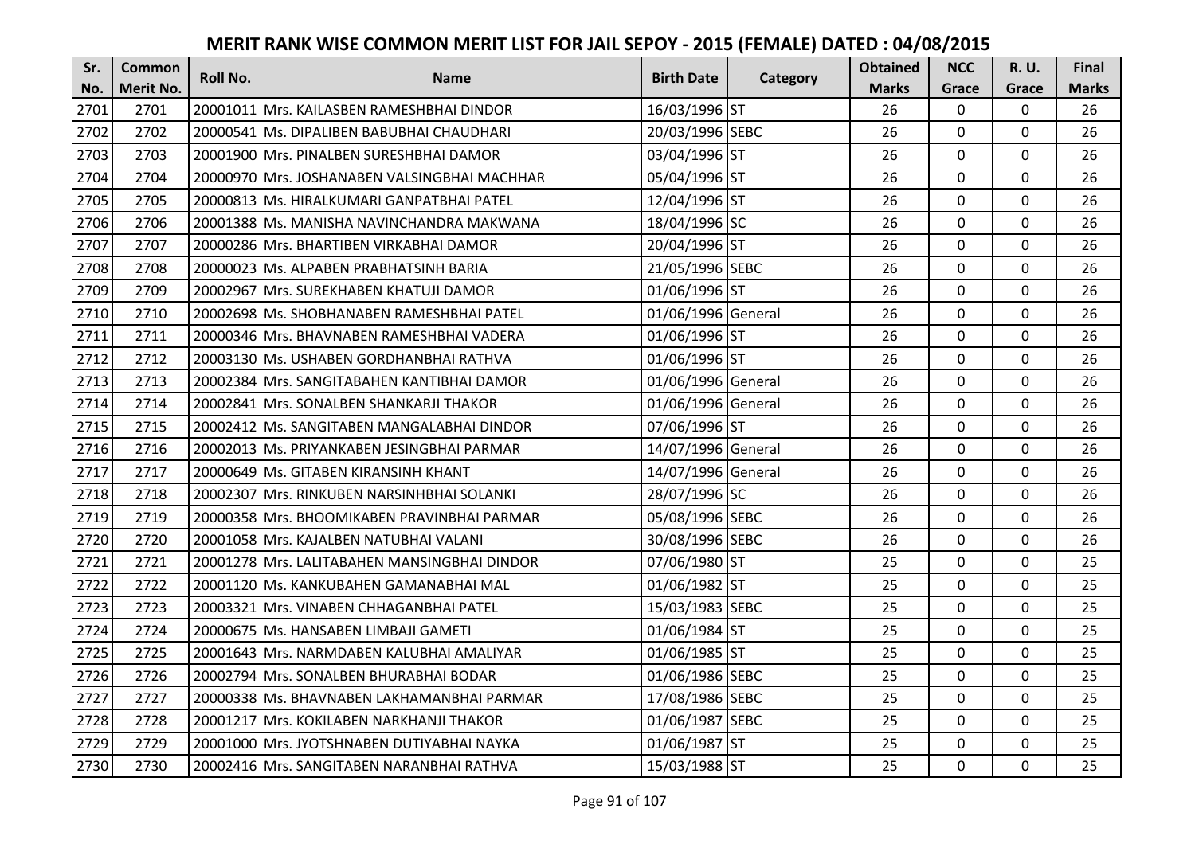# MERIT RANK WISE COMMON MERIT LIST FOR JAIL SEPOY - 2015 (FEMALE) DATED : 04/08/2015

| Sr. No. | Common Merit No. | Roll No. | Name | Birth Date | Category | Obtained Marks | NCC Grace | R. U. Grace | Final Marks |
|---|---|---|---|---|---|---|---|---|---|
| 2701 | 2701 | 20001011 | Mrs. KAILASBEN RAMESHBHAI DINDOR | 16/03/1996 | ST | 26 | 0 | 0 | 26 |
| 2702 | 2702 | 20000541 | Ms. DIPALIBEN BABUBHAI CHAUDHARI | 20/03/1996 | SEBC | 26 | 0 | 0 | 26 |
| 2703 | 2703 | 20001900 | Mrs. PINALBEN SURESHBHAI DAMOR | 03/04/1996 | ST | 26 | 0 | 0 | 26 |
| 2704 | 2704 | 20000970 | Mrs. JOSHANABEN VALSINGBHAI MACHHAR | 05/04/1996 | ST | 26 | 0 | 0 | 26 |
| 2705 | 2705 | 20000813 | Ms. HIRALKUMARI GANPATBHAI PATEL | 12/04/1996 | ST | 26 | 0 | 0 | 26 |
| 2706 | 2706 | 20001388 | Ms. MANISHA NAVINCHANDRA MAKWANA | 18/04/1996 | SC | 26 | 0 | 0 | 26 |
| 2707 | 2707 | 20000286 | Mrs. BHARTIBEN VIRKABHAI DAMOR | 20/04/1996 | ST | 26 | 0 | 0 | 26 |
| 2708 | 2708 | 20000023 | Ms. ALPABEN PRABHATSINH BARIA | 21/05/1996 | SEBC | 26 | 0 | 0 | 26 |
| 2709 | 2709 | 20002967 | Mrs. SUREKHABEN KHATUJI DAMOR | 01/06/1996 | ST | 26 | 0 | 0 | 26 |
| 2710 | 2710 | 20002698 | Ms. SHOBHANABEN RAMESHBHAI PATEL | 01/06/1996 | General | 26 | 0 | 0 | 26 |
| 2711 | 2711 | 20000346 | Mrs. BHAVNABEN RAMESHBHAI VADERA | 01/06/1996 | ST | 26 | 0 | 0 | 26 |
| 2712 | 2712 | 20003130 | Ms. USHABEN GORDHANBHAI RATHVA | 01/06/1996 | ST | 26 | 0 | 0 | 26 |
| 2713 | 2713 | 20002384 | Mrs. SANGITABAHEN KANTIBHAI DAMOR | 01/06/1996 | General | 26 | 0 | 0 | 26 |
| 2714 | 2714 | 20002841 | Mrs. SONALBEN SHANKARJI THAKOR | 01/06/1996 | General | 26 | 0 | 0 | 26 |
| 2715 | 2715 | 20002412 | Ms. SANGITABEN MANGALABHAI DINDOR | 07/06/1996 | ST | 26 | 0 | 0 | 26 |
| 2716 | 2716 | 20002013 | Ms. PRIYANKABEN JESINGBHAI PARMAR | 14/07/1996 | General | 26 | 0 | 0 | 26 |
| 2717 | 2717 | 20000649 | Ms. GITABEN KIRANSINH KHANT | 14/07/1996 | General | 26 | 0 | 0 | 26 |
| 2718 | 2718 | 20002307 | Mrs. RINKUBEN NARSINHBHAI SOLANKI | 28/07/1996 | SC | 26 | 0 | 0 | 26 |
| 2719 | 2719 | 20000358 | Mrs. BHOOMIKABEN PRAVINBHAI PARMAR | 05/08/1996 | SEBC | 26 | 0 | 0 | 26 |
| 2720 | 2720 | 20001058 | Mrs. KAJALBEN NATUBHAI VALANI | 30/08/1996 | SEBC | 26 | 0 | 0 | 26 |
| 2721 | 2721 | 20001278 | Mrs. LALITABAHEN MANSINGBHAI DINDOR | 07/06/1980 | ST | 25 | 0 | 0 | 25 |
| 2722 | 2722 | 20001120 | Ms. KANKUBAHEN GAMANABHAI MAL | 01/06/1982 | ST | 25 | 0 | 0 | 25 |
| 2723 | 2723 | 20003321 | Mrs. VINABEN CHHAGANBHAI PATEL | 15/03/1983 | SEBC | 25 | 0 | 0 | 25 |
| 2724 | 2724 | 20000675 | Ms. HANSABEN LIMBAJI GAMETI | 01/06/1984 | ST | 25 | 0 | 0 | 25 |
| 2725 | 2725 | 20001643 | Mrs. NARMDABEN KALUBHAI AMALIYAR | 01/06/1985 | ST | 25 | 0 | 0 | 25 |
| 2726 | 2726 | 20002794 | Mrs. SONALBEN BHURABHAI BODAR | 01/06/1986 | SEBC | 25 | 0 | 0 | 25 |
| 2727 | 2727 | 20000338 | Ms. BHAVNABEN LAKHAMANBHAI PARMAR | 17/08/1986 | SEBC | 25 | 0 | 0 | 25 |
| 2728 | 2728 | 20001217 | Mrs. KOKILABEN NARKHANJI THAKOR | 01/06/1987 | SEBC | 25 | 0 | 0 | 25 |
| 2729 | 2729 | 20001000 | Mrs. JYOTSHNABEN DUTIYABHAI NAYKA | 01/06/1987 | ST | 25 | 0 | 0 | 25 |
| 2730 | 2730 | 20002416 | Mrs. SANGITABEN NARANBHAI RATHVA | 15/03/1988 | ST | 25 | 0 | 0 | 25 |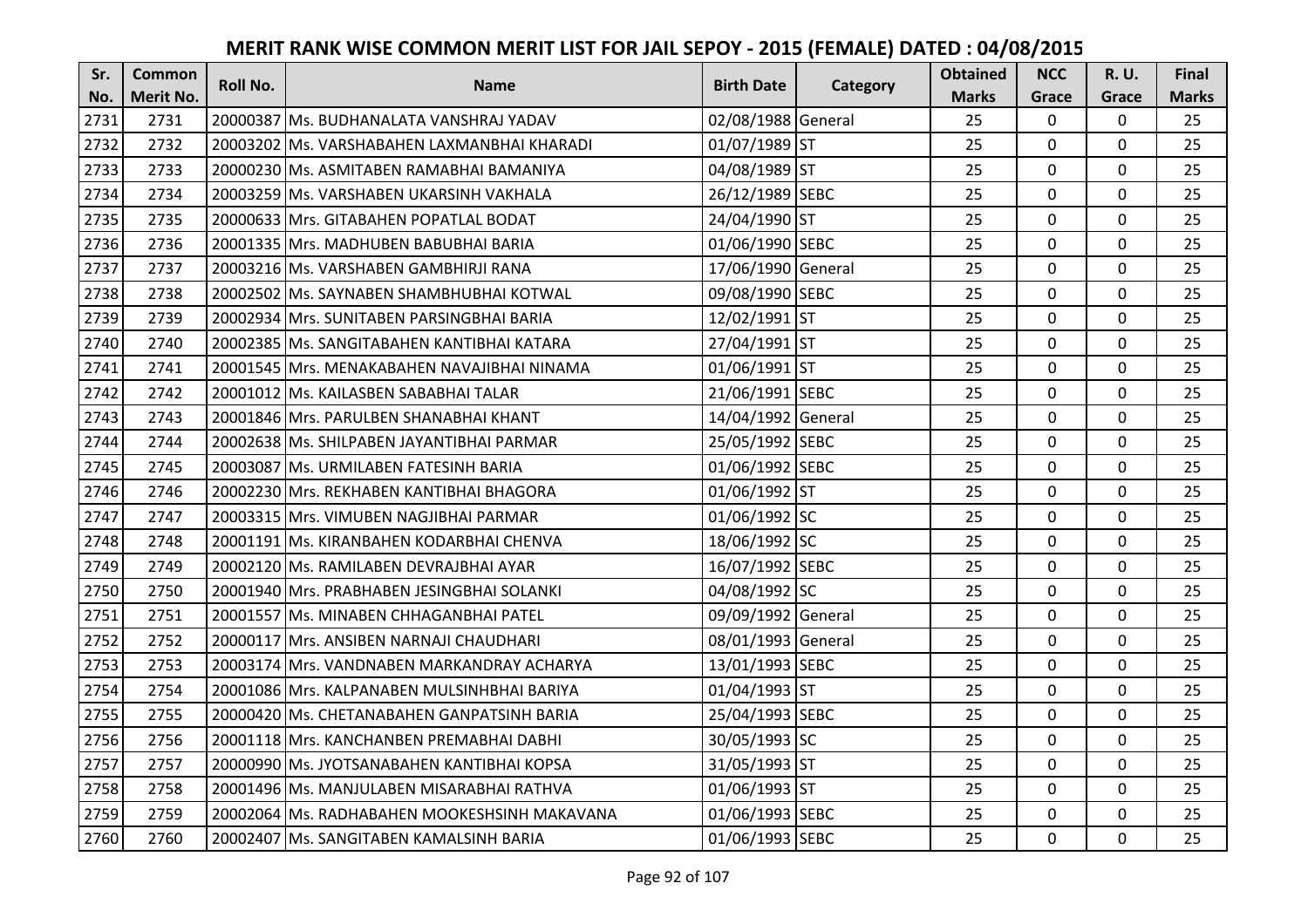# MERIT RANK WISE COMMON MERIT LIST FOR JAIL SEPOY - 2015 (FEMALE) DATED : 04/08/2015

| Sr. No. | Common Merit No. | Roll No. | Name | Birth Date | Category | Obtained Marks | NCC Grace | R. U. Grace | Final Marks |
|---|---|---|---|---|---|---|---|---|---|
| 2731 | 2731 | 20000387 | Ms. BUDHANALATA VANSHRAJ YADAV | 02/08/1988 | General | 25 | 0 | 0 | 25 |
| 2732 | 2732 | 20003202 | Ms. VARSHABAHEN LAXMANBHAI KHARADI | 01/07/1989 | ST | 25 | 0 | 0 | 25 |
| 2733 | 2733 | 20000230 | Ms. ASMITABEN RAMABHAI BAMANIYA | 04/08/1989 | ST | 25 | 0 | 0 | 25 |
| 2734 | 2734 | 20003259 | Ms. VARSHABEN UKARSINH VAKHALA | 26/12/1989 | SEBC | 25 | 0 | 0 | 25 |
| 2735 | 2735 | 20000633 | Mrs. GITABAHEN POPATLAL BODAT | 24/04/1990 | ST | 25 | 0 | 0 | 25 |
| 2736 | 2736 | 20001335 | Mrs. MADHUBEN BABUBHAI BARIA | 01/06/1990 | SEBC | 25 | 0 | 0 | 25 |
| 2737 | 2737 | 20003216 | Ms. VARSHABEN GAMBHIRJI RANA | 17/06/1990 | General | 25 | 0 | 0 | 25 |
| 2738 | 2738 | 20002502 | Ms. SAYNABEN SHAMBHUBHAI KOTWAL | 09/08/1990 | SEBC | 25 | 0 | 0 | 25 |
| 2739 | 2739 | 20002934 | Mrs. SUNITABEN PARSINGBHAI BARIA | 12/02/1991 | ST | 25 | 0 | 0 | 25 |
| 2740 | 2740 | 20002385 | Ms. SANGITABAHEN KANTIBHAI KATARA | 27/04/1991 | ST | 25 | 0 | 0 | 25 |
| 2741 | 2741 | 20001545 | Mrs. MENAKABAHEN NAVAJIBHAI NINAMA | 01/06/1991 | ST | 25 | 0 | 0 | 25 |
| 2742 | 2742 | 20001012 | Ms. KAILASBEN SABABHAI TALAR | 21/06/1991 | SEBC | 25 | 0 | 0 | 25 |
| 2743 | 2743 | 20001846 | Mrs. PARULBEN SHANABHAI KHANT | 14/04/1992 | General | 25 | 0 | 0 | 25 |
| 2744 | 2744 | 20002638 | Ms. SHILPABEN JAYANTIBHAI PARMAR | 25/05/1992 | SEBC | 25 | 0 | 0 | 25 |
| 2745 | 2745 | 20003087 | Ms. URMILABEN FATESINH BARIA | 01/06/1992 | SEBC | 25 | 0 | 0 | 25 |
| 2746 | 2746 | 20002230 | Mrs. REKHABEN KANTIBHAI BHAGORA | 01/06/1992 | ST | 25 | 0 | 0 | 25 |
| 2747 | 2747 | 20003315 | Mrs. VIMUBEN NAGJIBHAI PARMAR | 01/06/1992 | SC | 25 | 0 | 0 | 25 |
| 2748 | 2748 | 20001191 | Ms. KIRANBAHEN KODARBHAI CHENVA | 18/06/1992 | SC | 25 | 0 | 0 | 25 |
| 2749 | 2749 | 20002120 | Ms. RAMILABEN DEVRAJBHAI AYAR | 16/07/1992 | SEBC | 25 | 0 | 0 | 25 |
| 2750 | 2750 | 20001940 | Mrs. PRABHABEN JESINGBHAI SOLANKI | 04/08/1992 | SC | 25 | 0 | 0 | 25 |
| 2751 | 2751 | 20001557 | Ms. MINABEN CHHAGANBHAI PATEL | 09/09/1992 | General | 25 | 0 | 0 | 25 |
| 2752 | 2752 | 20000117 | Mrs. ANSIBEN NARNAJI CHAUDHARI | 08/01/1993 | General | 25 | 0 | 0 | 25 |
| 2753 | 2753 | 20003174 | Mrs. VANDNABEN MARKANDRAY ACHARYA | 13/01/1993 | SEBC | 25 | 0 | 0 | 25 |
| 2754 | 2754 | 20001086 | Mrs. KALPANABEN MULSINHBHAI BARIYA | 01/04/1993 | ST | 25 | 0 | 0 | 25 |
| 2755 | 2755 | 20000420 | Ms. CHETANABAHEN GANPATSINH BARIA | 25/04/1993 | SEBC | 25 | 0 | 0 | 25 |
| 2756 | 2756 | 20001118 | Mrs. KANCHANBEN PREMABHAI DABHI | 30/05/1993 | SC | 25 | 0 | 0 | 25 |
| 2757 | 2757 | 20000990 | Ms. JYOTSANABAHEN KANTIBHAI KOPSA | 31/05/1993 | ST | 25 | 0 | 0 | 25 |
| 2758 | 2758 | 20001496 | Ms. MANJULABEN MISARABHAI RATHVA | 01/06/1993 | ST | 25 | 0 | 0 | 25 |
| 2759 | 2759 | 20002064 | Ms. RADHABAHEN MOOKESHSINH MAKAVANA | 01/06/1993 | SEBC | 25 | 0 | 0 | 25 |
| 2760 | 2760 | 20002407 | Ms. SANGITABEN KAMALSINH BARIA | 01/06/1993 | SEBC | 25 | 0 | 0 | 25 |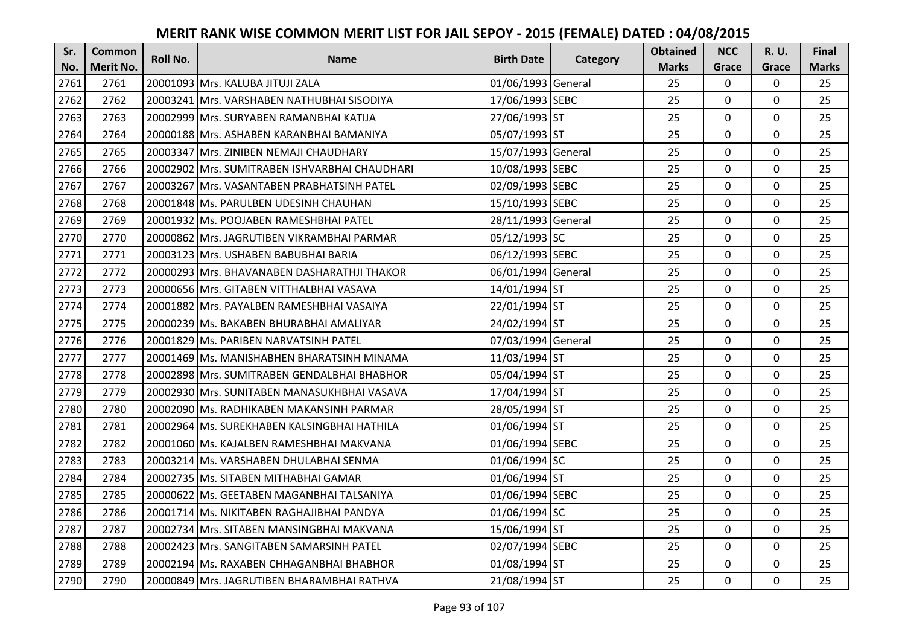# MERIT RANK WISE COMMON MERIT LIST FOR JAIL SEPOY - 2015 (FEMALE) DATED : 04/08/2015

| Sr. No. | Common Merit No. | Roll No. | Name | Birth Date | Category | Obtained Marks | NCC Grace | R. U. Grace | Final Marks |
|---|---|---|---|---|---|---|---|---|---|
| 2761 | 2761 | 20001093 | Mrs. KALUBA JITUJI ZALA | 01/06/1993 | General | 25 | 0 | 0 | 25 |
| 2762 | 2762 | 20003241 | Mrs. VARSHABEN NATHUBHAI SISODIYA | 17/06/1993 | SEBC | 25 | 0 | 0 | 25 |
| 2763 | 2763 | 20002999 | Mrs. SURYABEN RAMANBHAI KATIJA | 27/06/1993 | ST | 25 | 0 | 0 | 25 |
| 2764 | 2764 | 20000188 | Mrs. ASHABEN KARANBHAI BAMANIYA | 05/07/1993 | ST | 25 | 0 | 0 | 25 |
| 2765 | 2765 | 20003347 | Mrs. ZINIBEN NEMAJI CHAUDHARY | 15/07/1993 | General | 25 | 0 | 0 | 25 |
| 2766 | 2766 | 20002902 | Mrs. SUMITRABEN ISHVARBHAI CHAUDHARI | 10/08/1993 | SEBC | 25 | 0 | 0 | 25 |
| 2767 | 2767 | 20003267 | Mrs. VASANTABEN PRABHATSINH PATEL | 02/09/1993 | SEBC | 25 | 0 | 0 | 25 |
| 2768 | 2768 | 20001848 | Ms. PARULBEN UDESINH CHAUHAN | 15/10/1993 | SEBC | 25 | 0 | 0 | 25 |
| 2769 | 2769 | 20001932 | Ms. POOJABEN RAMESHBHAI PATEL | 28/11/1993 | General | 25 | 0 | 0 | 25 |
| 2770 | 2770 | 20000862 | Mrs. JAGRUTIBEN VIKRAMBHAI PARMAR | 05/12/1993 | SC | 25 | 0 | 0 | 25 |
| 2771 | 2771 | 20003123 | Mrs. USHABEN BABUBHAI BARIA | 06/12/1993 | SEBC | 25 | 0 | 0 | 25 |
| 2772 | 2772 | 20000293 | Mrs. BHAVANABEN DASHARATHJI THAKOR | 06/01/1994 | General | 25 | 0 | 0 | 25 |
| 2773 | 2773 | 20000656 | Mrs. GITABEN VITTHALBHAI VASAVA | 14/01/1994 | ST | 25 | 0 | 0 | 25 |
| 2774 | 2774 | 20001882 | Mrs. PAYALBEN RAMESHBHAI VASAIYA | 22/01/1994 | ST | 25 | 0 | 0 | 25 |
| 2775 | 2775 | 20000239 | Ms. BAKABEN BHURABHAI AMALIYAR | 24/02/1994 | ST | 25 | 0 | 0 | 25 |
| 2776 | 2776 | 20001829 | Ms. PARIBEN NARVATSINH PATEL | 07/03/1994 | General | 25 | 0 | 0 | 25 |
| 2777 | 2777 | 20001469 | Ms. MANISHABHEN BHARATSINH MINAMA | 11/03/1994 | ST | 25 | 0 | 0 | 25 |
| 2778 | 2778 | 20002898 | Mrs. SUMITRABEN GENDALBHAI BHABHOR | 05/04/1994 | ST | 25 | 0 | 0 | 25 |
| 2779 | 2779 | 20002930 | Mrs. SUNITABEN MANASUKHBHAI VASAVA | 17/04/1994 | ST | 25 | 0 | 0 | 25 |
| 2780 | 2780 | 20002090 | Ms. RADHIKABEN MAKANSINH PARMAR | 28/05/1994 | ST | 25 | 0 | 0 | 25 |
| 2781 | 2781 | 20002964 | Ms. SUREKHABEN KALSINGBHAI HATHILA | 01/06/1994 | ST | 25 | 0 | 0 | 25 |
| 2782 | 2782 | 20001060 | Ms. KAJALBEN RAMESHBHAI MAKVANA | 01/06/1994 | SEBC | 25 | 0 | 0 | 25 |
| 2783 | 2783 | 20003214 | Ms. VARSHABEN DHULABHAI SENMA | 01/06/1994 | SC | 25 | 0 | 0 | 25 |
| 2784 | 2784 | 20002735 | Ms. SITABEN MITHABHAI GAMAR | 01/06/1994 | ST | 25 | 0 | 0 | 25 |
| 2785 | 2785 | 20000622 | Ms. GEETABEN MAGANBHAI TALSANIYA | 01/06/1994 | SEBC | 25 | 0 | 0 | 25 |
| 2786 | 2786 | 20001714 | Ms. NIKITABEN RAGHAJIBHAI PANDYA | 01/06/1994 | SC | 25 | 0 | 0 | 25 |
| 2787 | 2787 | 20002734 | Mrs. SITABEN MANSINGBHAI MAKVANA | 15/06/1994 | ST | 25 | 0 | 0 | 25 |
| 2788 | 2788 | 20002423 | Mrs. SANGITABEN SAMARSINH PATEL | 02/07/1994 | SEBC | 25 | 0 | 0 | 25 |
| 2789 | 2789 | 20002194 | Ms. RAXABEN CHHAGANBHAI BHABHOR | 01/08/1994 | ST | 25 | 0 | 0 | 25 |
| 2790 | 2790 | 20000849 | Mrs. JAGRUTIBEN BHARAMBHAI RATHVA | 21/08/1994 | ST | 25 | 0 | 0 | 25 |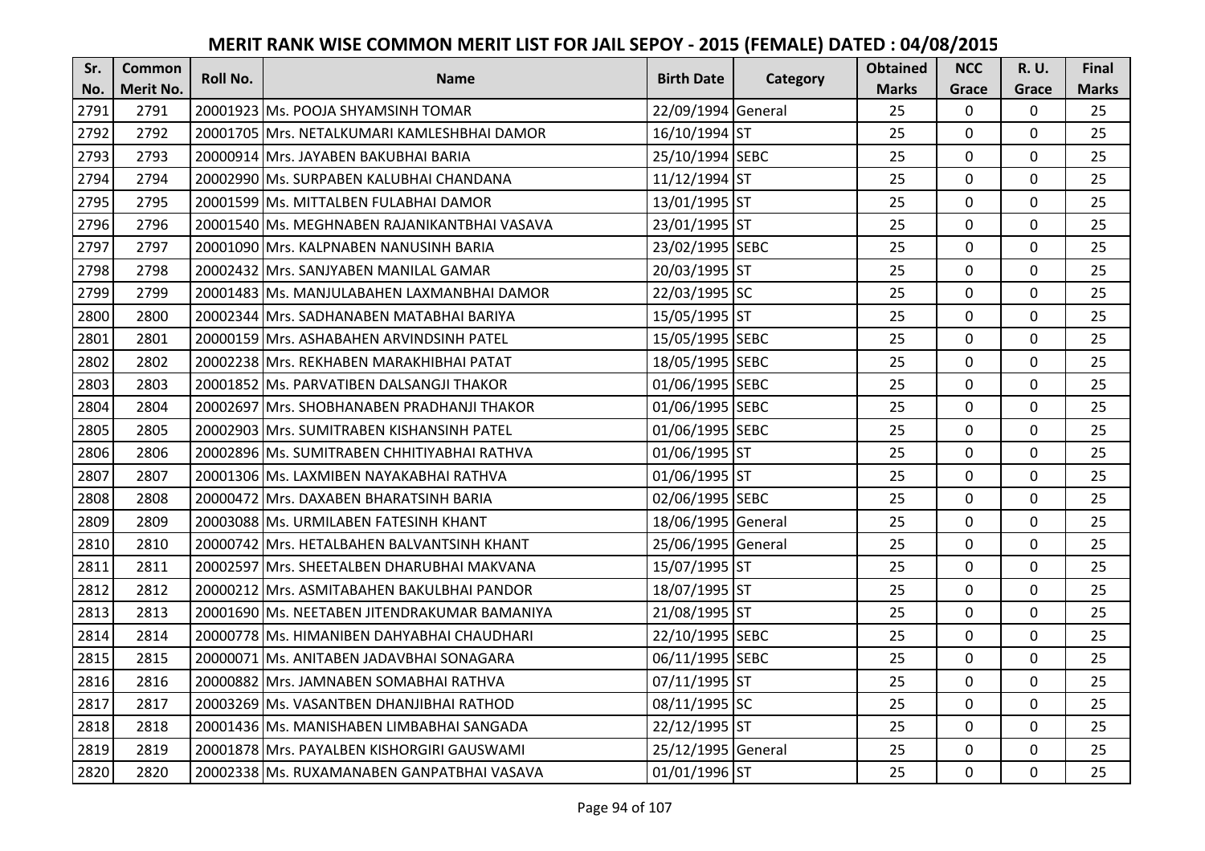# MERIT RANK WISE COMMON MERIT LIST FOR JAIL SEPOY - 2015 (FEMALE) DATED : 04/08/2015

| Sr. No. | Common Merit No. | Roll No. | Name | Birth Date | Category | Obtained Marks | NCC Grace | R. U. Grace | Final Marks |
|---|---|---|---|---|---|---|---|---|---|
| 2791 | 2791 | 20001923 | Ms. POOJA SHYAMSINH TOMAR | 22/09/1994 | General | 25 | 0 | 0 | 25 |
| 2792 | 2792 | 20001705 | Mrs. NETALKUMARI KAMLESHBHAI DAMOR | 16/10/1994 | ST | 25 | 0 | 0 | 25 |
| 2793 | 2793 | 20000914 | Mrs. JAYABEN BAKUBHAI BARIA | 25/10/1994 | SEBC | 25 | 0 | 0 | 25 |
| 2794 | 2794 | 20002990 | Ms. SURPABEN KALUBHAI CHANDANA | 11/12/1994 | ST | 25 | 0 | 0 | 25 |
| 2795 | 2795 | 20001599 | Ms. MITTALBEN FULABHAI DAMOR | 13/01/1995 | ST | 25 | 0 | 0 | 25 |
| 2796 | 2796 | 20001540 | Ms. MEGHNABEN RAJANIKANTBHAI VASAVA | 23/01/1995 | ST | 25 | 0 | 0 | 25 |
| 2797 | 2797 | 20001090 | Mrs. KALPNABEN NANUSINH BARIA | 23/02/1995 | SEBC | 25 | 0 | 0 | 25 |
| 2798 | 2798 | 20002432 | Mrs. SANJYABEN MANILAL GAMAR | 20/03/1995 | ST | 25 | 0 | 0 | 25 |
| 2799 | 2799 | 20001483 | Ms. MANJULABAHEN LAXMANBHAI DAMOR | 22/03/1995 | SC | 25 | 0 | 0 | 25 |
| 2800 | 2800 | 20002344 | Mrs. SADHANABEN MATABHAI BARIYA | 15/05/1995 | ST | 25 | 0 | 0 | 25 |
| 2801 | 2801 | 20000159 | Mrs. ASHABAHEN ARVINDSINH PATEL | 15/05/1995 | SEBC | 25 | 0 | 0 | 25 |
| 2802 | 2802 | 20002238 | Mrs. REKHABEN MARAKHIBHAI PATAT | 18/05/1995 | SEBC | 25 | 0 | 0 | 25 |
| 2803 | 2803 | 20001852 | Ms. PARVATIBEN DALSANGJI THAKOR | 01/06/1995 | SEBC | 25 | 0 | 0 | 25 |
| 2804 | 2804 | 20002697 | Mrs. SHOBHANABEN PRADHANJI THAKOR | 01/06/1995 | SEBC | 25 | 0 | 0 | 25 |
| 2805 | 2805 | 20002903 | Mrs. SUMITRABEN KISHANSINH PATEL | 01/06/1995 | SEBC | 25 | 0 | 0 | 25 |
| 2806 | 2806 | 20002896 | Ms. SUMITRABEN CHHITIYABHAI RATHVA | 01/06/1995 | ST | 25 | 0 | 0 | 25 |
| 2807 | 2807 | 20001306 | Ms. LAXMIBEN NAYAKABHAI RATHVA | 01/06/1995 | ST | 25 | 0 | 0 | 25 |
| 2808 | 2808 | 20000472 | Mrs. DAXABEN BHARATSINH BARIA | 02/06/1995 | SEBC | 25 | 0 | 0 | 25 |
| 2809 | 2809 | 20003088 | Ms. URMILABEN FATESINH KHANT | 18/06/1995 | General | 25 | 0 | 0 | 25 |
| 2810 | 2810 | 20000742 | Mrs. HETALBAHEN BALVANTSINH KHANT | 25/06/1995 | General | 25 | 0 | 0 | 25 |
| 2811 | 2811 | 20002597 | Mrs. SHEETALBEN DHARUBHAI MAKVANA | 15/07/1995 | ST | 25 | 0 | 0 | 25 |
| 2812 | 2812 | 20000212 | Mrs. ASMITABAHEN BAKULBHAI PANDOR | 18/07/1995 | ST | 25 | 0 | 0 | 25 |
| 2813 | 2813 | 20001690 | Ms. NEETABEN JITENDRAKUMAR BAMANIYA | 21/08/1995 | ST | 25 | 0 | 0 | 25 |
| 2814 | 2814 | 20000778 | Ms. HIMANIBEN DAHYABHAI CHAUDHARI | 22/10/1995 | SEBC | 25 | 0 | 0 | 25 |
| 2815 | 2815 | 20000071 | Ms. ANITABEN JADAVBHAI SONAGARA | 06/11/1995 | SEBC | 25 | 0 | 0 | 25 |
| 2816 | 2816 | 20000882 | Mrs. JAMNABEN SOMABHAI RATHVA | 07/11/1995 | ST | 25 | 0 | 0 | 25 |
| 2817 | 2817 | 20003269 | Ms. VASANTBEN DHANJIBHAI RATHOD | 08/11/1995 | SC | 25 | 0 | 0 | 25 |
| 2818 | 2818 | 20001436 | Ms. MANISHABEN LIMBABHAI SANGADA | 22/12/1995 | ST | 25 | 0 | 0 | 25 |
| 2819 | 2819 | 20001878 | Mrs. PAYALBEN KISHORGIRI GAUSWAMI | 25/12/1995 | General | 25 | 0 | 0 | 25 |
| 2820 | 2820 | 20002338 | Ms. RUXAMANABEN GANPATBHAI VASAVA | 01/01/1996 | ST | 25 | 0 | 0 | 25 |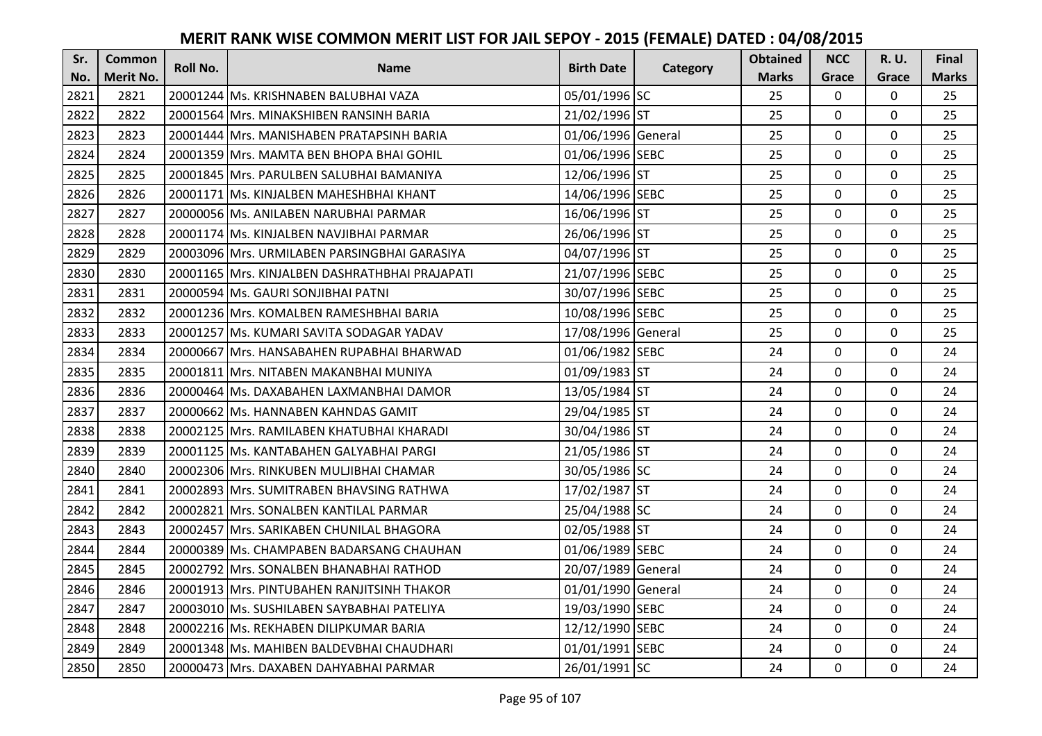# MERIT RANK WISE COMMON MERIT LIST FOR JAIL SEPOY - 2015 (FEMALE) DATED : 04/08/2015

| Sr. No. | Common Merit No. | Roll No. | Name | Birth Date | Category | Obtained Marks | NCC Grace | R. U. Grace | Final Marks |
|---|---|---|---|---|---|---|---|---|---|
| 2821 | 2821 | 20001244 | Ms. KRISHNABEN BALUBHAI VAZA | 05/01/1996 | SC | 25 | 0 | 0 | 25 |
| 2822 | 2822 | 20001564 | Mrs. MINAKSHIBEN RANSINH BARIA | 21/02/1996 | ST | 25 | 0 | 0 | 25 |
| 2823 | 2823 | 20001444 | Mrs. MANISHABEN PRATAPSINH BARIA | 01/06/1996 | General | 25 | 0 | 0 | 25 |
| 2824 | 2824 | 20001359 | Mrs. MAMTA BEN BHOPA BHAI GOHIL | 01/06/1996 | SEBC | 25 | 0 | 0 | 25 |
| 2825 | 2825 | 20001845 | Mrs. PARULBEN SALUBHAI BAMANIYA | 12/06/1996 | ST | 25 | 0 | 0 | 25 |
| 2826 | 2826 | 20001171 | Ms. KINJALBEN MAHESHBHAI KHANT | 14/06/1996 | SEBC | 25 | 0 | 0 | 25 |
| 2827 | 2827 | 20000056 | Ms. ANILABEN NARUBHAI PARMAR | 16/06/1996 | ST | 25 | 0 | 0 | 25 |
| 2828 | 2828 | 20001174 | Ms. KINJALBEN NAVJIBHAI PARMAR | 26/06/1996 | ST | 25 | 0 | 0 | 25 |
| 2829 | 2829 | 20003096 | Mrs. URMILABEN PARSINGBHAI GARASIYA | 04/07/1996 | ST | 25 | 0 | 0 | 25 |
| 2830 | 2830 | 20001165 | Mrs. KINJALBEN DASHRATHBHAI PRAJAPATI | 21/07/1996 | SEBC | 25 | 0 | 0 | 25 |
| 2831 | 2831 | 20000594 | Ms. GAURI SONJIBHAI PATNI | 30/07/1996 | SEBC | 25 | 0 | 0 | 25 |
| 2832 | 2832 | 20001236 | Mrs. KOMALBEN RAMESHBHAI BARIA | 10/08/1996 | SEBC | 25 | 0 | 0 | 25 |
| 2833 | 2833 | 20001257 | Ms. KUMARI SAVITA SODAGAR YADAV | 17/08/1996 | General | 25 | 0 | 0 | 25 |
| 2834 | 2834 | 20000667 | Mrs. HANSABAHEN RUPABHAI BHARWAD | 01/06/1982 | SEBC | 24 | 0 | 0 | 24 |
| 2835 | 2835 | 20001811 | Mrs. NITABEN MAKANBHAI MUNIYA | 01/09/1983 | ST | 24 | 0 | 0 | 24 |
| 2836 | 2836 | 20000464 | Ms. DAXABAHEN LAXMANBHAI DAMOR | 13/05/1984 | ST | 24 | 0 | 0 | 24 |
| 2837 | 2837 | 20000662 | Ms. HANNABEN KAHNDAS GAMIT | 29/04/1985 | ST | 24 | 0 | 0 | 24 |
| 2838 | 2838 | 20002125 | Mrs. RAMILABEN KHATUBHAI KHARADI | 30/04/1986 | ST | 24 | 0 | 0 | 24 |
| 2839 | 2839 | 20001125 | Ms. KANTABAHEN GALYABHAI PARGI | 21/05/1986 | ST | 24 | 0 | 0 | 24 |
| 2840 | 2840 | 20002306 | Mrs. RINKUBEN MULJIBHAI CHAMAR | 30/05/1986 | SC | 24 | 0 | 0 | 24 |
| 2841 | 2841 | 20002893 | Mrs. SUMITRABEN BHAVSING RATHWA | 17/02/1987 | ST | 24 | 0 | 0 | 24 |
| 2842 | 2842 | 20002821 | Mrs. SONALBEN KANTILAL PARMAR | 25/04/1988 | SC | 24 | 0 | 0 | 24 |
| 2843 | 2843 | 20002457 | Mrs. SARIKABEN CHUNILAL BHAGORA | 02/05/1988 | ST | 24 | 0 | 0 | 24 |
| 2844 | 2844 | 20000389 | Ms. CHAMPABEN BADARSANG CHAUHAN | 01/06/1989 | SEBC | 24 | 0 | 0 | 24 |
| 2845 | 2845 | 20002792 | Mrs. SONALBEN BHANABHAI RATHOD | 20/07/1989 | General | 24 | 0 | 0 | 24 |
| 2846 | 2846 | 20001913 | Mrs. PINTUBAHEN RANJITSINH THAKOR | 01/01/1990 | General | 24 | 0 | 0 | 24 |
| 2847 | 2847 | 20003010 | Ms. SUSHILABEN SAYBABHAI PATELIYA | 19/03/1990 | SEBC | 24 | 0 | 0 | 24 |
| 2848 | 2848 | 20002216 | Ms. REKHABEN DILIPKUMAR BARIA | 12/12/1990 | SEBC | 24 | 0 | 0 | 24 |
| 2849 | 2849 | 20001348 | Ms. MAHIBEN BALDEVBHAI CHAUDHARI | 01/01/1991 | SEBC | 24 | 0 | 0 | 24 |
| 2850 | 2850 | 20000473 | Mrs. DAXABEN DAHYABHAI PARMAR | 26/01/1991 | SC | 24 | 0 | 0 | 24 |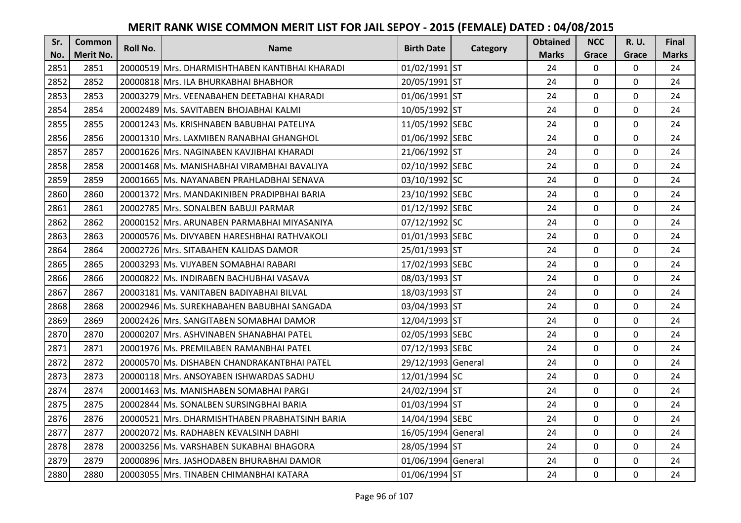# MERIT RANK WISE COMMON MERIT LIST FOR JAIL SEPOY - 2015 (FEMALE) DATED : 04/08/2015

| Sr. No. | Common Merit No. | Roll No. | Name | Birth Date | Category | Obtained Marks | NCC Grace | R. U. Grace | Final Marks |
|---|---|---|---|---|---|---|---|---|---|
| 2851 | 2851 | 20000519 | Mrs. DHARMISHTHABEN KANTIBHAI KHARADI | 01/02/1991 | ST | 24 | 0 | 0 | 24 |
| 2852 | 2852 | 20000818 | Mrs. ILA BHURKABHAI BHABHOR | 20/05/1991 | ST | 24 | 0 | 0 | 24 |
| 2853 | 2853 | 20003279 | Mrs. VEENABAHEN DEETABHAI KHARADI | 01/06/1991 | ST | 24 | 0 | 0 | 24 |
| 2854 | 2854 | 20002489 | Ms. SAVITABEN BHOJABHAI KALMI | 10/05/1992 | ST | 24 | 0 | 0 | 24 |
| 2855 | 2855 | 20001243 | Ms. KRISHNABEN BABUBHAI PATELIYA | 11/05/1992 | SEBC | 24 | 0 | 0 | 24 |
| 2856 | 2856 | 20001310 | Mrs. LAXMIBEN RANABHAI GHANGHOL | 01/06/1992 | SEBC | 24 | 0 | 0 | 24 |
| 2857 | 2857 | 20001626 | Mrs. NAGINABEN KAVJIBHAI KHARADI | 21/06/1992 | ST | 24 | 0 | 0 | 24 |
| 2858 | 2858 | 20001468 | Ms. MANISHABHAI VIRAMBHAI BAVALIYA | 02/10/1992 | SEBC | 24 | 0 | 0 | 24 |
| 2859 | 2859 | 20001665 | Ms. NAYANABEN PRAHLADBHAI SENAVA | 03/10/1992 | SC | 24 | 0 | 0 | 24 |
| 2860 | 2860 | 20001372 | Mrs. MANDAKINIBEN PRADIPBHAI BARIA | 23/10/1992 | SEBC | 24 | 0 | 0 | 24 |
| 2861 | 2861 | 20002785 | Mrs. SONALBEN BABUJI PARMAR | 01/12/1992 | SEBC | 24 | 0 | 0 | 24 |
| 2862 | 2862 | 20000152 | Mrs. ARUNABEN PARMABHAI MIYASANIYA | 07/12/1992 | SC | 24 | 0 | 0 | 24 |
| 2863 | 2863 | 20000576 | Ms. DIVYABEN HARESHBHAI RATHVAKOLI | 01/01/1993 | SEBC | 24 | 0 | 0 | 24 |
| 2864 | 2864 | 20002726 | Mrs. SITABAHEN KALIDAS DAMOR | 25/01/1993 | ST | 24 | 0 | 0 | 24 |
| 2865 | 2865 | 20003293 | Ms. VIJYABEN SOMABHAI RABARI | 17/02/1993 | SEBC | 24 | 0 | 0 | 24 |
| 2866 | 2866 | 20000822 | Ms. INDIRABEN BACHUBHAI VASAVA | 08/03/1993 | ST | 24 | 0 | 0 | 24 |
| 2867 | 2867 | 20003181 | Ms. VANITABEN BADIYABHAI BILVAL | 18/03/1993 | ST | 24 | 0 | 0 | 24 |
| 2868 | 2868 | 20002946 | Ms. SUREKHABAHEN BABUBHAI SANGADA | 03/04/1993 | ST | 24 | 0 | 0 | 24 |
| 2869 | 2869 | 20002426 | Mrs. SANGITABEN SOMABHAI DAMOR | 12/04/1993 | ST | 24 | 0 | 0 | 24 |
| 2870 | 2870 | 20000207 | Mrs. ASHVINABEN SHANABHAI PATEL | 02/05/1993 | SEBC | 24 | 0 | 0 | 24 |
| 2871 | 2871 | 20001976 | Ms. PREMILABEN RAMANBHAI PATEL | 07/12/1993 | SEBC | 24 | 0 | 0 | 24 |
| 2872 | 2872 | 20000570 | Ms. DISHABEN CHANDRAKANTBHAI PATEL | 29/12/1993 | General | 24 | 0 | 0 | 24 |
| 2873 | 2873 | 20000118 | Mrs. ANSOYABEN ISHWARDAS SADHU | 12/01/1994 | SC | 24 | 0 | 0 | 24 |
| 2874 | 2874 | 20001463 | Ms. MANISHABEN SOMABHAI PARGI | 24/02/1994 | ST | 24 | 0 | 0 | 24 |
| 2875 | 2875 | 20002844 | Ms. SONALBEN SURSINGBHAI BARIA | 01/03/1994 | ST | 24 | 0 | 0 | 24 |
| 2876 | 2876 | 20000521 | Mrs. DHARMISHTHABEN PRABHATSINH BARIA | 14/04/1994 | SEBC | 24 | 0 | 0 | 24 |
| 2877 | 2877 | 20002072 | Ms. RADHABEN KEVALSINH DABHI | 16/05/1994 | General | 24 | 0 | 0 | 24 |
| 2878 | 2878 | 20003256 | Ms. VARSHABEN SUKABHAI BHAGORA | 28/05/1994 | ST | 24 | 0 | 0 | 24 |
| 2879 | 2879 | 20000896 | Mrs. JASHODABEN BHURABHAI DAMOR | 01/06/1994 | General | 24 | 0 | 0 | 24 |
| 2880 | 2880 | 20003055 | Mrs. TINABEN CHIMANBHAI KATARA | 01/06/1994 | ST | 24 | 0 | 0 | 24 |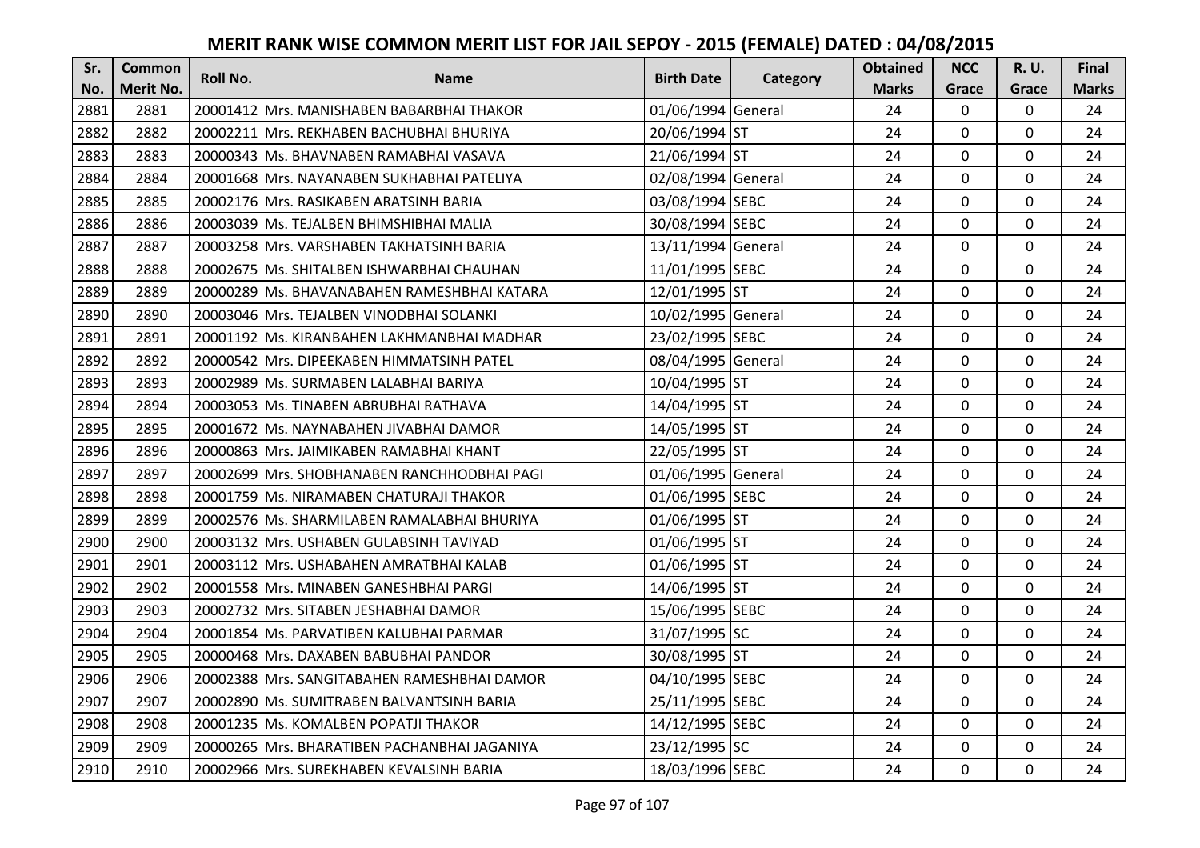# MERIT RANK WISE COMMON MERIT LIST FOR JAIL SEPOY - 2015 (FEMALE) DATED : 04/08/2015

| Sr. No. | Common Merit No. | Roll No. | Name | Birth Date | Category | Obtained Marks | NCC Grace | R. U. Grace | Final Marks |
|---|---|---|---|---|---|---|---|---|---|
| 2881 | 2881 | 20001412 | Mrs. MANISHABEN BABARBHAI THAKOR | 01/06/1994 | General | 24 | 0 | 0 | 24 |
| 2882 | 2882 | 20002211 | Mrs. REKHABEN BACHUBHAI BHURIYA | 20/06/1994 | ST | 24 | 0 | 0 | 24 |
| 2883 | 2883 | 20000343 | Ms. BHAVNABEN RAMABHAI VASAVA | 21/06/1994 | ST | 24 | 0 | 0 | 24 |
| 2884 | 2884 | 20001668 | Mrs. NAYANABEN SUKHABHAI PATELIYA | 02/08/1994 | General | 24 | 0 | 0 | 24 |
| 2885 | 2885 | 20002176 | Mrs. RASIKABEN ARATSINH BARIA | 03/08/1994 | SEBC | 24 | 0 | 0 | 24 |
| 2886 | 2886 | 20003039 | Ms. TEJALBEN BHIMSHIBHAI MALIA | 30/08/1994 | SEBC | 24 | 0 | 0 | 24 |
| 2887 | 2887 | 20003258 | Mrs. VARSHABEN TAKHATSINH BARIA | 13/11/1994 | General | 24 | 0 | 0 | 24 |
| 2888 | 2888 | 20002675 | Ms. SHITALBEN ISHWARBHAI CHAUHAN | 11/01/1995 | SEBC | 24 | 0 | 0 | 24 |
| 2889 | 2889 | 20000289 | Ms. BHAVANABAHEN RAMESHBHAI KATARA | 12/01/1995 | ST | 24 | 0 | 0 | 24 |
| 2890 | 2890 | 20003046 | Mrs. TEJALBEN VINODBHAI SOLANKI | 10/02/1995 | General | 24 | 0 | 0 | 24 |
| 2891 | 2891 | 20001192 | Ms. KIRANBAHEN LAKHMANBHAI MADHAR | 23/02/1995 | SEBC | 24 | 0 | 0 | 24 |
| 2892 | 2892 | 20000542 | Mrs. DIPEEKABEN HIMMATSINH PATEL | 08/04/1995 | General | 24 | 0 | 0 | 24 |
| 2893 | 2893 | 20002989 | Ms. SURMABEN LALABHAI BARIYA | 10/04/1995 | ST | 24 | 0 | 0 | 24 |
| 2894 | 2894 | 20003053 | Ms. TINABEN ABRUBHAI RATHAVA | 14/04/1995 | ST | 24 | 0 | 0 | 24 |
| 2895 | 2895 | 20001672 | Ms. NAYNABAHEN JIVABHAI DAMOR | 14/05/1995 | ST | 24 | 0 | 0 | 24 |
| 2896 | 2896 | 20000863 | Mrs. JAIMIKABEN RAMABHAI KHANT | 22/05/1995 | ST | 24 | 0 | 0 | 24 |
| 2897 | 2897 | 20002699 | Mrs. SHOBHANABEN RANCHHODBHAI PAGI | 01/06/1995 | General | 24 | 0 | 0 | 24 |
| 2898 | 2898 | 20001759 | Ms. NIRAMABEN CHATURAJI THAKOR | 01/06/1995 | SEBC | 24 | 0 | 0 | 24 |
| 2899 | 2899 | 20002576 | Ms. SHARMILABEN RAMALABHAI BHURIYA | 01/06/1995 | ST | 24 | 0 | 0 | 24 |
| 2900 | 2900 | 20003132 | Mrs. USHABEN GULABSINH TAVIYAD | 01/06/1995 | ST | 24 | 0 | 0 | 24 |
| 2901 | 2901 | 20003112 | Mrs. USHABAHEN AMRATBHAI KALAB | 01/06/1995 | ST | 24 | 0 | 0 | 24 |
| 2902 | 2902 | 20001558 | Mrs. MINABEN GANESHBHAI PARGI | 14/06/1995 | ST | 24 | 0 | 0 | 24 |
| 2903 | 2903 | 20002732 | Mrs. SITABEN JESHABHAI DAMOR | 15/06/1995 | SEBC | 24 | 0 | 0 | 24 |
| 2904 | 2904 | 20001854 | Ms. PARVATIBEN KALUBHAI PARMAR | 31/07/1995 | SC | 24 | 0 | 0 | 24 |
| 2905 | 2905 | 20000468 | Mrs. DAXABEN BABUBHAI PANDOR | 30/08/1995 | ST | 24 | 0 | 0 | 24 |
| 2906 | 2906 | 20002388 | Mrs. SANGITABAHEN RAMESHBHAI DAMOR | 04/10/1995 | SEBC | 24 | 0 | 0 | 24 |
| 2907 | 2907 | 20002890 | Ms. SUMITRABEN BALVANTSINH BARIA | 25/11/1995 | SEBC | 24 | 0 | 0 | 24 |
| 2908 | 2908 | 20001235 | Ms. KOMALBEN POPATJI THAKOR | 14/12/1995 | SEBC | 24 | 0 | 0 | 24 |
| 2909 | 2909 | 20000265 | Mrs. BHARATIBEN PACHANBHAI JAGANIYA | 23/12/1995 | SC | 24 | 0 | 0 | 24 |
| 2910 | 2910 | 20002966 | Mrs. SUREKHABEN KEVALSINH BARIA | 18/03/1996 | SEBC | 24 | 0 | 0 | 24 |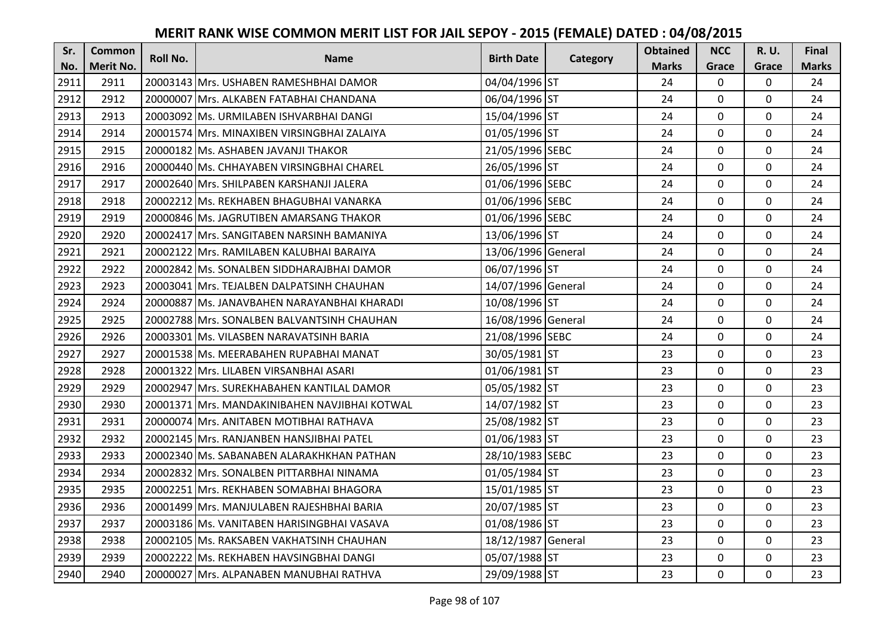# MERIT RANK WISE COMMON MERIT LIST FOR JAIL SEPOY - 2015 (FEMALE) DATED : 04/08/2015

| Sr. No. | Common Merit No. | Roll No. | Name | Birth Date | Category | Obtained Marks | NCC Grace | R. U. Grace | Final Marks |
|---|---|---|---|---|---|---|---|---|---|
| 2911 | 2911 | 20003143 | Mrs. USHABEN RAMESHBHAI DAMOR | 04/04/1996 | ST | 24 | 0 | 0 | 24 |
| 2912 | 2912 | 20000007 | Mrs. ALKABEN FATABHAI CHANDANA | 06/04/1996 | ST | 24 | 0 | 0 | 24 |
| 2913 | 2913 | 20003092 | Ms. URMILABEN ISHVARBHAI DANGI | 15/04/1996 | ST | 24 | 0 | 0 | 24 |
| 2914 | 2914 | 20001574 | Mrs. MINAXIBEN VIRSINGBHAI ZALAIYA | 01/05/1996 | ST | 24 | 0 | 0 | 24 |
| 2915 | 2915 | 20000182 | Ms. ASHABEN JAVANJI THAKOR | 21/05/1996 | SEBC | 24 | 0 | 0 | 24 |
| 2916 | 2916 | 20000440 | Ms. CHHAYABEN VIRSINGBHAI CHAREL | 26/05/1996 | ST | 24 | 0 | 0 | 24 |
| 2917 | 2917 | 20002640 | Mrs. SHILPABEN KARSHANJI JALERA | 01/06/1996 | SEBC | 24 | 0 | 0 | 24 |
| 2918 | 2918 | 20002212 | Ms. REKHABEN BHAGUBHAI VANARKA | 01/06/1996 | SEBC | 24 | 0 | 0 | 24 |
| 2919 | 2919 | 20000846 | Ms. JAGRUTIBEN AMARSANG THAKOR | 01/06/1996 | SEBC | 24 | 0 | 0 | 24 |
| 2920 | 2920 | 20002417 | Mrs. SANGITABEN NARSINH BAMANIYA | 13/06/1996 | ST | 24 | 0 | 0 | 24 |
| 2921 | 2921 | 20002122 | Mrs. RAMILABEN KALUBHAI BARAIYA | 13/06/1996 | General | 24 | 0 | 0 | 24 |
| 2922 | 2922 | 20002842 | Ms. SONALBEN SIDDHARAJBHAI DAMOR | 06/07/1996 | ST | 24 | 0 | 0 | 24 |
| 2923 | 2923 | 20003041 | Mrs. TEJALBEN DALPATSINH CHAUHAN | 14/07/1996 | General | 24 | 0 | 0 | 24 |
| 2924 | 2924 | 20000887 | Ms. JANAVBAHEN NARAYANBHAI KHARADI | 10/08/1996 | ST | 24 | 0 | 0 | 24 |
| 2925 | 2925 | 20002788 | Mrs. SONALBEN BALVANTSINH CHAUHAN | 16/08/1996 | General | 24 | 0 | 0 | 24 |
| 2926 | 2926 | 20003301 | Ms. VILASBEN NARAVATSINH BARIA | 21/08/1996 | SEBC | 24 | 0 | 0 | 24 |
| 2927 | 2927 | 20001538 | Ms. MEERABAHEN RUPABHAI MANAT | 30/05/1981 | ST | 23 | 0 | 0 | 23 |
| 2928 | 2928 | 20001322 | Mrs. LILABEN VIRSANBHAI ASARI | 01/06/1981 | ST | 23 | 0 | 0 | 23 |
| 2929 | 2929 | 20002947 | Mrs. SUREKHABAHEN KANTILAL DAMOR | 05/05/1982 | ST | 23 | 0 | 0 | 23 |
| 2930 | 2930 | 20001371 | Mrs. MANDAKINIBAHEN NAVJIBHAI KOTWAL | 14/07/1982 | ST | 23 | 0 | 0 | 23 |
| 2931 | 2931 | 20000074 | Mrs. ANITABEN MOTIBHAI RATHAVA | 25/08/1982 | ST | 23 | 0 | 0 | 23 |
| 2932 | 2932 | 20002145 | Mrs. RANJANBEN HANSJIBHAI PATEL | 01/06/1983 | ST | 23 | 0 | 0 | 23 |
| 2933 | 2933 | 20002340 | Ms. SABANABEN ALARAKHKHAN PATHAN | 28/10/1983 | SEBC | 23 | 0 | 0 | 23 |
| 2934 | 2934 | 20002832 | Mrs. SONALBEN PITTARBHAI NINAMA | 01/05/1984 | ST | 23 | 0 | 0 | 23 |
| 2935 | 2935 | 20002251 | Mrs. REKHABEN SOMABHAI BHAGORA | 15/01/1985 | ST | 23 | 0 | 0 | 23 |
| 2936 | 2936 | 20001499 | Mrs. MANJULABEN RAJESHBHAI BARIA | 20/07/1985 | ST | 23 | 0 | 0 | 23 |
| 2937 | 2937 | 20003186 | Ms. VANITABEN HARISINGBHAI VASAVA | 01/08/1986 | ST | 23 | 0 | 0 | 23 |
| 2938 | 2938 | 20002105 | Ms. RAKSABEN VAKHATSINH CHAUHAN | 18/12/1987 | General | 23 | 0 | 0 | 23 |
| 2939 | 2939 | 20002222 | Ms. REKHABEN HAVSINGBHAI DANGI | 05/07/1988 | ST | 23 | 0 | 0 | 23 |
| 2940 | 2940 | 20000027 | Mrs. ALPANABEN MANUBHAI RATHVA | 29/09/1988 | ST | 23 | 0 | 0 | 23 |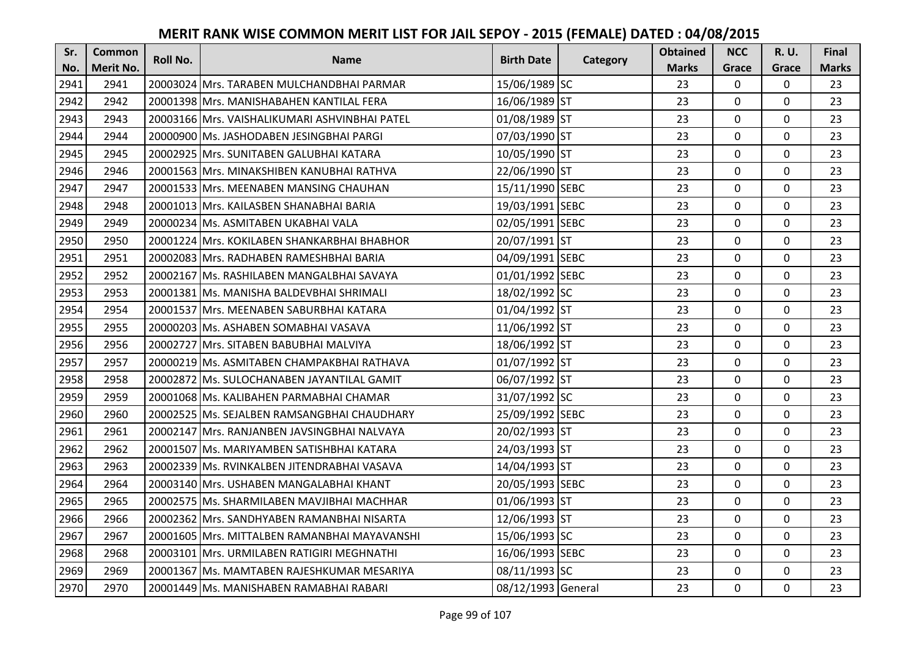# MERIT RANK WISE COMMON MERIT LIST FOR JAIL SEPOY - 2015 (FEMALE) DATED : 04/08/2015

| Sr. No. | Common Merit No. | Roll No. | Name | Birth Date | Category | Obtained Marks | NCC Grace | R. U. Grace | Final Marks |
|---|---|---|---|---|---|---|---|---|---|
| 2941 | 2941 | 20003024 | Mrs. TARABEN MULCHANDBHAI PARMAR | 15/06/1989 | SC | 23 | 0 | 0 | 23 |
| 2942 | 2942 | 20001398 | Mrs. MANISHABAHEN KANTILAL FERA | 16/06/1989 | ST | 23 | 0 | 0 | 23 |
| 2943 | 2943 | 20003166 | Mrs. VAISHALIKUMARI ASHVINBHAI PATEL | 01/08/1989 | ST | 23 | 0 | 0 | 23 |
| 2944 | 2944 | 20000900 | Ms. JASHODABEN JESINGBHAI PARGI | 07/03/1990 | ST | 23 | 0 | 0 | 23 |
| 2945 | 2945 | 20002925 | Mrs. SUNITABEN GALUBHAI KATARA | 10/05/1990 | ST | 23 | 0 | 0 | 23 |
| 2946 | 2946 | 20001563 | Mrs. MINAKSHIBEN KANUBHAI RATHVA | 22/06/1990 | ST | 23 | 0 | 0 | 23 |
| 2947 | 2947 | 20001533 | Mrs. MEENABEN MANSING CHAUHAN | 15/11/1990 | SEBC | 23 | 0 | 0 | 23 |
| 2948 | 2948 | 20001013 | Mrs. KAILASBEN SHANABHAI BARIA | 19/03/1991 | SEBC | 23 | 0 | 0 | 23 |
| 2949 | 2949 | 20000234 | Ms. ASMITABEN UKABHAI VALA | 02/05/1991 | SEBC | 23 | 0 | 0 | 23 |
| 2950 | 2950 | 20001224 | Mrs. KOKILABEN SHANKARBHAI BHABHOR | 20/07/1991 | ST | 23 | 0 | 0 | 23 |
| 2951 | 2951 | 20002083 | Mrs. RADHABEN RAMESHBHAI BARIA | 04/09/1991 | SEBC | 23 | 0 | 0 | 23 |
| 2952 | 2952 | 20002167 | Ms. RASHILABEN MANGALBHAI SAVAYA | 01/01/1992 | SEBC | 23 | 0 | 0 | 23 |
| 2953 | 2953 | 20001381 | Ms. MANISHA BALDEVBHAI SHRIMALI | 18/02/1992 | SC | 23 | 0 | 0 | 23 |
| 2954 | 2954 | 20001537 | Mrs. MEENABEN SABURBHAI KATARA | 01/04/1992 | ST | 23 | 0 | 0 | 23 |
| 2955 | 2955 | 20000203 | Ms. ASHABEN SOMABHAI VASAVA | 11/06/1992 | ST | 23 | 0 | 0 | 23 |
| 2956 | 2956 | 20002727 | Mrs. SITABEN BABUBHAI MALVIYA | 18/06/1992 | ST | 23 | 0 | 0 | 23 |
| 2957 | 2957 | 20000219 | Ms. ASMITABEN CHAMPAKBHAI RATHAVA | 01/07/1992 | ST | 23 | 0 | 0 | 23 |
| 2958 | 2958 | 20002872 | Ms. SULOCHANABEN JAYANTILAL GAMIT | 06/07/1992 | ST | 23 | 0 | 0 | 23 |
| 2959 | 2959 | 20001068 | Ms. KALIBAHEN PARMABHAI CHAMAR | 31/07/1992 | SC | 23 | 0 | 0 | 23 |
| 2960 | 2960 | 20002525 | Ms. SEJALBEN RAMSANGBHAI CHAUDHARY | 25/09/1992 | SEBC | 23 | 0 | 0 | 23 |
| 2961 | 2961 | 20002147 | Mrs. RANJANBEN JAVSINGBHAI NALVAYA | 20/02/1993 | ST | 23 | 0 | 0 | 23 |
| 2962 | 2962 | 20001507 | Ms. MARIYAMBEN SATISHBHAI KATARA | 24/03/1993 | ST | 23 | 0 | 0 | 23 |
| 2963 | 2963 | 20002339 | Ms. RVINKALBEN JITENDRABHAI VASAVA | 14/04/1993 | ST | 23 | 0 | 0 | 23 |
| 2964 | 2964 | 20003140 | Mrs. USHABEN MANGALABHAI KHANT | 20/05/1993 | SEBC | 23 | 0 | 0 | 23 |
| 2965 | 2965 | 20002575 | Ms. SHARMILABEN MAVJIBHAI MACHHAR | 01/06/1993 | ST | 23 | 0 | 0 | 23 |
| 2966 | 2966 | 20002362 | Mrs. SANDHYABEN RAMANBHAI NISARTA | 12/06/1993 | ST | 23 | 0 | 0 | 23 |
| 2967 | 2967 | 20001605 | Mrs. MITTALBEN RAMANBHAI MAYAVANSHI | 15/06/1993 | SC | 23 | 0 | 0 | 23 |
| 2968 | 2968 | 20003101 | Mrs. URMILABEN RATIGIRI MEGHNATHI | 16/06/1993 | SEBC | 23 | 0 | 0 | 23 |
| 2969 | 2969 | 20001367 | Ms. MAMTABEN RAJESHKUMAR MESARIYA | 08/11/1993 | SC | 23 | 0 | 0 | 23 |
| 2970 | 2970 | 20001449 | Ms. MANISHABEN RAMABHAI RABARI | 08/12/1993 | General | 23 | 0 | 0 | 23 |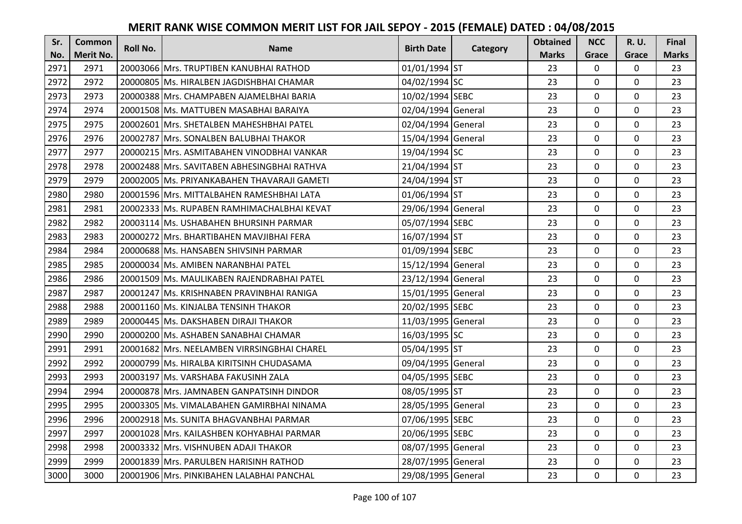# MERIT RANK WISE COMMON MERIT LIST FOR JAIL SEPOY - 2015 (FEMALE) DATED : 04/08/2015

| Sr. No. | Common Merit No. | Roll No. | Name | Birth Date | Category | Obtained Marks | NCC Grace | R. U. Grace | Final Marks |
|---|---|---|---|---|---|---|---|---|---|
| 2971 | 2971 | 20003066 | Mrs. TRUPTIBEN KANUBHAI RATHOD | 01/01/1994 | ST | 23 | 0 | 0 | 23 |
| 2972 | 2972 | 20000805 | Ms. HIRALBEN JAGDISHBHAI CHAMAR | 04/02/1994 | SC | 23 | 0 | 0 | 23 |
| 2973 | 2973 | 20000388 | Mrs. CHAMPABEN AJAMELBHAI BARIA | 10/02/1994 | SEBC | 23 | 0 | 0 | 23 |
| 2974 | 2974 | 20001508 | Ms. MATTUBEN MASABHAI BARAIYA | 02/04/1994 | General | 23 | 0 | 0 | 23 |
| 2975 | 2975 | 20002601 | Mrs. SHETALBEN MAHESHBHAI PATEL | 02/04/1994 | General | 23 | 0 | 0 | 23 |
| 2976 | 2976 | 20002787 | Mrs. SONALBEN BALUBHAI THAKOR | 15/04/1994 | General | 23 | 0 | 0 | 23 |
| 2977 | 2977 | 20000215 | Mrs. ASMITABAHEN VINODBHAI VANKAR | 19/04/1994 | SC | 23 | 0 | 0 | 23 |
| 2978 | 2978 | 20002488 | Mrs. SAVITABEN ABHESINGBHAI RATHVA | 21/04/1994 | ST | 23 | 0 | 0 | 23 |
| 2979 | 2979 | 20002005 | Ms. PRIYANKABAHEN THAVARAJI GAMETI | 24/04/1994 | ST | 23 | 0 | 0 | 23 |
| 2980 | 2980 | 20001596 | Mrs. MITTALBAHEN RAMESHBHAI LATA | 01/06/1994 | ST | 23 | 0 | 0 | 23 |
| 2981 | 2981 | 20002333 | Ms. RUPABEN RAMHIMACHALBHAI KEVAT | 29/06/1994 | General | 23 | 0 | 0 | 23 |
| 2982 | 2982 | 20003114 | Ms. USHABAHEN BHURSINH PARMAR | 05/07/1994 | SEBC | 23 | 0 | 0 | 23 |
| 2983 | 2983 | 20000272 | Mrs. BHARTIBAHEN MAVJIBHAI FERA | 16/07/1994 | ST | 23 | 0 | 0 | 23 |
| 2984 | 2984 | 20000688 | Ms. HANSABEN SHIVSINH PARMAR | 01/09/1994 | SEBC | 23 | 0 | 0 | 23 |
| 2985 | 2985 | 20000034 | Ms. AMIBEN NARANBHAI PATEL | 15/12/1994 | General | 23 | 0 | 0 | 23 |
| 2986 | 2986 | 20001509 | Ms. MAULIKABEN RAJENDRABHAI PATEL | 23/12/1994 | General | 23 | 0 | 0 | 23 |
| 2987 | 2987 | 20001247 | Ms. KRISHNABEN PRAVINBHAI RANIGA | 15/01/1995 | General | 23 | 0 | 0 | 23 |
| 2988 | 2988 | 20001160 | Ms. KINJALBA TENSINH THAKOR | 20/02/1995 | SEBC | 23 | 0 | 0 | 23 |
| 2989 | 2989 | 20000445 | Ms. DAKSHABEN DIRAJI THAKOR | 11/03/1995 | General | 23 | 0 | 0 | 23 |
| 2990 | 2990 | 20000200 | Ms. ASHABEN SANABHAI CHAMAR | 16/03/1995 | SC | 23 | 0 | 0 | 23 |
| 2991 | 2991 | 20001682 | Mrs. NEELAMBEN VIRRSINGBHAI CHAREL | 05/04/1995 | ST | 23 | 0 | 0 | 23 |
| 2992 | 2992 | 20000799 | Ms. HIRALBA KIRITSINH CHUDASAMA | 09/04/1995 | General | 23 | 0 | 0 | 23 |
| 2993 | 2993 | 20003197 | Ms. VARSHABA FAKUSINH ZALA | 04/05/1995 | SEBC | 23 | 0 | 0 | 23 |
| 2994 | 2994 | 20000878 | Mrs. JAMNABEN GANPATSINH DINDOR | 08/05/1995 | ST | 23 | 0 | 0 | 23 |
| 2995 | 2995 | 20003305 | Ms. VIMALABAHEN GAMIRBHAI NINAMA | 28/05/1995 | General | 23 | 0 | 0 | 23 |
| 2996 | 2996 | 20002918 | Ms. SUNITA BHAGVANBHAI PARMAR | 07/06/1995 | SEBC | 23 | 0 | 0 | 23 |
| 2997 | 2997 | 20001028 | Mrs. KAILASHBEN KOHYABHAI PARMAR | 20/06/1995 | SEBC | 23 | 0 | 0 | 23 |
| 2998 | 2998 | 20003332 | Mrs. VISHNUBEN ADAJI THAKOR | 08/07/1995 | General | 23 | 0 | 0 | 23 |
| 2999 | 2999 | 20001839 | Mrs. PARULBEN HARISINH RATHOD | 28/07/1995 | General | 23 | 0 | 0 | 23 |
| 3000 | 3000 | 20001906 | Mrs. PINKIBAHEN LALABHAI PANCHAL | 29/08/1995 | General | 23 | 0 | 0 | 23 |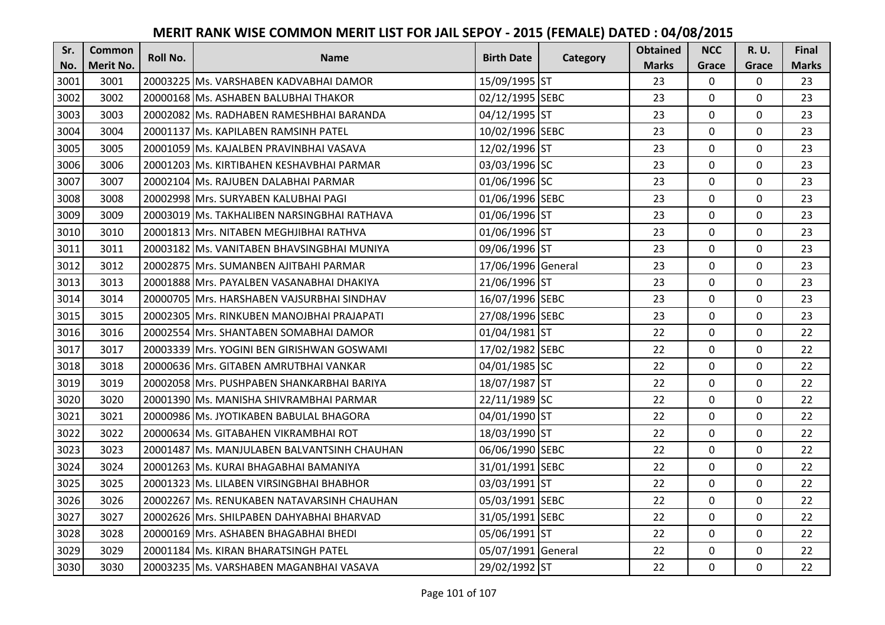# MERIT RANK WISE COMMON MERIT LIST FOR JAIL SEPOY - 2015 (FEMALE) DATED : 04/08/2015

| Sr. No. | Common Merit No. | Roll No. | Name | Birth Date | Category | Obtained Marks | NCC Grace | R. U. Grace | Final Marks |
|---|---|---|---|---|---|---|---|---|---|
| 3001 | 3001 | 20003225 | Ms. VARSHABEN KADVABHAI DAMOR | 15/09/1995 | ST | 23 | 0 | 0 | 23 |
| 3002 | 3002 | 20000168 | Ms. ASHABEN BALUBHAI THAKOR | 02/12/1995 | SEBC | 23 | 0 | 0 | 23 |
| 3003 | 3003 | 20002082 | Ms. RADHABEN RAMESHBHAI BARANDA | 04/12/1995 | ST | 23 | 0 | 0 | 23 |
| 3004 | 3004 | 20001137 | Ms. KAPILABEN RAMSINH PATEL | 10/02/1996 | SEBC | 23 | 0 | 0 | 23 |
| 3005 | 3005 | 20001059 | Ms. KAJALBEN PRAVINBHAI VASAVA | 12/02/1996 | ST | 23 | 0 | 0 | 23 |
| 3006 | 3006 | 20001203 | Ms. KIRTIBAHEN KESHAVBHAI PARMAR | 03/03/1996 | SC | 23 | 0 | 0 | 23 |
| 3007 | 3007 | 20002104 | Ms. RAJUBEN DALABHAI PARMAR | 01/06/1996 | SC | 23 | 0 | 0 | 23 |
| 3008 | 3008 | 20002998 | Mrs. SURYABEN KALUBHAI PAGI | 01/06/1996 | SEBC | 23 | 0 | 0 | 23 |
| 3009 | 3009 | 20003019 | Ms. TAKHALIBEN NARSINGBHAI RATHAVA | 01/06/1996 | ST | 23 | 0 | 0 | 23 |
| 3010 | 3010 | 20001813 | Mrs. NITABEN MEGHJIBHAI RATHVA | 01/06/1996 | ST | 23 | 0 | 0 | 23 |
| 3011 | 3011 | 20003182 | Ms. VANITABEN BHAVSINGBHAI MUNIYA | 09/06/1996 | ST | 23 | 0 | 0 | 23 |
| 3012 | 3012 | 20002875 | Mrs. SUMANBEN AJITBAHI PARMAR | 17/06/1996 | General | 23 | 0 | 0 | 23 |
| 3013 | 3013 | 20001888 | Mrs. PAYALBEN VASANABHAI DHAKIYA | 21/06/1996 | ST | 23 | 0 | 0 | 23 |
| 3014 | 3014 | 20000705 | Mrs. HARSHABEN VAJSURBHAI SINDHAV | 16/07/1996 | SEBC | 23 | 0 | 0 | 23 |
| 3015 | 3015 | 20002305 | Mrs. RINKUBEN MANOJBHAI PRAJAPATI | 27/08/1996 | SEBC | 23 | 0 | 0 | 23 |
| 3016 | 3016 | 20002554 | Mrs. SHANTABEN SOMABHAI DAMOR | 01/04/1981 | ST | 22 | 0 | 0 | 22 |
| 3017 | 3017 | 20003339 | Mrs. YOGINI BEN GIRISHWAN GOSWAMI | 17/02/1982 | SEBC | 22 | 0 | 0 | 22 |
| 3018 | 3018 | 20000636 | Mrs. GITABEN AMRUTBHAI VANKAR | 04/01/1985 | SC | 22 | 0 | 0 | 22 |
| 3019 | 3019 | 20002058 | Mrs. PUSHPABEN SHANKARBHAI BARIYA | 18/07/1987 | ST | 22 | 0 | 0 | 22 |
| 3020 | 3020 | 20001390 | Ms. MANISHA SHIVRAMBHAI PARMAR | 22/11/1989 | SC | 22 | 0 | 0 | 22 |
| 3021 | 3021 | 20000986 | Ms. JYOTIKABEN BABULAL BHAGORA | 04/01/1990 | ST | 22 | 0 | 0 | 22 |
| 3022 | 3022 | 20000634 | Ms. GITABAHEN VIKRAMBHAI ROT | 18/03/1990 | ST | 22 | 0 | 0 | 22 |
| 3023 | 3023 | 20001487 | Ms. MANJULABEN BALVANTSINH CHAUHAN | 06/06/1990 | SEBC | 22 | 0 | 0 | 22 |
| 3024 | 3024 | 20001263 | Ms. KURAI BHAGABHAI BAMANIYA | 31/01/1991 | SEBC | 22 | 0 | 0 | 22 |
| 3025 | 3025 | 20001323 | Ms. LILABEN VIRSINGBHAI BHABHOR | 03/03/1991 | ST | 22 | 0 | 0 | 22 |
| 3026 | 3026 | 20002267 | Ms. RENUKABEN NATAVARSINH CHAUHAN | 05/03/1991 | SEBC | 22 | 0 | 0 | 22 |
| 3027 | 3027 | 20002626 | Mrs. SHILPABEN DAHYABHAI BHARVAD | 31/05/1991 | SEBC | 22 | 0 | 0 | 22 |
| 3028 | 3028 | 20000169 | Mrs. ASHABEN BHAGABHAI BHEDI | 05/06/1991 | ST | 22 | 0 | 0 | 22 |
| 3029 | 3029 | 20001184 | Ms. KIRAN BHARATSINGH PATEL | 05/07/1991 | General | 22 | 0 | 0 | 22 |
| 3030 | 3030 | 20003235 | Ms. VARSHABEN MAGANBHAI VASAVA | 29/02/1992 | ST | 22 | 0 | 0 | 22 |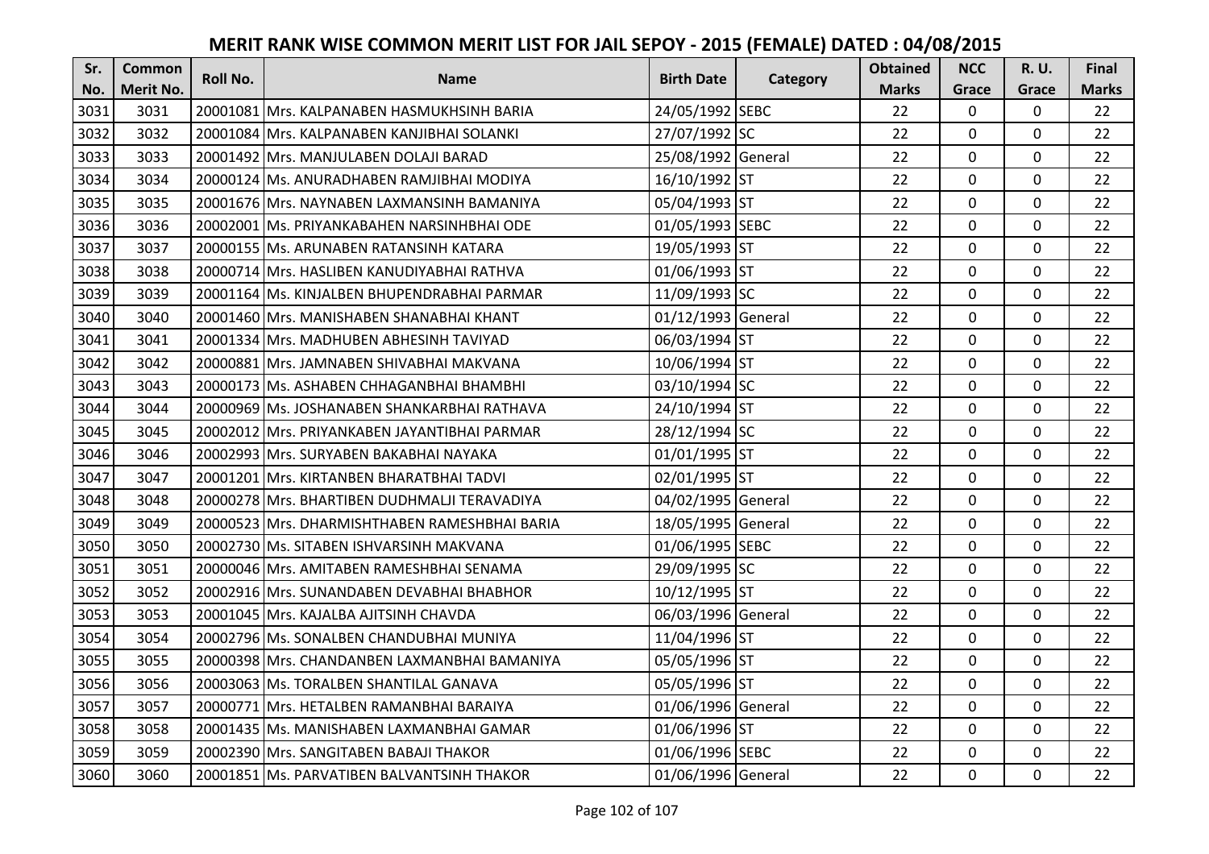# MERIT RANK WISE COMMON MERIT LIST FOR JAIL SEPOY - 2015 (FEMALE) DATED : 04/08/2015

| Sr. No. | Common Merit No. | Roll No. | Name | Birth Date | Category | Obtained Marks | NCC Grace | R. U. Grace | Final Marks |
|---|---|---|---|---|---|---|---|---|---|
| 3031 | 3031 | 20001081 | Mrs. KALPANABEN HASMUKHSINH BARIA | 24/05/1992 | SEBC | 22 | 0 | 0 | 22 |
| 3032 | 3032 | 20001084 | Mrs. KALPANABEN KANJIBHAI SOLANKI | 27/07/1992 | SC | 22 | 0 | 0 | 22 |
| 3033 | 3033 | 20001492 | Mrs. MANJULABEN DOLAJI BARAD | 25/08/1992 | General | 22 | 0 | 0 | 22 |
| 3034 | 3034 | 20000124 | Ms. ANURADHABEN RAMJIBHAI MODIYA | 16/10/1992 | ST | 22 | 0 | 0 | 22 |
| 3035 | 3035 | 20001676 | Mrs. NAYNABEN LAXMANSINH BAMANIYA | 05/04/1993 | ST | 22 | 0 | 0 | 22 |
| 3036 | 3036 | 20002001 | Ms. PRIYANKABAHEN NARSINHBHAI ODE | 01/05/1993 | SEBC | 22 | 0 | 0 | 22 |
| 3037 | 3037 | 20000155 | Ms. ARUNABEN RATANSINH KATARA | 19/05/1993 | ST | 22 | 0 | 0 | 22 |
| 3038 | 3038 | 20000714 | Mrs. HASLIBEN KANUDIYABHAI RATHVA | 01/06/1993 | ST | 22 | 0 | 0 | 22 |
| 3039 | 3039 | 20001164 | Ms. KINJALBEN BHUPENDRABHAI PARMAR | 11/09/1993 | SC | 22 | 0 | 0 | 22 |
| 3040 | 3040 | 20001460 | Mrs. MANISHABEN SHANABHAI KHANT | 01/12/1993 | General | 22 | 0 | 0 | 22 |
| 3041 | 3041 | 20001334 | Mrs. MADHUBEN ABHESINH TAVIYAD | 06/03/1994 | ST | 22 | 0 | 0 | 22 |
| 3042 | 3042 | 20000881 | Mrs. JAMNABEN SHIVABHAI MAKVANA | 10/06/1994 | ST | 22 | 0 | 0 | 22 |
| 3043 | 3043 | 20000173 | Ms. ASHABEN CHHAGANBHAI BHAMBHI | 03/10/1994 | SC | 22 | 0 | 0 | 22 |
| 3044 | 3044 | 20000969 | Ms. JOSHANABEN SHANKARBHAI RATHAVA | 24/10/1994 | ST | 22 | 0 | 0 | 22 |
| 3045 | 3045 | 20002012 | Mrs. PRIYANKABEN JAYANTIBHAI PARMAR | 28/12/1994 | SC | 22 | 0 | 0 | 22 |
| 3046 | 3046 | 20002993 | Mrs. SURYABEN BAKABHAI NAYAKA | 01/01/1995 | ST | 22 | 0 | 0 | 22 |
| 3047 | 3047 | 20001201 | Mrs. KIRTANBEN BHARATBHAI TADVI | 02/01/1995 | ST | 22 | 0 | 0 | 22 |
| 3048 | 3048 | 20000278 | Mrs. BHARTIBEN DUDHMALJI TERAVADIYA | 04/02/1995 | General | 22 | 0 | 0 | 22 |
| 3049 | 3049 | 20000523 | Mrs. DHARMISHTHABEN RAMESHBHAI BARIA | 18/05/1995 | General | 22 | 0 | 0 | 22 |
| 3050 | 3050 | 20002730 | Ms. SITABEN ISHVARSINH MAKVANA | 01/06/1995 | SEBC | 22 | 0 | 0 | 22 |
| 3051 | 3051 | 20000046 | Mrs. AMITABEN RAMESHBHAI SENAMA | 29/09/1995 | SC | 22 | 0 | 0 | 22 |
| 3052 | 3052 | 20002916 | Mrs. SUNANDABEN DEVABHAI BHABHOR | 10/12/1995 | ST | 22 | 0 | 0 | 22 |
| 3053 | 3053 | 20001045 | Mrs. KAJALBA AJITSINH CHAVDA | 06/03/1996 | General | 22 | 0 | 0 | 22 |
| 3054 | 3054 | 20002796 | Ms. SONALBEN CHANDUBHAI MUNIYA | 11/04/1996 | ST | 22 | 0 | 0 | 22 |
| 3055 | 3055 | 20000398 | Mrs. CHANDANBEN LAXMANBHAI BAMANIYA | 05/05/1996 | ST | 22 | 0 | 0 | 22 |
| 3056 | 3056 | 20003063 | Ms. TORALBEN SHANTILAL GANAVA | 05/05/1996 | ST | 22 | 0 | 0 | 22 |
| 3057 | 3057 | 20000771 | Mrs. HETALBEN RAMANBHAI BARAIYA | 01/06/1996 | General | 22 | 0 | 0 | 22 |
| 3058 | 3058 | 20001435 | Ms. MANISHABEN LAXMANBHAI GAMAR | 01/06/1996 | ST | 22 | 0 | 0 | 22 |
| 3059 | 3059 | 20002390 | Mrs. SANGITABEN BABAJI THAKOR | 01/06/1996 | SEBC | 22 | 0 | 0 | 22 |
| 3060 | 3060 | 20001851 | Ms. PARVATIBEN BALVANTSINH THAKOR | 01/06/1996 | General | 22 | 0 | 0 | 22 |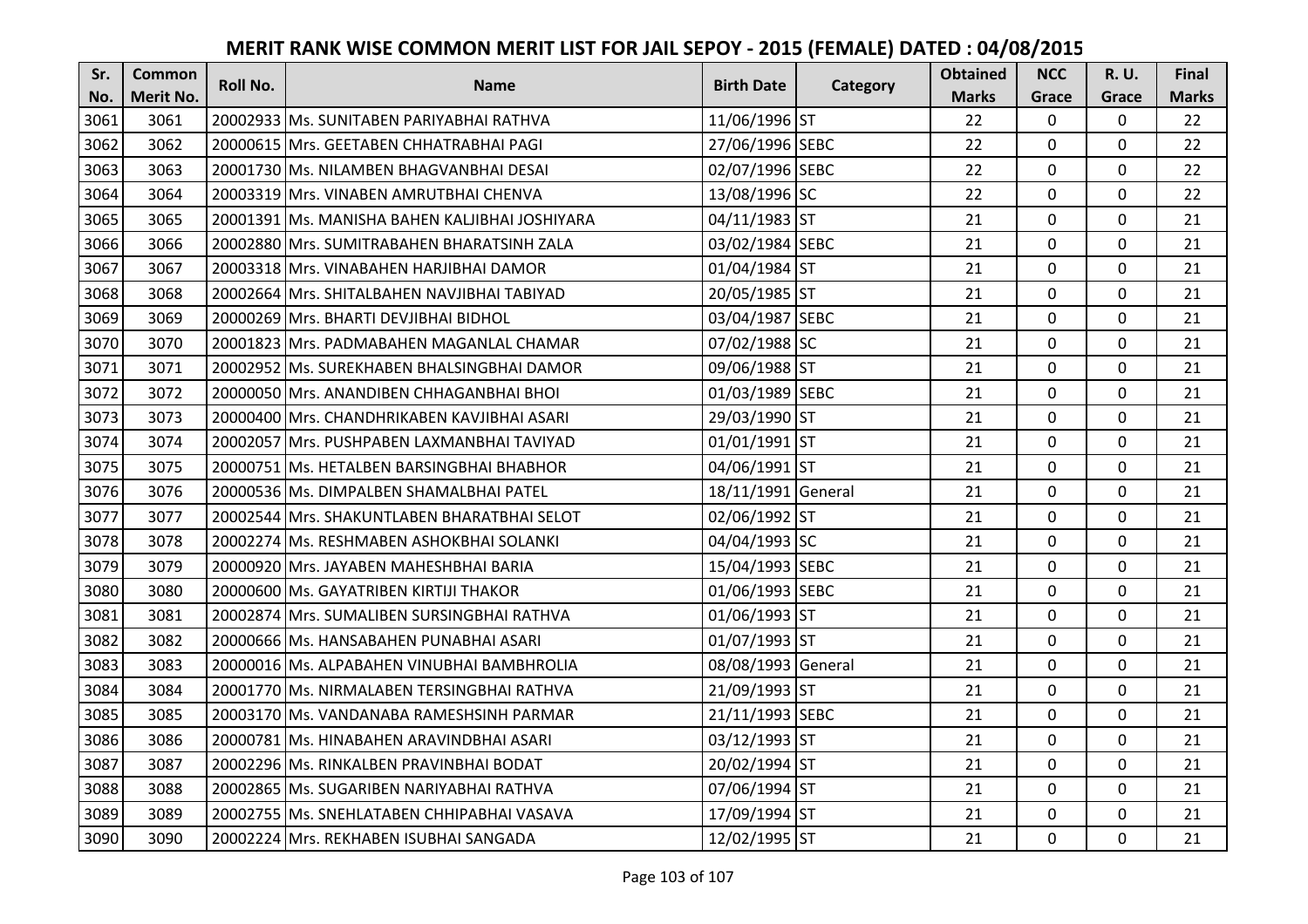# MERIT RANK WISE COMMON MERIT LIST FOR JAIL SEPOY - 2015 (FEMALE) DATED : 04/08/2015

| Sr. No. | Common Merit No. | Roll No. | Name | Birth Date | Category | Obtained Marks | NCC Grace | R. U. Grace | Final Marks |
|---|---|---|---|---|---|---|---|---|---|
| 3061 | 3061 | 20002933 | Ms. SUNITABEN PARIYABHAI RATHVA | 11/06/1996 | ST | 22 | 0 | 0 | 22 |
| 3062 | 3062 | 20000615 | Mrs. GEETABEN CHHATRABHAI PAGI | 27/06/1996 | SEBC | 22 | 0 | 0 | 22 |
| 3063 | 3063 | 20001730 | Ms. NILAMBEN BHAGVANBHAI DESAI | 02/07/1996 | SEBC | 22 | 0 | 0 | 22 |
| 3064 | 3064 | 20003319 | Mrs. VINABEN AMRUTBHAI CHENVA | 13/08/1996 | SC | 22 | 0 | 0 | 22 |
| 3065 | 3065 | 20001391 | Ms. MANISHA BAHEN KALJIBHAI JOSHIYARA | 04/11/1983 | ST | 21 | 0 | 0 | 21 |
| 3066 | 3066 | 20002880 | Mrs. SUMITRABAHEN BHARATSINH ZALA | 03/02/1984 | SEBC | 21 | 0 | 0 | 21 |
| 3067 | 3067 | 20003318 | Mrs. VINABAHEN HARJIBHAI DAMOR | 01/04/1984 | ST | 21 | 0 | 0 | 21 |
| 3068 | 3068 | 20002664 | Mrs. SHITALBAHEN NAVJIBHAI TABIYAD | 20/05/1985 | ST | 21 | 0 | 0 | 21 |
| 3069 | 3069 | 20000269 | Mrs. BHARTI DEVJIBHAI BIDHOL | 03/04/1987 | SEBC | 21 | 0 | 0 | 21 |
| 3070 | 3070 | 20001823 | Mrs. PADMABAHEN MAGANLAL CHAMAR | 07/02/1988 | SC | 21 | 0 | 0 | 21 |
| 3071 | 3071 | 20002952 | Ms. SUREKHABEN BHALSINGBHAI DAMOR | 09/06/1988 | ST | 21 | 0 | 0 | 21 |
| 3072 | 3072 | 20000050 | Mrs. ANANDIBEN CHHAGANBHAI BHOI | 01/03/1989 | SEBC | 21 | 0 | 0 | 21 |
| 3073 | 3073 | 20000400 | Mrs. CHANDHRIKABEN KAVJIBHAI ASARI | 29/03/1990 | ST | 21 | 0 | 0 | 21 |
| 3074 | 3074 | 20002057 | Mrs. PUSHPABEN LAXMANBHAI TAVIYAD | 01/01/1991 | ST | 21 | 0 | 0 | 21 |
| 3075 | 3075 | 20000751 | Ms. HETALBEN BARSINGBHAI BHABHOR | 04/06/1991 | ST | 21 | 0 | 0 | 21 |
| 3076 | 3076 | 20000536 | Ms. DIMPALBEN SHAMALBHAI PATEL | 18/11/1991 | General | 21 | 0 | 0 | 21 |
| 3077 | 3077 | 20002544 | Mrs. SHAKUNTLABEN BHARATBHAI SELOT | 02/06/1992 | ST | 21 | 0 | 0 | 21 |
| 3078 | 3078 | 20002274 | Ms. RESHMABEN ASHOKBHAI SOLANKI | 04/04/1993 | SC | 21 | 0 | 0 | 21 |
| 3079 | 3079 | 20000920 | Mrs. JAYABEN MAHESHBHAI BARIA | 15/04/1993 | SEBC | 21 | 0 | 0 | 21 |
| 3080 | 3080 | 20000600 | Ms. GAYATRIBEN KIRTIJI THAKOR | 01/06/1993 | SEBC | 21 | 0 | 0 | 21 |
| 3081 | 3081 | 20002874 | Mrs. SUMALIBEN SURSINGBHAI RATHVA | 01/06/1993 | ST | 21 | 0 | 0 | 21 |
| 3082 | 3082 | 20000666 | Ms. HANSABAHEN PUNABHAI ASARI | 01/07/1993 | ST | 21 | 0 | 0 | 21 |
| 3083 | 3083 | 20000016 | Ms. ALPABAHEN VINUBHAI BAMBHROLIA | 08/08/1993 | General | 21 | 0 | 0 | 21 |
| 3084 | 3084 | 20001770 | Ms. NIRMALABEN TERSINGBHAI RATHVA | 21/09/1993 | ST | 21 | 0 | 0 | 21 |
| 3085 | 3085 | 20003170 | Ms. VANDANABA RAMESHSINH PARMAR | 21/11/1993 | SEBC | 21 | 0 | 0 | 21 |
| 3086 | 3086 | 20000781 | Ms. HINABAHEN ARAVINDBHAI ASARI | 03/12/1993 | ST | 21 | 0 | 0 | 21 |
| 3087 | 3087 | 20002296 | Ms. RINKALBEN PRAVINBHAI BODAT | 20/02/1994 | ST | 21 | 0 | 0 | 21 |
| 3088 | 3088 | 20002865 | Ms. SUGARIBEN NARIYABHAI RATHVA | 07/06/1994 | ST | 21 | 0 | 0 | 21 |
| 3089 | 3089 | 20002755 | Ms. SNEHLATABEN CHHIPABHAI VASAVA | 17/09/1994 | ST | 21 | 0 | 0 | 21 |
| 3090 | 3090 | 20002224 | Mrs. REKHABEN ISUBHAI SANGADA | 12/02/1995 | ST | 21 | 0 | 0 | 21 |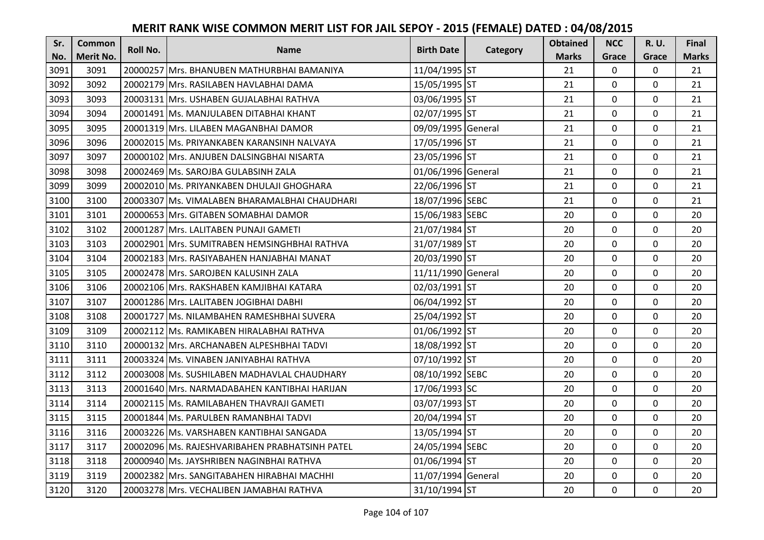# MERIT RANK WISE COMMON MERIT LIST FOR JAIL SEPOY - 2015 (FEMALE) DATED : 04/08/2015

| Sr. No. | Common Merit No. | Roll No. | Name | Birth Date | Category | Obtained Marks | NCC Grace | R. U. Grace | Final Marks |
|---|---|---|---|---|---|---|---|---|---|
| 3091 | 3091 | 20000257 | Mrs. BHANUBEN MATHURBHAI BAMANIYA | 11/04/1995 | ST | 21 | 0 | 0 | 21 |
| 3092 | 3092 | 20002179 | Mrs. RASILABEN HAVLABHAI DAMA | 15/05/1995 | ST | 21 | 0 | 0 | 21 |
| 3093 | 3093 | 20003131 | Mrs. USHABEN GUJALABHAI RATHVA | 03/06/1995 | ST | 21 | 0 | 0 | 21 |
| 3094 | 3094 | 20001491 | Ms. MANJULABEN DITABHAI KHANT | 02/07/1995 | ST | 21 | 0 | 0 | 21 |
| 3095 | 3095 | 20001319 | Mrs. LILABEN MAGANBHAI DAMOR | 09/09/1995 | General | 21 | 0 | 0 | 21 |
| 3096 | 3096 | 20002015 | Ms. PRIYANKABEN KARANSINH NALVAYA | 17/05/1996 | ST | 21 | 0 | 0 | 21 |
| 3097 | 3097 | 20000102 | Mrs. ANJUBEN DALSINGBHAI NISARTA | 23/05/1996 | ST | 21 | 0 | 0 | 21 |
| 3098 | 3098 | 20002469 | Ms. SAROJBA GULABSINH ZALA | 01/06/1996 | General | 21 | 0 | 0 | 21 |
| 3099 | 3099 | 20002010 | Ms. PRIYANKABEN DHULAJI GHOGHARA | 22/06/1996 | ST | 21 | 0 | 0 | 21 |
| 3100 | 3100 | 20003307 | Ms. VIMALABEN BHARAMALBHAI CHAUDHARI | 18/07/1996 | SEBC | 21 | 0 | 0 | 21 |
| 3101 | 3101 | 20000653 | Mrs. GITABEN SOMABHAI DAMOR | 15/06/1983 | SEBC | 20 | 0 | 0 | 20 |
| 3102 | 3102 | 20001287 | Mrs. LALITABEN PUNAJI GAMETI | 21/07/1984 | ST | 20 | 0 | 0 | 20 |
| 3103 | 3103 | 20002901 | Mrs. SUMITRABEN HEMSINGHBHAI RATHVA | 31/07/1989 | ST | 20 | 0 | 0 | 20 |
| 3104 | 3104 | 20002183 | Mrs. RASIYABAHEN HANJABHAI MANAT | 20/03/1990 | ST | 20 | 0 | 0 | 20 |
| 3105 | 3105 | 20002478 | Mrs. SAROJBEN KALUSINH ZALA | 11/11/1990 | General | 20 | 0 | 0 | 20 |
| 3106 | 3106 | 20002106 | Mrs. RAKSHABEN KAMJIBHAI KATARA | 02/03/1991 | ST | 20 | 0 | 0 | 20 |
| 3107 | 3107 | 20001286 | Mrs. LALITABEN JOGIBHAI DABHI | 06/04/1992 | ST | 20 | 0 | 0 | 20 |
| 3108 | 3108 | 20001727 | Ms. NILAMBAHEN RAMESHBHAI SUVERA | 25/04/1992 | ST | 20 | 0 | 0 | 20 |
| 3109 | 3109 | 20002112 | Ms. RAMIKABEN HIRALABHAI RATHVA | 01/06/1992 | ST | 20 | 0 | 0 | 20 |
| 3110 | 3110 | 20000132 | Mrs. ARCHANABEN ALPESHBHAI TADVI | 18/08/1992 | ST | 20 | 0 | 0 | 20 |
| 3111 | 3111 | 20003324 | Ms. VINABEN JANIYABHAI RATHVA | 07/10/1992 | ST | 20 | 0 | 0 | 20 |
| 3112 | 3112 | 20003008 | Ms. SUSHILABEN MADHAVLAL CHAUDHARY | 08/10/1992 | SEBC | 20 | 0 | 0 | 20 |
| 3113 | 3113 | 20001640 | Mrs. NARMADABAHEN KANTIBHAI HARIJAN | 17/06/1993 | SC | 20 | 0 | 0 | 20 |
| 3114 | 3114 | 20002115 | Ms. RAMILABAHEN THAVRAJI GAMETI | 03/07/1993 | ST | 20 | 0 | 0 | 20 |
| 3115 | 3115 | 20001844 | Ms. PARULBEN RAMANBHAI TADVI | 20/04/1994 | ST | 20 | 0 | 0 | 20 |
| 3116 | 3116 | 20003226 | Ms. VARSHABEN KANTIBHAI SANGADA | 13/05/1994 | ST | 20 | 0 | 0 | 20 |
| 3117 | 3117 | 20002096 | Ms. RAJESHVARIBAHEN PRABHATSINH PATEL | 24/05/1994 | SEBC | 20 | 0 | 0 | 20 |
| 3118 | 3118 | 20000940 | Ms. JAYSHRIBEN NAGINBHAI RATHVA | 01/06/1994 | ST | 20 | 0 | 0 | 20 |
| 3119 | 3119 | 20002382 | Mrs. SANGITABAHEN HIRABHAI MACHHI | 11/07/1994 | General | 20 | 0 | 0 | 20 |
| 3120 | 3120 | 20003278 | Mrs. VECHALIBEN JAMABHAI RATHVA | 31/10/1994 | ST | 20 | 0 | 0 | 20 |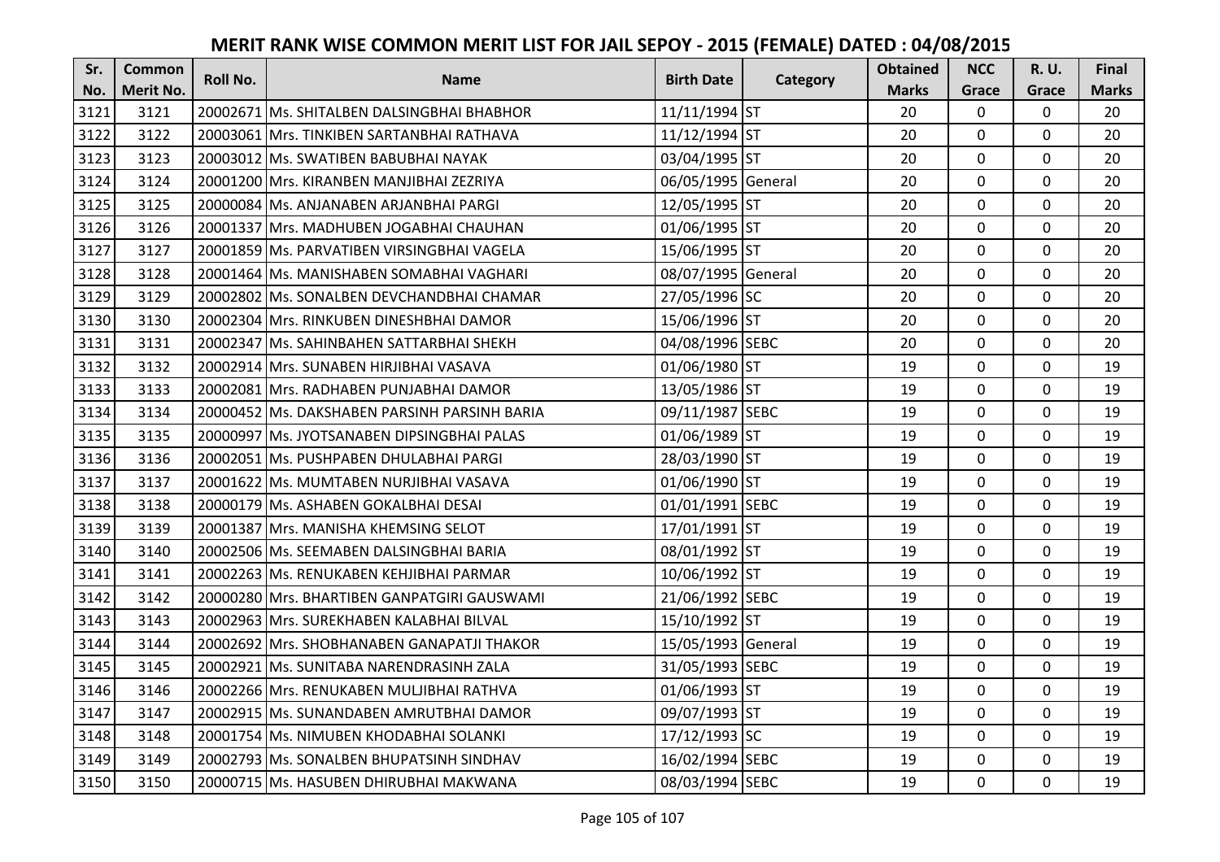# MERIT RANK WISE COMMON MERIT LIST FOR JAIL SEPOY - 2015 (FEMALE) DATED : 04/08/2015

| Sr. No. | Common Merit No. | Roll No. | Name | Birth Date | Category | Obtained Marks | NCC Grace | R. U. Grace | Final Marks |
|---|---|---|---|---|---|---|---|---|---|
| 3121 | 3121 | 20002671 | Ms. SHITALBEN DALSINGBHAI BHABHOR | 11/11/1994 | ST | 20 | 0 | 0 | 20 |
| 3122 | 3122 | 20003061 | Mrs. TINKIBEN SARTANBHAI RATHAVA | 11/12/1994 | ST | 20 | 0 | 0 | 20 |
| 3123 | 3123 | 20003012 | Ms. SWATIBEN BABUBHAI NAYAK | 03/04/1995 | ST | 20 | 0 | 0 | 20 |
| 3124 | 3124 | 20001200 | Mrs. KIRANBEN MANJIBHAI ZEZRIYA | 06/05/1995 | General | 20 | 0 | 0 | 20 |
| 3125 | 3125 | 20000084 | Ms. ANJANABEN ARJANBHAI PARGI | 12/05/1995 | ST | 20 | 0 | 0 | 20 |
| 3126 | 3126 | 20001337 | Mrs. MADHUBEN JOGABHAI CHAUHAN | 01/06/1995 | ST | 20 | 0 | 0 | 20 |
| 3127 | 3127 | 20001859 | Ms. PARVATIBEN VIRSINGBHAI VAGELA | 15/06/1995 | ST | 20 | 0 | 0 | 20 |
| 3128 | 3128 | 20001464 | Ms. MANISHABEN SOMABHAI VAGHARI | 08/07/1995 | General | 20 | 0 | 0 | 20 |
| 3129 | 3129 | 20002802 | Ms. SONALBEN DEVCHANDBHAI CHAMAR | 27/05/1996 | SC | 20 | 0 | 0 | 20 |
| 3130 | 3130 | 20002304 | Mrs. RINKUBEN DINESHBHAI DAMOR | 15/06/1996 | ST | 20 | 0 | 0 | 20 |
| 3131 | 3131 | 20002347 | Ms. SAHINBAHEN SATTARBHAI SHEKH | 04/08/1996 | SEBC | 20 | 0 | 0 | 20 |
| 3132 | 3132 | 20002914 | Mrs. SUNABEN HIRJIBHAI VASAVA | 01/06/1980 | ST | 19 | 0 | 0 | 19 |
| 3133 | 3133 | 20002081 | Mrs. RADHABEN PUNJABHAI DAMOR | 13/05/1986 | ST | 19 | 0 | 0 | 19 |
| 3134 | 3134 | 20000452 | Ms. DAKSHABEN PARSINH PARSINH BARIA | 09/11/1987 | SEBC | 19 | 0 | 0 | 19 |
| 3135 | 3135 | 20000997 | Ms. JYOTSANABEN DIPSINGBHAI PALAS | 01/06/1989 | ST | 19 | 0 | 0 | 19 |
| 3136 | 3136 | 20002051 | Ms. PUSHPABEN DHULABHAI PARGI | 28/03/1990 | ST | 19 | 0 | 0 | 19 |
| 3137 | 3137 | 20001622 | Ms. MUMTABEN NURJIBHAI VASAVA | 01/06/1990 | ST | 19 | 0 | 0 | 19 |
| 3138 | 3138 | 20000179 | Ms. ASHABEN GOKALBHAI DESAI | 01/01/1991 | SEBC | 19 | 0 | 0 | 19 |
| 3139 | 3139 | 20001387 | Mrs. MANISHA KHEMSING SELOT | 17/01/1991 | ST | 19 | 0 | 0 | 19 |
| 3140 | 3140 | 20002506 | Ms. SEEMABEN DALSINGBHAI BARIA | 08/01/1992 | ST | 19 | 0 | 0 | 19 |
| 3141 | 3141 | 20002263 | Ms. RENUKABEN KEHJIBHAI PARMAR | 10/06/1992 | ST | 19 | 0 | 0 | 19 |
| 3142 | 3142 | 20000280 | Mrs. BHARTIBEN GANPATGIRI GAUSWAMI | 21/06/1992 | SEBC | 19 | 0 | 0 | 19 |
| 3143 | 3143 | 20002963 | Mrs. SUREKHABEN KALABHAI BILVAL | 15/10/1992 | ST | 19 | 0 | 0 | 19 |
| 3144 | 3144 | 20002692 | Mrs. SHOBHANABEN GANAPATJI THAKOR | 15/05/1993 | General | 19 | 0 | 0 | 19 |
| 3145 | 3145 | 20002921 | Ms. SUNITABA NARENDRASINH ZALA | 31/05/1993 | SEBC | 19 | 0 | 0 | 19 |
| 3146 | 3146 | 20002266 | Mrs. RENUKABEN MULJIBHAI RATHVA | 01/06/1993 | ST | 19 | 0 | 0 | 19 |
| 3147 | 3147 | 20002915 | Ms. SUNANDABEN AMRUTBHAI DAMOR | 09/07/1993 | ST | 19 | 0 | 0 | 19 |
| 3148 | 3148 | 20001754 | Ms. NIMUBEN KHODABHAI SOLANKI | 17/12/1993 | SC | 19 | 0 | 0 | 19 |
| 3149 | 3149 | 20002793 | Ms. SONALBEN BHUPATSINH SINDHAV | 16/02/1994 | SEBC | 19 | 0 | 0 | 19 |
| 3150 | 3150 | 20000715 | Ms. HASUBEN DHIRUBHAI MAKWANA | 08/03/1994 | SEBC | 19 | 0 | 0 | 19 |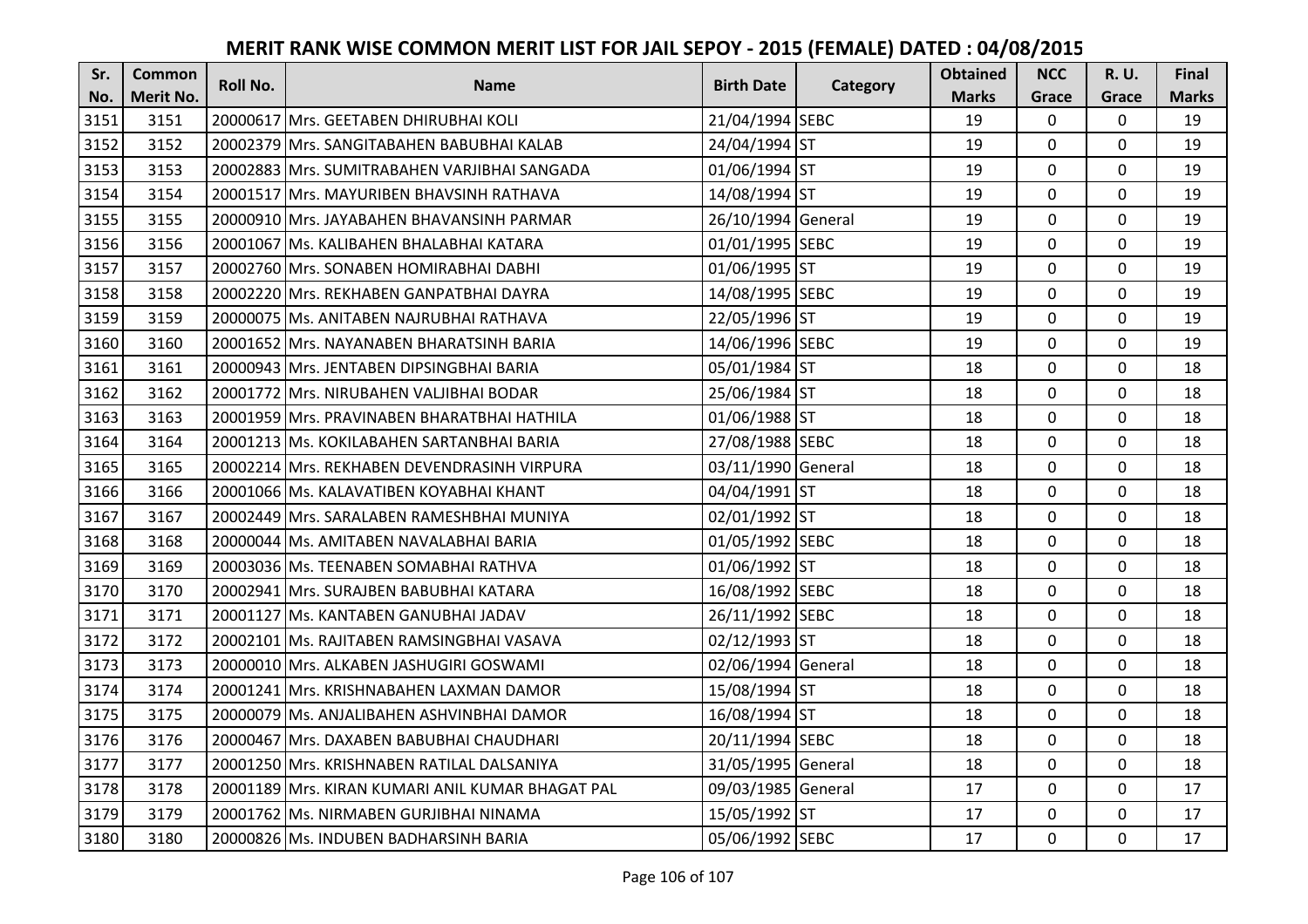# MERIT RANK WISE COMMON MERIT LIST FOR JAIL SEPOY - 2015 (FEMALE) DATED : 04/08/2015

| Sr. No. | Common Merit No. | Roll No. | Name | Birth Date | Category | Obtained Marks | NCC Grace | R. U. Grace | Final Marks |
|---|---|---|---|---|---|---|---|---|---|
| 3151 | 3151 | 20000617 | Mrs. GEETABEN DHIRUBHAI KOLI | 21/04/1994 | SEBC | 19 | 0 | 0 | 19 |
| 3152 | 3152 | 20002379 | Mrs. SANGITABAHEN BABUBHAI KALAB | 24/04/1994 | ST | 19 | 0 | 0 | 19 |
| 3153 | 3153 | 20002883 | Mrs. SUMITRABAHEN VARJIBHAI SANGADA | 01/06/1994 | ST | 19 | 0 | 0 | 19 |
| 3154 | 3154 | 20001517 | Mrs. MAYURIBEN BHAVSINH RATHAVA | 14/08/1994 | ST | 19 | 0 | 0 | 19 |
| 3155 | 3155 | 20000910 | Mrs. JAYABAHEN BHAVANSINH PARMAR | 26/10/1994 | General | 19 | 0 | 0 | 19 |
| 3156 | 3156 | 20001067 | Ms. KALIBAHEN BHALABHAI KATARA | 01/01/1995 | SEBC | 19 | 0 | 0 | 19 |
| 3157 | 3157 | 20002760 | Mrs. SONABEN HOMIRABHAI DABHI | 01/06/1995 | ST | 19 | 0 | 0 | 19 |
| 3158 | 3158 | 20002220 | Mrs. REKHABEN GANPATBHAI DAYRA | 14/08/1995 | SEBC | 19 | 0 | 0 | 19 |
| 3159 | 3159 | 20000075 | Ms. ANITABEN NAJRUBHAI RATHAVA | 22/05/1996 | ST | 19 | 0 | 0 | 19 |
| 3160 | 3160 | 20001652 | Mrs. NAYANABEN BHARATSINH BARIA | 14/06/1996 | SEBC | 19 | 0 | 0 | 19 |
| 3161 | 3161 | 20000943 | Mrs. JENTABEN DIPSINGBHAI BARIA | 05/01/1984 | ST | 18 | 0 | 0 | 18 |
| 3162 | 3162 | 20001772 | Mrs. NIRUBAHEN VALJIBHAI BODAR | 25/06/1984 | ST | 18 | 0 | 0 | 18 |
| 3163 | 3163 | 20001959 | Mrs. PRAVINABEN BHARATBHAI HATHILA | 01/06/1988 | ST | 18 | 0 | 0 | 18 |
| 3164 | 3164 | 20001213 | Ms. KOKILABAHEN SARTANBHAI BARIA | 27/08/1988 | SEBC | 18 | 0 | 0 | 18 |
| 3165 | 3165 | 20002214 | Mrs. REKHABEN DEVENDRASINH VIRPURA | 03/11/1990 | General | 18 | 0 | 0 | 18 |
| 3166 | 3166 | 20001066 | Ms. KALAVATIBEN KOYABHAI KHANT | 04/04/1991 | ST | 18 | 0 | 0 | 18 |
| 3167 | 3167 | 20002449 | Mrs. SARALABEN RAMESHBHAI MUNIYA | 02/01/1992 | ST | 18 | 0 | 0 | 18 |
| 3168 | 3168 | 20000044 | Ms. AMITABEN NAVALABHAI BARIA | 01/05/1992 | SEBC | 18 | 0 | 0 | 18 |
| 3169 | 3169 | 20003036 | Ms. TEENABEN SOMABHAI RATHVA | 01/06/1992 | ST | 18 | 0 | 0 | 18 |
| 3170 | 3170 | 20002941 | Mrs. SURAJBEN BABUBHAI KATARA | 16/08/1992 | SEBC | 18 | 0 | 0 | 18 |
| 3171 | 3171 | 20001127 | Ms. KANTABEN GANUBHAI JADAV | 26/11/1992 | SEBC | 18 | 0 | 0 | 18 |
| 3172 | 3172 | 20002101 | Ms. RAJITABEN RAMSINGBHAI VASAVA | 02/12/1993 | ST | 18 | 0 | 0 | 18 |
| 3173 | 3173 | 20000010 | Mrs. ALKABEN JASHUGIRI GOSWAMI | 02/06/1994 | General | 18 | 0 | 0 | 18 |
| 3174 | 3174 | 20001241 | Mrs. KRISHNABAHEN LAXMAN DAMOR | 15/08/1994 | ST | 18 | 0 | 0 | 18 |
| 3175 | 3175 | 20000079 | Ms. ANJALIBAHEN ASHVINBHAI DAMOR | 16/08/1994 | ST | 18 | 0 | 0 | 18 |
| 3176 | 3176 | 20000467 | Mrs. DAXABEN BABUBHAI CHAUDHARI | 20/11/1994 | SEBC | 18 | 0 | 0 | 18 |
| 3177 | 3177 | 20001250 | Mrs. KRISHNABEN RATILAL DALSANIYA | 31/05/1995 | General | 18 | 0 | 0 | 18 |
| 3178 | 3178 | 20001189 | Mrs. KIRAN KUMARI ANIL KUMAR BHAGAT PAL | 09/03/1985 | General | 17 | 0 | 0 | 17 |
| 3179 | 3179 | 20001762 | Ms. NIRMABEN GURJIBHAI NINAMA | 15/05/1992 | ST | 17 | 0 | 0 | 17 |
| 3180 | 3180 | 20000826 | Ms. INDUBEN BADHARSINH BARIA | 05/06/1992 | SEBC | 17 | 0 | 0 | 17 |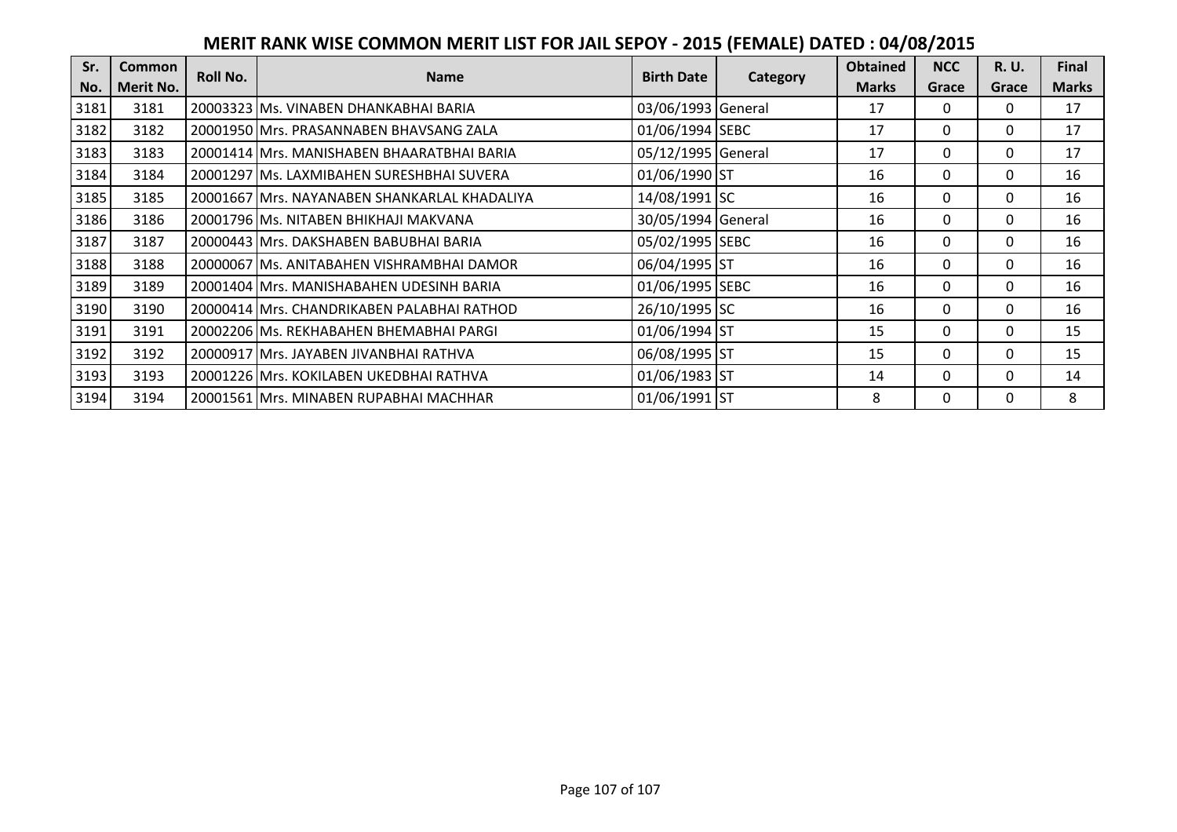# MERIT RANK WISE COMMON MERIT LIST FOR JAIL SEPOY - 2015 (FEMALE) DATED : 04/08/2015

| Sr. No. | Common Merit No. | Roll No. | Name | Birth Date | Category | Obtained Marks | NCC Grace | R. U. Grace | Final Marks |
|---|---|---|---|---|---|---|---|---|---|
| 3181 | 3181 | 20003323 | Ms. VINABEN DHANKABHAI BARIA | 03/06/1993 | General | 17 | 0 | 0 | 17 |
| 3182 | 3182 | 20001950 | Mrs. PRASANNABEN BHAVSANG ZALA | 01/06/1994 | SEBC | 17 | 0 | 0 | 17 |
| 3183 | 3183 | 20001414 | Mrs. MANISHABEN BHAARATBHAI BARIA | 05/12/1995 | General | 17 | 0 | 0 | 17 |
| 3184 | 3184 | 20001297 | Ms. LAXMIBAHEN SURESHBHAI SUVERA | 01/06/1990 | ST | 16 | 0 | 0 | 16 |
| 3185 | 3185 | 20001667 | Mrs. NAYANABEN SHANKARLAL KHADALIYA | 14/08/1991 | SC | 16 | 0 | 0 | 16 |
| 3186 | 3186 | 20001796 | Ms. NITABEN BHIKHAJI MAKVANA | 30/05/1994 | General | 16 | 0 | 0 | 16 |
| 3187 | 3187 | 20000443 | Mrs. DAKSHABEN BABUBHAI BARIA | 05/02/1995 | SEBC | 16 | 0 | 0 | 16 |
| 3188 | 3188 | 20000067 | Ms. ANITABAHEN VISHRAMBHAI DAMOR | 06/04/1995 | ST | 16 | 0 | 0 | 16 |
| 3189 | 3189 | 20001404 | Mrs. MANISHABAHEN UDESINH BARIA | 01/06/1995 | SEBC | 16 | 0 | 0 | 16 |
| 3190 | 3190 | 20000414 | Mrs. CHANDRIKABEN PALABHAI RATHOD | 26/10/1995 | SC | 16 | 0 | 0 | 16 |
| 3191 | 3191 | 20002206 | Ms. REKHABAHEN BHEMABHAI PARGI | 01/06/1994 | ST | 15 | 0 | 0 | 15 |
| 3192 | 3192 | 20000917 | Mrs. JAYABEN JIVANBHAI RATHVA | 06/08/1995 | ST | 15 | 0 | 0 | 15 |
| 3193 | 3193 | 20001226 | Mrs. KOKILABEN UKEDBHAI RATHVA | 01/06/1983 | ST | 14 | 0 | 0 | 14 |
| 3194 | 3194 | 20001561 | Mrs. MINABEN RUPABHAI MACHHAR | 01/06/1991 | ST | 8 | 0 | 0 | 8 |